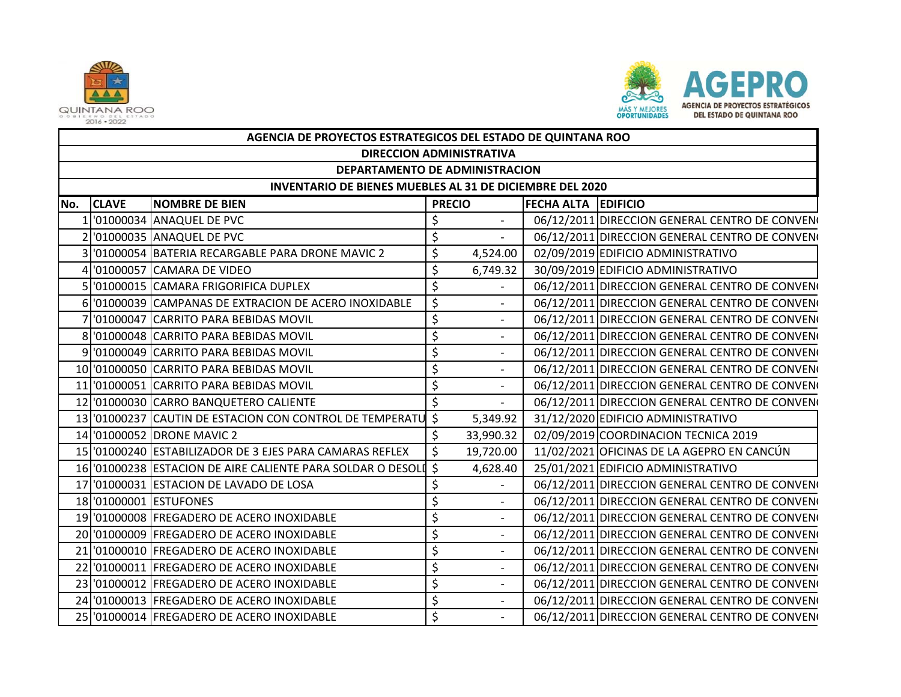| AGENCIA DE PROYECTOS ESTRATEGICOS DEL ESTADO DE QUINTANA ROO | | | | | |
|---|---|---|---|---|---|
| DIRECCION ADMINISTRATIVA | | | | | |
| DEPARTAMENTO DE ADMINISTRACION | | | | | |
| INVENTARIO DE BIENES MUEBLES AL 31 DE DICIEMBRE DEL 2020 | | | | | |
| No. | CLAVE | NOMBRE DE BIEN | PRECIO | FECHA ALTA | EDIFICIO |
| 1 | '01000034 | ANAQUEL DE PVC | $ - | 06/12/2011 | DIRECCION GENERAL CENTRO DE CONVEN( |
| 2 | '01000035 | ANAQUEL DE PVC | $ - | 06/12/2011 | DIRECCION GENERAL CENTRO DE CONVEN( |
| 3 | '01000054 | BATERIA RECARGABLE PARA DRONE MAVIC 2 | $ 4,524.00 | 02/09/2019 | EDIFICIO ADMINISTRATIVO |
| 4 | '01000057 | CAMARA DE VIDEO | $ 6,749.32 | 30/09/2019 | EDIFICIO ADMINISTRATIVO |
| 5 | '01000015 | CAMARA FRIGORIFICA DUPLEX | $ - | 06/12/2011 | DIRECCION GENERAL CENTRO DE CONVEN( |
| 6 | '01000039 | CAMPANAS DE EXTRACION DE ACERO INOXIDABLE | $ - | 06/12/2011 | DIRECCION GENERAL CENTRO DE CONVEN( |
| 7 | '01000047 | CARRITO PARA BEBIDAS MOVIL | $ - | 06/12/2011 | DIRECCION GENERAL CENTRO DE CONVEN( |
| 8 | '01000048 | CARRITO PARA BEBIDAS MOVIL | $ - | 06/12/2011 | DIRECCION GENERAL CENTRO DE CONVEN( |
| 9 | '01000049 | CARRITO PARA BEBIDAS MOVIL | $ - | 06/12/2011 | DIRECCION GENERAL CENTRO DE CONVEN( |
| 10 | '01000050 | CARRITO PARA BEBIDAS MOVIL | $ - | 06/12/2011 | DIRECCION GENERAL CENTRO DE CONVEN( |
| 11 | '01000051 | CARRITO PARA BEBIDAS MOVIL | $ - | 06/12/2011 | DIRECCION GENERAL CENTRO DE CONVEN( |
| 12 | '01000030 | CARRO BANQUETERO CALIENTE | $ - | 06/12/2011 | DIRECCION GENERAL CENTRO DE CONVEN( |
| 13 | '01000237 | CAUTIN DE ESTACION CON CONTROL DE TEMPERATU | $ 5,349.92 | 31/12/2020 | EDIFICIO ADMINISTRATIVO |
| 14 | '01000052 | DRONE MAVIC 2 | $ 33,990.32 | 02/09/2019 | COORDINACION TECNICA 2019 |
| 15 | '01000240 | ESTABILIZADOR DE 3 EJES PARA CAMARAS REFLEX | $ 19,720.00 | 11/02/2021 | OFICINAS DE LA AGEPRO EN CANCÚN |
| 16 | '01000238 | ESTACION DE AIRE CALIENTE PARA SOLDAR O DESOLD | $ 4,628.40 | 25/01/2021 | EDIFICIO ADMINISTRATIVO |
| 17 | '01000031 | ESTACION DE LAVADO DE LOSA | $ - | 06/12/2011 | DIRECCION GENERAL CENTRO DE CONVEN( |
| 18 | '01000001 | ESTUFONES | $ - | 06/12/2011 | DIRECCION GENERAL CENTRO DE CONVEN( |
| 19 | '01000008 | FREGADERO DE ACERO INOXIDABLE | $ - | 06/12/2011 | DIRECCION GENERAL CENTRO DE CONVEN( |
| 20 | '01000009 | FREGADERO DE ACERO INOXIDABLE | $ - | 06/12/2011 | DIRECCION GENERAL CENTRO DE CONVEN( |
| 21 | '01000010 | FREGADERO DE ACERO INOXIDABLE | $ - | 06/12/2011 | DIRECCION GENERAL CENTRO DE CONVEN( |
| 22 | '01000011 | FREGADERO DE ACERO INOXIDABLE | $ - | 06/12/2011 | DIRECCION GENERAL CENTRO DE CONVEN( |
| 23 | '01000012 | FREGADERO DE ACERO INOXIDABLE | $ - | 06/12/2011 | DIRECCION GENERAL CENTRO DE CONVEN( |
| 24 | '01000013 | FREGADERO DE ACERO INOXIDABLE | $ - | 06/12/2011 | DIRECCION GENERAL CENTRO DE CONVEN( |
| 25 | '01000014 | FREGADERO DE ACERO INOXIDABLE | $ - | 06/12/2011 | DIRECCION GENERAL CENTRO DE CONVEN( |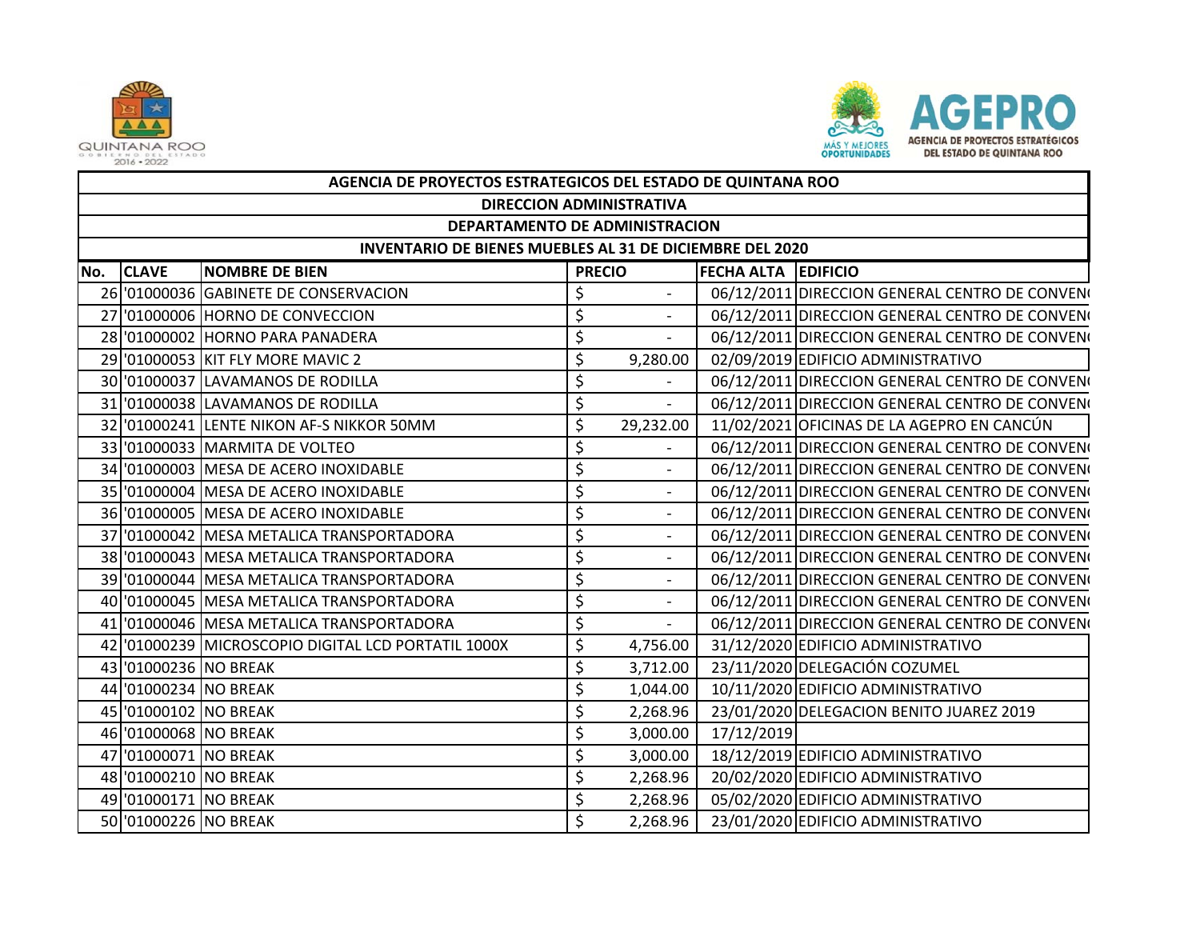| AGENCIA DE PROYECTOS ESTRATEGICOS DEL ESTADO DE QUINTANA ROO | | | | | |
|---|---|---|---|---|---|
| DIRECCION ADMINISTRATIVA | | | | | |
| DEPARTAMENTO DE ADMINISTRACION | | | | | |
| INVENTARIO DE BIENES MUEBLES AL 31 DE DICIEMBRE DEL 2020 | | | | | |
| **No.** | **CLAVE** | **NOMBRE DE BIEN** | **PRECIO** | **FECHA ALTA** | **EDIFICIO** |
| 26 | '01000036 | GABINETE DE CONSERVACION | $ - | 06/12/2011 | DIRECCION GENERAL CENTRO DE CONVEN( |
| 27 | '01000006 | HORNO DE CONVECCION | $ - | 06/12/2011 | DIRECCION GENERAL CENTRO DE CONVEN( |
| 28 | '01000002 | HORNO PARA PANADERA | $ - | 06/12/2011 | DIRECCION GENERAL CENTRO DE CONVEN( |
| 29 | '01000053 | KIT FLY MORE MAVIC 2 | $ 9,280.00 | 02/09/2019 | EDIFICIO ADMINISTRATIVO |
| 30 | '01000037 | LAVAMANOS DE RODILLA | $ - | 06/12/2011 | DIRECCION GENERAL CENTRO DE CONVEN( |
| 31 | '01000038 | LAVAMANOS DE RODILLA | $ - | 06/12/2011 | DIRECCION GENERAL CENTRO DE CONVEN( |
| 32 | '01000241 | LENTE NIKON AF-S NIKKOR 50MM | $ 29,232.00 | 11/02/2021 | OFICINAS DE LA AGEPRO EN CANCÚN |
| 33 | '01000033 | MARMITA DE VOLTEO | $ - | 06/12/2011 | DIRECCION GENERAL CENTRO DE CONVEN( |
| 34 | '01000003 | MESA DE ACERO INOXIDABLE | $ - | 06/12/2011 | DIRECCION GENERAL CENTRO DE CONVEN( |
| 35 | '01000004 | MESA DE ACERO INOXIDABLE | $ - | 06/12/2011 | DIRECCION GENERAL CENTRO DE CONVEN( |
| 36 | '01000005 | MESA DE ACERO INOXIDABLE | $ - | 06/12/2011 | DIRECCION GENERAL CENTRO DE CONVEN( |
| 37 | '01000042 | MESA METALICA TRANSPORTADORA | $ - | 06/12/2011 | DIRECCION GENERAL CENTRO DE CONVEN( |
| 38 | '01000043 | MESA METALICA TRANSPORTADORA | $ - | 06/12/2011 | DIRECCION GENERAL CENTRO DE CONVEN( |
| 39 | '01000044 | MESA METALICA TRANSPORTADORA | $ - | 06/12/2011 | DIRECCION GENERAL CENTRO DE CONVEN( |
| 40 | '01000045 | MESA METALICA TRANSPORTADORA | $ - | 06/12/2011 | DIRECCION GENERAL CENTRO DE CONVEN( |
| 41 | '01000046 | MESA METALICA TRANSPORTADORA | $ - | 06/12/2011 | DIRECCION GENERAL CENTRO DE CONVEN( |
| 42 | '01000239 | MICROSCOPIO DIGITAL LCD PORTATIL 1000X | $ 4,756.00 | 31/12/2020 | EDIFICIO ADMINISTRATIVO |
| 43 | '01000236 | NO BREAK | $ 3,712.00 | 23/11/2020 | DELEGACIÓN COZUMEL |
| 44 | '01000234 | NO BREAK | $ 1,044.00 | 10/11/2020 | EDIFICIO ADMINISTRATIVO |
| 45 | '01000102 | NO BREAK | $ 2,268.96 | 23/01/2020 | DELEGACION BENITO JUAREZ 2019 |
| 46 | '01000068 | NO BREAK | $ 3,000.00 | 17/12/2019 | |
| 47 | '01000071 | NO BREAK | $ 3,000.00 | 18/12/2019 | EDIFICIO ADMINISTRATIVO |
| 48 | '01000210 | NO BREAK | $ 2,268.96 | 20/02/2020 | EDIFICIO ADMINISTRATIVO |
| 49 | '01000171 | NO BREAK | $ 2,268.96 | 05/02/2020 | EDIFICIO ADMINISTRATIVO |
| 50 | '01000226 | NO BREAK | $ 2,268.96 | 23/01/2020 | EDIFICIO ADMINISTRATIVO |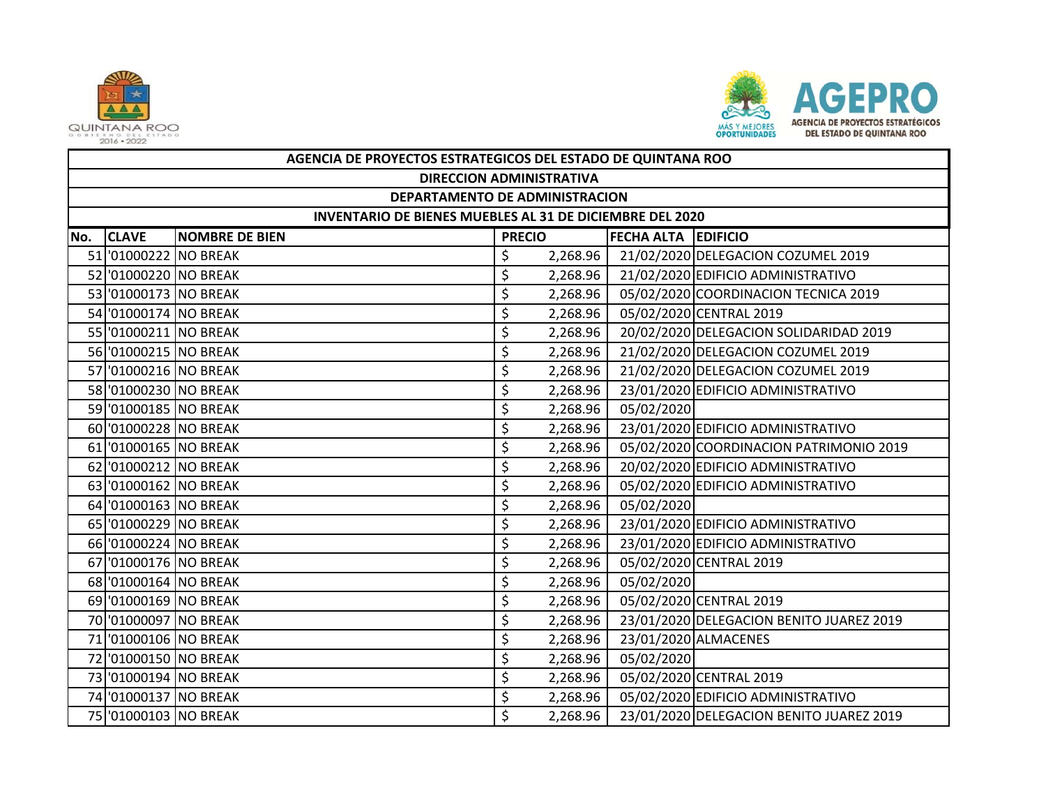| AGENCIA DE PROYECTOS ESTRATEGICOS DEL ESTADO DE QUINTANA ROO | | | | | |
|---|---|---|---|---|---|
| DIRECCION ADMINISTRATIVA | | | | | |
| DEPARTAMENTO DE ADMINISTRACION | | | | | |
| INVENTARIO DE BIENES MUEBLES AL 31 DE DICIEMBRE DEL 2020 | | | | | |
| No. | CLAVE | NOMBRE DE BIEN | PRECIO | FECHA ALTA | EDIFICIO |
| 51 | '01000222 | NO BREAK | $ 2,268.96 | 21/02/2020 | DELEGACION COZUMEL 2019 |
| 52 | '01000220 | NO BREAK | $ 2,268.96 | 21/02/2020 | EDIFICIO ADMINISTRATIVO |
| 53 | '01000173 | NO BREAK | $ 2,268.96 | 05/02/2020 | COORDINACION TECNICA 2019 |
| 54 | '01000174 | NO BREAK | $ 2,268.96 | 05/02/2020 | CENTRAL 2019 |
| 55 | '01000211 | NO BREAK | $ 2,268.96 | 20/02/2020 | DELEGACION SOLIDARIDAD 2019 |
| 56 | '01000215 | NO BREAK | $ 2,268.96 | 21/02/2020 | DELEGACION COZUMEL 2019 |
| 57 | '01000216 | NO BREAK | $ 2,268.96 | 21/02/2020 | DELEGACION COZUMEL 2019 |
| 58 | '01000230 | NO BREAK | $ 2,268.96 | 23/01/2020 | EDIFICIO ADMINISTRATIVO |
| 59 | '01000185 | NO BREAK | $ 2,268.96 | 05/02/2020 | |
| 60 | '01000228 | NO BREAK | $ 2,268.96 | 23/01/2020 | EDIFICIO ADMINISTRATIVO |
| 61 | '01000165 | NO BREAK | $ 2,268.96 | 05/02/2020 | COORDINACION PATRIMONIO 2019 |
| 62 | '01000212 | NO BREAK | $ 2,268.96 | 20/02/2020 | EDIFICIO ADMINISTRATIVO |
| 63 | '01000162 | NO BREAK | $ 2,268.96 | 05/02/2020 | EDIFICIO ADMINISTRATIVO |
| 64 | '01000163 | NO BREAK | $ 2,268.96 | 05/02/2020 | |
| 65 | '01000229 | NO BREAK | $ 2,268.96 | 23/01/2020 | EDIFICIO ADMINISTRATIVO |
| 66 | '01000224 | NO BREAK | $ 2,268.96 | 23/01/2020 | EDIFICIO ADMINISTRATIVO |
| 67 | '01000176 | NO BREAK | $ 2,268.96 | 05/02/2020 | CENTRAL 2019 |
| 68 | '01000164 | NO BREAK | $ 2,268.96 | 05/02/2020 | |
| 69 | '01000169 | NO BREAK | $ 2,268.96 | 05/02/2020 | CENTRAL 2019 |
| 70 | '01000097 | NO BREAK | $ 2,268.96 | 23/01/2020 | DELEGACION BENITO JUAREZ 2019 |
| 71 | '01000106 | NO BREAK | $ 2,268.96 | 23/01/2020 | ALMACENES |
| 72 | '01000150 | NO BREAK | $ 2,268.96 | 05/02/2020 | |
| 73 | '01000194 | NO BREAK | $ 2,268.96 | 05/02/2020 | CENTRAL 2019 |
| 74 | '01000137 | NO BREAK | $ 2,268.96 | 05/02/2020 | EDIFICIO ADMINISTRATIVO |
| 75 | '01000103 | NO BREAK | $ 2,268.96 | 23/01/2020 | DELEGACION BENITO JUAREZ 2019 |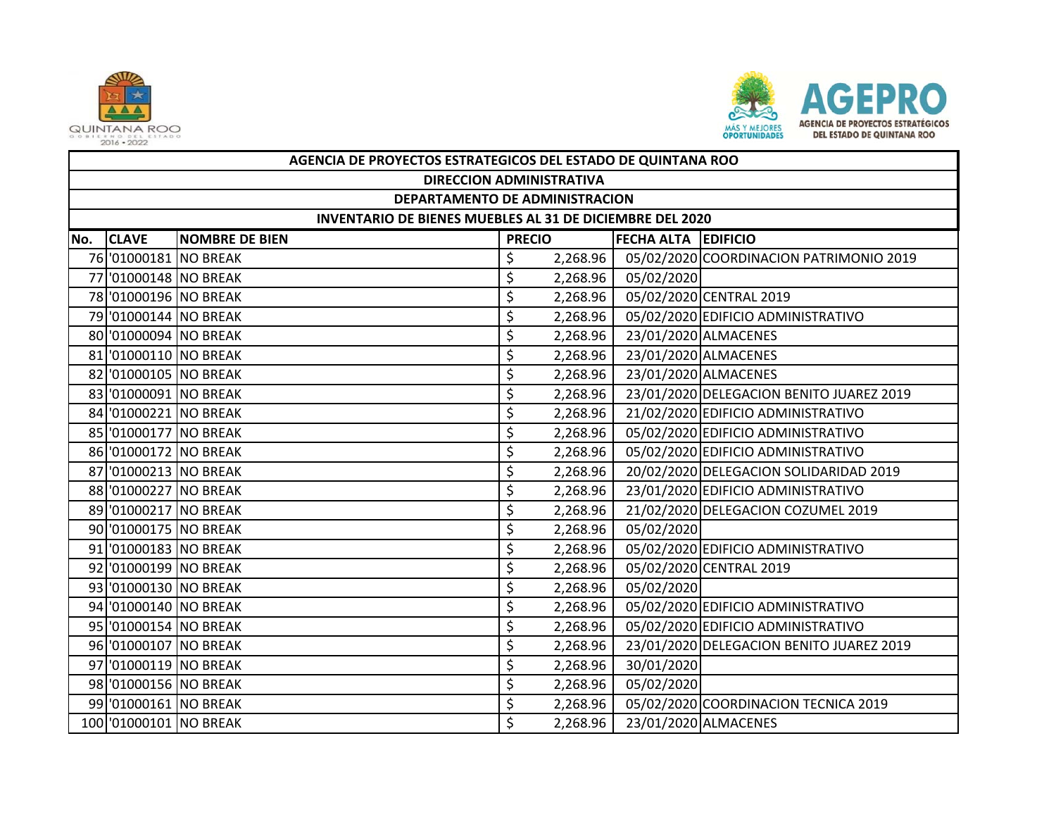| AGENCIA DE PROYECTOS ESTRATEGICOS DEL ESTADO DE QUINTANA ROO | | | | | |
|---|---|---|---|---|---|
| DIRECCION ADMINISTRATIVA | | | | | |
| DEPARTAMENTO DE ADMINISTRACION | | | | | |
| INVENTARIO DE BIENES MUEBLES AL 31 DE DICIEMBRE DEL 2020 | | | | | |
| **No.** | **CLAVE** | **NOMBRE DE BIEN** | **PRECIO** | **FECHA ALTA** | **EDIFICIO** |
| 76 | '01000181 | NO BREAK | $ 2,268.96 | 05/02/2020 | COORDINACION PATRIMONIO 2019 |
| 77 | '01000148 | NO BREAK | $ 2,268.96 | 05/02/2020 | |
| 78 | '01000196 | NO BREAK | $ 2,268.96 | 05/02/2020 | CENTRAL 2019 |
| 79 | '01000144 | NO BREAK | $ 2,268.96 | 05/02/2020 | EDIFICIO ADMINISTRATIVO |
| 80 | '01000094 | NO BREAK | $ 2,268.96 | 23/01/2020 | ALMACENES |
| 81 | '01000110 | NO BREAK | $ 2,268.96 | 23/01/2020 | ALMACENES |
| 82 | '01000105 | NO BREAK | $ 2,268.96 | 23/01/2020 | ALMACENES |
| 83 | '01000091 | NO BREAK | $ 2,268.96 | 23/01/2020 | DELEGACION BENITO JUAREZ 2019 |
| 84 | '01000221 | NO BREAK | $ 2,268.96 | 21/02/2020 | EDIFICIO ADMINISTRATIVO |
| 85 | '01000177 | NO BREAK | $ 2,268.96 | 05/02/2020 | EDIFICIO ADMINISTRATIVO |
| 86 | '01000172 | NO BREAK | $ 2,268.96 | 05/02/2020 | EDIFICIO ADMINISTRATIVO |
| 87 | '01000213 | NO BREAK | $ 2,268.96 | 20/02/2020 | DELEGACION SOLIDARIDAD 2019 |
| 88 | '01000227 | NO BREAK | $ 2,268.96 | 23/01/2020 | EDIFICIO ADMINISTRATIVO |
| 89 | '01000217 | NO BREAK | $ 2,268.96 | 21/02/2020 | DELEGACION COZUMEL 2019 |
| 90 | '01000175 | NO BREAK | $ 2,268.96 | 05/02/2020 | |
| 91 | '01000183 | NO BREAK | $ 2,268.96 | 05/02/2020 | EDIFICIO ADMINISTRATIVO |
| 92 | '01000199 | NO BREAK | $ 2,268.96 | 05/02/2020 | CENTRAL 2019 |
| 93 | '01000130 | NO BREAK | $ 2,268.96 | 05/02/2020 | |
| 94 | '01000140 | NO BREAK | $ 2,268.96 | 05/02/2020 | EDIFICIO ADMINISTRATIVO |
| 95 | '01000154 | NO BREAK | $ 2,268.96 | 05/02/2020 | EDIFICIO ADMINISTRATIVO |
| 96 | '01000107 | NO BREAK | $ 2,268.96 | 23/01/2020 | DELEGACION BENITO JUAREZ 2019 |
| 97 | '01000119 | NO BREAK | $ 2,268.96 | 30/01/2020 | |
| 98 | '01000156 | NO BREAK | $ 2,268.96 | 05/02/2020 | |
| 99 | '01000161 | NO BREAK | $ 2,268.96 | 05/02/2020 | COORDINACION TECNICA 2019 |
| 100 | '01000101 | NO BREAK | $ 2,268.96 | 23/01/2020 | ALMACENES |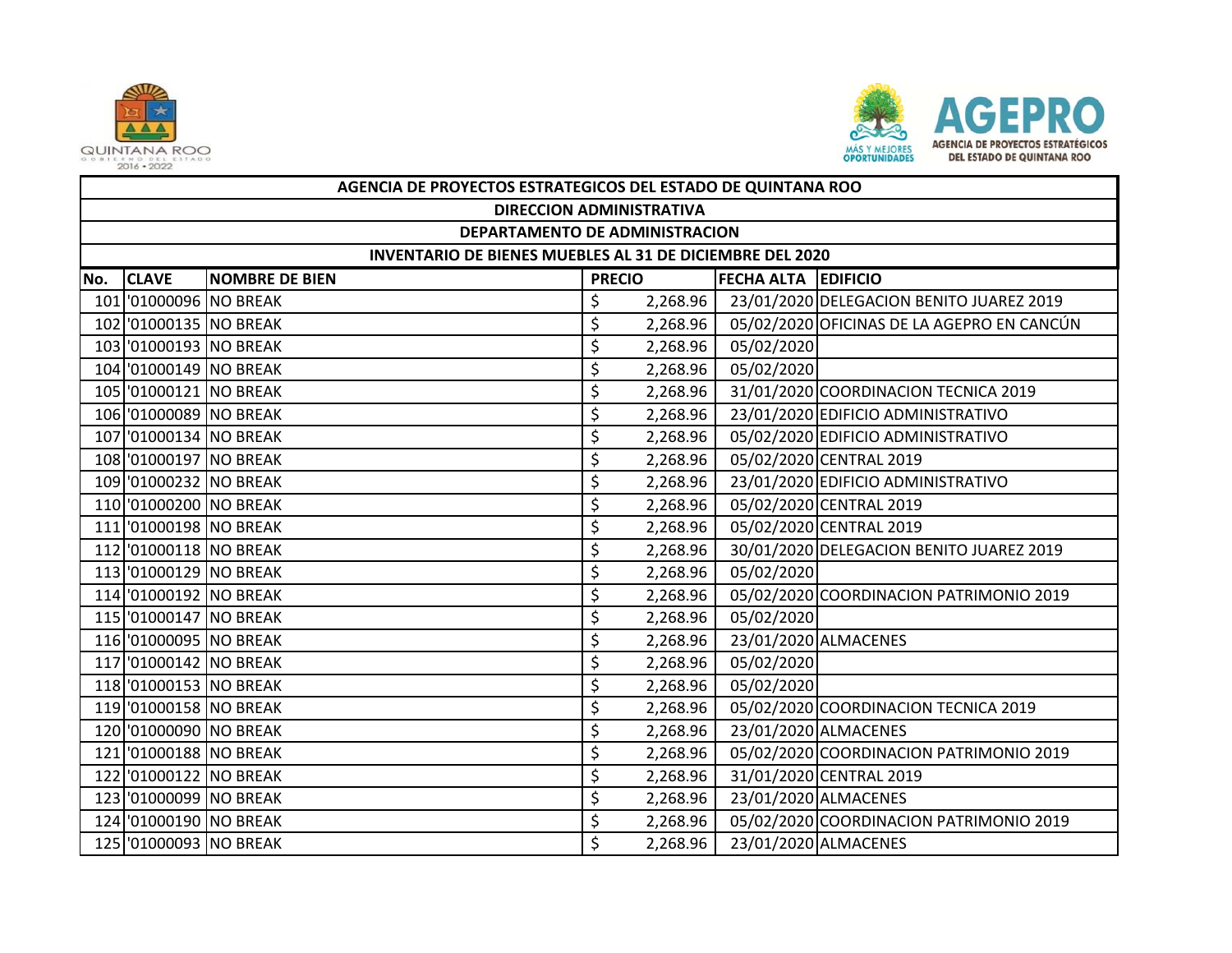| AGENCIA DE PROYECTOS ESTRATEGICOS DEL ESTADO DE QUINTANA ROO | | | | | |
|---|---|---|---|---|---|
| DIRECCION ADMINISTRATIVA | | | | | |
| DEPARTAMENTO DE ADMINISTRACION | | | | | |
| INVENTARIO DE BIENES MUEBLES AL 31 DE DICIEMBRE DEL 2020 | | | | | |
| No. | CLAVE | NOMBRE DE BIEN | PRECIO | FECHA ALTA | EDIFICIO |
| 101 | '01000096 | NO BREAK | $ 2,268.96 | 23/01/2020 | DELEGACION BENITO JUAREZ 2019 |
| 102 | '01000135 | NO BREAK | $ 2,268.96 | 05/02/2020 | OFICINAS DE LA AGEPRO EN CANCÚN |
| 103 | '01000193 | NO BREAK | $ 2,268.96 | 05/02/2020 | |
| 104 | '01000149 | NO BREAK | $ 2,268.96 | 05/02/2020 | |
| 105 | '01000121 | NO BREAK | $ 2,268.96 | 31/01/2020 | COORDINACION TECNICA 2019 |
| 106 | '01000089 | NO BREAK | $ 2,268.96 | 23/01/2020 | EDIFICIO ADMINISTRATIVO |
| 107 | '01000134 | NO BREAK | $ 2,268.96 | 05/02/2020 | EDIFICIO ADMINISTRATIVO |
| 108 | '01000197 | NO BREAK | $ 2,268.96 | 05/02/2020 | CENTRAL 2019 |
| 109 | '01000232 | NO BREAK | $ 2,268.96 | 23/01/2020 | EDIFICIO ADMINISTRATIVO |
| 110 | '01000200 | NO BREAK | $ 2,268.96 | 05/02/2020 | CENTRAL 2019 |
| 111 | '01000198 | NO BREAK | $ 2,268.96 | 05/02/2020 | CENTRAL 2019 |
| 112 | '01000118 | NO BREAK | $ 2,268.96 | 30/01/2020 | DELEGACION BENITO JUAREZ 2019 |
| 113 | '01000129 | NO BREAK | $ 2,268.96 | 05/02/2020 | |
| 114 | '01000192 | NO BREAK | $ 2,268.96 | 05/02/2020 | COORDINACION PATRIMONIO 2019 |
| 115 | '01000147 | NO BREAK | $ 2,268.96 | 05/02/2020 | |
| 116 | '01000095 | NO BREAK | $ 2,268.96 | 23/01/2020 | ALMACENES |
| 117 | '01000142 | NO BREAK | $ 2,268.96 | 05/02/2020 | |
| 118 | '01000153 | NO BREAK | $ 2,268.96 | 05/02/2020 | |
| 119 | '01000158 | NO BREAK | $ 2,268.96 | 05/02/2020 | COORDINACION TECNICA 2019 |
| 120 | '01000090 | NO BREAK | $ 2,268.96 | 23/01/2020 | ALMACENES |
| 121 | '01000188 | NO BREAK | $ 2,268.96 | 05/02/2020 | COORDINACION PATRIMONIO 2019 |
| 122 | '01000122 | NO BREAK | $ 2,268.96 | 31/01/2020 | CENTRAL 2019 |
| 123 | '01000099 | NO BREAK | $ 2,268.96 | 23/01/2020 | ALMACENES |
| 124 | '01000190 | NO BREAK | $ 2,268.96 | 05/02/2020 | COORDINACION PATRIMONIO 2019 |
| 125 | '01000093 | NO BREAK | $ 2,268.96 | 23/01/2020 | ALMACENES |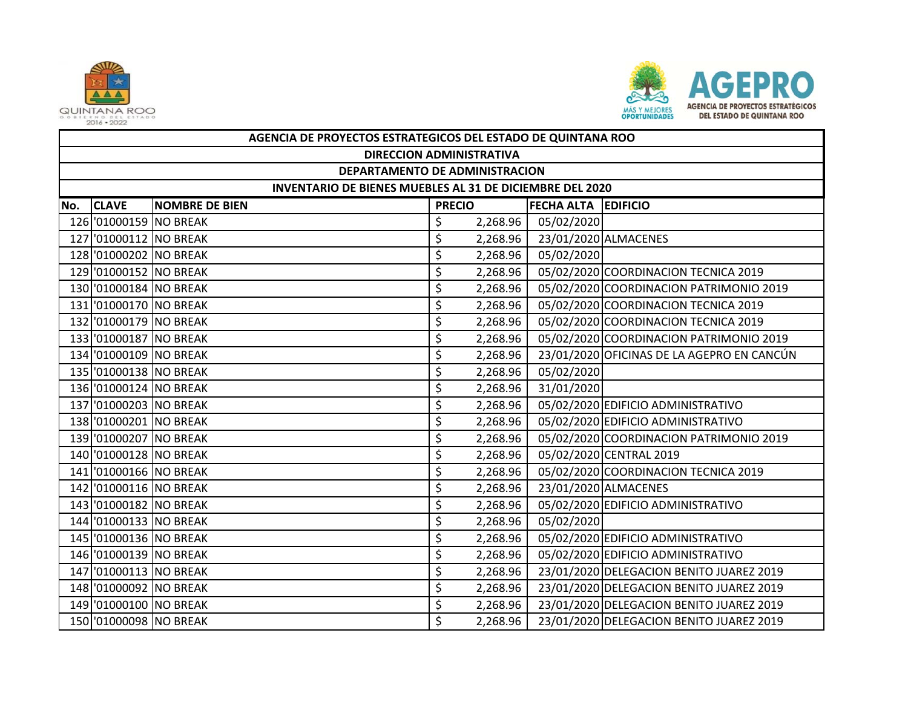| AGENCIA DE PROYECTOS ESTRATEGICOS DEL ESTADO DE QUINTANA ROO | | | | | |
|---|---|---|---|---|---|
| DIRECCION ADMINISTRATIVA | | | | | |
| DEPARTAMENTO DE ADMINISTRACION | | | | | |
| INVENTARIO DE BIENES MUEBLES AL 31 DE DICIEMBRE DEL 2020 | | | | | |
| **No.** | **CLAVE** | **NOMBRE DE BIEN** | **PRECIO** | **FECHA ALTA** | **EDIFICIO** |
| 126 | '01000159 | NO BREAK | $ 2,268.96 | 05/02/2020 | |
| 127 | '01000112 | NO BREAK | $ 2,268.96 | 23/01/2020 | ALMACENES |
| 128 | '01000202 | NO BREAK | $ 2,268.96 | 05/02/2020 | |
| 129 | '01000152 | NO BREAK | $ 2,268.96 | 05/02/2020 | COORDINACION TECNICA 2019 |
| 130 | '01000184 | NO BREAK | $ 2,268.96 | 05/02/2020 | COORDINACION PATRIMONIO 2019 |
| 131 | '01000170 | NO BREAK | $ 2,268.96 | 05/02/2020 | COORDINACION TECNICA 2019 |
| 132 | '01000179 | NO BREAK | $ 2,268.96 | 05/02/2020 | COORDINACION TECNICA 2019 |
| 133 | '01000187 | NO BREAK | $ 2,268.96 | 05/02/2020 | COORDINACION PATRIMONIO 2019 |
| 134 | '01000109 | NO BREAK | $ 2,268.96 | 23/01/2020 | OFICINAS DE LA AGEPRO EN CANCÚN |
| 135 | '01000138 | NO BREAK | $ 2,268.96 | 05/02/2020 | |
| 136 | '01000124 | NO BREAK | $ 2,268.96 | 31/01/2020 | |
| 137 | '01000203 | NO BREAK | $ 2,268.96 | 05/02/2020 | EDIFICIO ADMINISTRATIVO |
| 138 | '01000201 | NO BREAK | $ 2,268.96 | 05/02/2020 | EDIFICIO ADMINISTRATIVO |
| 139 | '01000207 | NO BREAK | $ 2,268.96 | 05/02/2020 | COORDINACION PATRIMONIO 2019 |
| 140 | '01000128 | NO BREAK | $ 2,268.96 | 05/02/2020 | CENTRAL 2019 |
| 141 | '01000166 | NO BREAK | $ 2,268.96 | 05/02/2020 | COORDINACION TECNICA 2019 |
| 142 | '01000116 | NO BREAK | $ 2,268.96 | 23/01/2020 | ALMACENES |
| 143 | '01000182 | NO BREAK | $ 2,268.96 | 05/02/2020 | EDIFICIO ADMINISTRATIVO |
| 144 | '01000133 | NO BREAK | $ 2,268.96 | 05/02/2020 | |
| 145 | '01000136 | NO BREAK | $ 2,268.96 | 05/02/2020 | EDIFICIO ADMINISTRATIVO |
| 146 | '01000139 | NO BREAK | $ 2,268.96 | 05/02/2020 | EDIFICIO ADMINISTRATIVO |
| 147 | '01000113 | NO BREAK | $ 2,268.96 | 23/01/2020 | DELEGACION BENITO JUAREZ 2019 |
| 148 | '01000092 | NO BREAK | $ 2,268.96 | 23/01/2020 | DELEGACION BENITO JUAREZ 2019 |
| 149 | '01000100 | NO BREAK | $ 2,268.96 | 23/01/2020 | DELEGACION BENITO JUAREZ 2019 |
| 150 | '01000098 | NO BREAK | $ 2,268.96 | 23/01/2020 | DELEGACION BENITO JUAREZ 2019 |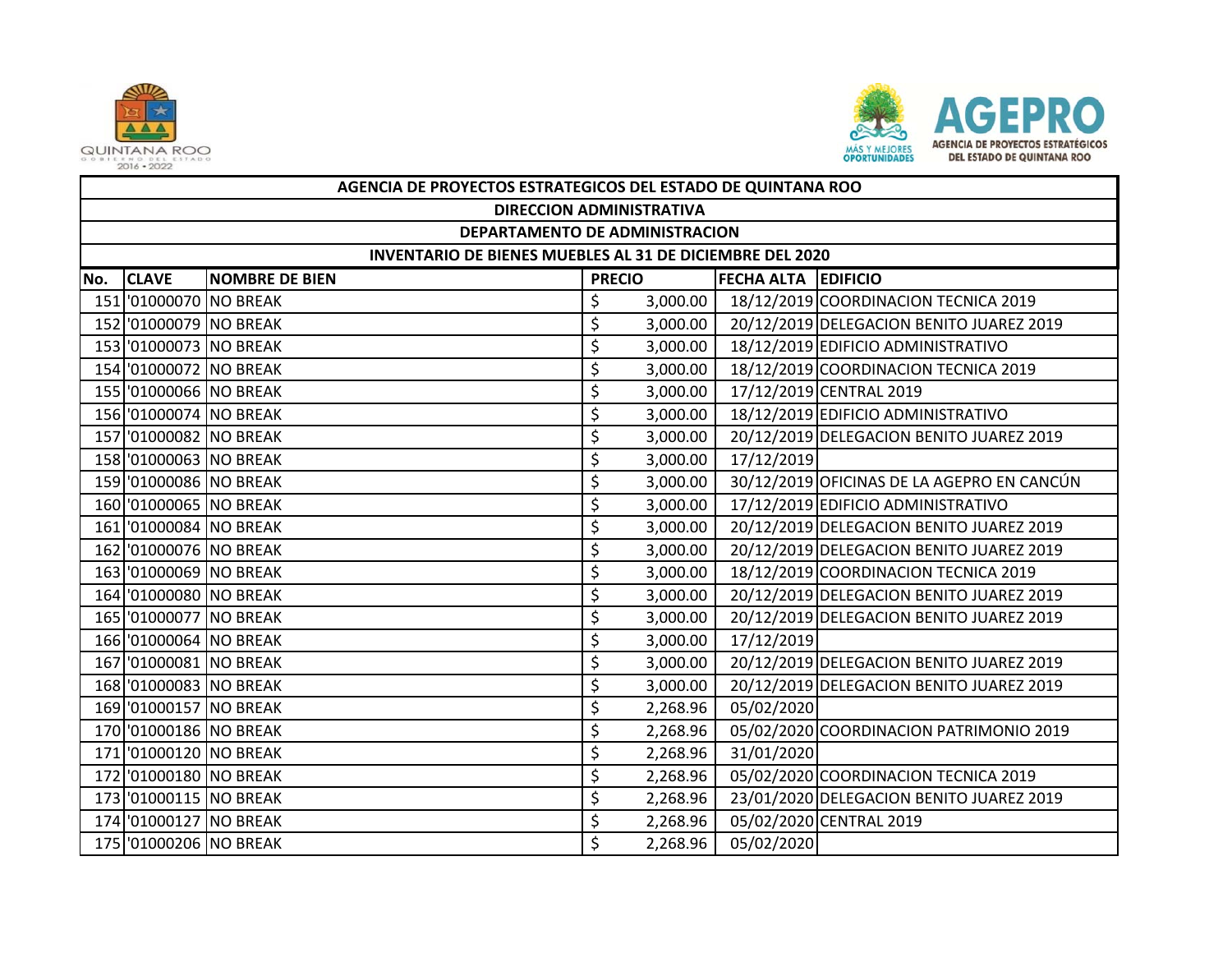| AGENCIA DE PROYECTOS ESTRATEGICOS DEL ESTADO DE QUINTANA ROO | | | | | |
|---|---|---|---|---|---|
| DIRECCION ADMINISTRATIVA | | | | | |
| DEPARTAMENTO DE ADMINISTRACION | | | | | |
| INVENTARIO DE BIENES MUEBLES AL 31 DE DICIEMBRE DEL 2020 | | | | | |
| **No.** | **CLAVE** | **NOMBRE DE BIEN** | **PRECIO** | **FECHA ALTA** | **EDIFICIO** |
| 151 | '01000070 | NO BREAK | $ 3,000.00 | 18/12/2019 | COORDINACION TECNICA 2019 |
| 152 | '01000079 | NO BREAK | $ 3,000.00 | 20/12/2019 | DELEGACION BENITO JUAREZ 2019 |
| 153 | '01000073 | NO BREAK | $ 3,000.00 | 18/12/2019 | EDIFICIO ADMINISTRATIVO |
| 154 | '01000072 | NO BREAK | $ 3,000.00 | 18/12/2019 | COORDINACION TECNICA 2019 |
| 155 | '01000066 | NO BREAK | $ 3,000.00 | 17/12/2019 | CENTRAL 2019 |
| 156 | '01000074 | NO BREAK | $ 3,000.00 | 18/12/2019 | EDIFICIO ADMINISTRATIVO |
| 157 | '01000082 | NO BREAK | $ 3,000.00 | 20/12/2019 | DELEGACION BENITO JUAREZ 2019 |
| 158 | '01000063 | NO BREAK | $ 3,000.00 | 17/12/2019 | |
| 159 | '01000086 | NO BREAK | $ 3,000.00 | 30/12/2019 | OFICINAS DE LA AGEPRO EN CANCÚN |
| 160 | '01000065 | NO BREAK | $ 3,000.00 | 17/12/2019 | EDIFICIO ADMINISTRATIVO |
| 161 | '01000084 | NO BREAK | $ 3,000.00 | 20/12/2019 | DELEGACION BENITO JUAREZ 2019 |
| 162 | '01000076 | NO BREAK | $ 3,000.00 | 20/12/2019 | DELEGACION BENITO JUAREZ 2019 |
| 163 | '01000069 | NO BREAK | $ 3,000.00 | 18/12/2019 | COORDINACION TECNICA 2019 |
| 164 | '01000080 | NO BREAK | $ 3,000.00 | 20/12/2019 | DELEGACION BENITO JUAREZ 2019 |
| 165 | '01000077 | NO BREAK | $ 3,000.00 | 20/12/2019 | DELEGACION BENITO JUAREZ 2019 |
| 166 | '01000064 | NO BREAK | $ 3,000.00 | 17/12/2019 | |
| 167 | '01000081 | NO BREAK | $ 3,000.00 | 20/12/2019 | DELEGACION BENITO JUAREZ 2019 |
| 168 | '01000083 | NO BREAK | $ 3,000.00 | 20/12/2019 | DELEGACION BENITO JUAREZ 2019 |
| 169 | '01000157 | NO BREAK | $ 2,268.96 | 05/02/2020 | |
| 170 | '01000186 | NO BREAK | $ 2,268.96 | 05/02/2020 | COORDINACION PATRIMONIO 2019 |
| 171 | '01000120 | NO BREAK | $ 2,268.96 | 31/01/2020 | |
| 172 | '01000180 | NO BREAK | $ 2,268.96 | 05/02/2020 | COORDINACION TECNICA 2019 |
| 173 | '01000115 | NO BREAK | $ 2,268.96 | 23/01/2020 | DELEGACION BENITO JUAREZ 2019 |
| 174 | '01000127 | NO BREAK | $ 2,268.96 | 05/02/2020 | CENTRAL 2019 |
| 175 | '01000206 | NO BREAK | $ 2,268.96 | 05/02/2020 | |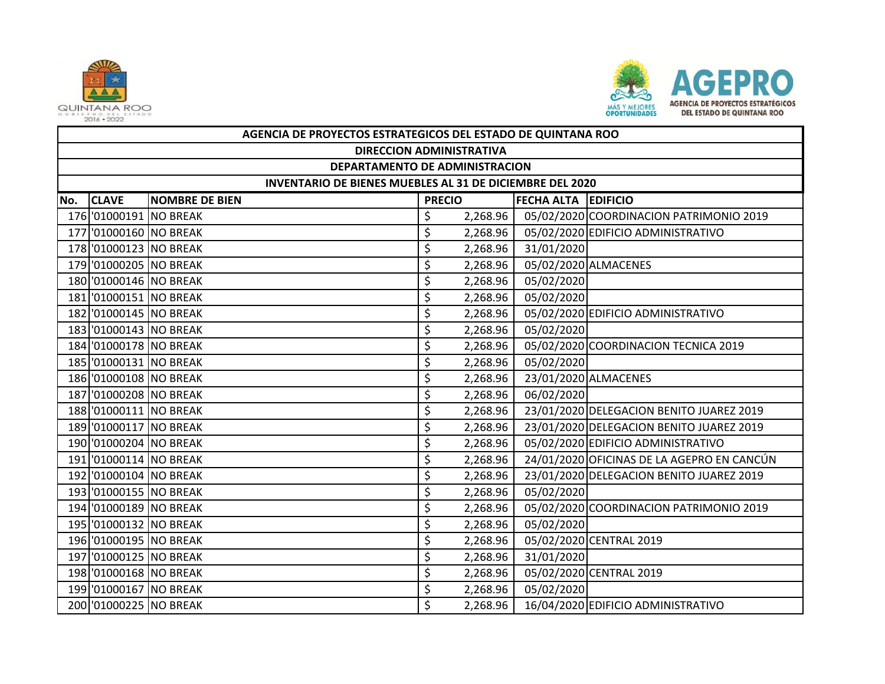| AGENCIA DE PROYECTOS ESTRATEGICOS DEL ESTADO DE QUINTANA ROO | | | | | |
|---|---|---|---|---|---|
| DIRECCION ADMINISTRATIVA | | | | | |
| DEPARTAMENTO DE ADMINISTRACION | | | | | |
| INVENTARIO DE BIENES MUEBLES AL 31 DE DICIEMBRE DEL 2020 | | | | | |
| No. | CLAVE | NOMBRE DE BIEN | PRECIO | FECHA ALTA | EDIFICIO |
| 176 | '01000191 | NO BREAK | $ 2,268.96 | 05/02/2020 | COORDINACION PATRIMONIO 2019 |
| 177 | '01000160 | NO BREAK | $ 2,268.96 | 05/02/2020 | EDIFICIO ADMINISTRATIVO |
| 178 | '01000123 | NO BREAK | $ 2,268.96 | 31/01/2020 | |
| 179 | '01000205 | NO BREAK | $ 2,268.96 | 05/02/2020 | ALMACENES |
| 180 | '01000146 | NO BREAK | $ 2,268.96 | 05/02/2020 | |
| 181 | '01000151 | NO BREAK | $ 2,268.96 | 05/02/2020 | |
| 182 | '01000145 | NO BREAK | $ 2,268.96 | 05/02/2020 | EDIFICIO ADMINISTRATIVO |
| 183 | '01000143 | NO BREAK | $ 2,268.96 | 05/02/2020 | |
| 184 | '01000178 | NO BREAK | $ 2,268.96 | 05/02/2020 | COORDINACION TECNICA 2019 |
| 185 | '01000131 | NO BREAK | $ 2,268.96 | 05/02/2020 | |
| 186 | '01000108 | NO BREAK | $ 2,268.96 | 23/01/2020 | ALMACENES |
| 187 | '01000208 | NO BREAK | $ 2,268.96 | 06/02/2020 | |
| 188 | '01000111 | NO BREAK | $ 2,268.96 | 23/01/2020 | DELEGACION BENITO JUAREZ 2019 |
| 189 | '01000117 | NO BREAK | $ 2,268.96 | 23/01/2020 | DELEGACION BENITO JUAREZ 2019 |
| 190 | '01000204 | NO BREAK | $ 2,268.96 | 05/02/2020 | EDIFICIO ADMINISTRATIVO |
| 191 | '01000114 | NO BREAK | $ 2,268.96 | 24/01/2020 | OFICINAS DE LA AGEPRO EN CANCÚN |
| 192 | '01000104 | NO BREAK | $ 2,268.96 | 23/01/2020 | DELEGACION BENITO JUAREZ 2019 |
| 193 | '01000155 | NO BREAK | $ 2,268.96 | 05/02/2020 | |
| 194 | '01000189 | NO BREAK | $ 2,268.96 | 05/02/2020 | COORDINACION PATRIMONIO 2019 |
| 195 | '01000132 | NO BREAK | $ 2,268.96 | 05/02/2020 | |
| 196 | '01000195 | NO BREAK | $ 2,268.96 | 05/02/2020 | CENTRAL 2019 |
| 197 | '01000125 | NO BREAK | $ 2,268.96 | 31/01/2020 | |
| 198 | '01000168 | NO BREAK | $ 2,268.96 | 05/02/2020 | CENTRAL 2019 |
| 199 | '01000167 | NO BREAK | $ 2,268.96 | 05/02/2020 | |
| 200 | '01000225 | NO BREAK | $ 2,268.96 | 16/04/2020 | EDIFICIO ADMINISTRATIVO |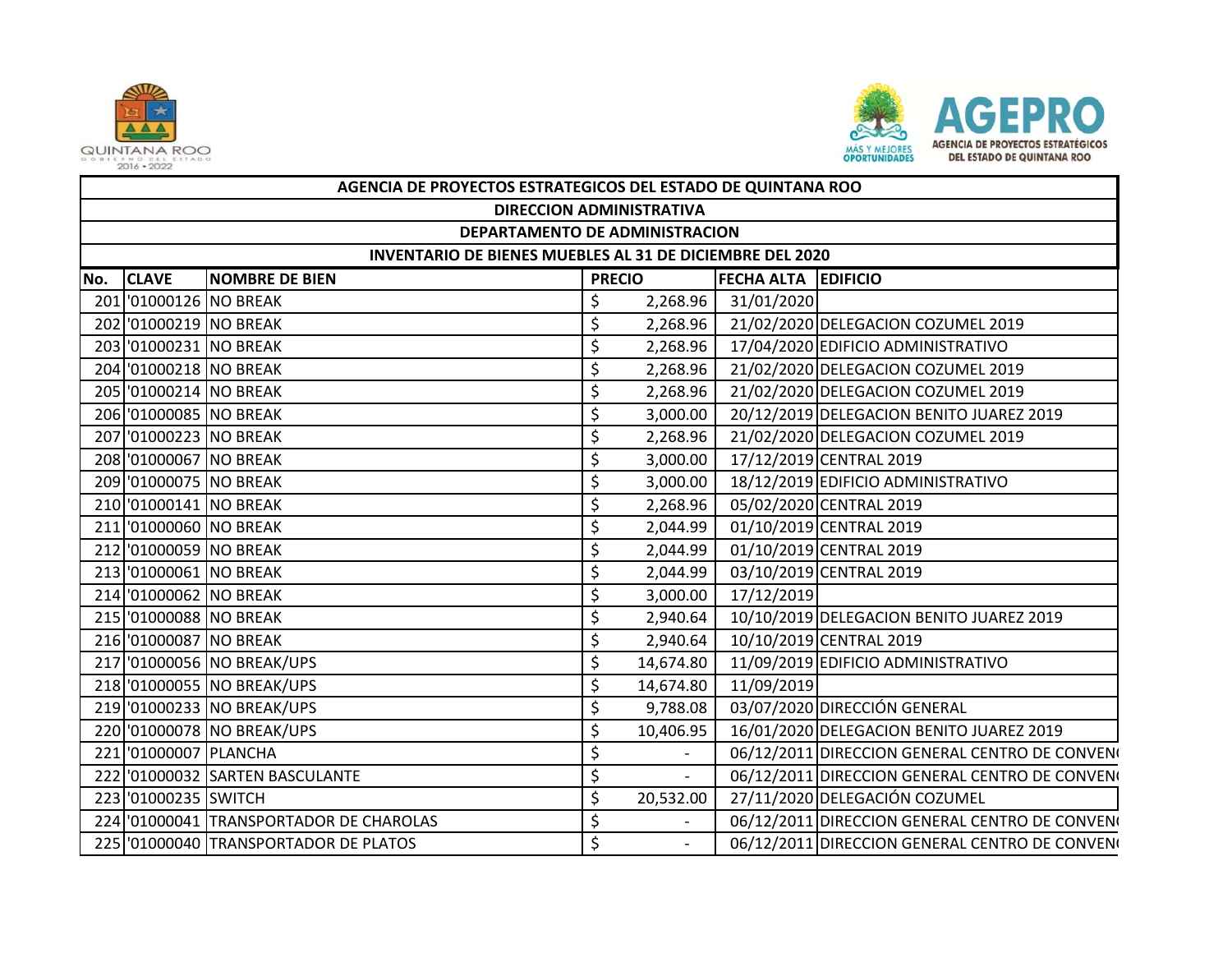| AGENCIA DE PROYECTOS ESTRATEGICOS DEL ESTADO DE QUINTANA ROO | | | | | |
|---|---|---|---|---|---|
| DIRECCION ADMINISTRATIVA | | | | | |
| DEPARTAMENTO DE ADMINISTRACION | | | | | |
| INVENTARIO DE BIENES MUEBLES AL 31 DE DICIEMBRE DEL 2020 | | | | | |
| **No.** | **CLAVE** | **NOMBRE DE BIEN** | **PRECIO** | **FECHA ALTA** | **EDIFICIO** |
| 201 | '01000126 | NO BREAK | $ 2,268.96 | 31/01/2020 | |
| 202 | '01000219 | NO BREAK | $ 2,268.96 | 21/02/2020 | DELEGACION COZUMEL 2019 |
| 203 | '01000231 | NO BREAK | $ 2,268.96 | 17/04/2020 | EDIFICIO ADMINISTRATIVO |
| 204 | '01000218 | NO BREAK | $ 2,268.96 | 21/02/2020 | DELEGACION COZUMEL 2019 |
| 205 | '01000214 | NO BREAK | $ 2,268.96 | 21/02/2020 | DELEGACION COZUMEL 2019 |
| 206 | '01000085 | NO BREAK | $ 3,000.00 | 20/12/2019 | DELEGACION BENITO JUAREZ 2019 |
| 207 | '01000223 | NO BREAK | $ 2,268.96 | 21/02/2020 | DELEGACION COZUMEL 2019 |
| 208 | '01000067 | NO BREAK | $ 3,000.00 | 17/12/2019 | CENTRAL 2019 |
| 209 | '01000075 | NO BREAK | $ 3,000.00 | 18/12/2019 | EDIFICIO ADMINISTRATIVO |
| 210 | '01000141 | NO BREAK | $ 2,268.96 | 05/02/2020 | CENTRAL 2019 |
| 211 | '01000060 | NO BREAK | $ 2,044.99 | 01/10/2019 | CENTRAL 2019 |
| 212 | '01000059 | NO BREAK | $ 2,044.99 | 01/10/2019 | CENTRAL 2019 |
| 213 | '01000061 | NO BREAK | $ 2,044.99 | 03/10/2019 | CENTRAL 2019 |
| 214 | '01000062 | NO BREAK | $ 3,000.00 | 17/12/2019 | |
| 215 | '01000088 | NO BREAK | $ 2,940.64 | 10/10/2019 | DELEGACION BENITO JUAREZ 2019 |
| 216 | '01000087 | NO BREAK | $ 2,940.64 | 10/10/2019 | CENTRAL 2019 |
| 217 | '01000056 | NO BREAK/UPS | $ 14,674.80 | 11/09/2019 | EDIFICIO ADMINISTRATIVO |
| 218 | '01000055 | NO BREAK/UPS | $ 14,674.80 | 11/09/2019 | |
| 219 | '01000233 | NO BREAK/UPS | $ 9,788.08 | 03/07/2020 | DIRECCIÓN GENERAL |
| 220 | '01000078 | NO BREAK/UPS | $ 10,406.95 | 16/01/2020 | DELEGACION BENITO JUAREZ 2019 |
| 221 | '01000007 | PLANCHA | $ - | 06/12/2011 | DIRECCION GENERAL CENTRO DE CONVEN |
| 222 | '01000032 | SARTEN BASCULANTE | $ - | 06/12/2011 | DIRECCION GENERAL CENTRO DE CONVEN |
| 223 | '01000235 | SWITCH | $ 20,532.00 | 27/11/2020 | DELEGACIÓN COZUMEL |
| 224 | '01000041 | TRANSPORTADOR DE CHAROLAS | $ - | 06/12/2011 | DIRECCION GENERAL CENTRO DE CONVEN |
| 225 | '01000040 | TRANSPORTADOR DE PLATOS | $ - | 06/12/2011 | DIRECCION GENERAL CENTRO DE CONVEN |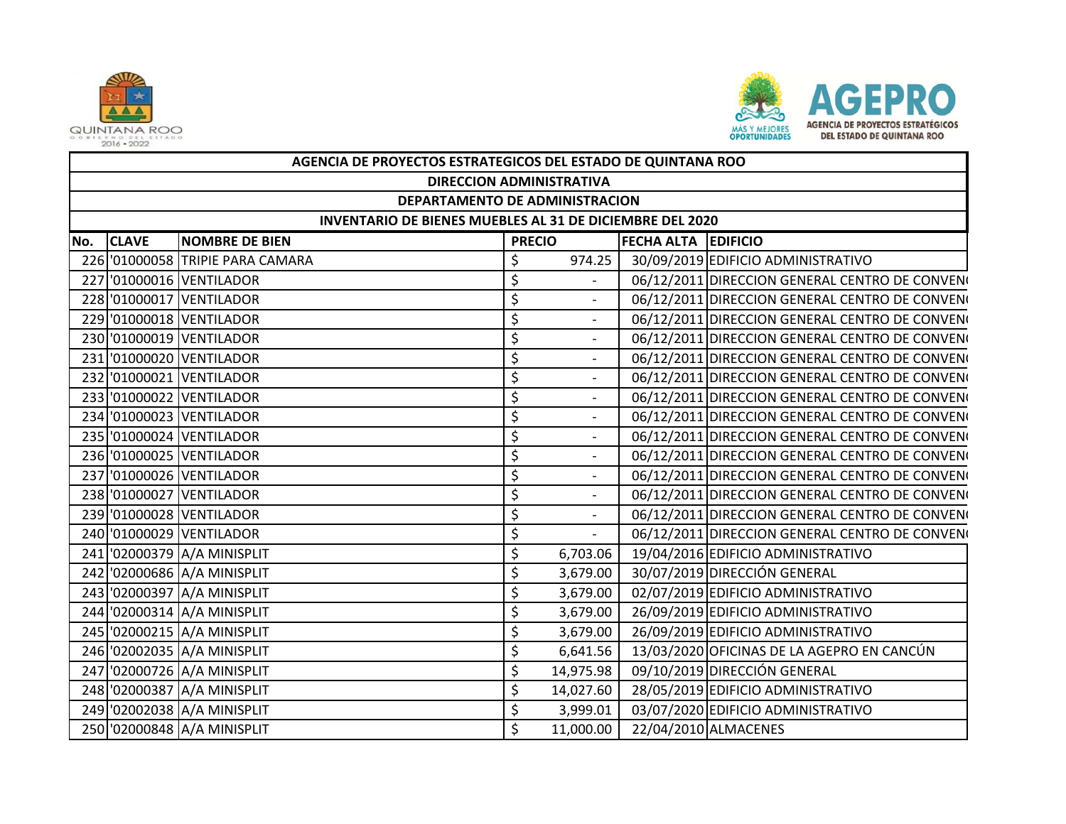| AGENCIA DE PROYECTOS ESTRATEGICOS DEL ESTADO DE QUINTANA ROO | | | | | |
|---|---|---|---|---|---|
| DIRECCION ADMINISTRATIVA | | | | | |
| DEPARTAMENTO DE ADMINISTRACION | | | | | |
| INVENTARIO DE BIENES MUEBLES AL 31 DE DICIEMBRE DEL 2020 | | | | | |
| No. | CLAVE | NOMBRE DE BIEN | PRECIO | FECHA ALTA | EDIFICIO |
| 226 | '01000058 | TRIPIE PARA CAMARA | $ 974.25 | 30/09/2019 | EDIFICIO ADMINISTRATIVO |
| 227 | '01000016 | VENTILADOR | $ - | 06/12/2011 | DIRECCION GENERAL CENTRO DE CONVEN |
| 228 | '01000017 | VENTILADOR | $ - | 06/12/2011 | DIRECCION GENERAL CENTRO DE CONVEN |
| 229 | '01000018 | VENTILADOR | $ - | 06/12/2011 | DIRECCION GENERAL CENTRO DE CONVEN |
| 230 | '01000019 | VENTILADOR | $ - | 06/12/2011 | DIRECCION GENERAL CENTRO DE CONVEN |
| 231 | '01000020 | VENTILADOR | $ - | 06/12/2011 | DIRECCION GENERAL CENTRO DE CONVEN |
| 232 | '01000021 | VENTILADOR | $ - | 06/12/2011 | DIRECCION GENERAL CENTRO DE CONVEN |
| 233 | '01000022 | VENTILADOR | $ - | 06/12/2011 | DIRECCION GENERAL CENTRO DE CONVEN |
| 234 | '01000023 | VENTILADOR | $ - | 06/12/2011 | DIRECCION GENERAL CENTRO DE CONVEN |
| 235 | '01000024 | VENTILADOR | $ - | 06/12/2011 | DIRECCION GENERAL CENTRO DE CONVEN |
| 236 | '01000025 | VENTILADOR | $ - | 06/12/2011 | DIRECCION GENERAL CENTRO DE CONVEN |
| 237 | '01000026 | VENTILADOR | $ - | 06/12/2011 | DIRECCION GENERAL CENTRO DE CONVEN |
| 238 | '01000027 | VENTILADOR | $ - | 06/12/2011 | DIRECCION GENERAL CENTRO DE CONVEN |
| 239 | '01000028 | VENTILADOR | $ - | 06/12/2011 | DIRECCION GENERAL CENTRO DE CONVEN |
| 240 | '01000029 | VENTILADOR | $ - | 06/12/2011 | DIRECCION GENERAL CENTRO DE CONVEN |
| 241 | '02000379 | A/A MINISPLIT | $ 6,703.06 | 19/04/2016 | EDIFICIO ADMINISTRATIVO |
| 242 | '02000686 | A/A MINISPLIT | $ 3,679.00 | 30/07/2019 | DIRECCIÓN GENERAL |
| 243 | '02000397 | A/A MINISPLIT | $ 3,679.00 | 02/07/2019 | EDIFICIO ADMINISTRATIVO |
| 244 | '02000314 | A/A MINISPLIT | $ 3,679.00 | 26/09/2019 | EDIFICIO ADMINISTRATIVO |
| 245 | '02000215 | A/A MINISPLIT | $ 3,679.00 | 26/09/2019 | EDIFICIO ADMINISTRATIVO |
| 246 | '02002035 | A/A MINISPLIT | $ 6,641.56 | 13/03/2020 | OFICINAS DE LA AGEPRO EN CANCÚN |
| 247 | '02000726 | A/A MINISPLIT | $ 14,975.98 | 09/10/2019 | DIRECCIÓN GENERAL |
| 248 | '02000387 | A/A MINISPLIT | $ 14,027.60 | 28/05/2019 | EDIFICIO ADMINISTRATIVO |
| 249 | '02002038 | A/A MINISPLIT | $ 3,999.01 | 03/07/2020 | EDIFICIO ADMINISTRATIVO |
| 250 | '02000848 | A/A MINISPLIT | $ 11,000.00 | 22/04/2010 | ALMACENES |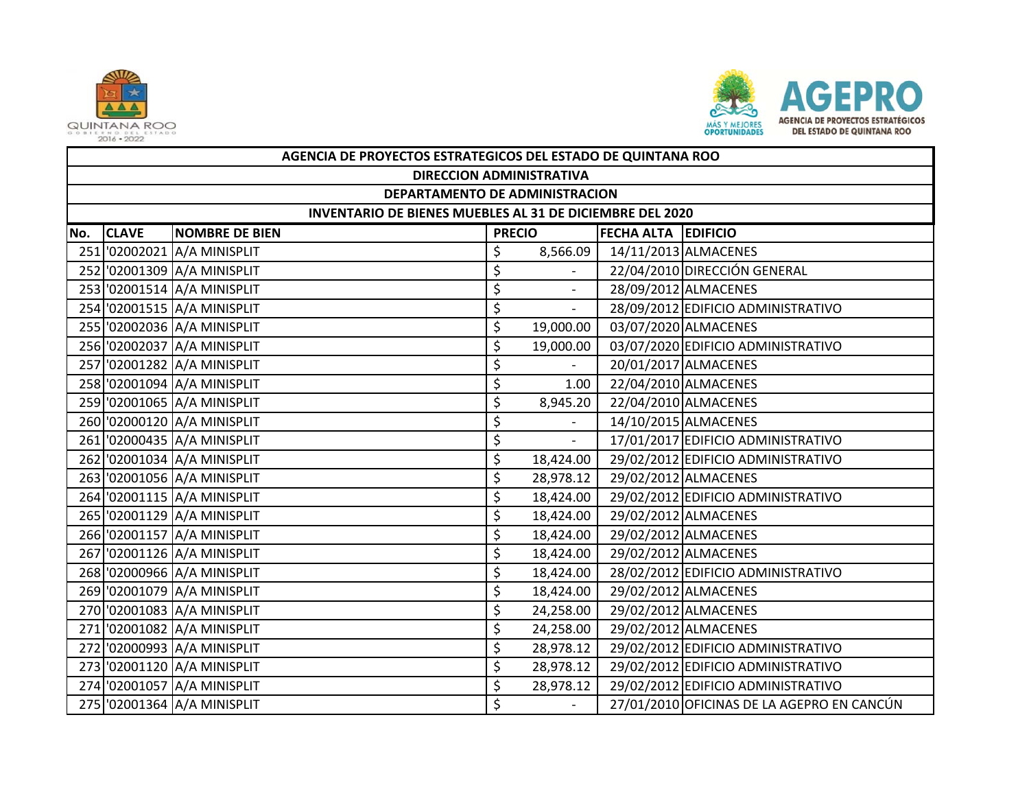| AGENCIA DE PROYECTOS ESTRATEGICOS DEL ESTADO DE QUINTANA ROO | | | | | |
|---|---|---|---|---|---|
| DIRECCION ADMINISTRATIVA | | | | | |
| DEPARTAMENTO DE ADMINISTRACION | | | | | |
| INVENTARIO DE BIENES MUEBLES AL 31 DE DICIEMBRE DEL 2020 | | | | | |
| No. | CLAVE | NOMBRE DE BIEN | PRECIO | FECHA ALTA | EDIFICIO |
| 251 | '02002021 | A/A MINISPLIT | $ 8,566.09 | 14/11/2013 | ALMACENES |
| 252 | '02001309 | A/A MINISPLIT | $ - | 22/04/2010 | DIRECCIÓN GENERAL |
| 253 | '02001514 | A/A MINISPLIT | $ - | 28/09/2012 | ALMACENES |
| 254 | '02001515 | A/A MINISPLIT | $ - | 28/09/2012 | EDIFICIO ADMINISTRATIVO |
| 255 | '02002036 | A/A MINISPLIT | $ 19,000.00 | 03/07/2020 | ALMACENES |
| 256 | '02002037 | A/A MINISPLIT | $ 19,000.00 | 03/07/2020 | EDIFICIO ADMINISTRATIVO |
| 257 | '02001282 | A/A MINISPLIT | $ - | 20/01/2017 | ALMACENES |
| 258 | '02001094 | A/A MINISPLIT | $ 1.00 | 22/04/2010 | ALMACENES |
| 259 | '02001065 | A/A MINISPLIT | $ 8,945.20 | 22/04/2010 | ALMACENES |
| 260 | '02000120 | A/A MINISPLIT | $ - | 14/10/2015 | ALMACENES |
| 261 | '02000435 | A/A MINISPLIT | $ - | 17/01/2017 | EDIFICIO ADMINISTRATIVO |
| 262 | '02001034 | A/A MINISPLIT | $ 18,424.00 | 29/02/2012 | EDIFICIO ADMINISTRATIVO |
| 263 | '02001056 | A/A MINISPLIT | $ 28,978.12 | 29/02/2012 | ALMACENES |
| 264 | '02001115 | A/A MINISPLIT | $ 18,424.00 | 29/02/2012 | EDIFICIO ADMINISTRATIVO |
| 265 | '02001129 | A/A MINISPLIT | $ 18,424.00 | 29/02/2012 | ALMACENES |
| 266 | '02001157 | A/A MINISPLIT | $ 18,424.00 | 29/02/2012 | ALMACENES |
| 267 | '02001126 | A/A MINISPLIT | $ 18,424.00 | 29/02/2012 | ALMACENES |
| 268 | '02000966 | A/A MINISPLIT | $ 18,424.00 | 28/02/2012 | EDIFICIO ADMINISTRATIVO |
| 269 | '02001079 | A/A MINISPLIT | $ 18,424.00 | 29/02/2012 | ALMACENES |
| 270 | '02001083 | A/A MINISPLIT | $ 24,258.00 | 29/02/2012 | ALMACENES |
| 271 | '02001082 | A/A MINISPLIT | $ 24,258.00 | 29/02/2012 | ALMACENES |
| 272 | '02000993 | A/A MINISPLIT | $ 28,978.12 | 29/02/2012 | EDIFICIO ADMINISTRATIVO |
| 273 | '02001120 | A/A MINISPLIT | $ 28,978.12 | 29/02/2012 | EDIFICIO ADMINISTRATIVO |
| 274 | '02001057 | A/A MINISPLIT | $ 28,978.12 | 29/02/2012 | EDIFICIO ADMINISTRATIVO |
| 275 | '02001364 | A/A MINISPLIT | $ - | 27/01/2010 | OFICINAS DE LA AGEPRO EN CANCÚN |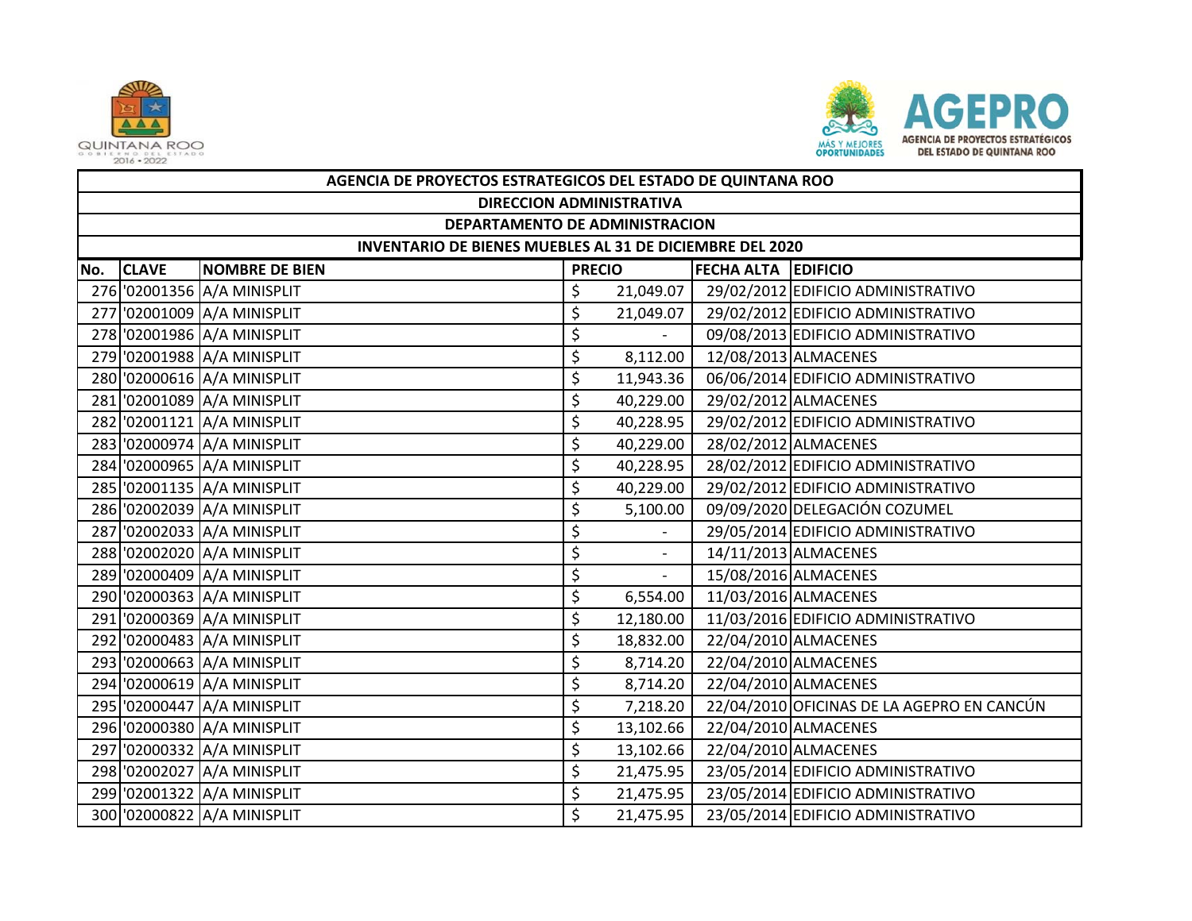| AGENCIA DE PROYECTOS ESTRATEGICOS DEL ESTADO DE QUINTANA ROO | | | | | |
|---|---|---|---|---|---|
| DIRECCION ADMINISTRATIVA | | | | | |
| DEPARTAMENTO DE ADMINISTRACION | | | | | |
| INVENTARIO DE BIENES MUEBLES AL 31 DE DICIEMBRE DEL 2020 | | | | | |
| **No.** | **CLAVE** | **NOMBRE DE BIEN** | **PRECIO** | **FECHA ALTA** | **EDIFICIO** |
| 276 | '02001356 | A/A MINISPLIT | $ 21,049.07 | 29/02/2012 | EDIFICIO ADMINISTRATIVO |
| 277 | '02001009 | A/A MINISPLIT | $ 21,049.07 | 29/02/2012 | EDIFICIO ADMINISTRATIVO |
| 278 | '02001986 | A/A MINISPLIT | $ - | 09/08/2013 | EDIFICIO ADMINISTRATIVO |
| 279 | '02001988 | A/A MINISPLIT | $ 8,112.00 | 12/08/2013 | ALMACENES |
| 280 | '02000616 | A/A MINISPLIT | $ 11,943.36 | 06/06/2014 | EDIFICIO ADMINISTRATIVO |
| 281 | '02001089 | A/A MINISPLIT | $ 40,229.00 | 29/02/2012 | ALMACENES |
| 282 | '02001121 | A/A MINISPLIT | $ 40,228.95 | 29/02/2012 | EDIFICIO ADMINISTRATIVO |
| 283 | '02000974 | A/A MINISPLIT | $ 40,229.00 | 28/02/2012 | ALMACENES |
| 284 | '02000965 | A/A MINISPLIT | $ 40,228.95 | 28/02/2012 | EDIFICIO ADMINISTRATIVO |
| 285 | '02001135 | A/A MINISPLIT | $ 40,229.00 | 29/02/2012 | EDIFICIO ADMINISTRATIVO |
| 286 | '02002039 | A/A MINISPLIT | $ 5,100.00 | 09/09/2020 | DELEGACIÓN COZUMEL |
| 287 | '02002033 | A/A MINISPLIT | $ - | 29/05/2014 | EDIFICIO ADMINISTRATIVO |
| 288 | '02002020 | A/A MINISPLIT | $ - | 14/11/2013 | ALMACENES |
| 289 | '02000409 | A/A MINISPLIT | $ - | 15/08/2016 | ALMACENES |
| 290 | '02000363 | A/A MINISPLIT | $ 6,554.00 | 11/03/2016 | ALMACENES |
| 291 | '02000369 | A/A MINISPLIT | $ 12,180.00 | 11/03/2016 | EDIFICIO ADMINISTRATIVO |
| 292 | '02000483 | A/A MINISPLIT | $ 18,832.00 | 22/04/2010 | ALMACENES |
| 293 | '02000663 | A/A MINISPLIT | $ 8,714.20 | 22/04/2010 | ALMACENES |
| 294 | '02000619 | A/A MINISPLIT | $ 8,714.20 | 22/04/2010 | ALMACENES |
| 295 | '02000447 | A/A MINISPLIT | $ 7,218.20 | 22/04/2010 | OFICINAS DE LA AGEPRO EN CANCÚN |
| 296 | '02000380 | A/A MINISPLIT | $ 13,102.66 | 22/04/2010 | ALMACENES |
| 297 | '02000332 | A/A MINISPLIT | $ 13,102.66 | 22/04/2010 | ALMACENES |
| 298 | '02002027 | A/A MINISPLIT | $ 21,475.95 | 23/05/2014 | EDIFICIO ADMINISTRATIVO |
| 299 | '02001322 | A/A MINISPLIT | $ 21,475.95 | 23/05/2014 | EDIFICIO ADMINISTRATIVO |
| 300 | '02000822 | A/A MINISPLIT | $ 21,475.95 | 23/05/2014 | EDIFICIO ADMINISTRATIVO |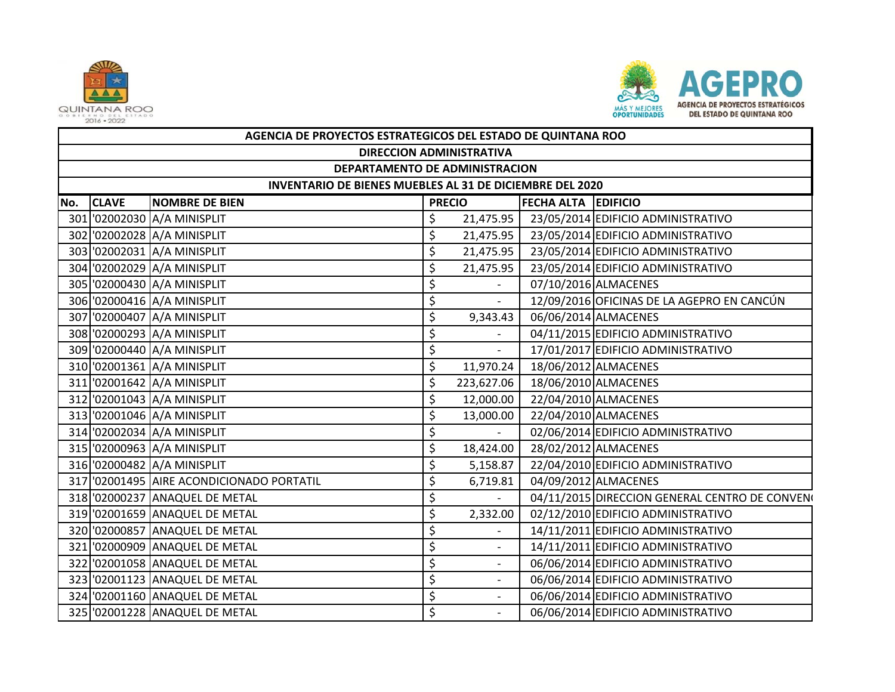| AGENCIA DE PROYECTOS ESTRATEGICOS DEL ESTADO DE QUINTANA ROO | | | | | |
|---|---|---|---|---|---|
| DIRECCION ADMINISTRATIVA | | | | | |
| DEPARTAMENTO DE ADMINISTRACION | | | | | |
| INVENTARIO DE BIENES MUEBLES AL 31 DE DICIEMBRE DEL 2020 | | | | | |
| **No.** | **CLAVE** | **NOMBRE DE BIEN** | **PRECIO** | **FECHA ALTA** | **EDIFICIO** |
| 301 | '02002030 | A/A MINISPLIT | $ 21,475.95 | 23/05/2014 | EDIFICIO ADMINISTRATIVO |
| 302 | '02002028 | A/A MINISPLIT | $ 21,475.95 | 23/05/2014 | EDIFICIO ADMINISTRATIVO |
| 303 | '02002031 | A/A MINISPLIT | $ 21,475.95 | 23/05/2014 | EDIFICIO ADMINISTRATIVO |
| 304 | '02002029 | A/A MINISPLIT | $ 21,475.95 | 23/05/2014 | EDIFICIO ADMINISTRATIVO |
| 305 | '02000430 | A/A MINISPLIT | $ - | 07/10/2016 | ALMACENES |
| 306 | '02000416 | A/A MINISPLIT | $ - | 12/09/2016 | OFICINAS DE LA AGEPRO EN CANCÚN |
| 307 | '02000407 | A/A MINISPLIT | $ 9,343.43 | 06/06/2014 | ALMACENES |
| 308 | '02000293 | A/A MINISPLIT | $ - | 04/11/2015 | EDIFICIO ADMINISTRATIVO |
| 309 | '02000440 | A/A MINISPLIT | $ - | 17/01/2017 | EDIFICIO ADMINISTRATIVO |
| 310 | '02001361 | A/A MINISPLIT | $ 11,970.24 | 18/06/2012 | ALMACENES |
| 311 | '02001642 | A/A MINISPLIT | $ 223,627.06 | 18/06/2010 | ALMACENES |
| 312 | '02001043 | A/A MINISPLIT | $ 12,000.00 | 22/04/2010 | ALMACENES |
| 313 | '02001046 | A/A MINISPLIT | $ 13,000.00 | 22/04/2010 | ALMACENES |
| 314 | '02002034 | A/A MINISPLIT | $ - | 02/06/2014 | EDIFICIO ADMINISTRATIVO |
| 315 | '02000963 | A/A MINISPLIT | $ 18,424.00 | 28/02/2012 | ALMACENES |
| 316 | '02000482 | A/A MINISPLIT | $ 5,158.87 | 22/04/2010 | EDIFICIO ADMINISTRATIVO |
| 317 | '02001495 | AIRE ACONDICIONADO PORTATIL | $ 6,719.81 | 04/09/2012 | ALMACENES |
| 318 | '02000237 | ANAQUEL DE METAL | $ - | 04/11/2015 | DIRECCION GENERAL CENTRO DE CONVEN( |
| 319 | '02001659 | ANAQUEL DE METAL | $ 2,332.00 | 02/12/2010 | EDIFICIO ADMINISTRATIVO |
| 320 | '02000857 | ANAQUEL DE METAL | $ - | 14/11/2011 | EDIFICIO ADMINISTRATIVO |
| 321 | '02000909 | ANAQUEL DE METAL | $ - | 14/11/2011 | EDIFICIO ADMINISTRATIVO |
| 322 | '02001058 | ANAQUEL DE METAL | $ - | 06/06/2014 | EDIFICIO ADMINISTRATIVO |
| 323 | '02001123 | ANAQUEL DE METAL | $ - | 06/06/2014 | EDIFICIO ADMINISTRATIVO |
| 324 | '02001160 | ANAQUEL DE METAL | $ - | 06/06/2014 | EDIFICIO ADMINISTRATIVO |
| 325 | '02001228 | ANAQUEL DE METAL | $ - | 06/06/2014 | EDIFICIO ADMINISTRATIVO |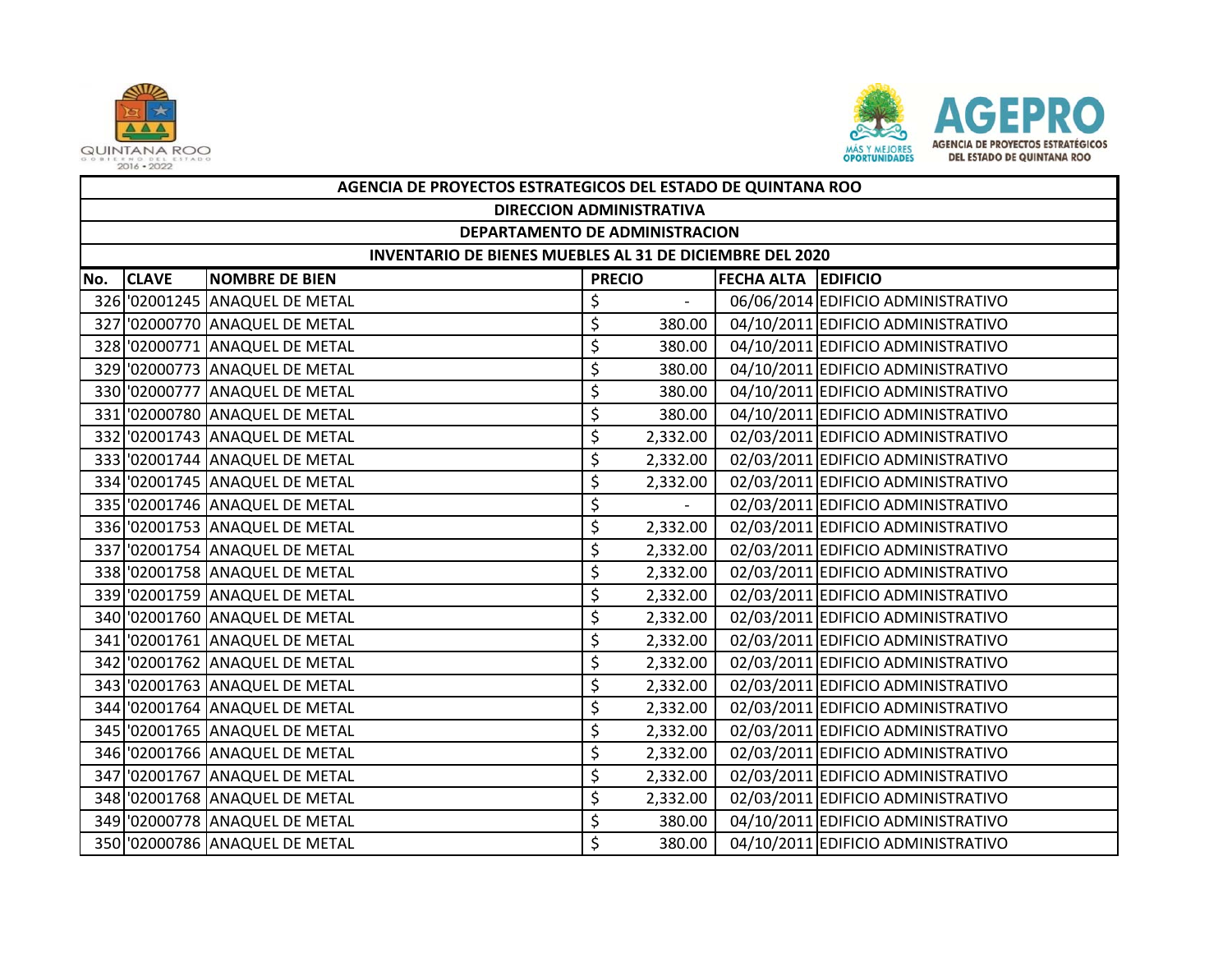| AGENCIA DE PROYECTOS ESTRATEGICOS DEL ESTADO DE QUINTANA ROO | | | | | |
|---|---|---|---|---|---|
| DIRECCION ADMINISTRATIVA | | | | | |
| DEPARTAMENTO DE ADMINISTRACION | | | | | |
| INVENTARIO DE BIENES MUEBLES AL 31 DE DICIEMBRE DEL 2020 | | | | | |
| **No.** | **CLAVE** | **NOMBRE DE BIEN** | **PRECIO** | **FECHA ALTA** | **EDIFICIO** |
| 326 | '02001245 | ANAQUEL DE METAL | $ - | 06/06/2014 | EDIFICIO ADMINISTRATIVO |
| 327 | '02000770 | ANAQUEL DE METAL | $ 380.00 | 04/10/2011 | EDIFICIO ADMINISTRATIVO |
| 328 | '02000771 | ANAQUEL DE METAL | $ 380.00 | 04/10/2011 | EDIFICIO ADMINISTRATIVO |
| 329 | '02000773 | ANAQUEL DE METAL | $ 380.00 | 04/10/2011 | EDIFICIO ADMINISTRATIVO |
| 330 | '02000777 | ANAQUEL DE METAL | $ 380.00 | 04/10/2011 | EDIFICIO ADMINISTRATIVO |
| 331 | '02000780 | ANAQUEL DE METAL | $ 380.00 | 04/10/2011 | EDIFICIO ADMINISTRATIVO |
| 332 | '02001743 | ANAQUEL DE METAL | $ 2,332.00 | 02/03/2011 | EDIFICIO ADMINISTRATIVO |
| 333 | '02001744 | ANAQUEL DE METAL | $ 2,332.00 | 02/03/2011 | EDIFICIO ADMINISTRATIVO |
| 334 | '02001745 | ANAQUEL DE METAL | $ 2,332.00 | 02/03/2011 | EDIFICIO ADMINISTRATIVO |
| 335 | '02001746 | ANAQUEL DE METAL | $ - | 02/03/2011 | EDIFICIO ADMINISTRATIVO |
| 336 | '02001753 | ANAQUEL DE METAL | $ 2,332.00 | 02/03/2011 | EDIFICIO ADMINISTRATIVO |
| 337 | '02001754 | ANAQUEL DE METAL | $ 2,332.00 | 02/03/2011 | EDIFICIO ADMINISTRATIVO |
| 338 | '02001758 | ANAQUEL DE METAL | $ 2,332.00 | 02/03/2011 | EDIFICIO ADMINISTRATIVO |
| 339 | '02001759 | ANAQUEL DE METAL | $ 2,332.00 | 02/03/2011 | EDIFICIO ADMINISTRATIVO |
| 340 | '02001760 | ANAQUEL DE METAL | $ 2,332.00 | 02/03/2011 | EDIFICIO ADMINISTRATIVO |
| 341 | '02001761 | ANAQUEL DE METAL | $ 2,332.00 | 02/03/2011 | EDIFICIO ADMINISTRATIVO |
| 342 | '02001762 | ANAQUEL DE METAL | $ 2,332.00 | 02/03/2011 | EDIFICIO ADMINISTRATIVO |
| 343 | '02001763 | ANAQUEL DE METAL | $ 2,332.00 | 02/03/2011 | EDIFICIO ADMINISTRATIVO |
| 344 | '02001764 | ANAQUEL DE METAL | $ 2,332.00 | 02/03/2011 | EDIFICIO ADMINISTRATIVO |
| 345 | '02001765 | ANAQUEL DE METAL | $ 2,332.00 | 02/03/2011 | EDIFICIO ADMINISTRATIVO |
| 346 | '02001766 | ANAQUEL DE METAL | $ 2,332.00 | 02/03/2011 | EDIFICIO ADMINISTRATIVO |
| 347 | '02001767 | ANAQUEL DE METAL | $ 2,332.00 | 02/03/2011 | EDIFICIO ADMINISTRATIVO |
| 348 | '02001768 | ANAQUEL DE METAL | $ 2,332.00 | 02/03/2011 | EDIFICIO ADMINISTRATIVO |
| 349 | '02000778 | ANAQUEL DE METAL | $ 380.00 | 04/10/2011 | EDIFICIO ADMINISTRATIVO |
| 350 | '02000786 | ANAQUEL DE METAL | $ 380.00 | 04/10/2011 | EDIFICIO ADMINISTRATIVO |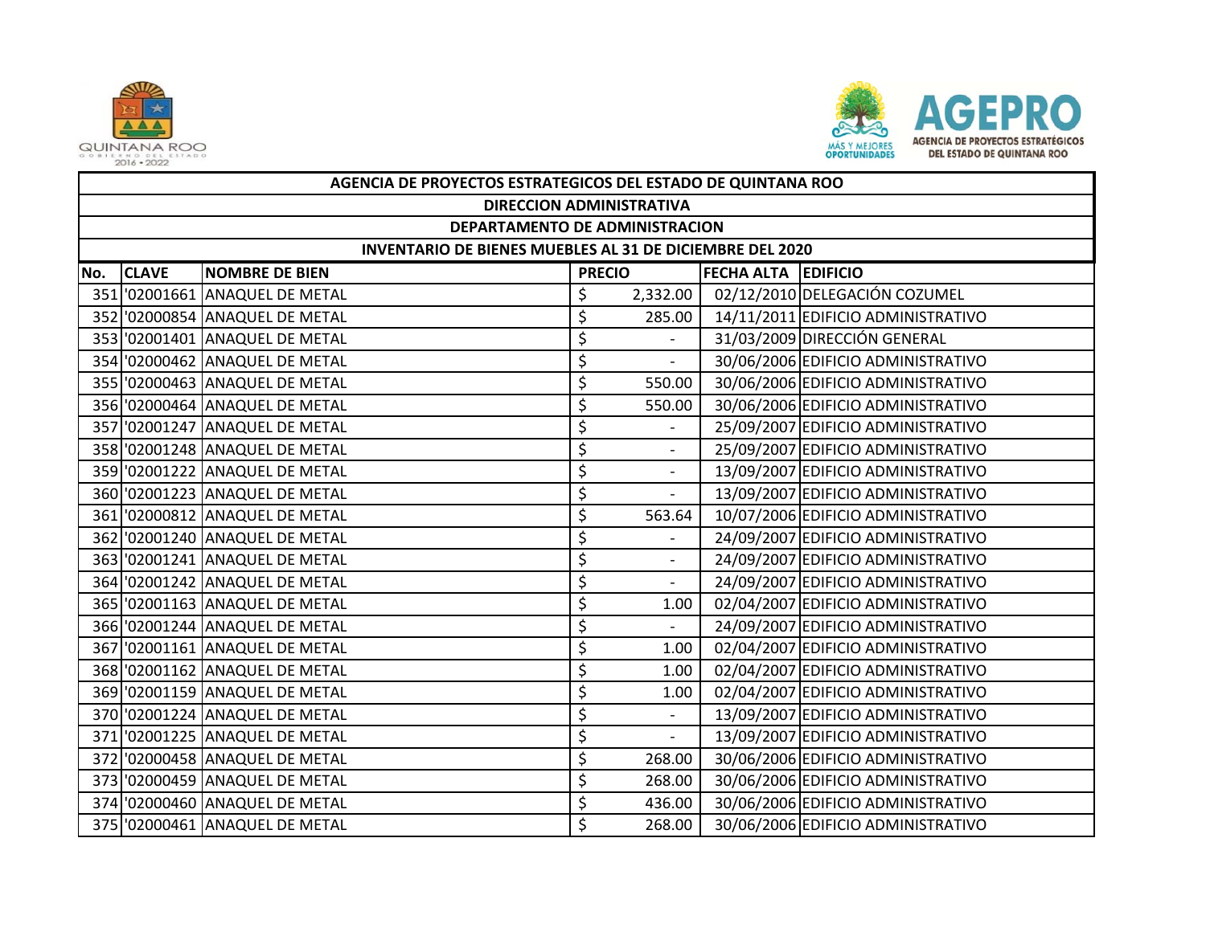| AGENCIA DE PROYECTOS ESTRATEGICOS DEL ESTADO DE QUINTANA ROO | | | | | |
|---|---|---|---|---|---|
| DIRECCION ADMINISTRATIVA | | | | | |
| DEPARTAMENTO DE ADMINISTRACION | | | | | |
| INVENTARIO DE BIENES MUEBLES AL 31 DE DICIEMBRE DEL 2020 | | | | | |
| No. | CLAVE | NOMBRE DE BIEN | PRECIO | FECHA ALTA | EDIFICIO |
| 351 | '02001661 | ANAQUEL DE METAL | $ 2,332.00 | 02/12/2010 | DELEGACIÓN COZUMEL |
| 352 | '02000854 | ANAQUEL DE METAL | $ 285.00 | 14/11/2011 | EDIFICIO ADMINISTRATIVO |
| 353 | '02001401 | ANAQUEL DE METAL | $ - | 31/03/2009 | DIRECCIÓN GENERAL |
| 354 | '02000462 | ANAQUEL DE METAL | $ - | 30/06/2006 | EDIFICIO ADMINISTRATIVO |
| 355 | '02000463 | ANAQUEL DE METAL | $ 550.00 | 30/06/2006 | EDIFICIO ADMINISTRATIVO |
| 356 | '02000464 | ANAQUEL DE METAL | $ 550.00 | 30/06/2006 | EDIFICIO ADMINISTRATIVO |
| 357 | '02001247 | ANAQUEL DE METAL | $ - | 25/09/2007 | EDIFICIO ADMINISTRATIVO |
| 358 | '02001248 | ANAQUEL DE METAL | $ - | 25/09/2007 | EDIFICIO ADMINISTRATIVO |
| 359 | '02001222 | ANAQUEL DE METAL | $ - | 13/09/2007 | EDIFICIO ADMINISTRATIVO |
| 360 | '02001223 | ANAQUEL DE METAL | $ - | 13/09/2007 | EDIFICIO ADMINISTRATIVO |
| 361 | '02000812 | ANAQUEL DE METAL | $ 563.64 | 10/07/2006 | EDIFICIO ADMINISTRATIVO |
| 362 | '02001240 | ANAQUEL DE METAL | $ - | 24/09/2007 | EDIFICIO ADMINISTRATIVO |
| 363 | '02001241 | ANAQUEL DE METAL | $ - | 24/09/2007 | EDIFICIO ADMINISTRATIVO |
| 364 | '02001242 | ANAQUEL DE METAL | $ - | 24/09/2007 | EDIFICIO ADMINISTRATIVO |
| 365 | '02001163 | ANAQUEL DE METAL | $ 1.00 | 02/04/2007 | EDIFICIO ADMINISTRATIVO |
| 366 | '02001244 | ANAQUEL DE METAL | $ - | 24/09/2007 | EDIFICIO ADMINISTRATIVO |
| 367 | '02001161 | ANAQUEL DE METAL | $ 1.00 | 02/04/2007 | EDIFICIO ADMINISTRATIVO |
| 368 | '02001162 | ANAQUEL DE METAL | $ 1.00 | 02/04/2007 | EDIFICIO ADMINISTRATIVO |
| 369 | '02001159 | ANAQUEL DE METAL | $ 1.00 | 02/04/2007 | EDIFICIO ADMINISTRATIVO |
| 370 | '02001224 | ANAQUEL DE METAL | $ - | 13/09/2007 | EDIFICIO ADMINISTRATIVO |
| 371 | '02001225 | ANAQUEL DE METAL | $ - | 13/09/2007 | EDIFICIO ADMINISTRATIVO |
| 372 | '02000458 | ANAQUEL DE METAL | $ 268.00 | 30/06/2006 | EDIFICIO ADMINISTRATIVO |
| 373 | '02000459 | ANAQUEL DE METAL | $ 268.00 | 30/06/2006 | EDIFICIO ADMINISTRATIVO |
| 374 | '02000460 | ANAQUEL DE METAL | $ 436.00 | 30/06/2006 | EDIFICIO ADMINISTRATIVO |
| 375 | '02000461 | ANAQUEL DE METAL | $ 268.00 | 30/06/2006 | EDIFICIO ADMINISTRATIVO |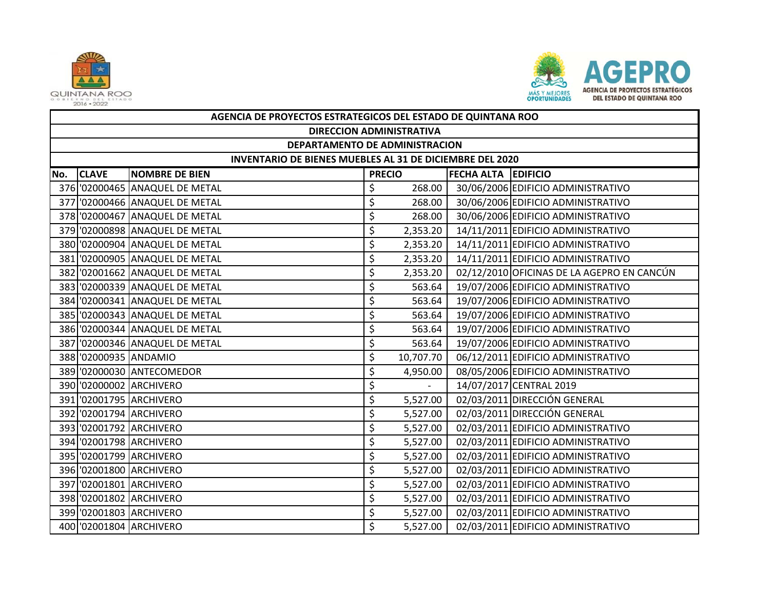| AGENCIA DE PROYECTOS ESTRATEGICOS DEL ESTADO DE QUINTANA ROO | | | | | |
|---|---|---|---|---|---|
| DIRECCION ADMINISTRATIVA | | | | | |
| DEPARTAMENTO DE ADMINISTRACION | | | | | |
| INVENTARIO DE BIENES MUEBLES AL 31 DE DICIEMBRE DEL 2020 | | | | | |
| No. | CLAVE | NOMBRE DE BIEN | PRECIO | FECHA ALTA | EDIFICIO |
| 376 | '02000465 | ANAQUEL DE METAL | $ 268.00 | 30/06/2006 | EDIFICIO ADMINISTRATIVO |
| 377 | '02000466 | ANAQUEL DE METAL | $ 268.00 | 30/06/2006 | EDIFICIO ADMINISTRATIVO |
| 378 | '02000467 | ANAQUEL DE METAL | $ 268.00 | 30/06/2006 | EDIFICIO ADMINISTRATIVO |
| 379 | '02000898 | ANAQUEL DE METAL | $ 2,353.20 | 14/11/2011 | EDIFICIO ADMINISTRATIVO |
| 380 | '02000904 | ANAQUEL DE METAL | $ 2,353.20 | 14/11/2011 | EDIFICIO ADMINISTRATIVO |
| 381 | '02000905 | ANAQUEL DE METAL | $ 2,353.20 | 14/11/2011 | EDIFICIO ADMINISTRATIVO |
| 382 | '02001662 | ANAQUEL DE METAL | $ 2,353.20 | 02/12/2010 | OFICINAS DE LA AGEPRO EN CANCÚN |
| 383 | '02000339 | ANAQUEL DE METAL | $ 563.64 | 19/07/2006 | EDIFICIO ADMINISTRATIVO |
| 384 | '02000341 | ANAQUEL DE METAL | $ 563.64 | 19/07/2006 | EDIFICIO ADMINISTRATIVO |
| 385 | '02000343 | ANAQUEL DE METAL | $ 563.64 | 19/07/2006 | EDIFICIO ADMINISTRATIVO |
| 386 | '02000344 | ANAQUEL DE METAL | $ 563.64 | 19/07/2006 | EDIFICIO ADMINISTRATIVO |
| 387 | '02000346 | ANAQUEL DE METAL | $ 563.64 | 19/07/2006 | EDIFICIO ADMINISTRATIVO |
| 388 | '02000935 | ANDAMIO | $ 10,707.70 | 06/12/2011 | EDIFICIO ADMINISTRATIVO |
| 389 | '02000030 | ANTECOMEDOR | $ 4,950.00 | 08/05/2006 | EDIFICIO ADMINISTRATIVO |
| 390 | '02000002 | ARCHIVERO | $ - | 14/07/2017 | CENTRAL 2019 |
| 391 | '02001795 | ARCHIVERO | $ 5,527.00 | 02/03/2011 | DIRECCIÓN GENERAL |
| 392 | '02001794 | ARCHIVERO | $ 5,527.00 | 02/03/2011 | DIRECCIÓN GENERAL |
| 393 | '02001792 | ARCHIVERO | $ 5,527.00 | 02/03/2011 | EDIFICIO ADMINISTRATIVO |
| 394 | '02001798 | ARCHIVERO | $ 5,527.00 | 02/03/2011 | EDIFICIO ADMINISTRATIVO |
| 395 | '02001799 | ARCHIVERO | $ 5,527.00 | 02/03/2011 | EDIFICIO ADMINISTRATIVO |
| 396 | '02001800 | ARCHIVERO | $ 5,527.00 | 02/03/2011 | EDIFICIO ADMINISTRATIVO |
| 397 | '02001801 | ARCHIVERO | $ 5,527.00 | 02/03/2011 | EDIFICIO ADMINISTRATIVO |
| 398 | '02001802 | ARCHIVERO | $ 5,527.00 | 02/03/2011 | EDIFICIO ADMINISTRATIVO |
| 399 | '02001803 | ARCHIVERO | $ 5,527.00 | 02/03/2011 | EDIFICIO ADMINISTRATIVO |
| 400 | '02001804 | ARCHIVERO | $ 5,527.00 | 02/03/2011 | EDIFICIO ADMINISTRATIVO |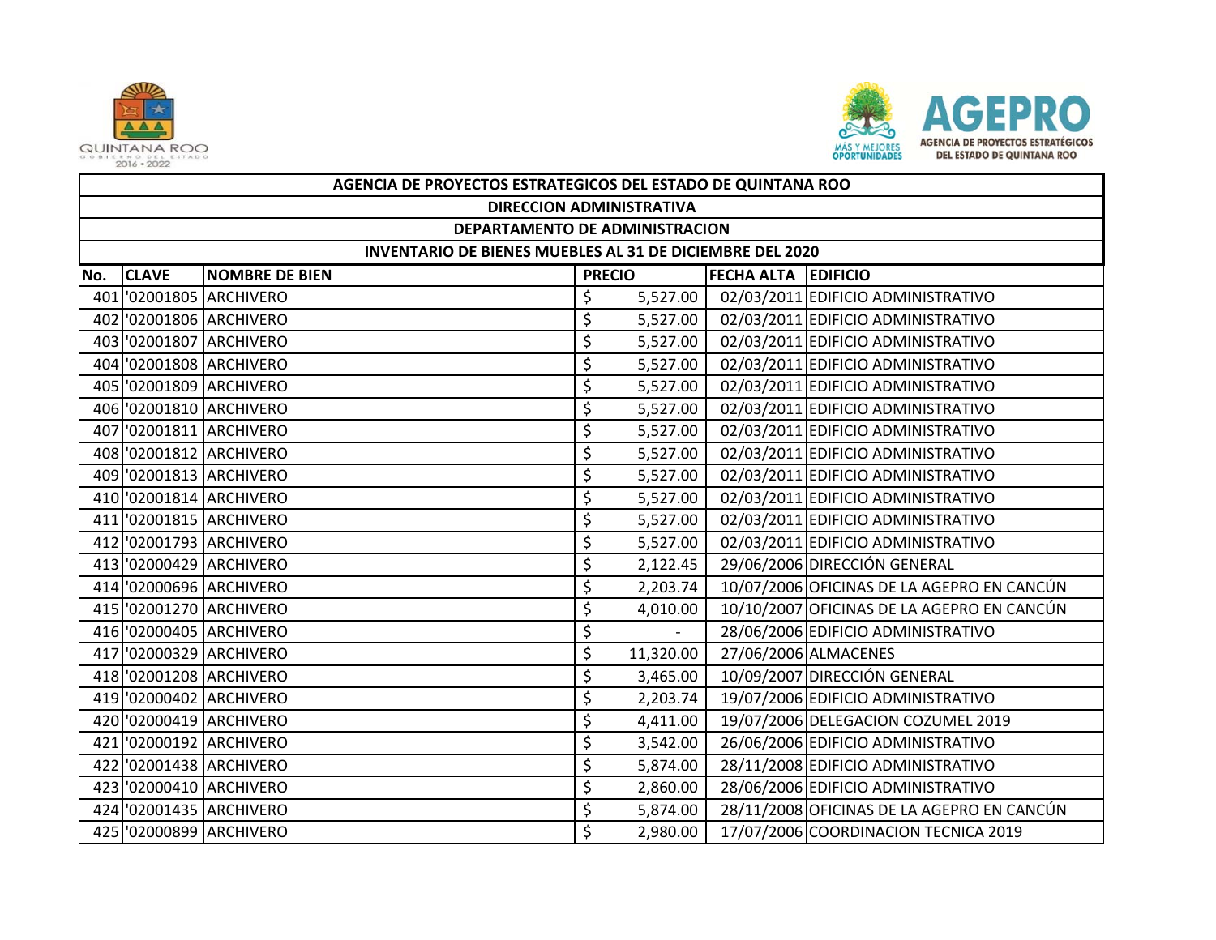| AGENCIA DE PROYECTOS ESTRATEGICOS DEL ESTADO DE QUINTANA ROO | | | | | |
|---|---|---|---|---|---|
| DIRECCION ADMINISTRATIVA | | | | | |
| DEPARTAMENTO DE ADMINISTRACION | | | | | |
| INVENTARIO DE BIENES MUEBLES AL 31 DE DICIEMBRE DEL 2020 | | | | | |
| No. | CLAVE | NOMBRE DE BIEN | PRECIO | FECHA ALTA | EDIFICIO |
| 401 | '02001805 | ARCHIVERO | $ 5,527.00 | 02/03/2011 | EDIFICIO ADMINISTRATIVO |
| 402 | '02001806 | ARCHIVERO | $ 5,527.00 | 02/03/2011 | EDIFICIO ADMINISTRATIVO |
| 403 | '02001807 | ARCHIVERO | $ 5,527.00 | 02/03/2011 | EDIFICIO ADMINISTRATIVO |
| 404 | '02001808 | ARCHIVERO | $ 5,527.00 | 02/03/2011 | EDIFICIO ADMINISTRATIVO |
| 405 | '02001809 | ARCHIVERO | $ 5,527.00 | 02/03/2011 | EDIFICIO ADMINISTRATIVO |
| 406 | '02001810 | ARCHIVERO | $ 5,527.00 | 02/03/2011 | EDIFICIO ADMINISTRATIVO |
| 407 | '02001811 | ARCHIVERO | $ 5,527.00 | 02/03/2011 | EDIFICIO ADMINISTRATIVO |
| 408 | '02001812 | ARCHIVERO | $ 5,527.00 | 02/03/2011 | EDIFICIO ADMINISTRATIVO |
| 409 | '02001813 | ARCHIVERO | $ 5,527.00 | 02/03/2011 | EDIFICIO ADMINISTRATIVO |
| 410 | '02001814 | ARCHIVERO | $ 5,527.00 | 02/03/2011 | EDIFICIO ADMINISTRATIVO |
| 411 | '02001815 | ARCHIVERO | $ 5,527.00 | 02/03/2011 | EDIFICIO ADMINISTRATIVO |
| 412 | '02001793 | ARCHIVERO | $ 5,527.00 | 02/03/2011 | EDIFICIO ADMINISTRATIVO |
| 413 | '02000429 | ARCHIVERO | $ 2,122.45 | 29/06/2006 | DIRECCIÓN GENERAL |
| 414 | '02000696 | ARCHIVERO | $ 2,203.74 | 10/07/2006 | OFICINAS DE LA AGEPRO EN CANCÚN |
| 415 | '02001270 | ARCHIVERO | $ 4,010.00 | 10/10/2007 | OFICINAS DE LA AGEPRO EN CANCÚN |
| 416 | '02000405 | ARCHIVERO | $ - | 28/06/2006 | EDIFICIO ADMINISTRATIVO |
| 417 | '02000329 | ARCHIVERO | $ 11,320.00 | 27/06/2006 | ALMACENES |
| 418 | '02001208 | ARCHIVERO | $ 3,465.00 | 10/09/2007 | DIRECCIÓN GENERAL |
| 419 | '02000402 | ARCHIVERO | $ 2,203.74 | 19/07/2006 | EDIFICIO ADMINISTRATIVO |
| 420 | '02000419 | ARCHIVERO | $ 4,411.00 | 19/07/2006 | DELEGACION COZUMEL 2019 |
| 421 | '02000192 | ARCHIVERO | $ 3,542.00 | 26/06/2006 | EDIFICIO ADMINISTRATIVO |
| 422 | '02001438 | ARCHIVERO | $ 5,874.00 | 28/11/2008 | EDIFICIO ADMINISTRATIVO |
| 423 | '02000410 | ARCHIVERO | $ 2,860.00 | 28/06/2006 | EDIFICIO ADMINISTRATIVO |
| 424 | '02001435 | ARCHIVERO | $ 5,874.00 | 28/11/2008 | OFICINAS DE LA AGEPRO EN CANCÚN |
| 425 | '02000899 | ARCHIVERO | $ 2,980.00 | 17/07/2006 | COORDINACION TECNICA 2019 |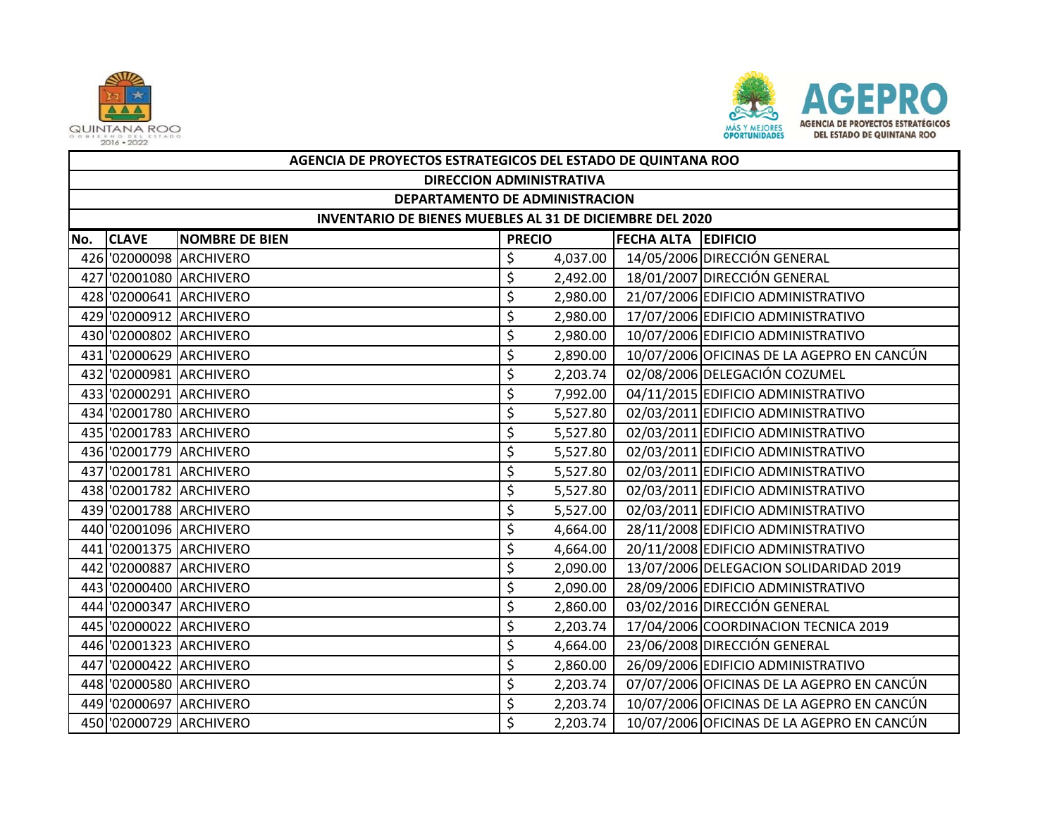| AGENCIA DE PROYECTOS ESTRATEGICOS DEL ESTADO DE QUINTANA ROO | | | | | |
|---|---|---|---|---|---|
| DIRECCION ADMINISTRATIVA | | | | | |
| DEPARTAMENTO DE ADMINISTRACION | | | | | |
| INVENTARIO DE BIENES MUEBLES AL 31 DE DICIEMBRE DEL 2020 | | | | | |
| No. | CLAVE | NOMBRE DE BIEN | PRECIO | FECHA ALTA | EDIFICIO |
| 426 | '02000098 | ARCHIVERO | $ 4,037.00 | 14/05/2006 | DIRECCIÓN GENERAL |
| 427 | '02001080 | ARCHIVERO | $ 2,492.00 | 18/01/2007 | DIRECCIÓN GENERAL |
| 428 | '02000641 | ARCHIVERO | $ 2,980.00 | 21/07/2006 | EDIFICIO ADMINISTRATIVO |
| 429 | '02000912 | ARCHIVERO | $ 2,980.00 | 17/07/2006 | EDIFICIO ADMINISTRATIVO |
| 430 | '02000802 | ARCHIVERO | $ 2,980.00 | 10/07/2006 | EDIFICIO ADMINISTRATIVO |
| 431 | '02000629 | ARCHIVERO | $ 2,890.00 | 10/07/2006 | OFICINAS DE LA AGEPRO EN CANCÚN |
| 432 | '02000981 | ARCHIVERO | $ 2,203.74 | 02/08/2006 | DELEGACIÓN COZUMEL |
| 433 | '02000291 | ARCHIVERO | $ 7,992.00 | 04/11/2015 | EDIFICIO ADMINISTRATIVO |
| 434 | '02001780 | ARCHIVERO | $ 5,527.80 | 02/03/2011 | EDIFICIO ADMINISTRATIVO |
| 435 | '02001783 | ARCHIVERO | $ 5,527.80 | 02/03/2011 | EDIFICIO ADMINISTRATIVO |
| 436 | '02001779 | ARCHIVERO | $ 5,527.80 | 02/03/2011 | EDIFICIO ADMINISTRATIVO |
| 437 | '02001781 | ARCHIVERO | $ 5,527.80 | 02/03/2011 | EDIFICIO ADMINISTRATIVO |
| 438 | '02001782 | ARCHIVERO | $ 5,527.80 | 02/03/2011 | EDIFICIO ADMINISTRATIVO |
| 439 | '02001788 | ARCHIVERO | $ 5,527.00 | 02/03/2011 | EDIFICIO ADMINISTRATIVO |
| 440 | '02001096 | ARCHIVERO | $ 4,664.00 | 28/11/2008 | EDIFICIO ADMINISTRATIVO |
| 441 | '02001375 | ARCHIVERO | $ 4,664.00 | 20/11/2008 | EDIFICIO ADMINISTRATIVO |
| 442 | '02000887 | ARCHIVERO | $ 2,090.00 | 13/07/2006 | DELEGACION SOLIDARIDAD 2019 |
| 443 | '02000400 | ARCHIVERO | $ 2,090.00 | 28/09/2006 | EDIFICIO ADMINISTRATIVO |
| 444 | '02000347 | ARCHIVERO | $ 2,860.00 | 03/02/2016 | DIRECCIÓN GENERAL |
| 445 | '02000022 | ARCHIVERO | $ 2,203.74 | 17/04/2006 | COORDINACION TECNICA 2019 |
| 446 | '02001323 | ARCHIVERO | $ 4,664.00 | 23/06/2008 | DIRECCIÓN GENERAL |
| 447 | '02000422 | ARCHIVERO | $ 2,860.00 | 26/09/2006 | EDIFICIO ADMINISTRATIVO |
| 448 | '02000580 | ARCHIVERO | $ 2,203.74 | 07/07/2006 | OFICINAS DE LA AGEPRO EN CANCÚN |
| 449 | '02000697 | ARCHIVERO | $ 2,203.74 | 10/07/2006 | OFICINAS DE LA AGEPRO EN CANCÚN |
| 450 | '02000729 | ARCHIVERO | $ 2,203.74 | 10/07/2006 | OFICINAS DE LA AGEPRO EN CANCÚN |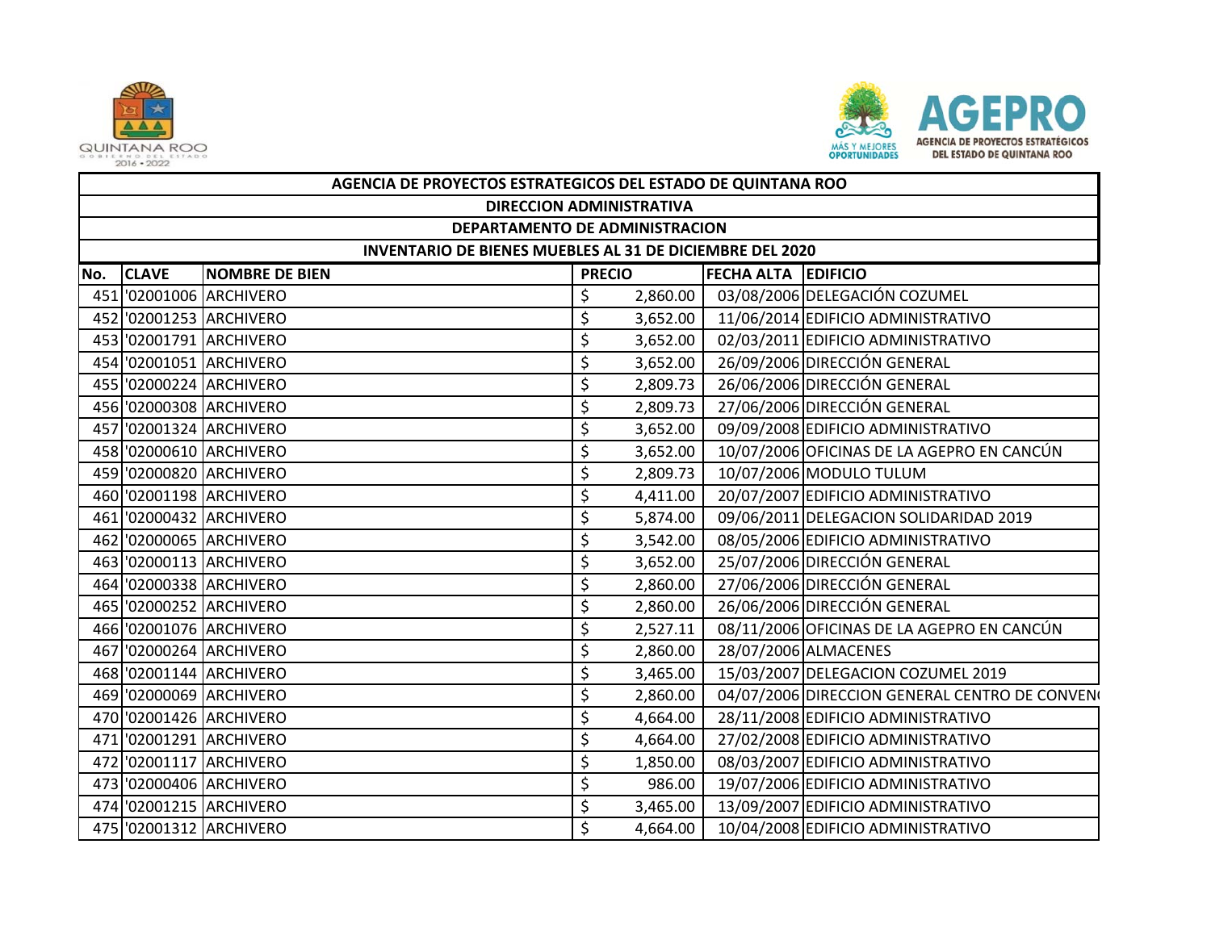| AGENCIA DE PROYECTOS ESTRATEGICOS DEL ESTADO DE QUINTANA ROO | | | | | |
|---|---|---|---|---|---|
| DIRECCION ADMINISTRATIVA | | | | | |
| DEPARTAMENTO DE ADMINISTRACION | | | | | |
| INVENTARIO DE BIENES MUEBLES AL 31 DE DICIEMBRE DEL 2020 | | | | | |
| No. | CLAVE | NOMBRE DE BIEN | PRECIO | FECHA ALTA | EDIFICIO |
| 451 | '02001006 | ARCHIVERO | $ 2,860.00 | 03/08/2006 | DELEGACIÓN COZUMEL |
| 452 | '02001253 | ARCHIVERO | $ 3,652.00 | 11/06/2014 | EDIFICIO ADMINISTRATIVO |
| 453 | '02001791 | ARCHIVERO | $ 3,652.00 | 02/03/2011 | EDIFICIO ADMINISTRATIVO |
| 454 | '02001051 | ARCHIVERO | $ 3,652.00 | 26/09/2006 | DIRECCIÓN GENERAL |
| 455 | '02000224 | ARCHIVERO | $ 2,809.73 | 26/06/2006 | DIRECCIÓN GENERAL |
| 456 | '02000308 | ARCHIVERO | $ 2,809.73 | 27/06/2006 | DIRECCIÓN GENERAL |
| 457 | '02001324 | ARCHIVERO | $ 3,652.00 | 09/09/2008 | EDIFICIO ADMINISTRATIVO |
| 458 | '02000610 | ARCHIVERO | $ 3,652.00 | 10/07/2006 | OFICINAS DE LA AGEPRO EN CANCÚN |
| 459 | '02000820 | ARCHIVERO | $ 2,809.73 | 10/07/2006 | MODULO TULUM |
| 460 | '02001198 | ARCHIVERO | $ 4,411.00 | 20/07/2007 | EDIFICIO ADMINISTRATIVO |
| 461 | '02000432 | ARCHIVERO | $ 5,874.00 | 09/06/2011 | DELEGACION SOLIDARIDAD 2019 |
| 462 | '02000065 | ARCHIVERO | $ 3,542.00 | 08/05/2006 | EDIFICIO ADMINISTRATIVO |
| 463 | '02000113 | ARCHIVERO | $ 3,652.00 | 25/07/2006 | DIRECCIÓN GENERAL |
| 464 | '02000338 | ARCHIVERO | $ 2,860.00 | 27/06/2006 | DIRECCIÓN GENERAL |
| 465 | '02000252 | ARCHIVERO | $ 2,860.00 | 26/06/2006 | DIRECCIÓN GENERAL |
| 466 | '02001076 | ARCHIVERO | $ 2,527.11 | 08/11/2006 | OFICINAS DE LA AGEPRO EN CANCÚN |
| 467 | '02000264 | ARCHIVERO | $ 2,860.00 | 28/07/2006 | ALMACENES |
| 468 | '02001144 | ARCHIVERO | $ 3,465.00 | 15/03/2007 | DELEGACION COZUMEL 2019 |
| 469 | '02000069 | ARCHIVERO | $ 2,860.00 | 04/07/2006 | DIRECCION GENERAL CENTRO DE CONVEN |
| 470 | '02001426 | ARCHIVERO | $ 4,664.00 | 28/11/2008 | EDIFICIO ADMINISTRATIVO |
| 471 | '02001291 | ARCHIVERO | $ 4,664.00 | 27/02/2008 | EDIFICIO ADMINISTRATIVO |
| 472 | '02001117 | ARCHIVERO | $ 1,850.00 | 08/03/2007 | EDIFICIO ADMINISTRATIVO |
| 473 | '02000406 | ARCHIVERO | $ 986.00 | 19/07/2006 | EDIFICIO ADMINISTRATIVO |
| 474 | '02001215 | ARCHIVERO | $ 3,465.00 | 13/09/2007 | EDIFICIO ADMINISTRATIVO |
| 475 | '02001312 | ARCHIVERO | $ 4,664.00 | 10/04/2008 | EDIFICIO ADMINISTRATIVO |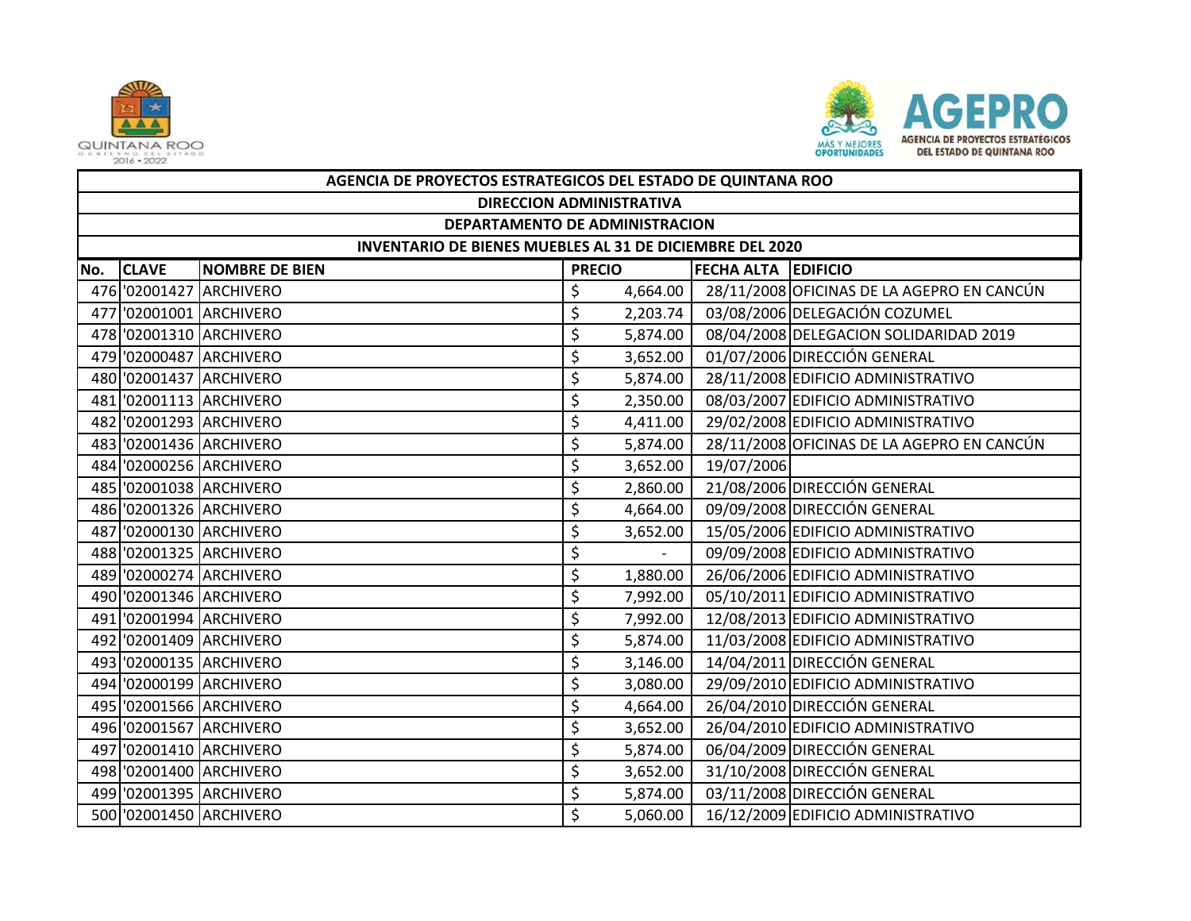| AGENCIA DE PROYECTOS ESTRATEGICOS DEL ESTADO DE QUINTANA ROO | | | | | |
|---|---|---|---|---|---|
| DIRECCION ADMINISTRATIVA | | | | | |
| DEPARTAMENTO DE ADMINISTRACION | | | | | |
| INVENTARIO DE BIENES MUEBLES AL 31 DE DICIEMBRE DEL 2020 | | | | | |
| No. | CLAVE | NOMBRE DE BIEN | PRECIO | FECHA ALTA | EDIFICIO |
| 476 | '02001427 | ARCHIVERO | $ 4,664.00 | 28/11/2008 | OFICINAS DE LA AGEPRO EN CANCÚN |
| 477 | '02001001 | ARCHIVERO | $ 2,203.74 | 03/08/2006 | DELEGACIÓN COZUMEL |
| 478 | '02001310 | ARCHIVERO | $ 5,874.00 | 08/04/2008 | DELEGACION SOLIDARIDAD 2019 |
| 479 | '02000487 | ARCHIVERO | $ 3,652.00 | 01/07/2006 | DIRECCIÓN GENERAL |
| 480 | '02001437 | ARCHIVERO | $ 5,874.00 | 28/11/2008 | EDIFICIO ADMINISTRATIVO |
| 481 | '02001113 | ARCHIVERO | $ 2,350.00 | 08/03/2007 | EDIFICIO ADMINISTRATIVO |
| 482 | '02001293 | ARCHIVERO | $ 4,411.00 | 29/02/2008 | EDIFICIO ADMINISTRATIVO |
| 483 | '02001436 | ARCHIVERO | $ 5,874.00 | 28/11/2008 | OFICINAS DE LA AGEPRO EN CANCÚN |
| 484 | '02000256 | ARCHIVERO | $ 3,652.00 | 19/07/2006 | |
| 485 | '02001038 | ARCHIVERO | $ 2,860.00 | 21/08/2006 | DIRECCIÓN GENERAL |
| 486 | '02001326 | ARCHIVERO | $ 4,664.00 | 09/09/2008 | DIRECCIÓN GENERAL |
| 487 | '02000130 | ARCHIVERO | $ 3,652.00 | 15/05/2006 | EDIFICIO ADMINISTRATIVO |
| 488 | '02001325 | ARCHIVERO | $ - | 09/09/2008 | EDIFICIO ADMINISTRATIVO |
| 489 | '02000274 | ARCHIVERO | $ 1,880.00 | 26/06/2006 | EDIFICIO ADMINISTRATIVO |
| 490 | '02001346 | ARCHIVERO | $ 7,992.00 | 05/10/2011 | EDIFICIO ADMINISTRATIVO |
| 491 | '02001994 | ARCHIVERO | $ 7,992.00 | 12/08/2013 | EDIFICIO ADMINISTRATIVO |
| 492 | '02001409 | ARCHIVERO | $ 5,874.00 | 11/03/2008 | EDIFICIO ADMINISTRATIVO |
| 493 | '02000135 | ARCHIVERO | $ 3,146.00 | 14/04/2011 | DIRECCIÓN GENERAL |
| 494 | '02000199 | ARCHIVERO | $ 3,080.00 | 29/09/2010 | EDIFICIO ADMINISTRATIVO |
| 495 | '02001566 | ARCHIVERO | $ 4,664.00 | 26/04/2010 | DIRECCIÓN GENERAL |
| 496 | '02001567 | ARCHIVERO | $ 3,652.00 | 26/04/2010 | EDIFICIO ADMINISTRATIVO |
| 497 | '02001410 | ARCHIVERO | $ 5,874.00 | 06/04/2009 | DIRECCIÓN GENERAL |
| 498 | '02001400 | ARCHIVERO | $ 3,652.00 | 31/10/2008 | DIRECCIÓN GENERAL |
| 499 | '02001395 | ARCHIVERO | $ 5,874.00 | 03/11/2008 | DIRECCIÓN GENERAL |
| 500 | '02001450 | ARCHIVERO | $ 5,060.00 | 16/12/2009 | EDIFICIO ADMINISTRATIVO |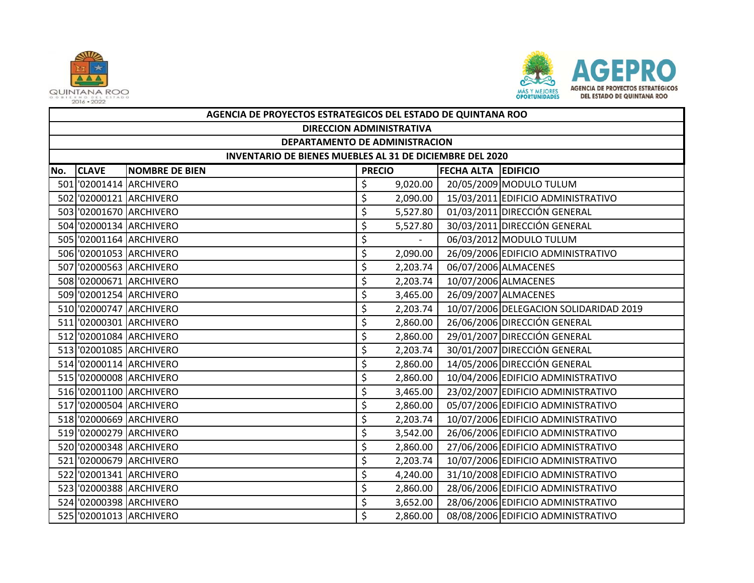| AGENCIA DE PROYECTOS ESTRATEGICOS DEL ESTADO DE QUINTANA ROO | | | | | |
|---|---|---|---|---|---|
| DIRECCION ADMINISTRATIVA | | | | | |
| DEPARTAMENTO DE ADMINISTRACION | | | | | |
| INVENTARIO DE BIENES MUEBLES AL 31 DE DICIEMBRE DEL 2020 | | | | | |
| **No.** | **CLAVE** | **NOMBRE DE BIEN** | **PRECIO** | **FECHA ALTA** | **EDIFICIO** |
| 501 | '02001414 | ARCHIVERO | $ 9,020.00 | 20/05/2009 | MODULO TULUM |
| 502 | '02000121 | ARCHIVERO | $ 2,090.00 | 15/03/2011 | EDIFICIO ADMINISTRATIVO |
| 503 | '02001670 | ARCHIVERO | $ 5,527.80 | 01/03/2011 | DIRECCIÓN GENERAL |
| 504 | '02000134 | ARCHIVERO | $ 5,527.80 | 30/03/2011 | DIRECCIÓN GENERAL |
| 505 | '02001164 | ARCHIVERO | $ - | 06/03/2012 | MODULO TULUM |
| 506 | '02001053 | ARCHIVERO | $ 2,090.00 | 26/09/2006 | EDIFICIO ADMINISTRATIVO |
| 507 | '02000563 | ARCHIVERO | $ 2,203.74 | 06/07/2006 | ALMACENES |
| 508 | '02000671 | ARCHIVERO | $ 2,203.74 | 10/07/2006 | ALMACENES |
| 509 | '02001254 | ARCHIVERO | $ 3,465.00 | 26/09/2007 | ALMACENES |
| 510 | '02000747 | ARCHIVERO | $ 2,203.74 | 10/07/2006 | DELEGACION SOLIDARIDAD 2019 |
| 511 | '02000301 | ARCHIVERO | $ 2,860.00 | 26/06/2006 | DIRECCIÓN GENERAL |
| 512 | '02001084 | ARCHIVERO | $ 2,860.00 | 29/01/2007 | DIRECCIÓN GENERAL |
| 513 | '02001085 | ARCHIVERO | $ 2,203.74 | 30/01/2007 | DIRECCIÓN GENERAL |
| 514 | '02000114 | ARCHIVERO | $ 2,860.00 | 14/05/2006 | DIRECCIÓN GENERAL |
| 515 | '02000008 | ARCHIVERO | $ 2,860.00 | 10/04/2006 | EDIFICIO ADMINISTRATIVO |
| 516 | '02001100 | ARCHIVERO | $ 3,465.00 | 23/02/2007 | EDIFICIO ADMINISTRATIVO |
| 517 | '02000504 | ARCHIVERO | $ 2,860.00 | 05/07/2006 | EDIFICIO ADMINISTRATIVO |
| 518 | '02000669 | ARCHIVERO | $ 2,203.74 | 10/07/2006 | EDIFICIO ADMINISTRATIVO |
| 519 | '02000279 | ARCHIVERO | $ 3,542.00 | 26/06/2006 | EDIFICIO ADMINISTRATIVO |
| 520 | '02000348 | ARCHIVERO | $ 2,860.00 | 27/06/2006 | EDIFICIO ADMINISTRATIVO |
| 521 | '02000679 | ARCHIVERO | $ 2,203.74 | 10/07/2006 | EDIFICIO ADMINISTRATIVO |
| 522 | '02001341 | ARCHIVERO | $ 4,240.00 | 31/10/2008 | EDIFICIO ADMINISTRATIVO |
| 523 | '02000388 | ARCHIVERO | $ 2,860.00 | 28/06/2006 | EDIFICIO ADMINISTRATIVO |
| 524 | '02000398 | ARCHIVERO | $ 3,652.00 | 28/06/2006 | EDIFICIO ADMINISTRATIVO |
| 525 | '02001013 | ARCHIVERO | $ 2,860.00 | 08/08/2006 | EDIFICIO ADMINISTRATIVO |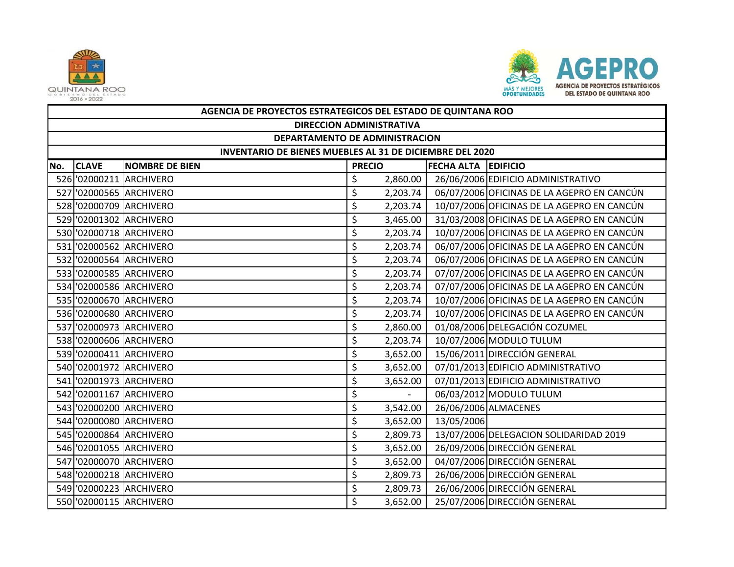| AGENCIA DE PROYECTOS ESTRATEGICOS DEL ESTADO DE QUINTANA ROO | | | | | |
|---|---|---|---|---|---|
| DIRECCION ADMINISTRATIVA | | | | | |
| DEPARTAMENTO DE ADMINISTRACION | | | | | |
| INVENTARIO DE BIENES MUEBLES AL 31 DE DICIEMBRE DEL 2020 | | | | | |
| No. | CLAVE | NOMBRE DE BIEN | PRECIO | FECHA ALTA | EDIFICIO |
| 526 | '02000211 | ARCHIVERO | $ 2,860.00 | 26/06/2006 | EDIFICIO ADMINISTRATIVO |
| 527 | '02000565 | ARCHIVERO | $ 2,203.74 | 06/07/2006 | OFICINAS DE LA AGEPRO EN CANCÚN |
| 528 | '02000709 | ARCHIVERO | $ 2,203.74 | 10/07/2006 | OFICINAS DE LA AGEPRO EN CANCÚN |
| 529 | '02001302 | ARCHIVERO | $ 3,465.00 | 31/03/2008 | OFICINAS DE LA AGEPRO EN CANCÚN |
| 530 | '02000718 | ARCHIVERO | $ 2,203.74 | 10/07/2006 | OFICINAS DE LA AGEPRO EN CANCÚN |
| 531 | '02000562 | ARCHIVERO | $ 2,203.74 | 06/07/2006 | OFICINAS DE LA AGEPRO EN CANCÚN |
| 532 | '02000564 | ARCHIVERO | $ 2,203.74 | 06/07/2006 | OFICINAS DE LA AGEPRO EN CANCÚN |
| 533 | '02000585 | ARCHIVERO | $ 2,203.74 | 07/07/2006 | OFICINAS DE LA AGEPRO EN CANCÚN |
| 534 | '02000586 | ARCHIVERO | $ 2,203.74 | 07/07/2006 | OFICINAS DE LA AGEPRO EN CANCÚN |
| 535 | '02000670 | ARCHIVERO | $ 2,203.74 | 10/07/2006 | OFICINAS DE LA AGEPRO EN CANCÚN |
| 536 | '02000680 | ARCHIVERO | $ 2,203.74 | 10/07/2006 | OFICINAS DE LA AGEPRO EN CANCÚN |
| 537 | '02000973 | ARCHIVERO | $ 2,860.00 | 01/08/2006 | DELEGACIÓN COZUMEL |
| 538 | '02000606 | ARCHIVERO | $ 2,203.74 | 10/07/2006 | MODULO TULUM |
| 539 | '02000411 | ARCHIVERO | $ 3,652.00 | 15/06/2011 | DIRECCIÓN GENERAL |
| 540 | '02001972 | ARCHIVERO | $ 3,652.00 | 07/01/2013 | EDIFICIO ADMINISTRATIVO |
| 541 | '02001973 | ARCHIVERO | $ 3,652.00 | 07/01/2013 | EDIFICIO ADMINISTRATIVO |
| 542 | '02001167 | ARCHIVERO | $ - | 06/03/2012 | MODULO TULUM |
| 543 | '02000200 | ARCHIVERO | $ 3,542.00 | 26/06/2006 | ALMACENES |
| 544 | '02000080 | ARCHIVERO | $ 3,652.00 | 13/05/2006 | |
| 545 | '02000864 | ARCHIVERO | $ 2,809.73 | 13/07/2006 | DELEGACION SOLIDARIDAD 2019 |
| 546 | '02001055 | ARCHIVERO | $ 3,652.00 | 26/09/2006 | DIRECCIÓN GENERAL |
| 547 | '02000070 | ARCHIVERO | $ 3,652.00 | 04/07/2006 | DIRECCIÓN GENERAL |
| 548 | '02000218 | ARCHIVERO | $ 2,809.73 | 26/06/2006 | DIRECCIÓN GENERAL |
| 549 | '02000223 | ARCHIVERO | $ 2,809.73 | 26/06/2006 | DIRECCIÓN GENERAL |
| 550 | '02000115 | ARCHIVERO | $ 3,652.00 | 25/07/2006 | DIRECCIÓN GENERAL |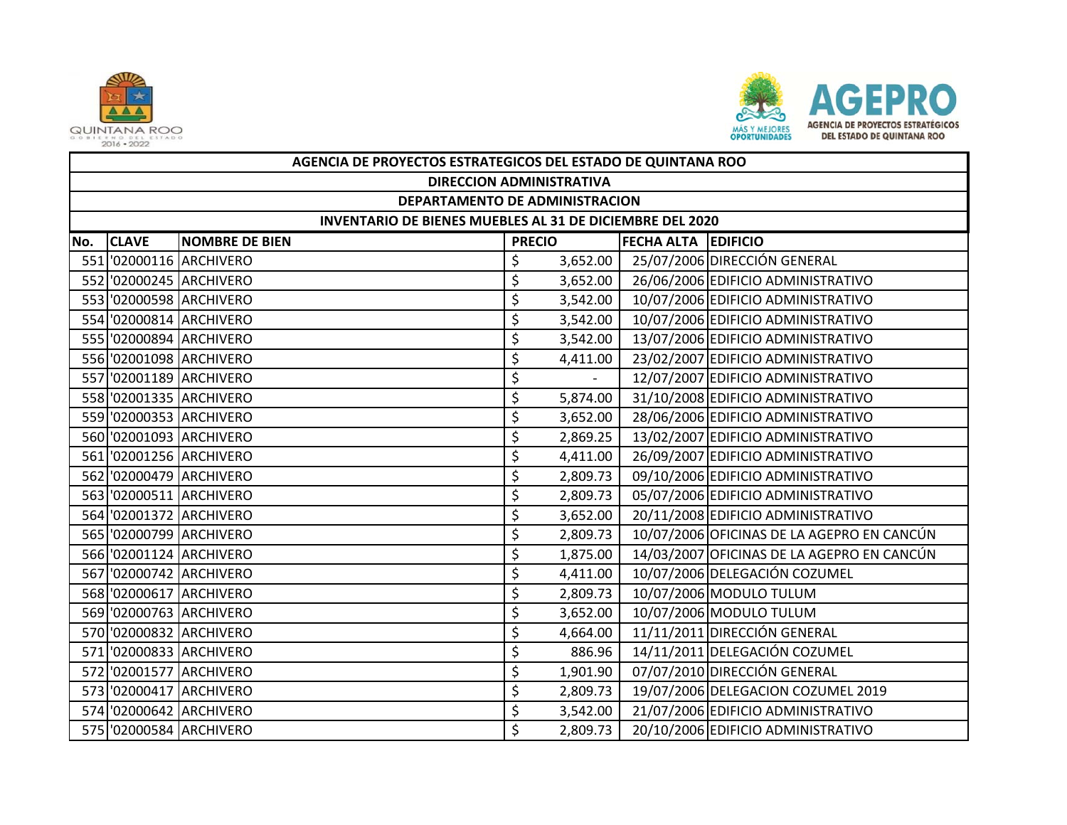| AGENCIA DE PROYECTOS ESTRATEGICOS DEL ESTADO DE QUINTANA ROO | | | | | |
|---|---|---|---|---|---|
| DIRECCION ADMINISTRATIVA | | | | | |
| DEPARTAMENTO DE ADMINISTRACION | | | | | |
| INVENTARIO DE BIENES MUEBLES AL 31 DE DICIEMBRE DEL 2020 | | | | | |
| No. | CLAVE | NOMBRE DE BIEN | PRECIO | FECHA ALTA | EDIFICIO |
| 551 | '02000116 | ARCHIVERO | $ 3,652.00 | 25/07/2006 | DIRECCIÓN GENERAL |
| 552 | '02000245 | ARCHIVERO | $ 3,652.00 | 26/06/2006 | EDIFICIO ADMINISTRATIVO |
| 553 | '02000598 | ARCHIVERO | $ 3,542.00 | 10/07/2006 | EDIFICIO ADMINISTRATIVO |
| 554 | '02000814 | ARCHIVERO | $ 3,542.00 | 10/07/2006 | EDIFICIO ADMINISTRATIVO |
| 555 | '02000894 | ARCHIVERO | $ 3,542.00 | 13/07/2006 | EDIFICIO ADMINISTRATIVO |
| 556 | '02001098 | ARCHIVERO | $ 4,411.00 | 23/02/2007 | EDIFICIO ADMINISTRATIVO |
| 557 | '02001189 | ARCHIVERO | $ - | 12/07/2007 | EDIFICIO ADMINISTRATIVO |
| 558 | '02001335 | ARCHIVERO | $ 5,874.00 | 31/10/2008 | EDIFICIO ADMINISTRATIVO |
| 559 | '02000353 | ARCHIVERO | $ 3,652.00 | 28/06/2006 | EDIFICIO ADMINISTRATIVO |
| 560 | '02001093 | ARCHIVERO | $ 2,869.25 | 13/02/2007 | EDIFICIO ADMINISTRATIVO |
| 561 | '02001256 | ARCHIVERO | $ 4,411.00 | 26/09/2007 | EDIFICIO ADMINISTRATIVO |
| 562 | '02000479 | ARCHIVERO | $ 2,809.73 | 09/10/2006 | EDIFICIO ADMINISTRATIVO |
| 563 | '02000511 | ARCHIVERO | $ 2,809.73 | 05/07/2006 | EDIFICIO ADMINISTRATIVO |
| 564 | '02001372 | ARCHIVERO | $ 3,652.00 | 20/11/2008 | EDIFICIO ADMINISTRATIVO |
| 565 | '02000799 | ARCHIVERO | $ 2,809.73 | 10/07/2006 | OFICINAS DE LA AGEPRO EN CANCÚN |
| 566 | '02001124 | ARCHIVERO | $ 1,875.00 | 14/03/2007 | OFICINAS DE LA AGEPRO EN CANCÚN |
| 567 | '02000742 | ARCHIVERO | $ 4,411.00 | 10/07/2006 | DELEGACIÓN COZUMEL |
| 568 | '02000617 | ARCHIVERO | $ 2,809.73 | 10/07/2006 | MODULO TULUM |
| 569 | '02000763 | ARCHIVERO | $ 3,652.00 | 10/07/2006 | MODULO TULUM |
| 570 | '02000832 | ARCHIVERO | $ 4,664.00 | 11/11/2011 | DIRECCIÓN GENERAL |
| 571 | '02000833 | ARCHIVERO | $ 886.96 | 14/11/2011 | DELEGACIÓN COZUMEL |
| 572 | '02001577 | ARCHIVERO | $ 1,901.90 | 07/07/2010 | DIRECCIÓN GENERAL |
| 573 | '02000417 | ARCHIVERO | $ 2,809.73 | 19/07/2006 | DELEGACION COZUMEL 2019 |
| 574 | '02000642 | ARCHIVERO | $ 3,542.00 | 21/07/2006 | EDIFICIO ADMINISTRATIVO |
| 575 | '02000584 | ARCHIVERO | $ 2,809.73 | 20/10/2006 | EDIFICIO ADMINISTRATIVO |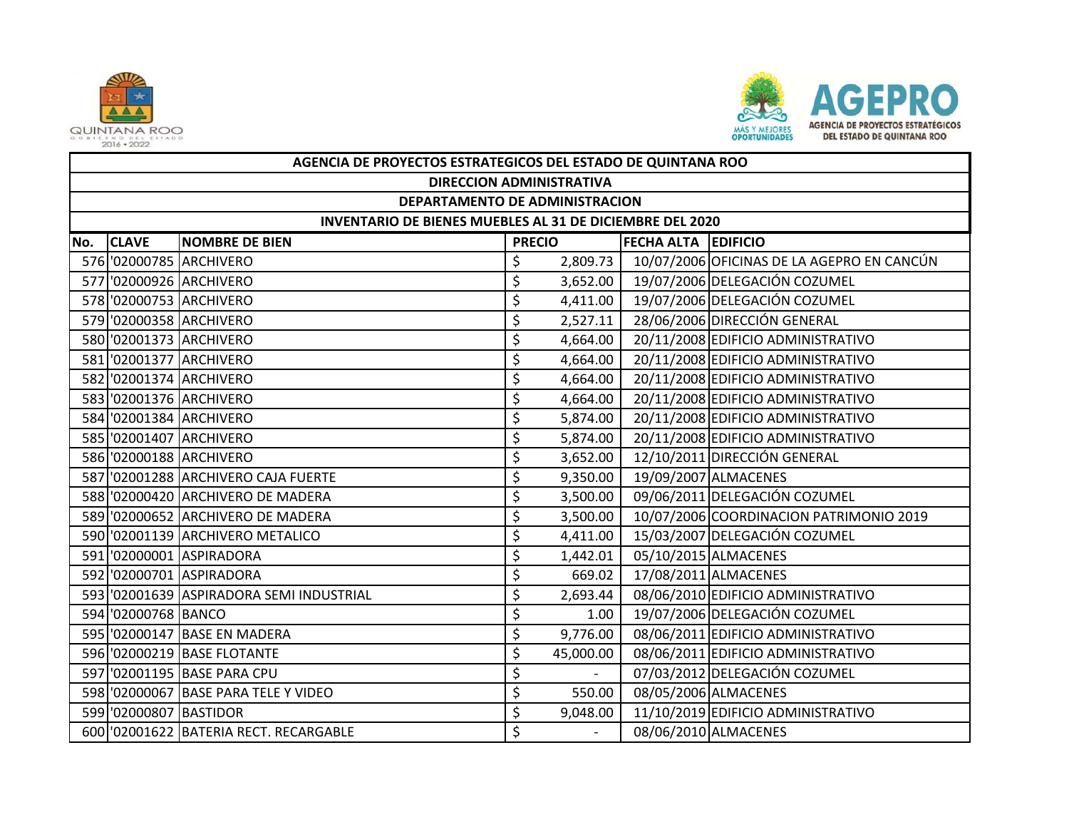| AGENCIA DE PROYECTOS ESTRATEGICOS DEL ESTADO DE QUINTANA ROO | | | | | |
|---|---|---|---|---|---|
| DIRECCION ADMINISTRATIVA | | | | | |
| DEPARTAMENTO DE ADMINISTRACION | | | | | |
| INVENTARIO DE BIENES MUEBLES AL 31 DE DICIEMBRE DEL 2020 | | | | | |
| **No.** | **CLAVE** | **NOMBRE DE BIEN** | **PRECIO** | **FECHA ALTA** | **EDIFICIO** |
| 576 | '02000785 | ARCHIVERO | $ 2,809.73 | 10/07/2006 | OFICINAS DE LA AGEPRO EN CANCÚN |
| 577 | '02000926 | ARCHIVERO | $ 3,652.00 | 19/07/2006 | DELEGACIÓN COZUMEL |
| 578 | '02000753 | ARCHIVERO | $ 4,411.00 | 19/07/2006 | DELEGACIÓN COZUMEL |
| 579 | '02000358 | ARCHIVERO | $ 2,527.11 | 28/06/2006 | DIRECCIÓN GENERAL |
| 580 | '02001373 | ARCHIVERO | $ 4,664.00 | 20/11/2008 | EDIFICIO ADMINISTRATIVO |
| 581 | '02001377 | ARCHIVERO | $ 4,664.00 | 20/11/2008 | EDIFICIO ADMINISTRATIVO |
| 582 | '02001374 | ARCHIVERO | $ 4,664.00 | 20/11/2008 | EDIFICIO ADMINISTRATIVO |
| 583 | '02001376 | ARCHIVERO | $ 4,664.00 | 20/11/2008 | EDIFICIO ADMINISTRATIVO |
| 584 | '02001384 | ARCHIVERO | $ 5,874.00 | 20/11/2008 | EDIFICIO ADMINISTRATIVO |
| 585 | '02001407 | ARCHIVERO | $ 5,874.00 | 20/11/2008 | EDIFICIO ADMINISTRATIVO |
| 586 | '02000188 | ARCHIVERO | $ 3,652.00 | 12/10/2011 | DIRECCIÓN GENERAL |
| 587 | '02001288 | ARCHIVERO CAJA FUERTE | $ 9,350.00 | 19/09/2007 | ALMACENES |
| 588 | '02000420 | ARCHIVERO DE MADERA | $ 3,500.00 | 09/06/2011 | DELEGACIÓN COZUMEL |
| 589 | '02000652 | ARCHIVERO DE MADERA | $ 3,500.00 | 10/07/2006 | COORDINACION PATRIMONIO 2019 |
| 590 | '02001139 | ARCHIVERO METALICO | $ 4,411.00 | 15/03/2007 | DELEGACIÓN COZUMEL |
| 591 | '02000001 | ASPIRADORA | $ 1,442.01 | 05/10/2015 | ALMACENES |
| 592 | '02000701 | ASPIRADORA | $ 669.02 | 17/08/2011 | ALMACENES |
| 593 | '02001639 | ASPIRADORA SEMI INDUSTRIAL | $ 2,693.44 | 08/06/2010 | EDIFICIO ADMINISTRATIVO |
| 594 | '02000768 | BANCO | $ 1.00 | 19/07/2006 | DELEGACIÓN COZUMEL |
| 595 | '02000147 | BASE EN MADERA | $ 9,776.00 | 08/06/2011 | EDIFICIO ADMINISTRATIVO |
| 596 | '02000219 | BASE FLOTANTE | $ 45,000.00 | 08/06/2011 | EDIFICIO ADMINISTRATIVO |
| 597 | '02001195 | BASE PARA CPU | $ - | 07/03/2012 | DELEGACIÓN COZUMEL |
| 598 | '02000067 | BASE PARA TELE Y VIDEO | $ 550.00 | 08/05/2006 | ALMACENES |
| 599 | '02000807 | BASTIDOR | $ 9,048.00 | 11/10/2019 | EDIFICIO ADMINISTRATIVO |
| 600 | '02001622 | BATERIA RECT. RECARGABLE | $ - | 08/06/2010 | ALMACENES |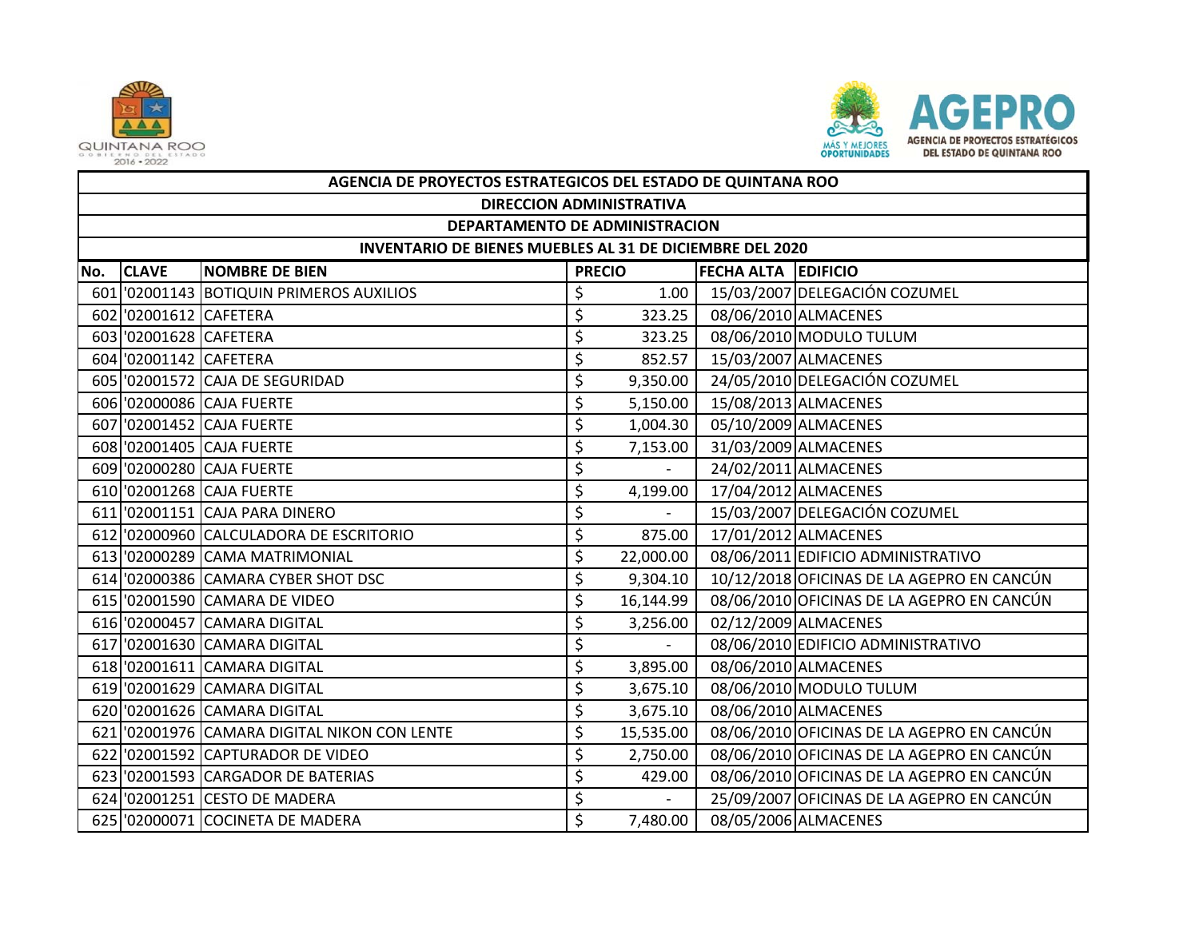| AGENCIA DE PROYECTOS ESTRATEGICOS DEL ESTADO DE QUINTANA ROO | | | | | |
|---|---|---|---|---|---|
| DIRECCION ADMINISTRATIVA | | | | | |
| DEPARTAMENTO DE ADMINISTRACION | | | | | |
| INVENTARIO DE BIENES MUEBLES AL 31 DE DICIEMBRE DEL 2020 | | | | | |
| **No.** | **CLAVE** | **NOMBRE DE BIEN** | **PRECIO** | **FECHA ALTA** | **EDIFICIO** |
| 601 | '02001143 | BOTIQUIN PRIMEROS AUXILIOS | $ 1.00 | 15/03/2007 | DELEGACIÓN COZUMEL |
| 602 | '02001612 | CAFETERA | $ 323.25 | 08/06/2010 | ALMACENES |
| 603 | '02001628 | CAFETERA | $ 323.25 | 08/06/2010 | MODULO TULUM |
| 604 | '02001142 | CAFETERA | $ 852.57 | 15/03/2007 | ALMACENES |
| 605 | '02001572 | CAJA DE SEGURIDAD | $ 9,350.00 | 24/05/2010 | DELEGACIÓN COZUMEL |
| 606 | '02000086 | CAJA FUERTE | $ 5,150.00 | 15/08/2013 | ALMACENES |
| 607 | '02001452 | CAJA FUERTE | $ 1,004.30 | 05/10/2009 | ALMACENES |
| 608 | '02001405 | CAJA FUERTE | $ 7,153.00 | 31/03/2009 | ALMACENES |
| 609 | '02000280 | CAJA FUERTE | $ - | 24/02/2011 | ALMACENES |
| 610 | '02001268 | CAJA FUERTE | $ 4,199.00 | 17/04/2012 | ALMACENES |
| 611 | '02001151 | CAJA PARA DINERO | $ - | 15/03/2007 | DELEGACIÓN COZUMEL |
| 612 | '02000960 | CALCULADORA DE ESCRITORIO | $ 875.00 | 17/01/2012 | ALMACENES |
| 613 | '02000289 | CAMA MATRIMONIAL | $ 22,000.00 | 08/06/2011 | EDIFICIO ADMINISTRATIVO |
| 614 | '02000386 | CAMARA CYBER SHOT DSC | $ 9,304.10 | 10/12/2018 | OFICINAS DE LA AGEPRO EN CANCÚN |
| 615 | '02001590 | CAMARA DE VIDEO | $ 16,144.99 | 08/06/2010 | OFICINAS DE LA AGEPRO EN CANCÚN |
| 616 | '02000457 | CAMARA DIGITAL | $ 3,256.00 | 02/12/2009 | ALMACENES |
| 617 | '02001630 | CAMARA DIGITAL | $ - | 08/06/2010 | EDIFICIO ADMINISTRATIVO |
| 618 | '02001611 | CAMARA DIGITAL | $ 3,895.00 | 08/06/2010 | ALMACENES |
| 619 | '02001629 | CAMARA DIGITAL | $ 3,675.10 | 08/06/2010 | MODULO TULUM |
| 620 | '02001626 | CAMARA DIGITAL | $ 3,675.10 | 08/06/2010 | ALMACENES |
| 621 | '02001976 | CAMARA DIGITAL NIKON CON LENTE | $ 15,535.00 | 08/06/2010 | OFICINAS DE LA AGEPRO EN CANCÚN |
| 622 | '02001592 | CAPTURADOR DE VIDEO | $ 2,750.00 | 08/06/2010 | OFICINAS DE LA AGEPRO EN CANCÚN |
| 623 | '02001593 | CARGADOR DE BATERIAS | $ 429.00 | 08/06/2010 | OFICINAS DE LA AGEPRO EN CANCÚN |
| 624 | '02001251 | CESTO DE MADERA | $ - | 25/09/2007 | OFICINAS DE LA AGEPRO EN CANCÚN |
| 625 | '02000071 | COCINETA DE MADERA | $ 7,480.00 | 08/05/2006 | ALMACENES |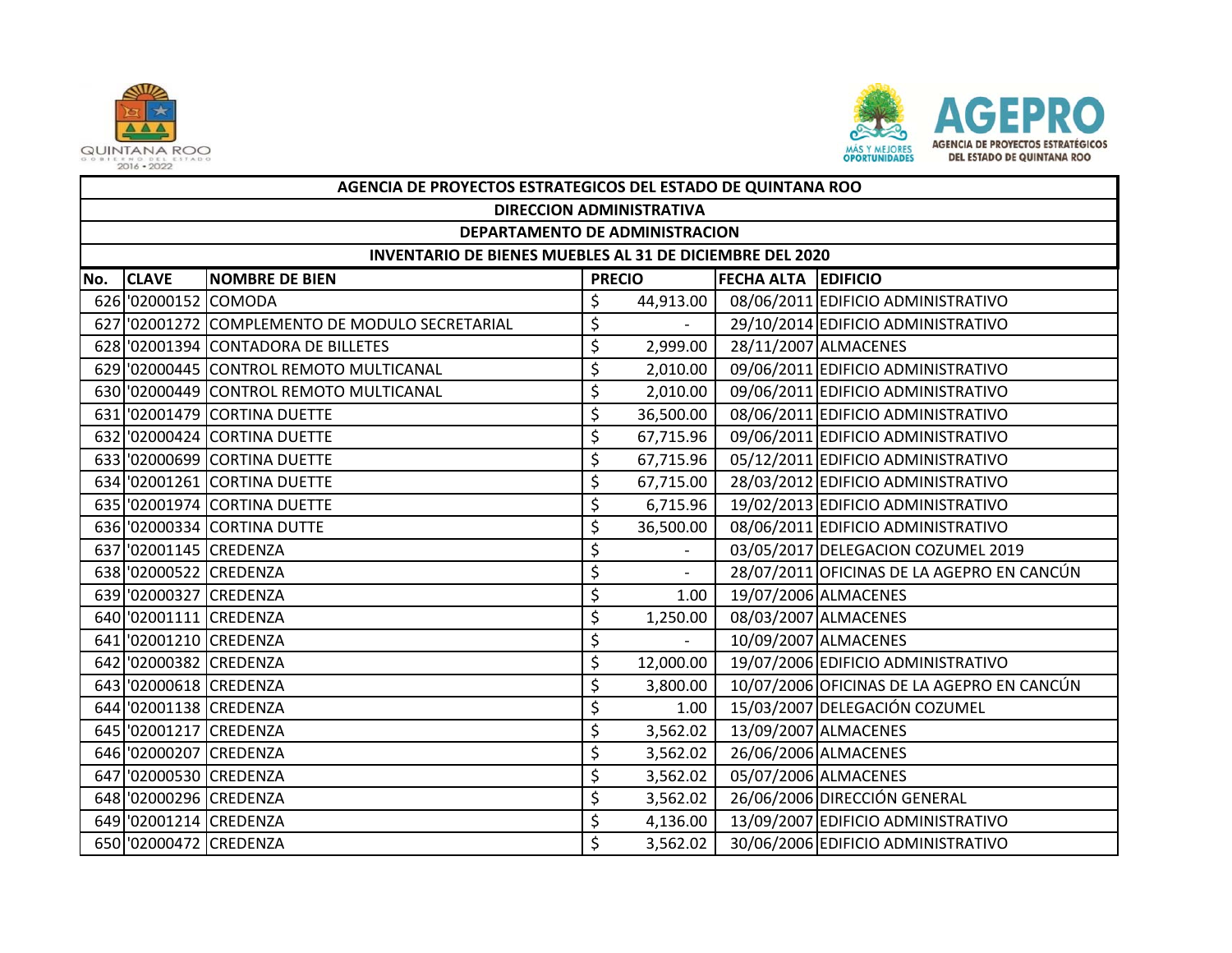| AGENCIA DE PROYECTOS ESTRATEGICOS DEL ESTADO DE QUINTANA ROO | | | | | |
|---|---|---|---|---|---|
| DIRECCION ADMINISTRATIVA | | | | | |
| DEPARTAMENTO DE ADMINISTRACION | | | | | |
| INVENTARIO DE BIENES MUEBLES AL 31 DE DICIEMBRE DEL 2020 | | | | | |
| **No.** | **CLAVE** | **NOMBRE DE BIEN** | **PRECIO** | **FECHA ALTA** | **EDIFICIO** |
| 626 | '02000152 | COMODA | $ 44,913.00 | 08/06/2011 | EDIFICIO ADMINISTRATIVO |
| 627 | '02001272 | COMPLEMENTO DE MODULO SECRETARIAL | $ - | 29/10/2014 | EDIFICIO ADMINISTRATIVO |
| 628 | '02001394 | CONTADORA DE BILLETES | $ 2,999.00 | 28/11/2007 | ALMACENES |
| 629 | '02000445 | CONTROL REMOTO MULTICANAL | $ 2,010.00 | 09/06/2011 | EDIFICIO ADMINISTRATIVO |
| 630 | '02000449 | CONTROL REMOTO MULTICANAL | $ 2,010.00 | 09/06/2011 | EDIFICIO ADMINISTRATIVO |
| 631 | '02001479 | CORTINA DUETTE | $ 36,500.00 | 08/06/2011 | EDIFICIO ADMINISTRATIVO |
| 632 | '02000424 | CORTINA DUETTE | $ 67,715.96 | 09/06/2011 | EDIFICIO ADMINISTRATIVO |
| 633 | '02000699 | CORTINA DUETTE | $ 67,715.96 | 05/12/2011 | EDIFICIO ADMINISTRATIVO |
| 634 | '02001261 | CORTINA DUETTE | $ 67,715.00 | 28/03/2012 | EDIFICIO ADMINISTRATIVO |
| 635 | '02001974 | CORTINA DUETTE | $ 6,715.96 | 19/02/2013 | EDIFICIO ADMINISTRATIVO |
| 636 | '02000334 | CORTINA DUTTE | $ 36,500.00 | 08/06/2011 | EDIFICIO ADMINISTRATIVO |
| 637 | '02001145 | CREDENZA | $ - | 03/05/2017 | DELEGACION COZUMEL 2019 |
| 638 | '02000522 | CREDENZA | $ - | 28/07/2011 | OFICINAS DE LA AGEPRO EN CANCÚN |
| 639 | '02000327 | CREDENZA | $ 1.00 | 19/07/2006 | ALMACENES |
| 640 | '02001111 | CREDENZA | $ 1,250.00 | 08/03/2007 | ALMACENES |
| 641 | '02001210 | CREDENZA | $ - | 10/09/2007 | ALMACENES |
| 642 | '02000382 | CREDENZA | $ 12,000.00 | 19/07/2006 | EDIFICIO ADMINISTRATIVO |
| 643 | '02000618 | CREDENZA | $ 3,800.00 | 10/07/2006 | OFICINAS DE LA AGEPRO EN CANCÚN |
| 644 | '02001138 | CREDENZA | $ 1.00 | 15/03/2007 | DELEGACIÓN COZUMEL |
| 645 | '02001217 | CREDENZA | $ 3,562.02 | 13/09/2007 | ALMACENES |
| 646 | '02000207 | CREDENZA | $ 3,562.02 | 26/06/2006 | ALMACENES |
| 647 | '02000530 | CREDENZA | $ 3,562.02 | 05/07/2006 | ALMACENES |
| 648 | '02000296 | CREDENZA | $ 3,562.02 | 26/06/2006 | DIRECCIÓN GENERAL |
| 649 | '02001214 | CREDENZA | $ 4,136.00 | 13/09/2007 | EDIFICIO ADMINISTRATIVO |
| 650 | '02000472 | CREDENZA | $ 3,562.02 | 30/06/2006 | EDIFICIO ADMINISTRATIVO |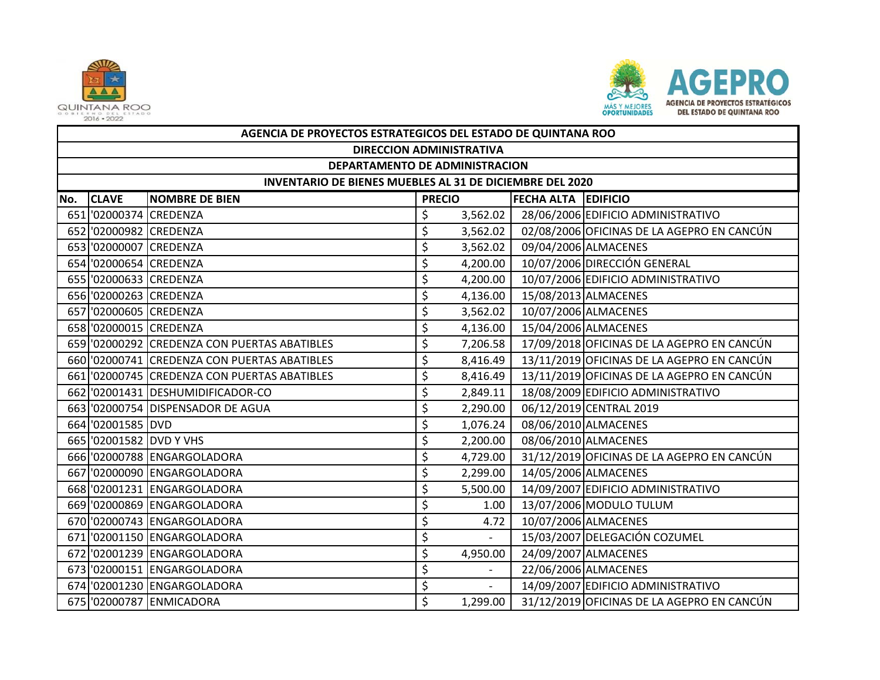| AGENCIA DE PROYECTOS ESTRATEGICOS DEL ESTADO DE QUINTANA ROO | | | | | |
|---|---|---|---|---|---|
| DIRECCION ADMINISTRATIVA | | | | | |
| DEPARTAMENTO DE ADMINISTRACION | | | | | |
| INVENTARIO DE BIENES MUEBLES AL 31 DE DICIEMBRE DEL 2020 | | | | | |
| No. | CLAVE | NOMBRE DE BIEN | PRECIO | FECHA ALTA | EDIFICIO |
| 651 | '02000374 | CREDENZA | $ 3,562.02 | 28/06/2006 | EDIFICIO ADMINISTRATIVO |
| 652 | '02000982 | CREDENZA | $ 3,562.02 | 02/08/2006 | OFICINAS DE LA AGEPRO EN CANCÚN |
| 653 | '02000007 | CREDENZA | $ 3,562.02 | 09/04/2006 | ALMACENES |
| 654 | '02000654 | CREDENZA | $ 4,200.00 | 10/07/2006 | DIRECCIÓN GENERAL |
| 655 | '02000633 | CREDENZA | $ 4,200.00 | 10/07/2006 | EDIFICIO ADMINISTRATIVO |
| 656 | '02000263 | CREDENZA | $ 4,136.00 | 15/08/2013 | ALMACENES |
| 657 | '02000605 | CREDENZA | $ 3,562.02 | 10/07/2006 | ALMACENES |
| 658 | '02000015 | CREDENZA | $ 4,136.00 | 15/04/2006 | ALMACENES |
| 659 | '02000292 | CREDENZA CON PUERTAS ABATIBLES | $ 7,206.58 | 17/09/2018 | OFICINAS DE LA AGEPRO EN CANCÚN |
| 660 | '02000741 | CREDENZA CON PUERTAS ABATIBLES | $ 8,416.49 | 13/11/2019 | OFICINAS DE LA AGEPRO EN CANCÚN |
| 661 | '02000745 | CREDENZA CON PUERTAS ABATIBLES | $ 8,416.49 | 13/11/2019 | OFICINAS DE LA AGEPRO EN CANCÚN |
| 662 | '02001431 | DESHUMIDIFICADOR-CO | $ 2,849.11 | 18/08/2009 | EDIFICIO ADMINISTRATIVO |
| 663 | '02000754 | DISPENSADOR DE AGUA | $ 2,290.00 | 06/12/2019 | CENTRAL 2019 |
| 664 | '02001585 | DVD | $ 1,076.24 | 08/06/2010 | ALMACENES |
| 665 | '02001582 | DVD Y VHS | $ 2,200.00 | 08/06/2010 | ALMACENES |
| 666 | '02000788 | ENGARGOLADORA | $ 4,729.00 | 31/12/2019 | OFICINAS DE LA AGEPRO EN CANCÚN |
| 667 | '02000090 | ENGARGOLADORA | $ 2,299.00 | 14/05/2006 | ALMACENES |
| 668 | '02001231 | ENGARGOLADORA | $ 5,500.00 | 14/09/2007 | EDIFICIO ADMINISTRATIVO |
| 669 | '02000869 | ENGARGOLADORA | $ 1.00 | 13/07/2006 | MODULO TULUM |
| 670 | '02000743 | ENGARGOLADORA | $ 4.72 | 10/07/2006 | ALMACENES |
| 671 | '02001150 | ENGARGOLADORA | $ - | 15/03/2007 | DELEGACIÓN COZUMEL |
| 672 | '02001239 | ENGARGOLADORA | $ 4,950.00 | 24/09/2007 | ALMACENES |
| 673 | '02000151 | ENGARGOLADORA | $ - | 22/06/2006 | ALMACENES |
| 674 | '02001230 | ENGARGOLADORA | $ - | 14/09/2007 | EDIFICIO ADMINISTRATIVO |
| 675 | '02000787 | ENMICADORA | $ 1,299.00 | 31/12/2019 | OFICINAS DE LA AGEPRO EN CANCÚN |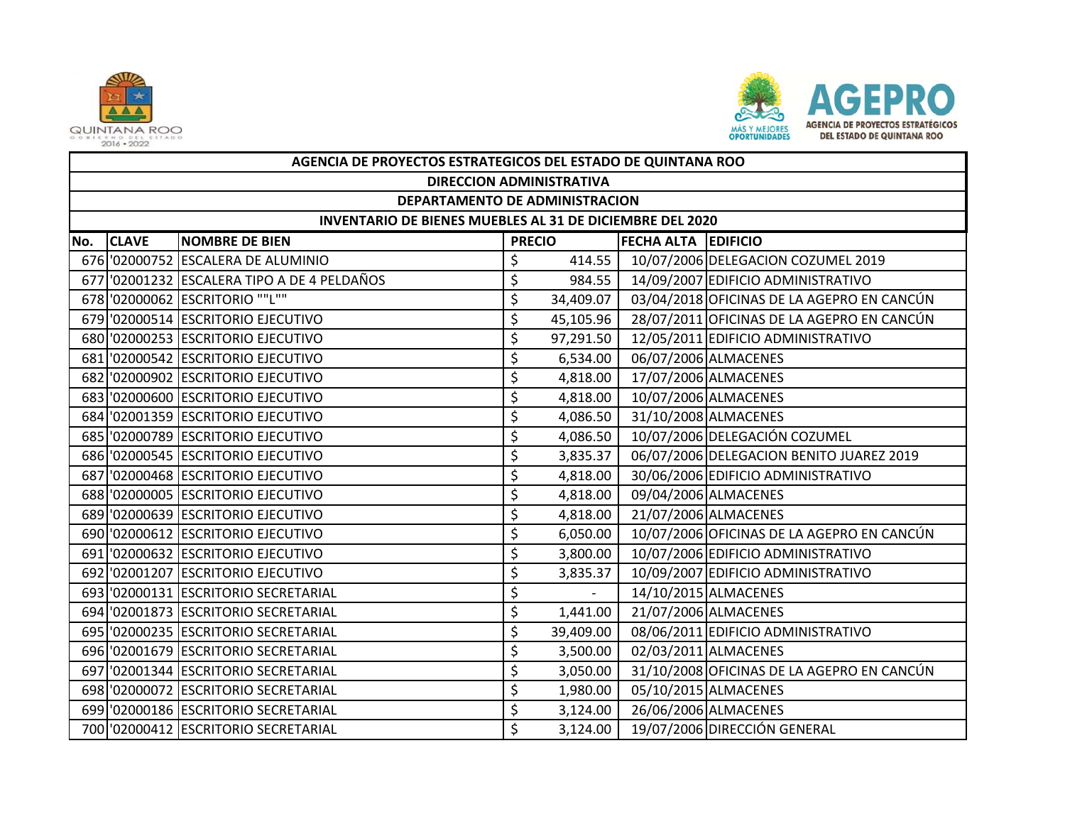| AGENCIA DE PROYECTOS ESTRATEGICOS DEL ESTADO DE QUINTANA ROO | | | | | |
|---|---|---|---|---|---|
| DIRECCION ADMINISTRATIVA | | | | | |
| DEPARTAMENTO DE ADMINISTRACION | | | | | |
| INVENTARIO DE BIENES MUEBLES AL 31 DE DICIEMBRE DEL 2020 | | | | | |
| No. | CLAVE | NOMBRE DE BIEN | PRECIO | FECHA ALTA | EDIFICIO |
| 676 | '02000752 | ESCALERA DE ALUMINIO | $ 414.55 | 10/07/2006 | DELEGACION COZUMEL 2019 |
| 677 | '02001232 | ESCALERA TIPO A DE 4 PELDAÑOS | $ 984.55 | 14/09/2007 | EDIFICIO ADMINISTRATIVO |
| 678 | '02000062 | ESCRITORIO ""L"" | $ 34,409.07 | 03/04/2018 | OFICINAS DE LA AGEPRO EN CANCÚN |
| 679 | '02000514 | ESCRITORIO EJECUTIVO | $ 45,105.96 | 28/07/2011 | OFICINAS DE LA AGEPRO EN CANCÚN |
| 680 | '02000253 | ESCRITORIO EJECUTIVO | $ 97,291.50 | 12/05/2011 | EDIFICIO ADMINISTRATIVO |
| 681 | '02000542 | ESCRITORIO EJECUTIVO | $ 6,534.00 | 06/07/2006 | ALMACENES |
| 682 | '02000902 | ESCRITORIO EJECUTIVO | $ 4,818.00 | 17/07/2006 | ALMACENES |
| 683 | '02000600 | ESCRITORIO EJECUTIVO | $ 4,818.00 | 10/07/2006 | ALMACENES |
| 684 | '02001359 | ESCRITORIO EJECUTIVO | $ 4,086.50 | 31/10/2008 | ALMACENES |
| 685 | '02000789 | ESCRITORIO EJECUTIVO | $ 4,086.50 | 10/07/2006 | DELEGACIÓN COZUMEL |
| 686 | '02000545 | ESCRITORIO EJECUTIVO | $ 3,835.37 | 06/07/2006 | DELEGACION BENITO JUAREZ 2019 |
| 687 | '02000468 | ESCRITORIO EJECUTIVO | $ 4,818.00 | 30/06/2006 | EDIFICIO ADMINISTRATIVO |
| 688 | '02000005 | ESCRITORIO EJECUTIVO | $ 4,818.00 | 09/04/2006 | ALMACENES |
| 689 | '02000639 | ESCRITORIO EJECUTIVO | $ 4,818.00 | 21/07/2006 | ALMACENES |
| 690 | '02000612 | ESCRITORIO EJECUTIVO | $ 6,050.00 | 10/07/2006 | OFICINAS DE LA AGEPRO EN CANCÚN |
| 691 | '02000632 | ESCRITORIO EJECUTIVO | $ 3,800.00 | 10/07/2006 | EDIFICIO ADMINISTRATIVO |
| 692 | '02001207 | ESCRITORIO EJECUTIVO | $ 3,835.37 | 10/09/2007 | EDIFICIO ADMINISTRATIVO |
| 693 | '02000131 | ESCRITORIO SECRETARIAL | $ - | 14/10/2015 | ALMACENES |
| 694 | '02001873 | ESCRITORIO SECRETARIAL | $ 1,441.00 | 21/07/2006 | ALMACENES |
| 695 | '02000235 | ESCRITORIO SECRETARIAL | $ 39,409.00 | 08/06/2011 | EDIFICIO ADMINISTRATIVO |
| 696 | '02001679 | ESCRITORIO SECRETARIAL | $ 3,500.00 | 02/03/2011 | ALMACENES |
| 697 | '02001344 | ESCRITORIO SECRETARIAL | $ 3,050.00 | 31/10/2008 | OFICINAS DE LA AGEPRO EN CANCÚN |
| 698 | '02000072 | ESCRITORIO SECRETARIAL | $ 1,980.00 | 05/10/2015 | ALMACENES |
| 699 | '02000186 | ESCRITORIO SECRETARIAL | $ 3,124.00 | 26/06/2006 | ALMACENES |
| 700 | '02000412 | ESCRITORIO SECRETARIAL | $ 3,124.00 | 19/07/2006 | DIRECCIÓN GENERAL |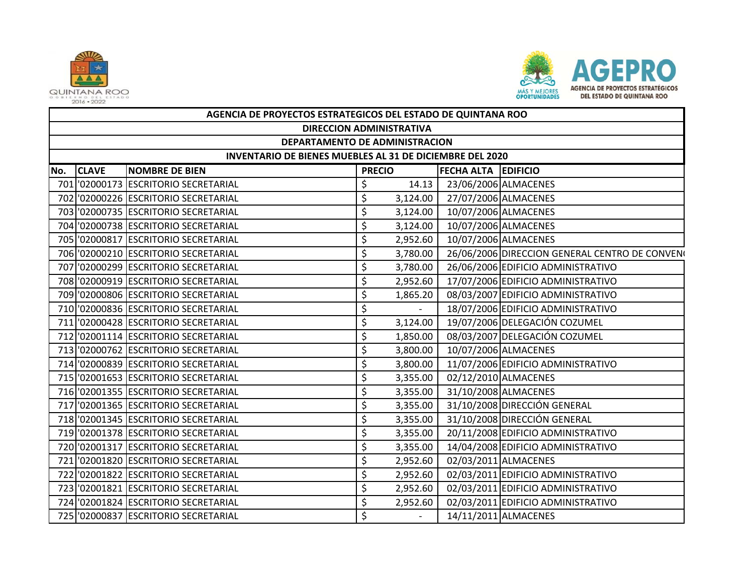| AGENCIA DE PROYECTOS ESTRATEGICOS DEL ESTADO DE QUINTANA ROO | | | | | |
|---|---|---|---|---|---|
| DIRECCION ADMINISTRATIVA | | | | | |
| DEPARTAMENTO DE ADMINISTRACION | | | | | |
| INVENTARIO DE BIENES MUEBLES AL 31 DE DICIEMBRE DEL 2020 | | | | | |
| **No.** | **CLAVE** | **NOMBRE DE BIEN** | **PRECIO** | **FECHA ALTA** | **EDIFICIO** |
| 701 | '02000173 | ESCRITORIO SECRETARIAL | $ 14.13 | 23/06/2006 | ALMACENES |
| 702 | '02000226 | ESCRITORIO SECRETARIAL | $ 3,124.00 | 27/07/2006 | ALMACENES |
| 703 | '02000735 | ESCRITORIO SECRETARIAL | $ 3,124.00 | 10/07/2006 | ALMACENES |
| 704 | '02000738 | ESCRITORIO SECRETARIAL | $ 3,124.00 | 10/07/2006 | ALMACENES |
| 705 | '02000817 | ESCRITORIO SECRETARIAL | $ 2,952.60 | 10/07/2006 | ALMACENES |
| 706 | '02000210 | ESCRITORIO SECRETARIAL | $ 3,780.00 | 26/06/2006 | DIRECCION GENERAL CENTRO DE CONVEN( |
| 707 | '02000299 | ESCRITORIO SECRETARIAL | $ 3,780.00 | 26/06/2006 | EDIFICIO ADMINISTRATIVO |
| 708 | '02000919 | ESCRITORIO SECRETARIAL | $ 2,952.60 | 17/07/2006 | EDIFICIO ADMINISTRATIVO |
| 709 | '02000806 | ESCRITORIO SECRETARIAL | $ 1,865.20 | 08/03/2007 | EDIFICIO ADMINISTRATIVO |
| 710 | '02000836 | ESCRITORIO SECRETARIAL | $ - | 18/07/2006 | EDIFICIO ADMINISTRATIVO |
| 711 | '02000428 | ESCRITORIO SECRETARIAL | $ 3,124.00 | 19/07/2006 | DELEGACIÓN COZUMEL |
| 712 | '02001114 | ESCRITORIO SECRETARIAL | $ 1,850.00 | 08/03/2007 | DELEGACIÓN COZUMEL |
| 713 | '02000762 | ESCRITORIO SECRETARIAL | $ 3,800.00 | 10/07/2006 | ALMACENES |
| 714 | '02000839 | ESCRITORIO SECRETARIAL | $ 3,800.00 | 11/07/2006 | EDIFICIO ADMINISTRATIVO |
| 715 | '02001653 | ESCRITORIO SECRETARIAL | $ 3,355.00 | 02/12/2010 | ALMACENES |
| 716 | '02001355 | ESCRITORIO SECRETARIAL | $ 3,355.00 | 31/10/2008 | ALMACENES |
| 717 | '02001365 | ESCRITORIO SECRETARIAL | $ 3,355.00 | 31/10/2008 | DIRECCIÓN GENERAL |
| 718 | '02001345 | ESCRITORIO SECRETARIAL | $ 3,355.00 | 31/10/2008 | DIRECCIÓN GENERAL |
| 719 | '02001378 | ESCRITORIO SECRETARIAL | $ 3,355.00 | 20/11/2008 | EDIFICIO ADMINISTRATIVO |
| 720 | '02001317 | ESCRITORIO SECRETARIAL | $ 3,355.00 | 14/04/2008 | EDIFICIO ADMINISTRATIVO |
| 721 | '02001820 | ESCRITORIO SECRETARIAL | $ 2,952.60 | 02/03/2011 | ALMACENES |
| 722 | '02001822 | ESCRITORIO SECRETARIAL | $ 2,952.60 | 02/03/2011 | EDIFICIO ADMINISTRATIVO |
| 723 | '02001821 | ESCRITORIO SECRETARIAL | $ 2,952.60 | 02/03/2011 | EDIFICIO ADMINISTRATIVO |
| 724 | '02001824 | ESCRITORIO SECRETARIAL | $ 2,952.60 | 02/03/2011 | EDIFICIO ADMINISTRATIVO |
| 725 | '02000837 | ESCRITORIO SECRETARIAL | $ - | 14/11/2011 | ALMACENES |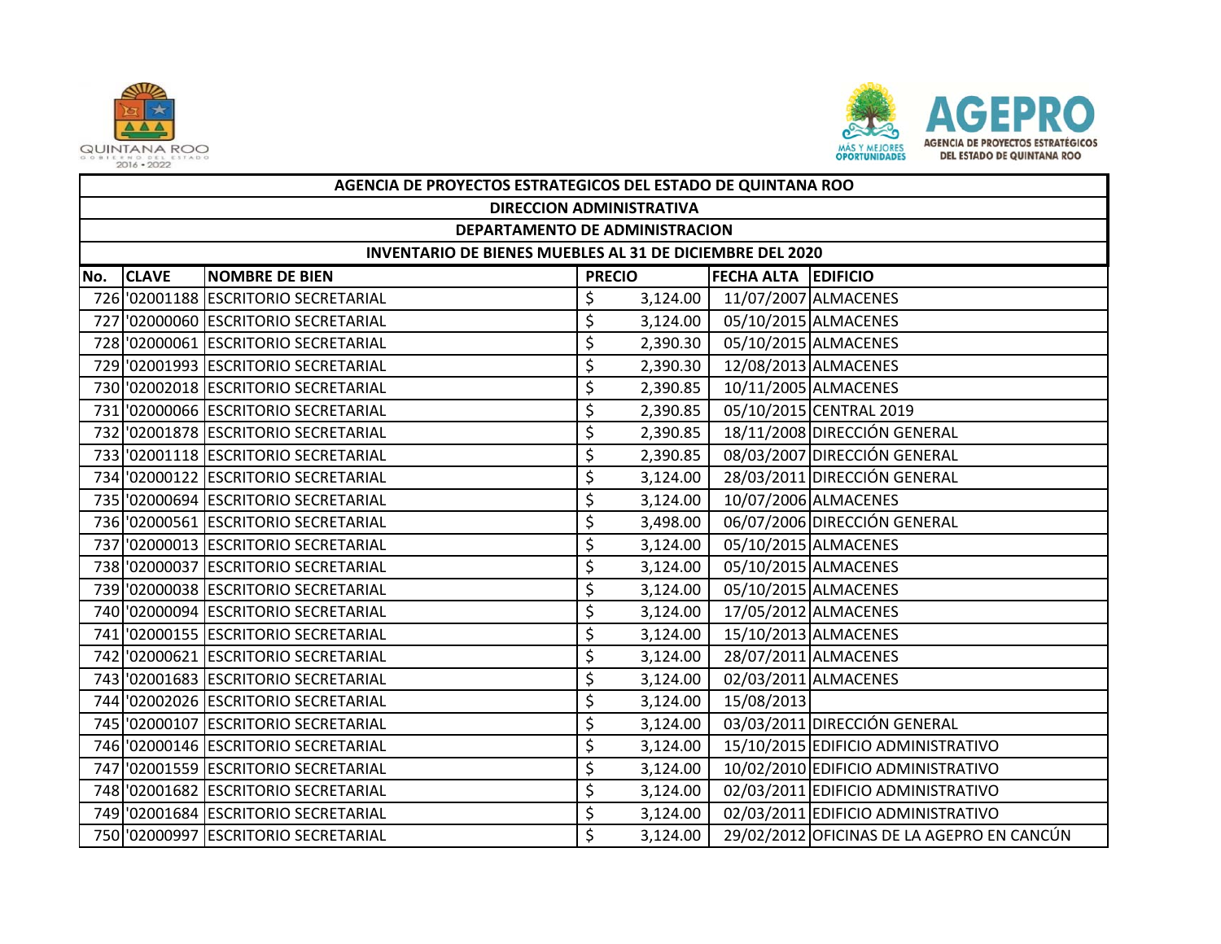| AGENCIA DE PROYECTOS ESTRATEGICOS DEL ESTADO DE QUINTANA ROO | | | | | |
|---|---|---|---|---|---|
| DIRECCION ADMINISTRATIVA | | | | | |
| DEPARTAMENTO DE ADMINISTRACION | | | | | |
| INVENTARIO DE BIENES MUEBLES AL 31 DE DICIEMBRE DEL 2020 | | | | | |
| **No.** | **CLAVE** | **NOMBRE DE BIEN** | **PRECIO** | **FECHA ALTA** | **EDIFICIO** |
| 726 | '02001188 | ESCRITORIO SECRETARIAL | $ 3,124.00 | 11/07/2007 | ALMACENES |
| 727 | '02000060 | ESCRITORIO SECRETARIAL | $ 3,124.00 | 05/10/2015 | ALMACENES |
| 728 | '02000061 | ESCRITORIO SECRETARIAL | $ 2,390.30 | 05/10/2015 | ALMACENES |
| 729 | '02001993 | ESCRITORIO SECRETARIAL | $ 2,390.30 | 12/08/2013 | ALMACENES |
| 730 | '02002018 | ESCRITORIO SECRETARIAL | $ 2,390.85 | 10/11/2005 | ALMACENES |
| 731 | '02000066 | ESCRITORIO SECRETARIAL | $ 2,390.85 | 05/10/2015 | CENTRAL 2019 |
| 732 | '02001878 | ESCRITORIO SECRETARIAL | $ 2,390.85 | 18/11/2008 | DIRECCIÓN GENERAL |
| 733 | '02001118 | ESCRITORIO SECRETARIAL | $ 2,390.85 | 08/03/2007 | DIRECCIÓN GENERAL |
| 734 | '02000122 | ESCRITORIO SECRETARIAL | $ 3,124.00 | 28/03/2011 | DIRECCIÓN GENERAL |
| 735 | '02000694 | ESCRITORIO SECRETARIAL | $ 3,124.00 | 10/07/2006 | ALMACENES |
| 736 | '02000561 | ESCRITORIO SECRETARIAL | $ 3,498.00 | 06/07/2006 | DIRECCIÓN GENERAL |
| 737 | '02000013 | ESCRITORIO SECRETARIAL | $ 3,124.00 | 05/10/2015 | ALMACENES |
| 738 | '02000037 | ESCRITORIO SECRETARIAL | $ 3,124.00 | 05/10/2015 | ALMACENES |
| 739 | '02000038 | ESCRITORIO SECRETARIAL | $ 3,124.00 | 05/10/2015 | ALMACENES |
| 740 | '02000094 | ESCRITORIO SECRETARIAL | $ 3,124.00 | 17/05/2012 | ALMACENES |
| 741 | '02000155 | ESCRITORIO SECRETARIAL | $ 3,124.00 | 15/10/2013 | ALMACENES |
| 742 | '02000621 | ESCRITORIO SECRETARIAL | $ 3,124.00 | 28/07/2011 | ALMACENES |
| 743 | '02001683 | ESCRITORIO SECRETARIAL | $ 3,124.00 | 02/03/2011 | ALMACENES |
| 744 | '02002026 | ESCRITORIO SECRETARIAL | $ 3,124.00 | 15/08/2013 | |
| 745 | '02000107 | ESCRITORIO SECRETARIAL | $ 3,124.00 | 03/03/2011 | DIRECCIÓN GENERAL |
| 746 | '02000146 | ESCRITORIO SECRETARIAL | $ 3,124.00 | 15/10/2015 | EDIFICIO ADMINISTRATIVO |
| 747 | '02001559 | ESCRITORIO SECRETARIAL | $ 3,124.00 | 10/02/2010 | EDIFICIO ADMINISTRATIVO |
| 748 | '02001682 | ESCRITORIO SECRETARIAL | $ 3,124.00 | 02/03/2011 | EDIFICIO ADMINISTRATIVO |
| 749 | '02001684 | ESCRITORIO SECRETARIAL | $ 3,124.00 | 02/03/2011 | EDIFICIO ADMINISTRATIVO |
| 750 | '02000997 | ESCRITORIO SECRETARIAL | $ 3,124.00 | 29/02/2012 | OFICINAS DE LA AGEPRO EN CANCÚN |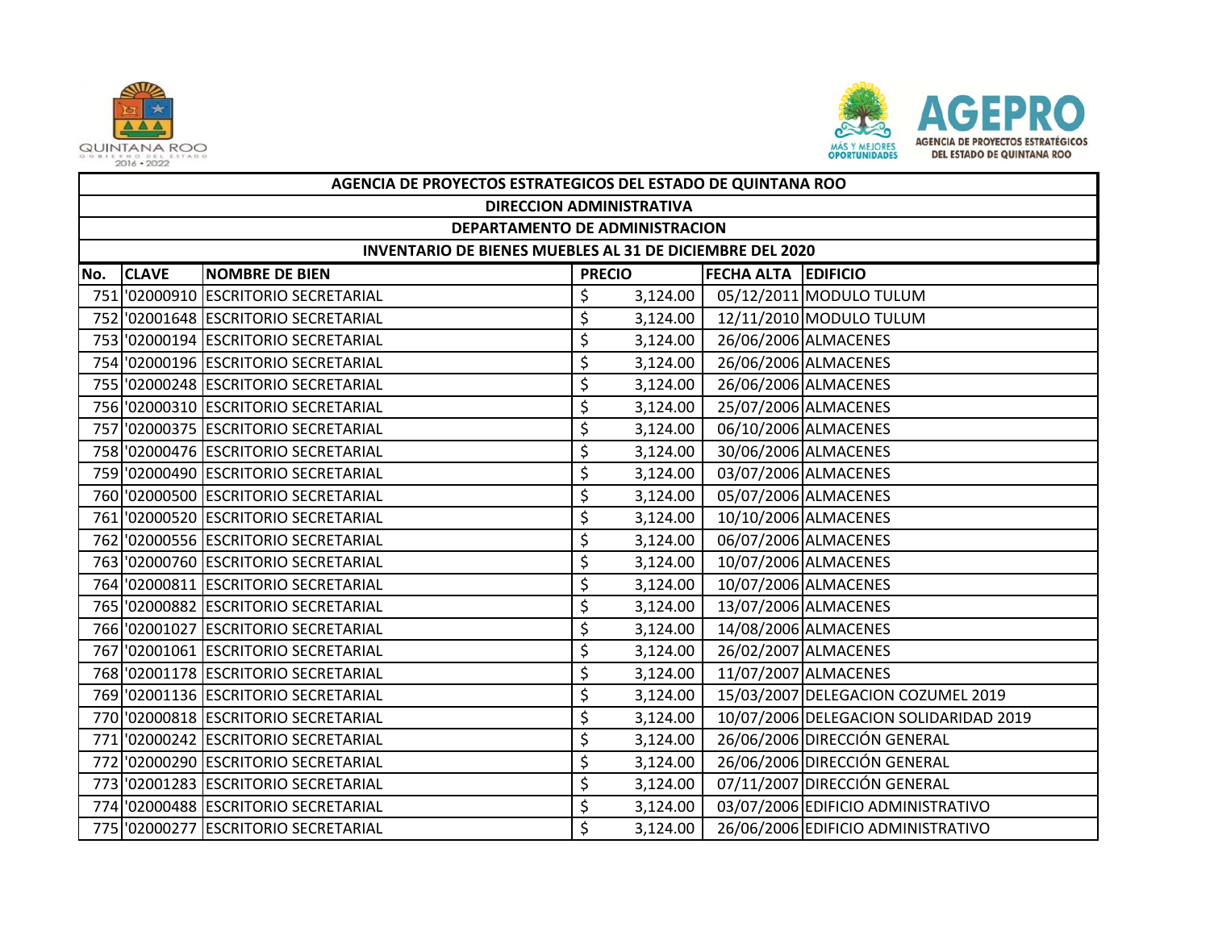| AGENCIA DE PROYECTOS ESTRATEGICOS DEL ESTADO DE QUINTANA ROO | | | | | |
|---|---|---|---|---|---|
| DIRECCION ADMINISTRATIVA | | | | | |
| DEPARTAMENTO DE ADMINISTRACION | | | | | |
| INVENTARIO DE BIENES MUEBLES AL 31 DE DICIEMBRE DEL 2020 | | | | | |
| **No.** | **CLAVE** | **NOMBRE DE BIEN** | **PRECIO** | **FECHA ALTA** | **EDIFICIO** |
| 751 | '02000910 | ESCRITORIO SECRETARIAL | $ 3,124.00 | 05/12/2011 | MODULO TULUM |
| 752 | '02001648 | ESCRITORIO SECRETARIAL | $ 3,124.00 | 12/11/2010 | MODULO TULUM |
| 753 | '02000194 | ESCRITORIO SECRETARIAL | $ 3,124.00 | 26/06/2006 | ALMACENES |
| 754 | '02000196 | ESCRITORIO SECRETARIAL | $ 3,124.00 | 26/06/2006 | ALMACENES |
| 755 | '02000248 | ESCRITORIO SECRETARIAL | $ 3,124.00 | 26/06/2006 | ALMACENES |
| 756 | '02000310 | ESCRITORIO SECRETARIAL | $ 3,124.00 | 25/07/2006 | ALMACENES |
| 757 | '02000375 | ESCRITORIO SECRETARIAL | $ 3,124.00 | 06/10/2006 | ALMACENES |
| 758 | '02000476 | ESCRITORIO SECRETARIAL | $ 3,124.00 | 30/06/2006 | ALMACENES |
| 759 | '02000490 | ESCRITORIO SECRETARIAL | $ 3,124.00 | 03/07/2006 | ALMACENES |
| 760 | '02000500 | ESCRITORIO SECRETARIAL | $ 3,124.00 | 05/07/2006 | ALMACENES |
| 761 | '02000520 | ESCRITORIO SECRETARIAL | $ 3,124.00 | 10/10/2006 | ALMACENES |
| 762 | '02000556 | ESCRITORIO SECRETARIAL | $ 3,124.00 | 06/07/2006 | ALMACENES |
| 763 | '02000760 | ESCRITORIO SECRETARIAL | $ 3,124.00 | 10/07/2006 | ALMACENES |
| 764 | '02000811 | ESCRITORIO SECRETARIAL | $ 3,124.00 | 10/07/2006 | ALMACENES |
| 765 | '02000882 | ESCRITORIO SECRETARIAL | $ 3,124.00 | 13/07/2006 | ALMACENES |
| 766 | '02001027 | ESCRITORIO SECRETARIAL | $ 3,124.00 | 14/08/2006 | ALMACENES |
| 767 | '02001061 | ESCRITORIO SECRETARIAL | $ 3,124.00 | 26/02/2007 | ALMACENES |
| 768 | '02001178 | ESCRITORIO SECRETARIAL | $ 3,124.00 | 11/07/2007 | ALMACENES |
| 769 | '02001136 | ESCRITORIO SECRETARIAL | $ 3,124.00 | 15/03/2007 | DELEGACION COZUMEL 2019 |
| 770 | '02000818 | ESCRITORIO SECRETARIAL | $ 3,124.00 | 10/07/2006 | DELEGACION SOLIDARIDAD 2019 |
| 771 | '02000242 | ESCRITORIO SECRETARIAL | $ 3,124.00 | 26/06/2006 | DIRECCIÓN GENERAL |
| 772 | '02000290 | ESCRITORIO SECRETARIAL | $ 3,124.00 | 26/06/2006 | DIRECCIÓN GENERAL |
| 773 | '02001283 | ESCRITORIO SECRETARIAL | $ 3,124.00 | 07/11/2007 | DIRECCIÓN GENERAL |
| 774 | '02000488 | ESCRITORIO SECRETARIAL | $ 3,124.00 | 03/07/2006 | EDIFICIO ADMINISTRATIVO |
| 775 | '02000277 | ESCRITORIO SECRETARIAL | $ 3,124.00 | 26/06/2006 | EDIFICIO ADMINISTRATIVO |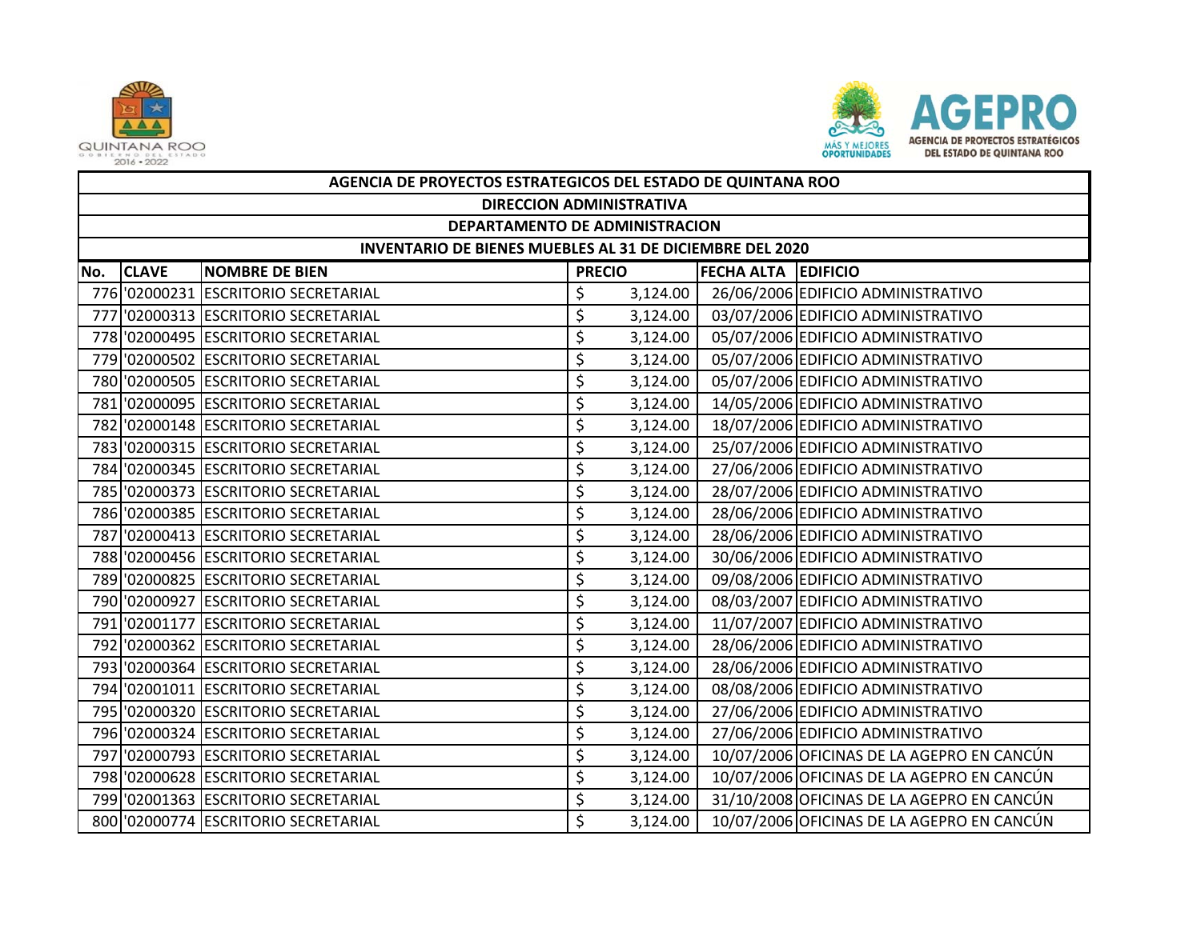| AGENCIA DE PROYECTOS ESTRATEGICOS DEL ESTADO DE QUINTANA ROO | | | | | |
|---|---|---|---|---|---|
| DIRECCION ADMINISTRATIVA | | | | | |
| DEPARTAMENTO DE ADMINISTRACION | | | | | |
| INVENTARIO DE BIENES MUEBLES AL 31 DE DICIEMBRE DEL 2020 | | | | | |
| No. | CLAVE | NOMBRE DE BIEN | PRECIO | FECHA ALTA | EDIFICIO |
| 776 | '02000231 | ESCRITORIO SECRETARIAL | $ 3,124.00 | 26/06/2006 | EDIFICIO ADMINISTRATIVO |
| 777 | '02000313 | ESCRITORIO SECRETARIAL | $ 3,124.00 | 03/07/2006 | EDIFICIO ADMINISTRATIVO |
| 778 | '02000495 | ESCRITORIO SECRETARIAL | $ 3,124.00 | 05/07/2006 | EDIFICIO ADMINISTRATIVO |
| 779 | '02000502 | ESCRITORIO SECRETARIAL | $ 3,124.00 | 05/07/2006 | EDIFICIO ADMINISTRATIVO |
| 780 | '02000505 | ESCRITORIO SECRETARIAL | $ 3,124.00 | 05/07/2006 | EDIFICIO ADMINISTRATIVO |
| 781 | '02000095 | ESCRITORIO SECRETARIAL | $ 3,124.00 | 14/05/2006 | EDIFICIO ADMINISTRATIVO |
| 782 | '02000148 | ESCRITORIO SECRETARIAL | $ 3,124.00 | 18/07/2006 | EDIFICIO ADMINISTRATIVO |
| 783 | '02000315 | ESCRITORIO SECRETARIAL | $ 3,124.00 | 25/07/2006 | EDIFICIO ADMINISTRATIVO |
| 784 | '02000345 | ESCRITORIO SECRETARIAL | $ 3,124.00 | 27/06/2006 | EDIFICIO ADMINISTRATIVO |
| 785 | '02000373 | ESCRITORIO SECRETARIAL | $ 3,124.00 | 28/07/2006 | EDIFICIO ADMINISTRATIVO |
| 786 | '02000385 | ESCRITORIO SECRETARIAL | $ 3,124.00 | 28/06/2006 | EDIFICIO ADMINISTRATIVO |
| 787 | '02000413 | ESCRITORIO SECRETARIAL | $ 3,124.00 | 28/06/2006 | EDIFICIO ADMINISTRATIVO |
| 788 | '02000456 | ESCRITORIO SECRETARIAL | $ 3,124.00 | 30/06/2006 | EDIFICIO ADMINISTRATIVO |
| 789 | '02000825 | ESCRITORIO SECRETARIAL | $ 3,124.00 | 09/08/2006 | EDIFICIO ADMINISTRATIVO |
| 790 | '02000927 | ESCRITORIO SECRETARIAL | $ 3,124.00 | 08/03/2007 | EDIFICIO ADMINISTRATIVO |
| 791 | '02001177 | ESCRITORIO SECRETARIAL | $ 3,124.00 | 11/07/2007 | EDIFICIO ADMINISTRATIVO |
| 792 | '02000362 | ESCRITORIO SECRETARIAL | $ 3,124.00 | 28/06/2006 | EDIFICIO ADMINISTRATIVO |
| 793 | '02000364 | ESCRITORIO SECRETARIAL | $ 3,124.00 | 28/06/2006 | EDIFICIO ADMINISTRATIVO |
| 794 | '02001011 | ESCRITORIO SECRETARIAL | $ 3,124.00 | 08/08/2006 | EDIFICIO ADMINISTRATIVO |
| 795 | '02000320 | ESCRITORIO SECRETARIAL | $ 3,124.00 | 27/06/2006 | EDIFICIO ADMINISTRATIVO |
| 796 | '02000324 | ESCRITORIO SECRETARIAL | $ 3,124.00 | 27/06/2006 | EDIFICIO ADMINISTRATIVO |
| 797 | '02000793 | ESCRITORIO SECRETARIAL | $ 3,124.00 | 10/07/2006 | OFICINAS DE LA AGEPRO EN CANCÚN |
| 798 | '02000628 | ESCRITORIO SECRETARIAL | $ 3,124.00 | 10/07/2006 | OFICINAS DE LA AGEPRO EN CANCÚN |
| 799 | '02001363 | ESCRITORIO SECRETARIAL | $ 3,124.00 | 31/10/2008 | OFICINAS DE LA AGEPRO EN CANCÚN |
| 800 | '02000774 | ESCRITORIO SECRETARIAL | $ 3,124.00 | 10/07/2006 | OFICINAS DE LA AGEPRO EN CANCÚN |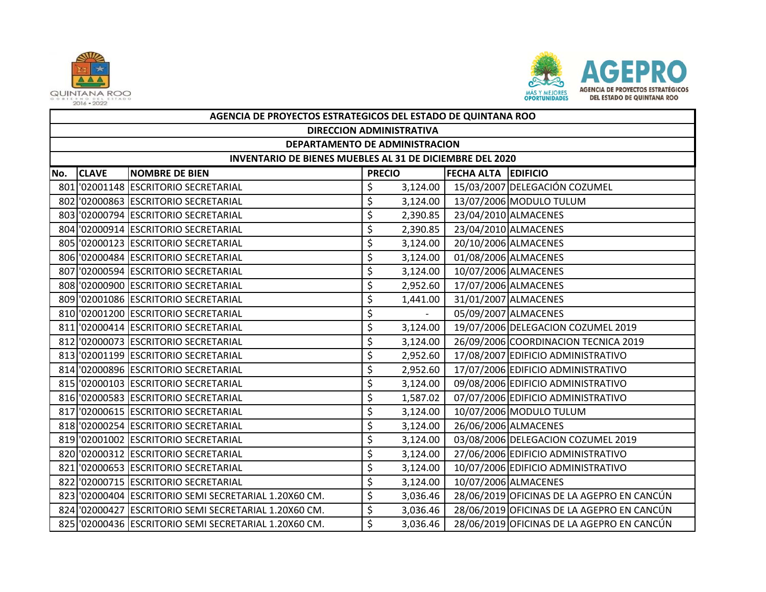| AGENCIA DE PROYECTOS ESTRATEGICOS DEL ESTADO DE QUINTANA ROO | | | | | |
|---|---|---|---|---|---|
| DIRECCION ADMINISTRATIVA | | | | | |
| DEPARTAMENTO DE ADMINISTRACION | | | | | |
| INVENTARIO DE BIENES MUEBLES AL 31 DE DICIEMBRE DEL 2020 | | | | | |
| **No.** | **CLAVE** | **NOMBRE DE BIEN** | **PRECIO** | **FECHA ALTA** | **EDIFICIO** |
| 801 | '02001148 | ESCRITORIO SECRETARIAL | $ 3,124.00 | 15/03/2007 | DELEGACIÓN COZUMEL |
| 802 | '02000863 | ESCRITORIO SECRETARIAL | $ 3,124.00 | 13/07/2006 | MODULO TULUM |
| 803 | '02000794 | ESCRITORIO SECRETARIAL | $ 2,390.85 | 23/04/2010 | ALMACENES |
| 804 | '02000914 | ESCRITORIO SECRETARIAL | $ 2,390.85 | 23/04/2010 | ALMACENES |
| 805 | '02000123 | ESCRITORIO SECRETARIAL | $ 3,124.00 | 20/10/2006 | ALMACENES |
| 806 | '02000484 | ESCRITORIO SECRETARIAL | $ 3,124.00 | 01/08/2006 | ALMACENES |
| 807 | '02000594 | ESCRITORIO SECRETARIAL | $ 3,124.00 | 10/07/2006 | ALMACENES |
| 808 | '02000900 | ESCRITORIO SECRETARIAL | $ 2,952.60 | 17/07/2006 | ALMACENES |
| 809 | '02001086 | ESCRITORIO SECRETARIAL | $ 1,441.00 | 31/01/2007 | ALMACENES |
| 810 | '02001200 | ESCRITORIO SECRETARIAL | $ - | 05/09/2007 | ALMACENES |
| 811 | '02000414 | ESCRITORIO SECRETARIAL | $ 3,124.00 | 19/07/2006 | DELEGACION COZUMEL 2019 |
| 812 | '02000073 | ESCRITORIO SECRETARIAL | $ 3,124.00 | 26/09/2006 | COORDINACION TECNICA 2019 |
| 813 | '02001199 | ESCRITORIO SECRETARIAL | $ 2,952.60 | 17/08/2007 | EDIFICIO ADMINISTRATIVO |
| 814 | '02000896 | ESCRITORIO SECRETARIAL | $ 2,952.60 | 17/07/2006 | EDIFICIO ADMINISTRATIVO |
| 815 | '02000103 | ESCRITORIO SECRETARIAL | $ 3,124.00 | 09/08/2006 | EDIFICIO ADMINISTRATIVO |
| 816 | '02000583 | ESCRITORIO SECRETARIAL | $ 1,587.02 | 07/07/2006 | EDIFICIO ADMINISTRATIVO |
| 817 | '02000615 | ESCRITORIO SECRETARIAL | $ 3,124.00 | 10/07/2006 | MODULO TULUM |
| 818 | '02000254 | ESCRITORIO SECRETARIAL | $ 3,124.00 | 26/06/2006 | ALMACENES |
| 819 | '02001002 | ESCRITORIO SECRETARIAL | $ 3,124.00 | 03/08/2006 | DELEGACION COZUMEL 2019 |
| 820 | '02000312 | ESCRITORIO SECRETARIAL | $ 3,124.00 | 27/06/2006 | EDIFICIO ADMINISTRATIVO |
| 821 | '02000653 | ESCRITORIO SECRETARIAL | $ 3,124.00 | 10/07/2006 | EDIFICIO ADMINISTRATIVO |
| 822 | '02000715 | ESCRITORIO SECRETARIAL | $ 3,124.00 | 10/07/2006 | ALMACENES |
| 823 | '02000404 | ESCRITORIO SEMI SECRETARIAL 1.20X60 CM. | $ 3,036.46 | 28/06/2019 | OFICINAS DE LA AGEPRO EN CANCÚN |
| 824 | '02000427 | ESCRITORIO SEMI SECRETARIAL 1.20X60 CM. | $ 3,036.46 | 28/06/2019 | OFICINAS DE LA AGEPRO EN CANCÚN |
| 825 | '02000436 | ESCRITORIO SEMI SECRETARIAL 1.20X60 CM. | $ 3,036.46 | 28/06/2019 | OFICINAS DE LA AGEPRO EN CANCÚN |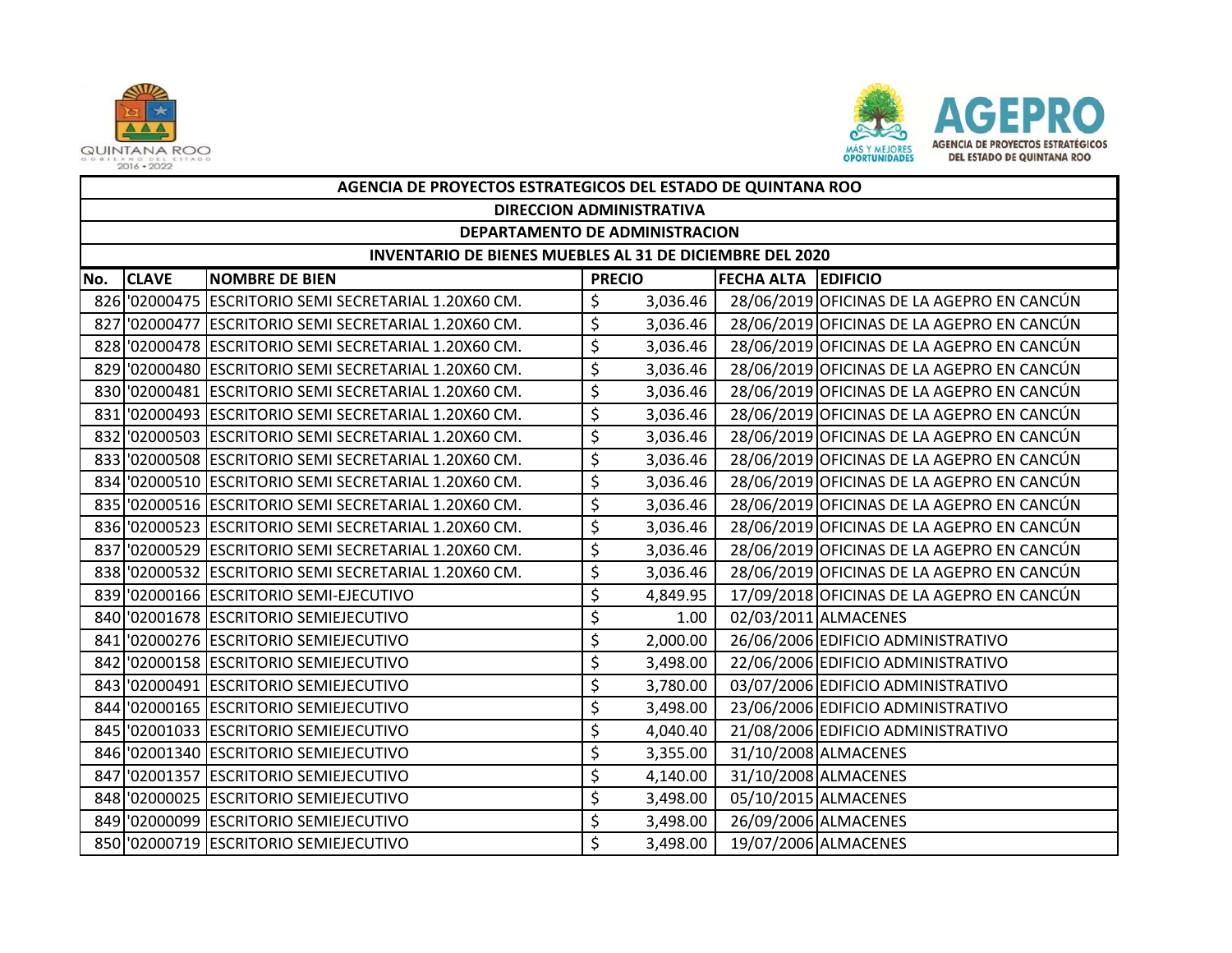| AGENCIA DE PROYECTOS ESTRATEGICOS DEL ESTADO DE QUINTANA ROO | | | | | |
|---|---|---|---|---|---|
| DIRECCION ADMINISTRATIVA | | | | | |
| DEPARTAMENTO DE ADMINISTRACION | | | | | |
| INVENTARIO DE BIENES MUEBLES AL 31 DE DICIEMBRE DEL 2020 | | | | | |
| No. | CLAVE | NOMBRE DE BIEN | PRECIO | FECHA ALTA | EDIFICIO |
| 826 | '02000475 | ESCRITORIO SEMI SECRETARIAL 1.20X60 CM. | $ 3,036.46 | 28/06/2019 | OFICINAS DE LA AGEPRO EN CANCÚN |
| 827 | '02000477 | ESCRITORIO SEMI SECRETARIAL 1.20X60 CM. | $ 3,036.46 | 28/06/2019 | OFICINAS DE LA AGEPRO EN CANCÚN |
| 828 | '02000478 | ESCRITORIO SEMI SECRETARIAL 1.20X60 CM. | $ 3,036.46 | 28/06/2019 | OFICINAS DE LA AGEPRO EN CANCÚN |
| 829 | '02000480 | ESCRITORIO SEMI SECRETARIAL 1.20X60 CM. | $ 3,036.46 | 28/06/2019 | OFICINAS DE LA AGEPRO EN CANCÚN |
| 830 | '02000481 | ESCRITORIO SEMI SECRETARIAL 1.20X60 CM. | $ 3,036.46 | 28/06/2019 | OFICINAS DE LA AGEPRO EN CANCÚN |
| 831 | '02000493 | ESCRITORIO SEMI SECRETARIAL 1.20X60 CM. | $ 3,036.46 | 28/06/2019 | OFICINAS DE LA AGEPRO EN CANCÚN |
| 832 | '02000503 | ESCRITORIO SEMI SECRETARIAL 1.20X60 CM. | $ 3,036.46 | 28/06/2019 | OFICINAS DE LA AGEPRO EN CANCÚN |
| 833 | '02000508 | ESCRITORIO SEMI SECRETARIAL 1.20X60 CM. | $ 3,036.46 | 28/06/2019 | OFICINAS DE LA AGEPRO EN CANCÚN |
| 834 | '02000510 | ESCRITORIO SEMI SECRETARIAL 1.20X60 CM. | $ 3,036.46 | 28/06/2019 | OFICINAS DE LA AGEPRO EN CANCÚN |
| 835 | '02000516 | ESCRITORIO SEMI SECRETARIAL 1.20X60 CM. | $ 3,036.46 | 28/06/2019 | OFICINAS DE LA AGEPRO EN CANCÚN |
| 836 | '02000523 | ESCRITORIO SEMI SECRETARIAL 1.20X60 CM. | $ 3,036.46 | 28/06/2019 | OFICINAS DE LA AGEPRO EN CANCÚN |
| 837 | '02000529 | ESCRITORIO SEMI SECRETARIAL 1.20X60 CM. | $ 3,036.46 | 28/06/2019 | OFICINAS DE LA AGEPRO EN CANCÚN |
| 838 | '02000532 | ESCRITORIO SEMI SECRETARIAL 1.20X60 CM. | $ 3,036.46 | 28/06/2019 | OFICINAS DE LA AGEPRO EN CANCÚN |
| 839 | '02000166 | ESCRITORIO SEMI-EJECUTIVO | $ 4,849.95 | 17/09/2018 | OFICINAS DE LA AGEPRO EN CANCÚN |
| 840 | '02001678 | ESCRITORIO SEMIEJECUTIVO | $ 1.00 | 02/03/2011 | ALMACENES |
| 841 | '02000276 | ESCRITORIO SEMIEJECUTIVO | $ 2,000.00 | 26/06/2006 | EDIFICIO ADMINISTRATIVO |
| 842 | '02000158 | ESCRITORIO SEMIEJECUTIVO | $ 3,498.00 | 22/06/2006 | EDIFICIO ADMINISTRATIVO |
| 843 | '02000491 | ESCRITORIO SEMIEJECUTIVO | $ 3,780.00 | 03/07/2006 | EDIFICIO ADMINISTRATIVO |
| 844 | '02000165 | ESCRITORIO SEMIEJECUTIVO | $ 3,498.00 | 23/06/2006 | EDIFICIO ADMINISTRATIVO |
| 845 | '02001033 | ESCRITORIO SEMIEJECUTIVO | $ 4,040.40 | 21/08/2006 | EDIFICIO ADMINISTRATIVO |
| 846 | '02001340 | ESCRITORIO SEMIEJECUTIVO | $ 3,355.00 | 31/10/2008 | ALMACENES |
| 847 | '02001357 | ESCRITORIO SEMIEJECUTIVO | $ 4,140.00 | 31/10/2008 | ALMACENES |
| 848 | '02000025 | ESCRITORIO SEMIEJECUTIVO | $ 3,498.00 | 05/10/2015 | ALMACENES |
| 849 | '02000099 | ESCRITORIO SEMIEJECUTIVO | $ 3,498.00 | 26/09/2006 | ALMACENES |
| 850 | '02000719 | ESCRITORIO SEMIEJECUTIVO | $ 3,498.00 | 19/07/2006 | ALMACENES |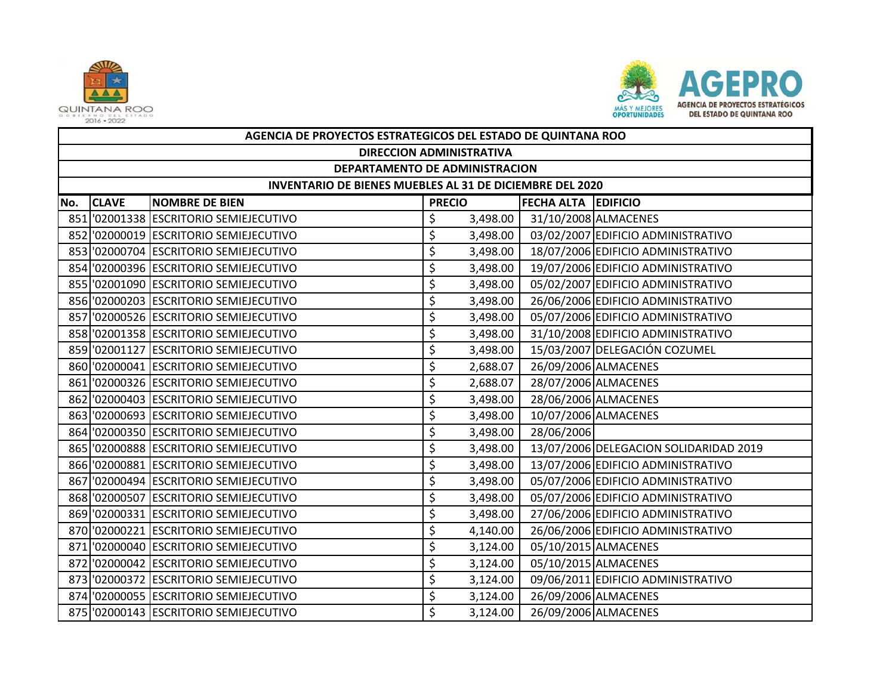| AGENCIA DE PROYECTOS ESTRATEGICOS DEL ESTADO DE QUINTANA ROO | | | | | |
|---|---|---|---|---|---|
| DIRECCION ADMINISTRATIVA | | | | | |
| DEPARTAMENTO DE ADMINISTRACION | | | | | |
| INVENTARIO DE BIENES MUEBLES AL 31 DE DICIEMBRE DEL 2020 | | | | | |
| **No.** | **CLAVE** | **NOMBRE DE BIEN** | **PRECIO** | **FECHA ALTA** | **EDIFICIO** |
| 851 | '02001338 | ESCRITORIO SEMIEJECUTIVO | $ 3,498.00 | 31/10/2008 | ALMACENES |
| 852 | '02000019 | ESCRITORIO SEMIEJECUTIVO | $ 3,498.00 | 03/02/2007 | EDIFICIO ADMINISTRATIVO |
| 853 | '02000704 | ESCRITORIO SEMIEJECUTIVO | $ 3,498.00 | 18/07/2006 | EDIFICIO ADMINISTRATIVO |
| 854 | '02000396 | ESCRITORIO SEMIEJECUTIVO | $ 3,498.00 | 19/07/2006 | EDIFICIO ADMINISTRATIVO |
| 855 | '02001090 | ESCRITORIO SEMIEJECUTIVO | $ 3,498.00 | 05/02/2007 | EDIFICIO ADMINISTRATIVO |
| 856 | '02000203 | ESCRITORIO SEMIEJECUTIVO | $ 3,498.00 | 26/06/2006 | EDIFICIO ADMINISTRATIVO |
| 857 | '02000526 | ESCRITORIO SEMIEJECUTIVO | $ 3,498.00 | 05/07/2006 | EDIFICIO ADMINISTRATIVO |
| 858 | '02001358 | ESCRITORIO SEMIEJECUTIVO | $ 3,498.00 | 31/10/2008 | EDIFICIO ADMINISTRATIVO |
| 859 | '02001127 | ESCRITORIO SEMIEJECUTIVO | $ 3,498.00 | 15/03/2007 | DELEGACIÓN COZUMEL |
| 860 | '02000041 | ESCRITORIO SEMIEJECUTIVO | $ 2,688.07 | 26/09/2006 | ALMACENES |
| 861 | '02000326 | ESCRITORIO SEMIEJECUTIVO | $ 2,688.07 | 28/07/2006 | ALMACENES |
| 862 | '02000403 | ESCRITORIO SEMIEJECUTIVO | $ 3,498.00 | 28/06/2006 | ALMACENES |
| 863 | '02000693 | ESCRITORIO SEMIEJECUTIVO | $ 3,498.00 | 10/07/2006 | ALMACENES |
| 864 | '02000350 | ESCRITORIO SEMIEJECUTIVO | $ 3,498.00 | 28/06/2006 | |
| 865 | '02000888 | ESCRITORIO SEMIEJECUTIVO | $ 3,498.00 | 13/07/2006 | DELEGACION SOLIDARIDAD 2019 |
| 866 | '02000881 | ESCRITORIO SEMIEJECUTIVO | $ 3,498.00 | 13/07/2006 | EDIFICIO ADMINISTRATIVO |
| 867 | '02000494 | ESCRITORIO SEMIEJECUTIVO | $ 3,498.00 | 05/07/2006 | EDIFICIO ADMINISTRATIVO |
| 868 | '02000507 | ESCRITORIO SEMIEJECUTIVO | $ 3,498.00 | 05/07/2006 | EDIFICIO ADMINISTRATIVO |
| 869 | '02000331 | ESCRITORIO SEMIEJECUTIVO | $ 3,498.00 | 27/06/2006 | EDIFICIO ADMINISTRATIVO |
| 870 | '02000221 | ESCRITORIO SEMIEJECUTIVO | $ 4,140.00 | 26/06/2006 | EDIFICIO ADMINISTRATIVO |
| 871 | '02000040 | ESCRITORIO SEMIEJECUTIVO | $ 3,124.00 | 05/10/2015 | ALMACENES |
| 872 | '02000042 | ESCRITORIO SEMIEJECUTIVO | $ 3,124.00 | 05/10/2015 | ALMACENES |
| 873 | '02000372 | ESCRITORIO SEMIEJECUTIVO | $ 3,124.00 | 09/06/2011 | EDIFICIO ADMINISTRATIVO |
| 874 | '02000055 | ESCRITORIO SEMIEJECUTIVO | $ 3,124.00 | 26/09/2006 | ALMACENES |
| 875 | '02000143 | ESCRITORIO SEMIEJECUTIVO | $ 3,124.00 | 26/09/2006 | ALMACENES |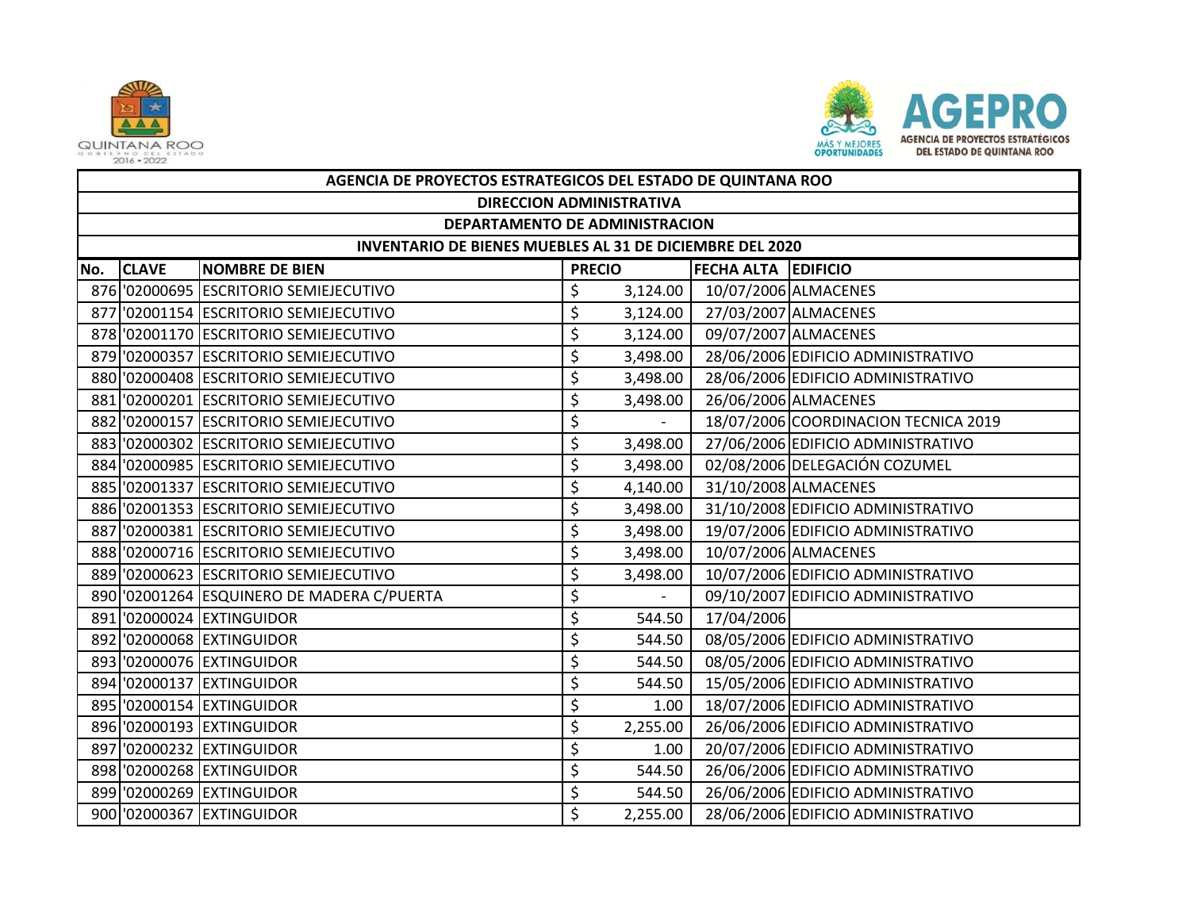| AGENCIA DE PROYECTOS ESTRATEGICOS DEL ESTADO DE QUINTANA ROO | | | | | |
|---|---|---|---|---|---|
| DIRECCION ADMINISTRATIVA | | | | | |
| DEPARTAMENTO DE ADMINISTRACION | | | | | |
| INVENTARIO DE BIENES MUEBLES AL 31 DE DICIEMBRE DEL 2020 | | | | | |
| **No.** | **CLAVE** | **NOMBRE DE BIEN** | **PRECIO** | **FECHA ALTA** | **EDIFICIO** |
| 876 | '02000695 | ESCRITORIO SEMIEJECUTIVO | $ 3,124.00 | 10/07/2006 | ALMACENES |
| 877 | '02001154 | ESCRITORIO SEMIEJECUTIVO | $ 3,124.00 | 27/03/2007 | ALMACENES |
| 878 | '02001170 | ESCRITORIO SEMIEJECUTIVO | $ 3,124.00 | 09/07/2007 | ALMACENES |
| 879 | '02000357 | ESCRITORIO SEMIEJECUTIVO | $ 3,498.00 | 28/06/2006 | EDIFICIO ADMINISTRATIVO |
| 880 | '02000408 | ESCRITORIO SEMIEJECUTIVO | $ 3,498.00 | 28/06/2006 | EDIFICIO ADMINISTRATIVO |
| 881 | '02000201 | ESCRITORIO SEMIEJECUTIVO | $ 3,498.00 | 26/06/2006 | ALMACENES |
| 882 | '02000157 | ESCRITORIO SEMIEJECUTIVO | $ - | 18/07/2006 | COORDINACION TECNICA 2019 |
| 883 | '02000302 | ESCRITORIO SEMIEJECUTIVO | $ 3,498.00 | 27/06/2006 | EDIFICIO ADMINISTRATIVO |
| 884 | '02000985 | ESCRITORIO SEMIEJECUTIVO | $ 3,498.00 | 02/08/2006 | DELEGACIÓN COZUMEL |
| 885 | '02001337 | ESCRITORIO SEMIEJECUTIVO | $ 4,140.00 | 31/10/2008 | ALMACENES |
| 886 | '02001353 | ESCRITORIO SEMIEJECUTIVO | $ 3,498.00 | 31/10/2008 | EDIFICIO ADMINISTRATIVO |
| 887 | '02000381 | ESCRITORIO SEMIEJECUTIVO | $ 3,498.00 | 19/07/2006 | EDIFICIO ADMINISTRATIVO |
| 888 | '02000716 | ESCRITORIO SEMIEJECUTIVO | $ 3,498.00 | 10/07/2006 | ALMACENES |
| 889 | '02000623 | ESCRITORIO SEMIEJECUTIVO | $ 3,498.00 | 10/07/2006 | EDIFICIO ADMINISTRATIVO |
| 890 | '02001264 | ESQUINERO DE MADERA C/PUERTA | $ - | 09/10/2007 | EDIFICIO ADMINISTRATIVO |
| 891 | '02000024 | EXTINGUIDOR | $ 544.50 | 17/04/2006 | |
| 892 | '02000068 | EXTINGUIDOR | $ 544.50 | 08/05/2006 | EDIFICIO ADMINISTRATIVO |
| 893 | '02000076 | EXTINGUIDOR | $ 544.50 | 08/05/2006 | EDIFICIO ADMINISTRATIVO |
| 894 | '02000137 | EXTINGUIDOR | $ 544.50 | 15/05/2006 | EDIFICIO ADMINISTRATIVO |
| 895 | '02000154 | EXTINGUIDOR | $ 1.00 | 18/07/2006 | EDIFICIO ADMINISTRATIVO |
| 896 | '02000193 | EXTINGUIDOR | $ 2,255.00 | 26/06/2006 | EDIFICIO ADMINISTRATIVO |
| 897 | '02000232 | EXTINGUIDOR | $ 1.00 | 20/07/2006 | EDIFICIO ADMINISTRATIVO |
| 898 | '02000268 | EXTINGUIDOR | $ 544.50 | 26/06/2006 | EDIFICIO ADMINISTRATIVO |
| 899 | '02000269 | EXTINGUIDOR | $ 544.50 | 26/06/2006 | EDIFICIO ADMINISTRATIVO |
| 900 | '02000367 | EXTINGUIDOR | $ 2,255.00 | 28/06/2006 | EDIFICIO ADMINISTRATIVO |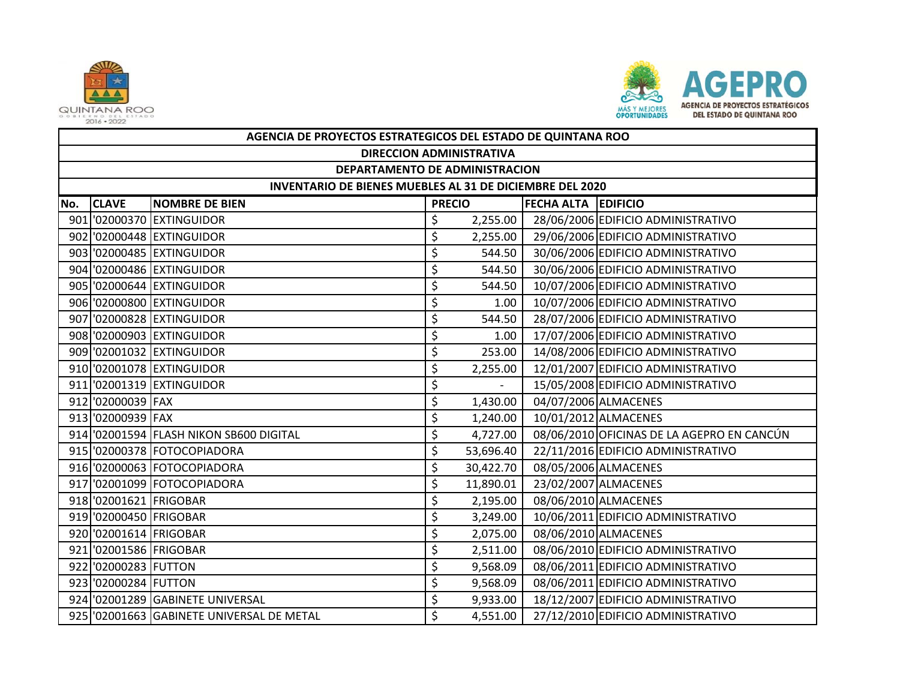| AGENCIA DE PROYECTOS ESTRATEGICOS DEL ESTADO DE QUINTANA ROO | | | | | |
|---|---|---|---|---|---|
| DIRECCION ADMINISTRATIVA | | | | | |
| DEPARTAMENTO DE ADMINISTRACION | | | | | |
| INVENTARIO DE BIENES MUEBLES AL 31 DE DICIEMBRE DEL 2020 | | | | | |
| **No.** | **CLAVE** | **NOMBRE DE BIEN** | **PRECIO** | **FECHA ALTA** | **EDIFICIO** |
| 901 | '02000370 | EXTINGUIDOR | $ 2,255.00 | 28/06/2006 | EDIFICIO ADMINISTRATIVO |
| 902 | '02000448 | EXTINGUIDOR | $ 2,255.00 | 29/06/2006 | EDIFICIO ADMINISTRATIVO |
| 903 | '02000485 | EXTINGUIDOR | $ 544.50 | 30/06/2006 | EDIFICIO ADMINISTRATIVO |
| 904 | '02000486 | EXTINGUIDOR | $ 544.50 | 30/06/2006 | EDIFICIO ADMINISTRATIVO |
| 905 | '02000644 | EXTINGUIDOR | $ 544.50 | 10/07/2006 | EDIFICIO ADMINISTRATIVO |
| 906 | '02000800 | EXTINGUIDOR | $ 1.00 | 10/07/2006 | EDIFICIO ADMINISTRATIVO |
| 907 | '02000828 | EXTINGUIDOR | $ 544.50 | 28/07/2006 | EDIFICIO ADMINISTRATIVO |
| 908 | '02000903 | EXTINGUIDOR | $ 1.00 | 17/07/2006 | EDIFICIO ADMINISTRATIVO |
| 909 | '02001032 | EXTINGUIDOR | $ 253.00 | 14/08/2006 | EDIFICIO ADMINISTRATIVO |
| 910 | '02001078 | EXTINGUIDOR | $ 2,255.00 | 12/01/2007 | EDIFICIO ADMINISTRATIVO |
| 911 | '02001319 | EXTINGUIDOR | $ - | 15/05/2008 | EDIFICIO ADMINISTRATIVO |
| 912 | '02000039 | FAX | $ 1,430.00 | 04/07/2006 | ALMACENES |
| 913 | '02000939 | FAX | $ 1,240.00 | 10/01/2012 | ALMACENES |
| 914 | '02001594 | FLASH NIKON SB600 DIGITAL | $ 4,727.00 | 08/06/2010 | OFICINAS DE LA AGEPRO EN CANCÚN |
| 915 | '02000378 | FOTOCOPIADORA | $ 53,696.40 | 22/11/2016 | EDIFICIO ADMINISTRATIVO |
| 916 | '02000063 | FOTOCOPIADORA | $ 30,422.70 | 08/05/2006 | ALMACENES |
| 917 | '02001099 | FOTOCOPIADORA | $ 11,890.01 | 23/02/2007 | ALMACENES |
| 918 | '02001621 | FRIGOBAR | $ 2,195.00 | 08/06/2010 | ALMACENES |
| 919 | '02000450 | FRIGOBAR | $ 3,249.00 | 10/06/2011 | EDIFICIO ADMINISTRATIVO |
| 920 | '02001614 | FRIGOBAR | $ 2,075.00 | 08/06/2010 | ALMACENES |
| 921 | '02001586 | FRIGOBAR | $ 2,511.00 | 08/06/2010 | EDIFICIO ADMINISTRATIVO |
| 922 | '02000283 | FUTTON | $ 9,568.09 | 08/06/2011 | EDIFICIO ADMINISTRATIVO |
| 923 | '02000284 | FUTTON | $ 9,568.09 | 08/06/2011 | EDIFICIO ADMINISTRATIVO |
| 924 | '02001289 | GABINETE UNIVERSAL | $ 9,933.00 | 18/12/2007 | EDIFICIO ADMINISTRATIVO |
| 925 | '02001663 | GABINETE UNIVERSAL DE METAL | $ 4,551.00 | 27/12/2010 | EDIFICIO ADMINISTRATIVO |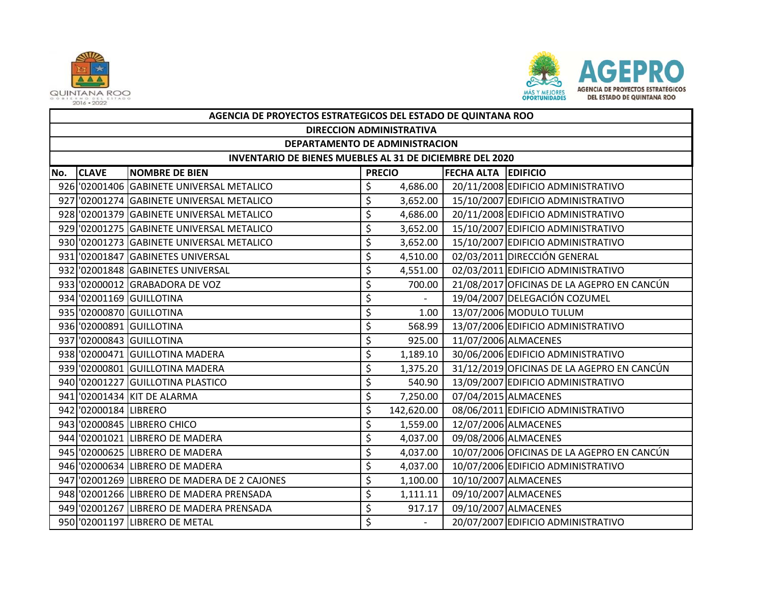| AGENCIA DE PROYECTOS ESTRATEGICOS DEL ESTADO DE QUINTANA ROO | | | | | |
|---|---|---|---|---|---|
| DIRECCION ADMINISTRATIVA | | | | | |
| DEPARTAMENTO DE ADMINISTRACION | | | | | |
| INVENTARIO DE BIENES MUEBLES AL 31 DE DICIEMBRE DEL 2020 | | | | | |
| No. | CLAVE | NOMBRE DE BIEN | PRECIO | FECHA ALTA | EDIFICIO |
| 926 | '02001406 | GABINETE UNIVERSAL METALICO | $ 4,686.00 | 20/11/2008 | EDIFICIO ADMINISTRATIVO |
| 927 | '02001274 | GABINETE UNIVERSAL METALICO | $ 3,652.00 | 15/10/2007 | EDIFICIO ADMINISTRATIVO |
| 928 | '02001379 | GABINETE UNIVERSAL METALICO | $ 4,686.00 | 20/11/2008 | EDIFICIO ADMINISTRATIVO |
| 929 | '02001275 | GABINETE UNIVERSAL METALICO | $ 3,652.00 | 15/10/2007 | EDIFICIO ADMINISTRATIVO |
| 930 | '02001273 | GABINETE UNIVERSAL METALICO | $ 3,652.00 | 15/10/2007 | EDIFICIO ADMINISTRATIVO |
| 931 | '02001847 | GABINETES UNIVERSAL | $ 4,510.00 | 02/03/2011 | DIRECCIÓN GENERAL |
| 932 | '02001848 | GABINETES UNIVERSAL | $ 4,551.00 | 02/03/2011 | EDIFICIO ADMINISTRATIVO |
| 933 | '02000012 | GRABADORA DE VOZ | $ 700.00 | 21/08/2017 | OFICINAS DE LA AGEPRO EN CANCÚN |
| 934 | '02001169 | GUILLOTINA | $ - | 19/04/2007 | DELEGACIÓN COZUMEL |
| 935 | '02000870 | GUILLOTINA | $ 1.00 | 13/07/2006 | MODULO TULUM |
| 936 | '02000891 | GUILLOTINA | $ 568.99 | 13/07/2006 | EDIFICIO ADMINISTRATIVO |
| 937 | '02000843 | GUILLOTINA | $ 925.00 | 11/07/2006 | ALMACENES |
| 938 | '02000471 | GUILLOTINA MADERA | $ 1,189.10 | 30/06/2006 | EDIFICIO ADMINISTRATIVO |
| 939 | '02000801 | GUILLOTINA MADERA | $ 1,375.20 | 31/12/2019 | OFICINAS DE LA AGEPRO EN CANCÚN |
| 940 | '02001227 | GUILLOTINA PLASTICO | $ 540.90 | 13/09/2007 | EDIFICIO ADMINISTRATIVO |
| 941 | '02001434 | KIT DE ALARMA | $ 7,250.00 | 07/04/2015 | ALMACENES |
| 942 | '02000184 | LIBRERO | $ 142,620.00 | 08/06/2011 | EDIFICIO ADMINISTRATIVO |
| 943 | '02000845 | LIBRERO CHICO | $ 1,559.00 | 12/07/2006 | ALMACENES |
| 944 | '02001021 | LIBRERO DE MADERA | $ 4,037.00 | 09/08/2006 | ALMACENES |
| 945 | '02000625 | LIBRERO DE MADERA | $ 4,037.00 | 10/07/2006 | OFICINAS DE LA AGEPRO EN CANCÚN |
| 946 | '02000634 | LIBRERO DE MADERA | $ 4,037.00 | 10/07/2006 | EDIFICIO ADMINISTRATIVO |
| 947 | '02001269 | LIBRERO DE MADERA DE 2 CAJONES | $ 1,100.00 | 10/10/2007 | ALMACENES |
| 948 | '02001266 | LIBRERO DE MADERA PRENSADA | $ 1,111.11 | 09/10/2007 | ALMACENES |
| 949 | '02001267 | LIBRERO DE MADERA PRENSADA | $ 917.17 | 09/10/2007 | ALMACENES |
| 950 | '02001197 | LIBRERO DE METAL | $ - | 20/07/2007 | EDIFICIO ADMINISTRATIVO |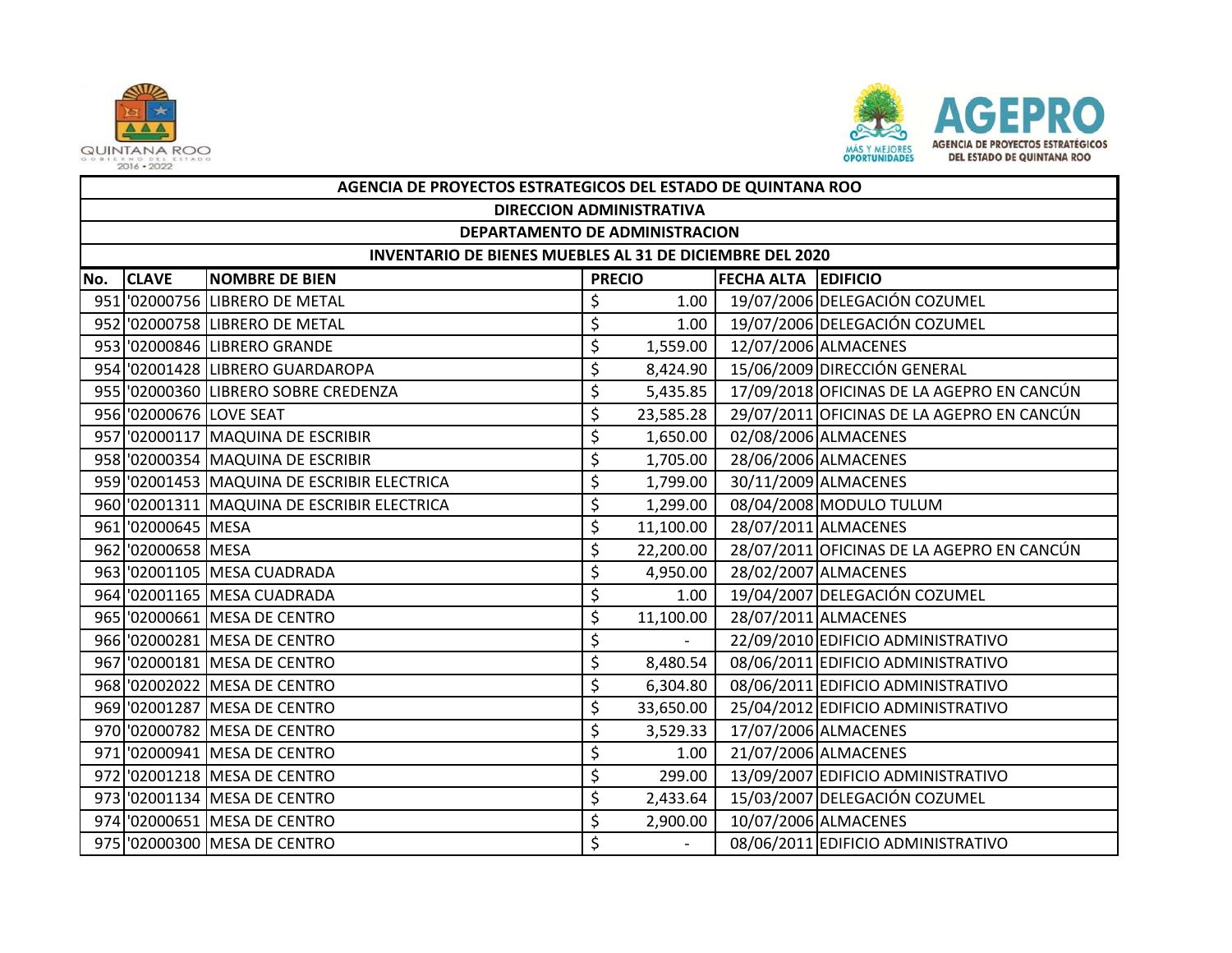| AGENCIA DE PROYECTOS ESTRATEGICOS DEL ESTADO DE QUINTANA ROO | | | | | |
|---|---|---|---|---|---|
| DIRECCION ADMINISTRATIVA | | | | | |
| DEPARTAMENTO DE ADMINISTRACION | | | | | |
| INVENTARIO DE BIENES MUEBLES AL 31 DE DICIEMBRE DEL 2020 | | | | | |
| **No.** | **CLAVE** | **NOMBRE DE BIEN** | **PRECIO** | **FECHA ALTA** | **EDIFICIO** |
| 951 | '02000756 | LIBRERO DE METAL | $ 1.00 | 19/07/2006 | DELEGACIÓN COZUMEL |
| 952 | '02000758 | LIBRERO DE METAL | $ 1.00 | 19/07/2006 | DELEGACIÓN COZUMEL |
| 953 | '02000846 | LIBRERO GRANDE | $ 1,559.00 | 12/07/2006 | ALMACENES |
| 954 | '02001428 | LIBRERO GUARDAROPA | $ 8,424.90 | 15/06/2009 | DIRECCIÓN GENERAL |
| 955 | '02000360 | LIBRERO SOBRE CREDENZA | $ 5,435.85 | 17/09/2018 | OFICINAS DE LA AGEPRO EN CANCÚN |
| 956 | '02000676 | LOVE SEAT | $ 23,585.28 | 29/07/2011 | OFICINAS DE LA AGEPRO EN CANCÚN |
| 957 | '02000117 | MAQUINA DE ESCRIBIR | $ 1,650.00 | 02/08/2006 | ALMACENES |
| 958 | '02000354 | MAQUINA DE ESCRIBIR | $ 1,705.00 | 28/06/2006 | ALMACENES |
| 959 | '02001453 | MAQUINA DE ESCRIBIR ELECTRICA | $ 1,799.00 | 30/11/2009 | ALMACENES |
| 960 | '02001311 | MAQUINA DE ESCRIBIR ELECTRICA | $ 1,299.00 | 08/04/2008 | MODULO TULUM |
| 961 | '02000645 | MESA | $ 11,100.00 | 28/07/2011 | ALMACENES |
| 962 | '02000658 | MESA | $ 22,200.00 | 28/07/2011 | OFICINAS DE LA AGEPRO EN CANCÚN |
| 963 | '02001105 | MESA CUADRADA | $ 4,950.00 | 28/02/2007 | ALMACENES |
| 964 | '02001165 | MESA CUADRADA | $ 1.00 | 19/04/2007 | DELEGACIÓN COZUMEL |
| 965 | '02000661 | MESA DE CENTRO | $ 11,100.00 | 28/07/2011 | ALMACENES |
| 966 | '02000281 | MESA DE CENTRO | $ - | 22/09/2010 | EDIFICIO ADMINISTRATIVO |
| 967 | '02000181 | MESA DE CENTRO | $ 8,480.54 | 08/06/2011 | EDIFICIO ADMINISTRATIVO |
| 968 | '02002022 | MESA DE CENTRO | $ 6,304.80 | 08/06/2011 | EDIFICIO ADMINISTRATIVO |
| 969 | '02001287 | MESA DE CENTRO | $ 33,650.00 | 25/04/2012 | EDIFICIO ADMINISTRATIVO |
| 970 | '02000782 | MESA DE CENTRO | $ 3,529.33 | 17/07/2006 | ALMACENES |
| 971 | '02000941 | MESA DE CENTRO | $ 1.00 | 21/07/2006 | ALMACENES |
| 972 | '02001218 | MESA DE CENTRO | $ 299.00 | 13/09/2007 | EDIFICIO ADMINISTRATIVO |
| 973 | '02001134 | MESA DE CENTRO | $ 2,433.64 | 15/03/2007 | DELEGACIÓN COZUMEL |
| 974 | '02000651 | MESA DE CENTRO | $ 2,900.00 | 10/07/2006 | ALMACENES |
| 975 | '02000300 | MESA DE CENTRO | $ - | 08/06/2011 | EDIFICIO ADMINISTRATIVO |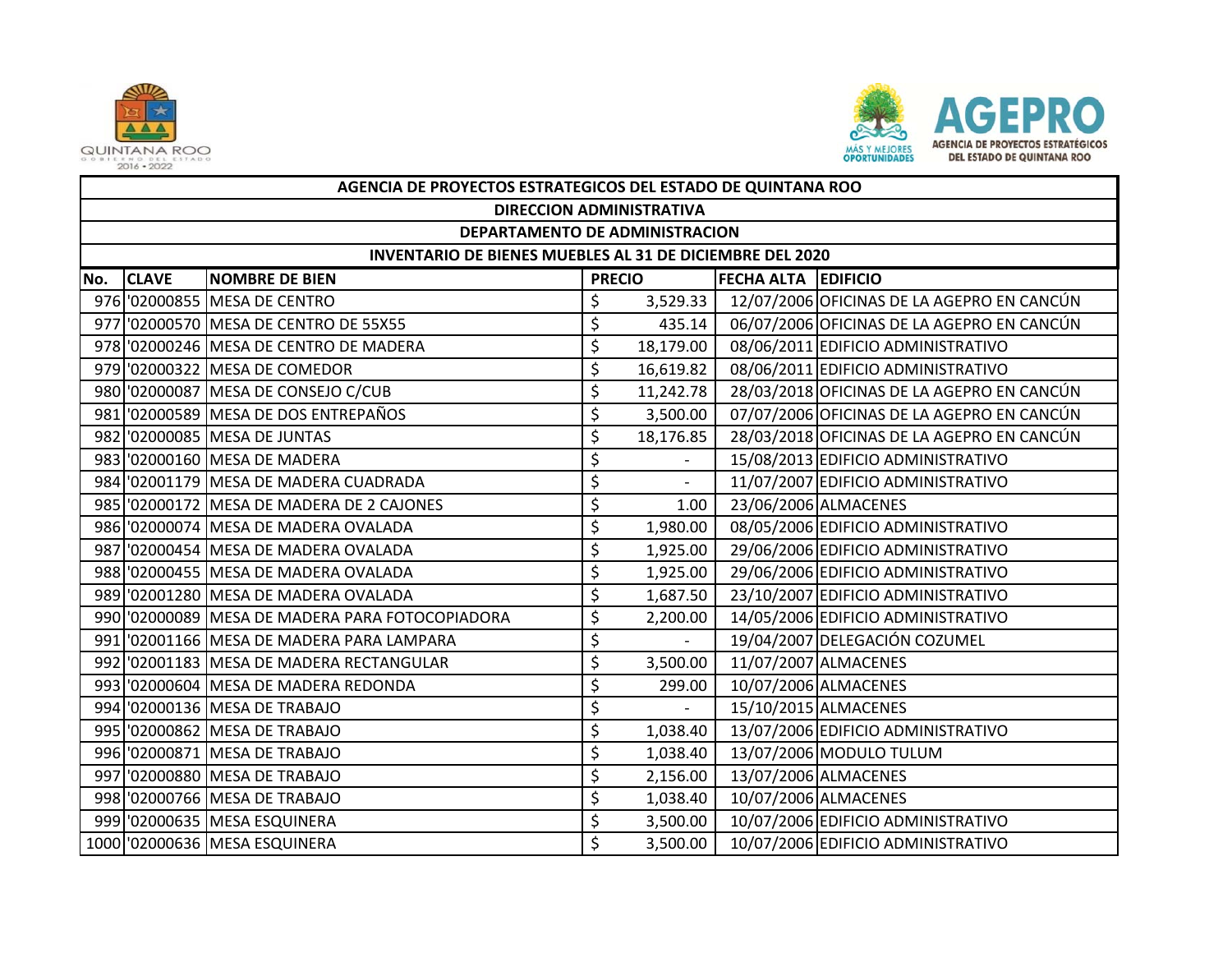| AGENCIA DE PROYECTOS ESTRATEGICOS DEL ESTADO DE QUINTANA ROO | | | | | |
|---|---|---|---|---|---|
| DIRECCION ADMINISTRATIVA | | | | | |
| DEPARTAMENTO DE ADMINISTRACION | | | | | |
| INVENTARIO DE BIENES MUEBLES AL 31 DE DICIEMBRE DEL 2020 | | | | | |
| No. | CLAVE | NOMBRE DE BIEN | PRECIO | FECHA ALTA | EDIFICIO |
| 976 | '02000855 | MESA DE CENTRO | $ 3,529.33 | 12/07/2006 | OFICINAS DE LA AGEPRO EN CANCÚN |
| 977 | '02000570 | MESA DE CENTRO DE 55X55 | $ 435.14 | 06/07/2006 | OFICINAS DE LA AGEPRO EN CANCÚN |
| 978 | '02000246 | MESA DE CENTRO DE MADERA | $ 18,179.00 | 08/06/2011 | EDIFICIO ADMINISTRATIVO |
| 979 | '02000322 | MESA DE COMEDOR | $ 16,619.82 | 08/06/2011 | EDIFICIO ADMINISTRATIVO |
| 980 | '02000087 | MESA DE CONSEJO C/CUB | $ 11,242.78 | 28/03/2018 | OFICINAS DE LA AGEPRO EN CANCÚN |
| 981 | '02000589 | MESA DE DOS ENTREPAÑOS | $ 3,500.00 | 07/07/2006 | OFICINAS DE LA AGEPRO EN CANCÚN |
| 982 | '02000085 | MESA DE JUNTAS | $ 18,176.85 | 28/03/2018 | OFICINAS DE LA AGEPRO EN CANCÚN |
| 983 | '02000160 | MESA DE MADERA | $ - | 15/08/2013 | EDIFICIO ADMINISTRATIVO |
| 984 | '02001179 | MESA DE MADERA CUADRADA | $ - | 11/07/2007 | EDIFICIO ADMINISTRATIVO |
| 985 | '02000172 | MESA DE MADERA DE 2 CAJONES | $ 1.00 | 23/06/2006 | ALMACENES |
| 986 | '02000074 | MESA DE MADERA OVALADA | $ 1,980.00 | 08/05/2006 | EDIFICIO ADMINISTRATIVO |
| 987 | '02000454 | MESA DE MADERA OVALADA | $ 1,925.00 | 29/06/2006 | EDIFICIO ADMINISTRATIVO |
| 988 | '02000455 | MESA DE MADERA OVALADA | $ 1,925.00 | 29/06/2006 | EDIFICIO ADMINISTRATIVO |
| 989 | '02001280 | MESA DE MADERA OVALADA | $ 1,687.50 | 23/10/2007 | EDIFICIO ADMINISTRATIVO |
| 990 | '02000089 | MESA DE MADERA PARA FOTOCOPIADORA | $ 2,200.00 | 14/05/2006 | EDIFICIO ADMINISTRATIVO |
| 991 | '02001166 | MESA DE MADERA PARA LAMPARA | $ - | 19/04/2007 | DELEGACIÓN COZUMEL |
| 992 | '02001183 | MESA DE MADERA RECTANGULAR | $ 3,500.00 | 11/07/2007 | ALMACENES |
| 993 | '02000604 | MESA DE MADERA REDONDA | $ 299.00 | 10/07/2006 | ALMACENES |
| 994 | '02000136 | MESA DE TRABAJO | $ - | 15/10/2015 | ALMACENES |
| 995 | '02000862 | MESA DE TRABAJO | $ 1,038.40 | 13/07/2006 | EDIFICIO ADMINISTRATIVO |
| 996 | '02000871 | MESA DE TRABAJO | $ 1,038.40 | 13/07/2006 | MODULO TULUM |
| 997 | '02000880 | MESA DE TRABAJO | $ 2,156.00 | 13/07/2006 | ALMACENES |
| 998 | '02000766 | MESA DE TRABAJO | $ 1,038.40 | 10/07/2006 | ALMACENES |
| 999 | '02000635 | MESA ESQUINERA | $ 3,500.00 | 10/07/2006 | EDIFICIO ADMINISTRATIVO |
| 1000 | '02000636 | MESA ESQUINERA | $ 3,500.00 | 10/07/2006 | EDIFICIO ADMINISTRATIVO |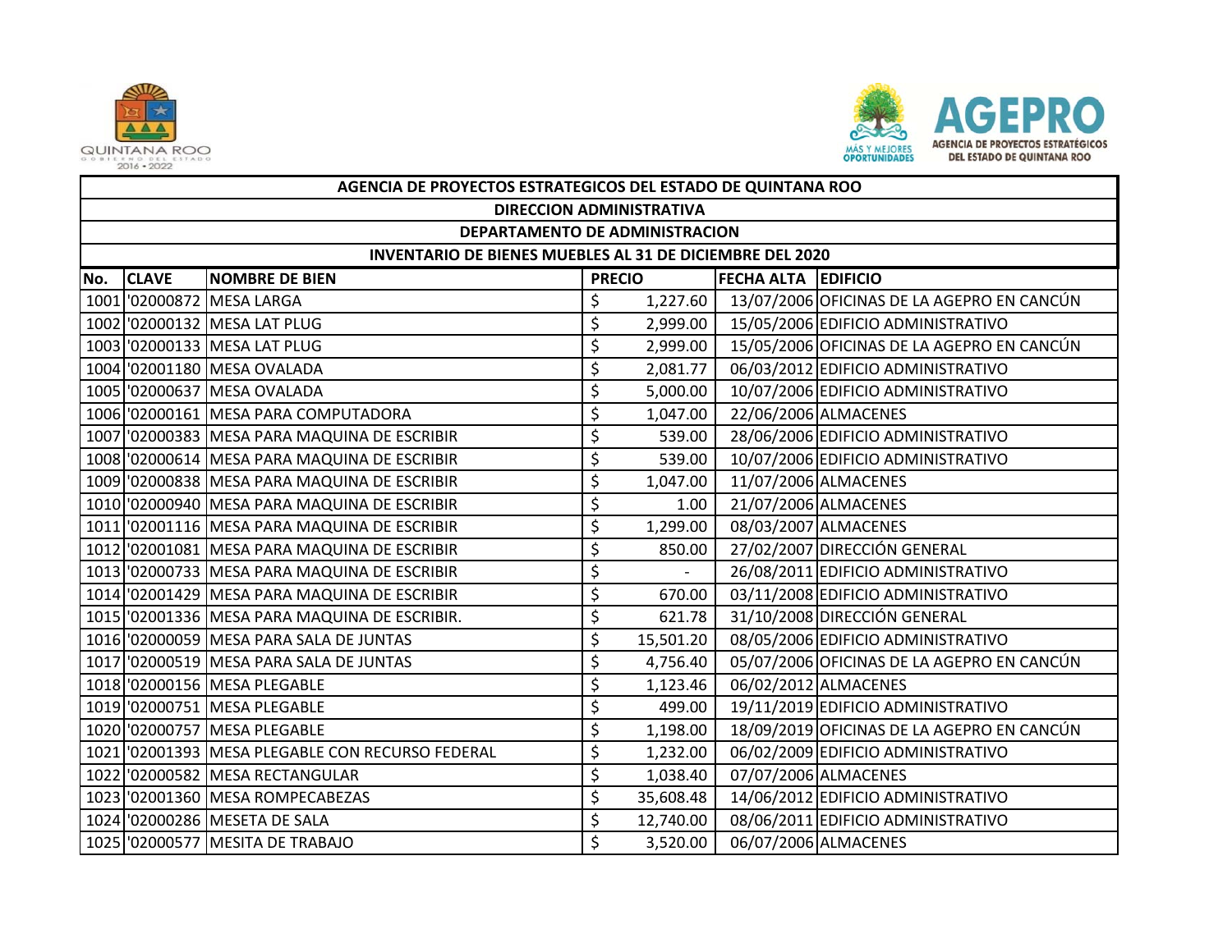| AGENCIA DE PROYECTOS ESTRATEGICOS DEL ESTADO DE QUINTANA ROO | | | | | |
|---|---|---|---|---|---|
| DIRECCION ADMINISTRATIVA | | | | | |
| DEPARTAMENTO DE ADMINISTRACION | | | | | |
| INVENTARIO DE BIENES MUEBLES AL 31 DE DICIEMBRE DEL 2020 | | | | | |
| **No.** | **CLAVE** | **NOMBRE DE BIEN** | **PRECIO** | **FECHA ALTA** | **EDIFICIO** |
| 1001 | '02000872 | MESA LARGA | $ 1,227.60 | 13/07/2006 | OFICINAS DE LA AGEPRO EN CANCÚN |
| 1002 | '02000132 | MESA LAT PLUG | $ 2,999.00 | 15/05/2006 | EDIFICIO ADMINISTRATIVO |
| 1003 | '02000133 | MESA LAT PLUG | $ 2,999.00 | 15/05/2006 | OFICINAS DE LA AGEPRO EN CANCÚN |
| 1004 | '02001180 | MESA OVALADA | $ 2,081.77 | 06/03/2012 | EDIFICIO ADMINISTRATIVO |
| 1005 | '02000637 | MESA OVALADA | $ 5,000.00 | 10/07/2006 | EDIFICIO ADMINISTRATIVO |
| 1006 | '02000161 | MESA PARA COMPUTADORA | $ 1,047.00 | 22/06/2006 | ALMACENES |
| 1007 | '02000383 | MESA PARA MAQUINA DE ESCRIBIR | $ 539.00 | 28/06/2006 | EDIFICIO ADMINISTRATIVO |
| 1008 | '02000614 | MESA PARA MAQUINA DE ESCRIBIR | $ 539.00 | 10/07/2006 | EDIFICIO ADMINISTRATIVO |
| 1009 | '02000838 | MESA PARA MAQUINA DE ESCRIBIR | $ 1,047.00 | 11/07/2006 | ALMACENES |
| 1010 | '02000940 | MESA PARA MAQUINA DE ESCRIBIR | $ 1.00 | 21/07/2006 | ALMACENES |
| 1011 | '02001116 | MESA PARA MAQUINA DE ESCRIBIR | $ 1,299.00 | 08/03/2007 | ALMACENES |
| 1012 | '02001081 | MESA PARA MAQUINA DE ESCRIBIR | $ 850.00 | 27/02/2007 | DIRECCIÓN GENERAL |
| 1013 | '02000733 | MESA PARA MAQUINA DE ESCRIBIR | $ - | 26/08/2011 | EDIFICIO ADMINISTRATIVO |
| 1014 | '02001429 | MESA PARA MAQUINA DE ESCRIBIR | $ 670.00 | 03/11/2008 | EDIFICIO ADMINISTRATIVO |
| 1015 | '02001336 | MESA PARA MAQUINA DE ESCRIBIR. | $ 621.78 | 31/10/2008 | DIRECCIÓN GENERAL |
| 1016 | '02000059 | MESA PARA SALA DE JUNTAS | $ 15,501.20 | 08/05/2006 | EDIFICIO ADMINISTRATIVO |
| 1017 | '02000519 | MESA PARA SALA DE JUNTAS | $ 4,756.40 | 05/07/2006 | OFICINAS DE LA AGEPRO EN CANCÚN |
| 1018 | '02000156 | MESA PLEGABLE | $ 1,123.46 | 06/02/2012 | ALMACENES |
| 1019 | '02000751 | MESA PLEGABLE | $ 499.00 | 19/11/2019 | EDIFICIO ADMINISTRATIVO |
| 1020 | '02000757 | MESA PLEGABLE | $ 1,198.00 | 18/09/2019 | OFICINAS DE LA AGEPRO EN CANCÚN |
| 1021 | '02001393 | MESA PLEGABLE CON RECURSO FEDERAL | $ 1,232.00 | 06/02/2009 | EDIFICIO ADMINISTRATIVO |
| 1022 | '02000582 | MESA RECTANGULAR | $ 1,038.40 | 07/07/2006 | ALMACENES |
| 1023 | '02001360 | MESA ROMPECABEZAS | $ 35,608.48 | 14/06/2012 | EDIFICIO ADMINISTRATIVO |
| 1024 | '02000286 | MESETA DE SALA | $ 12,740.00 | 08/06/2011 | EDIFICIO ADMINISTRATIVO |
| 1025 | '02000577 | MESITA DE TRABAJO | $ 3,520.00 | 06/07/2006 | ALMACENES |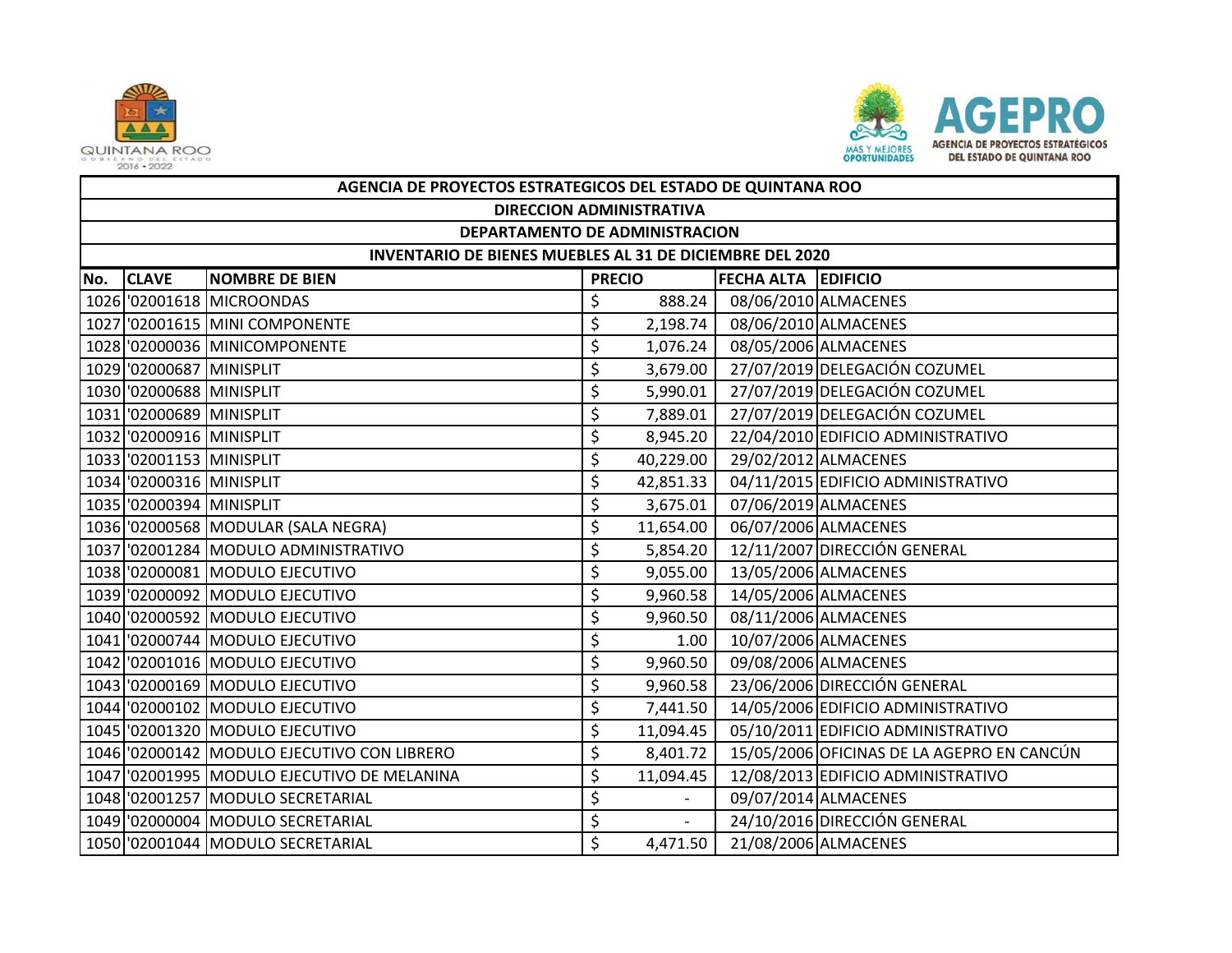| AGENCIA DE PROYECTOS ESTRATEGICOS DEL ESTADO DE QUINTANA ROO | | | | | |
|---|---|---|---|---|---|
| DIRECCION ADMINISTRATIVA | | | | | |
| DEPARTAMENTO DE ADMINISTRACION | | | | | |
| INVENTARIO DE BIENES MUEBLES AL 31 DE DICIEMBRE DEL 2020 | | | | | |
| **No.** | **CLAVE** | **NOMBRE DE BIEN** | **PRECIO** | **FECHA ALTA** | **EDIFICIO** |
| 1026 | '02001618 | MICROONDAS | $ 888.24 | 08/06/2010 | ALMACENES |
| 1027 | '02001615 | MINI COMPONENTE | $ 2,198.74 | 08/06/2010 | ALMACENES |
| 1028 | '02000036 | MINICOMPONENTE | $ 1,076.24 | 08/05/2006 | ALMACENES |
| 1029 | '02000687 | MINISPLIT | $ 3,679.00 | 27/07/2019 | DELEGACIÓN COZUMEL |
| 1030 | '02000688 | MINISPLIT | $ 5,990.01 | 27/07/2019 | DELEGACIÓN COZUMEL |
| 1031 | '02000689 | MINISPLIT | $ 7,889.01 | 27/07/2019 | DELEGACIÓN COZUMEL |
| 1032 | '02000916 | MINISPLIT | $ 8,945.20 | 22/04/2010 | EDIFICIO ADMINISTRATIVO |
| 1033 | '02001153 | MINISPLIT | $ 40,229.00 | 29/02/2012 | ALMACENES |
| 1034 | '02000316 | MINISPLIT | $ 42,851.33 | 04/11/2015 | EDIFICIO ADMINISTRATIVO |
| 1035 | '02000394 | MINISPLIT | $ 3,675.01 | 07/06/2019 | ALMACENES |
| 1036 | '02000568 | MODULAR (SALA NEGRA) | $ 11,654.00 | 06/07/2006 | ALMACENES |
| 1037 | '02001284 | MODULO ADMINISTRATIVO | $ 5,854.20 | 12/11/2007 | DIRECCIÓN GENERAL |
| 1038 | '02000081 | MODULO EJECUTIVO | $ 9,055.00 | 13/05/2006 | ALMACENES |
| 1039 | '02000092 | MODULO EJECUTIVO | $ 9,960.58 | 14/05/2006 | ALMACENES |
| 1040 | '02000592 | MODULO EJECUTIVO | $ 9,960.50 | 08/11/2006 | ALMACENES |
| 1041 | '02000744 | MODULO EJECUTIVO | $ 1.00 | 10/07/2006 | ALMACENES |
| 1042 | '02001016 | MODULO EJECUTIVO | $ 9,960.50 | 09/08/2006 | ALMACENES |
| 1043 | '02000169 | MODULO EJECUTIVO | $ 9,960.58 | 23/06/2006 | DIRECCIÓN GENERAL |
| 1044 | '02000102 | MODULO EJECUTIVO | $ 7,441.50 | 14/05/2006 | EDIFICIO ADMINISTRATIVO |
| 1045 | '02001320 | MODULO EJECUTIVO | $ 11,094.45 | 05/10/2011 | EDIFICIO ADMINISTRATIVO |
| 1046 | '02000142 | MODULO EJECUTIVO CON LIBRERO | $ 8,401.72 | 15/05/2006 | OFICINAS DE LA AGEPRO EN CANCÚN |
| 1047 | '02001995 | MODULO EJECUTIVO DE MELANINA | $ 11,094.45 | 12/08/2013 | EDIFICIO ADMINISTRATIVO |
| 1048 | '02001257 | MODULO SECRETARIAL | $ - | 09/07/2014 | ALMACENES |
| 1049 | '02000004 | MODULO SECRETARIAL | $ - | 24/10/2016 | DIRECCIÓN GENERAL |
| 1050 | '02001044 | MODULO SECRETARIAL | $ 4,471.50 | 21/08/2006 | ALMACENES |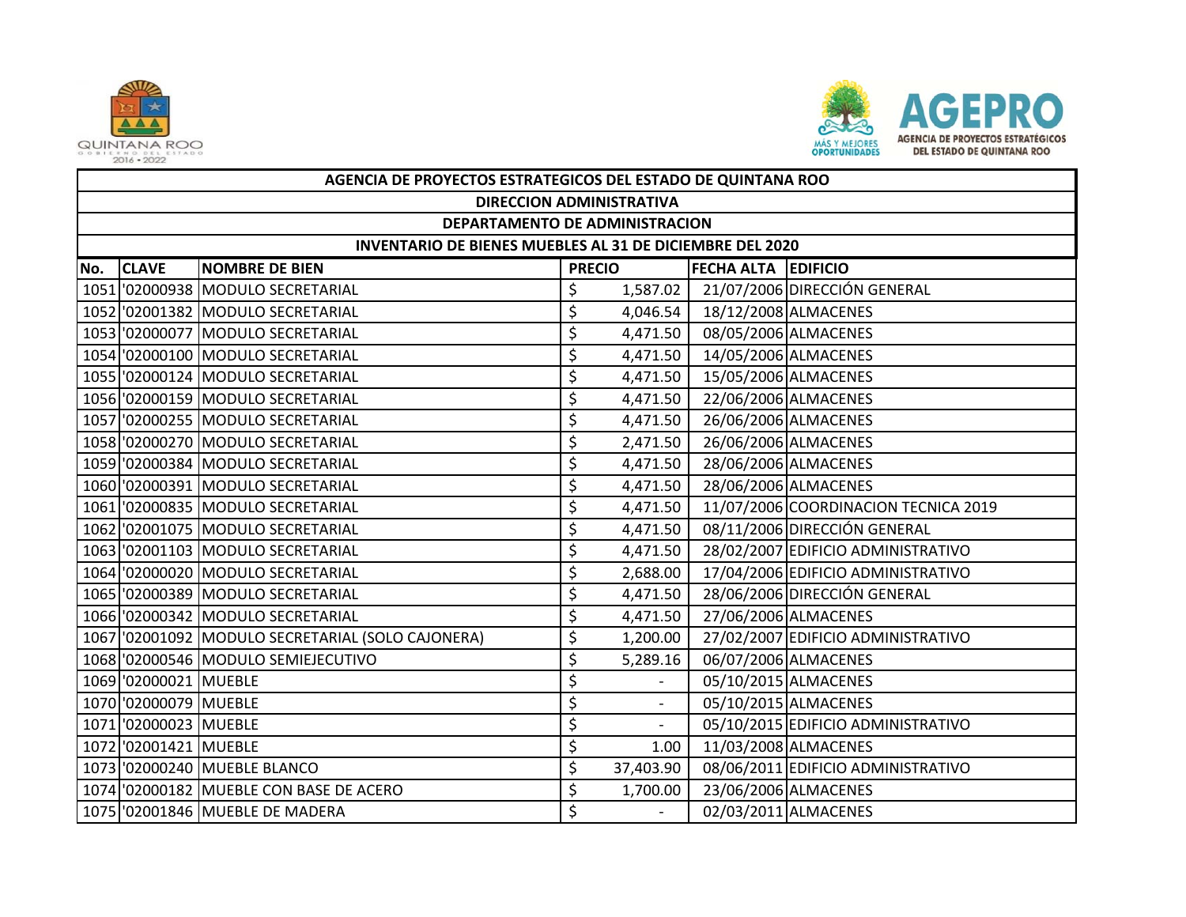| AGENCIA DE PROYECTOS ESTRATEGICOS DEL ESTADO DE QUINTANA ROO | | | | | |
|---|---|---|---|---|---|
| DIRECCION ADMINISTRATIVA | | | | | |
| DEPARTAMENTO DE ADMINISTRACION | | | | | |
| INVENTARIO DE BIENES MUEBLES AL 31 DE DICIEMBRE DEL 2020 | | | | | |
| No. | CLAVE | NOMBRE DE BIEN | PRECIO | FECHA ALTA | EDIFICIO |
| 1051 | '02000938 | MODULO SECRETARIAL | $ 1,587.02 | 21/07/2006 | DIRECCIÓN GENERAL |
| 1052 | '02001382 | MODULO SECRETARIAL | $ 4,046.54 | 18/12/2008 | ALMACENES |
| 1053 | '02000077 | MODULO SECRETARIAL | $ 4,471.50 | 08/05/2006 | ALMACENES |
| 1054 | '02000100 | MODULO SECRETARIAL | $ 4,471.50 | 14/05/2006 | ALMACENES |
| 1055 | '02000124 | MODULO SECRETARIAL | $ 4,471.50 | 15/05/2006 | ALMACENES |
| 1056 | '02000159 | MODULO SECRETARIAL | $ 4,471.50 | 22/06/2006 | ALMACENES |
| 1057 | '02000255 | MODULO SECRETARIAL | $ 4,471.50 | 26/06/2006 | ALMACENES |
| 1058 | '02000270 | MODULO SECRETARIAL | $ 2,471.50 | 26/06/2006 | ALMACENES |
| 1059 | '02000384 | MODULO SECRETARIAL | $ 4,471.50 | 28/06/2006 | ALMACENES |
| 1060 | '02000391 | MODULO SECRETARIAL | $ 4,471.50 | 28/06/2006 | ALMACENES |
| 1061 | '02000835 | MODULO SECRETARIAL | $ 4,471.50 | 11/07/2006 | COORDINACION TECNICA 2019 |
| 1062 | '02001075 | MODULO SECRETARIAL | $ 4,471.50 | 08/11/2006 | DIRECCIÓN GENERAL |
| 1063 | '02001103 | MODULO SECRETARIAL | $ 4,471.50 | 28/02/2007 | EDIFICIO ADMINISTRATIVO |
| 1064 | '02000020 | MODULO SECRETARIAL | $ 2,688.00 | 17/04/2006 | EDIFICIO ADMINISTRATIVO |
| 1065 | '02000389 | MODULO SECRETARIAL | $ 4,471.50 | 28/06/2006 | DIRECCIÓN GENERAL |
| 1066 | '02000342 | MODULO SECRETARIAL | $ 4,471.50 | 27/06/2006 | ALMACENES |
| 1067 | '02001092 | MODULO SECRETARIAL (SOLO CAJONERA) | $ 1,200.00 | 27/02/2007 | EDIFICIO ADMINISTRATIVO |
| 1068 | '02000546 | MODULO SEMIEJECUTIVO | $ 5,289.16 | 06/07/2006 | ALMACENES |
| 1069 | '02000021 | MUEBLE | $ - | 05/10/2015 | ALMACENES |
| 1070 | '02000079 | MUEBLE | $ - | 05/10/2015 | ALMACENES |
| 1071 | '02000023 | MUEBLE | $ - | 05/10/2015 | EDIFICIO ADMINISTRATIVO |
| 1072 | '02001421 | MUEBLE | $ 1.00 | 11/03/2008 | ALMACENES |
| 1073 | '02000240 | MUEBLE BLANCO | $ 37,403.90 | 08/06/2011 | EDIFICIO ADMINISTRATIVO |
| 1074 | '02000182 | MUEBLE CON BASE DE ACERO | $ 1,700.00 | 23/06/2006 | ALMACENES |
| 1075 | '02001846 | MUEBLE DE MADERA | $ - | 02/03/2011 | ALMACENES |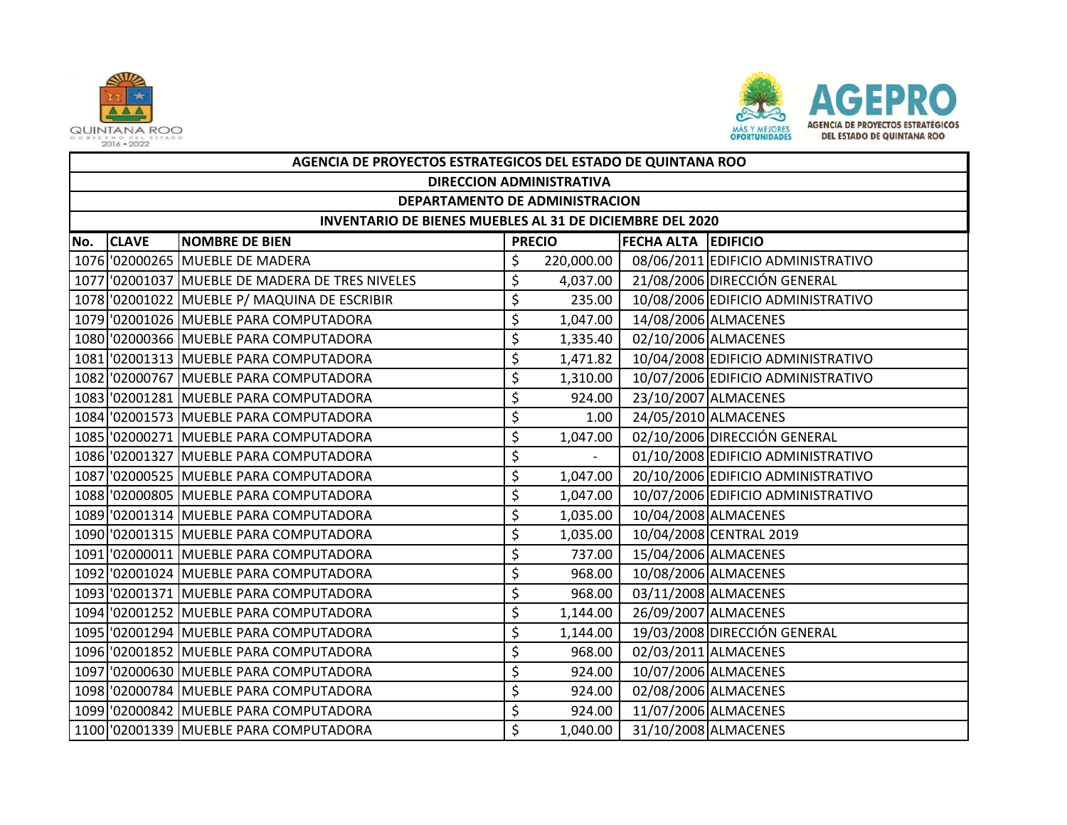| AGENCIA DE PROYECTOS ESTRATEGICOS DEL ESTADO DE QUINTANA ROO | | | | | |
|---|---|---|---|---|---|
| DIRECCION ADMINISTRATIVA | | | | | |
| DEPARTAMENTO DE ADMINISTRACION | | | | | |
| INVENTARIO DE BIENES MUEBLES AL 31 DE DICIEMBRE DEL 2020 | | | | | |
| **No.** | **CLAVE** | **NOMBRE DE BIEN** | **PRECIO** | **FECHA ALTA** | **EDIFICIO** |
| 1076 | '02000265 | MUEBLE DE MADERA | $ 220,000.00 | 08/06/2011 | EDIFICIO ADMINISTRATIVO |
| 1077 | '02001037 | MUEBLE DE MADERA DE TRES NIVELES | $ 4,037.00 | 21/08/2006 | DIRECCIÓN GENERAL |
| 1078 | '02001022 | MUEBLE P/ MAQUINA DE ESCRIBIR | $ 235.00 | 10/08/2006 | EDIFICIO ADMINISTRATIVO |
| 1079 | '02001026 | MUEBLE PARA COMPUTADORA | $ 1,047.00 | 14/08/2006 | ALMACENES |
| 1080 | '02000366 | MUEBLE PARA COMPUTADORA | $ 1,335.40 | 02/10/2006 | ALMACENES |
| 1081 | '02001313 | MUEBLE PARA COMPUTADORA | $ 1,471.82 | 10/04/2008 | EDIFICIO ADMINISTRATIVO |
| 1082 | '02000767 | MUEBLE PARA COMPUTADORA | $ 1,310.00 | 10/07/2006 | EDIFICIO ADMINISTRATIVO |
| 1083 | '02001281 | MUEBLE PARA COMPUTADORA | $ 924.00 | 23/10/2007 | ALMACENES |
| 1084 | '02001573 | MUEBLE PARA COMPUTADORA | $ 1.00 | 24/05/2010 | ALMACENES |
| 1085 | '02000271 | MUEBLE PARA COMPUTADORA | $ 1,047.00 | 02/10/2006 | DIRECCIÓN GENERAL |
| 1086 | '02001327 | MUEBLE PARA COMPUTADORA | $ - | 01/10/2008 | EDIFICIO ADMINISTRATIVO |
| 1087 | '02000525 | MUEBLE PARA COMPUTADORA | $ 1,047.00 | 20/10/2006 | EDIFICIO ADMINISTRATIVO |
| 1088 | '02000805 | MUEBLE PARA COMPUTADORA | $ 1,047.00 | 10/07/2006 | EDIFICIO ADMINISTRATIVO |
| 1089 | '02001314 | MUEBLE PARA COMPUTADORA | $ 1,035.00 | 10/04/2008 | ALMACENES |
| 1090 | '02001315 | MUEBLE PARA COMPUTADORA | $ 1,035.00 | 10/04/2008 | CENTRAL 2019 |
| 1091 | '02000011 | MUEBLE PARA COMPUTADORA | $ 737.00 | 15/04/2006 | ALMACENES |
| 1092 | '02001024 | MUEBLE PARA COMPUTADORA | $ 968.00 | 10/08/2006 | ALMACENES |
| 1093 | '02001371 | MUEBLE PARA COMPUTADORA | $ 968.00 | 03/11/2008 | ALMACENES |
| 1094 | '02001252 | MUEBLE PARA COMPUTADORA | $ 1,144.00 | 26/09/2007 | ALMACENES |
| 1095 | '02001294 | MUEBLE PARA COMPUTADORA | $ 1,144.00 | 19/03/2008 | DIRECCIÓN GENERAL |
| 1096 | '02001852 | MUEBLE PARA COMPUTADORA | $ 968.00 | 02/03/2011 | ALMACENES |
| 1097 | '02000630 | MUEBLE PARA COMPUTADORA | $ 924.00 | 10/07/2006 | ALMACENES |
| 1098 | '02000784 | MUEBLE PARA COMPUTADORA | $ 924.00 | 02/08/2006 | ALMACENES |
| 1099 | '02000842 | MUEBLE PARA COMPUTADORA | $ 924.00 | 11/07/2006 | ALMACENES |
| 1100 | '02001339 | MUEBLE PARA COMPUTADORA | $ 1,040.00 | 31/10/2008 | ALMACENES |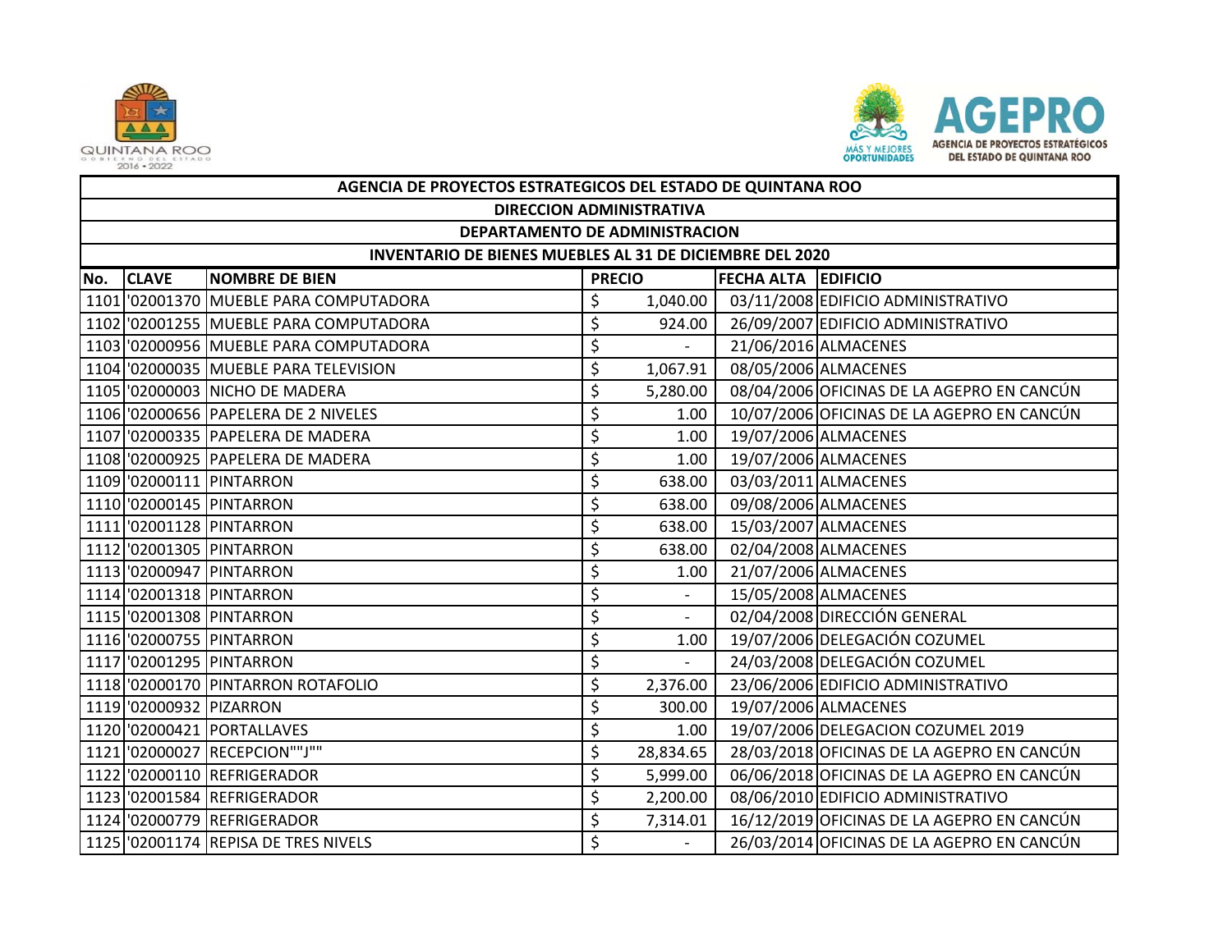| AGENCIA DE PROYECTOS ESTRATEGICOS DEL ESTADO DE QUINTANA ROO | | | | | |
|---|---|---|---|---|---|
| DIRECCION ADMINISTRATIVA | | | | | |
| DEPARTAMENTO DE ADMINISTRACION | | | | | |
| INVENTARIO DE BIENES MUEBLES AL 31 DE DICIEMBRE DEL 2020 | | | | | |
| **No.** | **CLAVE** | **NOMBRE DE BIEN** | **PRECIO** | **FECHA ALTA** | **EDIFICIO** |
| 1101 | '02001370 | MUEBLE PARA COMPUTADORA | $ 1,040.00 | 03/11/2008 | EDIFICIO ADMINISTRATIVO |
| 1102 | '02001255 | MUEBLE PARA COMPUTADORA | $ 924.00 | 26/09/2007 | EDIFICIO ADMINISTRATIVO |
| 1103 | '02000956 | MUEBLE PARA COMPUTADORA | $ - | 21/06/2016 | ALMACENES |
| 1104 | '02000035 | MUEBLE PARA TELEVISION | $ 1,067.91 | 08/05/2006 | ALMACENES |
| 1105 | '02000003 | NICHO DE MADERA | $ 5,280.00 | 08/04/2006 | OFICINAS DE LA AGEPRO EN CANCÚN |
| 1106 | '02000656 | PAPELERA DE 2 NIVELES | $ 1.00 | 10/07/2006 | OFICINAS DE LA AGEPRO EN CANCÚN |
| 1107 | '02000335 | PAPELERA DE MADERA | $ 1.00 | 19/07/2006 | ALMACENES |
| 1108 | '02000925 | PAPELERA DE MADERA | $ 1.00 | 19/07/2006 | ALMACENES |
| 1109 | '02000111 | PINTARRON | $ 638.00 | 03/03/2011 | ALMACENES |
| 1110 | '02000145 | PINTARRON | $ 638.00 | 09/08/2006 | ALMACENES |
| 1111 | '02001128 | PINTARRON | $ 638.00 | 15/03/2007 | ALMACENES |
| 1112 | '02001305 | PINTARRON | $ 638.00 | 02/04/2008 | ALMACENES |
| 1113 | '02000947 | PINTARRON | $ 1.00 | 21/07/2006 | ALMACENES |
| 1114 | '02001318 | PINTARRON | $ - | 15/05/2008 | ALMACENES |
| 1115 | '02001308 | PINTARRON | $ - | 02/04/2008 | DIRECCIÓN GENERAL |
| 1116 | '02000755 | PINTARRON | $ 1.00 | 19/07/2006 | DELEGACIÓN COZUMEL |
| 1117 | '02001295 | PINTARRON | $ - | 24/03/2008 | DELEGACIÓN COZUMEL |
| 1118 | '02000170 | PINTARRON ROTAFOLIO | $ 2,376.00 | 23/06/2006 | EDIFICIO ADMINISTRATIVO |
| 1119 | '02000932 | PIZARRON | $ 300.00 | 19/07/2006 | ALMACENES |
| 1120 | '02000421 | PORTALLAVES | $ 1.00 | 19/07/2006 | DELEGACION COZUMEL 2019 |
| 1121 | '02000027 | RECEPCION""J"" | $ 28,834.65 | 28/03/2018 | OFICINAS DE LA AGEPRO EN CANCÚN |
| 1122 | '02000110 | REFRIGERADOR | $ 5,999.00 | 06/06/2018 | OFICINAS DE LA AGEPRO EN CANCÚN |
| 1123 | '02001584 | REFRIGERADOR | $ 2,200.00 | 08/06/2010 | EDIFICIO ADMINISTRATIVO |
| 1124 | '02000779 | REFRIGERADOR | $ 7,314.01 | 16/12/2019 | OFICINAS DE LA AGEPRO EN CANCÚN |
| 1125 | '02001174 | REPISA DE TRES NIVELS | $ - | 26/03/2014 | OFICINAS DE LA AGEPRO EN CANCÚN |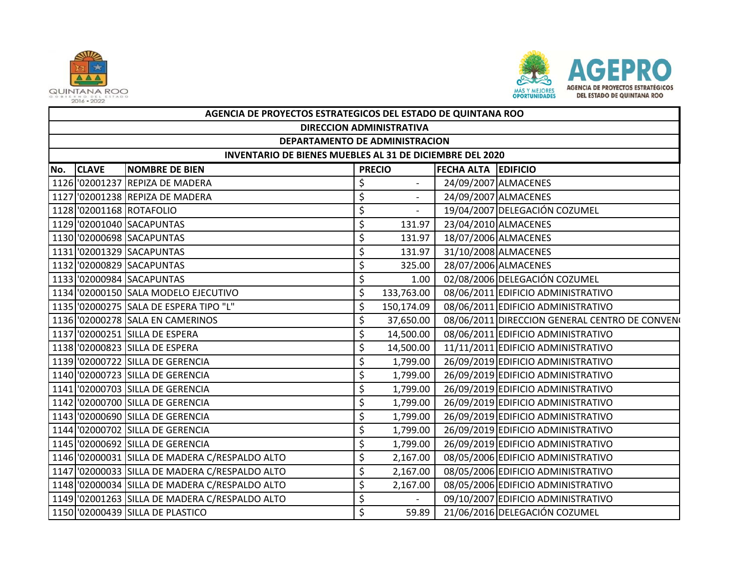| AGENCIA DE PROYECTOS ESTRATEGICOS DEL ESTADO DE QUINTANA ROO | | | | | |
|---|---|---|---|---|---|
| DIRECCION ADMINISTRATIVA | | | | | |
| DEPARTAMENTO DE ADMINISTRACION | | | | | |
| INVENTARIO DE BIENES MUEBLES AL 31 DE DICIEMBRE DEL 2020 | | | | | |
| **No.** | **CLAVE** | **NOMBRE DE BIEN** | **PRECIO** | **FECHA ALTA** | **EDIFICIO** |
| 1126 | '02001237 | REPIZA DE MADERA | $ - | 24/09/2007 | ALMACENES |
| 1127 | '02001238 | REPIZA DE MADERA | $ - | 24/09/2007 | ALMACENES |
| 1128 | '02001168 | ROTAFOLIO | $ - | 19/04/2007 | DELEGACIÓN COZUMEL |
| 1129 | '02001040 | SACAPUNTAS | $ 131.97 | 23/04/2010 | ALMACENES |
| 1130 | '02000698 | SACAPUNTAS | $ 131.97 | 18/07/2006 | ALMACENES |
| 1131 | '02001329 | SACAPUNTAS | $ 131.97 | 31/10/2008 | ALMACENES |
| 1132 | '02000829 | SACAPUNTAS | $ 325.00 | 28/07/2006 | ALMACENES |
| 1133 | '02000984 | SACAPUNTAS | $ 1.00 | 02/08/2006 | DELEGACIÓN COZUMEL |
| 1134 | '02000150 | SALA MODELO EJECUTIVO | $ 133,763.00 | 08/06/2011 | EDIFICIO ADMINISTRATIVO |
| 1135 | '02000275 | SALA DE ESPERA TIPO "L" | $ 150,174.09 | 08/06/2011 | EDIFICIO ADMINISTRATIVO |
| 1136 | '02000278 | SALA EN CAMERINOS | $ 37,650.00 | 08/06/2011 | DIRECCION GENERAL CENTRO DE CONVEN |
| 1137 | '02000251 | SILLA DE ESPERA | $ 14,500.00 | 08/06/2011 | EDIFICIO ADMINISTRATIVO |
| 1138 | '02000823 | SILLA DE ESPERA | $ 14,500.00 | 11/11/2011 | EDIFICIO ADMINISTRATIVO |
| 1139 | '02000722 | SILLA DE GERENCIA | $ 1,799.00 | 26/09/2019 | EDIFICIO ADMINISTRATIVO |
| 1140 | '02000723 | SILLA DE GERENCIA | $ 1,799.00 | 26/09/2019 | EDIFICIO ADMINISTRATIVO |
| 1141 | '02000703 | SILLA DE GERENCIA | $ 1,799.00 | 26/09/2019 | EDIFICIO ADMINISTRATIVO |
| 1142 | '02000700 | SILLA DE GERENCIA | $ 1,799.00 | 26/09/2019 | EDIFICIO ADMINISTRATIVO |
| 1143 | '02000690 | SILLA DE GERENCIA | $ 1,799.00 | 26/09/2019 | EDIFICIO ADMINISTRATIVO |
| 1144 | '02000702 | SILLA DE GERENCIA | $ 1,799.00 | 26/09/2019 | EDIFICIO ADMINISTRATIVO |
| 1145 | '02000692 | SILLA DE GERENCIA | $ 1,799.00 | 26/09/2019 | EDIFICIO ADMINISTRATIVO |
| 1146 | '02000031 | SILLA DE MADERA C/RESPALDO ALTO | $ 2,167.00 | 08/05/2006 | EDIFICIO ADMINISTRATIVO |
| 1147 | '02000033 | SILLA DE MADERA C/RESPALDO ALTO | $ 2,167.00 | 08/05/2006 | EDIFICIO ADMINISTRATIVO |
| 1148 | '02000034 | SILLA DE MADERA C/RESPALDO ALTO | $ 2,167.00 | 08/05/2006 | EDIFICIO ADMINISTRATIVO |
| 1149 | '02001263 | SILLA DE MADERA C/RESPALDO ALTO | $ - | 09/10/2007 | EDIFICIO ADMINISTRATIVO |
| 1150 | '02000439 | SILLA DE PLASTICO | $ 59.89 | 21/06/2016 | DELEGACIÓN COZUMEL |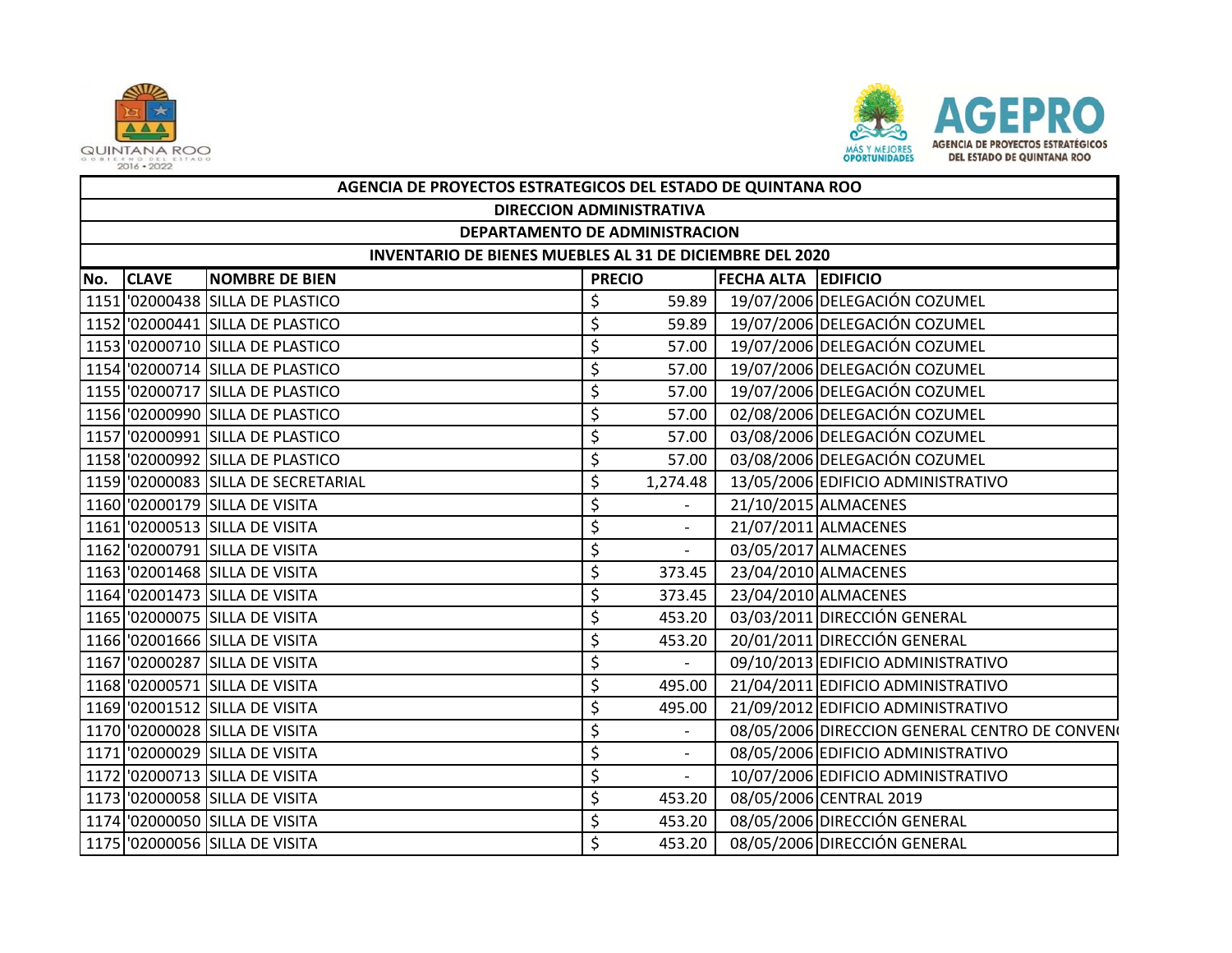| AGENCIA DE PROYECTOS ESTRATEGICOS DEL ESTADO DE QUINTANA ROO | | | | | |
|---|---|---|---|---|---|
| DIRECCION ADMINISTRATIVA | | | | | |
| DEPARTAMENTO DE ADMINISTRACION | | | | | |
| INVENTARIO DE BIENES MUEBLES AL 31 DE DICIEMBRE DEL 2020 | | | | | |
| **No.** | **CLAVE** | **NOMBRE DE BIEN** | **PRECIO** | **FECHA ALTA** | **EDIFICIO** |
| 1151 | '02000438 | SILLA DE PLASTICO | $ 59.89 | 19/07/2006 | DELEGACIÓN COZUMEL |
| 1152 | '02000441 | SILLA DE PLASTICO | $ 59.89 | 19/07/2006 | DELEGACIÓN COZUMEL |
| 1153 | '02000710 | SILLA DE PLASTICO | $ 57.00 | 19/07/2006 | DELEGACIÓN COZUMEL |
| 1154 | '02000714 | SILLA DE PLASTICO | $ 57.00 | 19/07/2006 | DELEGACIÓN COZUMEL |
| 1155 | '02000717 | SILLA DE PLASTICO | $ 57.00 | 19/07/2006 | DELEGACIÓN COZUMEL |
| 1156 | '02000990 | SILLA DE PLASTICO | $ 57.00 | 02/08/2006 | DELEGACIÓN COZUMEL |
| 1157 | '02000991 | SILLA DE PLASTICO | $ 57.00 | 03/08/2006 | DELEGACIÓN COZUMEL |
| 1158 | '02000992 | SILLA DE PLASTICO | $ 57.00 | 03/08/2006 | DELEGACIÓN COZUMEL |
| 1159 | '02000083 | SILLA DE SECRETARIAL | $ 1,274.48 | 13/05/2006 | EDIFICIO ADMINISTRATIVO |
| 1160 | '02000179 | SILLA DE VISITA | $ - | 21/10/2015 | ALMACENES |
| 1161 | '02000513 | SILLA DE VISITA | $ - | 21/07/2011 | ALMACENES |
| 1162 | '02000791 | SILLA DE VISITA | $ - | 03/05/2017 | ALMACENES |
| 1163 | '02001468 | SILLA DE VISITA | $ 373.45 | 23/04/2010 | ALMACENES |
| 1164 | '02001473 | SILLA DE VISITA | $ 373.45 | 23/04/2010 | ALMACENES |
| 1165 | '02000075 | SILLA DE VISITA | $ 453.20 | 03/03/2011 | DIRECCIÓN GENERAL |
| 1166 | '02001666 | SILLA DE VISITA | $ 453.20 | 20/01/2011 | DIRECCIÓN GENERAL |
| 1167 | '02000287 | SILLA DE VISITA | $ - | 09/10/2013 | EDIFICIO ADMINISTRATIVO |
| 1168 | '02000571 | SILLA DE VISITA | $ 495.00 | 21/04/2011 | EDIFICIO ADMINISTRATIVO |
| 1169 | '02001512 | SILLA DE VISITA | $ 495.00 | 21/09/2012 | EDIFICIO ADMINISTRATIVO |
| 1170 | '02000028 | SILLA DE VISITA | $ - | 08/05/2006 | DIRECCION GENERAL CENTRO DE CONVEN |
| 1171 | '02000029 | SILLA DE VISITA | $ - | 08/05/2006 | EDIFICIO ADMINISTRATIVO |
| 1172 | '02000713 | SILLA DE VISITA | $ - | 10/07/2006 | EDIFICIO ADMINISTRATIVO |
| 1173 | '02000058 | SILLA DE VISITA | $ 453.20 | 08/05/2006 | CENTRAL 2019 |
| 1174 | '02000050 | SILLA DE VISITA | $ 453.20 | 08/05/2006 | DIRECCIÓN GENERAL |
| 1175 | '02000056 | SILLA DE VISITA | $ 453.20 | 08/05/2006 | DIRECCIÓN GENERAL |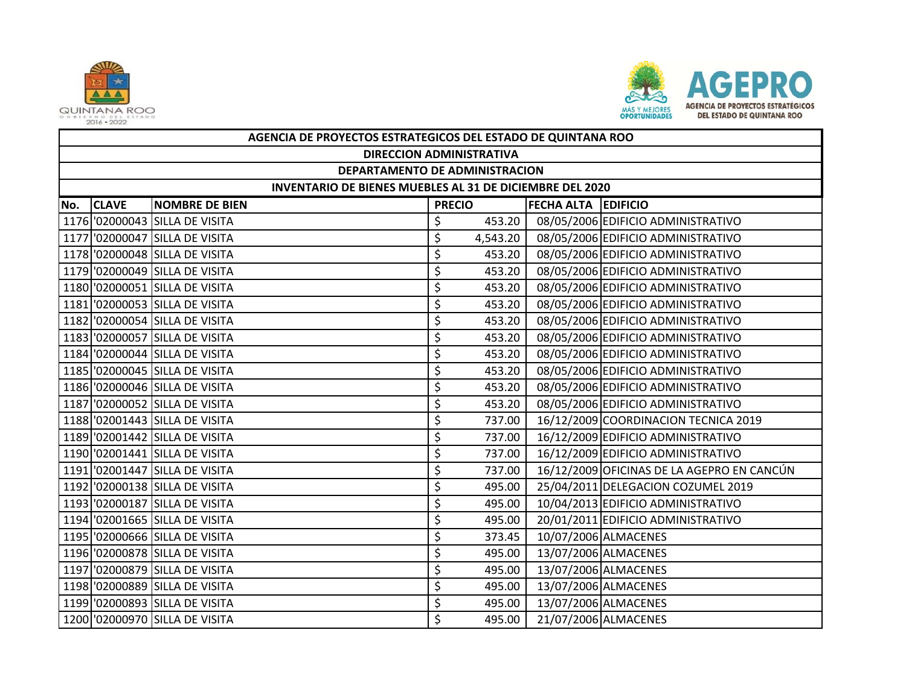| AGENCIA DE PROYECTOS ESTRATEGICOS DEL ESTADO DE QUINTANA ROO | | | | | |
|---|---|---|---|---|---|
| DIRECCION ADMINISTRATIVA | | | | | |
| DEPARTAMENTO DE ADMINISTRACION | | | | | |
| INVENTARIO DE BIENES MUEBLES AL 31 DE DICIEMBRE DEL 2020 | | | | | |
| No. | CLAVE | NOMBRE DE BIEN | PRECIO | FECHA ALTA | EDIFICIO |
| 1176 | '02000043 | SILLA DE VISITA | $ 453.20 | 08/05/2006 | EDIFICIO ADMINISTRATIVO |
| 1177 | '02000047 | SILLA DE VISITA | $ 4,543.20 | 08/05/2006 | EDIFICIO ADMINISTRATIVO |
| 1178 | '02000048 | SILLA DE VISITA | $ 453.20 | 08/05/2006 | EDIFICIO ADMINISTRATIVO |
| 1179 | '02000049 | SILLA DE VISITA | $ 453.20 | 08/05/2006 | EDIFICIO ADMINISTRATIVO |
| 1180 | '02000051 | SILLA DE VISITA | $ 453.20 | 08/05/2006 | EDIFICIO ADMINISTRATIVO |
| 1181 | '02000053 | SILLA DE VISITA | $ 453.20 | 08/05/2006 | EDIFICIO ADMINISTRATIVO |
| 1182 | '02000054 | SILLA DE VISITA | $ 453.20 | 08/05/2006 | EDIFICIO ADMINISTRATIVO |
| 1183 | '02000057 | SILLA DE VISITA | $ 453.20 | 08/05/2006 | EDIFICIO ADMINISTRATIVO |
| 1184 | '02000044 | SILLA DE VISITA | $ 453.20 | 08/05/2006 | EDIFICIO ADMINISTRATIVO |
| 1185 | '02000045 | SILLA DE VISITA | $ 453.20 | 08/05/2006 | EDIFICIO ADMINISTRATIVO |
| 1186 | '02000046 | SILLA DE VISITA | $ 453.20 | 08/05/2006 | EDIFICIO ADMINISTRATIVO |
| 1187 | '02000052 | SILLA DE VISITA | $ 453.20 | 08/05/2006 | EDIFICIO ADMINISTRATIVO |
| 1188 | '02001443 | SILLA DE VISITA | $ 737.00 | 16/12/2009 | COORDINACION TECNICA 2019 |
| 1189 | '02001442 | SILLA DE VISITA | $ 737.00 | 16/12/2009 | EDIFICIO ADMINISTRATIVO |
| 1190 | '02001441 | SILLA DE VISITA | $ 737.00 | 16/12/2009 | EDIFICIO ADMINISTRATIVO |
| 1191 | '02001447 | SILLA DE VISITA | $ 737.00 | 16/12/2009 | OFICINAS DE LA AGEPRO EN CANCÚN |
| 1192 | '02000138 | SILLA DE VISITA | $ 495.00 | 25/04/2011 | DELEGACION COZUMEL 2019 |
| 1193 | '02000187 | SILLA DE VISITA | $ 495.00 | 10/04/2013 | EDIFICIO ADMINISTRATIVO |
| 1194 | '02001665 | SILLA DE VISITA | $ 495.00 | 20/01/2011 | EDIFICIO ADMINISTRATIVO |
| 1195 | '02000666 | SILLA DE VISITA | $ 373.45 | 10/07/2006 | ALMACENES |
| 1196 | '02000878 | SILLA DE VISITA | $ 495.00 | 13/07/2006 | ALMACENES |
| 1197 | '02000879 | SILLA DE VISITA | $ 495.00 | 13/07/2006 | ALMACENES |
| 1198 | '02000889 | SILLA DE VISITA | $ 495.00 | 13/07/2006 | ALMACENES |
| 1199 | '02000893 | SILLA DE VISITA | $ 495.00 | 13/07/2006 | ALMACENES |
| 1200 | '02000970 | SILLA DE VISITA | $ 495.00 | 21/07/2006 | ALMACENES |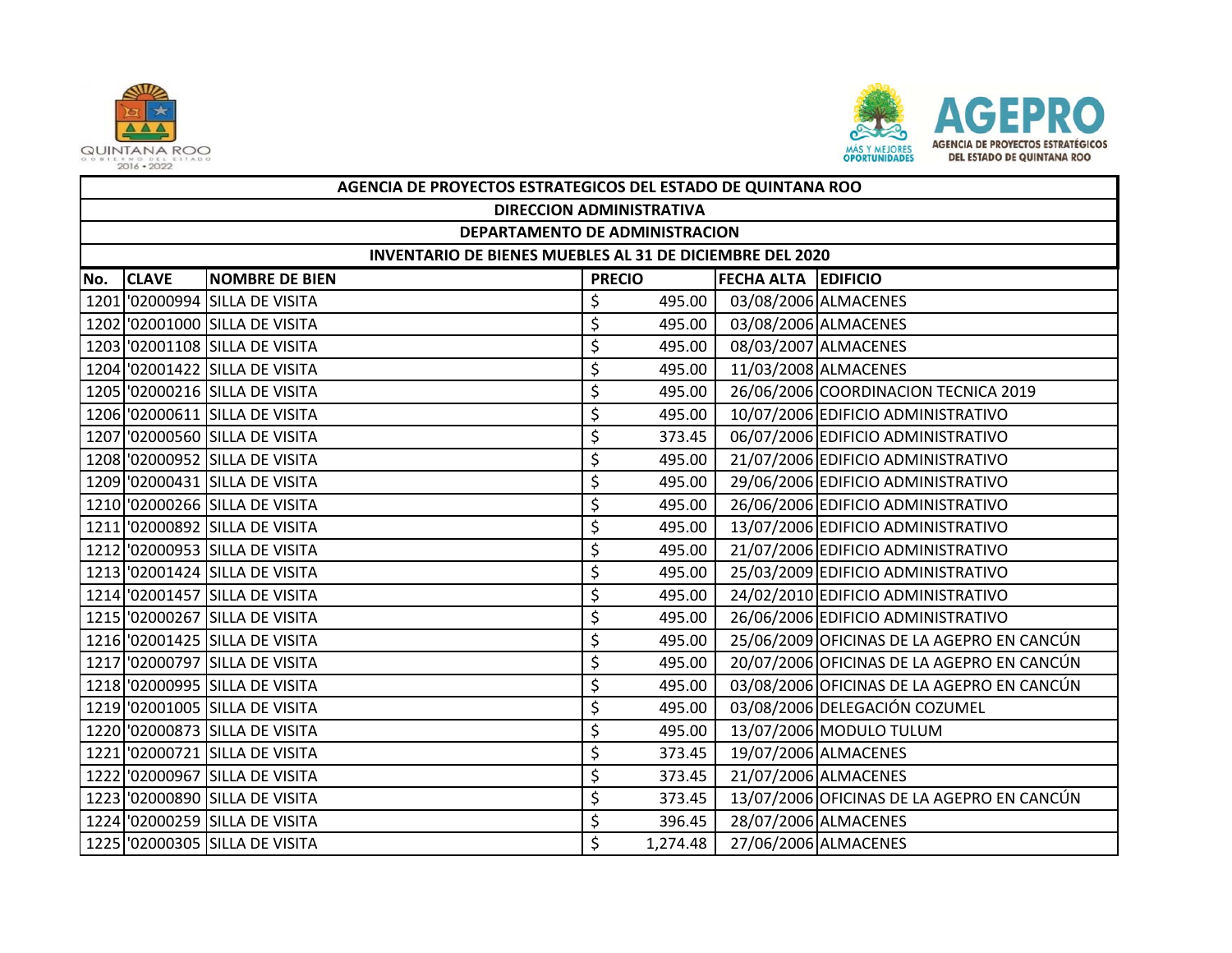| AGENCIA DE PROYECTOS ESTRATEGICOS DEL ESTADO DE QUINTANA ROO | | | | | |
|---|---|---|---|---|---|
| DIRECCION ADMINISTRATIVA | | | | | |
| DEPARTAMENTO DE ADMINISTRACION | | | | | |
| INVENTARIO DE BIENES MUEBLES AL 31 DE DICIEMBRE DEL 2020 | | | | | |
| No. | CLAVE | NOMBRE DE BIEN | PRECIO | FECHA ALTA | EDIFICIO |
| 1201 | '02000994 | SILLA DE VISITA | $ 495.00 | 03/08/2006 | ALMACENES |
| 1202 | '02001000 | SILLA DE VISITA | $ 495.00 | 03/08/2006 | ALMACENES |
| 1203 | '02001108 | SILLA DE VISITA | $ 495.00 | 08/03/2007 | ALMACENES |
| 1204 | '02001422 | SILLA DE VISITA | $ 495.00 | 11/03/2008 | ALMACENES |
| 1205 | '02000216 | SILLA DE VISITA | $ 495.00 | 26/06/2006 | COORDINACION TECNICA 2019 |
| 1206 | '02000611 | SILLA DE VISITA | $ 495.00 | 10/07/2006 | EDIFICIO ADMINISTRATIVO |
| 1207 | '02000560 | SILLA DE VISITA | $ 373.45 | 06/07/2006 | EDIFICIO ADMINISTRATIVO |
| 1208 | '02000952 | SILLA DE VISITA | $ 495.00 | 21/07/2006 | EDIFICIO ADMINISTRATIVO |
| 1209 | '02000431 | SILLA DE VISITA | $ 495.00 | 29/06/2006 | EDIFICIO ADMINISTRATIVO |
| 1210 | '02000266 | SILLA DE VISITA | $ 495.00 | 26/06/2006 | EDIFICIO ADMINISTRATIVO |
| 1211 | '02000892 | SILLA DE VISITA | $ 495.00 | 13/07/2006 | EDIFICIO ADMINISTRATIVO |
| 1212 | '02000953 | SILLA DE VISITA | $ 495.00 | 21/07/2006 | EDIFICIO ADMINISTRATIVO |
| 1213 | '02001424 | SILLA DE VISITA | $ 495.00 | 25/03/2009 | EDIFICIO ADMINISTRATIVO |
| 1214 | '02001457 | SILLA DE VISITA | $ 495.00 | 24/02/2010 | EDIFICIO ADMINISTRATIVO |
| 1215 | '02000267 | SILLA DE VISITA | $ 495.00 | 26/06/2006 | EDIFICIO ADMINISTRATIVO |
| 1216 | '02001425 | SILLA DE VISITA | $ 495.00 | 25/06/2009 | OFICINAS DE LA AGEPRO EN CANCÚN |
| 1217 | '02000797 | SILLA DE VISITA | $ 495.00 | 20/07/2006 | OFICINAS DE LA AGEPRO EN CANCÚN |
| 1218 | '02000995 | SILLA DE VISITA | $ 495.00 | 03/08/2006 | OFICINAS DE LA AGEPRO EN CANCÚN |
| 1219 | '02001005 | SILLA DE VISITA | $ 495.00 | 03/08/2006 | DELEGACIÓN COZUMEL |
| 1220 | '02000873 | SILLA DE VISITA | $ 495.00 | 13/07/2006 | MODULO TULUM |
| 1221 | '02000721 | SILLA DE VISITA | $ 373.45 | 19/07/2006 | ALMACENES |
| 1222 | '02000967 | SILLA DE VISITA | $ 373.45 | 21/07/2006 | ALMACENES |
| 1223 | '02000890 | SILLA DE VISITA | $ 373.45 | 13/07/2006 | OFICINAS DE LA AGEPRO EN CANCÚN |
| 1224 | '02000259 | SILLA DE VISITA | $ 396.45 | 28/07/2006 | ALMACENES |
| 1225 | '02000305 | SILLA DE VISITA | $ 1,274.48 | 27/06/2006 | ALMACENES |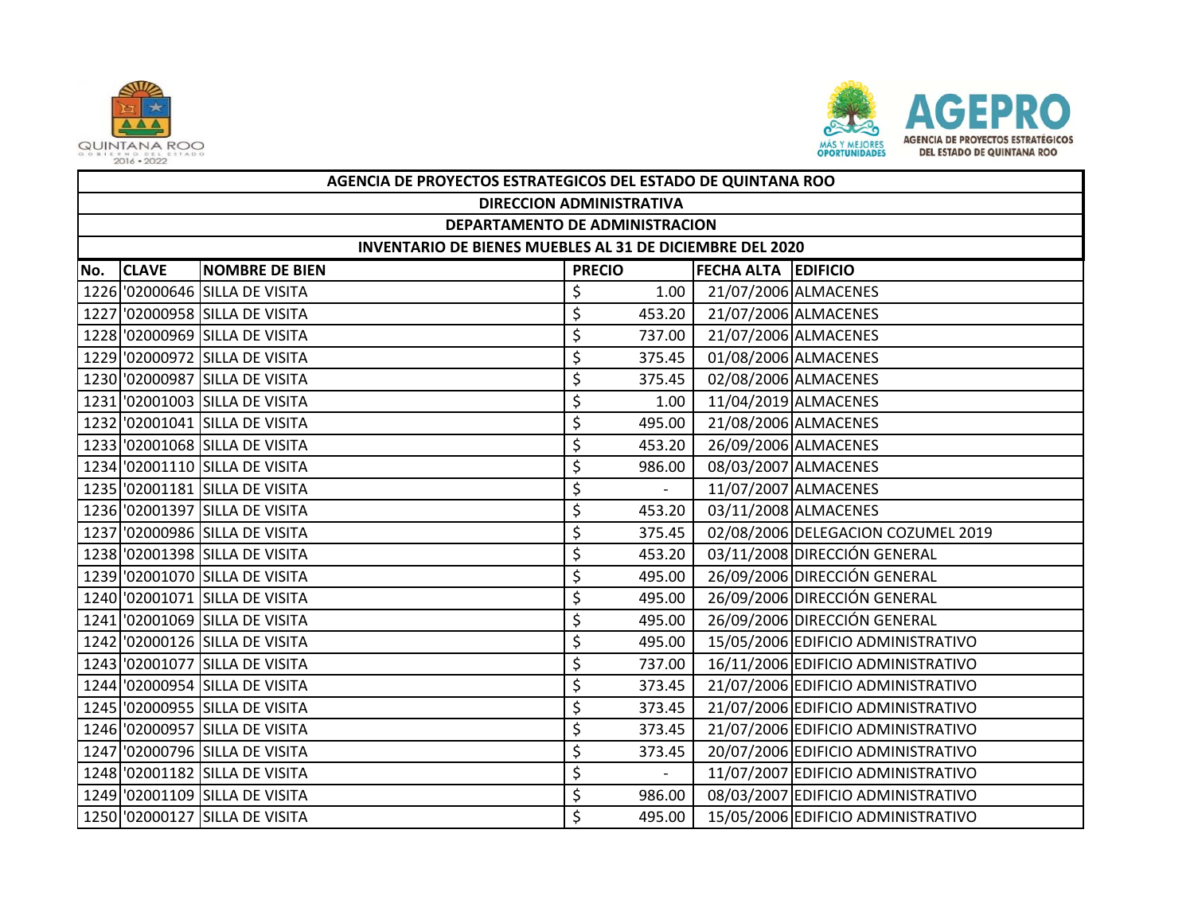| AGENCIA DE PROYECTOS ESTRATEGICOS DEL ESTADO DE QUINTANA ROO | | | | | |
|---|---|---|---|---|---|
| DIRECCION ADMINISTRATIVA | | | | | |
| DEPARTAMENTO DE ADMINISTRACION | | | | | |
| INVENTARIO DE BIENES MUEBLES AL 31 DE DICIEMBRE DEL 2020 | | | | | |
| No. | CLAVE | NOMBRE DE BIEN | PRECIO | FECHA ALTA | EDIFICIO |
| 1226 | '02000646 | SILLA DE VISITA | $ 1.00 | 21/07/2006 | ALMACENES |
| 1227 | '02000958 | SILLA DE VISITA | $ 453.20 | 21/07/2006 | ALMACENES |
| 1228 | '02000969 | SILLA DE VISITA | $ 737.00 | 21/07/2006 | ALMACENES |
| 1229 | '02000972 | SILLA DE VISITA | $ 375.45 | 01/08/2006 | ALMACENES |
| 1230 | '02000987 | SILLA DE VISITA | $ 375.45 | 02/08/2006 | ALMACENES |
| 1231 | '02001003 | SILLA DE VISITA | $ 1.00 | 11/04/2019 | ALMACENES |
| 1232 | '02001041 | SILLA DE VISITA | $ 495.00 | 21/08/2006 | ALMACENES |
| 1233 | '02001068 | SILLA DE VISITA | $ 453.20 | 26/09/2006 | ALMACENES |
| 1234 | '02001110 | SILLA DE VISITA | $ 986.00 | 08/03/2007 | ALMACENES |
| 1235 | '02001181 | SILLA DE VISITA | $ - | 11/07/2007 | ALMACENES |
| 1236 | '02001397 | SILLA DE VISITA | $ 453.20 | 03/11/2008 | ALMACENES |
| 1237 | '02000986 | SILLA DE VISITA | $ 375.45 | 02/08/2006 | DELEGACION COZUMEL 2019 |
| 1238 | '02001398 | SILLA DE VISITA | $ 453.20 | 03/11/2008 | DIRECCIÓN GENERAL |
| 1239 | '02001070 | SILLA DE VISITA | $ 495.00 | 26/09/2006 | DIRECCIÓN GENERAL |
| 1240 | '02001071 | SILLA DE VISITA | $ 495.00 | 26/09/2006 | DIRECCIÓN GENERAL |
| 1241 | '02001069 | SILLA DE VISITA | $ 495.00 | 26/09/2006 | DIRECCIÓN GENERAL |
| 1242 | '02000126 | SILLA DE VISITA | $ 495.00 | 15/05/2006 | EDIFICIO ADMINISTRATIVO |
| 1243 | '02001077 | SILLA DE VISITA | $ 737.00 | 16/11/2006 | EDIFICIO ADMINISTRATIVO |
| 1244 | '02000954 | SILLA DE VISITA | $ 373.45 | 21/07/2006 | EDIFICIO ADMINISTRATIVO |
| 1245 | '02000955 | SILLA DE VISITA | $ 373.45 | 21/07/2006 | EDIFICIO ADMINISTRATIVO |
| 1246 | '02000957 | SILLA DE VISITA | $ 373.45 | 21/07/2006 | EDIFICIO ADMINISTRATIVO |
| 1247 | '02000796 | SILLA DE VISITA | $ 373.45 | 20/07/2006 | EDIFICIO ADMINISTRATIVO |
| 1248 | '02001182 | SILLA DE VISITA | $ - | 11/07/2007 | EDIFICIO ADMINISTRATIVO |
| 1249 | '02001109 | SILLA DE VISITA | $ 986.00 | 08/03/2007 | EDIFICIO ADMINISTRATIVO |
| 1250 | '02000127 | SILLA DE VISITA | $ 495.00 | 15/05/2006 | EDIFICIO ADMINISTRATIVO |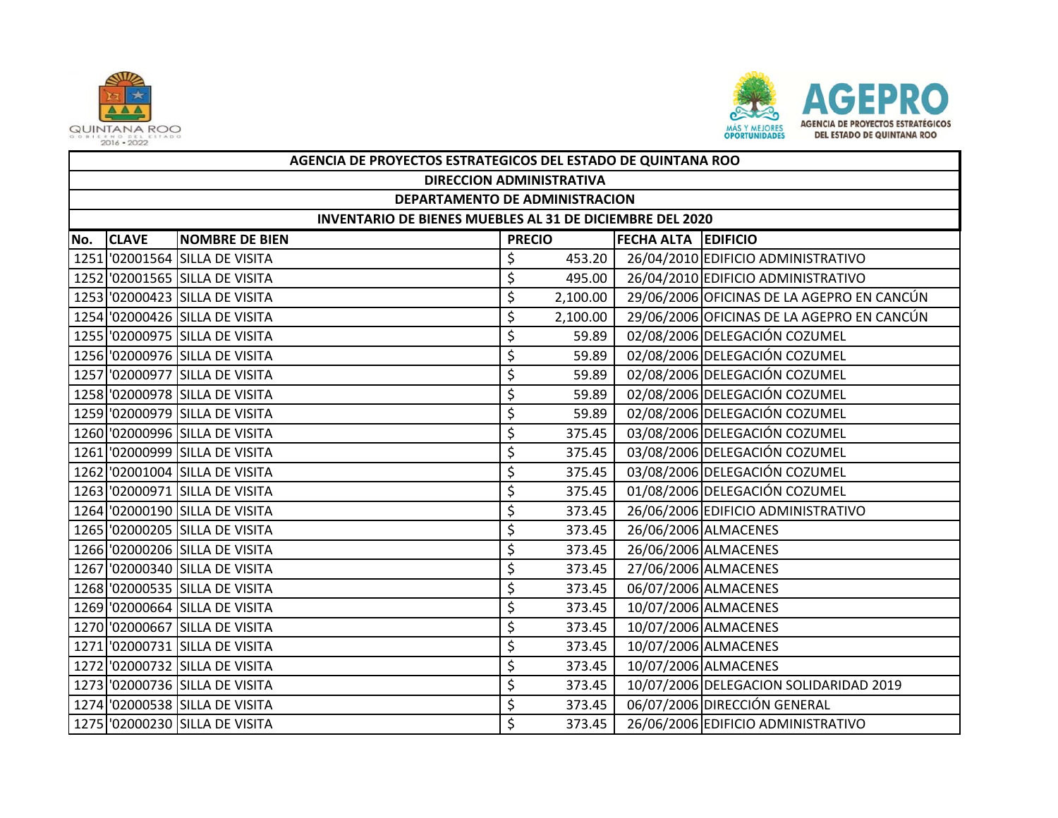| AGENCIA DE PROYECTOS ESTRATEGICOS DEL ESTADO DE QUINTANA ROO | | | | | |
|---|---|---|---|---|---|
| DIRECCION ADMINISTRATIVA | | | | | |
| DEPARTAMENTO DE ADMINISTRACION | | | | | |
| INVENTARIO DE BIENES MUEBLES AL 31 DE DICIEMBRE DEL 2020 | | | | | |
| No. | CLAVE | NOMBRE DE BIEN | PRECIO | FECHA ALTA | EDIFICIO |
| 1251 | '02001564 | SILLA DE VISITA | $ 453.20 | 26/04/2010 | EDIFICIO ADMINISTRATIVO |
| 1252 | '02001565 | SILLA DE VISITA | $ 495.00 | 26/04/2010 | EDIFICIO ADMINISTRATIVO |
| 1253 | '02000423 | SILLA DE VISITA | $ 2,100.00 | 29/06/2006 | OFICINAS DE LA AGEPRO EN CANCÚN |
| 1254 | '02000426 | SILLA DE VISITA | $ 2,100.00 | 29/06/2006 | OFICINAS DE LA AGEPRO EN CANCÚN |
| 1255 | '02000975 | SILLA DE VISITA | $ 59.89 | 02/08/2006 | DELEGACIÓN COZUMEL |
| 1256 | '02000976 | SILLA DE VISITA | $ 59.89 | 02/08/2006 | DELEGACIÓN COZUMEL |
| 1257 | '02000977 | SILLA DE VISITA | $ 59.89 | 02/08/2006 | DELEGACIÓN COZUMEL |
| 1258 | '02000978 | SILLA DE VISITA | $ 59.89 | 02/08/2006 | DELEGACIÓN COZUMEL |
| 1259 | '02000979 | SILLA DE VISITA | $ 59.89 | 02/08/2006 | DELEGACIÓN COZUMEL |
| 1260 | '02000996 | SILLA DE VISITA | $ 375.45 | 03/08/2006 | DELEGACIÓN COZUMEL |
| 1261 | '02000999 | SILLA DE VISITA | $ 375.45 | 03/08/2006 | DELEGACIÓN COZUMEL |
| 1262 | '02001004 | SILLA DE VISITA | $ 375.45 | 03/08/2006 | DELEGACIÓN COZUMEL |
| 1263 | '02000971 | SILLA DE VISITA | $ 375.45 | 01/08/2006 | DELEGACIÓN COZUMEL |
| 1264 | '02000190 | SILLA DE VISITA | $ 373.45 | 26/06/2006 | EDIFICIO ADMINISTRATIVO |
| 1265 | '02000205 | SILLA DE VISITA | $ 373.45 | 26/06/2006 | ALMACENES |
| 1266 | '02000206 | SILLA DE VISITA | $ 373.45 | 26/06/2006 | ALMACENES |
| 1267 | '02000340 | SILLA DE VISITA | $ 373.45 | 27/06/2006 | ALMACENES |
| 1268 | '02000535 | SILLA DE VISITA | $ 373.45 | 06/07/2006 | ALMACENES |
| 1269 | '02000664 | SILLA DE VISITA | $ 373.45 | 10/07/2006 | ALMACENES |
| 1270 | '02000667 | SILLA DE VISITA | $ 373.45 | 10/07/2006 | ALMACENES |
| 1271 | '02000731 | SILLA DE VISITA | $ 373.45 | 10/07/2006 | ALMACENES |
| 1272 | '02000732 | SILLA DE VISITA | $ 373.45 | 10/07/2006 | ALMACENES |
| 1273 | '02000736 | SILLA DE VISITA | $ 373.45 | 10/07/2006 | DELEGACION SOLIDARIDAD 2019 |
| 1274 | '02000538 | SILLA DE VISITA | $ 373.45 | 06/07/2006 | DIRECCIÓN GENERAL |
| 1275 | '02000230 | SILLA DE VISITA | $ 373.45 | 26/06/2006 | EDIFICIO ADMINISTRATIVO |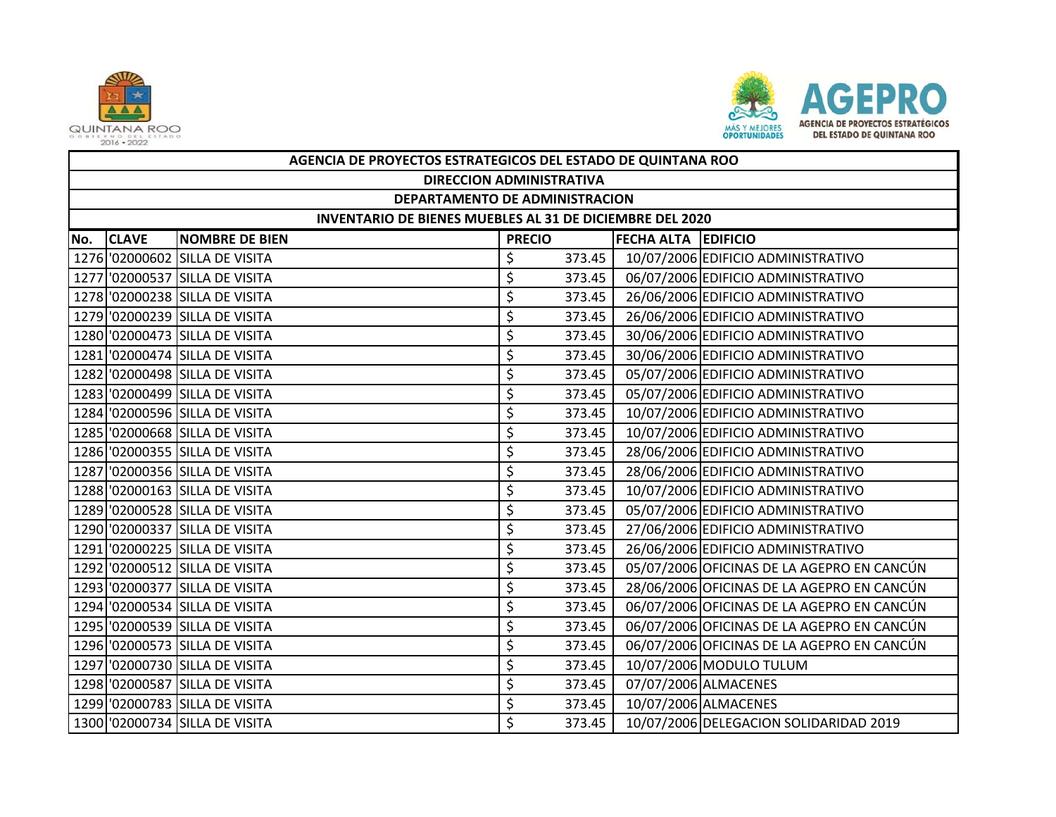| AGENCIA DE PROYECTOS ESTRATEGICOS DEL ESTADO DE QUINTANA ROO | | | | | |
|---|---|---|---|---|---|
| DIRECCION ADMINISTRATIVA | | | | | |
| DEPARTAMENTO DE ADMINISTRACION | | | | | |
| INVENTARIO DE BIENES MUEBLES AL 31 DE DICIEMBRE DEL 2020 | | | | | |
| No. | CLAVE | NOMBRE DE BIEN | PRECIO | FECHA ALTA | EDIFICIO |
| 1276 | '02000602 | SILLA DE VISITA | $ 373.45 | 10/07/2006 | EDIFICIO ADMINISTRATIVO |
| 1277 | '02000537 | SILLA DE VISITA | $ 373.45 | 06/07/2006 | EDIFICIO ADMINISTRATIVO |
| 1278 | '02000238 | SILLA DE VISITA | $ 373.45 | 26/06/2006 | EDIFICIO ADMINISTRATIVO |
| 1279 | '02000239 | SILLA DE VISITA | $ 373.45 | 26/06/2006 | EDIFICIO ADMINISTRATIVO |
| 1280 | '02000473 | SILLA DE VISITA | $ 373.45 | 30/06/2006 | EDIFICIO ADMINISTRATIVO |
| 1281 | '02000474 | SILLA DE VISITA | $ 373.45 | 30/06/2006 | EDIFICIO ADMINISTRATIVO |
| 1282 | '02000498 | SILLA DE VISITA | $ 373.45 | 05/07/2006 | EDIFICIO ADMINISTRATIVO |
| 1283 | '02000499 | SILLA DE VISITA | $ 373.45 | 05/07/2006 | EDIFICIO ADMINISTRATIVO |
| 1284 | '02000596 | SILLA DE VISITA | $ 373.45 | 10/07/2006 | EDIFICIO ADMINISTRATIVO |
| 1285 | '02000668 | SILLA DE VISITA | $ 373.45 | 10/07/2006 | EDIFICIO ADMINISTRATIVO |
| 1286 | '02000355 | SILLA DE VISITA | $ 373.45 | 28/06/2006 | EDIFICIO ADMINISTRATIVO |
| 1287 | '02000356 | SILLA DE VISITA | $ 373.45 | 28/06/2006 | EDIFICIO ADMINISTRATIVO |
| 1288 | '02000163 | SILLA DE VISITA | $ 373.45 | 10/07/2006 | EDIFICIO ADMINISTRATIVO |
| 1289 | '02000528 | SILLA DE VISITA | $ 373.45 | 05/07/2006 | EDIFICIO ADMINISTRATIVO |
| 1290 | '02000337 | SILLA DE VISITA | $ 373.45 | 27/06/2006 | EDIFICIO ADMINISTRATIVO |
| 1291 | '02000225 | SILLA DE VISITA | $ 373.45 | 26/06/2006 | EDIFICIO ADMINISTRATIVO |
| 1292 | '02000512 | SILLA DE VISITA | $ 373.45 | 05/07/2006 | OFICINAS DE LA AGEPRO EN CANCÚN |
| 1293 | '02000377 | SILLA DE VISITA | $ 373.45 | 28/06/2006 | OFICINAS DE LA AGEPRO EN CANCÚN |
| 1294 | '02000534 | SILLA DE VISITA | $ 373.45 | 06/07/2006 | OFICINAS DE LA AGEPRO EN CANCÚN |
| 1295 | '02000539 | SILLA DE VISITA | $ 373.45 | 06/07/2006 | OFICINAS DE LA AGEPRO EN CANCÚN |
| 1296 | '02000573 | SILLA DE VISITA | $ 373.45 | 06/07/2006 | OFICINAS DE LA AGEPRO EN CANCÚN |
| 1297 | '02000730 | SILLA DE VISITA | $ 373.45 | 10/07/2006 | MODULO TULUM |
| 1298 | '02000587 | SILLA DE VISITA | $ 373.45 | 07/07/2006 | ALMACENES |
| 1299 | '02000783 | SILLA DE VISITA | $ 373.45 | 10/07/2006 | ALMACENES |
| 1300 | '02000734 | SILLA DE VISITA | $ 373.45 | 10/07/2006 | DELEGACION SOLIDARIDAD 2019 |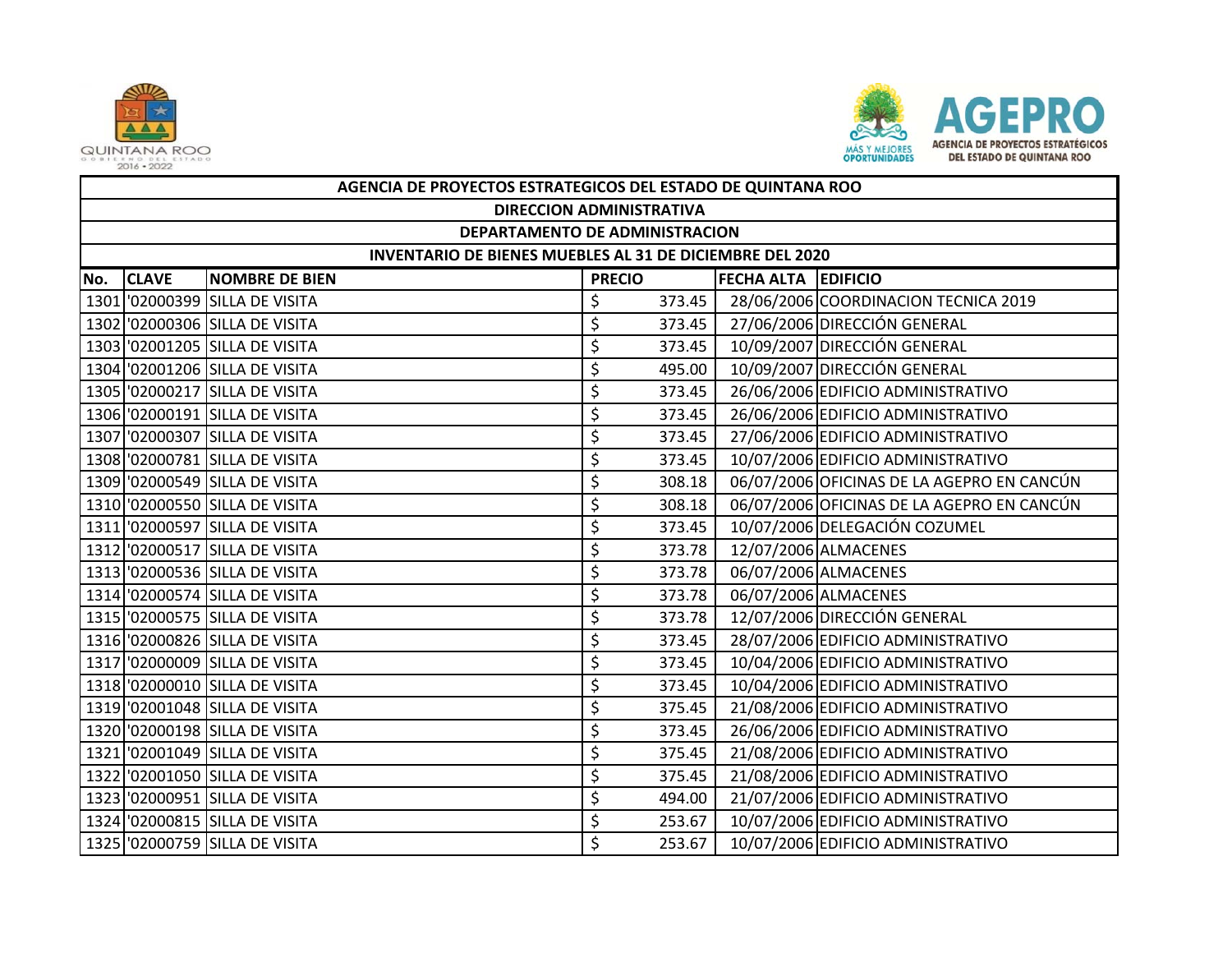| AGENCIA DE PROYECTOS ESTRATEGICOS DEL ESTADO DE QUINTANA ROO | | | | | |
|---|---|---|---|---|---|
| DIRECCION ADMINISTRATIVA | | | | | |
| DEPARTAMENTO DE ADMINISTRACION | | | | | |
| INVENTARIO DE BIENES MUEBLES AL 31 DE DICIEMBRE DEL 2020 | | | | | |
| No. | CLAVE | NOMBRE DE BIEN | PRECIO | FECHA ALTA | EDIFICIO |
| 1301 | '02000399 | SILLA DE VISITA | $ 373.45 | 28/06/2006 | COORDINACION TECNICA 2019 |
| 1302 | '02000306 | SILLA DE VISITA | $ 373.45 | 27/06/2006 | DIRECCIÓN GENERAL |
| 1303 | '02001205 | SILLA DE VISITA | $ 373.45 | 10/09/2007 | DIRECCIÓN GENERAL |
| 1304 | '02001206 | SILLA DE VISITA | $ 495.00 | 10/09/2007 | DIRECCIÓN GENERAL |
| 1305 | '02000217 | SILLA DE VISITA | $ 373.45 | 26/06/2006 | EDIFICIO ADMINISTRATIVO |
| 1306 | '02000191 | SILLA DE VISITA | $ 373.45 | 26/06/2006 | EDIFICIO ADMINISTRATIVO |
| 1307 | '02000307 | SILLA DE VISITA | $ 373.45 | 27/06/2006 | EDIFICIO ADMINISTRATIVO |
| 1308 | '02000781 | SILLA DE VISITA | $ 373.45 | 10/07/2006 | EDIFICIO ADMINISTRATIVO |
| 1309 | '02000549 | SILLA DE VISITA | $ 308.18 | 06/07/2006 | OFICINAS DE LA AGEPRO EN CANCÚN |
| 1310 | '02000550 | SILLA DE VISITA | $ 308.18 | 06/07/2006 | OFICINAS DE LA AGEPRO EN CANCÚN |
| 1311 | '02000597 | SILLA DE VISITA | $ 373.45 | 10/07/2006 | DELEGACIÓN COZUMEL |
| 1312 | '02000517 | SILLA DE VISITA | $ 373.78 | 12/07/2006 | ALMACENES |
| 1313 | '02000536 | SILLA DE VISITA | $ 373.78 | 06/07/2006 | ALMACENES |
| 1314 | '02000574 | SILLA DE VISITA | $ 373.78 | 06/07/2006 | ALMACENES |
| 1315 | '02000575 | SILLA DE VISITA | $ 373.78 | 12/07/2006 | DIRECCIÓN GENERAL |
| 1316 | '02000826 | SILLA DE VISITA | $ 373.45 | 28/07/2006 | EDIFICIO ADMINISTRATIVO |
| 1317 | '02000009 | SILLA DE VISITA | $ 373.45 | 10/04/2006 | EDIFICIO ADMINISTRATIVO |
| 1318 | '02000010 | SILLA DE VISITA | $ 373.45 | 10/04/2006 | EDIFICIO ADMINISTRATIVO |
| 1319 | '02001048 | SILLA DE VISITA | $ 375.45 | 21/08/2006 | EDIFICIO ADMINISTRATIVO |
| 1320 | '02000198 | SILLA DE VISITA | $ 373.45 | 26/06/2006 | EDIFICIO ADMINISTRATIVO |
| 1321 | '02001049 | SILLA DE VISITA | $ 375.45 | 21/08/2006 | EDIFICIO ADMINISTRATIVO |
| 1322 | '02001050 | SILLA DE VISITA | $ 375.45 | 21/08/2006 | EDIFICIO ADMINISTRATIVO |
| 1323 | '02000951 | SILLA DE VISITA | $ 494.00 | 21/07/2006 | EDIFICIO ADMINISTRATIVO |
| 1324 | '02000815 | SILLA DE VISITA | $ 253.67 | 10/07/2006 | EDIFICIO ADMINISTRATIVO |
| 1325 | '02000759 | SILLA DE VISITA | $ 253.67 | 10/07/2006 | EDIFICIO ADMINISTRATIVO |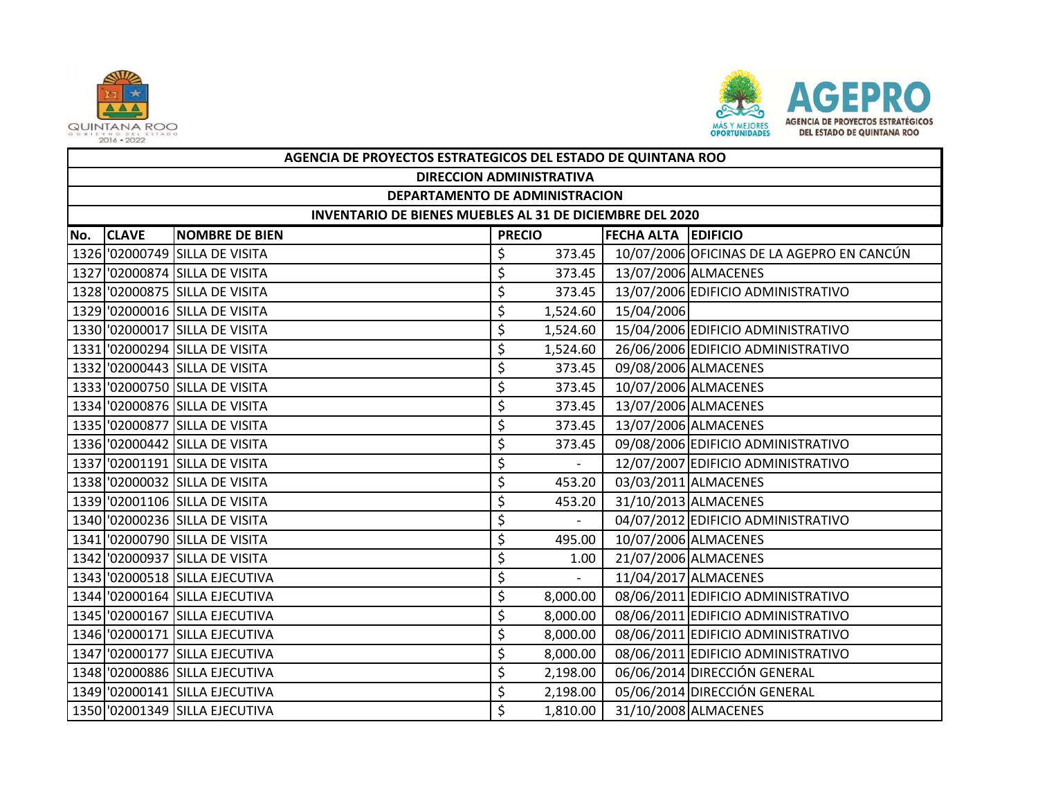| AGENCIA DE PROYECTOS ESTRATEGICOS DEL ESTADO DE QUINTANA ROO | | | | | |
|---|---|---|---|---|---|
| DIRECCION ADMINISTRATIVA | | | | | |
| DEPARTAMENTO DE ADMINISTRACION | | | | | |
| INVENTARIO DE BIENES MUEBLES AL 31 DE DICIEMBRE DEL 2020 | | | | | |
| No. | CLAVE | NOMBRE DE BIEN | PRECIO | FECHA ALTA | EDIFICIO |
| 1326 | '02000749 | SILLA DE VISITA | $ 373.45 | 10/07/2006 | OFICINAS DE LA AGEPRO EN CANCÚN |
| 1327 | '02000874 | SILLA DE VISITA | $ 373.45 | 13/07/2006 | ALMACENES |
| 1328 | '02000875 | SILLA DE VISITA | $ 373.45 | 13/07/2006 | EDIFICIO ADMINISTRATIVO |
| 1329 | '02000016 | SILLA DE VISITA | $ 1,524.60 | 15/04/2006 | |
| 1330 | '02000017 | SILLA DE VISITA | $ 1,524.60 | 15/04/2006 | EDIFICIO ADMINISTRATIVO |
| 1331 | '02000294 | SILLA DE VISITA | $ 1,524.60 | 26/06/2006 | EDIFICIO ADMINISTRATIVO |
| 1332 | '02000443 | SILLA DE VISITA | $ 373.45 | 09/08/2006 | ALMACENES |
| 1333 | '02000750 | SILLA DE VISITA | $ 373.45 | 10/07/2006 | ALMACENES |
| 1334 | '02000876 | SILLA DE VISITA | $ 373.45 | 13/07/2006 | ALMACENES |
| 1335 | '02000877 | SILLA DE VISITA | $ 373.45 | 13/07/2006 | ALMACENES |
| 1336 | '02000442 | SILLA DE VISITA | $ 373.45 | 09/08/2006 | EDIFICIO ADMINISTRATIVO |
| 1337 | '02001191 | SILLA DE VISITA | $ - | 12/07/2007 | EDIFICIO ADMINISTRATIVO |
| 1338 | '02000032 | SILLA DE VISITA | $ 453.20 | 03/03/2011 | ALMACENES |
| 1339 | '02001106 | SILLA DE VISITA | $ 453.20 | 31/10/2013 | ALMACENES |
| 1340 | '02000236 | SILLA DE VISITA | $ - | 04/07/2012 | EDIFICIO ADMINISTRATIVO |
| 1341 | '02000790 | SILLA DE VISITA | $ 495.00 | 10/07/2006 | ALMACENES |
| 1342 | '02000937 | SILLA DE VISITA | $ 1.00 | 21/07/2006 | ALMACENES |
| 1343 | '02000518 | SILLA EJECUTIVA | $ - | 11/04/2017 | ALMACENES |
| 1344 | '02000164 | SILLA EJECUTIVA | $ 8,000.00 | 08/06/2011 | EDIFICIO ADMINISTRATIVO |
| 1345 | '02000167 | SILLA EJECUTIVA | $ 8,000.00 | 08/06/2011 | EDIFICIO ADMINISTRATIVO |
| 1346 | '02000171 | SILLA EJECUTIVA | $ 8,000.00 | 08/06/2011 | EDIFICIO ADMINISTRATIVO |
| 1347 | '02000177 | SILLA EJECUTIVA | $ 8,000.00 | 08/06/2011 | EDIFICIO ADMINISTRATIVO |
| 1348 | '02000886 | SILLA EJECUTIVA | $ 2,198.00 | 06/06/2014 | DIRECCIÓN GENERAL |
| 1349 | '02000141 | SILLA EJECUTIVA | $ 2,198.00 | 05/06/2014 | DIRECCIÓN GENERAL |
| 1350 | '02001349 | SILLA EJECUTIVA | $ 1,810.00 | 31/10/2008 | ALMACENES |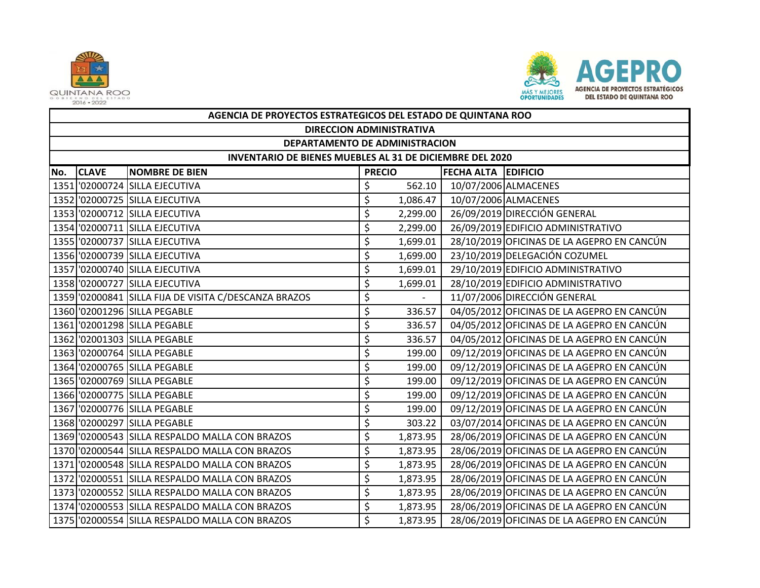| AGENCIA DE PROYECTOS ESTRATEGICOS DEL ESTADO DE QUINTANA ROO | | | | | |
|---|---|---|---|---|---|
| DIRECCION ADMINISTRATIVA | | | | | |
| DEPARTAMENTO DE ADMINISTRACION | | | | | |
| INVENTARIO DE BIENES MUEBLES AL 31 DE DICIEMBRE DEL 2020 | | | | | |
| **No.** | **CLAVE** | **NOMBRE DE BIEN** | **PRECIO** | **FECHA ALTA** | **EDIFICIO** |
| 1351 | '02000724 | SILLA EJECUTIVA | $ 562.10 | 10/07/2006 | ALMACENES |
| 1352 | '02000725 | SILLA EJECUTIVA | $ 1,086.47 | 10/07/2006 | ALMACENES |
| 1353 | '02000712 | SILLA EJECUTIVA | $ 2,299.00 | 26/09/2019 | DIRECCIÓN GENERAL |
| 1354 | '02000711 | SILLA EJECUTIVA | $ 2,299.00 | 26/09/2019 | EDIFICIO ADMINISTRATIVO |
| 1355 | '02000737 | SILLA EJECUTIVA | $ 1,699.01 | 28/10/2019 | OFICINAS DE LA AGEPRO EN CANCÚN |
| 1356 | '02000739 | SILLA EJECUTIVA | $ 1,699.00 | 23/10/2019 | DELEGACIÓN COZUMEL |
| 1357 | '02000740 | SILLA EJECUTIVA | $ 1,699.01 | 29/10/2019 | EDIFICIO ADMINISTRATIVO |
| 1358 | '02000727 | SILLA EJECUTIVA | $ 1,699.01 | 28/10/2019 | EDIFICIO ADMINISTRATIVO |
| 1359 | '02000841 | SILLA FIJA DE VISITA C/DESCANZA BRAZOS | $ - | 11/07/2006 | DIRECCIÓN GENERAL |
| 1360 | '02001296 | SILLA PEGABLE | $ 336.57 | 04/05/2012 | OFICINAS DE LA AGEPRO EN CANCÚN |
| 1361 | '02001298 | SILLA PEGABLE | $ 336.57 | 04/05/2012 | OFICINAS DE LA AGEPRO EN CANCÚN |
| 1362 | '02001303 | SILLA PEGABLE | $ 336.57 | 04/05/2012 | OFICINAS DE LA AGEPRO EN CANCÚN |
| 1363 | '02000764 | SILLA PEGABLE | $ 199.00 | 09/12/2019 | OFICINAS DE LA AGEPRO EN CANCÚN |
| 1364 | '02000765 | SILLA PEGABLE | $ 199.00 | 09/12/2019 | OFICINAS DE LA AGEPRO EN CANCÚN |
| 1365 | '02000769 | SILLA PEGABLE | $ 199.00 | 09/12/2019 | OFICINAS DE LA AGEPRO EN CANCÚN |
| 1366 | '02000775 | SILLA PEGABLE | $ 199.00 | 09/12/2019 | OFICINAS DE LA AGEPRO EN CANCÚN |
| 1367 | '02000776 | SILLA PEGABLE | $ 199.00 | 09/12/2019 | OFICINAS DE LA AGEPRO EN CANCÚN |
| 1368 | '02000297 | SILLA PEGABLE | $ 303.22 | 03/07/2014 | OFICINAS DE LA AGEPRO EN CANCÚN |
| 1369 | '02000543 | SILLA RESPALDO MALLA CON BRAZOS | $ 1,873.95 | 28/06/2019 | OFICINAS DE LA AGEPRO EN CANCÚN |
| 1370 | '02000544 | SILLA RESPALDO MALLA CON BRAZOS | $ 1,873.95 | 28/06/2019 | OFICINAS DE LA AGEPRO EN CANCÚN |
| 1371 | '02000548 | SILLA RESPALDO MALLA CON BRAZOS | $ 1,873.95 | 28/06/2019 | OFICINAS DE LA AGEPRO EN CANCÚN |
| 1372 | '02000551 | SILLA RESPALDO MALLA CON BRAZOS | $ 1,873.95 | 28/06/2019 | OFICINAS DE LA AGEPRO EN CANCÚN |
| 1373 | '02000552 | SILLA RESPALDO MALLA CON BRAZOS | $ 1,873.95 | 28/06/2019 | OFICINAS DE LA AGEPRO EN CANCÚN |
| 1374 | '02000553 | SILLA RESPALDO MALLA CON BRAZOS | $ 1,873.95 | 28/06/2019 | OFICINAS DE LA AGEPRO EN CANCÚN |
| 1375 | '02000554 | SILLA RESPALDO MALLA CON BRAZOS | $ 1,873.95 | 28/06/2019 | OFICINAS DE LA AGEPRO EN CANCÚN |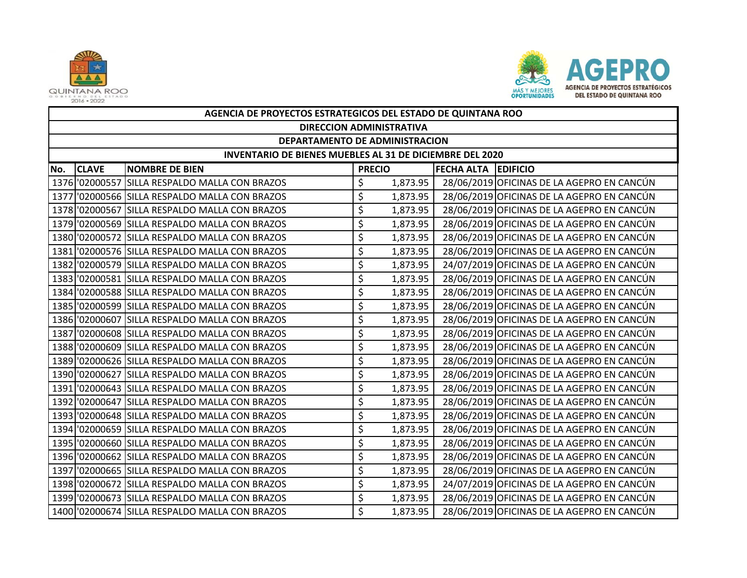| AGENCIA DE PROYECTOS ESTRATEGICOS DEL ESTADO DE QUINTANA ROO | | | | | |
|---|---|---|---|---|---|
| DIRECCION ADMINISTRATIVA | | | | | |
| DEPARTAMENTO DE ADMINISTRACION | | | | | |
| INVENTARIO DE BIENES MUEBLES AL 31 DE DICIEMBRE DEL 2020 | | | | | |
| No. | CLAVE | NOMBRE DE BIEN | PRECIO | FECHA ALTA | EDIFICIO |
| 1376 | '02000557 | SILLA RESPALDO MALLA CON BRAZOS | $ 1,873.95 | 28/06/2019 | OFICINAS DE LA AGEPRO EN CANCÚN |
| 1377 | '02000566 | SILLA RESPALDO MALLA CON BRAZOS | $ 1,873.95 | 28/06/2019 | OFICINAS DE LA AGEPRO EN CANCÚN |
| 1378 | '02000567 | SILLA RESPALDO MALLA CON BRAZOS | $ 1,873.95 | 28/06/2019 | OFICINAS DE LA AGEPRO EN CANCÚN |
| 1379 | '02000569 | SILLA RESPALDO MALLA CON BRAZOS | $ 1,873.95 | 28/06/2019 | OFICINAS DE LA AGEPRO EN CANCÚN |
| 1380 | '02000572 | SILLA RESPALDO MALLA CON BRAZOS | $ 1,873.95 | 28/06/2019 | OFICINAS DE LA AGEPRO EN CANCÚN |
| 1381 | '02000576 | SILLA RESPALDO MALLA CON BRAZOS | $ 1,873.95 | 28/06/2019 | OFICINAS DE LA AGEPRO EN CANCÚN |
| 1382 | '02000579 | SILLA RESPALDO MALLA CON BRAZOS | $ 1,873.95 | 24/07/2019 | OFICINAS DE LA AGEPRO EN CANCÚN |
| 1383 | '02000581 | SILLA RESPALDO MALLA CON BRAZOS | $ 1,873.95 | 28/06/2019 | OFICINAS DE LA AGEPRO EN CANCÚN |
| 1384 | '02000588 | SILLA RESPALDO MALLA CON BRAZOS | $ 1,873.95 | 28/06/2019 | OFICINAS DE LA AGEPRO EN CANCÚN |
| 1385 | '02000599 | SILLA RESPALDO MALLA CON BRAZOS | $ 1,873.95 | 28/06/2019 | OFICINAS DE LA AGEPRO EN CANCÚN |
| 1386 | '02000607 | SILLA RESPALDO MALLA CON BRAZOS | $ 1,873.95 | 28/06/2019 | OFICINAS DE LA AGEPRO EN CANCÚN |
| 1387 | '02000608 | SILLA RESPALDO MALLA CON BRAZOS | $ 1,873.95 | 28/06/2019 | OFICINAS DE LA AGEPRO EN CANCÚN |
| 1388 | '02000609 | SILLA RESPALDO MALLA CON BRAZOS | $ 1,873.95 | 28/06/2019 | OFICINAS DE LA AGEPRO EN CANCÚN |
| 1389 | '02000626 | SILLA RESPALDO MALLA CON BRAZOS | $ 1,873.95 | 28/06/2019 | OFICINAS DE LA AGEPRO EN CANCÚN |
| 1390 | '02000627 | SILLA RESPALDO MALLA CON BRAZOS | $ 1,873.95 | 28/06/2019 | OFICINAS DE LA AGEPRO EN CANCÚN |
| 1391 | '02000643 | SILLA RESPALDO MALLA CON BRAZOS | $ 1,873.95 | 28/06/2019 | OFICINAS DE LA AGEPRO EN CANCÚN |
| 1392 | '02000647 | SILLA RESPALDO MALLA CON BRAZOS | $ 1,873.95 | 28/06/2019 | OFICINAS DE LA AGEPRO EN CANCÚN |
| 1393 | '02000648 | SILLA RESPALDO MALLA CON BRAZOS | $ 1,873.95 | 28/06/2019 | OFICINAS DE LA AGEPRO EN CANCÚN |
| 1394 | '02000659 | SILLA RESPALDO MALLA CON BRAZOS | $ 1,873.95 | 28/06/2019 | OFICINAS DE LA AGEPRO EN CANCÚN |
| 1395 | '02000660 | SILLA RESPALDO MALLA CON BRAZOS | $ 1,873.95 | 28/06/2019 | OFICINAS DE LA AGEPRO EN CANCÚN |
| 1396 | '02000662 | SILLA RESPALDO MALLA CON BRAZOS | $ 1,873.95 | 28/06/2019 | OFICINAS DE LA AGEPRO EN CANCÚN |
| 1397 | '02000665 | SILLA RESPALDO MALLA CON BRAZOS | $ 1,873.95 | 28/06/2019 | OFICINAS DE LA AGEPRO EN CANCÚN |
| 1398 | '02000672 | SILLA RESPALDO MALLA CON BRAZOS | $ 1,873.95 | 24/07/2019 | OFICINAS DE LA AGEPRO EN CANCÚN |
| 1399 | '02000673 | SILLA RESPALDO MALLA CON BRAZOS | $ 1,873.95 | 28/06/2019 | OFICINAS DE LA AGEPRO EN CANCÚN |
| 1400 | '02000674 | SILLA RESPALDO MALLA CON BRAZOS | $ 1,873.95 | 28/06/2019 | OFICINAS DE LA AGEPRO EN CANCÚN |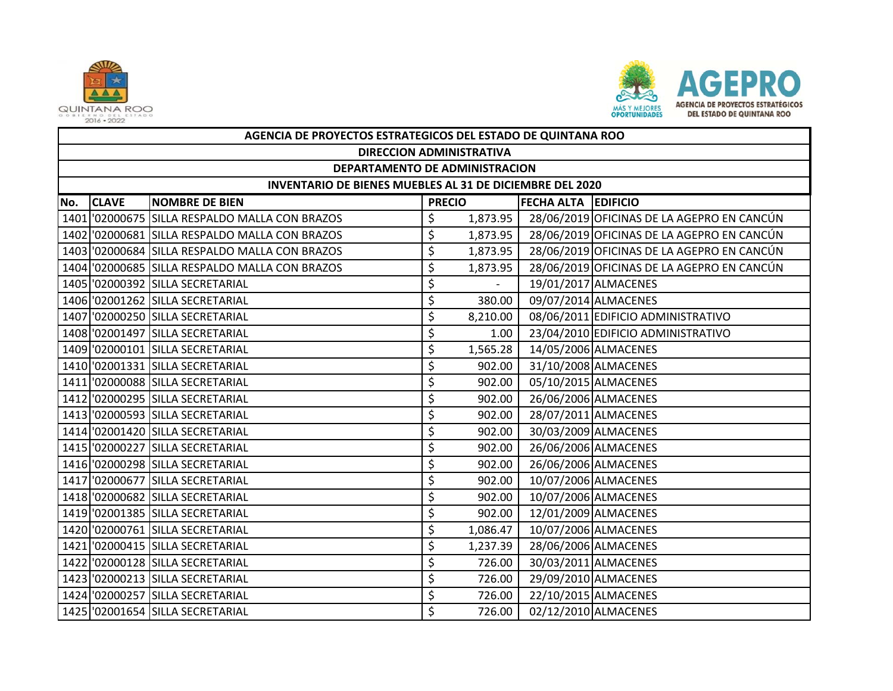| AGENCIA DE PROYECTOS ESTRATEGICOS DEL ESTADO DE QUINTANA ROO | | | | | |
|---|---|---|---|---|---|
| DIRECCION ADMINISTRATIVA | | | | | |
| DEPARTAMENTO DE ADMINISTRACION | | | | | |
| INVENTARIO DE BIENES MUEBLES AL 31 DE DICIEMBRE DEL 2020 | | | | | |
| **No.** | **CLAVE** | **NOMBRE DE BIEN** | **PRECIO** | **FECHA ALTA** | **EDIFICIO** |
| 1401 | '02000675 | SILLA RESPALDO MALLA CON BRAZOS | $ 1,873.95 | 28/06/2019 | OFICINAS DE LA AGEPRO EN CANCÚN |
| 1402 | '02000681 | SILLA RESPALDO MALLA CON BRAZOS | $ 1,873.95 | 28/06/2019 | OFICINAS DE LA AGEPRO EN CANCÚN |
| 1403 | '02000684 | SILLA RESPALDO MALLA CON BRAZOS | $ 1,873.95 | 28/06/2019 | OFICINAS DE LA AGEPRO EN CANCÚN |
| 1404 | '02000685 | SILLA RESPALDO MALLA CON BRAZOS | $ 1,873.95 | 28/06/2019 | OFICINAS DE LA AGEPRO EN CANCÚN |
| 1405 | '02000392 | SILLA SECRETARIAL | $ - | 19/01/2017 | ALMACENES |
| 1406 | '02001262 | SILLA SECRETARIAL | $ 380.00 | 09/07/2014 | ALMACENES |
| 1407 | '02000250 | SILLA SECRETARIAL | $ 8,210.00 | 08/06/2011 | EDIFICIO ADMINISTRATIVO |
| 1408 | '02001497 | SILLA SECRETARIAL | $ 1.00 | 23/04/2010 | EDIFICIO ADMINISTRATIVO |
| 1409 | '02000101 | SILLA SECRETARIAL | $ 1,565.28 | 14/05/2006 | ALMACENES |
| 1410 | '02001331 | SILLA SECRETARIAL | $ 902.00 | 31/10/2008 | ALMACENES |
| 1411 | '02000088 | SILLA SECRETARIAL | $ 902.00 | 05/10/2015 | ALMACENES |
| 1412 | '02000295 | SILLA SECRETARIAL | $ 902.00 | 26/06/2006 | ALMACENES |
| 1413 | '02000593 | SILLA SECRETARIAL | $ 902.00 | 28/07/2011 | ALMACENES |
| 1414 | '02001420 | SILLA SECRETARIAL | $ 902.00 | 30/03/2009 | ALMACENES |
| 1415 | '02000227 | SILLA SECRETARIAL | $ 902.00 | 26/06/2006 | ALMACENES |
| 1416 | '02000298 | SILLA SECRETARIAL | $ 902.00 | 26/06/2006 | ALMACENES |
| 1417 | '02000677 | SILLA SECRETARIAL | $ 902.00 | 10/07/2006 | ALMACENES |
| 1418 | '02000682 | SILLA SECRETARIAL | $ 902.00 | 10/07/2006 | ALMACENES |
| 1419 | '02001385 | SILLA SECRETARIAL | $ 902.00 | 12/01/2009 | ALMACENES |
| 1420 | '02000761 | SILLA SECRETARIAL | $ 1,086.47 | 10/07/2006 | ALMACENES |
| 1421 | '02000415 | SILLA SECRETARIAL | $ 1,237.39 | 28/06/2006 | ALMACENES |
| 1422 | '02000128 | SILLA SECRETARIAL | $ 726.00 | 30/03/2011 | ALMACENES |
| 1423 | '02000213 | SILLA SECRETARIAL | $ 726.00 | 29/09/2010 | ALMACENES |
| 1424 | '02000257 | SILLA SECRETARIAL | $ 726.00 | 22/10/2015 | ALMACENES |
| 1425 | '02001654 | SILLA SECRETARIAL | $ 726.00 | 02/12/2010 | ALMACENES |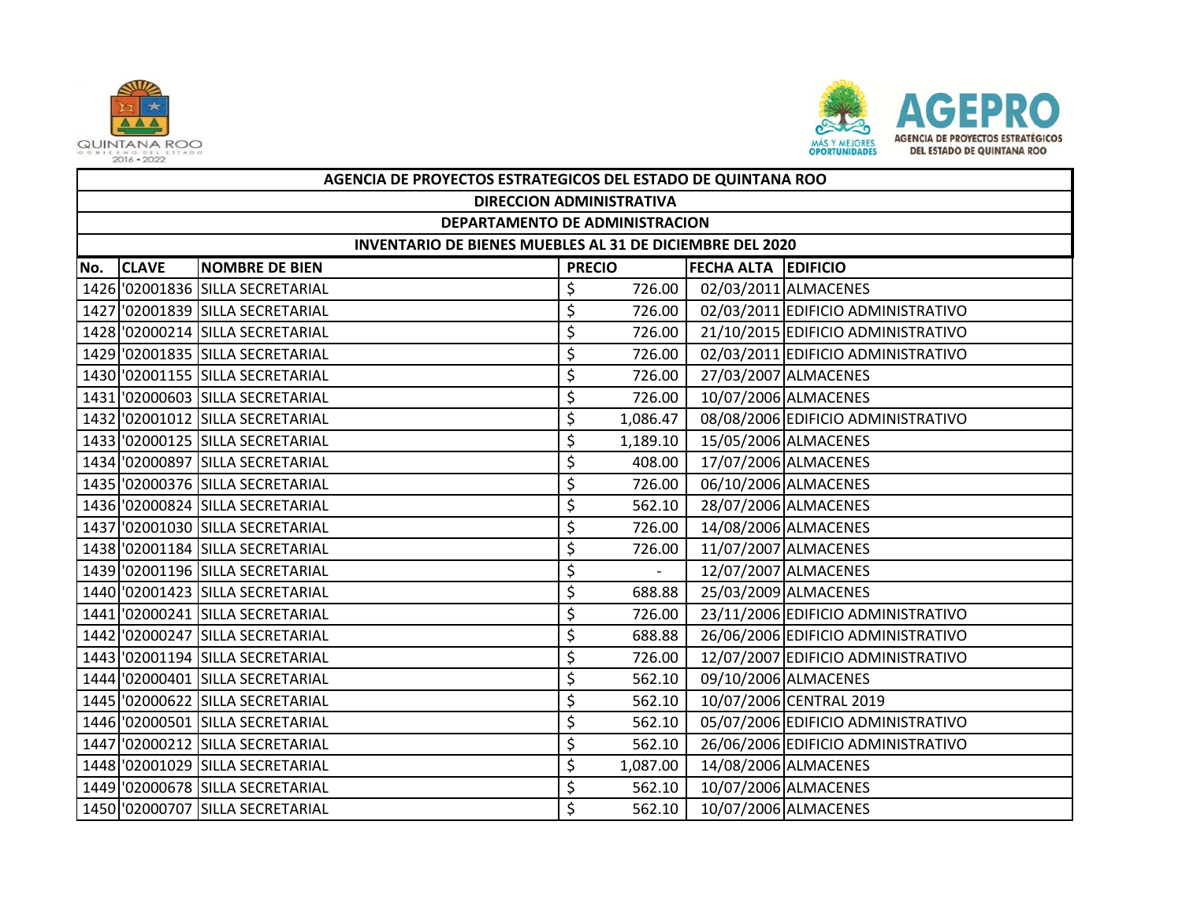| AGENCIA DE PROYECTOS ESTRATEGICOS DEL ESTADO DE QUINTANA ROO | | | | | |
|---|---|---|---|---|---|
| DIRECCION ADMINISTRATIVA | | | | | |
| DEPARTAMENTO DE ADMINISTRACION | | | | | |
| INVENTARIO DE BIENES MUEBLES AL 31 DE DICIEMBRE DEL 2020 | | | | | |
| No. | CLAVE | NOMBRE DE BIEN | PRECIO | FECHA ALTA | EDIFICIO |
| 1426 | '02001836 | SILLA SECRETARIAL | $ 726.00 | 02/03/2011 | ALMACENES |
| 1427 | '02001839 | SILLA SECRETARIAL | $ 726.00 | 02/03/2011 | EDIFICIO ADMINISTRATIVO |
| 1428 | '02000214 | SILLA SECRETARIAL | $ 726.00 | 21/10/2015 | EDIFICIO ADMINISTRATIVO |
| 1429 | '02001835 | SILLA SECRETARIAL | $ 726.00 | 02/03/2011 | EDIFICIO ADMINISTRATIVO |
| 1430 | '02001155 | SILLA SECRETARIAL | $ 726.00 | 27/03/2007 | ALMACENES |
| 1431 | '02000603 | SILLA SECRETARIAL | $ 726.00 | 10/07/2006 | ALMACENES |
| 1432 | '02001012 | SILLA SECRETARIAL | $ 1,086.47 | 08/08/2006 | EDIFICIO ADMINISTRATIVO |
| 1433 | '02000125 | SILLA SECRETARIAL | $ 1,189.10 | 15/05/2006 | ALMACENES |
| 1434 | '02000897 | SILLA SECRETARIAL | $ 408.00 | 17/07/2006 | ALMACENES |
| 1435 | '02000376 | SILLA SECRETARIAL | $ 726.00 | 06/10/2006 | ALMACENES |
| 1436 | '02000824 | SILLA SECRETARIAL | $ 562.10 | 28/07/2006 | ALMACENES |
| 1437 | '02001030 | SILLA SECRETARIAL | $ 726.00 | 14/08/2006 | ALMACENES |
| 1438 | '02001184 | SILLA SECRETARIAL | $ 726.00 | 11/07/2007 | ALMACENES |
| 1439 | '02001196 | SILLA SECRETARIAL | $ - | 12/07/2007 | ALMACENES |
| 1440 | '02001423 | SILLA SECRETARIAL | $ 688.88 | 25/03/2009 | ALMACENES |
| 1441 | '02000241 | SILLA SECRETARIAL | $ 726.00 | 23/11/2006 | EDIFICIO ADMINISTRATIVO |
| 1442 | '02000247 | SILLA SECRETARIAL | $ 688.88 | 26/06/2006 | EDIFICIO ADMINISTRATIVO |
| 1443 | '02001194 | SILLA SECRETARIAL | $ 726.00 | 12/07/2007 | EDIFICIO ADMINISTRATIVO |
| 1444 | '02000401 | SILLA SECRETARIAL | $ 562.10 | 09/10/2006 | ALMACENES |
| 1445 | '02000622 | SILLA SECRETARIAL | $ 562.10 | 10/07/2006 | CENTRAL 2019 |
| 1446 | '02000501 | SILLA SECRETARIAL | $ 562.10 | 05/07/2006 | EDIFICIO ADMINISTRATIVO |
| 1447 | '02000212 | SILLA SECRETARIAL | $ 562.10 | 26/06/2006 | EDIFICIO ADMINISTRATIVO |
| 1448 | '02001029 | SILLA SECRETARIAL | $ 1,087.00 | 14/08/2006 | ALMACENES |
| 1449 | '02000678 | SILLA SECRETARIAL | $ 562.10 | 10/07/2006 | ALMACENES |
| 1450 | '02000707 | SILLA SECRETARIAL | $ 562.10 | 10/07/2006 | ALMACENES |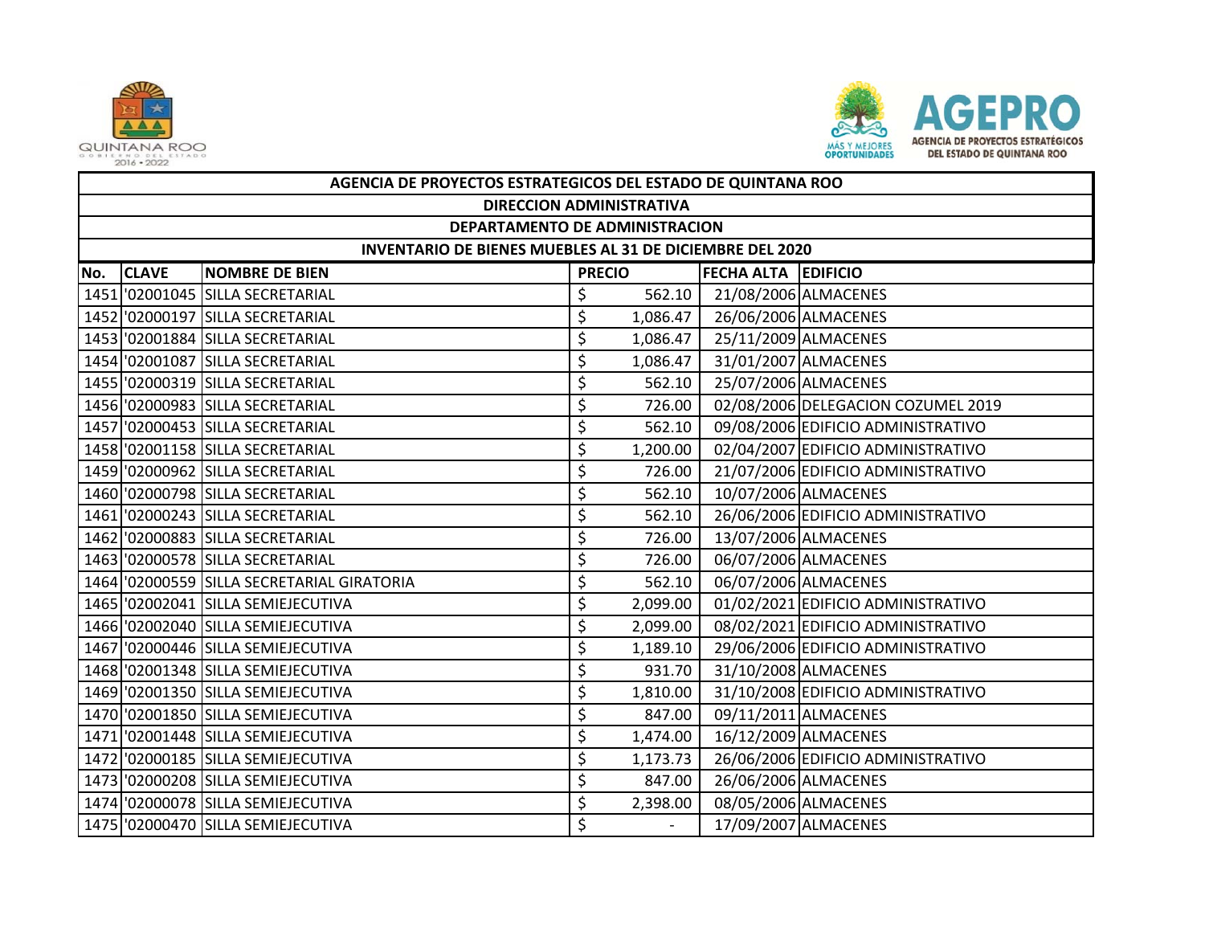| AGENCIA DE PROYECTOS ESTRATEGICOS DEL ESTADO DE QUINTANA ROO | | | | | |
|---|---|---|---|---|---|
| DIRECCION ADMINISTRATIVA | | | | | |
| DEPARTAMENTO DE ADMINISTRACION | | | | | |
| INVENTARIO DE BIENES MUEBLES AL 31 DE DICIEMBRE DEL 2020 | | | | | |
| **No.** | **CLAVE** | **NOMBRE DE BIEN** | **PRECIO** | **FECHA ALTA** | **EDIFICIO** |
| 1451 | '02001045 | SILLA SECRETARIAL | $ 562.10 | 21/08/2006 | ALMACENES |
| 1452 | '02000197 | SILLA SECRETARIAL | $ 1,086.47 | 26/06/2006 | ALMACENES |
| 1453 | '02001884 | SILLA SECRETARIAL | $ 1,086.47 | 25/11/2009 | ALMACENES |
| 1454 | '02001087 | SILLA SECRETARIAL | $ 1,086.47 | 31/01/2007 | ALMACENES |
| 1455 | '02000319 | SILLA SECRETARIAL | $ 562.10 | 25/07/2006 | ALMACENES |
| 1456 | '02000983 | SILLA SECRETARIAL | $ 726.00 | 02/08/2006 | DELEGACION COZUMEL 2019 |
| 1457 | '02000453 | SILLA SECRETARIAL | $ 562.10 | 09/08/2006 | EDIFICIO ADMINISTRATIVO |
| 1458 | '02001158 | SILLA SECRETARIAL | $ 1,200.00 | 02/04/2007 | EDIFICIO ADMINISTRATIVO |
| 1459 | '02000962 | SILLA SECRETARIAL | $ 726.00 | 21/07/2006 | EDIFICIO ADMINISTRATIVO |
| 1460 | '02000798 | SILLA SECRETARIAL | $ 562.10 | 10/07/2006 | ALMACENES |
| 1461 | '02000243 | SILLA SECRETARIAL | $ 562.10 | 26/06/2006 | EDIFICIO ADMINISTRATIVO |
| 1462 | '02000883 | SILLA SECRETARIAL | $ 726.00 | 13/07/2006 | ALMACENES |
| 1463 | '02000578 | SILLA SECRETARIAL | $ 726.00 | 06/07/2006 | ALMACENES |
| 1464 | '02000559 | SILLA SECRETARIAL GIRATORIA | $ 562.10 | 06/07/2006 | ALMACENES |
| 1465 | '02002041 | SILLA SEMIEJECUTIVA | $ 2,099.00 | 01/02/2021 | EDIFICIO ADMINISTRATIVO |
| 1466 | '02002040 | SILLA SEMIEJECUTIVA | $ 2,099.00 | 08/02/2021 | EDIFICIO ADMINISTRATIVO |
| 1467 | '02000446 | SILLA SEMIEJECUTIVA | $ 1,189.10 | 29/06/2006 | EDIFICIO ADMINISTRATIVO |
| 1468 | '02001348 | SILLA SEMIEJECUTIVA | $ 931.70 | 31/10/2008 | ALMACENES |
| 1469 | '02001350 | SILLA SEMIEJECUTIVA | $ 1,810.00 | 31/10/2008 | EDIFICIO ADMINISTRATIVO |
| 1470 | '02001850 | SILLA SEMIEJECUTIVA | $ 847.00 | 09/11/2011 | ALMACENES |
| 1471 | '02001448 | SILLA SEMIEJECUTIVA | $ 1,474.00 | 16/12/2009 | ALMACENES |
| 1472 | '02000185 | SILLA SEMIEJECUTIVA | $ 1,173.73 | 26/06/2006 | EDIFICIO ADMINISTRATIVO |
| 1473 | '02000208 | SILLA SEMIEJECUTIVA | $ 847.00 | 26/06/2006 | ALMACENES |
| 1474 | '02000078 | SILLA SEMIEJECUTIVA | $ 2,398.00 | 08/05/2006 | ALMACENES |
| 1475 | '02000470 | SILLA SEMIEJECUTIVA | $ - | 17/09/2007 | ALMACENES |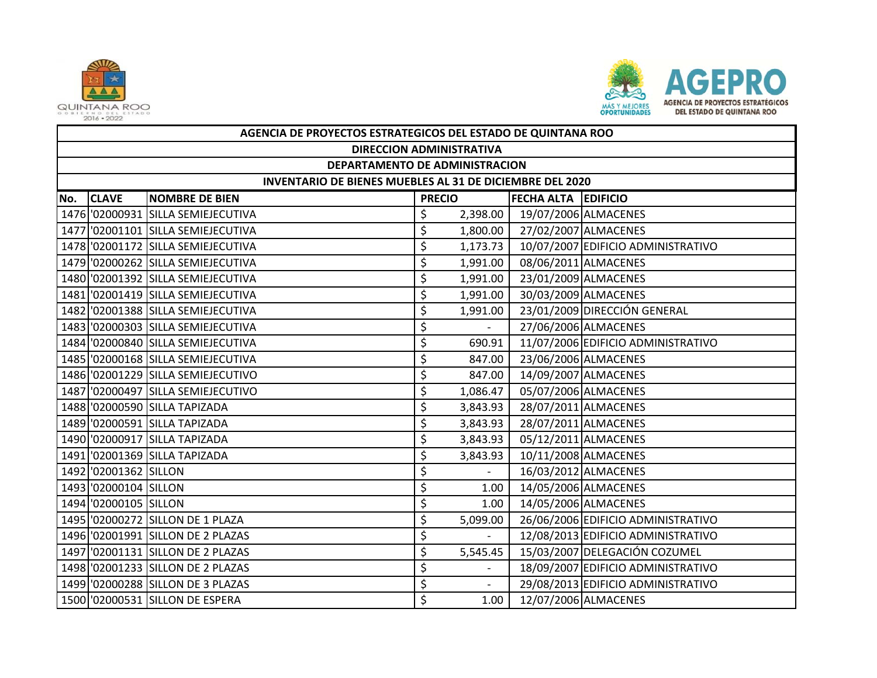| AGENCIA DE PROYECTOS ESTRATEGICOS DEL ESTADO DE QUINTANA ROO | | | | | |
|---|---|---|---|---|---|
| DIRECCION ADMINISTRATIVA | | | | | |
| DEPARTAMENTO DE ADMINISTRACION | | | | | |
| INVENTARIO DE BIENES MUEBLES AL 31 DE DICIEMBRE DEL 2020 | | | | | |
| No. | CLAVE | NOMBRE DE BIEN | PRECIO | FECHA ALTA | EDIFICIO |
| 1476 | '02000931 | SILLA SEMIEJECUTIVA | $ 2,398.00 | 19/07/2006 | ALMACENES |
| 1477 | '02001101 | SILLA SEMIEJECUTIVA | $ 1,800.00 | 27/02/2007 | ALMACENES |
| 1478 | '02001172 | SILLA SEMIEJECUTIVA | $ 1,173.73 | 10/07/2007 | EDIFICIO ADMINISTRATIVO |
| 1479 | '02000262 | SILLA SEMIEJECUTIVA | $ 1,991.00 | 08/06/2011 | ALMACENES |
| 1480 | '02001392 | SILLA SEMIEJECUTIVA | $ 1,991.00 | 23/01/2009 | ALMACENES |
| 1481 | '02001419 | SILLA SEMIEJECUTIVA | $ 1,991.00 | 30/03/2009 | ALMACENES |
| 1482 | '02001388 | SILLA SEMIEJECUTIVA | $ 1,991.00 | 23/01/2009 | DIRECCIÓN GENERAL |
| 1483 | '02000303 | SILLA SEMIEJECUTIVA | $ - | 27/06/2006 | ALMACENES |
| 1484 | '02000840 | SILLA SEMIEJECUTIVA | $ 690.91 | 11/07/2006 | EDIFICIO ADMINISTRATIVO |
| 1485 | '02000168 | SILLA SEMIEJECUTIVA | $ 847.00 | 23/06/2006 | ALMACENES |
| 1486 | '02001229 | SILLA SEMIEJECUTIVO | $ 847.00 | 14/09/2007 | ALMACENES |
| 1487 | '02000497 | SILLA SEMIEJECUTIVO | $ 1,086.47 | 05/07/2006 | ALMACENES |
| 1488 | '02000590 | SILLA TAPIZADA | $ 3,843.93 | 28/07/2011 | ALMACENES |
| 1489 | '02000591 | SILLA TAPIZADA | $ 3,843.93 | 28/07/2011 | ALMACENES |
| 1490 | '02000917 | SILLA TAPIZADA | $ 3,843.93 | 05/12/2011 | ALMACENES |
| 1491 | '02001369 | SILLA TAPIZADA | $ 3,843.93 | 10/11/2008 | ALMACENES |
| 1492 | '02001362 | SILLON | $ - | 16/03/2012 | ALMACENES |
| 1493 | '02000104 | SILLON | $ 1.00 | 14/05/2006 | ALMACENES |
| 1494 | '02000105 | SILLON | $ 1.00 | 14/05/2006 | ALMACENES |
| 1495 | '02000272 | SILLON DE 1 PLAZA | $ 5,099.00 | 26/06/2006 | EDIFICIO ADMINISTRATIVO |
| 1496 | '02001991 | SILLON DE 2 PLAZAS | $ - | 12/08/2013 | EDIFICIO ADMINISTRATIVO |
| 1497 | '02001131 | SILLON DE 2 PLAZAS | $ 5,545.45 | 15/03/2007 | DELEGACIÓN COZUMEL |
| 1498 | '02001233 | SILLON DE 2 PLAZAS | $ - | 18/09/2007 | EDIFICIO ADMINISTRATIVO |
| 1499 | '02000288 | SILLON DE 3 PLAZAS | $ - | 29/08/2013 | EDIFICIO ADMINISTRATIVO |
| 1500 | '02000531 | SILLON DE ESPERA | $ 1.00 | 12/07/2006 | ALMACENES |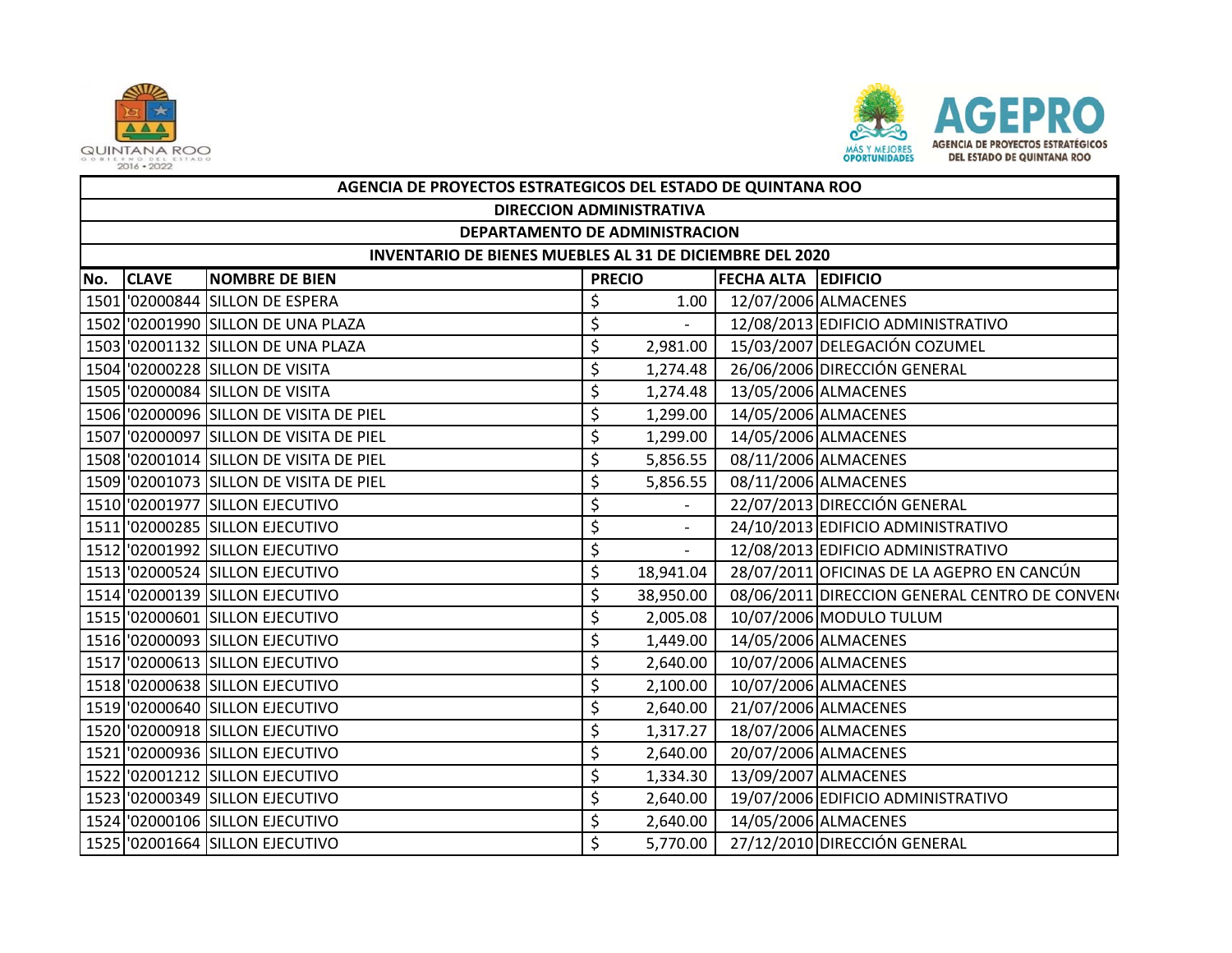| AGENCIA DE PROYECTOS ESTRATEGICOS DEL ESTADO DE QUINTANA ROO | | | | | |
|---|---|---|---|---|---|
| DIRECCION ADMINISTRATIVA | | | | | |
| DEPARTAMENTO DE ADMINISTRACION | | | | | |
| INVENTARIO DE BIENES MUEBLES AL 31 DE DICIEMBRE DEL 2020 | | | | | |
| **No.** | **CLAVE** | **NOMBRE DE BIEN** | **PRECIO** | **FECHA ALTA** | **EDIFICIO** |
| 1501 | '02000844 | SILLON DE ESPERA | $ 1.00 | 12/07/2006 | ALMACENES |
| 1502 | '02001990 | SILLON DE UNA PLAZA | $ - | 12/08/2013 | EDIFICIO ADMINISTRATIVO |
| 1503 | '02001132 | SILLON DE UNA PLAZA | $ 2,981.00 | 15/03/2007 | DELEGACIÓN COZUMEL |
| 1504 | '02000228 | SILLON DE VISITA | $ 1,274.48 | 26/06/2006 | DIRECCIÓN GENERAL |
| 1505 | '02000084 | SILLON DE VISITA | $ 1,274.48 | 13/05/2006 | ALMACENES |
| 1506 | '02000096 | SILLON DE VISITA DE PIEL | $ 1,299.00 | 14/05/2006 | ALMACENES |
| 1507 | '02000097 | SILLON DE VISITA DE PIEL | $ 1,299.00 | 14/05/2006 | ALMACENES |
| 1508 | '02001014 | SILLON DE VISITA DE PIEL | $ 5,856.55 | 08/11/2006 | ALMACENES |
| 1509 | '02001073 | SILLON DE VISITA DE PIEL | $ 5,856.55 | 08/11/2006 | ALMACENES |
| 1510 | '02001977 | SILLON EJECUTIVO | $ - | 22/07/2013 | DIRECCIÓN GENERAL |
| 1511 | '02000285 | SILLON EJECUTIVO | $ - | 24/10/2013 | EDIFICIO ADMINISTRATIVO |
| 1512 | '02001992 | SILLON EJECUTIVO | $ - | 12/08/2013 | EDIFICIO ADMINISTRATIVO |
| 1513 | '02000524 | SILLON EJECUTIVO | $ 18,941.04 | 28/07/2011 | OFICINAS DE LA AGEPRO EN CANCÚN |
| 1514 | '02000139 | SILLON EJECUTIVO | $ 38,950.00 | 08/06/2011 | DIRECCION GENERAL CENTRO DE CONVEN |
| 1515 | '02000601 | SILLON EJECUTIVO | $ 2,005.08 | 10/07/2006 | MODULO TULUM |
| 1516 | '02000093 | SILLON EJECUTIVO | $ 1,449.00 | 14/05/2006 | ALMACENES |
| 1517 | '02000613 | SILLON EJECUTIVO | $ 2,640.00 | 10/07/2006 | ALMACENES |
| 1518 | '02000638 | SILLON EJECUTIVO | $ 2,100.00 | 10/07/2006 | ALMACENES |
| 1519 | '02000640 | SILLON EJECUTIVO | $ 2,640.00 | 21/07/2006 | ALMACENES |
| 1520 | '02000918 | SILLON EJECUTIVO | $ 1,317.27 | 18/07/2006 | ALMACENES |
| 1521 | '02000936 | SILLON EJECUTIVO | $ 2,640.00 | 20/07/2006 | ALMACENES |
| 1522 | '02001212 | SILLON EJECUTIVO | $ 1,334.30 | 13/09/2007 | ALMACENES |
| 1523 | '02000349 | SILLON EJECUTIVO | $ 2,640.00 | 19/07/2006 | EDIFICIO ADMINISTRATIVO |
| 1524 | '02000106 | SILLON EJECUTIVO | $ 2,640.00 | 14/05/2006 | ALMACENES |
| 1525 | '02001664 | SILLON EJECUTIVO | $ 5,770.00 | 27/12/2010 | DIRECCIÓN GENERAL |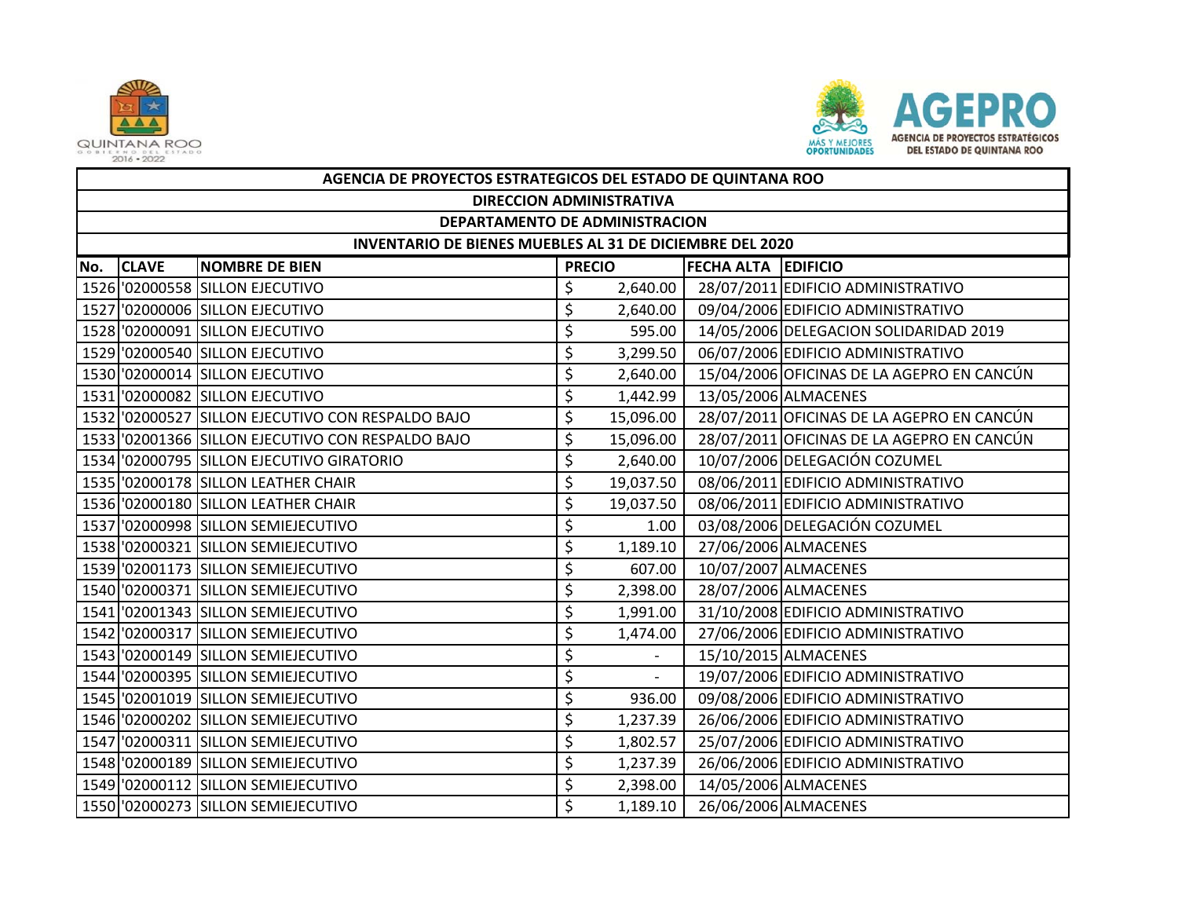| AGENCIA DE PROYECTOS ESTRATEGICOS DEL ESTADO DE QUINTANA ROO | | | | | |
|---|---|---|---|---|---|
| DIRECCION ADMINISTRATIVA | | | | | |
| DEPARTAMENTO DE ADMINISTRACION | | | | | |
| INVENTARIO DE BIENES MUEBLES AL 31 DE DICIEMBRE DEL 2020 | | | | | |
| No. | CLAVE | NOMBRE DE BIEN | PRECIO | FECHA ALTA | EDIFICIO |
| 1526 | '02000558 | SILLON EJECUTIVO | $ 2,640.00 | 28/07/2011 | EDIFICIO ADMINISTRATIVO |
| 1527 | '02000006 | SILLON EJECUTIVO | $ 2,640.00 | 09/04/2006 | EDIFICIO ADMINISTRATIVO |
| 1528 | '02000091 | SILLON EJECUTIVO | $ 595.00 | 14/05/2006 | DELEGACION SOLIDARIDAD 2019 |
| 1529 | '02000540 | SILLON EJECUTIVO | $ 3,299.50 | 06/07/2006 | EDIFICIO ADMINISTRATIVO |
| 1530 | '02000014 | SILLON EJECUTIVO | $ 2,640.00 | 15/04/2006 | OFICINAS DE LA AGEPRO EN CANCÚN |
| 1531 | '02000082 | SILLON EJECUTIVO | $ 1,442.99 | 13/05/2006 | ALMACENES |
| 1532 | '02000527 | SILLON EJECUTIVO CON RESPALDO BAJO | $ 15,096.00 | 28/07/2011 | OFICINAS DE LA AGEPRO EN CANCÚN |
| 1533 | '02001366 | SILLON EJECUTIVO CON RESPALDO BAJO | $ 15,096.00 | 28/07/2011 | OFICINAS DE LA AGEPRO EN CANCÚN |
| 1534 | '02000795 | SILLON EJECUTIVO GIRATORIO | $ 2,640.00 | 10/07/2006 | DELEGACIÓN COZUMEL |
| 1535 | '02000178 | SILLON LEATHER CHAIR | $ 19,037.50 | 08/06/2011 | EDIFICIO ADMINISTRATIVO |
| 1536 | '02000180 | SILLON LEATHER CHAIR | $ 19,037.50 | 08/06/2011 | EDIFICIO ADMINISTRATIVO |
| 1537 | '02000998 | SILLON SEMIEJECUTIVO | $ 1.00 | 03/08/2006 | DELEGACIÓN COZUMEL |
| 1538 | '02000321 | SILLON SEMIEJECUTIVO | $ 1,189.10 | 27/06/2006 | ALMACENES |
| 1539 | '02001173 | SILLON SEMIEJECUTIVO | $ 607.00 | 10/07/2007 | ALMACENES |
| 1540 | '02000371 | SILLON SEMIEJECUTIVO | $ 2,398.00 | 28/07/2006 | ALMACENES |
| 1541 | '02001343 | SILLON SEMIEJECUTIVO | $ 1,991.00 | 31/10/2008 | EDIFICIO ADMINISTRATIVO |
| 1542 | '02000317 | SILLON SEMIEJECUTIVO | $ 1,474.00 | 27/06/2006 | EDIFICIO ADMINISTRATIVO |
| 1543 | '02000149 | SILLON SEMIEJECUTIVO | $ - | 15/10/2015 | ALMACENES |
| 1544 | '02000395 | SILLON SEMIEJECUTIVO | $ - | 19/07/2006 | EDIFICIO ADMINISTRATIVO |
| 1545 | '02001019 | SILLON SEMIEJECUTIVO | $ 936.00 | 09/08/2006 | EDIFICIO ADMINISTRATIVO |
| 1546 | '02000202 | SILLON SEMIEJECUTIVO | $ 1,237.39 | 26/06/2006 | EDIFICIO ADMINISTRATIVO |
| 1547 | '02000311 | SILLON SEMIEJECUTIVO | $ 1,802.57 | 25/07/2006 | EDIFICIO ADMINISTRATIVO |
| 1548 | '02000189 | SILLON SEMIEJECUTIVO | $ 1,237.39 | 26/06/2006 | EDIFICIO ADMINISTRATIVO |
| 1549 | '02000112 | SILLON SEMIEJECUTIVO | $ 2,398.00 | 14/05/2006 | ALMACENES |
| 1550 | '02000273 | SILLON SEMIEJECUTIVO | $ 1,189.10 | 26/06/2006 | ALMACENES |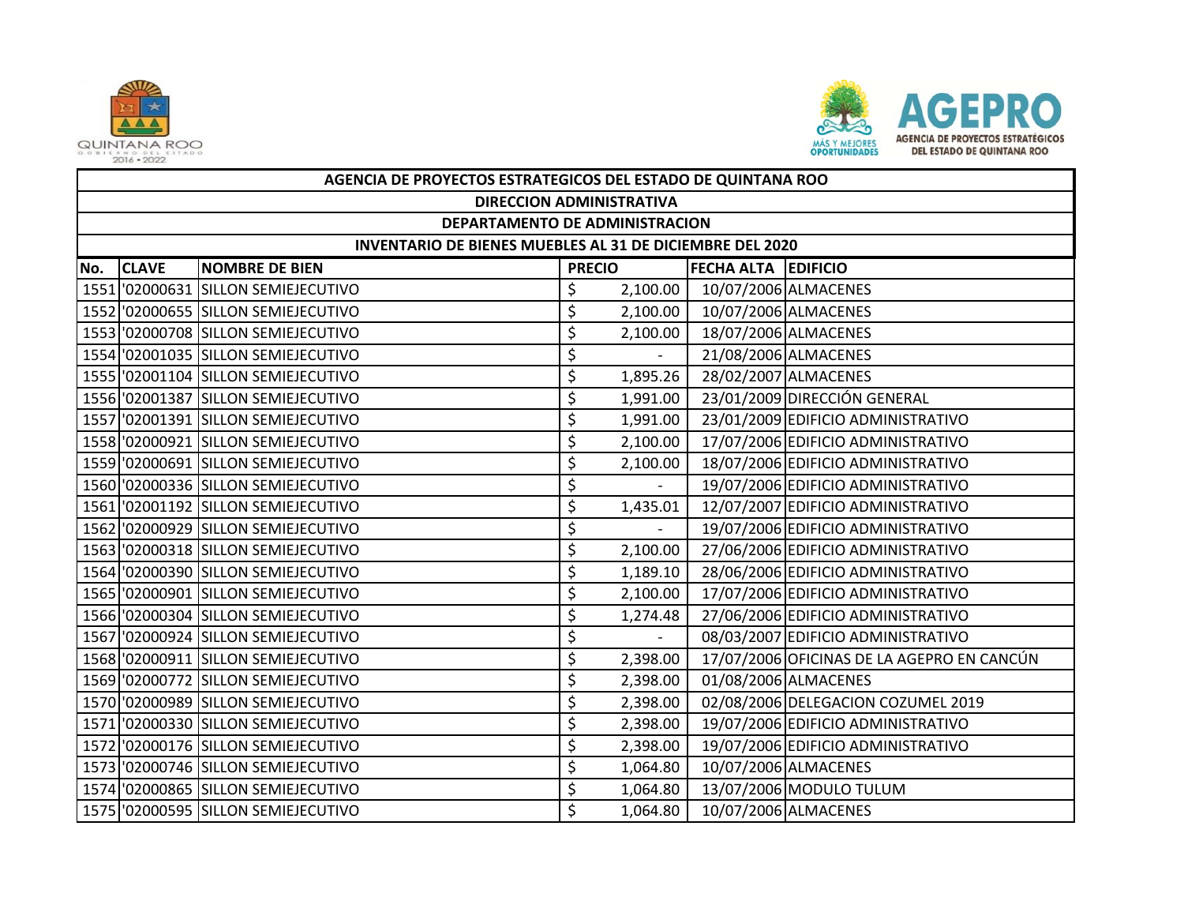| AGENCIA DE PROYECTOS ESTRATEGICOS DEL ESTADO DE QUINTANA ROO | | | | | |
|---|---|---|---|---|---|
| DIRECCION ADMINISTRATIVA | | | | | |
| DEPARTAMENTO DE ADMINISTRACION | | | | | |
| INVENTARIO DE BIENES MUEBLES AL 31 DE DICIEMBRE DEL 2020 | | | | | |
| No. | CLAVE | NOMBRE DE BIEN | PRECIO | FECHA ALTA | EDIFICIO |
| 1551 | '02000631 | SILLON SEMIEJECUTIVO | $ 2,100.00 | 10/07/2006 | ALMACENES |
| 1552 | '02000655 | SILLON SEMIEJECUTIVO | $ 2,100.00 | 10/07/2006 | ALMACENES |
| 1553 | '02000708 | SILLON SEMIEJECUTIVO | $ 2,100.00 | 18/07/2006 | ALMACENES |
| 1554 | '02001035 | SILLON SEMIEJECUTIVO | $ - | 21/08/2006 | ALMACENES |
| 1555 | '02001104 | SILLON SEMIEJECUTIVO | $ 1,895.26 | 28/02/2007 | ALMACENES |
| 1556 | '02001387 | SILLON SEMIEJECUTIVO | $ 1,991.00 | 23/01/2009 | DIRECCIÓN GENERAL |
| 1557 | '02001391 | SILLON SEMIEJECUTIVO | $ 1,991.00 | 23/01/2009 | EDIFICIO ADMINISTRATIVO |
| 1558 | '02000921 | SILLON SEMIEJECUTIVO | $ 2,100.00 | 17/07/2006 | EDIFICIO ADMINISTRATIVO |
| 1559 | '02000691 | SILLON SEMIEJECUTIVO | $ 2,100.00 | 18/07/2006 | EDIFICIO ADMINISTRATIVO |
| 1560 | '02000336 | SILLON SEMIEJECUTIVO | $ - | 19/07/2006 | EDIFICIO ADMINISTRATIVO |
| 1561 | '02001192 | SILLON SEMIEJECUTIVO | $ 1,435.01 | 12/07/2007 | EDIFICIO ADMINISTRATIVO |
| 1562 | '02000929 | SILLON SEMIEJECUTIVO | $ - | 19/07/2006 | EDIFICIO ADMINISTRATIVO |
| 1563 | '02000318 | SILLON SEMIEJECUTIVO | $ 2,100.00 | 27/06/2006 | EDIFICIO ADMINISTRATIVO |
| 1564 | '02000390 | SILLON SEMIEJECUTIVO | $ 1,189.10 | 28/06/2006 | EDIFICIO ADMINISTRATIVO |
| 1565 | '02000901 | SILLON SEMIEJECUTIVO | $ 2,100.00 | 17/07/2006 | EDIFICIO ADMINISTRATIVO |
| 1566 | '02000304 | SILLON SEMIEJECUTIVO | $ 1,274.48 | 27/06/2006 | EDIFICIO ADMINISTRATIVO |
| 1567 | '02000924 | SILLON SEMIEJECUTIVO | $ - | 08/03/2007 | EDIFICIO ADMINISTRATIVO |
| 1568 | '02000911 | SILLON SEMIEJECUTIVO | $ 2,398.00 | 17/07/2006 | OFICINAS DE LA AGEPRO EN CANCÚN |
| 1569 | '02000772 | SILLON SEMIEJECUTIVO | $ 2,398.00 | 01/08/2006 | ALMACENES |
| 1570 | '02000989 | SILLON SEMIEJECUTIVO | $ 2,398.00 | 02/08/2006 | DELEGACION COZUMEL 2019 |
| 1571 | '02000330 | SILLON SEMIEJECUTIVO | $ 2,398.00 | 19/07/2006 | EDIFICIO ADMINISTRATIVO |
| 1572 | '02000176 | SILLON SEMIEJECUTIVO | $ 2,398.00 | 19/07/2006 | EDIFICIO ADMINISTRATIVO |
| 1573 | '02000746 | SILLON SEMIEJECUTIVO | $ 1,064.80 | 10/07/2006 | ALMACENES |
| 1574 | '02000865 | SILLON SEMIEJECUTIVO | $ 1,064.80 | 13/07/2006 | MODULO TULUM |
| 1575 | '02000595 | SILLON SEMIEJECUTIVO | $ 1,064.80 | 10/07/2006 | ALMACENES |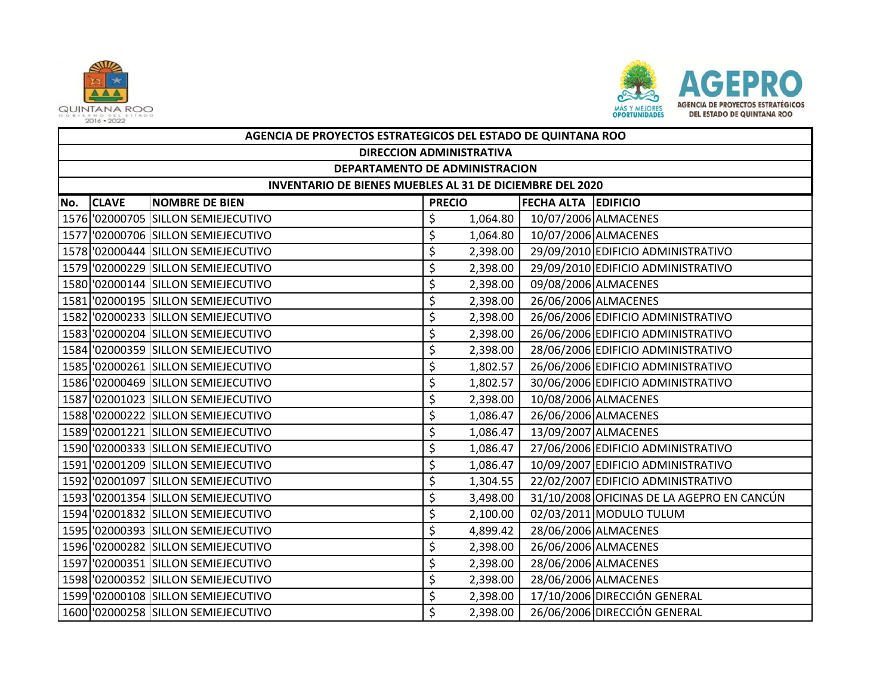| AGENCIA DE PROYECTOS ESTRATEGICOS DEL ESTADO DE QUINTANA ROO | | | | | |
|---|---|---|---|---|---|
| DIRECCION ADMINISTRATIVA | | | | | |
| DEPARTAMENTO DE ADMINISTRACION | | | | | |
| INVENTARIO DE BIENES MUEBLES AL 31 DE DICIEMBRE DEL 2020 | | | | | |
| No. | CLAVE | NOMBRE DE BIEN | PRECIO | FECHA ALTA | EDIFICIO |
| 1576 | '02000705 | SILLON SEMIEJECUTIVO | $ 1,064.80 | 10/07/2006 | ALMACENES |
| 1577 | '02000706 | SILLON SEMIEJECUTIVO | $ 1,064.80 | 10/07/2006 | ALMACENES |
| 1578 | '02000444 | SILLON SEMIEJECUTIVO | $ 2,398.00 | 29/09/2010 | EDIFICIO ADMINISTRATIVO |
| 1579 | '02000229 | SILLON SEMIEJECUTIVO | $ 2,398.00 | 29/09/2010 | EDIFICIO ADMINISTRATIVO |
| 1580 | '02000144 | SILLON SEMIEJECUTIVO | $ 2,398.00 | 09/08/2006 | ALMACENES |
| 1581 | '02000195 | SILLON SEMIEJECUTIVO | $ 2,398.00 | 26/06/2006 | ALMACENES |
| 1582 | '02000233 | SILLON SEMIEJECUTIVO | $ 2,398.00 | 26/06/2006 | EDIFICIO ADMINISTRATIVO |
| 1583 | '02000204 | SILLON SEMIEJECUTIVO | $ 2,398.00 | 26/06/2006 | EDIFICIO ADMINISTRATIVO |
| 1584 | '02000359 | SILLON SEMIEJECUTIVO | $ 2,398.00 | 28/06/2006 | EDIFICIO ADMINISTRATIVO |
| 1585 | '02000261 | SILLON SEMIEJECUTIVO | $ 1,802.57 | 26/06/2006 | EDIFICIO ADMINISTRATIVO |
| 1586 | '02000469 | SILLON SEMIEJECUTIVO | $ 1,802.57 | 30/06/2006 | EDIFICIO ADMINISTRATIVO |
| 1587 | '02001023 | SILLON SEMIEJECUTIVO | $ 2,398.00 | 10/08/2006 | ALMACENES |
| 1588 | '02000222 | SILLON SEMIEJECUTIVO | $ 1,086.47 | 26/06/2006 | ALMACENES |
| 1589 | '02001221 | SILLON SEMIEJECUTIVO | $ 1,086.47 | 13/09/2007 | ALMACENES |
| 1590 | '02000333 | SILLON SEMIEJECUTIVO | $ 1,086.47 | 27/06/2006 | EDIFICIO ADMINISTRATIVO |
| 1591 | '02001209 | SILLON SEMIEJECUTIVO | $ 1,086.47 | 10/09/2007 | EDIFICIO ADMINISTRATIVO |
| 1592 | '02001097 | SILLON SEMIEJECUTIVO | $ 1,304.55 | 22/02/2007 | EDIFICIO ADMINISTRATIVO |
| 1593 | '02001354 | SILLON SEMIEJECUTIVO | $ 3,498.00 | 31/10/2008 | OFICINAS DE LA AGEPRO EN CANCÚN |
| 1594 | '02001832 | SILLON SEMIEJECUTIVO | $ 2,100.00 | 02/03/2011 | MODULO TULUM |
| 1595 | '02000393 | SILLON SEMIEJECUTIVO | $ 4,899.42 | 28/06/2006 | ALMACENES |
| 1596 | '02000282 | SILLON SEMIEJECUTIVO | $ 2,398.00 | 26/06/2006 | ALMACENES |
| 1597 | '02000351 | SILLON SEMIEJECUTIVO | $ 2,398.00 | 28/06/2006 | ALMACENES |
| 1598 | '02000352 | SILLON SEMIEJECUTIVO | $ 2,398.00 | 28/06/2006 | ALMACENES |
| 1599 | '02000108 | SILLON SEMIEJECUTIVO | $ 2,398.00 | 17/10/2006 | DIRECCIÓN GENERAL |
| 1600 | '02000258 | SILLON SEMIEJECUTIVO | $ 2,398.00 | 26/06/2006 | DIRECCIÓN GENERAL |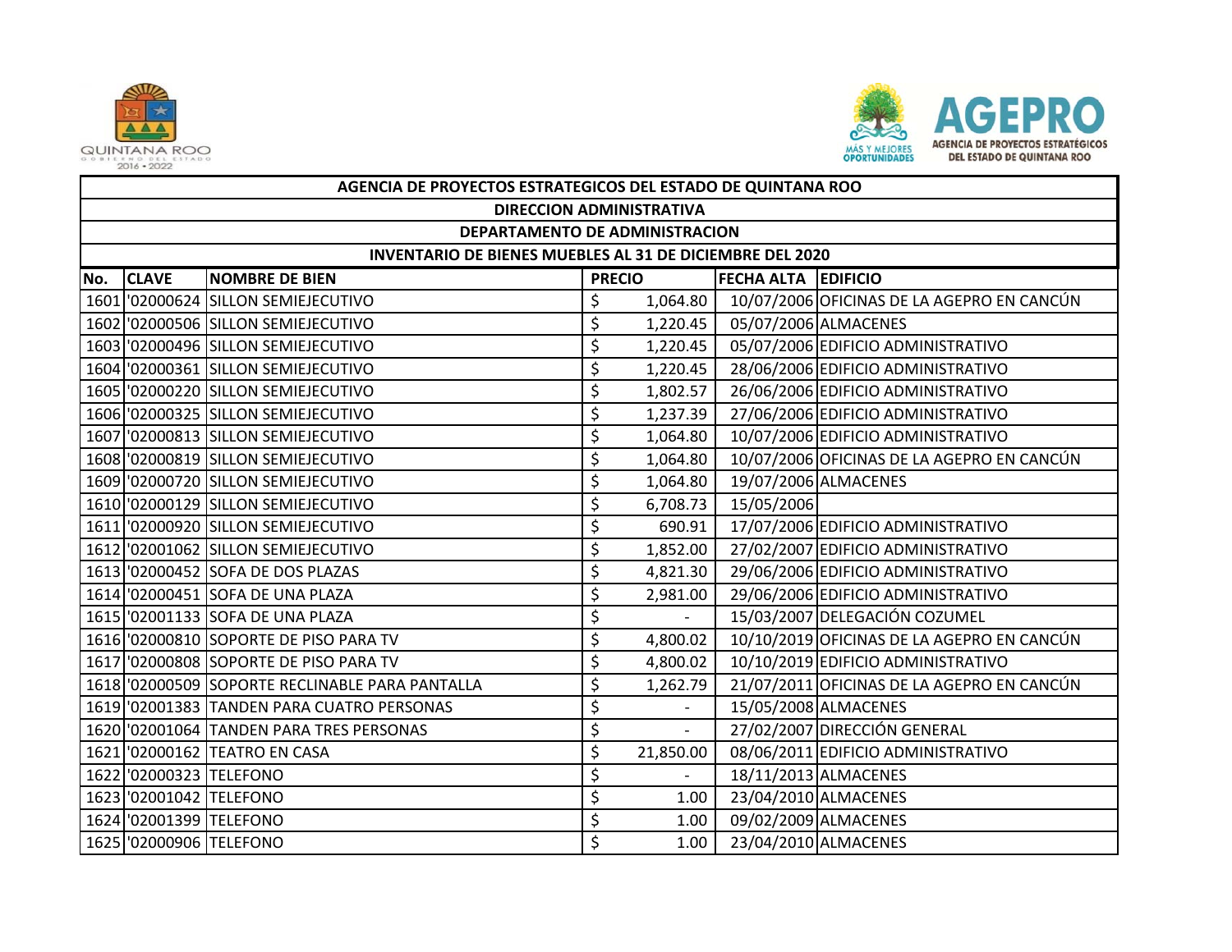| AGENCIA DE PROYECTOS ESTRATEGICOS DEL ESTADO DE QUINTANA ROO | | | | | |
|---|---|---|---|---|---|
| DIRECCION ADMINISTRATIVA | | | | | |
| DEPARTAMENTO DE ADMINISTRACION | | | | | |
| INVENTARIO DE BIENES MUEBLES AL 31 DE DICIEMBRE DEL 2020 | | | | | |
| No. | CLAVE | NOMBRE DE BIEN | PRECIO | FECHA ALTA | EDIFICIO |
| 1601 | '02000624 | SILLON SEMIEJECUTIVO | $ 1,064.80 | 10/07/2006 | OFICINAS DE LA AGEPRO EN CANCÚN |
| 1602 | '02000506 | SILLON SEMIEJECUTIVO | $ 1,220.45 | 05/07/2006 | ALMACENES |
| 1603 | '02000496 | SILLON SEMIEJECUTIVO | $ 1,220.45 | 05/07/2006 | EDIFICIO ADMINISTRATIVO |
| 1604 | '02000361 | SILLON SEMIEJECUTIVO | $ 1,220.45 | 28/06/2006 | EDIFICIO ADMINISTRATIVO |
| 1605 | '02000220 | SILLON SEMIEJECUTIVO | $ 1,802.57 | 26/06/2006 | EDIFICIO ADMINISTRATIVO |
| 1606 | '02000325 | SILLON SEMIEJECUTIVO | $ 1,237.39 | 27/06/2006 | EDIFICIO ADMINISTRATIVO |
| 1607 | '02000813 | SILLON SEMIEJECUTIVO | $ 1,064.80 | 10/07/2006 | EDIFICIO ADMINISTRATIVO |
| 1608 | '02000819 | SILLON SEMIEJECUTIVO | $ 1,064.80 | 10/07/2006 | OFICINAS DE LA AGEPRO EN CANCÚN |
| 1609 | '02000720 | SILLON SEMIEJECUTIVO | $ 1,064.80 | 19/07/2006 | ALMACENES |
| 1610 | '02000129 | SILLON SEMIEJECUTIVO | $ 6,708.73 | 15/05/2006 | |
| 1611 | '02000920 | SILLON SEMIEJECUTIVO | $ 690.91 | 17/07/2006 | EDIFICIO ADMINISTRATIVO |
| 1612 | '02001062 | SILLON SEMIEJECUTIVO | $ 1,852.00 | 27/02/2007 | EDIFICIO ADMINISTRATIVO |
| 1613 | '02000452 | SOFA DE DOS PLAZAS | $ 4,821.30 | 29/06/2006 | EDIFICIO ADMINISTRATIVO |
| 1614 | '02000451 | SOFA DE UNA PLAZA | $ 2,981.00 | 29/06/2006 | EDIFICIO ADMINISTRATIVO |
| 1615 | '02001133 | SOFA DE UNA PLAZA | $ - | 15/03/2007 | DELEGACIÓN COZUMEL |
| 1616 | '02000810 | SOPORTE DE PISO PARA TV | $ 4,800.02 | 10/10/2019 | OFICINAS DE LA AGEPRO EN CANCÚN |
| 1617 | '02000808 | SOPORTE DE PISO PARA TV | $ 4,800.02 | 10/10/2019 | EDIFICIO ADMINISTRATIVO |
| 1618 | '02000509 | SOPORTE RECLINABLE PARA PANTALLA | $ 1,262.79 | 21/07/2011 | OFICINAS DE LA AGEPRO EN CANCÚN |
| 1619 | '02001383 | TANDEN PARA CUATRO PERSONAS | $ - | 15/05/2008 | ALMACENES |
| 1620 | '02001064 | TANDEN PARA TRES PERSONAS | $ - | 27/02/2007 | DIRECCIÓN GENERAL |
| 1621 | '02000162 | TEATRO EN CASA | $ 21,850.00 | 08/06/2011 | EDIFICIO ADMINISTRATIVO |
| 1622 | '02000323 | TELEFONO | $ - | 18/11/2013 | ALMACENES |
| 1623 | '02001042 | TELEFONO | $ 1.00 | 23/04/2010 | ALMACENES |
| 1624 | '02001399 | TELEFONO | $ 1.00 | 09/02/2009 | ALMACENES |
| 1625 | '02000906 | TELEFONO | $ 1.00 | 23/04/2010 | ALMACENES |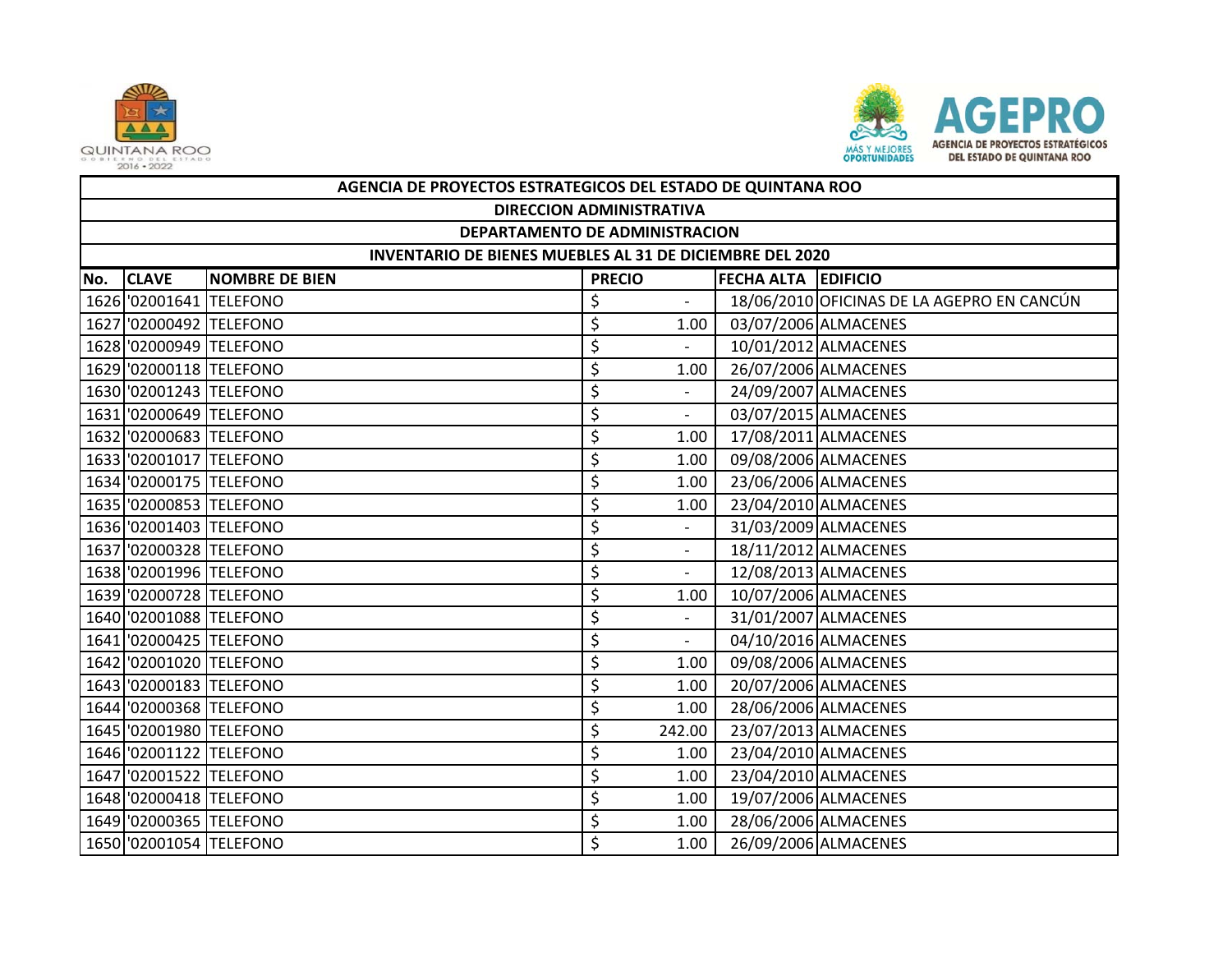| AGENCIA DE PROYECTOS ESTRATEGICOS DEL ESTADO DE QUINTANA ROO | | | | | |
|---|---|---|---|---|---|
| DIRECCION ADMINISTRATIVA | | | | | |
| DEPARTAMENTO DE ADMINISTRACION | | | | | |
| INVENTARIO DE BIENES MUEBLES AL 31 DE DICIEMBRE DEL 2020 | | | | | |
| No. | CLAVE | NOMBRE DE BIEN | PRECIO | FECHA ALTA | EDIFICIO |
| 1626 | '02001641 | TELEFONO | $ - | 18/06/2010 | OFICINAS DE LA AGEPRO EN CANCÚN |
| 1627 | '02000492 | TELEFONO | $ 1.00 | 03/07/2006 | ALMACENES |
| 1628 | '02000949 | TELEFONO | $ - | 10/01/2012 | ALMACENES |
| 1629 | '02000118 | TELEFONO | $ 1.00 | 26/07/2006 | ALMACENES |
| 1630 | '02001243 | TELEFONO | $ - | 24/09/2007 | ALMACENES |
| 1631 | '02000649 | TELEFONO | $ - | 03/07/2015 | ALMACENES |
| 1632 | '02000683 | TELEFONO | $ 1.00 | 17/08/2011 | ALMACENES |
| 1633 | '02001017 | TELEFONO | $ 1.00 | 09/08/2006 | ALMACENES |
| 1634 | '02000175 | TELEFONO | $ 1.00 | 23/06/2006 | ALMACENES |
| 1635 | '02000853 | TELEFONO | $ 1.00 | 23/04/2010 | ALMACENES |
| 1636 | '02001403 | TELEFONO | $ - | 31/03/2009 | ALMACENES |
| 1637 | '02000328 | TELEFONO | $ - | 18/11/2012 | ALMACENES |
| 1638 | '02001996 | TELEFONO | $ - | 12/08/2013 | ALMACENES |
| 1639 | '02000728 | TELEFONO | $ 1.00 | 10/07/2006 | ALMACENES |
| 1640 | '02001088 | TELEFONO | $ - | 31/01/2007 | ALMACENES |
| 1641 | '02000425 | TELEFONO | $ - | 04/10/2016 | ALMACENES |
| 1642 | '02001020 | TELEFONO | $ 1.00 | 09/08/2006 | ALMACENES |
| 1643 | '02000183 | TELEFONO | $ 1.00 | 20/07/2006 | ALMACENES |
| 1644 | '02000368 | TELEFONO | $ 1.00 | 28/06/2006 | ALMACENES |
| 1645 | '02001980 | TELEFONO | $ 242.00 | 23/07/2013 | ALMACENES |
| 1646 | '02001122 | TELEFONO | $ 1.00 | 23/04/2010 | ALMACENES |
| 1647 | '02001522 | TELEFONO | $ 1.00 | 23/04/2010 | ALMACENES |
| 1648 | '02000418 | TELEFONO | $ 1.00 | 19/07/2006 | ALMACENES |
| 1649 | '02000365 | TELEFONO | $ 1.00 | 28/06/2006 | ALMACENES |
| 1650 | '02001054 | TELEFONO | $ 1.00 | 26/09/2006 | ALMACENES |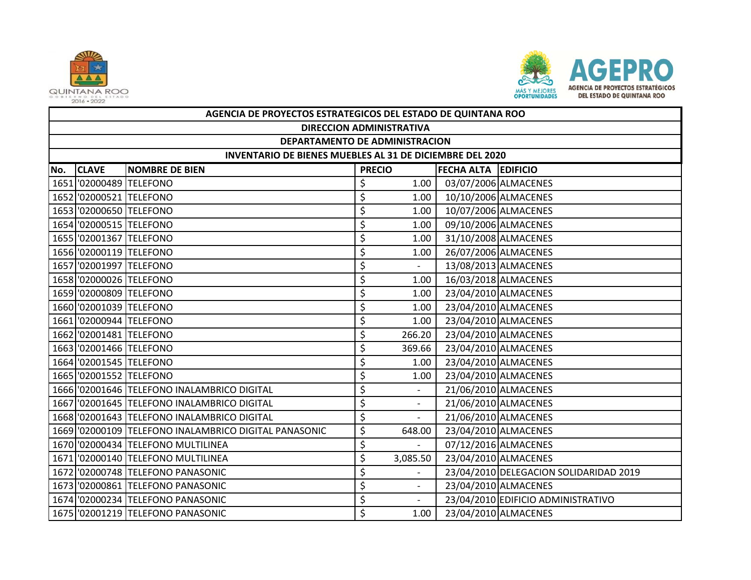| AGENCIA DE PROYECTOS ESTRATEGICOS DEL ESTADO DE QUINTANA ROO | | | | | |
|---|---|---|---|---|---|
| DIRECCION ADMINISTRATIVA | | | | | |
| DEPARTAMENTO DE ADMINISTRACION | | | | | |
| INVENTARIO DE BIENES MUEBLES AL 31 DE DICIEMBRE DEL 2020 | | | | | |
| No. | CLAVE | NOMBRE DE BIEN | PRECIO | FECHA ALTA | EDIFICIO |
| 1651 | '02000489 | TELEFONO | $ 1.00 | 03/07/2006 | ALMACENES |
| 1652 | '02000521 | TELEFONO | $ 1.00 | 10/10/2006 | ALMACENES |
| 1653 | '02000650 | TELEFONO | $ 1.00 | 10/07/2006 | ALMACENES |
| 1654 | '02000515 | TELEFONO | $ 1.00 | 09/10/2006 | ALMACENES |
| 1655 | '02001367 | TELEFONO | $ 1.00 | 31/10/2008 | ALMACENES |
| 1656 | '02000119 | TELEFONO | $ 1.00 | 26/07/2006 | ALMACENES |
| 1657 | '02001997 | TELEFONO | $ - | 13/08/2013 | ALMACENES |
| 1658 | '02000026 | TELEFONO | $ 1.00 | 16/03/2018 | ALMACENES |
| 1659 | '02000809 | TELEFONO | $ 1.00 | 23/04/2010 | ALMACENES |
| 1660 | '02001039 | TELEFONO | $ 1.00 | 23/04/2010 | ALMACENES |
| 1661 | '02000944 | TELEFONO | $ 1.00 | 23/04/2010 | ALMACENES |
| 1662 | '02001481 | TELEFONO | $ 266.20 | 23/04/2010 | ALMACENES |
| 1663 | '02001466 | TELEFONO | $ 369.66 | 23/04/2010 | ALMACENES |
| 1664 | '02001545 | TELEFONO | $ 1.00 | 23/04/2010 | ALMACENES |
| 1665 | '02001552 | TELEFONO | $ 1.00 | 23/04/2010 | ALMACENES |
| 1666 | '02001646 | TELEFONO INALAMBRICO DIGITAL | $ - | 21/06/2010 | ALMACENES |
| 1667 | '02001645 | TELEFONO INALAMBRICO DIGITAL | $ - | 21/06/2010 | ALMACENES |
| 1668 | '02001643 | TELEFONO INALAMBRICO DIGITAL | $ - | 21/06/2010 | ALMACENES |
| 1669 | '02000109 | TELEFONO INALAMBRICO DIGITAL PANASONIC | $ 648.00 | 23/04/2010 | ALMACENES |
| 1670 | '02000434 | TELEFONO MULTILINEA | $ - | 07/12/2016 | ALMACENES |
| 1671 | '02000140 | TELEFONO MULTILINEA | $ 3,085.50 | 23/04/2010 | ALMACENES |
| 1672 | '02000748 | TELEFONO PANASONIC | $ - | 23/04/2010 | DELEGACION SOLIDARIDAD 2019 |
| 1673 | '02000861 | TELEFONO PANASONIC | $ - | 23/04/2010 | ALMACENES |
| 1674 | '02000234 | TELEFONO PANASONIC | $ - | 23/04/2010 | EDIFICIO ADMINISTRATIVO |
| 1675 | '02001219 | TELEFONO PANASONIC | $ 1.00 | 23/04/2010 | ALMACENES |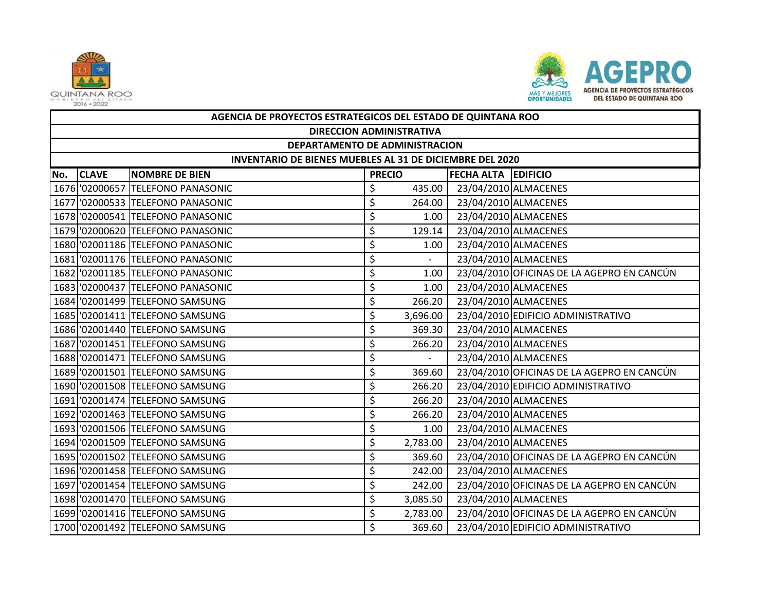| AGENCIA DE PROYECTOS ESTRATEGICOS DEL ESTADO DE QUINTANA ROO | | | | | |
|---|---|---|---|---|---|
| DIRECCION ADMINISTRATIVA | | | | | |
| DEPARTAMENTO DE ADMINISTRACION | | | | | |
| INVENTARIO DE BIENES MUEBLES AL 31 DE DICIEMBRE DEL 2020 | | | | | |
| **No.** | **CLAVE** | **NOMBRE DE BIEN** | **PRECIO** | **FECHA ALTA** | **EDIFICIO** |
| 1676 | '02000657 | TELEFONO PANASONIC | $ 435.00 | 23/04/2010 | ALMACENES |
| 1677 | '02000533 | TELEFONO PANASONIC | $ 264.00 | 23/04/2010 | ALMACENES |
| 1678 | '02000541 | TELEFONO PANASONIC | $ 1.00 | 23/04/2010 | ALMACENES |
| 1679 | '02000620 | TELEFONO PANASONIC | $ 129.14 | 23/04/2010 | ALMACENES |
| 1680 | '02001186 | TELEFONO PANASONIC | $ 1.00 | 23/04/2010 | ALMACENES |
| 1681 | '02001176 | TELEFONO PANASONIC | $ - | 23/04/2010 | ALMACENES |
| 1682 | '02001185 | TELEFONO PANASONIC | $ 1.00 | 23/04/2010 | OFICINAS DE LA AGEPRO EN CANCÚN |
| 1683 | '02000437 | TELEFONO PANASONIC | $ 1.00 | 23/04/2010 | ALMACENES |
| 1684 | '02001499 | TELEFONO SAMSUNG | $ 266.20 | 23/04/2010 | ALMACENES |
| 1685 | '02001411 | TELEFONO SAMSUNG | $ 3,696.00 | 23/04/2010 | EDIFICIO ADMINISTRATIVO |
| 1686 | '02001440 | TELEFONO SAMSUNG | $ 369.30 | 23/04/2010 | ALMACENES |
| 1687 | '02001451 | TELEFONO SAMSUNG | $ 266.20 | 23/04/2010 | ALMACENES |
| 1688 | '02001471 | TELEFONO SAMSUNG | $ - | 23/04/2010 | ALMACENES |
| 1689 | '02001501 | TELEFONO SAMSUNG | $ 369.60 | 23/04/2010 | OFICINAS DE LA AGEPRO EN CANCÚN |
| 1690 | '02001508 | TELEFONO SAMSUNG | $ 266.20 | 23/04/2010 | EDIFICIO ADMINISTRATIVO |
| 1691 | '02001474 | TELEFONO SAMSUNG | $ 266.20 | 23/04/2010 | ALMACENES |
| 1692 | '02001463 | TELEFONO SAMSUNG | $ 266.20 | 23/04/2010 | ALMACENES |
| 1693 | '02001506 | TELEFONO SAMSUNG | $ 1.00 | 23/04/2010 | ALMACENES |
| 1694 | '02001509 | TELEFONO SAMSUNG | $ 2,783.00 | 23/04/2010 | ALMACENES |
| 1695 | '02001502 | TELEFONO SAMSUNG | $ 369.60 | 23/04/2010 | OFICINAS DE LA AGEPRO EN CANCÚN |
| 1696 | '02001458 | TELEFONO SAMSUNG | $ 242.00 | 23/04/2010 | ALMACENES |
| 1697 | '02001454 | TELEFONO SAMSUNG | $ 242.00 | 23/04/2010 | OFICINAS DE LA AGEPRO EN CANCÚN |
| 1698 | '02001470 | TELEFONO SAMSUNG | $ 3,085.50 | 23/04/2010 | ALMACENES |
| 1699 | '02001416 | TELEFONO SAMSUNG | $ 2,783.00 | 23/04/2010 | OFICINAS DE LA AGEPRO EN CANCÚN |
| 1700 | '02001492 | TELEFONO SAMSUNG | $ 369.60 | 23/04/2010 | EDIFICIO ADMINISTRATIVO |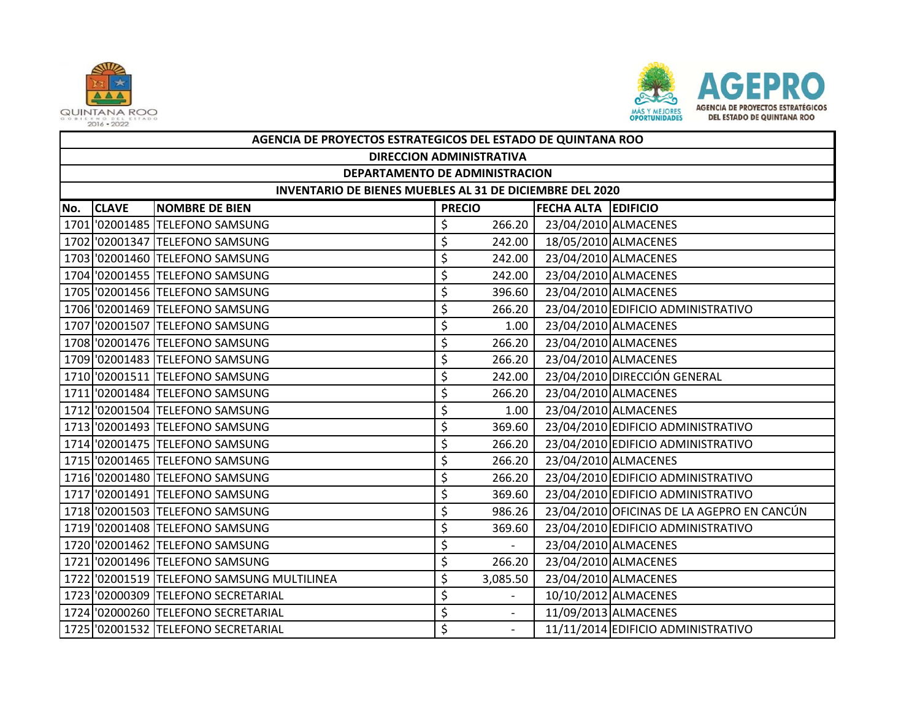| AGENCIA DE PROYECTOS ESTRATEGICOS DEL ESTADO DE QUINTANA ROO | | | | | |
|---|---|---|---|---|---|
| DIRECCION ADMINISTRATIVA | | | | | |
| DEPARTAMENTO DE ADMINISTRACION | | | | | |
| INVENTARIO DE BIENES MUEBLES AL 31 DE DICIEMBRE DEL 2020 | | | | | |
| **No.** | **CLAVE** | **NOMBRE DE BIEN** | **PRECIO** | **FECHA ALTA** | **EDIFICIO** |
| 1701 | '02001485 | TELEFONO SAMSUNG | $ 266.20 | 23/04/2010 | ALMACENES |
| 1702 | '02001347 | TELEFONO SAMSUNG | $ 242.00 | 18/05/2010 | ALMACENES |
| 1703 | '02001460 | TELEFONO SAMSUNG | $ 242.00 | 23/04/2010 | ALMACENES |
| 1704 | '02001455 | TELEFONO SAMSUNG | $ 242.00 | 23/04/2010 | ALMACENES |
| 1705 | '02001456 | TELEFONO SAMSUNG | $ 396.60 | 23/04/2010 | ALMACENES |
| 1706 | '02001469 | TELEFONO SAMSUNG | $ 266.20 | 23/04/2010 | EDIFICIO ADMINISTRATIVO |
| 1707 | '02001507 | TELEFONO SAMSUNG | $ 1.00 | 23/04/2010 | ALMACENES |
| 1708 | '02001476 | TELEFONO SAMSUNG | $ 266.20 | 23/04/2010 | ALMACENES |
| 1709 | '02001483 | TELEFONO SAMSUNG | $ 266.20 | 23/04/2010 | ALMACENES |
| 1710 | '02001511 | TELEFONO SAMSUNG | $ 242.00 | 23/04/2010 | DIRECCIÓN GENERAL |
| 1711 | '02001484 | TELEFONO SAMSUNG | $ 266.20 | 23/04/2010 | ALMACENES |
| 1712 | '02001504 | TELEFONO SAMSUNG | $ 1.00 | 23/04/2010 | ALMACENES |
| 1713 | '02001493 | TELEFONO SAMSUNG | $ 369.60 | 23/04/2010 | EDIFICIO ADMINISTRATIVO |
| 1714 | '02001475 | TELEFONO SAMSUNG | $ 266.20 | 23/04/2010 | EDIFICIO ADMINISTRATIVO |
| 1715 | '02001465 | TELEFONO SAMSUNG | $ 266.20 | 23/04/2010 | ALMACENES |
| 1716 | '02001480 | TELEFONO SAMSUNG | $ 266.20 | 23/04/2010 | EDIFICIO ADMINISTRATIVO |
| 1717 | '02001491 | TELEFONO SAMSUNG | $ 369.60 | 23/04/2010 | EDIFICIO ADMINISTRATIVO |
| 1718 | '02001503 | TELEFONO SAMSUNG | $ 986.26 | 23/04/2010 | OFICINAS DE LA AGEPRO EN CANCÚN |
| 1719 | '02001408 | TELEFONO SAMSUNG | $ 369.60 | 23/04/2010 | EDIFICIO ADMINISTRATIVO |
| 1720 | '02001462 | TELEFONO SAMSUNG | $ - | 23/04/2010 | ALMACENES |
| 1721 | '02001496 | TELEFONO SAMSUNG | $ 266.20 | 23/04/2010 | ALMACENES |
| 1722 | '02001519 | TELEFONO SAMSUNG MULTILINEA | $ 3,085.50 | 23/04/2010 | ALMACENES |
| 1723 | '02000309 | TELEFONO SECRETARIAL | $ - | 10/10/2012 | ALMACENES |
| 1724 | '02000260 | TELEFONO SECRETARIAL | $ - | 11/09/2013 | ALMACENES |
| 1725 | '02001532 | TELEFONO SECRETARIAL | $ - | 11/11/2014 | EDIFICIO ADMINISTRATIVO |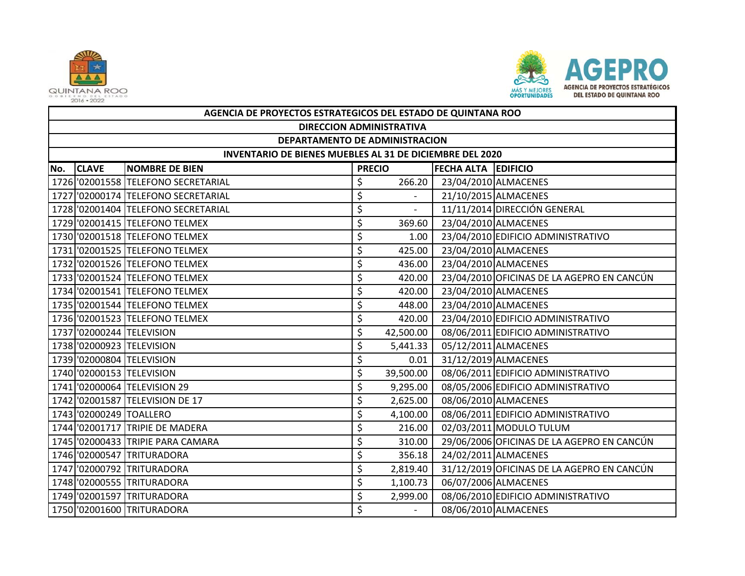**AGENCIA DE PROYECTOS ESTRATEGICOS DEL ESTADO DE QUINTANA ROO**

**DIRECCION ADMINISTRATIVA**

**DEPARTAMENTO DE ADMINISTRACION**

**INVENTARIO DE BIENES MUEBLES AL 31 DE DICIEMBRE DEL 2020**

| No. | CLAVE | NOMBRE DE BIEN | PRECIO | FECHA ALTA | EDIFICIO |
|---|---|---|---|---|---|
| 1726 | '02001558 | TELEFONO SECRETARIAL | $ 266.20 | 23/04/2010 | ALMACENES |
| 1727 | '02000174 | TELEFONO SECRETARIAL | $ - | 21/10/2015 | ALMACENES |
| 1728 | '02001404 | TELEFONO SECRETARIAL | $ - | 11/11/2014 | DIRECCIÓN GENERAL |
| 1729 | '02001415 | TELEFONO TELMEX | $ 369.60 | 23/04/2010 | ALMACENES |
| 1730 | '02001518 | TELEFONO TELMEX | $ 1.00 | 23/04/2010 | EDIFICIO ADMINISTRATIVO |
| 1731 | '02001525 | TELEFONO TELMEX | $ 425.00 | 23/04/2010 | ALMACENES |
| 1732 | '02001526 | TELEFONO TELMEX | $ 436.00 | 23/04/2010 | ALMACENES |
| 1733 | '02001524 | TELEFONO TELMEX | $ 420.00 | 23/04/2010 | OFICINAS DE LA AGEPRO EN CANCÚN |
| 1734 | '02001541 | TELEFONO TELMEX | $ 420.00 | 23/04/2010 | ALMACENES |
| 1735 | '02001544 | TELEFONO TELMEX | $ 448.00 | 23/04/2010 | ALMACENES |
| 1736 | '02001523 | TELEFONO TELMEX | $ 420.00 | 23/04/2010 | EDIFICIO ADMINISTRATIVO |
| 1737 | '02000244 | TELEVISION | $ 42,500.00 | 08/06/2011 | EDIFICIO ADMINISTRATIVO |
| 1738 | '02000923 | TELEVISION | $ 5,441.33 | 05/12/2011 | ALMACENES |
| 1739 | '02000804 | TELEVISION | $ 0.01 | 31/12/2019 | ALMACENES |
| 1740 | '02000153 | TELEVISION | $ 39,500.00 | 08/06/2011 | EDIFICIO ADMINISTRATIVO |
| 1741 | '02000064 | TELEVISION 29 | $ 9,295.00 | 08/05/2006 | EDIFICIO ADMINISTRATIVO |
| 1742 | '02001587 | TELEVISION DE 17 | $ 2,625.00 | 08/06/2010 | ALMACENES |
| 1743 | '02000249 | TOALLERO | $ 4,100.00 | 08/06/2011 | EDIFICIO ADMINISTRATIVO |
| 1744 | '02001717 | TRIPIE DE MADERA | $ 216.00 | 02/03/2011 | MODULO TULUM |
| 1745 | '02000433 | TRIPIE PARA CAMARA | $ 310.00 | 29/06/2006 | OFICINAS DE LA AGEPRO EN CANCÚN |
| 1746 | '02000547 | TRITURADORA | $ 356.18 | 24/02/2011 | ALMACENES |
| 1747 | '02000792 | TRITURADORA | $ 2,819.40 | 31/12/2019 | OFICINAS DE LA AGEPRO EN CANCÚN |
| 1748 | '02000555 | TRITURADORA | $ 1,100.73 | 06/07/2006 | ALMACENES |
| 1749 | '02001597 | TRITURADORA | $ 2,999.00 | 08/06/2010 | EDIFICIO ADMINISTRATIVO |
| 1750 | '02001600 | TRITURADORA | $ - | 08/06/2010 | ALMACENES |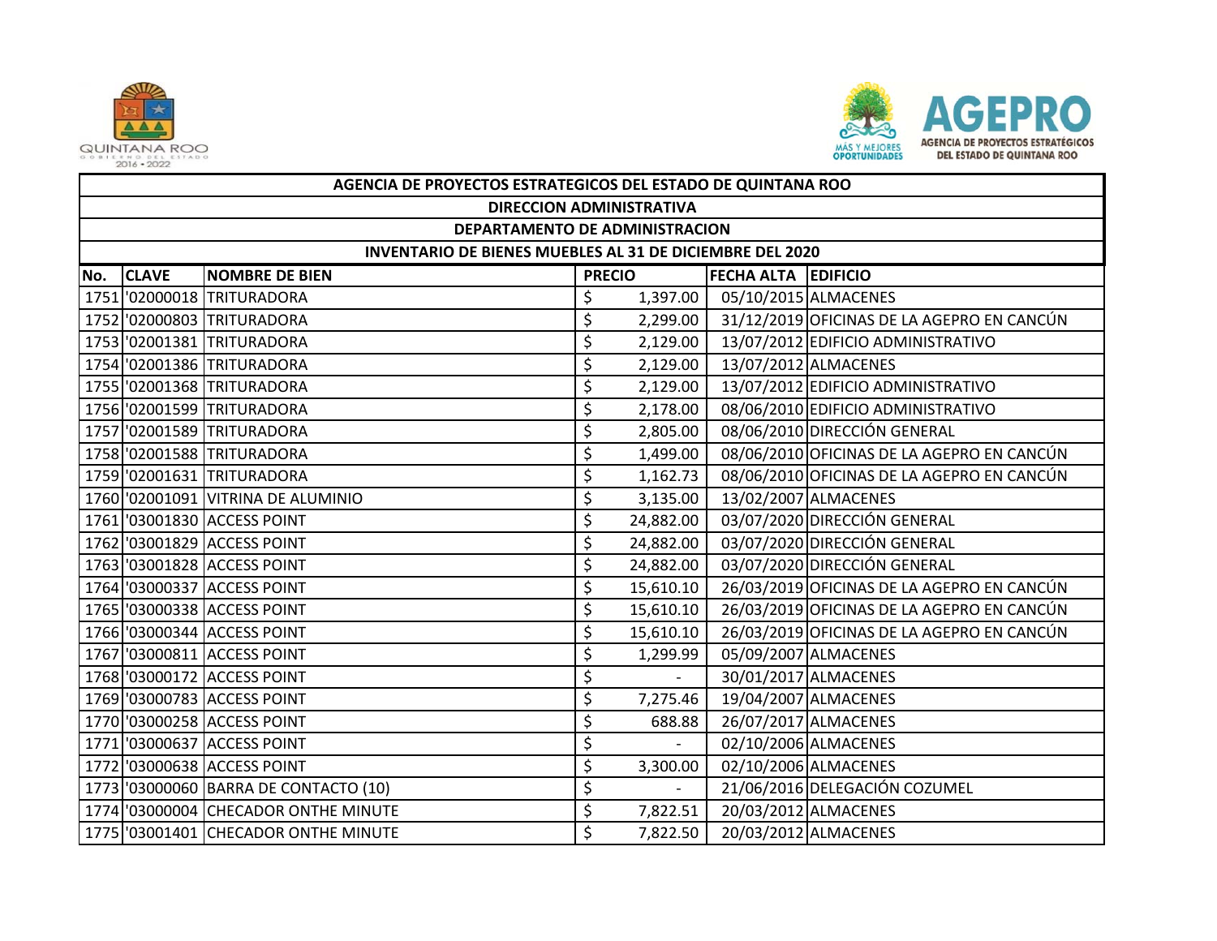| AGENCIA DE PROYECTOS ESTRATEGICOS DEL ESTADO DE QUINTANA ROO | | | | | |
|---|---|---|---|---|---|
| DIRECCION ADMINISTRATIVA | | | | | |
| DEPARTAMENTO DE ADMINISTRACION | | | | | |
| INVENTARIO DE BIENES MUEBLES AL 31 DE DICIEMBRE DEL 2020 | | | | | |
| No. | CLAVE | NOMBRE DE BIEN | PRECIO | FECHA ALTA | EDIFICIO |
| 1751 | '02000018 | TRITURADORA | $ 1,397.00 | 05/10/2015 | ALMACENES |
| 1752 | '02000803 | TRITURADORA | $ 2,299.00 | 31/12/2019 | OFICINAS DE LA AGEPRO EN CANCÚN |
| 1753 | '02001381 | TRITURADORA | $ 2,129.00 | 13/07/2012 | EDIFICIO ADMINISTRATIVO |
| 1754 | '02001386 | TRITURADORA | $ 2,129.00 | 13/07/2012 | ALMACENES |
| 1755 | '02001368 | TRITURADORA | $ 2,129.00 | 13/07/2012 | EDIFICIO ADMINISTRATIVO |
| 1756 | '02001599 | TRITURADORA | $ 2,178.00 | 08/06/2010 | EDIFICIO ADMINISTRATIVO |
| 1757 | '02001589 | TRITURADORA | $ 2,805.00 | 08/06/2010 | DIRECCIÓN GENERAL |
| 1758 | '02001588 | TRITURADORA | $ 1,499.00 | 08/06/2010 | OFICINAS DE LA AGEPRO EN CANCÚN |
| 1759 | '02001631 | TRITURADORA | $ 1,162.73 | 08/06/2010 | OFICINAS DE LA AGEPRO EN CANCÚN |
| 1760 | '02001091 | VITRINA DE ALUMINIO | $ 3,135.00 | 13/02/2007 | ALMACENES |
| 1761 | '03001830 | ACCESS POINT | $ 24,882.00 | 03/07/2020 | DIRECCIÓN GENERAL |
| 1762 | '03001829 | ACCESS POINT | $ 24,882.00 | 03/07/2020 | DIRECCIÓN GENERAL |
| 1763 | '03001828 | ACCESS POINT | $ 24,882.00 | 03/07/2020 | DIRECCIÓN GENERAL |
| 1764 | '03000337 | ACCESS POINT | $ 15,610.10 | 26/03/2019 | OFICINAS DE LA AGEPRO EN CANCÚN |
| 1765 | '03000338 | ACCESS POINT | $ 15,610.10 | 26/03/2019 | OFICINAS DE LA AGEPRO EN CANCÚN |
| 1766 | '03000344 | ACCESS POINT | $ 15,610.10 | 26/03/2019 | OFICINAS DE LA AGEPRO EN CANCÚN |
| 1767 | '03000811 | ACCESS POINT | $ 1,299.99 | 05/09/2007 | ALMACENES |
| 1768 | '03000172 | ACCESS POINT | $ - | 30/01/2017 | ALMACENES |
| 1769 | '03000783 | ACCESS POINT | $ 7,275.46 | 19/04/2007 | ALMACENES |
| 1770 | '03000258 | ACCESS POINT | $ 688.88 | 26/07/2017 | ALMACENES |
| 1771 | '03000637 | ACCESS POINT | $ - | 02/10/2006 | ALMACENES |
| 1772 | '03000638 | ACCESS POINT | $ 3,300.00 | 02/10/2006 | ALMACENES |
| 1773 | '03000060 | BARRA DE CONTACTO (10) | $ - | 21/06/2016 | DELEGACIÓN COZUMEL |
| 1774 | '03000004 | CHECADOR ONTHE MINUTE | $ 7,822.51 | 20/03/2012 | ALMACENES |
| 1775 | '03001401 | CHECADOR ONTHE MINUTE | $ 7,822.50 | 20/03/2012 | ALMACENES |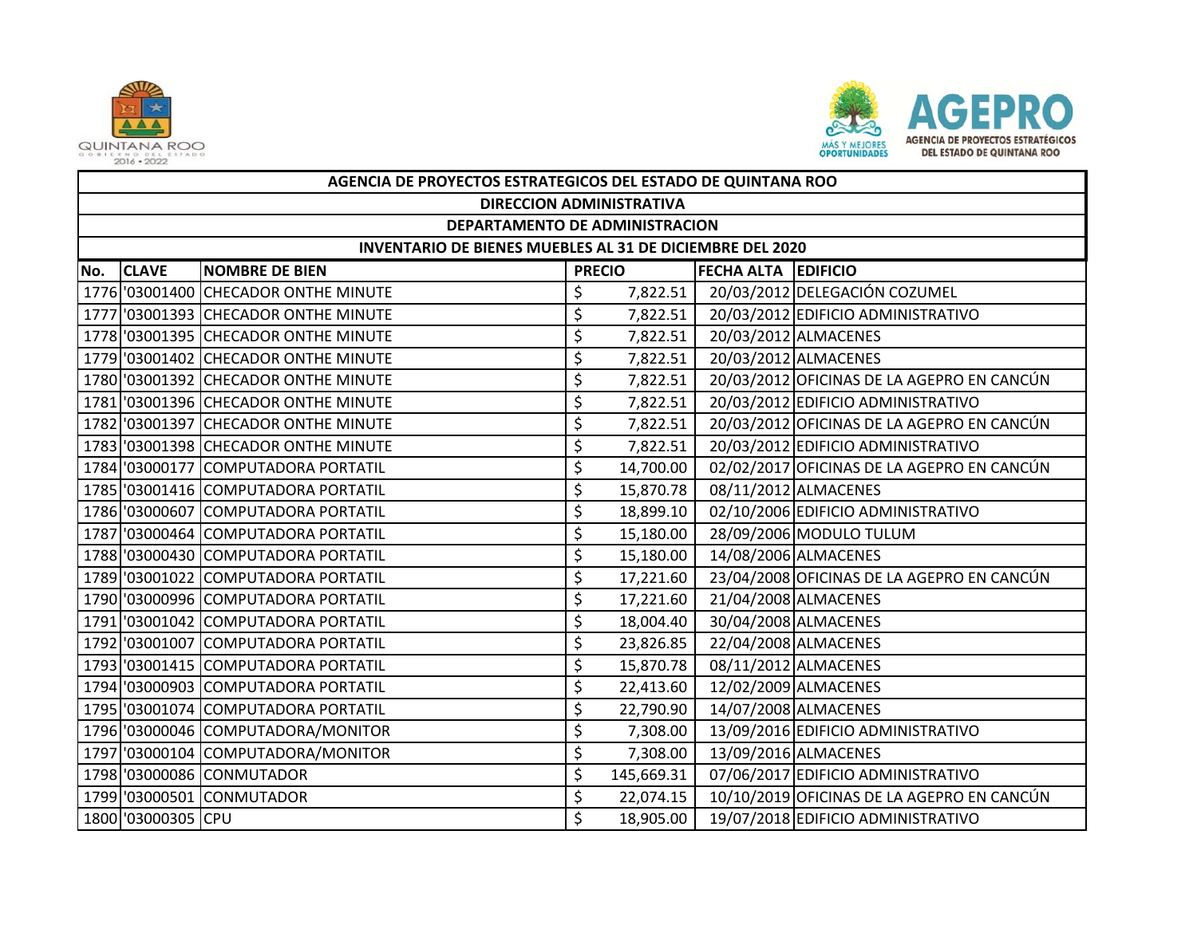| AGENCIA DE PROYECTOS ESTRATEGICOS DEL ESTADO DE QUINTANA ROO | | | | | |
|---|---|---|---|---|---|
| DIRECCION ADMINISTRATIVA | | | | | |
| DEPARTAMENTO DE ADMINISTRACION | | | | | |
| INVENTARIO DE BIENES MUEBLES AL 31 DE DICIEMBRE DEL 2020 | | | | | |
| **No.** | **CLAVE** | **NOMBRE DE BIEN** | **PRECIO** | **FECHA ALTA** | **EDIFICIO** |
| 1776 | '03001400 | CHECADOR ONTHE MINUTE | $ 7,822.51 | 20/03/2012 | DELEGACIÓN COZUMEL |
| 1777 | '03001393 | CHECADOR ONTHE MINUTE | $ 7,822.51 | 20/03/2012 | EDIFICIO ADMINISTRATIVO |
| 1778 | '03001395 | CHECADOR ONTHE MINUTE | $ 7,822.51 | 20/03/2012 | ALMACENES |
| 1779 | '03001402 | CHECADOR ONTHE MINUTE | $ 7,822.51 | 20/03/2012 | ALMACENES |
| 1780 | '03001392 | CHECADOR ONTHE MINUTE | $ 7,822.51 | 20/03/2012 | OFICINAS DE LA AGEPRO EN CANCÚN |
| 1781 | '03001396 | CHECADOR ONTHE MINUTE | $ 7,822.51 | 20/03/2012 | EDIFICIO ADMINISTRATIVO |
| 1782 | '03001397 | CHECADOR ONTHE MINUTE | $ 7,822.51 | 20/03/2012 | OFICINAS DE LA AGEPRO EN CANCÚN |
| 1783 | '03001398 | CHECADOR ONTHE MINUTE | $ 7,822.51 | 20/03/2012 | EDIFICIO ADMINISTRATIVO |
| 1784 | '03000177 | COMPUTADORA PORTATIL | $ 14,700.00 | 02/02/2017 | OFICINAS DE LA AGEPRO EN CANCÚN |
| 1785 | '03001416 | COMPUTADORA PORTATIL | $ 15,870.78 | 08/11/2012 | ALMACENES |
| 1786 | '03000607 | COMPUTADORA PORTATIL | $ 18,899.10 | 02/10/2006 | EDIFICIO ADMINISTRATIVO |
| 1787 | '03000464 | COMPUTADORA PORTATIL | $ 15,180.00 | 28/09/2006 | MODULO TULUM |
| 1788 | '03000430 | COMPUTADORA PORTATIL | $ 15,180.00 | 14/08/2006 | ALMACENES |
| 1789 | '03001022 | COMPUTADORA PORTATIL | $ 17,221.60 | 23/04/2008 | OFICINAS DE LA AGEPRO EN CANCÚN |
| 1790 | '03000996 | COMPUTADORA PORTATIL | $ 17,221.60 | 21/04/2008 | ALMACENES |
| 1791 | '03001042 | COMPUTADORA PORTATIL | $ 18,004.40 | 30/04/2008 | ALMACENES |
| 1792 | '03001007 | COMPUTADORA PORTATIL | $ 23,826.85 | 22/04/2008 | ALMACENES |
| 1793 | '03001415 | COMPUTADORA PORTATIL | $ 15,870.78 | 08/11/2012 | ALMACENES |
| 1794 | '03000903 | COMPUTADORA PORTATIL | $ 22,413.60 | 12/02/2009 | ALMACENES |
| 1795 | '03001074 | COMPUTADORA PORTATIL | $ 22,790.90 | 14/07/2008 | ALMACENES |
| 1796 | '03000046 | COMPUTADORA/MONITOR | $ 7,308.00 | 13/09/2016 | EDIFICIO ADMINISTRATIVO |
| 1797 | '03000104 | COMPUTADORA/MONITOR | $ 7,308.00 | 13/09/2016 | ALMACENES |
| 1798 | '03000086 | CONMUTADOR | $ 145,669.31 | 07/06/2017 | EDIFICIO ADMINISTRATIVO |
| 1799 | '03000501 | CONMUTADOR | $ 22,074.15 | 10/10/2019 | OFICINAS DE LA AGEPRO EN CANCÚN |
| 1800 | '03000305 | CPU | $ 18,905.00 | 19/07/2018 | EDIFICIO ADMINISTRATIVO |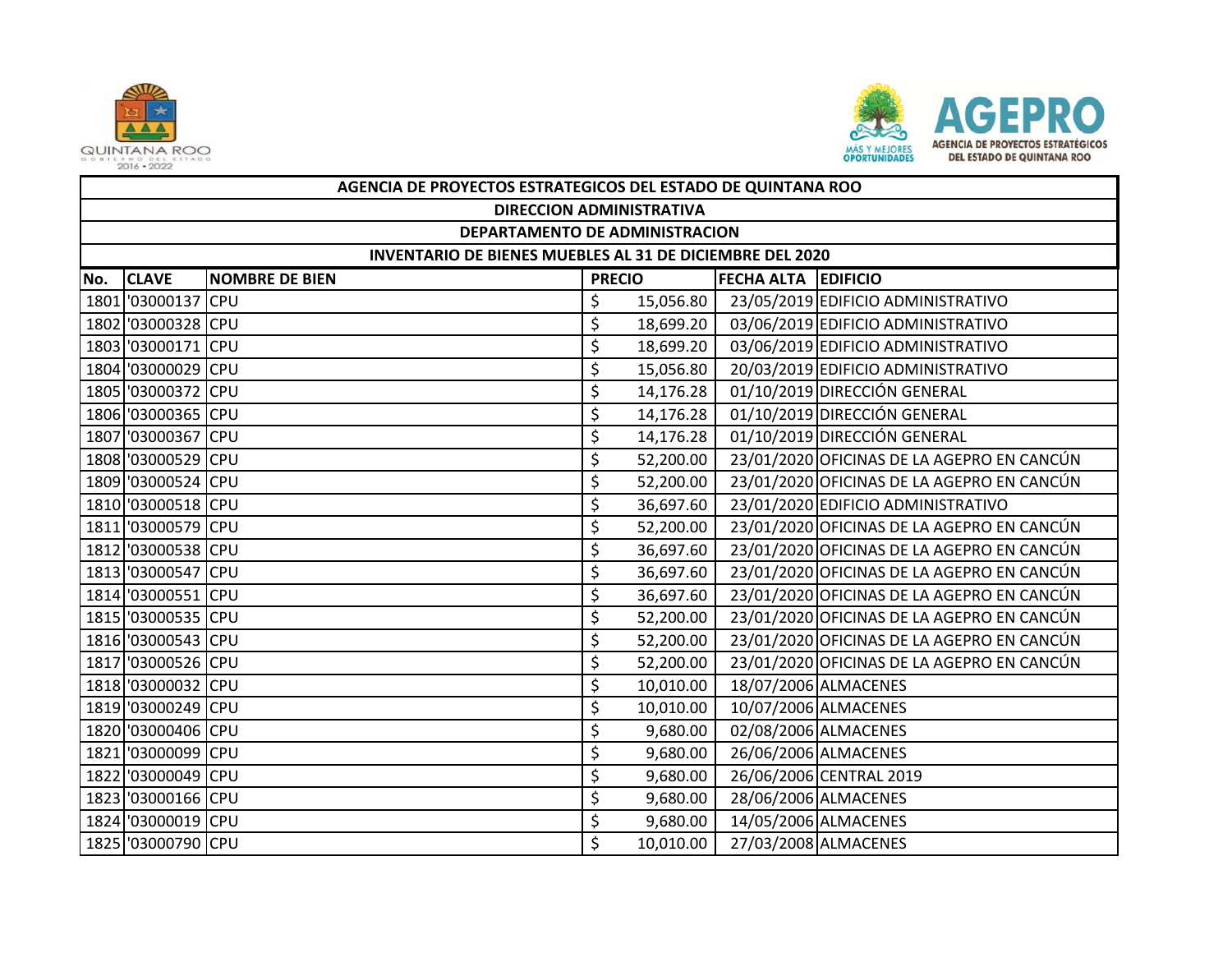| AGENCIA DE PROYECTOS ESTRATEGICOS DEL ESTADO DE QUINTANA ROO | | | | | |
|---|---|---|---|---|---|
| DIRECCION ADMINISTRATIVA | | | | | |
| DEPARTAMENTO DE ADMINISTRACION | | | | | |
| INVENTARIO DE BIENES MUEBLES AL 31 DE DICIEMBRE DEL 2020 | | | | | |
| **No.** | **CLAVE** | **NOMBRE DE BIEN** | **PRECIO** | **FECHA ALTA** | **EDIFICIO** |
| 1801 | '03000137 | CPU | $ 15,056.80 | 23/05/2019 | EDIFICIO ADMINISTRATIVO |
| 1802 | '03000328 | CPU | $ 18,699.20 | 03/06/2019 | EDIFICIO ADMINISTRATIVO |
| 1803 | '03000171 | CPU | $ 18,699.20 | 03/06/2019 | EDIFICIO ADMINISTRATIVO |
| 1804 | '03000029 | CPU | $ 15,056.80 | 20/03/2019 | EDIFICIO ADMINISTRATIVO |
| 1805 | '03000372 | CPU | $ 14,176.28 | 01/10/2019 | DIRECCIÓN GENERAL |
| 1806 | '03000365 | CPU | $ 14,176.28 | 01/10/2019 | DIRECCIÓN GENERAL |
| 1807 | '03000367 | CPU | $ 14,176.28 | 01/10/2019 | DIRECCIÓN GENERAL |
| 1808 | '03000529 | CPU | $ 52,200.00 | 23/01/2020 | OFICINAS DE LA AGEPRO EN CANCÚN |
| 1809 | '03000524 | CPU | $ 52,200.00 | 23/01/2020 | OFICINAS DE LA AGEPRO EN CANCÚN |
| 1810 | '03000518 | CPU | $ 36,697.60 | 23/01/2020 | EDIFICIO ADMINISTRATIVO |
| 1811 | '03000579 | CPU | $ 52,200.00 | 23/01/2020 | OFICINAS DE LA AGEPRO EN CANCÚN |
| 1812 | '03000538 | CPU | $ 36,697.60 | 23/01/2020 | OFICINAS DE LA AGEPRO EN CANCÚN |
| 1813 | '03000547 | CPU | $ 36,697.60 | 23/01/2020 | OFICINAS DE LA AGEPRO EN CANCÚN |
| 1814 | '03000551 | CPU | $ 36,697.60 | 23/01/2020 | OFICINAS DE LA AGEPRO EN CANCÚN |
| 1815 | '03000535 | CPU | $ 52,200.00 | 23/01/2020 | OFICINAS DE LA AGEPRO EN CANCÚN |
| 1816 | '03000543 | CPU | $ 52,200.00 | 23/01/2020 | OFICINAS DE LA AGEPRO EN CANCÚN |
| 1817 | '03000526 | CPU | $ 52,200.00 | 23/01/2020 | OFICINAS DE LA AGEPRO EN CANCÚN |
| 1818 | '03000032 | CPU | $ 10,010.00 | 18/07/2006 | ALMACENES |
| 1819 | '03000249 | CPU | $ 10,010.00 | 10/07/2006 | ALMACENES |
| 1820 | '03000406 | CPU | $ 9,680.00 | 02/08/2006 | ALMACENES |
| 1821 | '03000099 | CPU | $ 9,680.00 | 26/06/2006 | ALMACENES |
| 1822 | '03000049 | CPU | $ 9,680.00 | 26/06/2006 | CENTRAL 2019 |
| 1823 | '03000166 | CPU | $ 9,680.00 | 28/06/2006 | ALMACENES |
| 1824 | '03000019 | CPU | $ 9,680.00 | 14/05/2006 | ALMACENES |
| 1825 | '03000790 | CPU | $ 10,010.00 | 27/03/2008 | ALMACENES |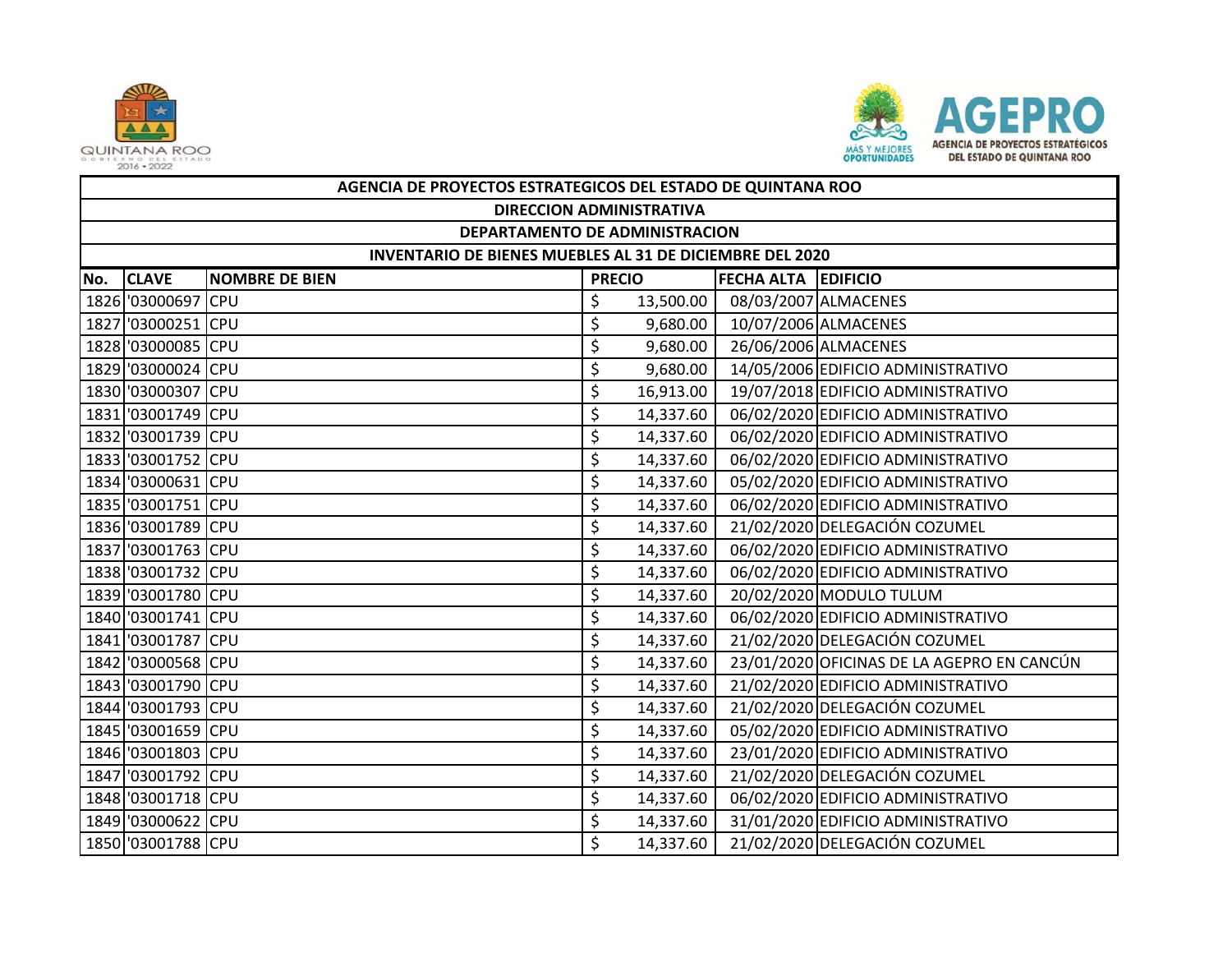| AGENCIA DE PROYECTOS ESTRATEGICOS DEL ESTADO DE QUINTANA ROO | | | | | |
|---|---|---|---|---|---|
| DIRECCION ADMINISTRATIVA | | | | | |
| DEPARTAMENTO DE ADMINISTRACION | | | | | |
| INVENTARIO DE BIENES MUEBLES AL 31 DE DICIEMBRE DEL 2020 | | | | | |
| No. | CLAVE | NOMBRE DE BIEN | PRECIO | FECHA ALTA | EDIFICIO |
| 1826 | '03000697 | CPU | $ 13,500.00 | 08/03/2007 | ALMACENES |
| 1827 | '03000251 | CPU | $ 9,680.00 | 10/07/2006 | ALMACENES |
| 1828 | '03000085 | CPU | $ 9,680.00 | 26/06/2006 | ALMACENES |
| 1829 | '03000024 | CPU | $ 9,680.00 | 14/05/2006 | EDIFICIO ADMINISTRATIVO |
| 1830 | '03000307 | CPU | $ 16,913.00 | 19/07/2018 | EDIFICIO ADMINISTRATIVO |
| 1831 | '03001749 | CPU | $ 14,337.60 | 06/02/2020 | EDIFICIO ADMINISTRATIVO |
| 1832 | '03001739 | CPU | $ 14,337.60 | 06/02/2020 | EDIFICIO ADMINISTRATIVO |
| 1833 | '03001752 | CPU | $ 14,337.60 | 06/02/2020 | EDIFICIO ADMINISTRATIVO |
| 1834 | '03000631 | CPU | $ 14,337.60 | 05/02/2020 | EDIFICIO ADMINISTRATIVO |
| 1835 | '03001751 | CPU | $ 14,337.60 | 06/02/2020 | EDIFICIO ADMINISTRATIVO |
| 1836 | '03001789 | CPU | $ 14,337.60 | 21/02/2020 | DELEGACIÓN COZUMEL |
| 1837 | '03001763 | CPU | $ 14,337.60 | 06/02/2020 | EDIFICIO ADMINISTRATIVO |
| 1838 | '03001732 | CPU | $ 14,337.60 | 06/02/2020 | EDIFICIO ADMINISTRATIVO |
| 1839 | '03001780 | CPU | $ 14,337.60 | 20/02/2020 | MODULO TULUM |
| 1840 | '03001741 | CPU | $ 14,337.60 | 06/02/2020 | EDIFICIO ADMINISTRATIVO |
| 1841 | '03001787 | CPU | $ 14,337.60 | 21/02/2020 | DELEGACIÓN COZUMEL |
| 1842 | '03000568 | CPU | $ 14,337.60 | 23/01/2020 | OFICINAS DE LA AGEPRO EN CANCÚN |
| 1843 | '03001790 | CPU | $ 14,337.60 | 21/02/2020 | EDIFICIO ADMINISTRATIVO |
| 1844 | '03001793 | CPU | $ 14,337.60 | 21/02/2020 | DELEGACIÓN COZUMEL |
| 1845 | '03001659 | CPU | $ 14,337.60 | 05/02/2020 | EDIFICIO ADMINISTRATIVO |
| 1846 | '03001803 | CPU | $ 14,337.60 | 23/01/2020 | EDIFICIO ADMINISTRATIVO |
| 1847 | '03001792 | CPU | $ 14,337.60 | 21/02/2020 | DELEGACIÓN COZUMEL |
| 1848 | '03001718 | CPU | $ 14,337.60 | 06/02/2020 | EDIFICIO ADMINISTRATIVO |
| 1849 | '03000622 | CPU | $ 14,337.60 | 31/01/2020 | EDIFICIO ADMINISTRATIVO |
| 1850 | '03001788 | CPU | $ 14,337.60 | 21/02/2020 | DELEGACIÓN COZUMEL |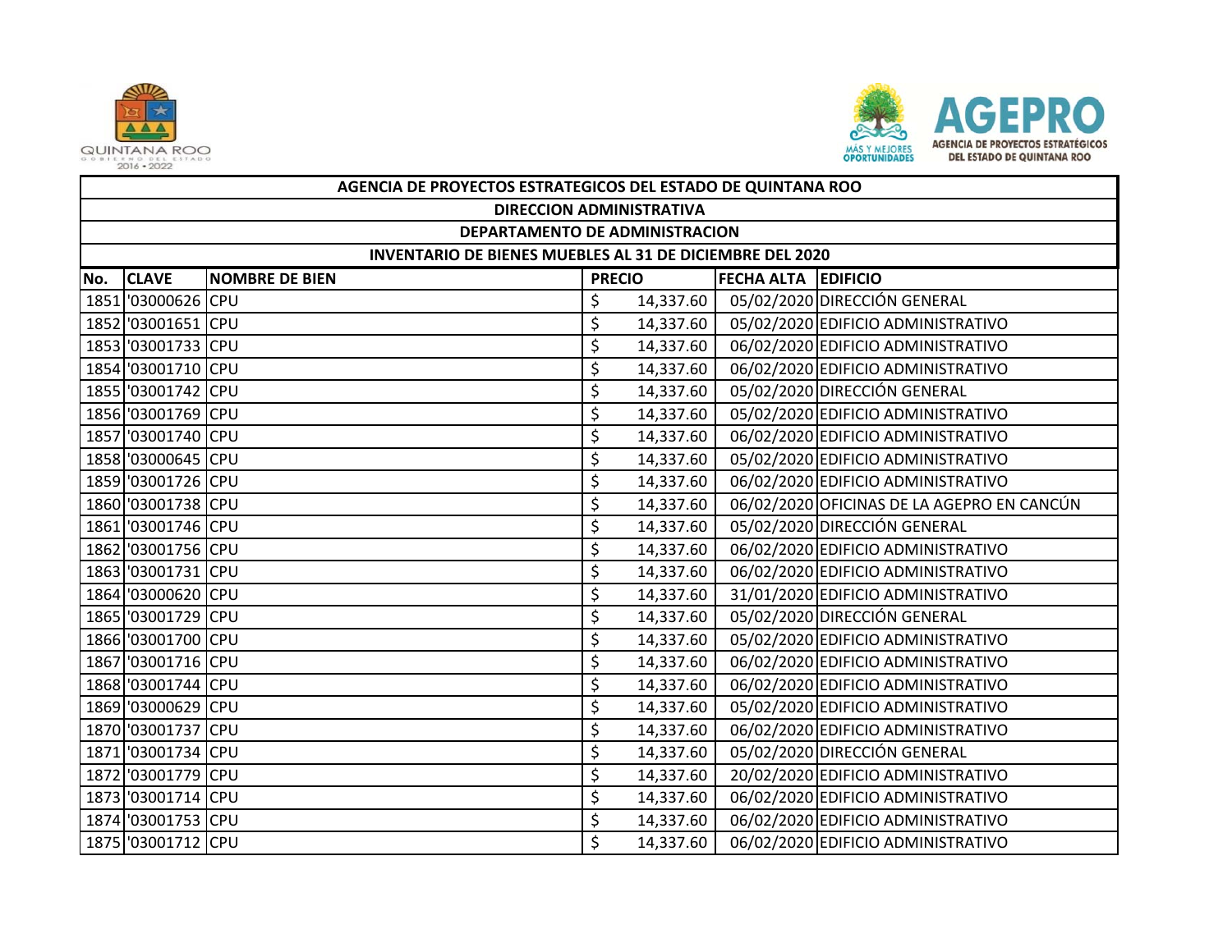| AGENCIA DE PROYECTOS ESTRATEGICOS DEL ESTADO DE QUINTANA ROO | | | | | |
|---|---|---|---|---|---|
| DIRECCION ADMINISTRATIVA | | | | | |
| DEPARTAMENTO DE ADMINISTRACION | | | | | |
| INVENTARIO DE BIENES MUEBLES AL 31 DE DICIEMBRE DEL 2020 | | | | | |
| No. | CLAVE | NOMBRE DE BIEN | PRECIO | FECHA ALTA | EDIFICIO |
| 1851 | '03000626 | CPU | $ 14,337.60 | 05/02/2020 | DIRECCIÓN GENERAL |
| 1852 | '03001651 | CPU | $ 14,337.60 | 05/02/2020 | EDIFICIO ADMINISTRATIVO |
| 1853 | '03001733 | CPU | $ 14,337.60 | 06/02/2020 | EDIFICIO ADMINISTRATIVO |
| 1854 | '03001710 | CPU | $ 14,337.60 | 06/02/2020 | EDIFICIO ADMINISTRATIVO |
| 1855 | '03001742 | CPU | $ 14,337.60 | 05/02/2020 | DIRECCIÓN GENERAL |
| 1856 | '03001769 | CPU | $ 14,337.60 | 05/02/2020 | EDIFICIO ADMINISTRATIVO |
| 1857 | '03001740 | CPU | $ 14,337.60 | 06/02/2020 | EDIFICIO ADMINISTRATIVO |
| 1858 | '03000645 | CPU | $ 14,337.60 | 05/02/2020 | EDIFICIO ADMINISTRATIVO |
| 1859 | '03001726 | CPU | $ 14,337.60 | 06/02/2020 | EDIFICIO ADMINISTRATIVO |
| 1860 | '03001738 | CPU | $ 14,337.60 | 06/02/2020 | OFICINAS DE LA AGEPRO EN CANCÚN |
| 1861 | '03001746 | CPU | $ 14,337.60 | 05/02/2020 | DIRECCIÓN GENERAL |
| 1862 | '03001756 | CPU | $ 14,337.60 | 06/02/2020 | EDIFICIO ADMINISTRATIVO |
| 1863 | '03001731 | CPU | $ 14,337.60 | 06/02/2020 | EDIFICIO ADMINISTRATIVO |
| 1864 | '03000620 | CPU | $ 14,337.60 | 31/01/2020 | EDIFICIO ADMINISTRATIVO |
| 1865 | '03001729 | CPU | $ 14,337.60 | 05/02/2020 | DIRECCIÓN GENERAL |
| 1866 | '03001700 | CPU | $ 14,337.60 | 05/02/2020 | EDIFICIO ADMINISTRATIVO |
| 1867 | '03001716 | CPU | $ 14,337.60 | 06/02/2020 | EDIFICIO ADMINISTRATIVO |
| 1868 | '03001744 | CPU | $ 14,337.60 | 06/02/2020 | EDIFICIO ADMINISTRATIVO |
| 1869 | '03000629 | CPU | $ 14,337.60 | 05/02/2020 | EDIFICIO ADMINISTRATIVO |
| 1870 | '03001737 | CPU | $ 14,337.60 | 06/02/2020 | EDIFICIO ADMINISTRATIVO |
| 1871 | '03001734 | CPU | $ 14,337.60 | 05/02/2020 | DIRECCIÓN GENERAL |
| 1872 | '03001779 | CPU | $ 14,337.60 | 20/02/2020 | EDIFICIO ADMINISTRATIVO |
| 1873 | '03001714 | CPU | $ 14,337.60 | 06/02/2020 | EDIFICIO ADMINISTRATIVO |
| 1874 | '03001753 | CPU | $ 14,337.60 | 06/02/2020 | EDIFICIO ADMINISTRATIVO |
| 1875 | '03001712 | CPU | $ 14,337.60 | 06/02/2020 | EDIFICIO ADMINISTRATIVO |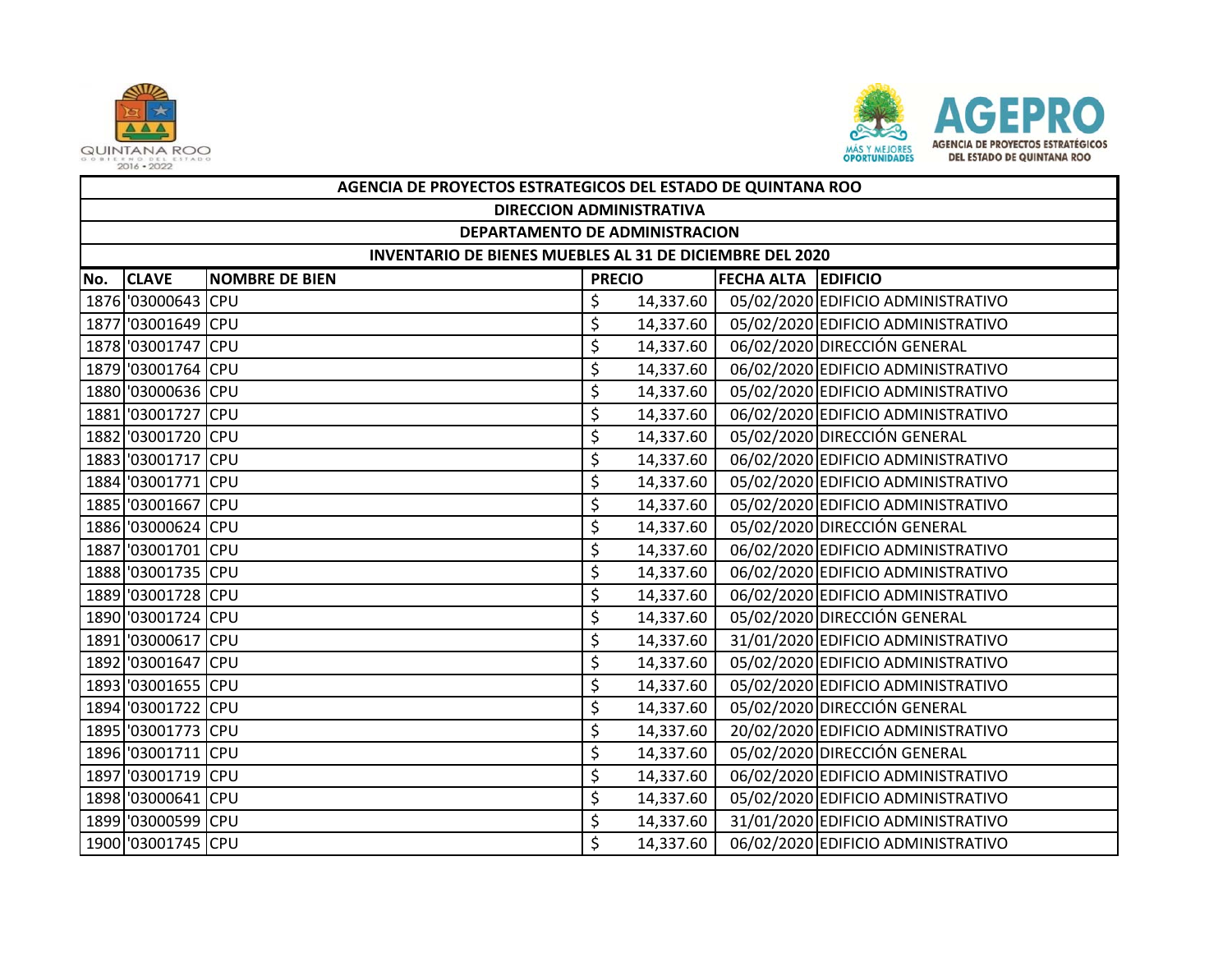| AGENCIA DE PROYECTOS ESTRATEGICOS DEL ESTADO DE QUINTANA ROO | | | | | |
|---|---|---|---|---|---|
| DIRECCION ADMINISTRATIVA | | | | | |
| DEPARTAMENTO DE ADMINISTRACION | | | | | |
| INVENTARIO DE BIENES MUEBLES AL 31 DE DICIEMBRE DEL 2020 | | | | | |
| No. | CLAVE | NOMBRE DE BIEN | PRECIO | FECHA ALTA | EDIFICIO |
| 1876 | '03000643 | CPU | $ 14,337.60 | 05/02/2020 | EDIFICIO ADMINISTRATIVO |
| 1877 | '03001649 | CPU | $ 14,337.60 | 05/02/2020 | EDIFICIO ADMINISTRATIVO |
| 1878 | '03001747 | CPU | $ 14,337.60 | 06/02/2020 | DIRECCIÓN GENERAL |
| 1879 | '03001764 | CPU | $ 14,337.60 | 06/02/2020 | EDIFICIO ADMINISTRATIVO |
| 1880 | '03000636 | CPU | $ 14,337.60 | 05/02/2020 | EDIFICIO ADMINISTRATIVO |
| 1881 | '03001727 | CPU | $ 14,337.60 | 06/02/2020 | EDIFICIO ADMINISTRATIVO |
| 1882 | '03001720 | CPU | $ 14,337.60 | 05/02/2020 | DIRECCIÓN GENERAL |
| 1883 | '03001717 | CPU | $ 14,337.60 | 06/02/2020 | EDIFICIO ADMINISTRATIVO |
| 1884 | '03001771 | CPU | $ 14,337.60 | 05/02/2020 | EDIFICIO ADMINISTRATIVO |
| 1885 | '03001667 | CPU | $ 14,337.60 | 05/02/2020 | EDIFICIO ADMINISTRATIVO |
| 1886 | '03000624 | CPU | $ 14,337.60 | 05/02/2020 | DIRECCIÓN GENERAL |
| 1887 | '03001701 | CPU | $ 14,337.60 | 06/02/2020 | EDIFICIO ADMINISTRATIVO |
| 1888 | '03001735 | CPU | $ 14,337.60 | 06/02/2020 | EDIFICIO ADMINISTRATIVO |
| 1889 | '03001728 | CPU | $ 14,337.60 | 06/02/2020 | EDIFICIO ADMINISTRATIVO |
| 1890 | '03001724 | CPU | $ 14,337.60 | 05/02/2020 | DIRECCIÓN GENERAL |
| 1891 | '03000617 | CPU | $ 14,337.60 | 31/01/2020 | EDIFICIO ADMINISTRATIVO |
| 1892 | '03001647 | CPU | $ 14,337.60 | 05/02/2020 | EDIFICIO ADMINISTRATIVO |
| 1893 | '03001655 | CPU | $ 14,337.60 | 05/02/2020 | EDIFICIO ADMINISTRATIVO |
| 1894 | '03001722 | CPU | $ 14,337.60 | 05/02/2020 | DIRECCIÓN GENERAL |
| 1895 | '03001773 | CPU | $ 14,337.60 | 20/02/2020 | EDIFICIO ADMINISTRATIVO |
| 1896 | '03001711 | CPU | $ 14,337.60 | 05/02/2020 | DIRECCIÓN GENERAL |
| 1897 | '03001719 | CPU | $ 14,337.60 | 06/02/2020 | EDIFICIO ADMINISTRATIVO |
| 1898 | '03000641 | CPU | $ 14,337.60 | 05/02/2020 | EDIFICIO ADMINISTRATIVO |
| 1899 | '03000599 | CPU | $ 14,337.60 | 31/01/2020 | EDIFICIO ADMINISTRATIVO |
| 1900 | '03001745 | CPU | $ 14,337.60 | 06/02/2020 | EDIFICIO ADMINISTRATIVO |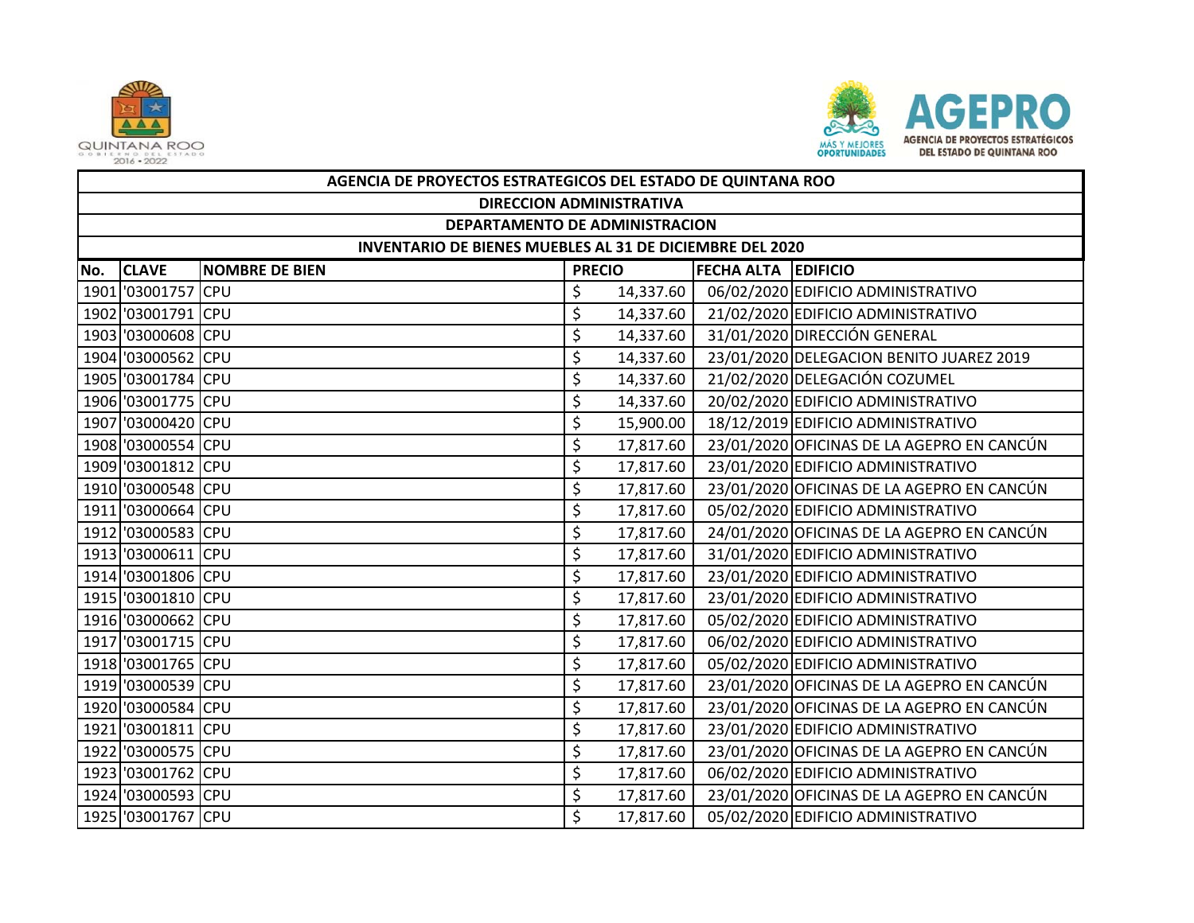| AGENCIA DE PROYECTOS ESTRATEGICOS DEL ESTADO DE QUINTANA ROO | | | | | |
|---|---|---|---|---|---|
| DIRECCION ADMINISTRATIVA | | | | | |
| DEPARTAMENTO DE ADMINISTRACION | | | | | |
| INVENTARIO DE BIENES MUEBLES AL 31 DE DICIEMBRE DEL 2020 | | | | | |
| **No.** | **CLAVE** | **NOMBRE DE BIEN** | **PRECIO** | **FECHA ALTA** | **EDIFICIO** |
| 1901 | '03001757 | CPU | $ 14,337.60 | 06/02/2020 | EDIFICIO ADMINISTRATIVO |
| 1902 | '03001791 | CPU | $ 14,337.60 | 21/02/2020 | EDIFICIO ADMINISTRATIVO |
| 1903 | '03000608 | CPU | $ 14,337.60 | 31/01/2020 | DIRECCIÓN GENERAL |
| 1904 | '03000562 | CPU | $ 14,337.60 | 23/01/2020 | DELEGACION BENITO JUAREZ 2019 |
| 1905 | '03001784 | CPU | $ 14,337.60 | 21/02/2020 | DELEGACIÓN COZUMEL |
| 1906 | '03001775 | CPU | $ 14,337.60 | 20/02/2020 | EDIFICIO ADMINISTRATIVO |
| 1907 | '03000420 | CPU | $ 15,900.00 | 18/12/2019 | EDIFICIO ADMINISTRATIVO |
| 1908 | '03000554 | CPU | $ 17,817.60 | 23/01/2020 | OFICINAS DE LA AGEPRO EN CANCÚN |
| 1909 | '03001812 | CPU | $ 17,817.60 | 23/01/2020 | EDIFICIO ADMINISTRATIVO |
| 1910 | '03000548 | CPU | $ 17,817.60 | 23/01/2020 | OFICINAS DE LA AGEPRO EN CANCÚN |
| 1911 | '03000664 | CPU | $ 17,817.60 | 05/02/2020 | EDIFICIO ADMINISTRATIVO |
| 1912 | '03000583 | CPU | $ 17,817.60 | 24/01/2020 | OFICINAS DE LA AGEPRO EN CANCÚN |
| 1913 | '03000611 | CPU | $ 17,817.60 | 31/01/2020 | EDIFICIO ADMINISTRATIVO |
| 1914 | '03001806 | CPU | $ 17,817.60 | 23/01/2020 | EDIFICIO ADMINISTRATIVO |
| 1915 | '03001810 | CPU | $ 17,817.60 | 23/01/2020 | EDIFICIO ADMINISTRATIVO |
| 1916 | '03000662 | CPU | $ 17,817.60 | 05/02/2020 | EDIFICIO ADMINISTRATIVO |
| 1917 | '03001715 | CPU | $ 17,817.60 | 06/02/2020 | EDIFICIO ADMINISTRATIVO |
| 1918 | '03001765 | CPU | $ 17,817.60 | 05/02/2020 | EDIFICIO ADMINISTRATIVO |
| 1919 | '03000539 | CPU | $ 17,817.60 | 23/01/2020 | OFICINAS DE LA AGEPRO EN CANCÚN |
| 1920 | '03000584 | CPU | $ 17,817.60 | 23/01/2020 | OFICINAS DE LA AGEPRO EN CANCÚN |
| 1921 | '03001811 | CPU | $ 17,817.60 | 23/01/2020 | EDIFICIO ADMINISTRATIVO |
| 1922 | '03000575 | CPU | $ 17,817.60 | 23/01/2020 | OFICINAS DE LA AGEPRO EN CANCÚN |
| 1923 | '03001762 | CPU | $ 17,817.60 | 06/02/2020 | EDIFICIO ADMINISTRATIVO |
| 1924 | '03000593 | CPU | $ 17,817.60 | 23/01/2020 | OFICINAS DE LA AGEPRO EN CANCÚN |
| 1925 | '03001767 | CPU | $ 17,817.60 | 05/02/2020 | EDIFICIO ADMINISTRATIVO |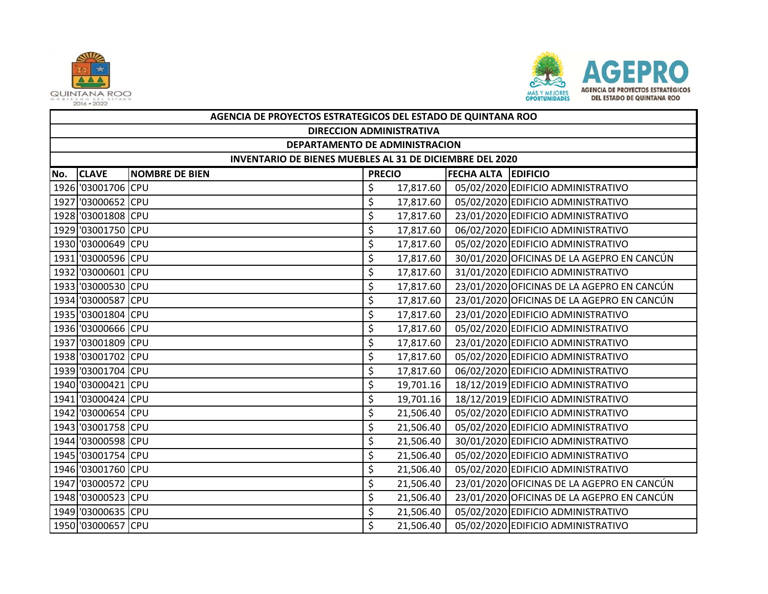| AGENCIA DE PROYECTOS ESTRATEGICOS DEL ESTADO DE QUINTANA ROO | | | | | |
|---|---|---|---|---|---|
| DIRECCION ADMINISTRATIVA | | | | | |
| DEPARTAMENTO DE ADMINISTRACION | | | | | |
| INVENTARIO DE BIENES MUEBLES AL 31 DE DICIEMBRE DEL 2020 | | | | | |
| No. | CLAVE | NOMBRE DE BIEN | PRECIO | FECHA ALTA | EDIFICIO |
| 1926 | '03001706 | CPU | $ 17,817.60 | 05/02/2020 | EDIFICIO ADMINISTRATIVO |
| 1927 | '03000652 | CPU | $ 17,817.60 | 05/02/2020 | EDIFICIO ADMINISTRATIVO |
| 1928 | '03001808 | CPU | $ 17,817.60 | 23/01/2020 | EDIFICIO ADMINISTRATIVO |
| 1929 | '03001750 | CPU | $ 17,817.60 | 06/02/2020 | EDIFICIO ADMINISTRATIVO |
| 1930 | '03000649 | CPU | $ 17,817.60 | 05/02/2020 | EDIFICIO ADMINISTRATIVO |
| 1931 | '03000596 | CPU | $ 17,817.60 | 30/01/2020 | OFICINAS DE LA AGEPRO EN CANCÚN |
| 1932 | '03000601 | CPU | $ 17,817.60 | 31/01/2020 | EDIFICIO ADMINISTRATIVO |
| 1933 | '03000530 | CPU | $ 17,817.60 | 23/01/2020 | OFICINAS DE LA AGEPRO EN CANCÚN |
| 1934 | '03000587 | CPU | $ 17,817.60 | 23/01/2020 | OFICINAS DE LA AGEPRO EN CANCÚN |
| 1935 | '03001804 | CPU | $ 17,817.60 | 23/01/2020 | EDIFICIO ADMINISTRATIVO |
| 1936 | '03000666 | CPU | $ 17,817.60 | 05/02/2020 | EDIFICIO ADMINISTRATIVO |
| 1937 | '03001809 | CPU | $ 17,817.60 | 23/01/2020 | EDIFICIO ADMINISTRATIVO |
| 1938 | '03001702 | CPU | $ 17,817.60 | 05/02/2020 | EDIFICIO ADMINISTRATIVO |
| 1939 | '03001704 | CPU | $ 17,817.60 | 06/02/2020 | EDIFICIO ADMINISTRATIVO |
| 1940 | '03000421 | CPU | $ 19,701.16 | 18/12/2019 | EDIFICIO ADMINISTRATIVO |
| 1941 | '03000424 | CPU | $ 19,701.16 | 18/12/2019 | EDIFICIO ADMINISTRATIVO |
| 1942 | '03000654 | CPU | $ 21,506.40 | 05/02/2020 | EDIFICIO ADMINISTRATIVO |
| 1943 | '03001758 | CPU | $ 21,506.40 | 05/02/2020 | EDIFICIO ADMINISTRATIVO |
| 1944 | '03000598 | CPU | $ 21,506.40 | 30/01/2020 | EDIFICIO ADMINISTRATIVO |
| 1945 | '03001754 | CPU | $ 21,506.40 | 05/02/2020 | EDIFICIO ADMINISTRATIVO |
| 1946 | '03001760 | CPU | $ 21,506.40 | 05/02/2020 | EDIFICIO ADMINISTRATIVO |
| 1947 | '03000572 | CPU | $ 21,506.40 | 23/01/2020 | OFICINAS DE LA AGEPRO EN CANCÚN |
| 1948 | '03000523 | CPU | $ 21,506.40 | 23/01/2020 | OFICINAS DE LA AGEPRO EN CANCÚN |
| 1949 | '03000635 | CPU | $ 21,506.40 | 05/02/2020 | EDIFICIO ADMINISTRATIVO |
| 1950 | '03000657 | CPU | $ 21,506.40 | 05/02/2020 | EDIFICIO ADMINISTRATIVO |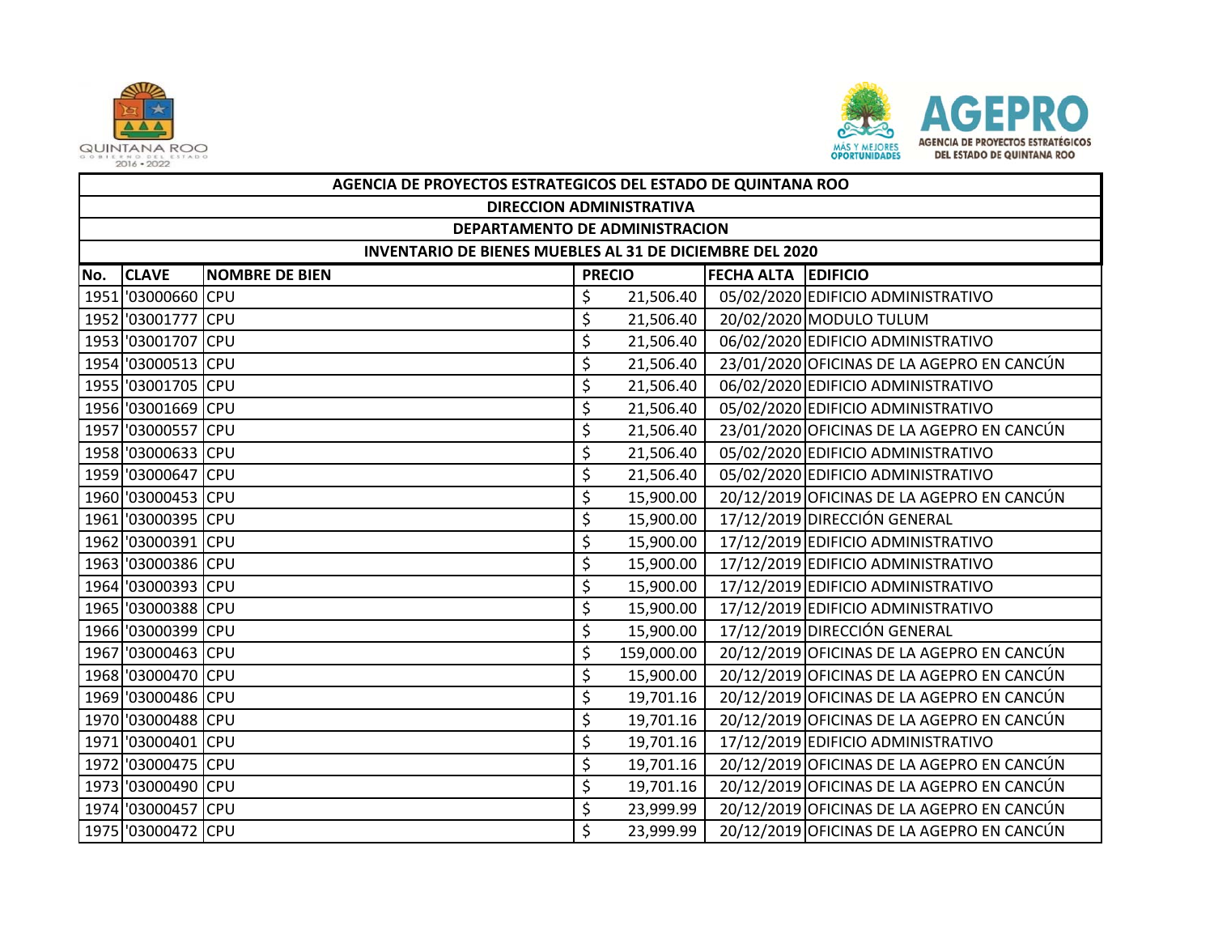| AGENCIA DE PROYECTOS ESTRATEGICOS DEL ESTADO DE QUINTANA ROO | | | | | |
|---|---|---|---|---|---|
| DIRECCION ADMINISTRATIVA | | | | | |
| DEPARTAMENTO DE ADMINISTRACION | | | | | |
| INVENTARIO DE BIENES MUEBLES AL 31 DE DICIEMBRE DEL 2020 | | | | | |
| No. | CLAVE | NOMBRE DE BIEN | PRECIO | FECHA ALTA | EDIFICIO |
| 1951 | '03000660 | CPU | $ 21,506.40 | 05/02/2020 | EDIFICIO ADMINISTRATIVO |
| 1952 | '03001777 | CPU | $ 21,506.40 | 20/02/2020 | MODULO TULUM |
| 1953 | '03001707 | CPU | $ 21,506.40 | 06/02/2020 | EDIFICIO ADMINISTRATIVO |
| 1954 | '03000513 | CPU | $ 21,506.40 | 23/01/2020 | OFICINAS DE LA AGEPRO EN CANCÚN |
| 1955 | '03001705 | CPU | $ 21,506.40 | 06/02/2020 | EDIFICIO ADMINISTRATIVO |
| 1956 | '03001669 | CPU | $ 21,506.40 | 05/02/2020 | EDIFICIO ADMINISTRATIVO |
| 1957 | '03000557 | CPU | $ 21,506.40 | 23/01/2020 | OFICINAS DE LA AGEPRO EN CANCÚN |
| 1958 | '03000633 | CPU | $ 21,506.40 | 05/02/2020 | EDIFICIO ADMINISTRATIVO |
| 1959 | '03000647 | CPU | $ 21,506.40 | 05/02/2020 | EDIFICIO ADMINISTRATIVO |
| 1960 | '03000453 | CPU | $ 15,900.00 | 20/12/2019 | OFICINAS DE LA AGEPRO EN CANCÚN |
| 1961 | '03000395 | CPU | $ 15,900.00 | 17/12/2019 | DIRECCIÓN GENERAL |
| 1962 | '03000391 | CPU | $ 15,900.00 | 17/12/2019 | EDIFICIO ADMINISTRATIVO |
| 1963 | '03000386 | CPU | $ 15,900.00 | 17/12/2019 | EDIFICIO ADMINISTRATIVO |
| 1964 | '03000393 | CPU | $ 15,900.00 | 17/12/2019 | EDIFICIO ADMINISTRATIVO |
| 1965 | '03000388 | CPU | $ 15,900.00 | 17/12/2019 | EDIFICIO ADMINISTRATIVO |
| 1966 | '03000399 | CPU | $ 15,900.00 | 17/12/2019 | DIRECCIÓN GENERAL |
| 1967 | '03000463 | CPU | $ 159,000.00 | 20/12/2019 | OFICINAS DE LA AGEPRO EN CANCÚN |
| 1968 | '03000470 | CPU | $ 15,900.00 | 20/12/2019 | OFICINAS DE LA AGEPRO EN CANCÚN |
| 1969 | '03000486 | CPU | $ 19,701.16 | 20/12/2019 | OFICINAS DE LA AGEPRO EN CANCÚN |
| 1970 | '03000488 | CPU | $ 19,701.16 | 20/12/2019 | OFICINAS DE LA AGEPRO EN CANCÚN |
| 1971 | '03000401 | CPU | $ 19,701.16 | 17/12/2019 | EDIFICIO ADMINISTRATIVO |
| 1972 | '03000475 | CPU | $ 19,701.16 | 20/12/2019 | OFICINAS DE LA AGEPRO EN CANCÚN |
| 1973 | '03000490 | CPU | $ 19,701.16 | 20/12/2019 | OFICINAS DE LA AGEPRO EN CANCÚN |
| 1974 | '03000457 | CPU | $ 23,999.99 | 20/12/2019 | OFICINAS DE LA AGEPRO EN CANCÚN |
| 1975 | '03000472 | CPU | $ 23,999.99 | 20/12/2019 | OFICINAS DE LA AGEPRO EN CANCÚN |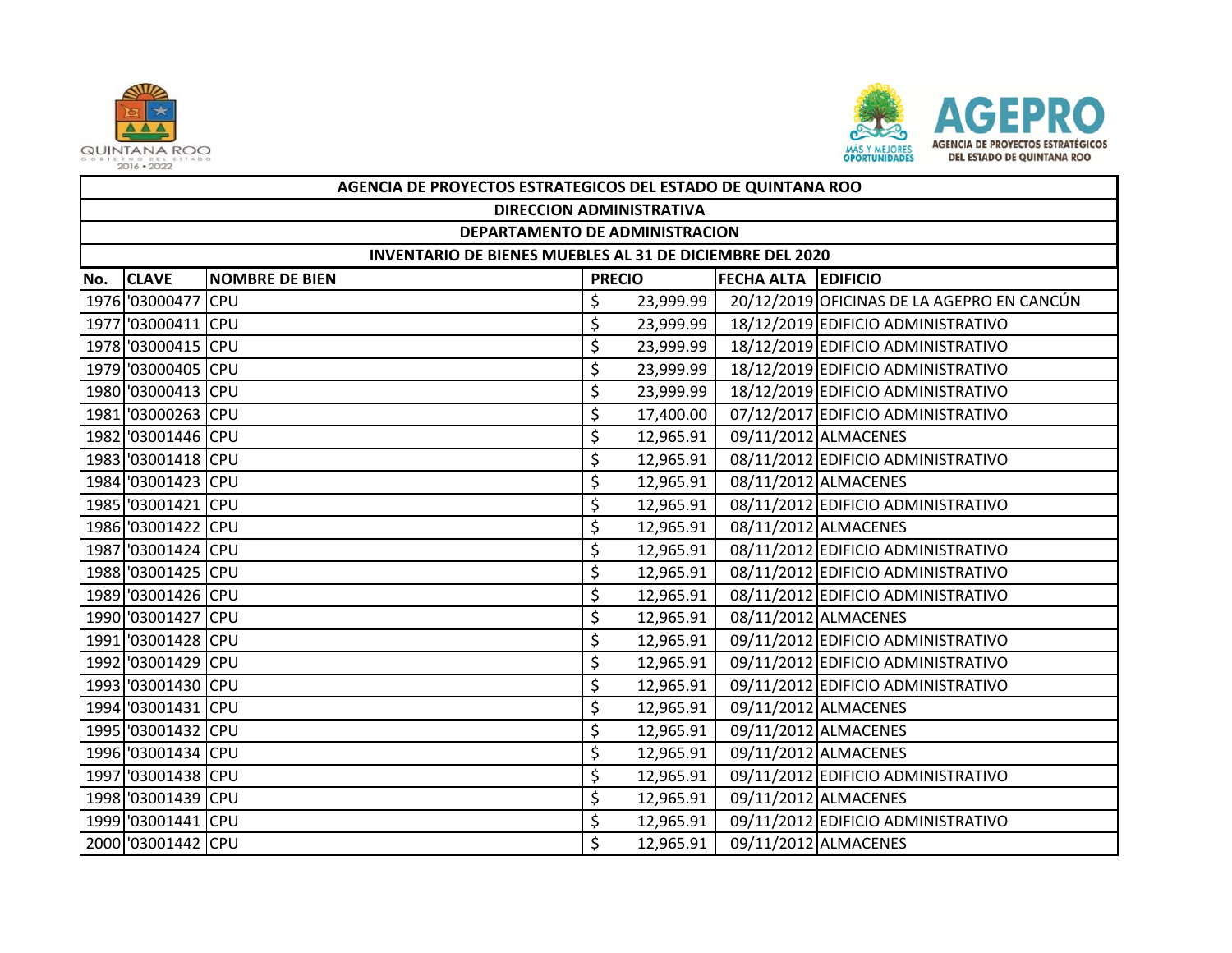| AGENCIA DE PROYECTOS ESTRATEGICOS DEL ESTADO DE QUINTANA ROO | | | | | |
|---|---|---|---|---|---|
| DIRECCION ADMINISTRATIVA | | | | | |
| DEPARTAMENTO DE ADMINISTRACION | | | | | |
| INVENTARIO DE BIENES MUEBLES AL 31 DE DICIEMBRE DEL 2020 | | | | | |
| No. | CLAVE | NOMBRE DE BIEN | PRECIO | FECHA ALTA | EDIFICIO |
| 1976 | '03000477 | CPU | $ 23,999.99 | 20/12/2019 | OFICINAS DE LA AGEPRO EN CANCÚN |
| 1977 | '03000411 | CPU | $ 23,999.99 | 18/12/2019 | EDIFICIO ADMINISTRATIVO |
| 1978 | '03000415 | CPU | $ 23,999.99 | 18/12/2019 | EDIFICIO ADMINISTRATIVO |
| 1979 | '03000405 | CPU | $ 23,999.99 | 18/12/2019 | EDIFICIO ADMINISTRATIVO |
| 1980 | '03000413 | CPU | $ 23,999.99 | 18/12/2019 | EDIFICIO ADMINISTRATIVO |
| 1981 | '03000263 | CPU | $ 17,400.00 | 07/12/2017 | EDIFICIO ADMINISTRATIVO |
| 1982 | '03001446 | CPU | $ 12,965.91 | 09/11/2012 | ALMACENES |
| 1983 | '03001418 | CPU | $ 12,965.91 | 08/11/2012 | EDIFICIO ADMINISTRATIVO |
| 1984 | '03001423 | CPU | $ 12,965.91 | 08/11/2012 | ALMACENES |
| 1985 | '03001421 | CPU | $ 12,965.91 | 08/11/2012 | EDIFICIO ADMINISTRATIVO |
| 1986 | '03001422 | CPU | $ 12,965.91 | 08/11/2012 | ALMACENES |
| 1987 | '03001424 | CPU | $ 12,965.91 | 08/11/2012 | EDIFICIO ADMINISTRATIVO |
| 1988 | '03001425 | CPU | $ 12,965.91 | 08/11/2012 | EDIFICIO ADMINISTRATIVO |
| 1989 | '03001426 | CPU | $ 12,965.91 | 08/11/2012 | EDIFICIO ADMINISTRATIVO |
| 1990 | '03001427 | CPU | $ 12,965.91 | 08/11/2012 | ALMACENES |
| 1991 | '03001428 | CPU | $ 12,965.91 | 09/11/2012 | EDIFICIO ADMINISTRATIVO |
| 1992 | '03001429 | CPU | $ 12,965.91 | 09/11/2012 | EDIFICIO ADMINISTRATIVO |
| 1993 | '03001430 | CPU | $ 12,965.91 | 09/11/2012 | EDIFICIO ADMINISTRATIVO |
| 1994 | '03001431 | CPU | $ 12,965.91 | 09/11/2012 | ALMACENES |
| 1995 | '03001432 | CPU | $ 12,965.91 | 09/11/2012 | ALMACENES |
| 1996 | '03001434 | CPU | $ 12,965.91 | 09/11/2012 | ALMACENES |
| 1997 | '03001438 | CPU | $ 12,965.91 | 09/11/2012 | EDIFICIO ADMINISTRATIVO |
| 1998 | '03001439 | CPU | $ 12,965.91 | 09/11/2012 | ALMACENES |
| 1999 | '03001441 | CPU | $ 12,965.91 | 09/11/2012 | EDIFICIO ADMINISTRATIVO |
| 2000 | '03001442 | CPU | $ 12,965.91 | 09/11/2012 | ALMACENES |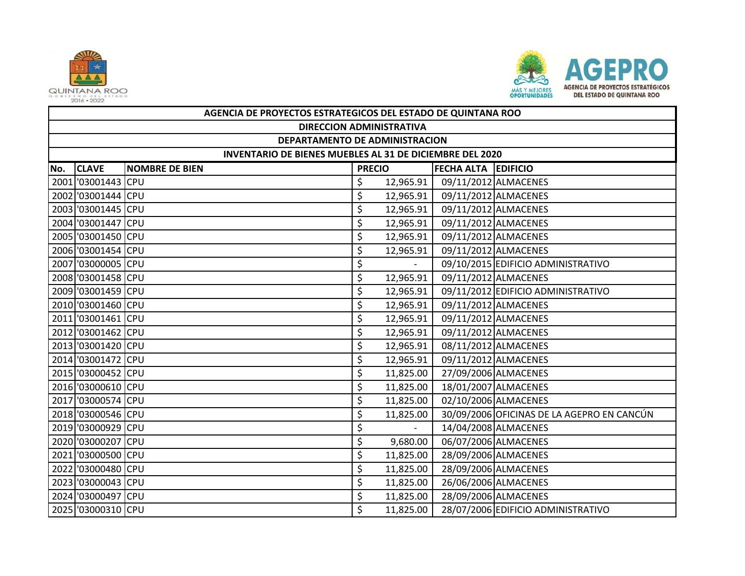| AGENCIA DE PROYECTOS ESTRATEGICOS DEL ESTADO DE QUINTANA ROO | | | | | |
|---|---|---|---|---|---|
| DIRECCION ADMINISTRATIVA | | | | | |
| DEPARTAMENTO DE ADMINISTRACION | | | | | |
| INVENTARIO DE BIENES MUEBLES AL 31 DE DICIEMBRE DEL 2020 | | | | | |
| **No.** | **CLAVE** | **NOMBRE DE BIEN** | **PRECIO** | **FECHA ALTA** | **EDIFICIO** |
| 2001 | '03001443 | CPU | $ 12,965.91 | 09/11/2012 | ALMACENES |
| 2002 | '03001444 | CPU | $ 12,965.91 | 09/11/2012 | ALMACENES |
| 2003 | '03001445 | CPU | $ 12,965.91 | 09/11/2012 | ALMACENES |
| 2004 | '03001447 | CPU | $ 12,965.91 | 09/11/2012 | ALMACENES |
| 2005 | '03001450 | CPU | $ 12,965.91 | 09/11/2012 | ALMACENES |
| 2006 | '03001454 | CPU | $ 12,965.91 | 09/11/2012 | ALMACENES |
| 2007 | '03000005 | CPU | $ - | 09/10/2015 | EDIFICIO ADMINISTRATIVO |
| 2008 | '03001458 | CPU | $ 12,965.91 | 09/11/2012 | ALMACENES |
| 2009 | '03001459 | CPU | $ 12,965.91 | 09/11/2012 | EDIFICIO ADMINISTRATIVO |
| 2010 | '03001460 | CPU | $ 12,965.91 | 09/11/2012 | ALMACENES |
| 2011 | '03001461 | CPU | $ 12,965.91 | 09/11/2012 | ALMACENES |
| 2012 | '03001462 | CPU | $ 12,965.91 | 09/11/2012 | ALMACENES |
| 2013 | '03001420 | CPU | $ 12,965.91 | 08/11/2012 | ALMACENES |
| 2014 | '03001472 | CPU | $ 12,965.91 | 09/11/2012 | ALMACENES |
| 2015 | '03000452 | CPU | $ 11,825.00 | 27/09/2006 | ALMACENES |
| 2016 | '03000610 | CPU | $ 11,825.00 | 18/01/2007 | ALMACENES |
| 2017 | '03000574 | CPU | $ 11,825.00 | 02/10/2006 | ALMACENES |
| 2018 | '03000546 | CPU | $ 11,825.00 | 30/09/2006 | OFICINAS DE LA AGEPRO EN CANCÚN |
| 2019 | '03000929 | CPU | $ - | 14/04/2008 | ALMACENES |
| 2020 | '03000207 | CPU | $ 9,680.00 | 06/07/2006 | ALMACENES |
| 2021 | '03000500 | CPU | $ 11,825.00 | 28/09/2006 | ALMACENES |
| 2022 | '03000480 | CPU | $ 11,825.00 | 28/09/2006 | ALMACENES |
| 2023 | '03000043 | CPU | $ 11,825.00 | 26/06/2006 | ALMACENES |
| 2024 | '03000497 | CPU | $ 11,825.00 | 28/09/2006 | ALMACENES |
| 2025 | '03000310 | CPU | $ 11,825.00 | 28/07/2006 | EDIFICIO ADMINISTRATIVO |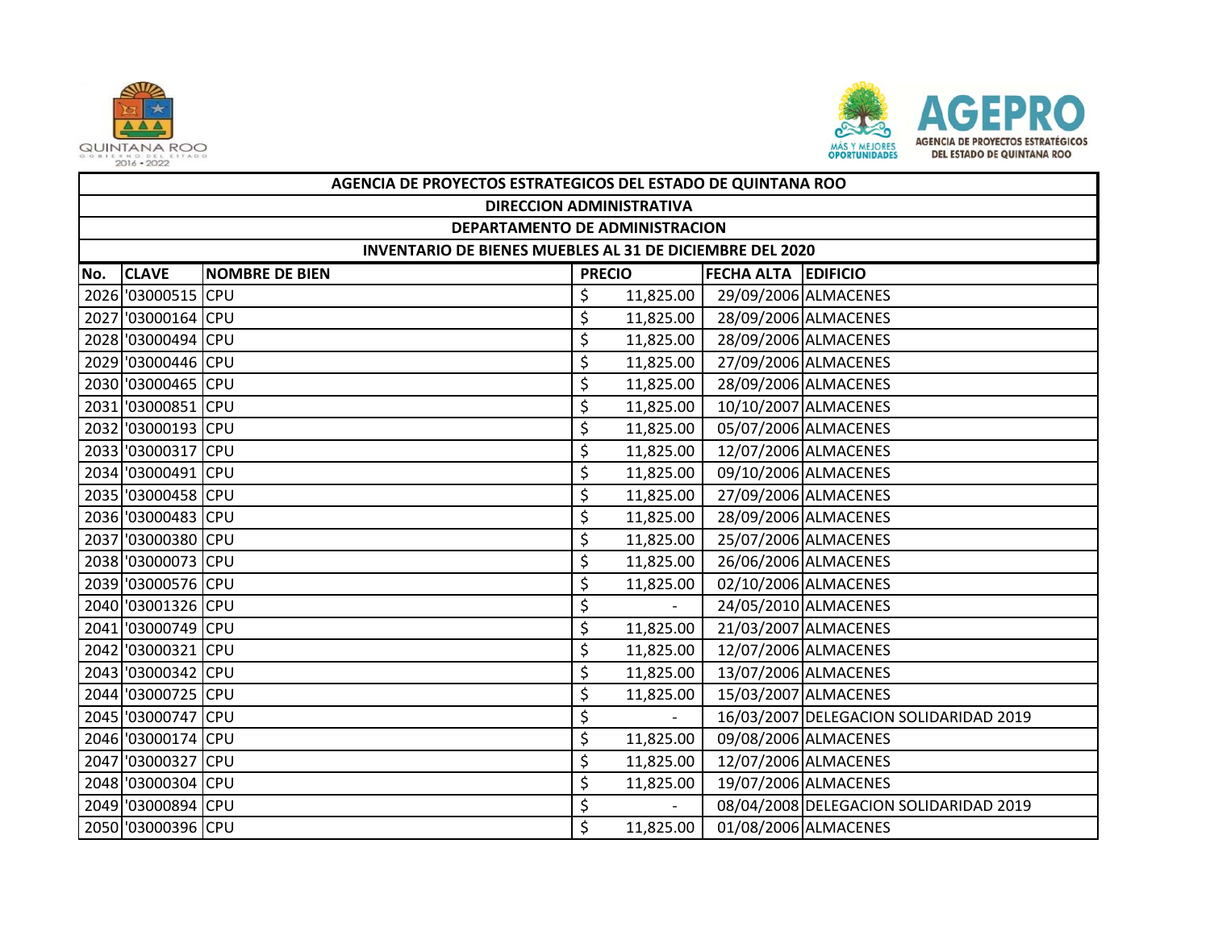| AGENCIA DE PROYECTOS ESTRATEGICOS DEL ESTADO DE QUINTANA ROO | | | | | |
|---|---|---|---|---|---|
| DIRECCION ADMINISTRATIVA | | | | | |
| DEPARTAMENTO DE ADMINISTRACION | | | | | |
| INVENTARIO DE BIENES MUEBLES AL 31 DE DICIEMBRE DEL 2020 | | | | | |
| **No.** | **CLAVE** | **NOMBRE DE BIEN** | **PRECIO** | **FECHA ALTA** | **EDIFICIO** |
| 2026 | '03000515 | CPU | $ 11,825.00 | 29/09/2006 | ALMACENES |
| 2027 | '03000164 | CPU | $ 11,825.00 | 28/09/2006 | ALMACENES |
| 2028 | '03000494 | CPU | $ 11,825.00 | 28/09/2006 | ALMACENES |
| 2029 | '03000446 | CPU | $ 11,825.00 | 27/09/2006 | ALMACENES |
| 2030 | '03000465 | CPU | $ 11,825.00 | 28/09/2006 | ALMACENES |
| 2031 | '03000851 | CPU | $ 11,825.00 | 10/10/2007 | ALMACENES |
| 2032 | '03000193 | CPU | $ 11,825.00 | 05/07/2006 | ALMACENES |
| 2033 | '03000317 | CPU | $ 11,825.00 | 12/07/2006 | ALMACENES |
| 2034 | '03000491 | CPU | $ 11,825.00 | 09/10/2006 | ALMACENES |
| 2035 | '03000458 | CPU | $ 11,825.00 | 27/09/2006 | ALMACENES |
| 2036 | '03000483 | CPU | $ 11,825.00 | 28/09/2006 | ALMACENES |
| 2037 | '03000380 | CPU | $ 11,825.00 | 25/07/2006 | ALMACENES |
| 2038 | '03000073 | CPU | $ 11,825.00 | 26/06/2006 | ALMACENES |
| 2039 | '03000576 | CPU | $ 11,825.00 | 02/10/2006 | ALMACENES |
| 2040 | '03001326 | CPU | $ - | 24/05/2010 | ALMACENES |
| 2041 | '03000749 | CPU | $ 11,825.00 | 21/03/2007 | ALMACENES |
| 2042 | '03000321 | CPU | $ 11,825.00 | 12/07/2006 | ALMACENES |
| 2043 | '03000342 | CPU | $ 11,825.00 | 13/07/2006 | ALMACENES |
| 2044 | '03000725 | CPU | $ 11,825.00 | 15/03/2007 | ALMACENES |
| 2045 | '03000747 | CPU | $ - | 16/03/2007 | DELEGACION SOLIDARIDAD 2019 |
| 2046 | '03000174 | CPU | $ 11,825.00 | 09/08/2006 | ALMACENES |
| 2047 | '03000327 | CPU | $ 11,825.00 | 12/07/2006 | ALMACENES |
| 2048 | '03000304 | CPU | $ 11,825.00 | 19/07/2006 | ALMACENES |
| 2049 | '03000894 | CPU | $ - | 08/04/2008 | DELEGACION SOLIDARIDAD 2019 |
| 2050 | '03000396 | CPU | $ 11,825.00 | 01/08/2006 | ALMACENES |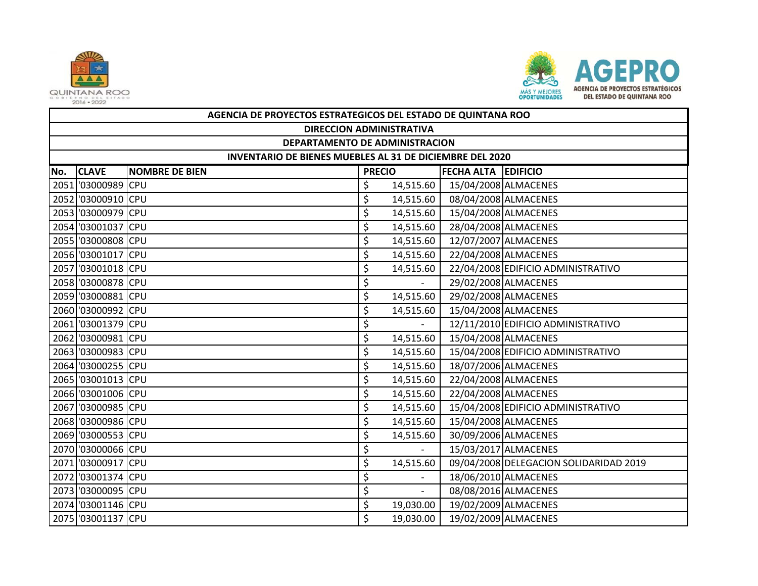| AGENCIA DE PROYECTOS ESTRATEGICOS DEL ESTADO DE QUINTANA ROO | | | | | |
|---|---|---|---|---|---|
| DIRECCION ADMINISTRATIVA | | | | | |
| DEPARTAMENTO DE ADMINISTRACION | | | | | |
| INVENTARIO DE BIENES MUEBLES AL 31 DE DICIEMBRE DEL 2020 | | | | | |
| No. | CLAVE | NOMBRE DE BIEN | PRECIO | FECHA ALTA | EDIFICIO |
| 2051 | '03000989 | CPU | $ 14,515.60 | 15/04/2008 | ALMACENES |
| 2052 | '03000910 | CPU | $ 14,515.60 | 08/04/2008 | ALMACENES |
| 2053 | '03000979 | CPU | $ 14,515.60 | 15/04/2008 | ALMACENES |
| 2054 | '03001037 | CPU | $ 14,515.60 | 28/04/2008 | ALMACENES |
| 2055 | '03000808 | CPU | $ 14,515.60 | 12/07/2007 | ALMACENES |
| 2056 | '03001017 | CPU | $ 14,515.60 | 22/04/2008 | ALMACENES |
| 2057 | '03001018 | CPU | $ 14,515.60 | 22/04/2008 | EDIFICIO ADMINISTRATIVO |
| 2058 | '03000878 | CPU | $ - | 29/02/2008 | ALMACENES |
| 2059 | '03000881 | CPU | $ 14,515.60 | 29/02/2008 | ALMACENES |
| 2060 | '03000992 | CPU | $ 14,515.60 | 15/04/2008 | ALMACENES |
| 2061 | '03001379 | CPU | $ - | 12/11/2010 | EDIFICIO ADMINISTRATIVO |
| 2062 | '03000981 | CPU | $ 14,515.60 | 15/04/2008 | ALMACENES |
| 2063 | '03000983 | CPU | $ 14,515.60 | 15/04/2008 | EDIFICIO ADMINISTRATIVO |
| 2064 | '03000255 | CPU | $ 14,515.60 | 18/07/2006 | ALMACENES |
| 2065 | '03001013 | CPU | $ 14,515.60 | 22/04/2008 | ALMACENES |
| 2066 | '03001006 | CPU | $ 14,515.60 | 22/04/2008 | ALMACENES |
| 2067 | '03000985 | CPU | $ 14,515.60 | 15/04/2008 | EDIFICIO ADMINISTRATIVO |
| 2068 | '03000986 | CPU | $ 14,515.60 | 15/04/2008 | ALMACENES |
| 2069 | '03000553 | CPU | $ 14,515.60 | 30/09/2006 | ALMACENES |
| 2070 | '03000066 | CPU | $ - | 15/03/2017 | ALMACENES |
| 2071 | '03000917 | CPU | $ 14,515.60 | 09/04/2008 | DELEGACION SOLIDARIDAD 2019 |
| 2072 | '03001374 | CPU | $ - | 18/06/2010 | ALMACENES |
| 2073 | '03000095 | CPU | $ - | 08/08/2016 | ALMACENES |
| 2074 | '03001146 | CPU | $ 19,030.00 | 19/02/2009 | ALMACENES |
| 2075 | '03001137 | CPU | $ 19,030.00 | 19/02/2009 | ALMACENES |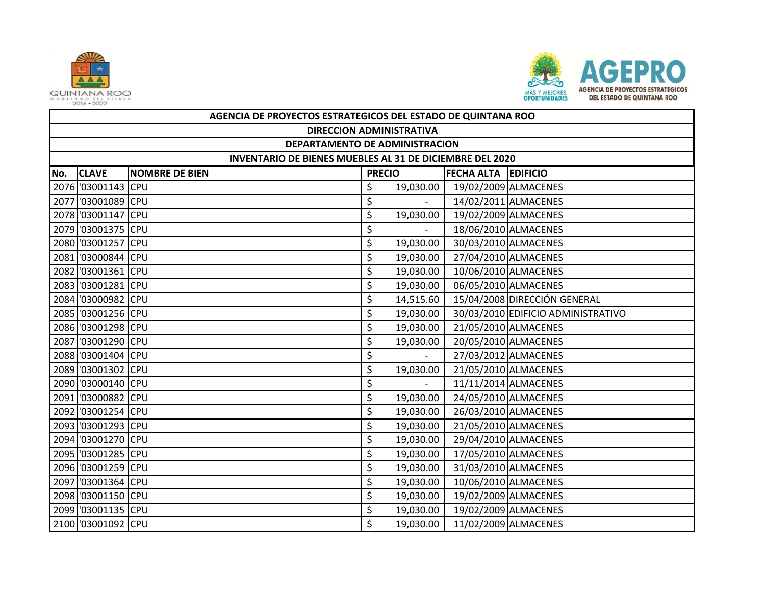| AGENCIA DE PROYECTOS ESTRATEGICOS DEL ESTADO DE QUINTANA ROO | | | | | |
|---|---|---|---|---|---|
| DIRECCION ADMINISTRATIVA | | | | | |
| DEPARTAMENTO DE ADMINISTRACION | | | | | |
| INVENTARIO DE BIENES MUEBLES AL 31 DE DICIEMBRE DEL 2020 | | | | | |
| **No.** | **CLAVE** | **NOMBRE DE BIEN** | **PRECIO** | **FECHA ALTA** | **EDIFICIO** |
| 2076 | '03001143 | CPU | $ 19,030.00 | 19/02/2009 | ALMACENES |
| 2077 | '03001089 | CPU | $ - | 14/02/2011 | ALMACENES |
| 2078 | '03001147 | CPU | $ 19,030.00 | 19/02/2009 | ALMACENES |
| 2079 | '03001375 | CPU | $ - | 18/06/2010 | ALMACENES |
| 2080 | '03001257 | CPU | $ 19,030.00 | 30/03/2010 | ALMACENES |
| 2081 | '03000844 | CPU | $ 19,030.00 | 27/04/2010 | ALMACENES |
| 2082 | '03001361 | CPU | $ 19,030.00 | 10/06/2010 | ALMACENES |
| 2083 | '03001281 | CPU | $ 19,030.00 | 06/05/2010 | ALMACENES |
| 2084 | '03000982 | CPU | $ 14,515.60 | 15/04/2008 | DIRECCIÓN GENERAL |
| 2085 | '03001256 | CPU | $ 19,030.00 | 30/03/2010 | EDIFICIO ADMINISTRATIVO |
| 2086 | '03001298 | CPU | $ 19,030.00 | 21/05/2010 | ALMACENES |
| 2087 | '03001290 | CPU | $ 19,030.00 | 20/05/2010 | ALMACENES |
| 2088 | '03001404 | CPU | $ - | 27/03/2012 | ALMACENES |
| 2089 | '03001302 | CPU | $ 19,030.00 | 21/05/2010 | ALMACENES |
| 2090 | '03000140 | CPU | $ - | 11/11/2014 | ALMACENES |
| 2091 | '03000882 | CPU | $ 19,030.00 | 24/05/2010 | ALMACENES |
| 2092 | '03001254 | CPU | $ 19,030.00 | 26/03/2010 | ALMACENES |
| 2093 | '03001293 | CPU | $ 19,030.00 | 21/05/2010 | ALMACENES |
| 2094 | '03001270 | CPU | $ 19,030.00 | 29/04/2010 | ALMACENES |
| 2095 | '03001285 | CPU | $ 19,030.00 | 17/05/2010 | ALMACENES |
| 2096 | '03001259 | CPU | $ 19,030.00 | 31/03/2010 | ALMACENES |
| 2097 | '03001364 | CPU | $ 19,030.00 | 10/06/2010 | ALMACENES |
| 2098 | '03001150 | CPU | $ 19,030.00 | 19/02/2009 | ALMACENES |
| 2099 | '03001135 | CPU | $ 19,030.00 | 19/02/2009 | ALMACENES |
| 2100 | '03001092 | CPU | $ 19,030.00 | 11/02/2009 | ALMACENES |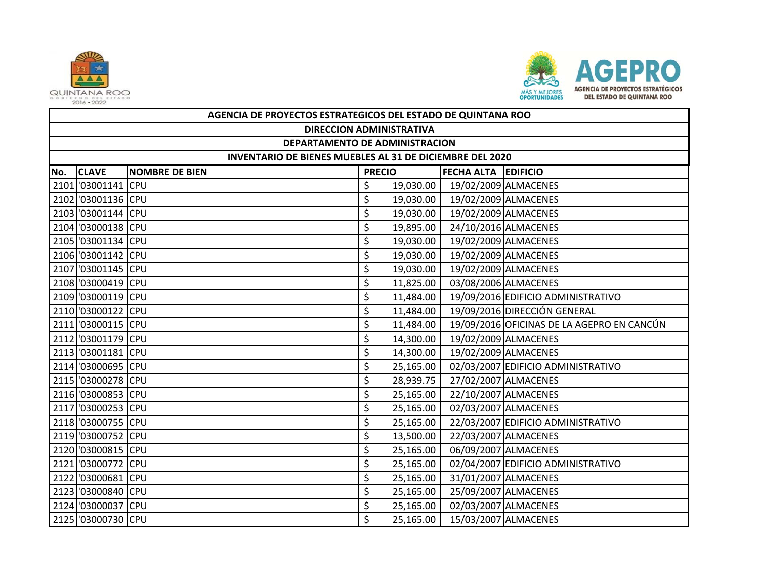| AGENCIA DE PROYECTOS ESTRATEGICOS DEL ESTADO DE QUINTANA ROO | | | | | |
|---|---|---|---|---|---|
| DIRECCION ADMINISTRATIVA | | | | | |
| DEPARTAMENTO DE ADMINISTRACION | | | | | |
| INVENTARIO DE BIENES MUEBLES AL 31 DE DICIEMBRE DEL 2020 | | | | | |
| No. | CLAVE | NOMBRE DE BIEN | PRECIO | FECHA ALTA | EDIFICIO |
| 2101 | '03001141 | CPU | $ 19,030.00 | 19/02/2009 | ALMACENES |
| 2102 | '03001136 | CPU | $ 19,030.00 | 19/02/2009 | ALMACENES |
| 2103 | '03001144 | CPU | $ 19,030.00 | 19/02/2009 | ALMACENES |
| 2104 | '03000138 | CPU | $ 19,895.00 | 24/10/2016 | ALMACENES |
| 2105 | '03001134 | CPU | $ 19,030.00 | 19/02/2009 | ALMACENES |
| 2106 | '03001142 | CPU | $ 19,030.00 | 19/02/2009 | ALMACENES |
| 2107 | '03001145 | CPU | $ 19,030.00 | 19/02/2009 | ALMACENES |
| 2108 | '03000419 | CPU | $ 11,825.00 | 03/08/2006 | ALMACENES |
| 2109 | '03000119 | CPU | $ 11,484.00 | 19/09/2016 | EDIFICIO ADMINISTRATIVO |
| 2110 | '03000122 | CPU | $ 11,484.00 | 19/09/2016 | DIRECCIÓN GENERAL |
| 2111 | '03000115 | CPU | $ 11,484.00 | 19/09/2016 | OFICINAS DE LA AGEPRO EN CANCÚN |
| 2112 | '03001179 | CPU | $ 14,300.00 | 19/02/2009 | ALMACENES |
| 2113 | '03001181 | CPU | $ 14,300.00 | 19/02/2009 | ALMACENES |
| 2114 | '03000695 | CPU | $ 25,165.00 | 02/03/2007 | EDIFICIO ADMINISTRATIVO |
| 2115 | '03000278 | CPU | $ 28,939.75 | 27/02/2007 | ALMACENES |
| 2116 | '03000853 | CPU | $ 25,165.00 | 22/10/2007 | ALMACENES |
| 2117 | '03000253 | CPU | $ 25,165.00 | 02/03/2007 | ALMACENES |
| 2118 | '03000755 | CPU | $ 25,165.00 | 22/03/2007 | EDIFICIO ADMINISTRATIVO |
| 2119 | '03000752 | CPU | $ 13,500.00 | 22/03/2007 | ALMACENES |
| 2120 | '03000815 | CPU | $ 25,165.00 | 06/09/2007 | ALMACENES |
| 2121 | '03000772 | CPU | $ 25,165.00 | 02/04/2007 | EDIFICIO ADMINISTRATIVO |
| 2122 | '03000681 | CPU | $ 25,165.00 | 31/01/2007 | ALMACENES |
| 2123 | '03000840 | CPU | $ 25,165.00 | 25/09/2007 | ALMACENES |
| 2124 | '03000037 | CPU | $ 25,165.00 | 02/03/2007 | ALMACENES |
| 2125 | '03000730 | CPU | $ 25,165.00 | 15/03/2007 | ALMACENES |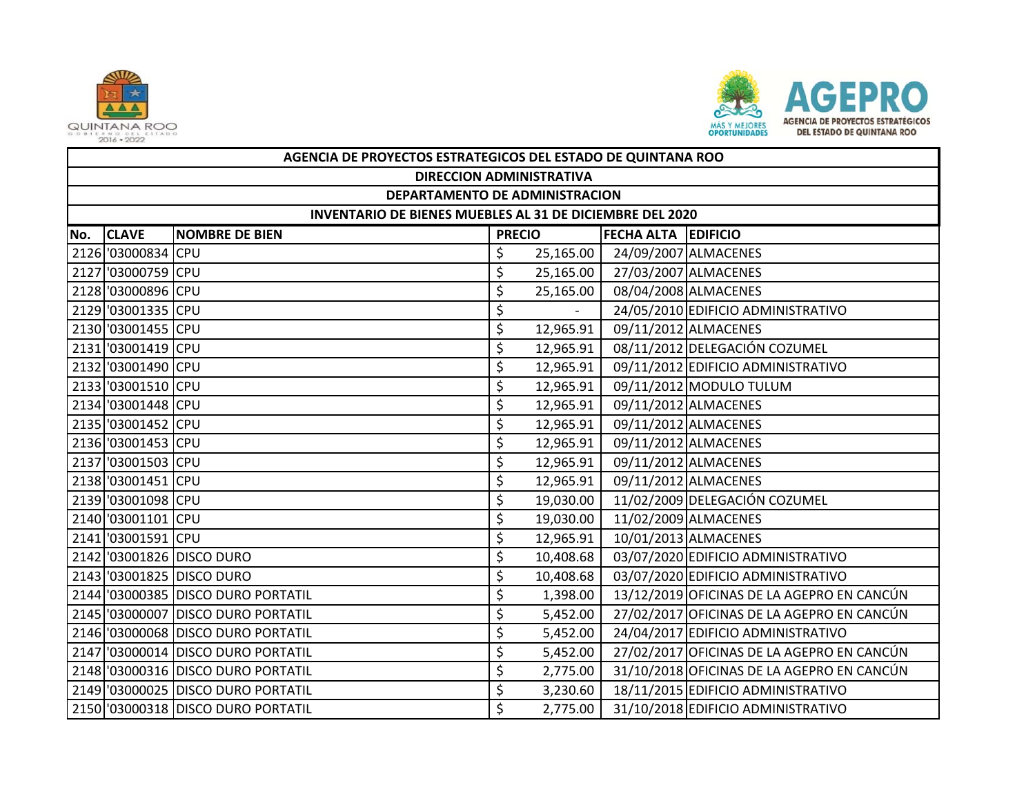| AGENCIA DE PROYECTOS ESTRATEGICOS DEL ESTADO DE QUINTANA ROO | | | | | |
|---|---|---|---|---|---|
| DIRECCION ADMINISTRATIVA | | | | | |
| DEPARTAMENTO DE ADMINISTRACION | | | | | |
| INVENTARIO DE BIENES MUEBLES AL 31 DE DICIEMBRE DEL 2020 | | | | | |
| No. | CLAVE | NOMBRE DE BIEN | PRECIO | FECHA ALTA | EDIFICIO |
| 2126 | '03000834 | CPU | $ 25,165.00 | 24/09/2007 | ALMACENES |
| 2127 | '03000759 | CPU | $ 25,165.00 | 27/03/2007 | ALMACENES |
| 2128 | '03000896 | CPU | $ 25,165.00 | 08/04/2008 | ALMACENES |
| 2129 | '03001335 | CPU | $ - | 24/05/2010 | EDIFICIO ADMINISTRATIVO |
| 2130 | '03001455 | CPU | $ 12,965.91 | 09/11/2012 | ALMACENES |
| 2131 | '03001419 | CPU | $ 12,965.91 | 08/11/2012 | DELEGACIÓN COZUMEL |
| 2132 | '03001490 | CPU | $ 12,965.91 | 09/11/2012 | EDIFICIO ADMINISTRATIVO |
| 2133 | '03001510 | CPU | $ 12,965.91 | 09/11/2012 | MODULO TULUM |
| 2134 | '03001448 | CPU | $ 12,965.91 | 09/11/2012 | ALMACENES |
| 2135 | '03001452 | CPU | $ 12,965.91 | 09/11/2012 | ALMACENES |
| 2136 | '03001453 | CPU | $ 12,965.91 | 09/11/2012 | ALMACENES |
| 2137 | '03001503 | CPU | $ 12,965.91 | 09/11/2012 | ALMACENES |
| 2138 | '03001451 | CPU | $ 12,965.91 | 09/11/2012 | ALMACENES |
| 2139 | '03001098 | CPU | $ 19,030.00 | 11/02/2009 | DELEGACIÓN COZUMEL |
| 2140 | '03001101 | CPU | $ 19,030.00 | 11/02/2009 | ALMACENES |
| 2141 | '03001591 | CPU | $ 12,965.91 | 10/01/2013 | ALMACENES |
| 2142 | '03001826 | DISCO DURO | $ 10,408.68 | 03/07/2020 | EDIFICIO ADMINISTRATIVO |
| 2143 | '03001825 | DISCO DURO | $ 10,408.68 | 03/07/2020 | EDIFICIO ADMINISTRATIVO |
| 2144 | '03000385 | DISCO DURO PORTATIL | $ 1,398.00 | 13/12/2019 | OFICINAS DE LA AGEPRO EN CANCÚN |
| 2145 | '03000007 | DISCO DURO PORTATIL | $ 5,452.00 | 27/02/2017 | OFICINAS DE LA AGEPRO EN CANCÚN |
| 2146 | '03000068 | DISCO DURO PORTATIL | $ 5,452.00 | 24/04/2017 | EDIFICIO ADMINISTRATIVO |
| 2147 | '03000014 | DISCO DURO PORTATIL | $ 5,452.00 | 27/02/2017 | OFICINAS DE LA AGEPRO EN CANCÚN |
| 2148 | '03000316 | DISCO DURO PORTATIL | $ 2,775.00 | 31/10/2018 | OFICINAS DE LA AGEPRO EN CANCÚN |
| 2149 | '03000025 | DISCO DURO PORTATIL | $ 3,230.60 | 18/11/2015 | EDIFICIO ADMINISTRATIVO |
| 2150 | '03000318 | DISCO DURO PORTATIL | $ 2,775.00 | 31/10/2018 | EDIFICIO ADMINISTRATIVO |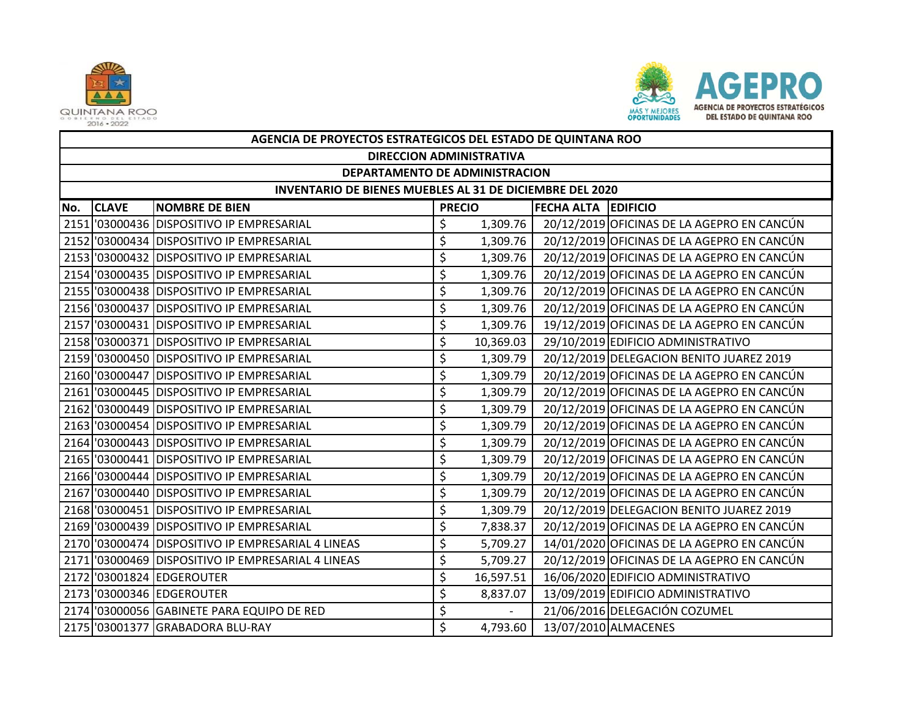| AGENCIA DE PROYECTOS ESTRATEGICOS DEL ESTADO DE QUINTANA ROO | | | | | |
|---|---|---|---|---|---|
| DIRECCION ADMINISTRATIVA | | | | | |
| DEPARTAMENTO DE ADMINISTRACION | | | | | |
| INVENTARIO DE BIENES MUEBLES AL 31 DE DICIEMBRE DEL 2020 | | | | | |
| **No.** | **CLAVE** | **NOMBRE DE BIEN** | **PRECIO** | **FECHA ALTA** | **EDIFICIO** |
| 2151 | '03000436 | DISPOSITIVO IP EMPRESARIAL | $ 1,309.76 | 20/12/2019 | OFICINAS DE LA AGEPRO EN CANCÚN |
| 2152 | '03000434 | DISPOSITIVO IP EMPRESARIAL | $ 1,309.76 | 20/12/2019 | OFICINAS DE LA AGEPRO EN CANCÚN |
| 2153 | '03000432 | DISPOSITIVO IP EMPRESARIAL | $ 1,309.76 | 20/12/2019 | OFICINAS DE LA AGEPRO EN CANCÚN |
| 2154 | '03000435 | DISPOSITIVO IP EMPRESARIAL | $ 1,309.76 | 20/12/2019 | OFICINAS DE LA AGEPRO EN CANCÚN |
| 2155 | '03000438 | DISPOSITIVO IP EMPRESARIAL | $ 1,309.76 | 20/12/2019 | OFICINAS DE LA AGEPRO EN CANCÚN |
| 2156 | '03000437 | DISPOSITIVO IP EMPRESARIAL | $ 1,309.76 | 20/12/2019 | OFICINAS DE LA AGEPRO EN CANCÚN |
| 2157 | '03000431 | DISPOSITIVO IP EMPRESARIAL | $ 1,309.76 | 19/12/2019 | OFICINAS DE LA AGEPRO EN CANCÚN |
| 2158 | '03000371 | DISPOSITIVO IP EMPRESARIAL | $ 10,369.03 | 29/10/2019 | EDIFICIO ADMINISTRATIVO |
| 2159 | '03000450 | DISPOSITIVO IP EMPRESARIAL | $ 1,309.79 | 20/12/2019 | DELEGACION BENITO JUAREZ 2019 |
| 2160 | '03000447 | DISPOSITIVO IP EMPRESARIAL | $ 1,309.79 | 20/12/2019 | OFICINAS DE LA AGEPRO EN CANCÚN |
| 2161 | '03000445 | DISPOSITIVO IP EMPRESARIAL | $ 1,309.79 | 20/12/2019 | OFICINAS DE LA AGEPRO EN CANCÚN |
| 2162 | '03000449 | DISPOSITIVO IP EMPRESARIAL | $ 1,309.79 | 20/12/2019 | OFICINAS DE LA AGEPRO EN CANCÚN |
| 2163 | '03000454 | DISPOSITIVO IP EMPRESARIAL | $ 1,309.79 | 20/12/2019 | OFICINAS DE LA AGEPRO EN CANCÚN |
| 2164 | '03000443 | DISPOSITIVO IP EMPRESARIAL | $ 1,309.79 | 20/12/2019 | OFICINAS DE LA AGEPRO EN CANCÚN |
| 2165 | '03000441 | DISPOSITIVO IP EMPRESARIAL | $ 1,309.79 | 20/12/2019 | OFICINAS DE LA AGEPRO EN CANCÚN |
| 2166 | '03000444 | DISPOSITIVO IP EMPRESARIAL | $ 1,309.79 | 20/12/2019 | OFICINAS DE LA AGEPRO EN CANCÚN |
| 2167 | '03000440 | DISPOSITIVO IP EMPRESARIAL | $ 1,309.79 | 20/12/2019 | OFICINAS DE LA AGEPRO EN CANCÚN |
| 2168 | '03000451 | DISPOSITIVO IP EMPRESARIAL | $ 1,309.79 | 20/12/2019 | DELEGACION BENITO JUAREZ 2019 |
| 2169 | '03000439 | DISPOSITIVO IP EMPRESARIAL | $ 7,838.37 | 20/12/2019 | OFICINAS DE LA AGEPRO EN CANCÚN |
| 2170 | '03000474 | DISPOSITIVO IP EMPRESARIAL 4 LINEAS | $ 5,709.27 | 14/01/2020 | OFICINAS DE LA AGEPRO EN CANCÚN |
| 2171 | '03000469 | DISPOSITIVO IP EMPRESARIAL 4 LINEAS | $ 5,709.27 | 20/12/2019 | OFICINAS DE LA AGEPRO EN CANCÚN |
| 2172 | '03001824 | EDGEROUTER | $ 16,597.51 | 16/06/2020 | EDIFICIO ADMINISTRATIVO |
| 2173 | '03000346 | EDGEROUTER | $ 8,837.07 | 13/09/2019 | EDIFICIO ADMINISTRATIVO |
| 2174 | '03000056 | GABINETE PARA EQUIPO DE RED | $ - | 21/06/2016 | DELEGACIÓN COZUMEL |
| 2175 | '03001377 | GRABADORA BLU-RAY | $ 4,793.60 | 13/07/2010 | ALMACENES |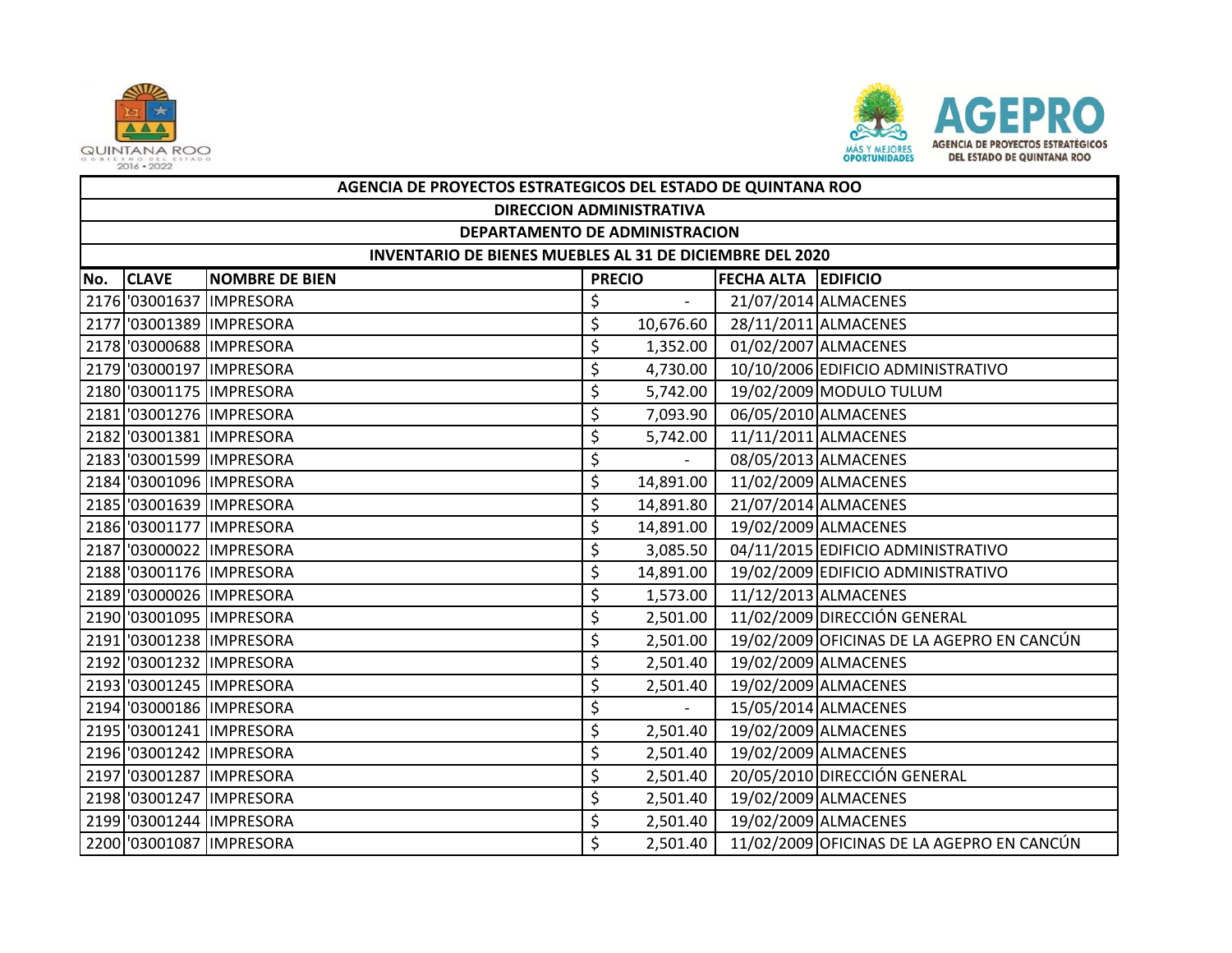| AGENCIA DE PROYECTOS ESTRATEGICOS DEL ESTADO DE QUINTANA ROO | | | | | |
|---|---|---|---|---|---|
| DIRECCION ADMINISTRATIVA | | | | | |
| DEPARTAMENTO DE ADMINISTRACION | | | | | |
| INVENTARIO DE BIENES MUEBLES AL 31 DE DICIEMBRE DEL 2020 | | | | | |
| No. | CLAVE | NOMBRE DE BIEN | PRECIO | FECHA ALTA | EDIFICIO |
| 2176 | '03001637 | IMPRESORA | $ - | 21/07/2014 | ALMACENES |
| 2177 | '03001389 | IMPRESORA | $ 10,676.60 | 28/11/2011 | ALMACENES |
| 2178 | '03000688 | IMPRESORA | $ 1,352.00 | 01/02/2007 | ALMACENES |
| 2179 | '03000197 | IMPRESORA | $ 4,730.00 | 10/10/2006 | EDIFICIO ADMINISTRATIVO |
| 2180 | '03001175 | IMPRESORA | $ 5,742.00 | 19/02/2009 | MODULO TULUM |
| 2181 | '03001276 | IMPRESORA | $ 7,093.90 | 06/05/2010 | ALMACENES |
| 2182 | '03001381 | IMPRESORA | $ 5,742.00 | 11/11/2011 | ALMACENES |
| 2183 | '03001599 | IMPRESORA | $ - | 08/05/2013 | ALMACENES |
| 2184 | '03001096 | IMPRESORA | $ 14,891.00 | 11/02/2009 | ALMACENES |
| 2185 | '03001639 | IMPRESORA | $ 14,891.80 | 21/07/2014 | ALMACENES |
| 2186 | '03001177 | IMPRESORA | $ 14,891.00 | 19/02/2009 | ALMACENES |
| 2187 | '03000022 | IMPRESORA | $ 3,085.50 | 04/11/2015 | EDIFICIO ADMINISTRATIVO |
| 2188 | '03001176 | IMPRESORA | $ 14,891.00 | 19/02/2009 | EDIFICIO ADMINISTRATIVO |
| 2189 | '03000026 | IMPRESORA | $ 1,573.00 | 11/12/2013 | ALMACENES |
| 2190 | '03001095 | IMPRESORA | $ 2,501.00 | 11/02/2009 | DIRECCIÓN GENERAL |
| 2191 | '03001238 | IMPRESORA | $ 2,501.00 | 19/02/2009 | OFICINAS DE LA AGEPRO EN CANCÚN |
| 2192 | '03001232 | IMPRESORA | $ 2,501.40 | 19/02/2009 | ALMACENES |
| 2193 | '03001245 | IMPRESORA | $ 2,501.40 | 19/02/2009 | ALMACENES |
| 2194 | '03000186 | IMPRESORA | $ - | 15/05/2014 | ALMACENES |
| 2195 | '03001241 | IMPRESORA | $ 2,501.40 | 19/02/2009 | ALMACENES |
| 2196 | '03001242 | IMPRESORA | $ 2,501.40 | 19/02/2009 | ALMACENES |
| 2197 | '03001287 | IMPRESORA | $ 2,501.40 | 20/05/2010 | DIRECCIÓN GENERAL |
| 2198 | '03001247 | IMPRESORA | $ 2,501.40 | 19/02/2009 | ALMACENES |
| 2199 | '03001244 | IMPRESORA | $ 2,501.40 | 19/02/2009 | ALMACENES |
| 2200 | '03001087 | IMPRESORA | $ 2,501.40 | 11/02/2009 | OFICINAS DE LA AGEPRO EN CANCÚN |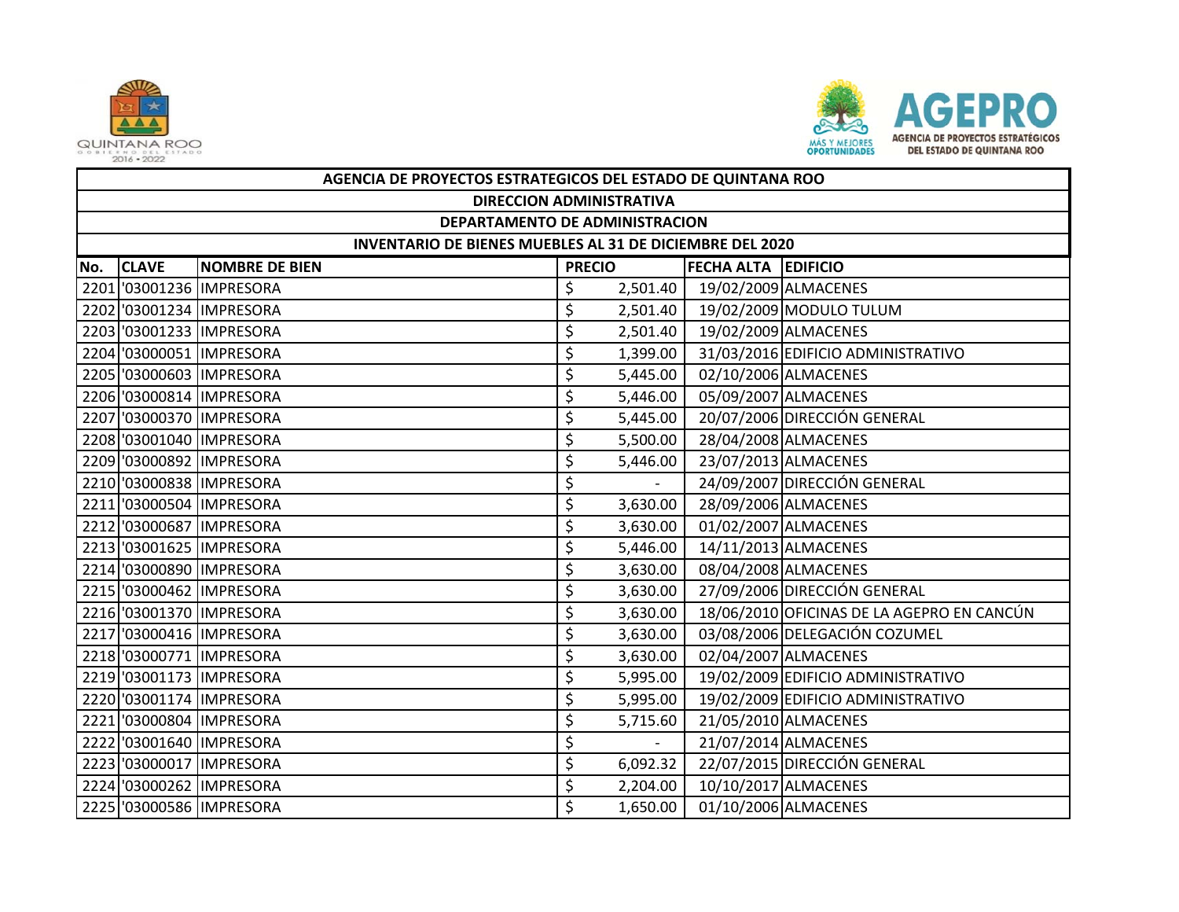| AGENCIA DE PROYECTOS ESTRATEGICOS DEL ESTADO DE QUINTANA ROO | | | | | |
|---|---|---|---|---|---|
| DIRECCION ADMINISTRATIVA | | | | | |
| DEPARTAMENTO DE ADMINISTRACION | | | | | |
| INVENTARIO DE BIENES MUEBLES AL 31 DE DICIEMBRE DEL 2020 | | | | | |
| No. | CLAVE | NOMBRE DE BIEN | PRECIO | FECHA ALTA | EDIFICIO |
| 2201 | '03001236 | IMPRESORA | $ 2,501.40 | 19/02/2009 | ALMACENES |
| 2202 | '03001234 | IMPRESORA | $ 2,501.40 | 19/02/2009 | MODULO TULUM |
| 2203 | '03001233 | IMPRESORA | $ 2,501.40 | 19/02/2009 | ALMACENES |
| 2204 | '03000051 | IMPRESORA | $ 1,399.00 | 31/03/2016 | EDIFICIO ADMINISTRATIVO |
| 2205 | '03000603 | IMPRESORA | $ 5,445.00 | 02/10/2006 | ALMACENES |
| 2206 | '03000814 | IMPRESORA | $ 5,446.00 | 05/09/2007 | ALMACENES |
| 2207 | '03000370 | IMPRESORA | $ 5,445.00 | 20/07/2006 | DIRECCIÓN GENERAL |
| 2208 | '03001040 | IMPRESORA | $ 5,500.00 | 28/04/2008 | ALMACENES |
| 2209 | '03000892 | IMPRESORA | $ 5,446.00 | 23/07/2013 | ALMACENES |
| 2210 | '03000838 | IMPRESORA | $ - | 24/09/2007 | DIRECCIÓN GENERAL |
| 2211 | '03000504 | IMPRESORA | $ 3,630.00 | 28/09/2006 | ALMACENES |
| 2212 | '03000687 | IMPRESORA | $ 3,630.00 | 01/02/2007 | ALMACENES |
| 2213 | '03001625 | IMPRESORA | $ 5,446.00 | 14/11/2013 | ALMACENES |
| 2214 | '03000890 | IMPRESORA | $ 3,630.00 | 08/04/2008 | ALMACENES |
| 2215 | '03000462 | IMPRESORA | $ 3,630.00 | 27/09/2006 | DIRECCIÓN GENERAL |
| 2216 | '03001370 | IMPRESORA | $ 3,630.00 | 18/06/2010 | OFICINAS DE LA AGEPRO EN CANCÚN |
| 2217 | '03000416 | IMPRESORA | $ 3,630.00 | 03/08/2006 | DELEGACIÓN COZUMEL |
| 2218 | '03000771 | IMPRESORA | $ 3,630.00 | 02/04/2007 | ALMACENES |
| 2219 | '03001173 | IMPRESORA | $ 5,995.00 | 19/02/2009 | EDIFICIO ADMINISTRATIVO |
| 2220 | '03001174 | IMPRESORA | $ 5,995.00 | 19/02/2009 | EDIFICIO ADMINISTRATIVO |
| 2221 | '03000804 | IMPRESORA | $ 5,715.60 | 21/05/2010 | ALMACENES |
| 2222 | '03001640 | IMPRESORA | $ - | 21/07/2014 | ALMACENES |
| 2223 | '03000017 | IMPRESORA | $ 6,092.32 | 22/07/2015 | DIRECCIÓN GENERAL |
| 2224 | '03000262 | IMPRESORA | $ 2,204.00 | 10/10/2017 | ALMACENES |
| 2225 | '03000586 | IMPRESORA | $ 1,650.00 | 01/10/2006 | ALMACENES |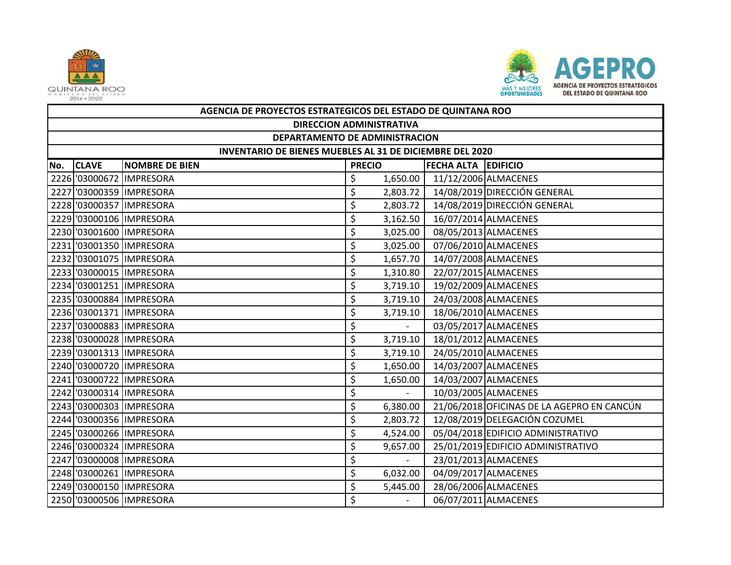| AGENCIA DE PROYECTOS ESTRATEGICOS DEL ESTADO DE QUINTANA ROO | | | | | |
|---|---|---|---|---|---|
| DIRECCION ADMINISTRATIVA | | | | | |
| DEPARTAMENTO DE ADMINISTRACION | | | | | |
| INVENTARIO DE BIENES MUEBLES AL 31 DE DICIEMBRE DEL 2020 | | | | | |
| No. | CLAVE | NOMBRE DE BIEN | PRECIO | FECHA ALTA | EDIFICIO |
| 2226 | '03000672 | IMPRESORA | $ 1,650.00 | 11/12/2006 | ALMACENES |
| 2227 | '03000359 | IMPRESORA | $ 2,803.72 | 14/08/2019 | DIRECCIÓN GENERAL |
| 2228 | '03000357 | IMPRESORA | $ 2,803.72 | 14/08/2019 | DIRECCIÓN GENERAL |
| 2229 | '03000106 | IMPRESORA | $ 3,162.50 | 16/07/2014 | ALMACENES |
| 2230 | '03001600 | IMPRESORA | $ 3,025.00 | 08/05/2013 | ALMACENES |
| 2231 | '03001350 | IMPRESORA | $ 3,025.00 | 07/06/2010 | ALMACENES |
| 2232 | '03001075 | IMPRESORA | $ 1,657.70 | 14/07/2008 | ALMACENES |
| 2233 | '03000015 | IMPRESORA | $ 1,310.80 | 22/07/2015 | ALMACENES |
| 2234 | '03001251 | IMPRESORA | $ 3,719.10 | 19/02/2009 | ALMACENES |
| 2235 | '03000884 | IMPRESORA | $ 3,719.10 | 24/03/2008 | ALMACENES |
| 2236 | '03001371 | IMPRESORA | $ 3,719.10 | 18/06/2010 | ALMACENES |
| 2237 | '03000883 | IMPRESORA | $ - | 03/05/2017 | ALMACENES |
| 2238 | '03000028 | IMPRESORA | $ 3,719.10 | 18/01/2012 | ALMACENES |
| 2239 | '03001313 | IMPRESORA | $ 3,719.10 | 24/05/2010 | ALMACENES |
| 2240 | '03000720 | IMPRESORA | $ 1,650.00 | 14/03/2007 | ALMACENES |
| 2241 | '03000722 | IMPRESORA | $ 1,650.00 | 14/03/2007 | ALMACENES |
| 2242 | '03000314 | IMPRESORA | $ - | 10/03/2005 | ALMACENES |
| 2243 | '03000303 | IMPRESORA | $ 6,380.00 | 21/06/2018 | OFICINAS DE LA AGEPRO EN CANCÚN |
| 2244 | '03000356 | IMPRESORA | $ 2,803.72 | 12/08/2019 | DELEGACIÓN COZUMEL |
| 2245 | '03000266 | IMPRESORA | $ 4,524.00 | 05/04/2018 | EDIFICIO ADMINISTRATIVO |
| 2246 | '03000324 | IMPRESORA | $ 9,657.00 | 25/01/2019 | EDIFICIO ADMINISTRATIVO |
| 2247 | '03000008 | IMPRESORA | $ - | 23/01/2013 | ALMACENES |
| 2248 | '03000261 | IMPRESORA | $ 6,032.00 | 04/09/2017 | ALMACENES |
| 2249 | '03000150 | IMPRESORA | $ 5,445.00 | 28/06/2006 | ALMACENES |
| 2250 | '03000506 | IMPRESORA | $ - | 06/07/2011 | ALMACENES |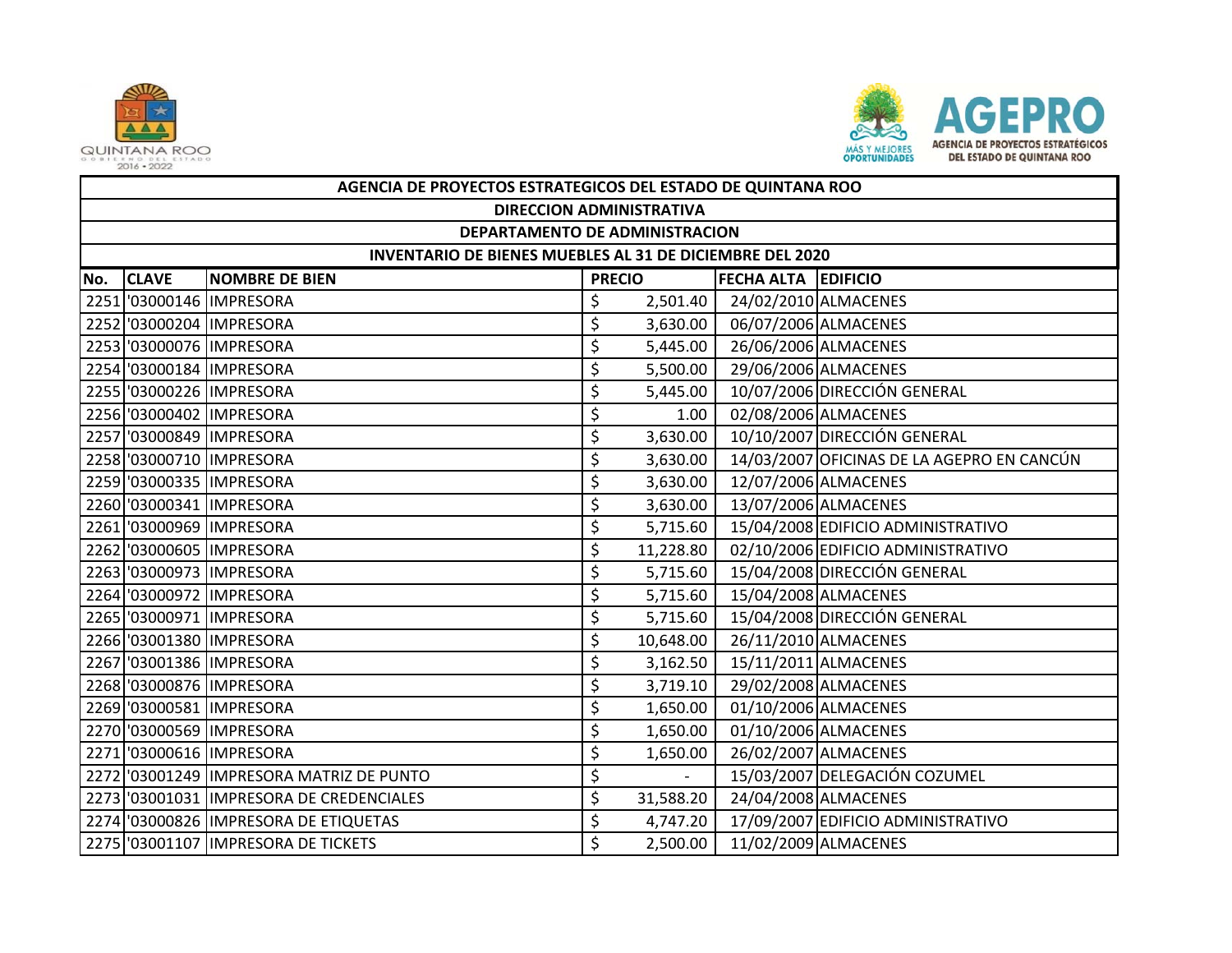| AGENCIA DE PROYECTOS ESTRATEGICOS DEL ESTADO DE QUINTANA ROO | | | | | |
|---|---|---|---|---|---|
| DIRECCION ADMINISTRATIVA | | | | | |
| DEPARTAMENTO DE ADMINISTRACION | | | | | |
| INVENTARIO DE BIENES MUEBLES AL 31 DE DICIEMBRE DEL 2020 | | | | | |
| **No.** | **CLAVE** | **NOMBRE DE BIEN** | **PRECIO** | **FECHA ALTA** | **EDIFICIO** |
| 2251 | '03000146 | IMPRESORA | $ 2,501.40 | 24/02/2010 | ALMACENES |
| 2252 | '03000204 | IMPRESORA | $ 3,630.00 | 06/07/2006 | ALMACENES |
| 2253 | '03000076 | IMPRESORA | $ 5,445.00 | 26/06/2006 | ALMACENES |
| 2254 | '03000184 | IMPRESORA | $ 5,500.00 | 29/06/2006 | ALMACENES |
| 2255 | '03000226 | IMPRESORA | $ 5,445.00 | 10/07/2006 | DIRECCIÓN GENERAL |
| 2256 | '03000402 | IMPRESORA | $ 1.00 | 02/08/2006 | ALMACENES |
| 2257 | '03000849 | IMPRESORA | $ 3,630.00 | 10/10/2007 | DIRECCIÓN GENERAL |
| 2258 | '03000710 | IMPRESORA | $ 3,630.00 | 14/03/2007 | OFICINAS DE LA AGEPRO EN CANCÚN |
| 2259 | '03000335 | IMPRESORA | $ 3,630.00 | 12/07/2006 | ALMACENES |
| 2260 | '03000341 | IMPRESORA | $ 3,630.00 | 13/07/2006 | ALMACENES |
| 2261 | '03000969 | IMPRESORA | $ 5,715.60 | 15/04/2008 | EDIFICIO ADMINISTRATIVO |
| 2262 | '03000605 | IMPRESORA | $ 11,228.80 | 02/10/2006 | EDIFICIO ADMINISTRATIVO |
| 2263 | '03000973 | IMPRESORA | $ 5,715.60 | 15/04/2008 | DIRECCIÓN GENERAL |
| 2264 | '03000972 | IMPRESORA | $ 5,715.60 | 15/04/2008 | ALMACENES |
| 2265 | '03000971 | IMPRESORA | $ 5,715.60 | 15/04/2008 | DIRECCIÓN GENERAL |
| 2266 | '03001380 | IMPRESORA | $ 10,648.00 | 26/11/2010 | ALMACENES |
| 2267 | '03001386 | IMPRESORA | $ 3,162.50 | 15/11/2011 | ALMACENES |
| 2268 | '03000876 | IMPRESORA | $ 3,719.10 | 29/02/2008 | ALMACENES |
| 2269 | '03000581 | IMPRESORA | $ 1,650.00 | 01/10/2006 | ALMACENES |
| 2270 | '03000569 | IMPRESORA | $ 1,650.00 | 01/10/2006 | ALMACENES |
| 2271 | '03000616 | IMPRESORA | $ 1,650.00 | 26/02/2007 | ALMACENES |
| 2272 | '03001249 | IMPRESORA MATRIZ DE PUNTO | $ - | 15/03/2007 | DELEGACIÓN COZUMEL |
| 2273 | '03001031 | IMPRESORA DE CREDENCIALES | $ 31,588.20 | 24/04/2008 | ALMACENES |
| 2274 | '03000826 | IMPRESORA DE ETIQUETAS | $ 4,747.20 | 17/09/2007 | EDIFICIO ADMINISTRATIVO |
| 2275 | '03001107 | IMPRESORA DE TICKETS | $ 2,500.00 | 11/02/2009 | ALMACENES |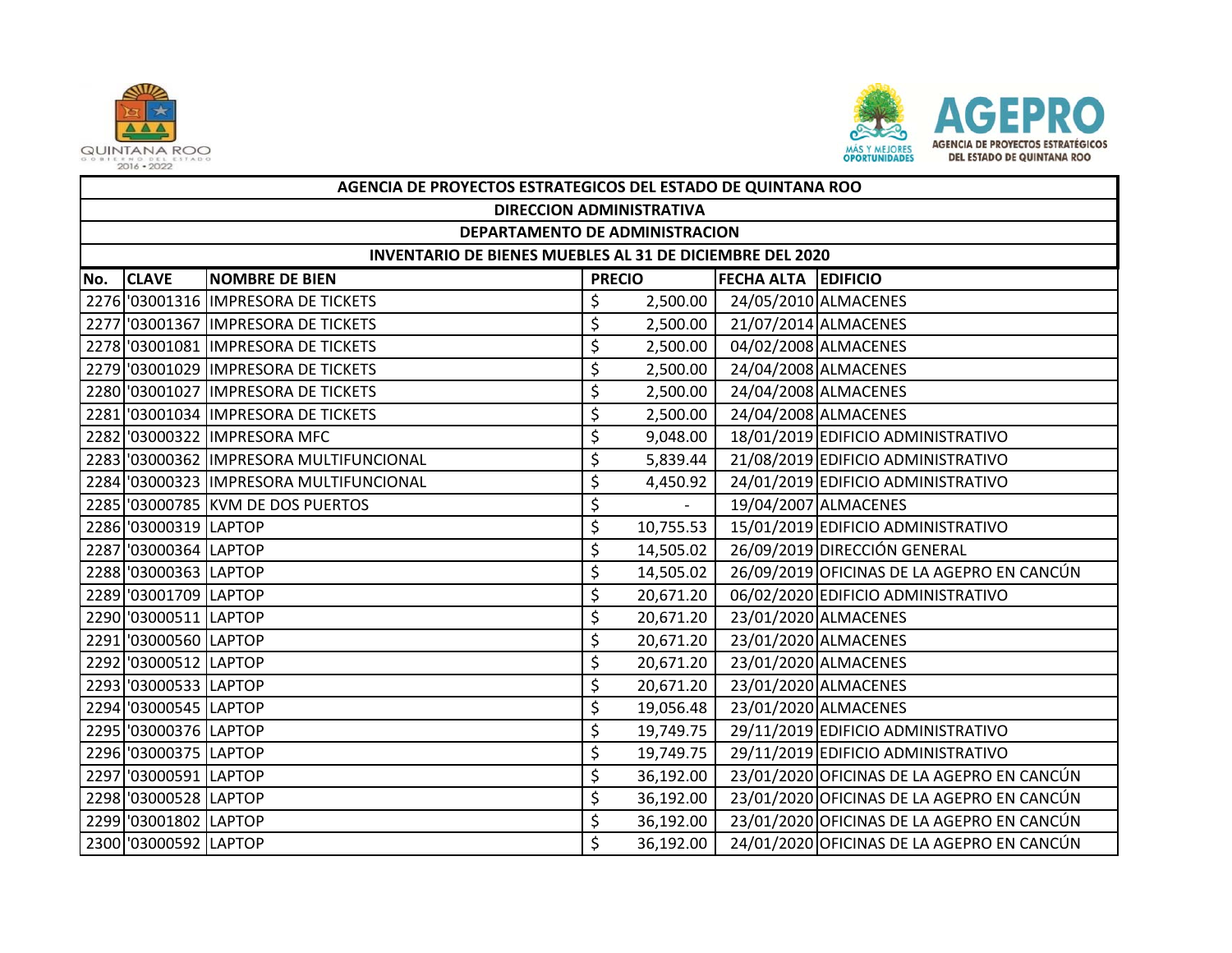| AGENCIA DE PROYECTOS ESTRATEGICOS DEL ESTADO DE QUINTANA ROO | | | | | |
|---|---|---|---|---|---|
| DIRECCION ADMINISTRATIVA | | | | | |
| DEPARTAMENTO DE ADMINISTRACION | | | | | |
| INVENTARIO DE BIENES MUEBLES AL 31 DE DICIEMBRE DEL 2020 | | | | | |
| No. | CLAVE | NOMBRE DE BIEN | PRECIO | FECHA ALTA | EDIFICIO |
| 2276 | '03001316 | IMPRESORA DE TICKETS | $ 2,500.00 | 24/05/2010 | ALMACENES |
| 2277 | '03001367 | IMPRESORA DE TICKETS | $ 2,500.00 | 21/07/2014 | ALMACENES |
| 2278 | '03001081 | IMPRESORA DE TICKETS | $ 2,500.00 | 04/02/2008 | ALMACENES |
| 2279 | '03001029 | IMPRESORA DE TICKETS | $ 2,500.00 | 24/04/2008 | ALMACENES |
| 2280 | '03001027 | IMPRESORA DE TICKETS | $ 2,500.00 | 24/04/2008 | ALMACENES |
| 2281 | '03001034 | IMPRESORA DE TICKETS | $ 2,500.00 | 24/04/2008 | ALMACENES |
| 2282 | '03000322 | IMPRESORA MFC | $ 9,048.00 | 18/01/2019 | EDIFICIO ADMINISTRATIVO |
| 2283 | '03000362 | IMPRESORA MULTIFUNCIONAL | $ 5,839.44 | 21/08/2019 | EDIFICIO ADMINISTRATIVO |
| 2284 | '03000323 | IMPRESORA MULTIFUNCIONAL | $ 4,450.92 | 24/01/2019 | EDIFICIO ADMINISTRATIVO |
| 2285 | '03000785 | KVM DE DOS PUERTOS | $ - | 19/04/2007 | ALMACENES |
| 2286 | '03000319 | LAPTOP | $ 10,755.53 | 15/01/2019 | EDIFICIO ADMINISTRATIVO |
| 2287 | '03000364 | LAPTOP | $ 14,505.02 | 26/09/2019 | DIRECCIÓN GENERAL |
| 2288 | '03000363 | LAPTOP | $ 14,505.02 | 26/09/2019 | OFICINAS DE LA AGEPRO EN CANCÚN |
| 2289 | '03001709 | LAPTOP | $ 20,671.20 | 06/02/2020 | EDIFICIO ADMINISTRATIVO |
| 2290 | '03000511 | LAPTOP | $ 20,671.20 | 23/01/2020 | ALMACENES |
| 2291 | '03000560 | LAPTOP | $ 20,671.20 | 23/01/2020 | ALMACENES |
| 2292 | '03000512 | LAPTOP | $ 20,671.20 | 23/01/2020 | ALMACENES |
| 2293 | '03000533 | LAPTOP | $ 20,671.20 | 23/01/2020 | ALMACENES |
| 2294 | '03000545 | LAPTOP | $ 19,056.48 | 23/01/2020 | ALMACENES |
| 2295 | '03000376 | LAPTOP | $ 19,749.75 | 29/11/2019 | EDIFICIO ADMINISTRATIVO |
| 2296 | '03000375 | LAPTOP | $ 19,749.75 | 29/11/2019 | EDIFICIO ADMINISTRATIVO |
| 2297 | '03000591 | LAPTOP | $ 36,192.00 | 23/01/2020 | OFICINAS DE LA AGEPRO EN CANCÚN |
| 2298 | '03000528 | LAPTOP | $ 36,192.00 | 23/01/2020 | OFICINAS DE LA AGEPRO EN CANCÚN |
| 2299 | '03001802 | LAPTOP | $ 36,192.00 | 23/01/2020 | OFICINAS DE LA AGEPRO EN CANCÚN |
| 2300 | '03000592 | LAPTOP | $ 36,192.00 | 24/01/2020 | OFICINAS DE LA AGEPRO EN CANCÚN |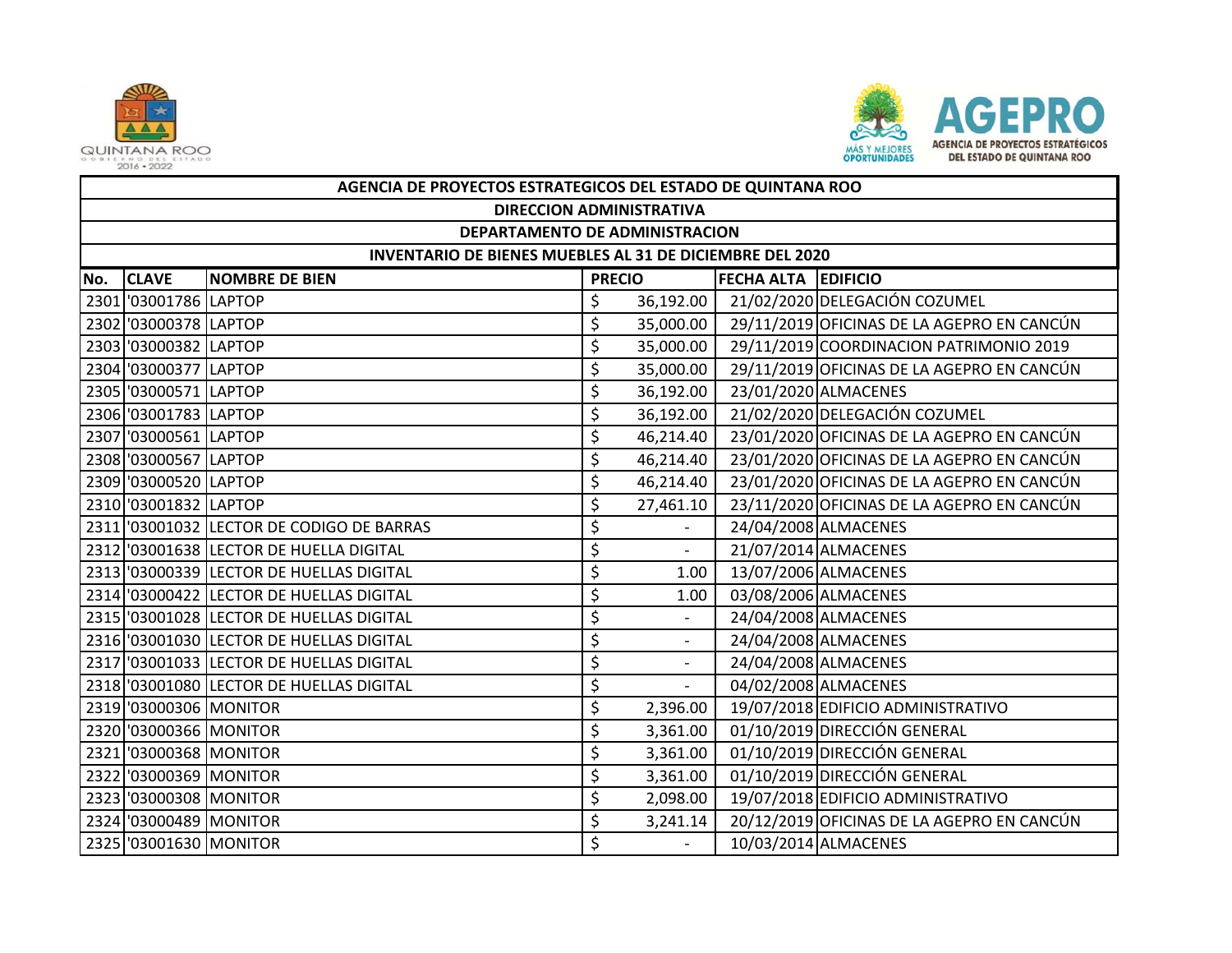# AGENCIA DE PROYECTOS ESTRATEGICOS DEL ESTADO DE QUINTANA ROO

## DIRECCION ADMINISTRATIVA

## DEPARTAMENTO DE ADMINISTRACION

## INVENTARIO DE BIENES MUEBLES AL 31 DE DICIEMBRE DEL 2020

| No. | CLAVE | NOMBRE DE BIEN | PRECIO | FECHA ALTA | EDIFICIO |
|---|---|---|---|---|---|
| 2301 | '03001786 | LAPTOP | $ 36,192.00 | 21/02/2020 | DELEGACIÓN COZUMEL |
| 2302 | '03000378 | LAPTOP | $ 35,000.00 | 29/11/2019 | OFICINAS DE LA AGEPRO EN CANCÚN |
| 2303 | '03000382 | LAPTOP | $ 35,000.00 | 29/11/2019 | COORDINACION PATRIMONIO 2019 |
| 2304 | '03000377 | LAPTOP | $ 35,000.00 | 29/11/2019 | OFICINAS DE LA AGEPRO EN CANCÚN |
| 2305 | '03000571 | LAPTOP | $ 36,192.00 | 23/01/2020 | ALMACENES |
| 2306 | '03001783 | LAPTOP | $ 36,192.00 | 21/02/2020 | DELEGACIÓN COZUMEL |
| 2307 | '03000561 | LAPTOP | $ 46,214.40 | 23/01/2020 | OFICINAS DE LA AGEPRO EN CANCÚN |
| 2308 | '03000567 | LAPTOP | $ 46,214.40 | 23/01/2020 | OFICINAS DE LA AGEPRO EN CANCÚN |
| 2309 | '03000520 | LAPTOP | $ 46,214.40 | 23/01/2020 | OFICINAS DE LA AGEPRO EN CANCÚN |
| 2310 | '03001832 | LAPTOP | $ 27,461.10 | 23/11/2020 | OFICINAS DE LA AGEPRO EN CANCÚN |
| 2311 | '03001032 | LECTOR DE CODIGO DE BARRAS | $ - | 24/04/2008 | ALMACENES |
| 2312 | '03001638 | LECTOR DE HUELLA DIGITAL | $ - | 21/07/2014 | ALMACENES |
| 2313 | '03000339 | LECTOR DE HUELLAS DIGITAL | $ 1.00 | 13/07/2006 | ALMACENES |
| 2314 | '03000422 | LECTOR DE HUELLAS DIGITAL | $ 1.00 | 03/08/2006 | ALMACENES |
| 2315 | '03001028 | LECTOR DE HUELLAS DIGITAL | $ - | 24/04/2008 | ALMACENES |
| 2316 | '03001030 | LECTOR DE HUELLAS DIGITAL | $ - | 24/04/2008 | ALMACENES |
| 2317 | '03001033 | LECTOR DE HUELLAS DIGITAL | $ - | 24/04/2008 | ALMACENES |
| 2318 | '03001080 | LECTOR DE HUELLAS DIGITAL | $ - | 04/02/2008 | ALMACENES |
| 2319 | '03000306 | MONITOR | $ 2,396.00 | 19/07/2018 | EDIFICIO ADMINISTRATIVO |
| 2320 | '03000366 | MONITOR | $ 3,361.00 | 01/10/2019 | DIRECCIÓN GENERAL |
| 2321 | '03000368 | MONITOR | $ 3,361.00 | 01/10/2019 | DIRECCIÓN GENERAL |
| 2322 | '03000369 | MONITOR | $ 3,361.00 | 01/10/2019 | DIRECCIÓN GENERAL |
| 2323 | '03000308 | MONITOR | $ 2,098.00 | 19/07/2018 | EDIFICIO ADMINISTRATIVO |
| 2324 | '03000489 | MONITOR | $ 3,241.14 | 20/12/2019 | OFICINAS DE LA AGEPRO EN CANCÚN |
| 2325 | '03001630 | MONITOR | $ - | 10/03/2014 | ALMACENES |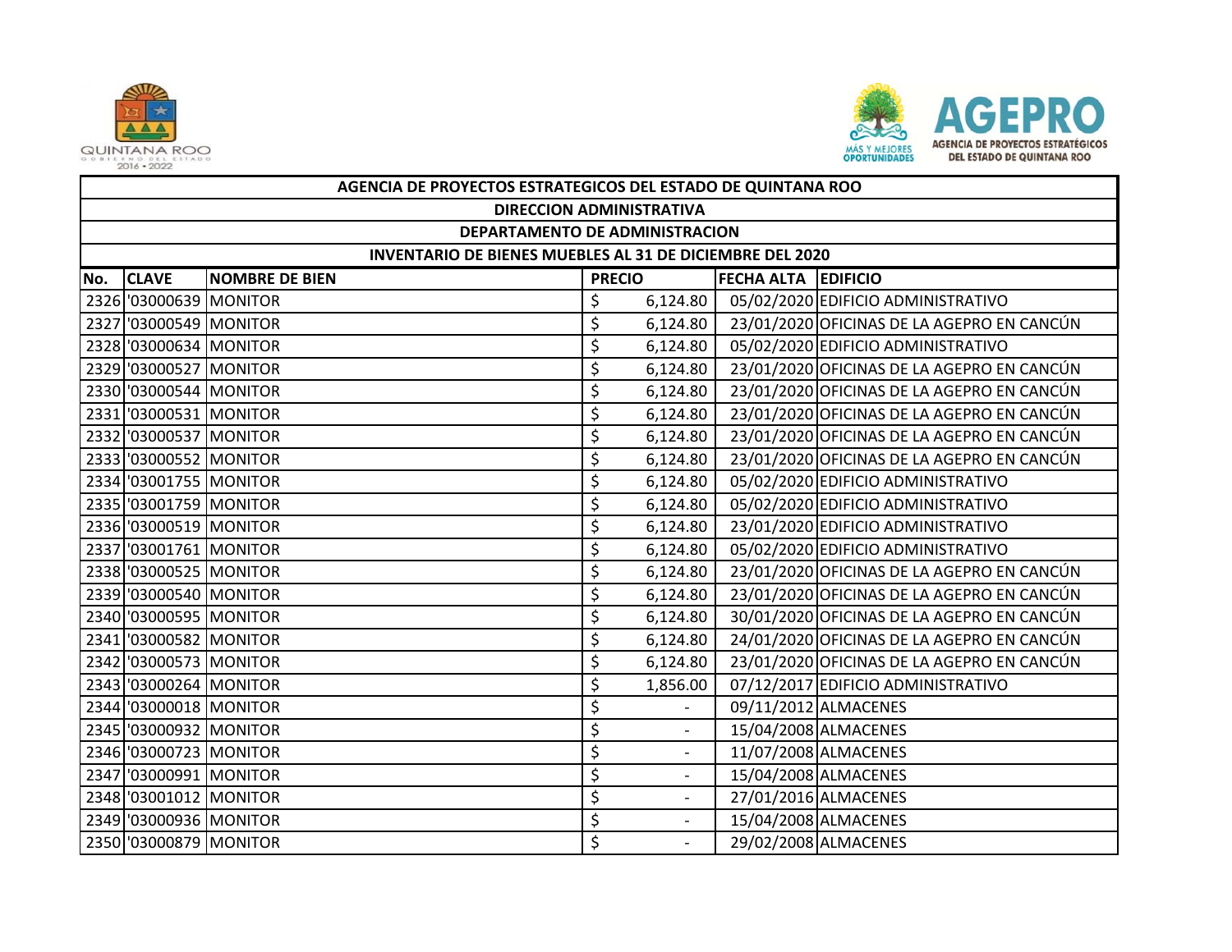| AGENCIA DE PROYECTOS ESTRATEGICOS DEL ESTADO DE QUINTANA ROO | | | | | |
|---|---|---|---|---|---|
| DIRECCION ADMINISTRATIVA | | | | | |
| DEPARTAMENTO DE ADMINISTRACION | | | | | |
| INVENTARIO DE BIENES MUEBLES AL 31 DE DICIEMBRE DEL 2020 | | | | | |
| No. | CLAVE | NOMBRE DE BIEN | PRECIO | FECHA ALTA | EDIFICIO |
| 2326 | '03000639 | MONITOR | $ 6,124.80 | 05/02/2020 | EDIFICIO ADMINISTRATIVO |
| 2327 | '03000549 | MONITOR | $ 6,124.80 | 23/01/2020 | OFICINAS DE LA AGEPRO EN CANCÚN |
| 2328 | '03000634 | MONITOR | $ 6,124.80 | 05/02/2020 | EDIFICIO ADMINISTRATIVO |
| 2329 | '03000527 | MONITOR | $ 6,124.80 | 23/01/2020 | OFICINAS DE LA AGEPRO EN CANCÚN |
| 2330 | '03000544 | MONITOR | $ 6,124.80 | 23/01/2020 | OFICINAS DE LA AGEPRO EN CANCÚN |
| 2331 | '03000531 | MONITOR | $ 6,124.80 | 23/01/2020 | OFICINAS DE LA AGEPRO EN CANCÚN |
| 2332 | '03000537 | MONITOR | $ 6,124.80 | 23/01/2020 | OFICINAS DE LA AGEPRO EN CANCÚN |
| 2333 | '03000552 | MONITOR | $ 6,124.80 | 23/01/2020 | OFICINAS DE LA AGEPRO EN CANCÚN |
| 2334 | '03001755 | MONITOR | $ 6,124.80 | 05/02/2020 | EDIFICIO ADMINISTRATIVO |
| 2335 | '03001759 | MONITOR | $ 6,124.80 | 05/02/2020 | EDIFICIO ADMINISTRATIVO |
| 2336 | '03000519 | MONITOR | $ 6,124.80 | 23/01/2020 | EDIFICIO ADMINISTRATIVO |
| 2337 | '03001761 | MONITOR | $ 6,124.80 | 05/02/2020 | EDIFICIO ADMINISTRATIVO |
| 2338 | '03000525 | MONITOR | $ 6,124.80 | 23/01/2020 | OFICINAS DE LA AGEPRO EN CANCÚN |
| 2339 | '03000540 | MONITOR | $ 6,124.80 | 23/01/2020 | OFICINAS DE LA AGEPRO EN CANCÚN |
| 2340 | '03000595 | MONITOR | $ 6,124.80 | 30/01/2020 | OFICINAS DE LA AGEPRO EN CANCÚN |
| 2341 | '03000582 | MONITOR | $ 6,124.80 | 24/01/2020 | OFICINAS DE LA AGEPRO EN CANCÚN |
| 2342 | '03000573 | MONITOR | $ 6,124.80 | 23/01/2020 | OFICINAS DE LA AGEPRO EN CANCÚN |
| 2343 | '03000264 | MONITOR | $ 1,856.00 | 07/12/2017 | EDIFICIO ADMINISTRATIVO |
| 2344 | '03000018 | MONITOR | $ - | 09/11/2012 | ALMACENES |
| 2345 | '03000932 | MONITOR | $ - | 15/04/2008 | ALMACENES |
| 2346 | '03000723 | MONITOR | $ - | 11/07/2008 | ALMACENES |
| 2347 | '03000991 | MONITOR | $ - | 15/04/2008 | ALMACENES |
| 2348 | '03001012 | MONITOR | $ - | 27/01/2016 | ALMACENES |
| 2349 | '03000936 | MONITOR | $ - | 15/04/2008 | ALMACENES |
| 2350 | '03000879 | MONITOR | $ - | 29/02/2008 | ALMACENES |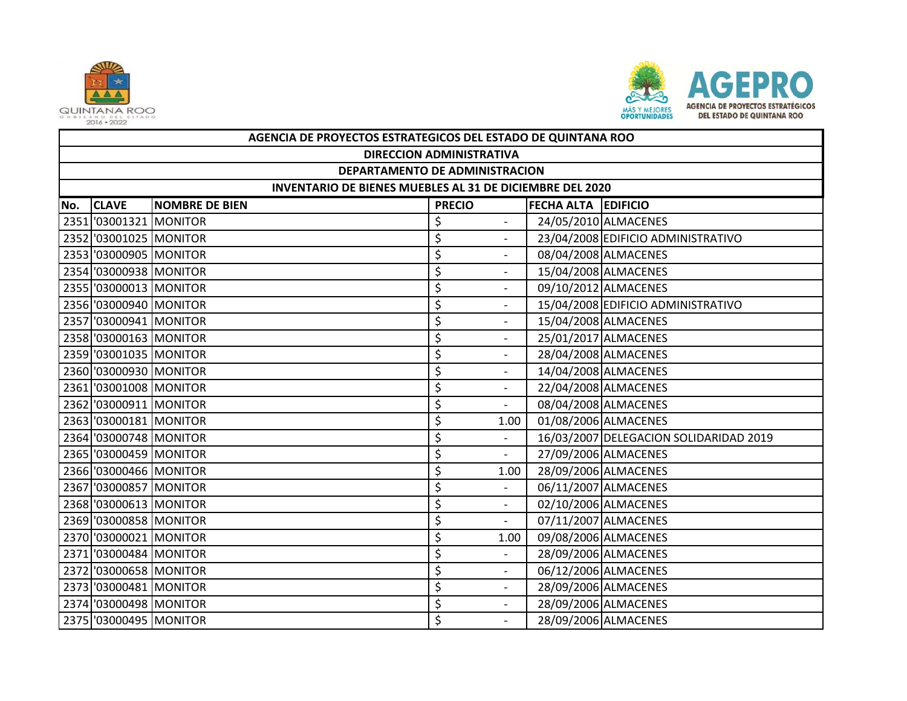| AGENCIA DE PROYECTOS ESTRATEGICOS DEL ESTADO DE QUINTANA ROO | | | | | |
|---|---|---|---|---|---|
| DIRECCION ADMINISTRATIVA | | | | | |
| DEPARTAMENTO DE ADMINISTRACION | | | | | |
| INVENTARIO DE BIENES MUEBLES AL 31 DE DICIEMBRE DEL 2020 | | | | | |
| No. | CLAVE | NOMBRE DE BIEN | PRECIO | FECHA ALTA | EDIFICIO |
| 2351 | '03001321 | MONITOR | $ - | 24/05/2010 | ALMACENES |
| 2352 | '03001025 | MONITOR | $ - | 23/04/2008 | EDIFICIO ADMINISTRATIVO |
| 2353 | '03000905 | MONITOR | $ - | 08/04/2008 | ALMACENES |
| 2354 | '03000938 | MONITOR | $ - | 15/04/2008 | ALMACENES |
| 2355 | '03000013 | MONITOR | $ - | 09/10/2012 | ALMACENES |
| 2356 | '03000940 | MONITOR | $ - | 15/04/2008 | EDIFICIO ADMINISTRATIVO |
| 2357 | '03000941 | MONITOR | $ - | 15/04/2008 | ALMACENES |
| 2358 | '03000163 | MONITOR | $ - | 25/01/2017 | ALMACENES |
| 2359 | '03001035 | MONITOR | $ - | 28/04/2008 | ALMACENES |
| 2360 | '03000930 | MONITOR | $ - | 14/04/2008 | ALMACENES |
| 2361 | '03001008 | MONITOR | $ - | 22/04/2008 | ALMACENES |
| 2362 | '03000911 | MONITOR | $ - | 08/04/2008 | ALMACENES |
| 2363 | '03000181 | MONITOR | $ 1.00 | 01/08/2006 | ALMACENES |
| 2364 | '03000748 | MONITOR | $ - | 16/03/2007 | DELEGACION SOLIDARIDAD 2019 |
| 2365 | '03000459 | MONITOR | $ - | 27/09/2006 | ALMACENES |
| 2366 | '03000466 | MONITOR | $ 1.00 | 28/09/2006 | ALMACENES |
| 2367 | '03000857 | MONITOR | $ - | 06/11/2007 | ALMACENES |
| 2368 | '03000613 | MONITOR | $ - | 02/10/2006 | ALMACENES |
| 2369 | '03000858 | MONITOR | $ - | 07/11/2007 | ALMACENES |
| 2370 | '03000021 | MONITOR | $ 1.00 | 09/08/2006 | ALMACENES |
| 2371 | '03000484 | MONITOR | $ - | 28/09/2006 | ALMACENES |
| 2372 | '03000658 | MONITOR | $ - | 06/12/2006 | ALMACENES |
| 2373 | '03000481 | MONITOR | $ - | 28/09/2006 | ALMACENES |
| 2374 | '03000498 | MONITOR | $ - | 28/09/2006 | ALMACENES |
| 2375 | '03000495 | MONITOR | $ - | 28/09/2006 | ALMACENES |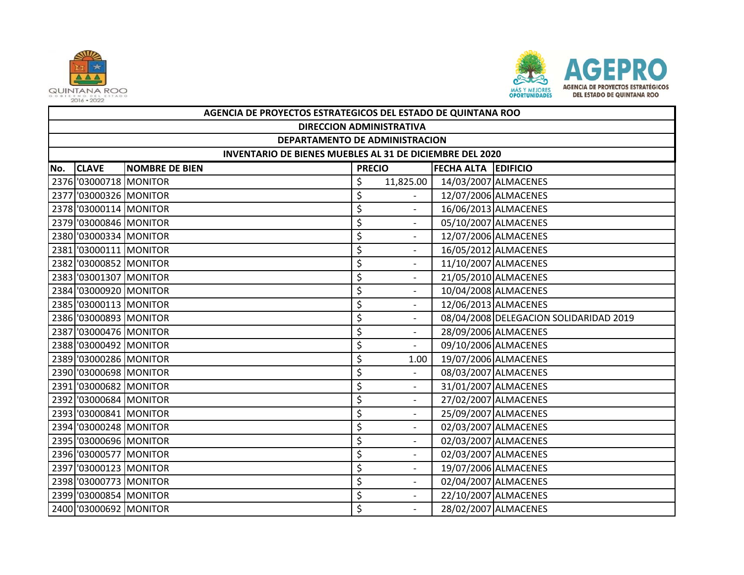| AGENCIA DE PROYECTOS ESTRATEGICOS DEL ESTADO DE QUINTANA ROO | | | | | |
|---|---|---|---|---|---|
| DIRECCION ADMINISTRATIVA | | | | | |
| DEPARTAMENTO DE ADMINISTRACION | | | | | |
| INVENTARIO DE BIENES MUEBLES AL 31 DE DICIEMBRE DEL 2020 | | | | | |
| No. | CLAVE | NOMBRE DE BIEN | PRECIO | FECHA ALTA | EDIFICIO |
| 2376 | '03000718 | MONITOR | $ 11,825.00 | 14/03/2007 | ALMACENES |
| 2377 | '03000326 | MONITOR | $ - | 12/07/2006 | ALMACENES |
| 2378 | '03000114 | MONITOR | $ - | 16/06/2013 | ALMACENES |
| 2379 | '03000846 | MONITOR | $ - | 05/10/2007 | ALMACENES |
| 2380 | '03000334 | MONITOR | $ - | 12/07/2006 | ALMACENES |
| 2381 | '03000111 | MONITOR | $ - | 16/05/2012 | ALMACENES |
| 2382 | '03000852 | MONITOR | $ - | 11/10/2007 | ALMACENES |
| 2383 | '03001307 | MONITOR | $ - | 21/05/2010 | ALMACENES |
| 2384 | '03000920 | MONITOR | $ - | 10/04/2008 | ALMACENES |
| 2385 | '03000113 | MONITOR | $ - | 12/06/2013 | ALMACENES |
| 2386 | '03000893 | MONITOR | $ - | 08/04/2008 | DELEGACION SOLIDARIDAD 2019 |
| 2387 | '03000476 | MONITOR | $ - | 28/09/2006 | ALMACENES |
| 2388 | '03000492 | MONITOR | $ - | 09/10/2006 | ALMACENES |
| 2389 | '03000286 | MONITOR | $ 1.00 | 19/07/2006 | ALMACENES |
| 2390 | '03000698 | MONITOR | $ - | 08/03/2007 | ALMACENES |
| 2391 | '03000682 | MONITOR | $ - | 31/01/2007 | ALMACENES |
| 2392 | '03000684 | MONITOR | $ - | 27/02/2007 | ALMACENES |
| 2393 | '03000841 | MONITOR | $ - | 25/09/2007 | ALMACENES |
| 2394 | '03000248 | MONITOR | $ - | 02/03/2007 | ALMACENES |
| 2395 | '03000696 | MONITOR | $ - | 02/03/2007 | ALMACENES |
| 2396 | '03000577 | MONITOR | $ - | 02/03/2007 | ALMACENES |
| 2397 | '03000123 | MONITOR | $ - | 19/07/2006 | ALMACENES |
| 2398 | '03000773 | MONITOR | $ - | 02/04/2007 | ALMACENES |
| 2399 | '03000854 | MONITOR | $ - | 22/10/2007 | ALMACENES |
| 2400 | '03000692 | MONITOR | $ - | 28/02/2007 | ALMACENES |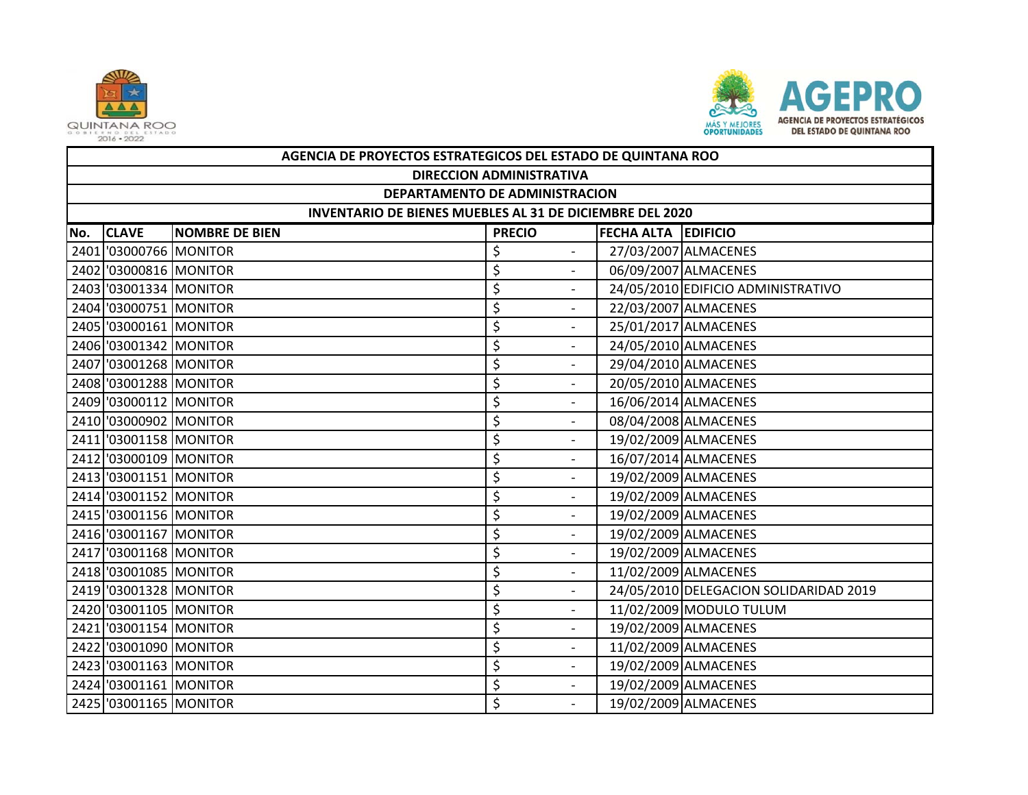| AGENCIA DE PROYECTOS ESTRATEGICOS DEL ESTADO DE QUINTANA ROO | | | | | |
|---|---|---|---|---|---|
| DIRECCION ADMINISTRATIVA | | | | | |
| DEPARTAMENTO DE ADMINISTRACION | | | | | |
| INVENTARIO DE BIENES MUEBLES AL 31 DE DICIEMBRE DEL 2020 | | | | | |
| **No.** | **CLAVE** | **NOMBRE DE BIEN** | **PRECIO** | **FECHA ALTA** | **EDIFICIO** |
| 2401 | '03000766 | MONITOR | $ - | 27/03/2007 | ALMACENES |
| 2402 | '03000816 | MONITOR | $ - | 06/09/2007 | ALMACENES |
| 2403 | '03001334 | MONITOR | $ - | 24/05/2010 | EDIFICIO ADMINISTRATIVO |
| 2404 | '03000751 | MONITOR | $ - | 22/03/2007 | ALMACENES |
| 2405 | '03000161 | MONITOR | $ - | 25/01/2017 | ALMACENES |
| 2406 | '03001342 | MONITOR | $ - | 24/05/2010 | ALMACENES |
| 2407 | '03001268 | MONITOR | $ - | 29/04/2010 | ALMACENES |
| 2408 | '03001288 | MONITOR | $ - | 20/05/2010 | ALMACENES |
| 2409 | '03000112 | MONITOR | $ - | 16/06/2014 | ALMACENES |
| 2410 | '03000902 | MONITOR | $ - | 08/04/2008 | ALMACENES |
| 2411 | '03001158 | MONITOR | $ - | 19/02/2009 | ALMACENES |
| 2412 | '03000109 | MONITOR | $ - | 16/07/2014 | ALMACENES |
| 2413 | '03001151 | MONITOR | $ - | 19/02/2009 | ALMACENES |
| 2414 | '03001152 | MONITOR | $ - | 19/02/2009 | ALMACENES |
| 2415 | '03001156 | MONITOR | $ - | 19/02/2009 | ALMACENES |
| 2416 | '03001167 | MONITOR | $ - | 19/02/2009 | ALMACENES |
| 2417 | '03001168 | MONITOR | $ - | 19/02/2009 | ALMACENES |
| 2418 | '03001085 | MONITOR | $ - | 11/02/2009 | ALMACENES |
| 2419 | '03001328 | MONITOR | $ - | 24/05/2010 | DELEGACION SOLIDARIDAD 2019 |
| 2420 | '03001105 | MONITOR | $ - | 11/02/2009 | MODULO TULUM |
| 2421 | '03001154 | MONITOR | $ - | 19/02/2009 | ALMACENES |
| 2422 | '03001090 | MONITOR | $ - | 11/02/2009 | ALMACENES |
| 2423 | '03001163 | MONITOR | $ - | 19/02/2009 | ALMACENES |
| 2424 | '03001161 | MONITOR | $ - | 19/02/2009 | ALMACENES |
| 2425 | '03001165 | MONITOR | $ - | 19/02/2009 | ALMACENES |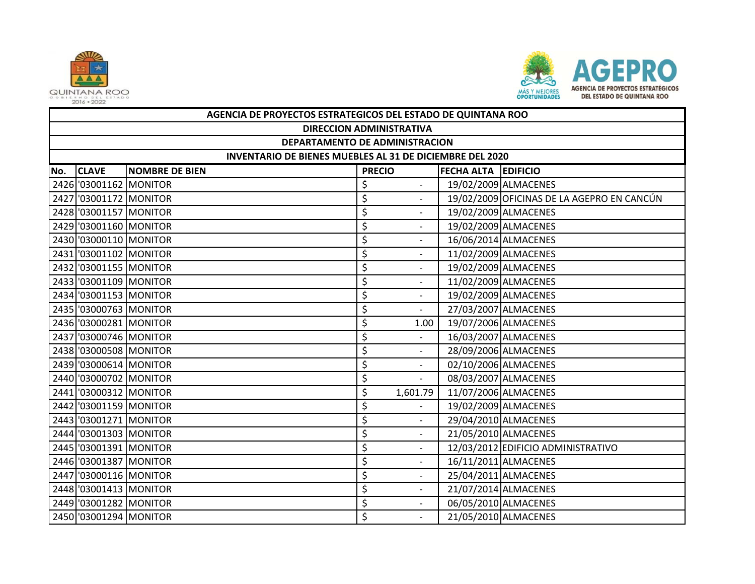| AGENCIA DE PROYECTOS ESTRATEGICOS DEL ESTADO DE QUINTANA ROO | | | | | |
|---|---|---|---|---|---|
| DIRECCION ADMINISTRATIVA | | | | | |
| DEPARTAMENTO DE ADMINISTRACION | | | | | |
| INVENTARIO DE BIENES MUEBLES AL 31 DE DICIEMBRE DEL 2020 | | | | | |
| No. | CLAVE | NOMBRE DE BIEN | PRECIO | FECHA ALTA | EDIFICIO |
| 2426 | '03001162 | MONITOR | $ - | 19/02/2009 | ALMACENES |
| 2427 | '03001172 | MONITOR | $ - | 19/02/2009 | OFICINAS DE LA AGEPRO EN CANCÚN |
| 2428 | '03001157 | MONITOR | $ - | 19/02/2009 | ALMACENES |
| 2429 | '03001160 | MONITOR | $ - | 19/02/2009 | ALMACENES |
| 2430 | '03000110 | MONITOR | $ - | 16/06/2014 | ALMACENES |
| 2431 | '03001102 | MONITOR | $ - | 11/02/2009 | ALMACENES |
| 2432 | '03001155 | MONITOR | $ - | 19/02/2009 | ALMACENES |
| 2433 | '03001109 | MONITOR | $ - | 11/02/2009 | ALMACENES |
| 2434 | '03001153 | MONITOR | $ - | 19/02/2009 | ALMACENES |
| 2435 | '03000763 | MONITOR | $ - | 27/03/2007 | ALMACENES |
| 2436 | '03000281 | MONITOR | $ 1.00 | 19/07/2006 | ALMACENES |
| 2437 | '03000746 | MONITOR | $ - | 16/03/2007 | ALMACENES |
| 2438 | '03000508 | MONITOR | $ - | 28/09/2006 | ALMACENES |
| 2439 | '03000614 | MONITOR | $ - | 02/10/2006 | ALMACENES |
| 2440 | '03000702 | MONITOR | $ - | 08/03/2007 | ALMACENES |
| 2441 | '03000312 | MONITOR | $ 1,601.79 | 11/07/2006 | ALMACENES |
| 2442 | '03001159 | MONITOR | $ - | 19/02/2009 | ALMACENES |
| 2443 | '03001271 | MONITOR | $ - | 29/04/2010 | ALMACENES |
| 2444 | '03001303 | MONITOR | $ - | 21/05/2010 | ALMACENES |
| 2445 | '03001391 | MONITOR | $ - | 12/03/2012 | EDIFICIO ADMINISTRATIVO |
| 2446 | '03001387 | MONITOR | $ - | 16/11/2011 | ALMACENES |
| 2447 | '03000116 | MONITOR | $ - | 25/04/2011 | ALMACENES |
| 2448 | '03001413 | MONITOR | $ - | 21/07/2014 | ALMACENES |
| 2449 | '03001282 | MONITOR | $ - | 06/05/2010 | ALMACENES |
| 2450 | '03001294 | MONITOR | $ - | 21/05/2010 | ALMACENES |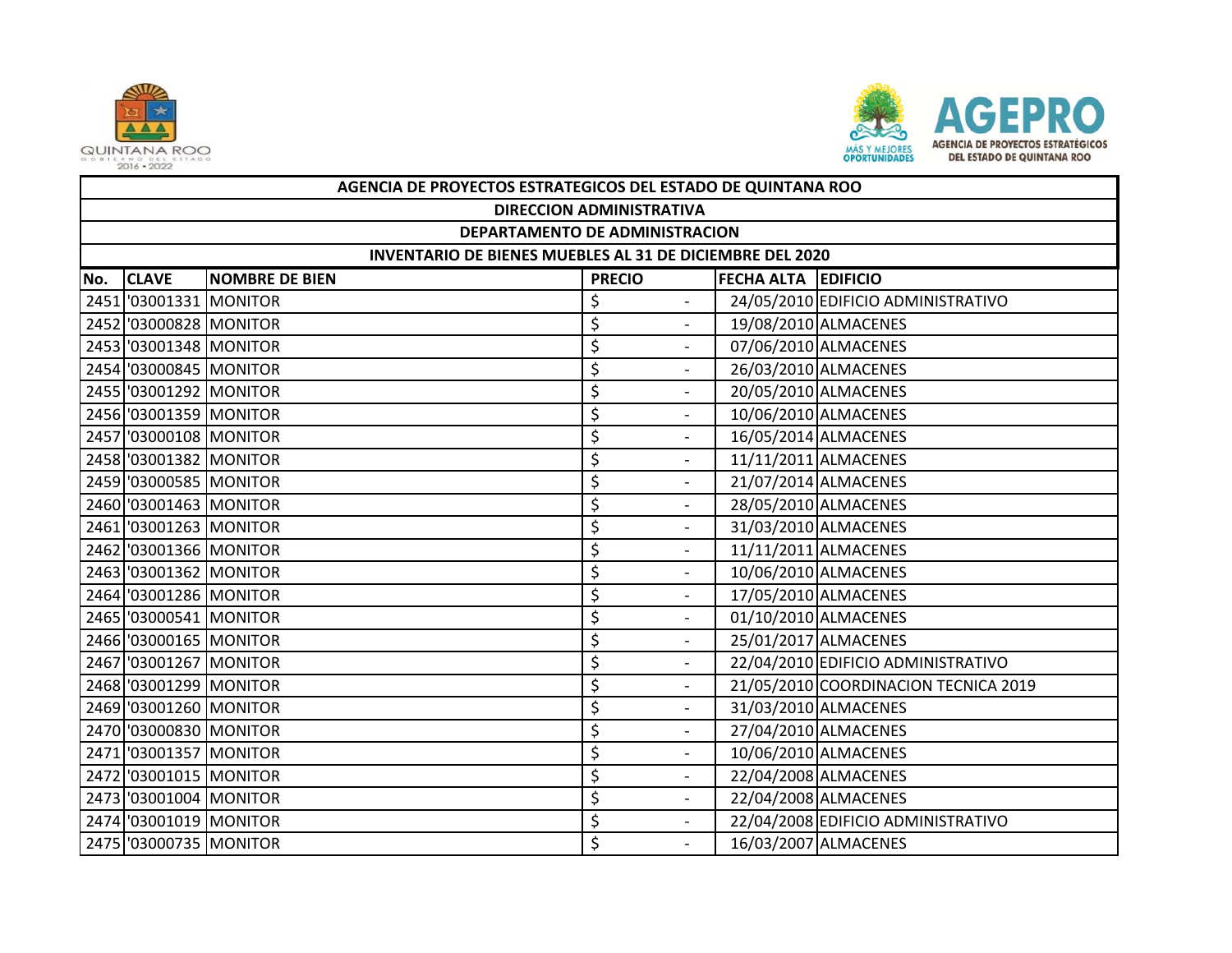| AGENCIA DE PROYECTOS ESTRATEGICOS DEL ESTADO DE QUINTANA ROO | | | | | |
|---|---|---|---|---|---|
| DIRECCION ADMINISTRATIVA | | | | | |
| DEPARTAMENTO DE ADMINISTRACION | | | | | |
| INVENTARIO DE BIENES MUEBLES AL 31 DE DICIEMBRE DEL 2020 | | | | | |
| No. | CLAVE | NOMBRE DE BIEN | PRECIO | FECHA ALTA | EDIFICIO |
| 2451 | '03001331 | MONITOR | $ - | 24/05/2010 | EDIFICIO ADMINISTRATIVO |
| 2452 | '03000828 | MONITOR | $ - | 19/08/2010 | ALMACENES |
| 2453 | '03001348 | MONITOR | $ - | 07/06/2010 | ALMACENES |
| 2454 | '03000845 | MONITOR | $ - | 26/03/2010 | ALMACENES |
| 2455 | '03001292 | MONITOR | $ - | 20/05/2010 | ALMACENES |
| 2456 | '03001359 | MONITOR | $ - | 10/06/2010 | ALMACENES |
| 2457 | '03000108 | MONITOR | $ - | 16/05/2014 | ALMACENES |
| 2458 | '03001382 | MONITOR | $ - | 11/11/2011 | ALMACENES |
| 2459 | '03000585 | MONITOR | $ - | 21/07/2014 | ALMACENES |
| 2460 | '03001463 | MONITOR | $ - | 28/05/2010 | ALMACENES |
| 2461 | '03001263 | MONITOR | $ - | 31/03/2010 | ALMACENES |
| 2462 | '03001366 | MONITOR | $ - | 11/11/2011 | ALMACENES |
| 2463 | '03001362 | MONITOR | $ - | 10/06/2010 | ALMACENES |
| 2464 | '03001286 | MONITOR | $ - | 17/05/2010 | ALMACENES |
| 2465 | '03000541 | MONITOR | $ - | 01/10/2010 | ALMACENES |
| 2466 | '03000165 | MONITOR | $ - | 25/01/2017 | ALMACENES |
| 2467 | '03001267 | MONITOR | $ - | 22/04/2010 | EDIFICIO ADMINISTRATIVO |
| 2468 | '03001299 | MONITOR | $ - | 21/05/2010 | COORDINACION TECNICA 2019 |
| 2469 | '03001260 | MONITOR | $ - | 31/03/2010 | ALMACENES |
| 2470 | '03000830 | MONITOR | $ - | 27/04/2010 | ALMACENES |
| 2471 | '03001357 | MONITOR | $ - | 10/06/2010 | ALMACENES |
| 2472 | '03001015 | MONITOR | $ - | 22/04/2008 | ALMACENES |
| 2473 | '03001004 | MONITOR | $ - | 22/04/2008 | ALMACENES |
| 2474 | '03001019 | MONITOR | $ - | 22/04/2008 | EDIFICIO ADMINISTRATIVO |
| 2475 | '03000735 | MONITOR | $ - | 16/03/2007 | ALMACENES |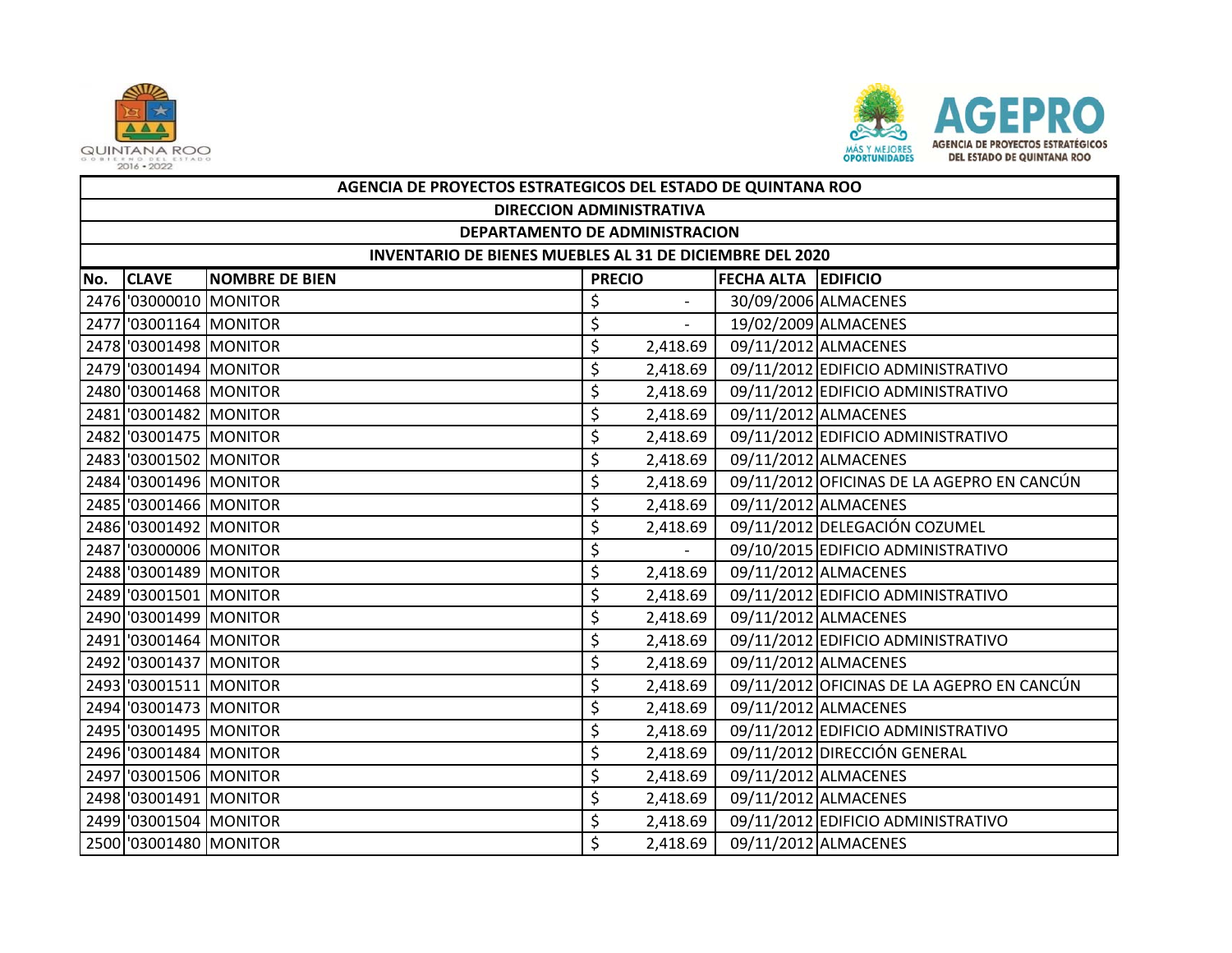| AGENCIA DE PROYECTOS ESTRATEGICOS DEL ESTADO DE QUINTANA ROO | | | | | |
|---|---|---|---|---|---|
| DIRECCION ADMINISTRATIVA | | | | | |
| DEPARTAMENTO DE ADMINISTRACION | | | | | |
| INVENTARIO DE BIENES MUEBLES AL 31 DE DICIEMBRE DEL 2020 | | | | | |
| **No.** | **CLAVE** | **NOMBRE DE BIEN** | **PRECIO** | **FECHA ALTA** | **EDIFICIO** |
| 2476 | '03000010 | MONITOR | $ - | 30/09/2006 | ALMACENES |
| 2477 | '03001164 | MONITOR | $ - | 19/02/2009 | ALMACENES |
| 2478 | '03001498 | MONITOR | $ 2,418.69 | 09/11/2012 | ALMACENES |
| 2479 | '03001494 | MONITOR | $ 2,418.69 | 09/11/2012 | EDIFICIO ADMINISTRATIVO |
| 2480 | '03001468 | MONITOR | $ 2,418.69 | 09/11/2012 | EDIFICIO ADMINISTRATIVO |
| 2481 | '03001482 | MONITOR | $ 2,418.69 | 09/11/2012 | ALMACENES |
| 2482 | '03001475 | MONITOR | $ 2,418.69 | 09/11/2012 | EDIFICIO ADMINISTRATIVO |
| 2483 | '03001502 | MONITOR | $ 2,418.69 | 09/11/2012 | ALMACENES |
| 2484 | '03001496 | MONITOR | $ 2,418.69 | 09/11/2012 | OFICINAS DE LA AGEPRO EN CANCÚN |
| 2485 | '03001466 | MONITOR | $ 2,418.69 | 09/11/2012 | ALMACENES |
| 2486 | '03001492 | MONITOR | $ 2,418.69 | 09/11/2012 | DELEGACIÓN COZUMEL |
| 2487 | '03000006 | MONITOR | $ - | 09/10/2015 | EDIFICIO ADMINISTRATIVO |
| 2488 | '03001489 | MONITOR | $ 2,418.69 | 09/11/2012 | ALMACENES |
| 2489 | '03001501 | MONITOR | $ 2,418.69 | 09/11/2012 | EDIFICIO ADMINISTRATIVO |
| 2490 | '03001499 | MONITOR | $ 2,418.69 | 09/11/2012 | ALMACENES |
| 2491 | '03001464 | MONITOR | $ 2,418.69 | 09/11/2012 | EDIFICIO ADMINISTRATIVO |
| 2492 | '03001437 | MONITOR | $ 2,418.69 | 09/11/2012 | ALMACENES |
| 2493 | '03001511 | MONITOR | $ 2,418.69 | 09/11/2012 | OFICINAS DE LA AGEPRO EN CANCÚN |
| 2494 | '03001473 | MONITOR | $ 2,418.69 | 09/11/2012 | ALMACENES |
| 2495 | '03001495 | MONITOR | $ 2,418.69 | 09/11/2012 | EDIFICIO ADMINISTRATIVO |
| 2496 | '03001484 | MONITOR | $ 2,418.69 | 09/11/2012 | DIRECCIÓN GENERAL |
| 2497 | '03001506 | MONITOR | $ 2,418.69 | 09/11/2012 | ALMACENES |
| 2498 | '03001491 | MONITOR | $ 2,418.69 | 09/11/2012 | ALMACENES |
| 2499 | '03001504 | MONITOR | $ 2,418.69 | 09/11/2012 | EDIFICIO ADMINISTRATIVO |
| 2500 | '03001480 | MONITOR | $ 2,418.69 | 09/11/2012 | ALMACENES |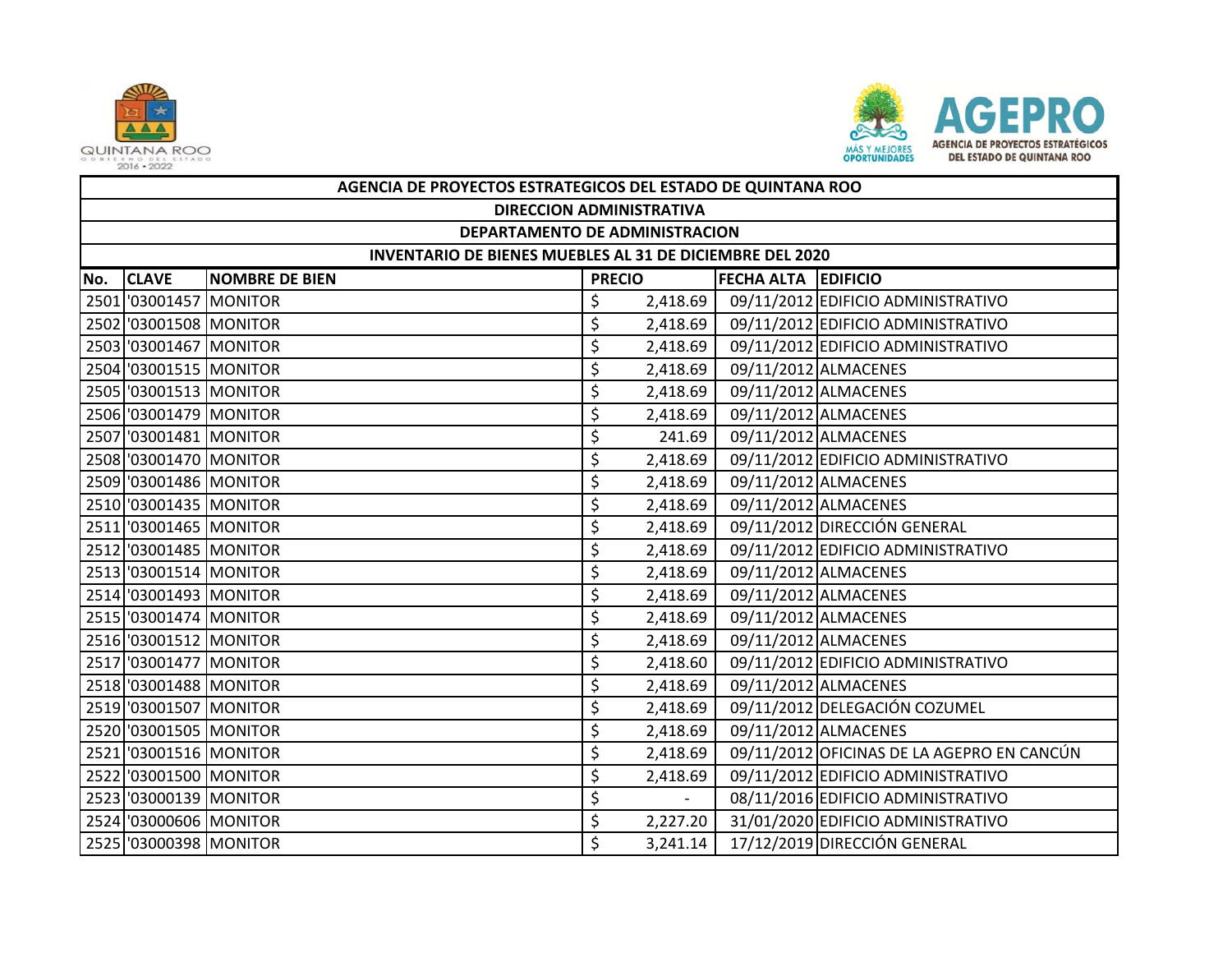| AGENCIA DE PROYECTOS ESTRATEGICOS DEL ESTADO DE QUINTANA ROO | | | | | |
|---|---|---|---|---|---|
| DIRECCION ADMINISTRATIVA | | | | | |
| DEPARTAMENTO DE ADMINISTRACION | | | | | |
| INVENTARIO DE BIENES MUEBLES AL 31 DE DICIEMBRE DEL 2020 | | | | | |
| **No.** | **CLAVE** | **NOMBRE DE BIEN** | **PRECIO** | **FECHA ALTA** | **EDIFICIO** |
| 2501 | '03001457 | MONITOR | $ 2,418.69 | 09/11/2012 | EDIFICIO ADMINISTRATIVO |
| 2502 | '03001508 | MONITOR | $ 2,418.69 | 09/11/2012 | EDIFICIO ADMINISTRATIVO |
| 2503 | '03001467 | MONITOR | $ 2,418.69 | 09/11/2012 | EDIFICIO ADMINISTRATIVO |
| 2504 | '03001515 | MONITOR | $ 2,418.69 | 09/11/2012 | ALMACENES |
| 2505 | '03001513 | MONITOR | $ 2,418.69 | 09/11/2012 | ALMACENES |
| 2506 | '03001479 | MONITOR | $ 2,418.69 | 09/11/2012 | ALMACENES |
| 2507 | '03001481 | MONITOR | $ 241.69 | 09/11/2012 | ALMACENES |
| 2508 | '03001470 | MONITOR | $ 2,418.69 | 09/11/2012 | EDIFICIO ADMINISTRATIVO |
| 2509 | '03001486 | MONITOR | $ 2,418.69 | 09/11/2012 | ALMACENES |
| 2510 | '03001435 | MONITOR | $ 2,418.69 | 09/11/2012 | ALMACENES |
| 2511 | '03001465 | MONITOR | $ 2,418.69 | 09/11/2012 | DIRECCIÓN GENERAL |
| 2512 | '03001485 | MONITOR | $ 2,418.69 | 09/11/2012 | EDIFICIO ADMINISTRATIVO |
| 2513 | '03001514 | MONITOR | $ 2,418.69 | 09/11/2012 | ALMACENES |
| 2514 | '03001493 | MONITOR | $ 2,418.69 | 09/11/2012 | ALMACENES |
| 2515 | '03001474 | MONITOR | $ 2,418.69 | 09/11/2012 | ALMACENES |
| 2516 | '03001512 | MONITOR | $ 2,418.69 | 09/11/2012 | ALMACENES |
| 2517 | '03001477 | MONITOR | $ 2,418.60 | 09/11/2012 | EDIFICIO ADMINISTRATIVO |
| 2518 | '03001488 | MONITOR | $ 2,418.69 | 09/11/2012 | ALMACENES |
| 2519 | '03001507 | MONITOR | $ 2,418.69 | 09/11/2012 | DELEGACIÓN COZUMEL |
| 2520 | '03001505 | MONITOR | $ 2,418.69 | 09/11/2012 | ALMACENES |
| 2521 | '03001516 | MONITOR | $ 2,418.69 | 09/11/2012 | OFICINAS DE LA AGEPRO EN CANCÚN |
| 2522 | '03001500 | MONITOR | $ 2,418.69 | 09/11/2012 | EDIFICIO ADMINISTRATIVO |
| 2523 | '03000139 | MONITOR | $ - | 08/11/2016 | EDIFICIO ADMINISTRATIVO |
| 2524 | '03000606 | MONITOR | $ 2,227.20 | 31/01/2020 | EDIFICIO ADMINISTRATIVO |
| 2525 | '03000398 | MONITOR | $ 3,241.14 | 17/12/2019 | DIRECCIÓN GENERAL |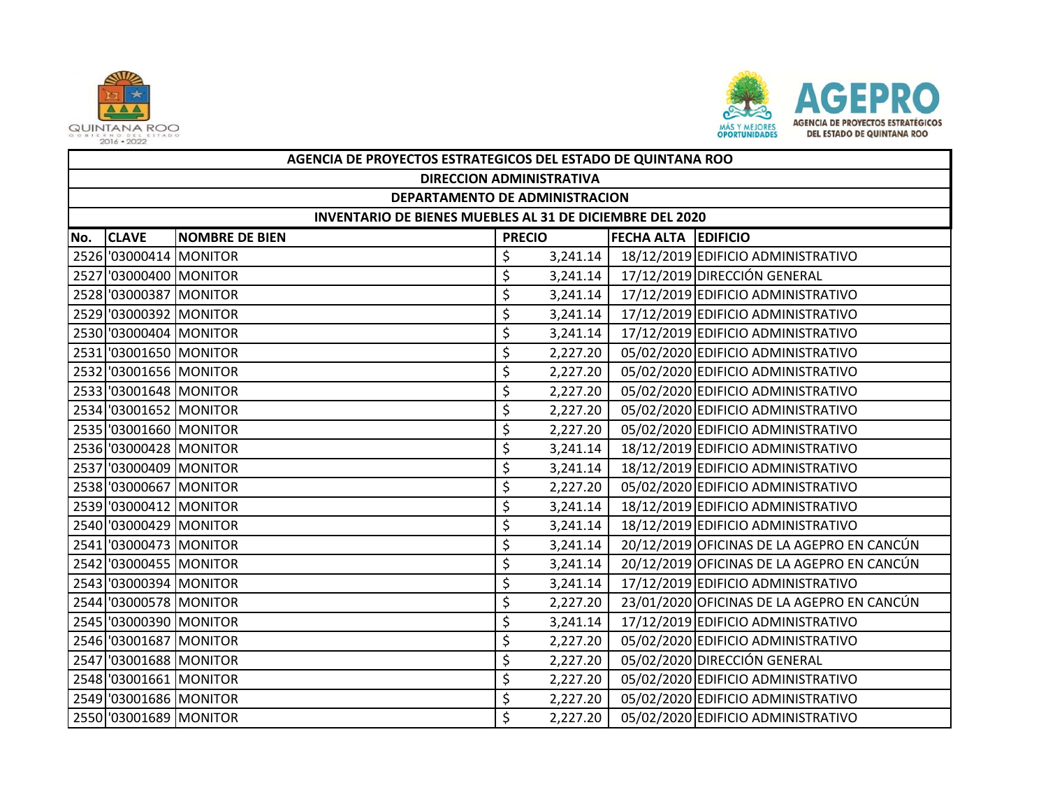| AGENCIA DE PROYECTOS ESTRATEGICOS DEL ESTADO DE QUINTANA ROO | | | | | |
|---|---|---|---|---|---|
| DIRECCION ADMINISTRATIVA | | | | | |
| DEPARTAMENTO DE ADMINISTRACION | | | | | |
| INVENTARIO DE BIENES MUEBLES AL 31 DE DICIEMBRE DEL 2020 | | | | | |
| No. | CLAVE | NOMBRE DE BIEN | PRECIO | FECHA ALTA | EDIFICIO |
| 2526 | '03000414 | MONITOR | $ 3,241.14 | 18/12/2019 | EDIFICIO ADMINISTRATIVO |
| 2527 | '03000400 | MONITOR | $ 3,241.14 | 17/12/2019 | DIRECCIÓN GENERAL |
| 2528 | '03000387 | MONITOR | $ 3,241.14 | 17/12/2019 | EDIFICIO ADMINISTRATIVO |
| 2529 | '03000392 | MONITOR | $ 3,241.14 | 17/12/2019 | EDIFICIO ADMINISTRATIVO |
| 2530 | '03000404 | MONITOR | $ 3,241.14 | 17/12/2019 | EDIFICIO ADMINISTRATIVO |
| 2531 | '03001650 | MONITOR | $ 2,227.20 | 05/02/2020 | EDIFICIO ADMINISTRATIVO |
| 2532 | '03001656 | MONITOR | $ 2,227.20 | 05/02/2020 | EDIFICIO ADMINISTRATIVO |
| 2533 | '03001648 | MONITOR | $ 2,227.20 | 05/02/2020 | EDIFICIO ADMINISTRATIVO |
| 2534 | '03001652 | MONITOR | $ 2,227.20 | 05/02/2020 | EDIFICIO ADMINISTRATIVO |
| 2535 | '03001660 | MONITOR | $ 2,227.20 | 05/02/2020 | EDIFICIO ADMINISTRATIVO |
| 2536 | '03000428 | MONITOR | $ 3,241.14 | 18/12/2019 | EDIFICIO ADMINISTRATIVO |
| 2537 | '03000409 | MONITOR | $ 3,241.14 | 18/12/2019 | EDIFICIO ADMINISTRATIVO |
| 2538 | '03000667 | MONITOR | $ 2,227.20 | 05/02/2020 | EDIFICIO ADMINISTRATIVO |
| 2539 | '03000412 | MONITOR | $ 3,241.14 | 18/12/2019 | EDIFICIO ADMINISTRATIVO |
| 2540 | '03000429 | MONITOR | $ 3,241.14 | 18/12/2019 | EDIFICIO ADMINISTRATIVO |
| 2541 | '03000473 | MONITOR | $ 3,241.14 | 20/12/2019 | OFICINAS DE LA AGEPRO EN CANCÚN |
| 2542 | '03000455 | MONITOR | $ 3,241.14 | 20/12/2019 | OFICINAS DE LA AGEPRO EN CANCÚN |
| 2543 | '03000394 | MONITOR | $ 3,241.14 | 17/12/2019 | EDIFICIO ADMINISTRATIVO |
| 2544 | '03000578 | MONITOR | $ 2,227.20 | 23/01/2020 | OFICINAS DE LA AGEPRO EN CANCÚN |
| 2545 | '03000390 | MONITOR | $ 3,241.14 | 17/12/2019 | EDIFICIO ADMINISTRATIVO |
| 2546 | '03001687 | MONITOR | $ 2,227.20 | 05/02/2020 | EDIFICIO ADMINISTRATIVO |
| 2547 | '03001688 | MONITOR | $ 2,227.20 | 05/02/2020 | DIRECCIÓN GENERAL |
| 2548 | '03001661 | MONITOR | $ 2,227.20 | 05/02/2020 | EDIFICIO ADMINISTRATIVO |
| 2549 | '03001686 | MONITOR | $ 2,227.20 | 05/02/2020 | EDIFICIO ADMINISTRATIVO |
| 2550 | '03001689 | MONITOR | $ 2,227.20 | 05/02/2020 | EDIFICIO ADMINISTRATIVO |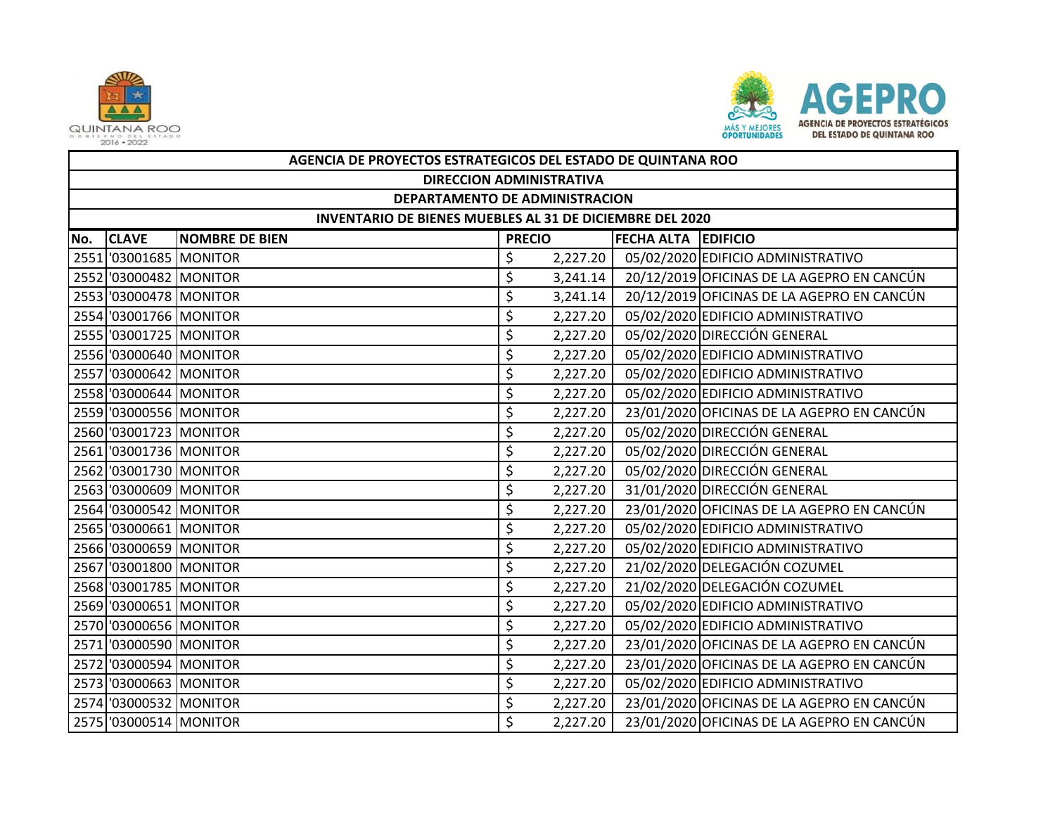| AGENCIA DE PROYECTOS ESTRATEGICOS DEL ESTADO DE QUINTANA ROO | | | | | |
|---|---|---|---|---|---|
| DIRECCION ADMINISTRATIVA | | | | | |
| DEPARTAMENTO DE ADMINISTRACION | | | | | |
| INVENTARIO DE BIENES MUEBLES AL 31 DE DICIEMBRE DEL 2020 | | | | | |
| No. | CLAVE | NOMBRE DE BIEN | PRECIO | FECHA ALTA | EDIFICIO |
| 2551 | '03001685 | MONITOR | $ 2,227.20 | 05/02/2020 | EDIFICIO ADMINISTRATIVO |
| 2552 | '03000482 | MONITOR | $ 3,241.14 | 20/12/2019 | OFICINAS DE LA AGEPRO EN CANCÚN |
| 2553 | '03000478 | MONITOR | $ 3,241.14 | 20/12/2019 | OFICINAS DE LA AGEPRO EN CANCÚN |
| 2554 | '03001766 | MONITOR | $ 2,227.20 | 05/02/2020 | EDIFICIO ADMINISTRATIVO |
| 2555 | '03001725 | MONITOR | $ 2,227.20 | 05/02/2020 | DIRECCIÓN GENERAL |
| 2556 | '03000640 | MONITOR | $ 2,227.20 | 05/02/2020 | EDIFICIO ADMINISTRATIVO |
| 2557 | '03000642 | MONITOR | $ 2,227.20 | 05/02/2020 | EDIFICIO ADMINISTRATIVO |
| 2558 | '03000644 | MONITOR | $ 2,227.20 | 05/02/2020 | EDIFICIO ADMINISTRATIVO |
| 2559 | '03000556 | MONITOR | $ 2,227.20 | 23/01/2020 | OFICINAS DE LA AGEPRO EN CANCÚN |
| 2560 | '03001723 | MONITOR | $ 2,227.20 | 05/02/2020 | DIRECCIÓN GENERAL |
| 2561 | '03001736 | MONITOR | $ 2,227.20 | 05/02/2020 | DIRECCIÓN GENERAL |
| 2562 | '03001730 | MONITOR | $ 2,227.20 | 05/02/2020 | DIRECCIÓN GENERAL |
| 2563 | '03000609 | MONITOR | $ 2,227.20 | 31/01/2020 | DIRECCIÓN GENERAL |
| 2564 | '03000542 | MONITOR | $ 2,227.20 | 23/01/2020 | OFICINAS DE LA AGEPRO EN CANCÚN |
| 2565 | '03000661 | MONITOR | $ 2,227.20 | 05/02/2020 | EDIFICIO ADMINISTRATIVO |
| 2566 | '03000659 | MONITOR | $ 2,227.20 | 05/02/2020 | EDIFICIO ADMINISTRATIVO |
| 2567 | '03001800 | MONITOR | $ 2,227.20 | 21/02/2020 | DELEGACIÓN COZUMEL |
| 2568 | '03001785 | MONITOR | $ 2,227.20 | 21/02/2020 | DELEGACIÓN COZUMEL |
| 2569 | '03000651 | MONITOR | $ 2,227.20 | 05/02/2020 | EDIFICIO ADMINISTRATIVO |
| 2570 | '03000656 | MONITOR | $ 2,227.20 | 05/02/2020 | EDIFICIO ADMINISTRATIVO |
| 2571 | '03000590 | MONITOR | $ 2,227.20 | 23/01/2020 | OFICINAS DE LA AGEPRO EN CANCÚN |
| 2572 | '03000594 | MONITOR | $ 2,227.20 | 23/01/2020 | OFICINAS DE LA AGEPRO EN CANCÚN |
| 2573 | '03000663 | MONITOR | $ 2,227.20 | 05/02/2020 | EDIFICIO ADMINISTRATIVO |
| 2574 | '03000532 | MONITOR | $ 2,227.20 | 23/01/2020 | OFICINAS DE LA AGEPRO EN CANCÚN |
| 2575 | '03000514 | MONITOR | $ 2,227.20 | 23/01/2020 | OFICINAS DE LA AGEPRO EN CANCÚN |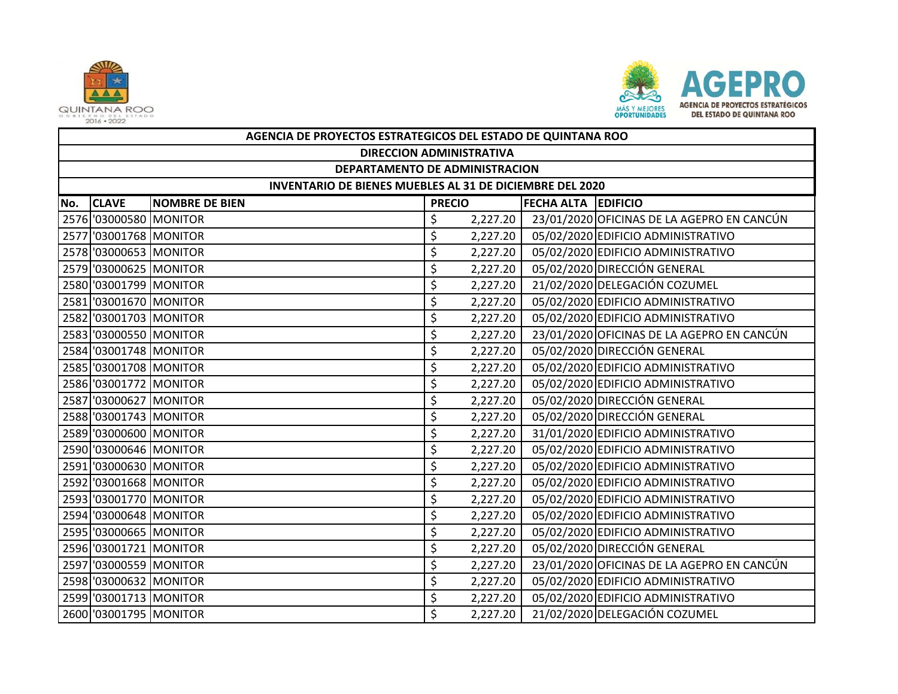| AGENCIA DE PROYECTOS ESTRATEGICOS DEL ESTADO DE QUINTANA ROO | | | | | |
|---|---|---|---|---|---|
| DIRECCION ADMINISTRATIVA | | | | | |
| DEPARTAMENTO DE ADMINISTRACION | | | | | |
| INVENTARIO DE BIENES MUEBLES AL 31 DE DICIEMBRE DEL 2020 | | | | | |
| No. | CLAVE | NOMBRE DE BIEN | PRECIO | FECHA ALTA | EDIFICIO |
| 2576 | '03000580 | MONITOR | $ 2,227.20 | 23/01/2020 | OFICINAS DE LA AGEPRO EN CANCÚN |
| 2577 | '03001768 | MONITOR | $ 2,227.20 | 05/02/2020 | EDIFICIO ADMINISTRATIVO |
| 2578 | '03000653 | MONITOR | $ 2,227.20 | 05/02/2020 | EDIFICIO ADMINISTRATIVO |
| 2579 | '03000625 | MONITOR | $ 2,227.20 | 05/02/2020 | DIRECCIÓN GENERAL |
| 2580 | '03001799 | MONITOR | $ 2,227.20 | 21/02/2020 | DELEGACIÓN COZUMEL |
| 2581 | '03001670 | MONITOR | $ 2,227.20 | 05/02/2020 | EDIFICIO ADMINISTRATIVO |
| 2582 | '03001703 | MONITOR | $ 2,227.20 | 05/02/2020 | EDIFICIO ADMINISTRATIVO |
| 2583 | '03000550 | MONITOR | $ 2,227.20 | 23/01/2020 | OFICINAS DE LA AGEPRO EN CANCÚN |
| 2584 | '03001748 | MONITOR | $ 2,227.20 | 05/02/2020 | DIRECCIÓN GENERAL |
| 2585 | '03001708 | MONITOR | $ 2,227.20 | 05/02/2020 | EDIFICIO ADMINISTRATIVO |
| 2586 | '03001772 | MONITOR | $ 2,227.20 | 05/02/2020 | EDIFICIO ADMINISTRATIVO |
| 2587 | '03000627 | MONITOR | $ 2,227.20 | 05/02/2020 | DIRECCIÓN GENERAL |
| 2588 | '03001743 | MONITOR | $ 2,227.20 | 05/02/2020 | DIRECCIÓN GENERAL |
| 2589 | '03000600 | MONITOR | $ 2,227.20 | 31/01/2020 | EDIFICIO ADMINISTRATIVO |
| 2590 | '03000646 | MONITOR | $ 2,227.20 | 05/02/2020 | EDIFICIO ADMINISTRATIVO |
| 2591 | '03000630 | MONITOR | $ 2,227.20 | 05/02/2020 | EDIFICIO ADMINISTRATIVO |
| 2592 | '03001668 | MONITOR | $ 2,227.20 | 05/02/2020 | EDIFICIO ADMINISTRATIVO |
| 2593 | '03001770 | MONITOR | $ 2,227.20 | 05/02/2020 | EDIFICIO ADMINISTRATIVO |
| 2594 | '03000648 | MONITOR | $ 2,227.20 | 05/02/2020 | EDIFICIO ADMINISTRATIVO |
| 2595 | '03000665 | MONITOR | $ 2,227.20 | 05/02/2020 | EDIFICIO ADMINISTRATIVO |
| 2596 | '03001721 | MONITOR | $ 2,227.20 | 05/02/2020 | DIRECCIÓN GENERAL |
| 2597 | '03000559 | MONITOR | $ 2,227.20 | 23/01/2020 | OFICINAS DE LA AGEPRO EN CANCÚN |
| 2598 | '03000632 | MONITOR | $ 2,227.20 | 05/02/2020 | EDIFICIO ADMINISTRATIVO |
| 2599 | '03001713 | MONITOR | $ 2,227.20 | 05/02/2020 | EDIFICIO ADMINISTRATIVO |
| 2600 | '03001795 | MONITOR | $ 2,227.20 | 21/02/2020 | DELEGACIÓN COZUMEL |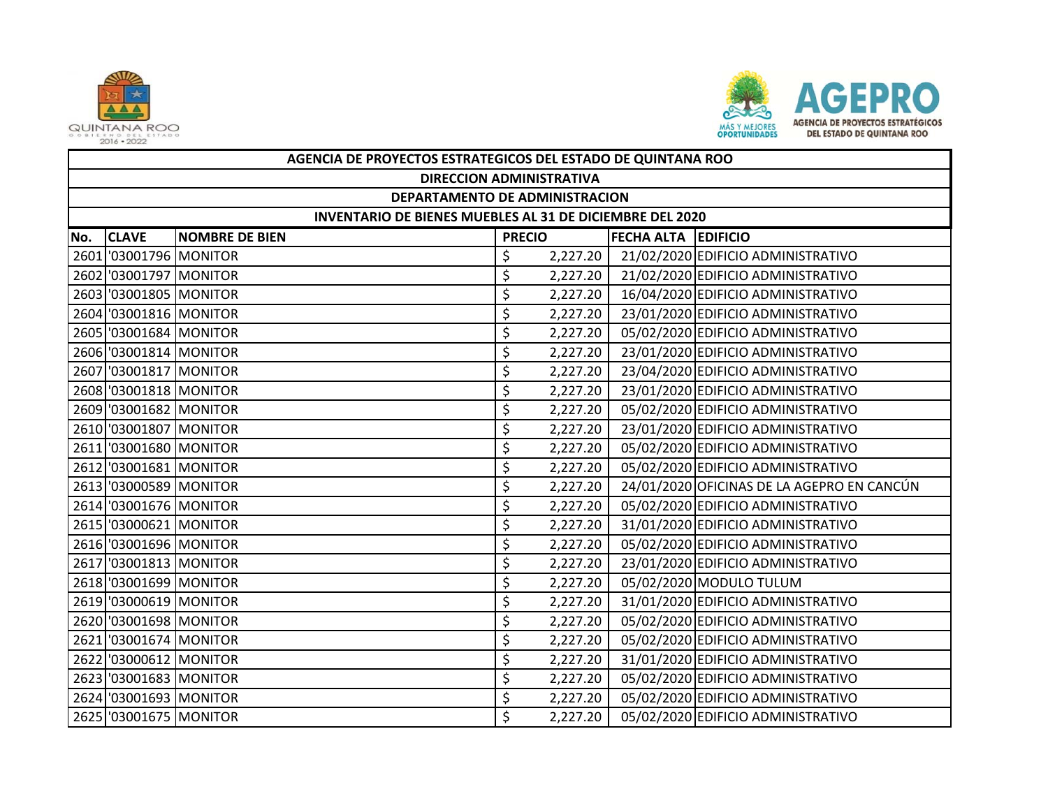| AGENCIA DE PROYECTOS ESTRATEGICOS DEL ESTADO DE QUINTANA ROO | | | | | |
|---|---|---|---|---|---|
| DIRECCION ADMINISTRATIVA | | | | | |
| DEPARTAMENTO DE ADMINISTRACION | | | | | |
| INVENTARIO DE BIENES MUEBLES AL 31 DE DICIEMBRE DEL 2020 | | | | | |
| No. | CLAVE | NOMBRE DE BIEN | PRECIO | FECHA ALTA | EDIFICIO |
| 2601 | '03001796 | MONITOR | $ 2,227.20 | 21/02/2020 | EDIFICIO ADMINISTRATIVO |
| 2602 | '03001797 | MONITOR | $ 2,227.20 | 21/02/2020 | EDIFICIO ADMINISTRATIVO |
| 2603 | '03001805 | MONITOR | $ 2,227.20 | 16/04/2020 | EDIFICIO ADMINISTRATIVO |
| 2604 | '03001816 | MONITOR | $ 2,227.20 | 23/01/2020 | EDIFICIO ADMINISTRATIVO |
| 2605 | '03001684 | MONITOR | $ 2,227.20 | 05/02/2020 | EDIFICIO ADMINISTRATIVO |
| 2606 | '03001814 | MONITOR | $ 2,227.20 | 23/01/2020 | EDIFICIO ADMINISTRATIVO |
| 2607 | '03001817 | MONITOR | $ 2,227.20 | 23/04/2020 | EDIFICIO ADMINISTRATIVO |
| 2608 | '03001818 | MONITOR | $ 2,227.20 | 23/01/2020 | EDIFICIO ADMINISTRATIVO |
| 2609 | '03001682 | MONITOR | $ 2,227.20 | 05/02/2020 | EDIFICIO ADMINISTRATIVO |
| 2610 | '03001807 | MONITOR | $ 2,227.20 | 23/01/2020 | EDIFICIO ADMINISTRATIVO |
| 2611 | '03001680 | MONITOR | $ 2,227.20 | 05/02/2020 | EDIFICIO ADMINISTRATIVO |
| 2612 | '03001681 | MONITOR | $ 2,227.20 | 05/02/2020 | EDIFICIO ADMINISTRATIVO |
| 2613 | '03000589 | MONITOR | $ 2,227.20 | 24/01/2020 | OFICINAS DE LA AGEPRO EN CANCÚN |
| 2614 | '03001676 | MONITOR | $ 2,227.20 | 05/02/2020 | EDIFICIO ADMINISTRATIVO |
| 2615 | '03000621 | MONITOR | $ 2,227.20 | 31/01/2020 | EDIFICIO ADMINISTRATIVO |
| 2616 | '03001696 | MONITOR | $ 2,227.20 | 05/02/2020 | EDIFICIO ADMINISTRATIVO |
| 2617 | '03001813 | MONITOR | $ 2,227.20 | 23/01/2020 | EDIFICIO ADMINISTRATIVO |
| 2618 | '03001699 | MONITOR | $ 2,227.20 | 05/02/2020 | MODULO TULUM |
| 2619 | '03000619 | MONITOR | $ 2,227.20 | 31/01/2020 | EDIFICIO ADMINISTRATIVO |
| 2620 | '03001698 | MONITOR | $ 2,227.20 | 05/02/2020 | EDIFICIO ADMINISTRATIVO |
| 2621 | '03001674 | MONITOR | $ 2,227.20 | 05/02/2020 | EDIFICIO ADMINISTRATIVO |
| 2622 | '03000612 | MONITOR | $ 2,227.20 | 31/01/2020 | EDIFICIO ADMINISTRATIVO |
| 2623 | '03001683 | MONITOR | $ 2,227.20 | 05/02/2020 | EDIFICIO ADMINISTRATIVO |
| 2624 | '03001693 | MONITOR | $ 2,227.20 | 05/02/2020 | EDIFICIO ADMINISTRATIVO |
| 2625 | '03001675 | MONITOR | $ 2,227.20 | 05/02/2020 | EDIFICIO ADMINISTRATIVO |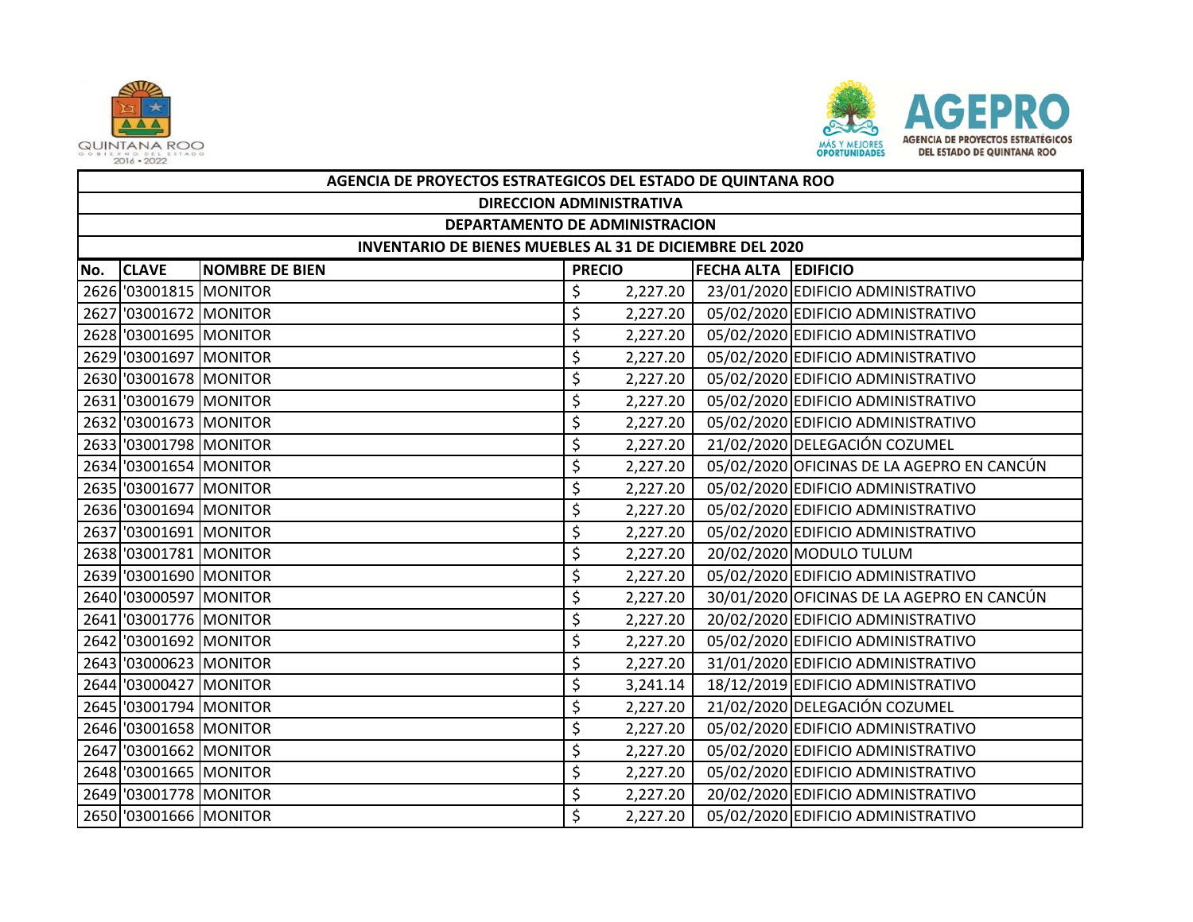| AGENCIA DE PROYECTOS ESTRATEGICOS DEL ESTADO DE QUINTANA ROO | | | | | |
|---|---|---|---|---|---|
| DIRECCION ADMINISTRATIVA | | | | | |
| DEPARTAMENTO DE ADMINISTRACION | | | | | |
| INVENTARIO DE BIENES MUEBLES AL 31 DE DICIEMBRE DEL 2020 | | | | | |
| **No.** | **CLAVE** | **NOMBRE DE BIEN** | **PRECIO** | **FECHA ALTA** | **EDIFICIO** |
| 2626 | '03001815 | MONITOR | $ 2,227.20 | 23/01/2020 | EDIFICIO ADMINISTRATIVO |
| 2627 | '03001672 | MONITOR | $ 2,227.20 | 05/02/2020 | EDIFICIO ADMINISTRATIVO |
| 2628 | '03001695 | MONITOR | $ 2,227.20 | 05/02/2020 | EDIFICIO ADMINISTRATIVO |
| 2629 | '03001697 | MONITOR | $ 2,227.20 | 05/02/2020 | EDIFICIO ADMINISTRATIVO |
| 2630 | '03001678 | MONITOR | $ 2,227.20 | 05/02/2020 | EDIFICIO ADMINISTRATIVO |
| 2631 | '03001679 | MONITOR | $ 2,227.20 | 05/02/2020 | EDIFICIO ADMINISTRATIVO |
| 2632 | '03001673 | MONITOR | $ 2,227.20 | 05/02/2020 | EDIFICIO ADMINISTRATIVO |
| 2633 | '03001798 | MONITOR | $ 2,227.20 | 21/02/2020 | DELEGACIÓN COZUMEL |
| 2634 | '03001654 | MONITOR | $ 2,227.20 | 05/02/2020 | OFICINAS DE LA AGEPRO EN CANCÚN |
| 2635 | '03001677 | MONITOR | $ 2,227.20 | 05/02/2020 | EDIFICIO ADMINISTRATIVO |
| 2636 | '03001694 | MONITOR | $ 2,227.20 | 05/02/2020 | EDIFICIO ADMINISTRATIVO |
| 2637 | '03001691 | MONITOR | $ 2,227.20 | 05/02/2020 | EDIFICIO ADMINISTRATIVO |
| 2638 | '03001781 | MONITOR | $ 2,227.20 | 20/02/2020 | MODULO TULUM |
| 2639 | '03001690 | MONITOR | $ 2,227.20 | 05/02/2020 | EDIFICIO ADMINISTRATIVO |
| 2640 | '03000597 | MONITOR | $ 2,227.20 | 30/01/2020 | OFICINAS DE LA AGEPRO EN CANCÚN |
| 2641 | '03001776 | MONITOR | $ 2,227.20 | 20/02/2020 | EDIFICIO ADMINISTRATIVO |
| 2642 | '03001692 | MONITOR | $ 2,227.20 | 05/02/2020 | EDIFICIO ADMINISTRATIVO |
| 2643 | '03000623 | MONITOR | $ 2,227.20 | 31/01/2020 | EDIFICIO ADMINISTRATIVO |
| 2644 | '03000427 | MONITOR | $ 3,241.14 | 18/12/2019 | EDIFICIO ADMINISTRATIVO |
| 2645 | '03001794 | MONITOR | $ 2,227.20 | 21/02/2020 | DELEGACIÓN COZUMEL |
| 2646 | '03001658 | MONITOR | $ 2,227.20 | 05/02/2020 | EDIFICIO ADMINISTRATIVO |
| 2647 | '03001662 | MONITOR | $ 2,227.20 | 05/02/2020 | EDIFICIO ADMINISTRATIVO |
| 2648 | '03001665 | MONITOR | $ 2,227.20 | 05/02/2020 | EDIFICIO ADMINISTRATIVO |
| 2649 | '03001778 | MONITOR | $ 2,227.20 | 20/02/2020 | EDIFICIO ADMINISTRATIVO |
| 2650 | '03001666 | MONITOR | $ 2,227.20 | 05/02/2020 | EDIFICIO ADMINISTRATIVO |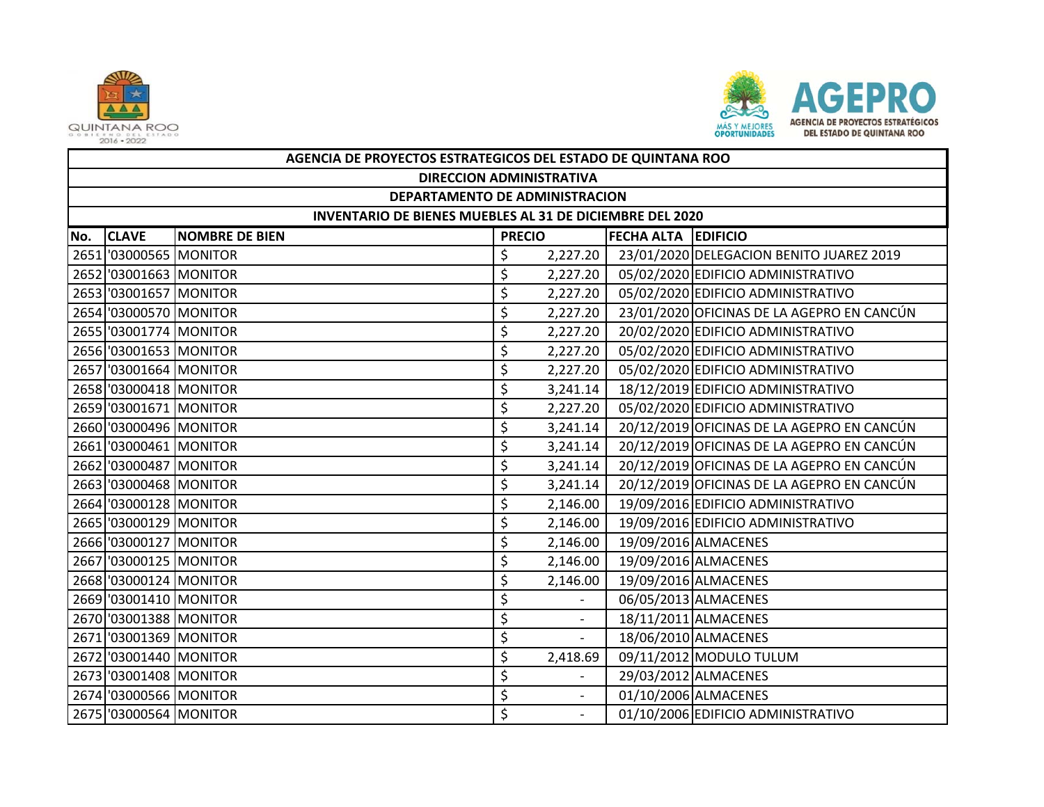| AGENCIA DE PROYECTOS ESTRATEGICOS DEL ESTADO DE QUINTANA ROO | | | | | |
|---|---|---|---|---|---|
| DIRECCION ADMINISTRATIVA | | | | | |
| DEPARTAMENTO DE ADMINISTRACION | | | | | |
| INVENTARIO DE BIENES MUEBLES AL 31 DE DICIEMBRE DEL 2020 | | | | | |
| No. | CLAVE | NOMBRE DE BIEN | PRECIO | FECHA ALTA | EDIFICIO |
| 2651 | '03000565 | MONITOR | $ 2,227.20 | 23/01/2020 | DELEGACION BENITO JUAREZ 2019 |
| 2652 | '03001663 | MONITOR | $ 2,227.20 | 05/02/2020 | EDIFICIO ADMINISTRATIVO |
| 2653 | '03001657 | MONITOR | $ 2,227.20 | 05/02/2020 | EDIFICIO ADMINISTRATIVO |
| 2654 | '03000570 | MONITOR | $ 2,227.20 | 23/01/2020 | OFICINAS DE LA AGEPRO EN CANCÚN |
| 2655 | '03001774 | MONITOR | $ 2,227.20 | 20/02/2020 | EDIFICIO ADMINISTRATIVO |
| 2656 | '03001653 | MONITOR | $ 2,227.20 | 05/02/2020 | EDIFICIO ADMINISTRATIVO |
| 2657 | '03001664 | MONITOR | $ 2,227.20 | 05/02/2020 | EDIFICIO ADMINISTRATIVO |
| 2658 | '03000418 | MONITOR | $ 3,241.14 | 18/12/2019 | EDIFICIO ADMINISTRATIVO |
| 2659 | '03001671 | MONITOR | $ 2,227.20 | 05/02/2020 | EDIFICIO ADMINISTRATIVO |
| 2660 | '03000496 | MONITOR | $ 3,241.14 | 20/12/2019 | OFICINAS DE LA AGEPRO EN CANCÚN |
| 2661 | '03000461 | MONITOR | $ 3,241.14 | 20/12/2019 | OFICINAS DE LA AGEPRO EN CANCÚN |
| 2662 | '03000487 | MONITOR | $ 3,241.14 | 20/12/2019 | OFICINAS DE LA AGEPRO EN CANCÚN |
| 2663 | '03000468 | MONITOR | $ 3,241.14 | 20/12/2019 | OFICINAS DE LA AGEPRO EN CANCÚN |
| 2664 | '03000128 | MONITOR | $ 2,146.00 | 19/09/2016 | EDIFICIO ADMINISTRATIVO |
| 2665 | '03000129 | MONITOR | $ 2,146.00 | 19/09/2016 | EDIFICIO ADMINISTRATIVO |
| 2666 | '03000127 | MONITOR | $ 2,146.00 | 19/09/2016 | ALMACENES |
| 2667 | '03000125 | MONITOR | $ 2,146.00 | 19/09/2016 | ALMACENES |
| 2668 | '03000124 | MONITOR | $ 2,146.00 | 19/09/2016 | ALMACENES |
| 2669 | '03001410 | MONITOR | $ - | 06/05/2013 | ALMACENES |
| 2670 | '03001388 | MONITOR | $ - | 18/11/2011 | ALMACENES |
| 2671 | '03001369 | MONITOR | $ - | 18/06/2010 | ALMACENES |
| 2672 | '03001440 | MONITOR | $ 2,418.69 | 09/11/2012 | MODULO TULUM |
| 2673 | '03001408 | MONITOR | $ - | 29/03/2012 | ALMACENES |
| 2674 | '03000566 | MONITOR | $ - | 01/10/2006 | ALMACENES |
| 2675 | '03000564 | MONITOR | $ - | 01/10/2006 | EDIFICIO ADMINISTRATIVO |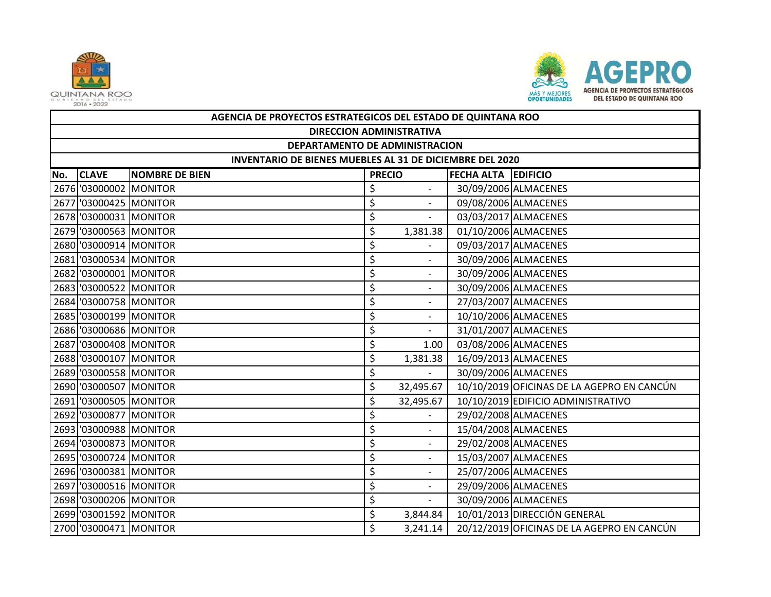| AGENCIA DE PROYECTOS ESTRATEGICOS DEL ESTADO DE QUINTANA ROO | | | | | |
|---|---|---|---|---|---|
| DIRECCION ADMINISTRATIVA | | | | | |
| DEPARTAMENTO DE ADMINISTRACION | | | | | |
| INVENTARIO DE BIENES MUEBLES AL 31 DE DICIEMBRE DEL 2020 | | | | | |
| **No.** | **CLAVE** | **NOMBRE DE BIEN** | **PRECIO** | **FECHA ALTA** | **EDIFICIO** |
| 2676 | '03000002 | MONITOR | $ - | 30/09/2006 | ALMACENES |
| 2677 | '03000425 | MONITOR | $ - | 09/08/2006 | ALMACENES |
| 2678 | '03000031 | MONITOR | $ - | 03/03/2017 | ALMACENES |
| 2679 | '03000563 | MONITOR | $ 1,381.38 | 01/10/2006 | ALMACENES |
| 2680 | '03000914 | MONITOR | $ - | 09/03/2017 | ALMACENES |
| 2681 | '03000534 | MONITOR | $ - | 30/09/2006 | ALMACENES |
| 2682 | '03000001 | MONITOR | $ - | 30/09/2006 | ALMACENES |
| 2683 | '03000522 | MONITOR | $ - | 30/09/2006 | ALMACENES |
| 2684 | '03000758 | MONITOR | $ - | 27/03/2007 | ALMACENES |
| 2685 | '03000199 | MONITOR | $ - | 10/10/2006 | ALMACENES |
| 2686 | '03000686 | MONITOR | $ - | 31/01/2007 | ALMACENES |
| 2687 | '03000408 | MONITOR | $ 1.00 | 03/08/2006 | ALMACENES |
| 2688 | '03000107 | MONITOR | $ 1,381.38 | 16/09/2013 | ALMACENES |
| 2689 | '03000558 | MONITOR | $ - | 30/09/2006 | ALMACENES |
| 2690 | '03000507 | MONITOR | $ 32,495.67 | 10/10/2019 | OFICINAS DE LA AGEPRO EN CANCÚN |
| 2691 | '03000505 | MONITOR | $ 32,495.67 | 10/10/2019 | EDIFICIO ADMINISTRATIVO |
| 2692 | '03000877 | MONITOR | $ - | 29/02/2008 | ALMACENES |
| 2693 | '03000988 | MONITOR | $ - | 15/04/2008 | ALMACENES |
| 2694 | '03000873 | MONITOR | $ - | 29/02/2008 | ALMACENES |
| 2695 | '03000724 | MONITOR | $ - | 15/03/2007 | ALMACENES |
| 2696 | '03000381 | MONITOR | $ - | 25/07/2006 | ALMACENES |
| 2697 | '03000516 | MONITOR | $ - | 29/09/2006 | ALMACENES |
| 2698 | '03000206 | MONITOR | $ - | 30/09/2006 | ALMACENES |
| 2699 | '03001592 | MONITOR | $ 3,844.84 | 10/01/2013 | DIRECCIÓN GENERAL |
| 2700 | '03000471 | MONITOR | $ 3,241.14 | 20/12/2019 | OFICINAS DE LA AGEPRO EN CANCÚN |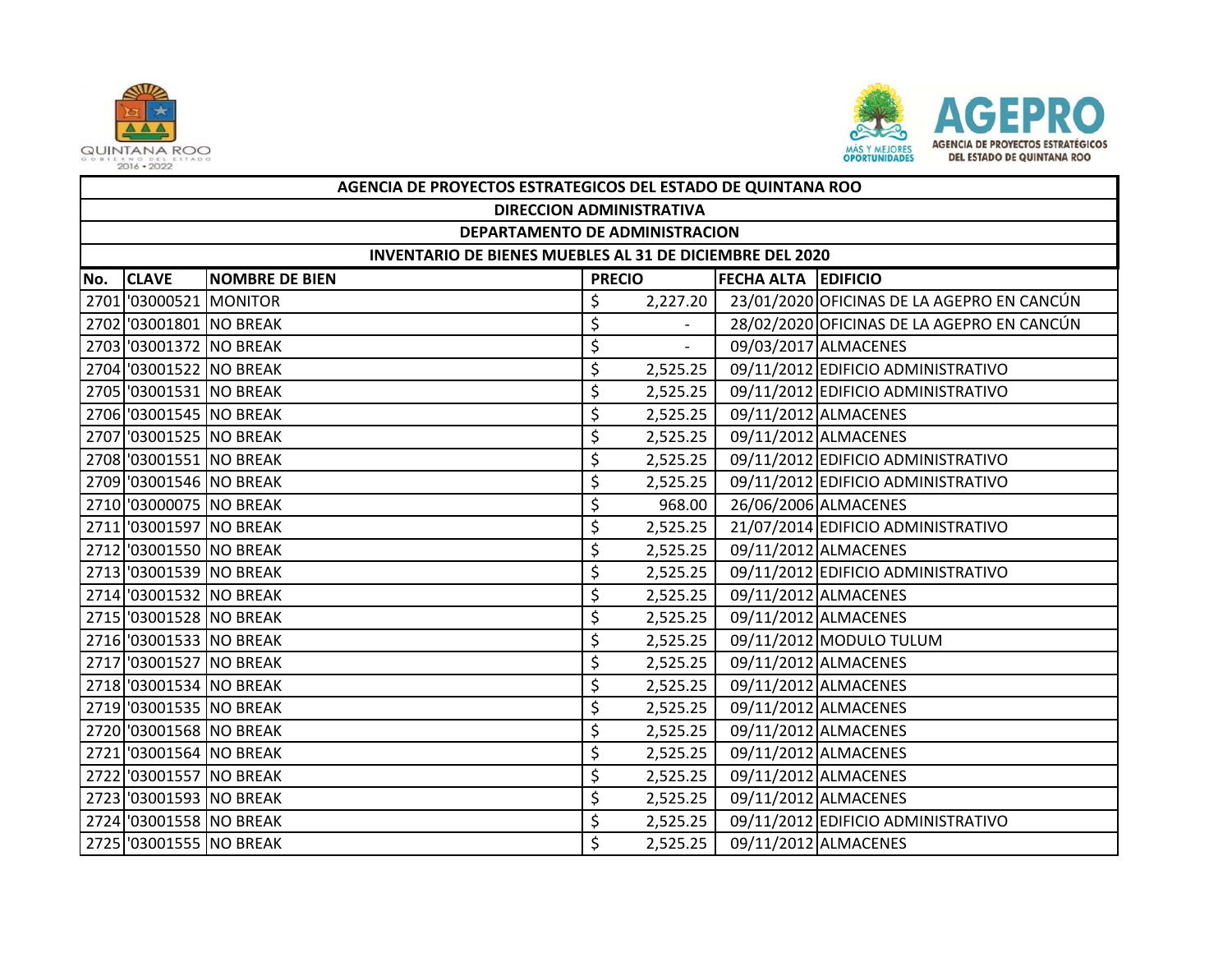| AGENCIA DE PROYECTOS ESTRATEGICOS DEL ESTADO DE QUINTANA ROO | | | | | |
|---|---|---|---|---|---|
| DIRECCION ADMINISTRATIVA | | | | | |
| DEPARTAMENTO DE ADMINISTRACION | | | | | |
| INVENTARIO DE BIENES MUEBLES AL 31 DE DICIEMBRE DEL 2020 | | | | | |
| **No.** | **CLAVE** | **NOMBRE DE BIEN** | **PRECIO** | **FECHA ALTA** | **EDIFICIO** |
| 2701 | '03000521 | MONITOR | $ 2,227.20 | 23/01/2020 | OFICINAS DE LA AGEPRO EN CANCÚN |
| 2702 | '03001801 | NO BREAK | $ - | 28/02/2020 | OFICINAS DE LA AGEPRO EN CANCÚN |
| 2703 | '03001372 | NO BREAK | $ - | 09/03/2017 | ALMACENES |
| 2704 | '03001522 | NO BREAK | $ 2,525.25 | 09/11/2012 | EDIFICIO ADMINISTRATIVO |
| 2705 | '03001531 | NO BREAK | $ 2,525.25 | 09/11/2012 | EDIFICIO ADMINISTRATIVO |
| 2706 | '03001545 | NO BREAK | $ 2,525.25 | 09/11/2012 | ALMACENES |
| 2707 | '03001525 | NO BREAK | $ 2,525.25 | 09/11/2012 | ALMACENES |
| 2708 | '03001551 | NO BREAK | $ 2,525.25 | 09/11/2012 | EDIFICIO ADMINISTRATIVO |
| 2709 | '03001546 | NO BREAK | $ 2,525.25 | 09/11/2012 | EDIFICIO ADMINISTRATIVO |
| 2710 | '03000075 | NO BREAK | $ 968.00 | 26/06/2006 | ALMACENES |
| 2711 | '03001597 | NO BREAK | $ 2,525.25 | 21/07/2014 | EDIFICIO ADMINISTRATIVO |
| 2712 | '03001550 | NO BREAK | $ 2,525.25 | 09/11/2012 | ALMACENES |
| 2713 | '03001539 | NO BREAK | $ 2,525.25 | 09/11/2012 | EDIFICIO ADMINISTRATIVO |
| 2714 | '03001532 | NO BREAK | $ 2,525.25 | 09/11/2012 | ALMACENES |
| 2715 | '03001528 | NO BREAK | $ 2,525.25 | 09/11/2012 | ALMACENES |
| 2716 | '03001533 | NO BREAK | $ 2,525.25 | 09/11/2012 | MODULO TULUM |
| 2717 | '03001527 | NO BREAK | $ 2,525.25 | 09/11/2012 | ALMACENES |
| 2718 | '03001534 | NO BREAK | $ 2,525.25 | 09/11/2012 | ALMACENES |
| 2719 | '03001535 | NO BREAK | $ 2,525.25 | 09/11/2012 | ALMACENES |
| 2720 | '03001568 | NO BREAK | $ 2,525.25 | 09/11/2012 | ALMACENES |
| 2721 | '03001564 | NO BREAK | $ 2,525.25 | 09/11/2012 | ALMACENES |
| 2722 | '03001557 | NO BREAK | $ 2,525.25 | 09/11/2012 | ALMACENES |
| 2723 | '03001593 | NO BREAK | $ 2,525.25 | 09/11/2012 | ALMACENES |
| 2724 | '03001558 | NO BREAK | $ 2,525.25 | 09/11/2012 | EDIFICIO ADMINISTRATIVO |
| 2725 | '03001555 | NO BREAK | $ 2,525.25 | 09/11/2012 | ALMACENES |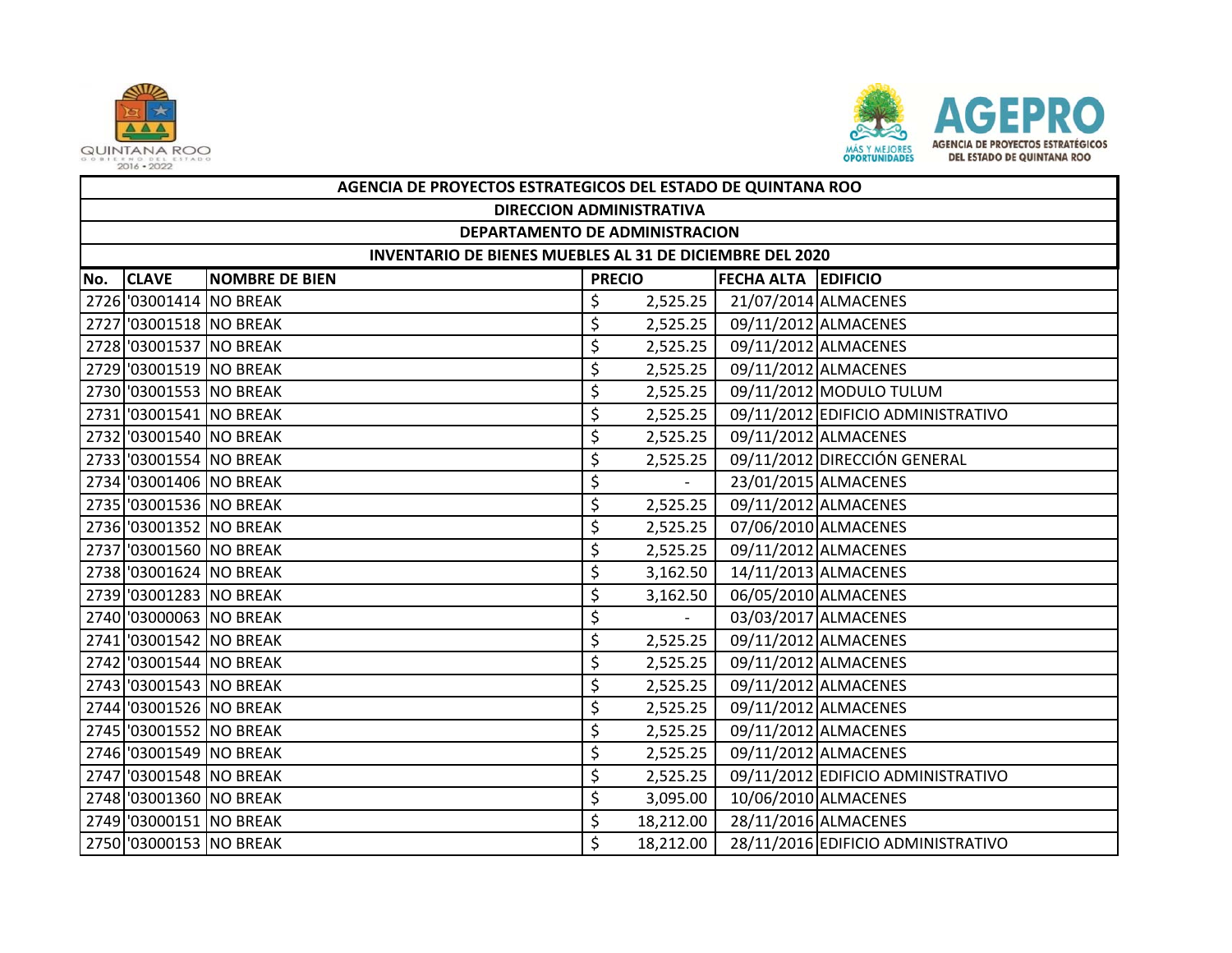| AGENCIA DE PROYECTOS ESTRATEGICOS DEL ESTADO DE QUINTANA ROO | | | | | |
|---|---|---|---|---|---|
| DIRECCION ADMINISTRATIVA | | | | | |
| DEPARTAMENTO DE ADMINISTRACION | | | | | |
| INVENTARIO DE BIENES MUEBLES AL 31 DE DICIEMBRE DEL 2020 | | | | | |
| **No.** | **CLAVE** | **NOMBRE DE BIEN** | **PRECIO** | **FECHA ALTA** | **EDIFICIO** |
| 2726 | '03001414 | NO BREAK | $ 2,525.25 | 21/07/2014 | ALMACENES |
| 2727 | '03001518 | NO BREAK | $ 2,525.25 | 09/11/2012 | ALMACENES |
| 2728 | '03001537 | NO BREAK | $ 2,525.25 | 09/11/2012 | ALMACENES |
| 2729 | '03001519 | NO BREAK | $ 2,525.25 | 09/11/2012 | ALMACENES |
| 2730 | '03001553 | NO BREAK | $ 2,525.25 | 09/11/2012 | MODULO TULUM |
| 2731 | '03001541 | NO BREAK | $ 2,525.25 | 09/11/2012 | EDIFICIO ADMINISTRATIVO |
| 2732 | '03001540 | NO BREAK | $ 2,525.25 | 09/11/2012 | ALMACENES |
| 2733 | '03001554 | NO BREAK | $ 2,525.25 | 09/11/2012 | DIRECCIÓN GENERAL |
| 2734 | '03001406 | NO BREAK | $ - | 23/01/2015 | ALMACENES |
| 2735 | '03001536 | NO BREAK | $ 2,525.25 | 09/11/2012 | ALMACENES |
| 2736 | '03001352 | NO BREAK | $ 2,525.25 | 07/06/2010 | ALMACENES |
| 2737 | '03001560 | NO BREAK | $ 2,525.25 | 09/11/2012 | ALMACENES |
| 2738 | '03001624 | NO BREAK | $ 3,162.50 | 14/11/2013 | ALMACENES |
| 2739 | '03001283 | NO BREAK | $ 3,162.50 | 06/05/2010 | ALMACENES |
| 2740 | '03000063 | NO BREAK | $ - | 03/03/2017 | ALMACENES |
| 2741 | '03001542 | NO BREAK | $ 2,525.25 | 09/11/2012 | ALMACENES |
| 2742 | '03001544 | NO BREAK | $ 2,525.25 | 09/11/2012 | ALMACENES |
| 2743 | '03001543 | NO BREAK | $ 2,525.25 | 09/11/2012 | ALMACENES |
| 2744 | '03001526 | NO BREAK | $ 2,525.25 | 09/11/2012 | ALMACENES |
| 2745 | '03001552 | NO BREAK | $ 2,525.25 | 09/11/2012 | ALMACENES |
| 2746 | '03001549 | NO BREAK | $ 2,525.25 | 09/11/2012 | ALMACENES |
| 2747 | '03001548 | NO BREAK | $ 2,525.25 | 09/11/2012 | EDIFICIO ADMINISTRATIVO |
| 2748 | '03001360 | NO BREAK | $ 3,095.00 | 10/06/2010 | ALMACENES |
| 2749 | '03000151 | NO BREAK | $ 18,212.00 | 28/11/2016 | ALMACENES |
| 2750 | '03000153 | NO BREAK | $ 18,212.00 | 28/11/2016 | EDIFICIO ADMINISTRATIVO |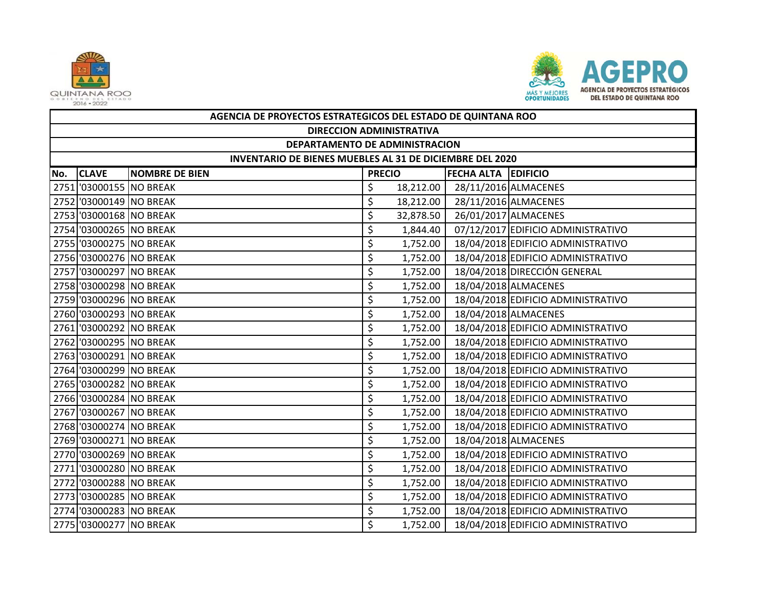| AGENCIA DE PROYECTOS ESTRATEGICOS DEL ESTADO DE QUINTANA ROO | | | | | |
|---|---|---|---|---|---|
| DIRECCION ADMINISTRATIVA | | | | | |
| DEPARTAMENTO DE ADMINISTRACION | | | | | |
| INVENTARIO DE BIENES MUEBLES AL 31 DE DICIEMBRE DEL 2020 | | | | | |
| No. | CLAVE | NOMBRE DE BIEN | PRECIO | FECHA ALTA | EDIFICIO |
| 2751 | '03000155 | NO BREAK | $ 18,212.00 | 28/11/2016 | ALMACENES |
| 2752 | '03000149 | NO BREAK | $ 18,212.00 | 28/11/2016 | ALMACENES |
| 2753 | '03000168 | NO BREAK | $ 32,878.50 | 26/01/2017 | ALMACENES |
| 2754 | '03000265 | NO BREAK | $ 1,844.40 | 07/12/2017 | EDIFICIO ADMINISTRATIVO |
| 2755 | '03000275 | NO BREAK | $ 1,752.00 | 18/04/2018 | EDIFICIO ADMINISTRATIVO |
| 2756 | '03000276 | NO BREAK | $ 1,752.00 | 18/04/2018 | EDIFICIO ADMINISTRATIVO |
| 2757 | '03000297 | NO BREAK | $ 1,752.00 | 18/04/2018 | DIRECCIÓN GENERAL |
| 2758 | '03000298 | NO BREAK | $ 1,752.00 | 18/04/2018 | ALMACENES |
| 2759 | '03000296 | NO BREAK | $ 1,752.00 | 18/04/2018 | EDIFICIO ADMINISTRATIVO |
| 2760 | '03000293 | NO BREAK | $ 1,752.00 | 18/04/2018 | ALMACENES |
| 2761 | '03000292 | NO BREAK | $ 1,752.00 | 18/04/2018 | EDIFICIO ADMINISTRATIVO |
| 2762 | '03000295 | NO BREAK | $ 1,752.00 | 18/04/2018 | EDIFICIO ADMINISTRATIVO |
| 2763 | '03000291 | NO BREAK | $ 1,752.00 | 18/04/2018 | EDIFICIO ADMINISTRATIVO |
| 2764 | '03000299 | NO BREAK | $ 1,752.00 | 18/04/2018 | EDIFICIO ADMINISTRATIVO |
| 2765 | '03000282 | NO BREAK | $ 1,752.00 | 18/04/2018 | EDIFICIO ADMINISTRATIVO |
| 2766 | '03000284 | NO BREAK | $ 1,752.00 | 18/04/2018 | EDIFICIO ADMINISTRATIVO |
| 2767 | '03000267 | NO BREAK | $ 1,752.00 | 18/04/2018 | EDIFICIO ADMINISTRATIVO |
| 2768 | '03000274 | NO BREAK | $ 1,752.00 | 18/04/2018 | EDIFICIO ADMINISTRATIVO |
| 2769 | '03000271 | NO BREAK | $ 1,752.00 | 18/04/2018 | ALMACENES |
| 2770 | '03000269 | NO BREAK | $ 1,752.00 | 18/04/2018 | EDIFICIO ADMINISTRATIVO |
| 2771 | '03000280 | NO BREAK | $ 1,752.00 | 18/04/2018 | EDIFICIO ADMINISTRATIVO |
| 2772 | '03000288 | NO BREAK | $ 1,752.00 | 18/04/2018 | EDIFICIO ADMINISTRATIVO |
| 2773 | '03000285 | NO BREAK | $ 1,752.00 | 18/04/2018 | EDIFICIO ADMINISTRATIVO |
| 2774 | '03000283 | NO BREAK | $ 1,752.00 | 18/04/2018 | EDIFICIO ADMINISTRATIVO |
| 2775 | '03000277 | NO BREAK | $ 1,752.00 | 18/04/2018 | EDIFICIO ADMINISTRATIVO |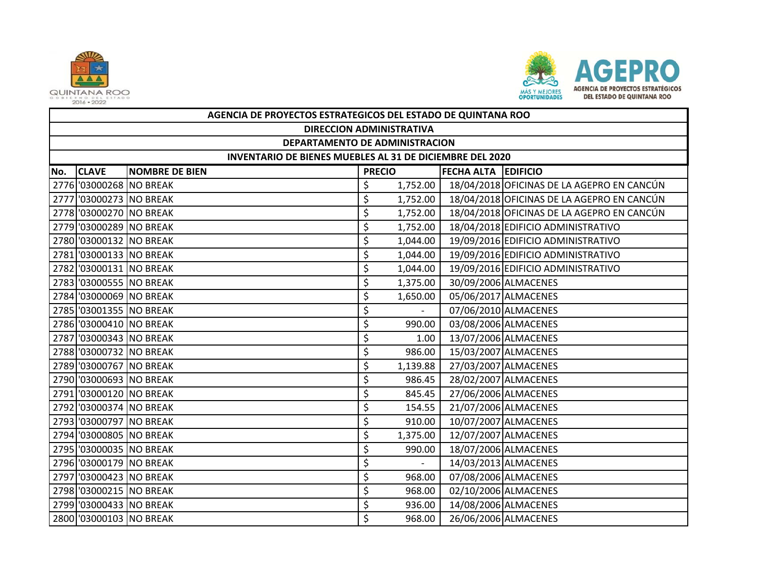| AGENCIA DE PROYECTOS ESTRATEGICOS DEL ESTADO DE QUINTANA ROO | | | | | |
|---|---|---|---|---|---|
| DIRECCION ADMINISTRATIVA | | | | | |
| DEPARTAMENTO DE ADMINISTRACION | | | | | |
| INVENTARIO DE BIENES MUEBLES AL 31 DE DICIEMBRE DEL 2020 | | | | | |
| **No.** | **CLAVE** | **NOMBRE DE BIEN** | **PRECIO** | **FECHA ALTA** | **EDIFICIO** |
| 2776 | '03000268 | NO BREAK | $ 1,752.00 | 18/04/2018 | OFICINAS DE LA AGEPRO EN CANCÚN |
| 2777 | '03000273 | NO BREAK | $ 1,752.00 | 18/04/2018 | OFICINAS DE LA AGEPRO EN CANCÚN |
| 2778 | '03000270 | NO BREAK | $ 1,752.00 | 18/04/2018 | OFICINAS DE LA AGEPRO EN CANCÚN |
| 2779 | '03000289 | NO BREAK | $ 1,752.00 | 18/04/2018 | EDIFICIO ADMINISTRATIVO |
| 2780 | '03000132 | NO BREAK | $ 1,044.00 | 19/09/2016 | EDIFICIO ADMINISTRATIVO |
| 2781 | '03000133 | NO BREAK | $ 1,044.00 | 19/09/2016 | EDIFICIO ADMINISTRATIVO |
| 2782 | '03000131 | NO BREAK | $ 1,044.00 | 19/09/2016 | EDIFICIO ADMINISTRATIVO |
| 2783 | '03000555 | NO BREAK | $ 1,375.00 | 30/09/2006 | ALMACENES |
| 2784 | '03000069 | NO BREAK | $ 1,650.00 | 05/06/2017 | ALMACENES |
| 2785 | '03001355 | NO BREAK | $ - | 07/06/2010 | ALMACENES |
| 2786 | '03000410 | NO BREAK | $ 990.00 | 03/08/2006 | ALMACENES |
| 2787 | '03000343 | NO BREAK | $ 1.00 | 13/07/2006 | ALMACENES |
| 2788 | '03000732 | NO BREAK | $ 986.00 | 15/03/2007 | ALMACENES |
| 2789 | '03000767 | NO BREAK | $ 1,139.88 | 27/03/2007 | ALMACENES |
| 2790 | '03000693 | NO BREAK | $ 986.45 | 28/02/2007 | ALMACENES |
| 2791 | '03000120 | NO BREAK | $ 845.45 | 27/06/2006 | ALMACENES |
| 2792 | '03000374 | NO BREAK | $ 154.55 | 21/07/2006 | ALMACENES |
| 2793 | '03000797 | NO BREAK | $ 910.00 | 10/07/2007 | ALMACENES |
| 2794 | '03000805 | NO BREAK | $ 1,375.00 | 12/07/2007 | ALMACENES |
| 2795 | '03000035 | NO BREAK | $ 990.00 | 18/07/2006 | ALMACENES |
| 2796 | '03000179 | NO BREAK | $ - | 14/03/2013 | ALMACENES |
| 2797 | '03000423 | NO BREAK | $ 968.00 | 07/08/2006 | ALMACENES |
| 2798 | '03000215 | NO BREAK | $ 968.00 | 02/10/2006 | ALMACENES |
| 2799 | '03000433 | NO BREAK | $ 936.00 | 14/08/2006 | ALMACENES |
| 2800 | '03000103 | NO BREAK | $ 968.00 | 26/06/2006 | ALMACENES |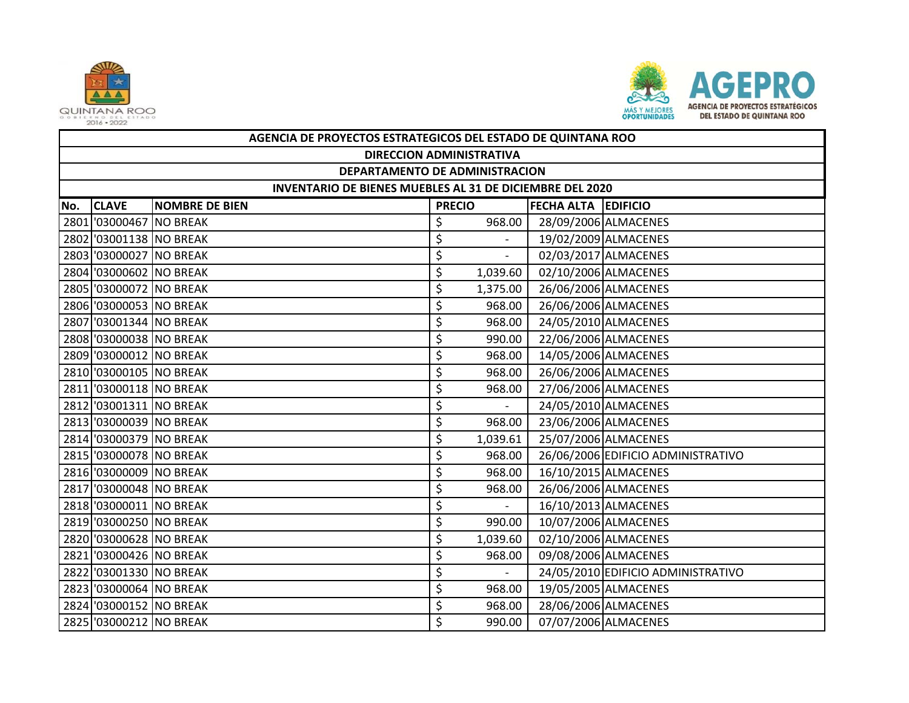| AGENCIA DE PROYECTOS ESTRATEGICOS DEL ESTADO DE QUINTANA ROO | | | | | |
|---|---|---|---|---|---|
| DIRECCION ADMINISTRATIVA | | | | | |
| DEPARTAMENTO DE ADMINISTRACION | | | | | |
| INVENTARIO DE BIENES MUEBLES AL 31 DE DICIEMBRE DEL 2020 | | | | | |
| **No.** | **CLAVE** | **NOMBRE DE BIEN** | **PRECIO** | **FECHA ALTA** | **EDIFICIO** |
| 2801 | '03000467 | NO BREAK | $ 968.00 | 28/09/2006 | ALMACENES |
| 2802 | '03001138 | NO BREAK | $ - | 19/02/2009 | ALMACENES |
| 2803 | '03000027 | NO BREAK | $ - | 02/03/2017 | ALMACENES |
| 2804 | '03000602 | NO BREAK | $ 1,039.60 | 02/10/2006 | ALMACENES |
| 2805 | '03000072 | NO BREAK | $ 1,375.00 | 26/06/2006 | ALMACENES |
| 2806 | '03000053 | NO BREAK | $ 968.00 | 26/06/2006 | ALMACENES |
| 2807 | '03001344 | NO BREAK | $ 968.00 | 24/05/2010 | ALMACENES |
| 2808 | '03000038 | NO BREAK | $ 990.00 | 22/06/2006 | ALMACENES |
| 2809 | '03000012 | NO BREAK | $ 968.00 | 14/05/2006 | ALMACENES |
| 2810 | '03000105 | NO BREAK | $ 968.00 | 26/06/2006 | ALMACENES |
| 2811 | '03000118 | NO BREAK | $ 968.00 | 27/06/2006 | ALMACENES |
| 2812 | '03001311 | NO BREAK | $ - | 24/05/2010 | ALMACENES |
| 2813 | '03000039 | NO BREAK | $ 968.00 | 23/06/2006 | ALMACENES |
| 2814 | '03000379 | NO BREAK | $ 1,039.61 | 25/07/2006 | ALMACENES |
| 2815 | '03000078 | NO BREAK | $ 968.00 | 26/06/2006 | EDIFICIO ADMINISTRATIVO |
| 2816 | '03000009 | NO BREAK | $ 968.00 | 16/10/2015 | ALMACENES |
| 2817 | '03000048 | NO BREAK | $ 968.00 | 26/06/2006 | ALMACENES |
| 2818 | '03000011 | NO BREAK | $ - | 16/10/2013 | ALMACENES |
| 2819 | '03000250 | NO BREAK | $ 990.00 | 10/07/2006 | ALMACENES |
| 2820 | '03000628 | NO BREAK | $ 1,039.60 | 02/10/2006 | ALMACENES |
| 2821 | '03000426 | NO BREAK | $ 968.00 | 09/08/2006 | ALMACENES |
| 2822 | '03001330 | NO BREAK | $ - | 24/05/2010 | EDIFICIO ADMINISTRATIVO |
| 2823 | '03000064 | NO BREAK | $ 968.00 | 19/05/2005 | ALMACENES |
| 2824 | '03000152 | NO BREAK | $ 968.00 | 28/06/2006 | ALMACENES |
| 2825 | '03000212 | NO BREAK | $ 990.00 | 07/07/2006 | ALMACENES |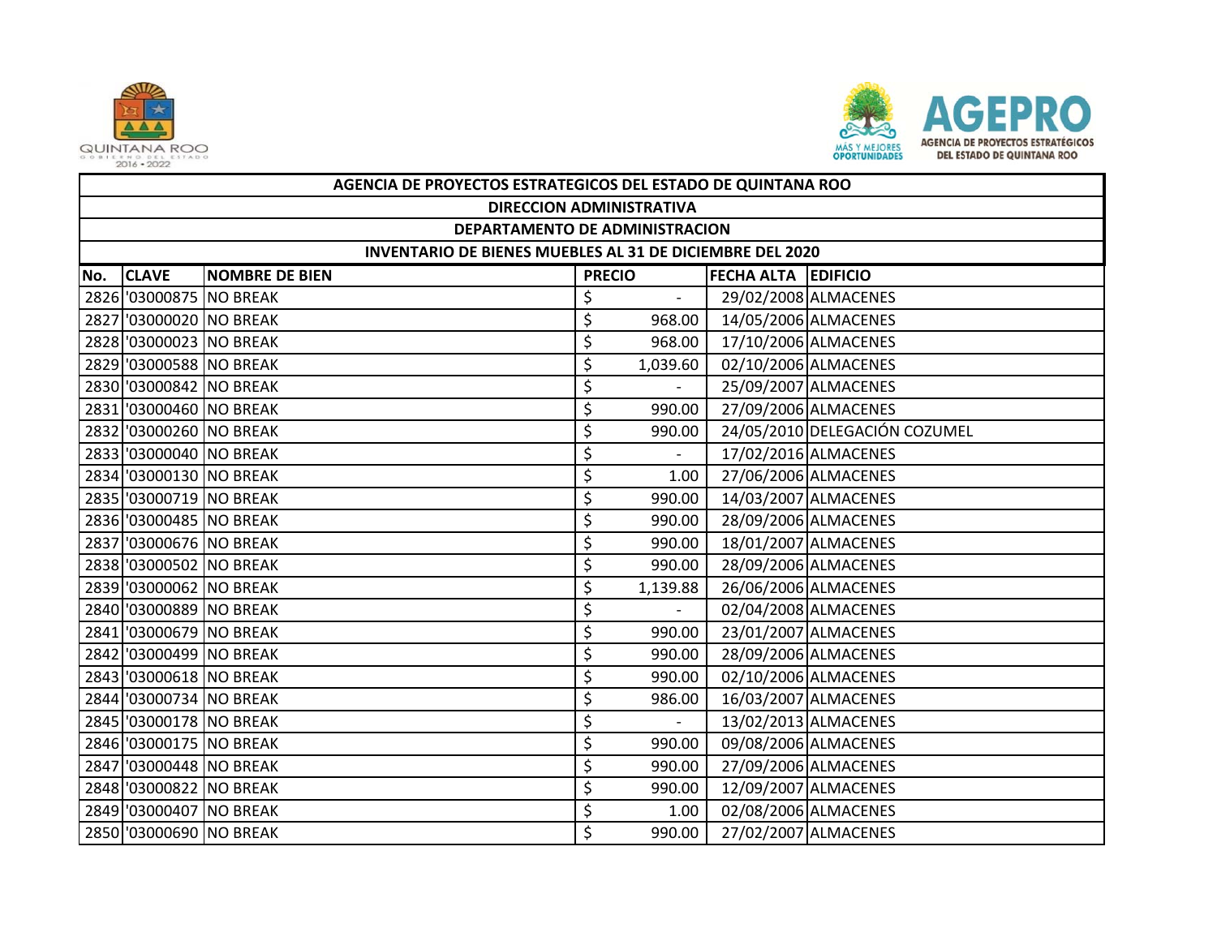| AGENCIA DE PROYECTOS ESTRATEGICOS DEL ESTADO DE QUINTANA ROO | | | | | |
|---|---|---|---|---|---|
| DIRECCION ADMINISTRATIVA | | | | | |
| DEPARTAMENTO DE ADMINISTRACION | | | | | |
| INVENTARIO DE BIENES MUEBLES AL 31 DE DICIEMBRE DEL 2020 | | | | | |
| **No.** | **CLAVE** | **NOMBRE DE BIEN** | **PRECIO** | **FECHA ALTA** | **EDIFICIO** |
| 2826 | '03000875 | NO BREAK | $ - | 29/02/2008 | ALMACENES |
| 2827 | '03000020 | NO BREAK | $ 968.00 | 14/05/2006 | ALMACENES |
| 2828 | '03000023 | NO BREAK | $ 968.00 | 17/10/2006 | ALMACENES |
| 2829 | '03000588 | NO BREAK | $ 1,039.60 | 02/10/2006 | ALMACENES |
| 2830 | '03000842 | NO BREAK | $ - | 25/09/2007 | ALMACENES |
| 2831 | '03000460 | NO BREAK | $ 990.00 | 27/09/2006 | ALMACENES |
| 2832 | '03000260 | NO BREAK | $ 990.00 | 24/05/2010 | DELEGACIÓN COZUMEL |
| 2833 | '03000040 | NO BREAK | $ - | 17/02/2016 | ALMACENES |
| 2834 | '03000130 | NO BREAK | $ 1.00 | 27/06/2006 | ALMACENES |
| 2835 | '03000719 | NO BREAK | $ 990.00 | 14/03/2007 | ALMACENES |
| 2836 | '03000485 | NO BREAK | $ 990.00 | 28/09/2006 | ALMACENES |
| 2837 | '03000676 | NO BREAK | $ 990.00 | 18/01/2007 | ALMACENES |
| 2838 | '03000502 | NO BREAK | $ 990.00 | 28/09/2006 | ALMACENES |
| 2839 | '03000062 | NO BREAK | $ 1,139.88 | 26/06/2006 | ALMACENES |
| 2840 | '03000889 | NO BREAK | $ - | 02/04/2008 | ALMACENES |
| 2841 | '03000679 | NO BREAK | $ 990.00 | 23/01/2007 | ALMACENES |
| 2842 | '03000499 | NO BREAK | $ 990.00 | 28/09/2006 | ALMACENES |
| 2843 | '03000618 | NO BREAK | $ 990.00 | 02/10/2006 | ALMACENES |
| 2844 | '03000734 | NO BREAK | $ 986.00 | 16/03/2007 | ALMACENES |
| 2845 | '03000178 | NO BREAK | $ - | 13/02/2013 | ALMACENES |
| 2846 | '03000175 | NO BREAK | $ 990.00 | 09/08/2006 | ALMACENES |
| 2847 | '03000448 | NO BREAK | $ 990.00 | 27/09/2006 | ALMACENES |
| 2848 | '03000822 | NO BREAK | $ 990.00 | 12/09/2007 | ALMACENES |
| 2849 | '03000407 | NO BREAK | $ 1.00 | 02/08/2006 | ALMACENES |
| 2850 | '03000690 | NO BREAK | $ 990.00 | 27/02/2007 | ALMACENES |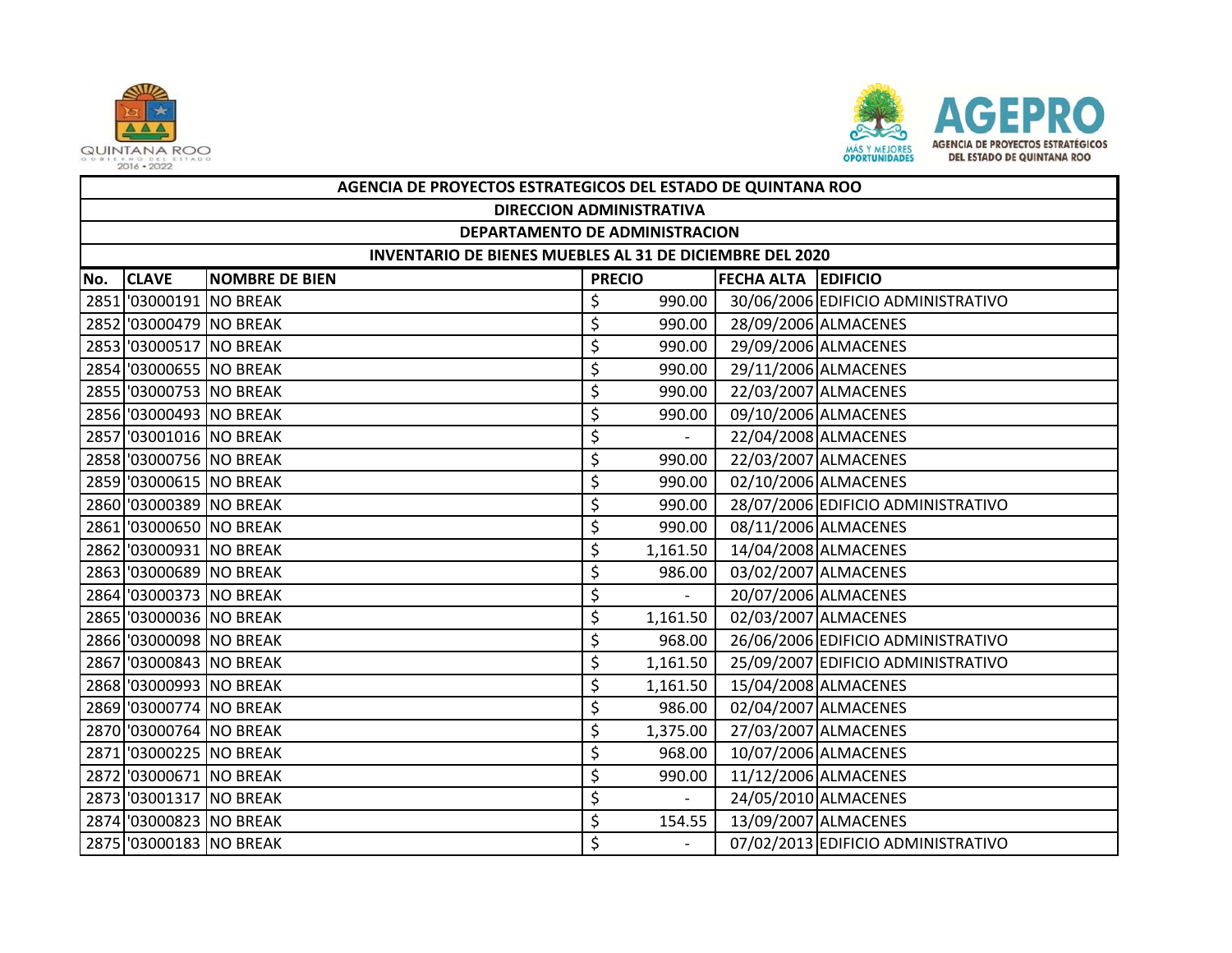| AGENCIA DE PROYECTOS ESTRATEGICOS DEL ESTADO DE QUINTANA ROO | | | | | |
|---|---|---|---|---|---|
| DIRECCION ADMINISTRATIVA | | | | | |
| DEPARTAMENTO DE ADMINISTRACION | | | | | |
| INVENTARIO DE BIENES MUEBLES AL 31 DE DICIEMBRE DEL 2020 | | | | | |
| **No.** | **CLAVE** | **NOMBRE DE BIEN** | **PRECIO** | **FECHA ALTA** | **EDIFICIO** |
| 2851 | '03000191 | NO BREAK | $ 990.00 | 30/06/2006 | EDIFICIO ADMINISTRATIVO |
| 2852 | '03000479 | NO BREAK | $ 990.00 | 28/09/2006 | ALMACENES |
| 2853 | '03000517 | NO BREAK | $ 990.00 | 29/09/2006 | ALMACENES |
| 2854 | '03000655 | NO BREAK | $ 990.00 | 29/11/2006 | ALMACENES |
| 2855 | '03000753 | NO BREAK | $ 990.00 | 22/03/2007 | ALMACENES |
| 2856 | '03000493 | NO BREAK | $ 990.00 | 09/10/2006 | ALMACENES |
| 2857 | '03001016 | NO BREAK | $ - | 22/04/2008 | ALMACENES |
| 2858 | '03000756 | NO BREAK | $ 990.00 | 22/03/2007 | ALMACENES |
| 2859 | '03000615 | NO BREAK | $ 990.00 | 02/10/2006 | ALMACENES |
| 2860 | '03000389 | NO BREAK | $ 990.00 | 28/07/2006 | EDIFICIO ADMINISTRATIVO |
| 2861 | '03000650 | NO BREAK | $ 990.00 | 08/11/2006 | ALMACENES |
| 2862 | '03000931 | NO BREAK | $ 1,161.50 | 14/04/2008 | ALMACENES |
| 2863 | '03000689 | NO BREAK | $ 986.00 | 03/02/2007 | ALMACENES |
| 2864 | '03000373 | NO BREAK | $ - | 20/07/2006 | ALMACENES |
| 2865 | '03000036 | NO BREAK | $ 1,161.50 | 02/03/2007 | ALMACENES |
| 2866 | '03000098 | NO BREAK | $ 968.00 | 26/06/2006 | EDIFICIO ADMINISTRATIVO |
| 2867 | '03000843 | NO BREAK | $ 1,161.50 | 25/09/2007 | EDIFICIO ADMINISTRATIVO |
| 2868 | '03000993 | NO BREAK | $ 1,161.50 | 15/04/2008 | ALMACENES |
| 2869 | '03000774 | NO BREAK | $ 986.00 | 02/04/2007 | ALMACENES |
| 2870 | '03000764 | NO BREAK | $ 1,375.00 | 27/03/2007 | ALMACENES |
| 2871 | '03000225 | NO BREAK | $ 968.00 | 10/07/2006 | ALMACENES |
| 2872 | '03000671 | NO BREAK | $ 990.00 | 11/12/2006 | ALMACENES |
| 2873 | '03001317 | NO BREAK | $ - | 24/05/2010 | ALMACENES |
| 2874 | '03000823 | NO BREAK | $ 154.55 | 13/09/2007 | ALMACENES |
| 2875 | '03000183 | NO BREAK | $ - | 07/02/2013 | EDIFICIO ADMINISTRATIVO |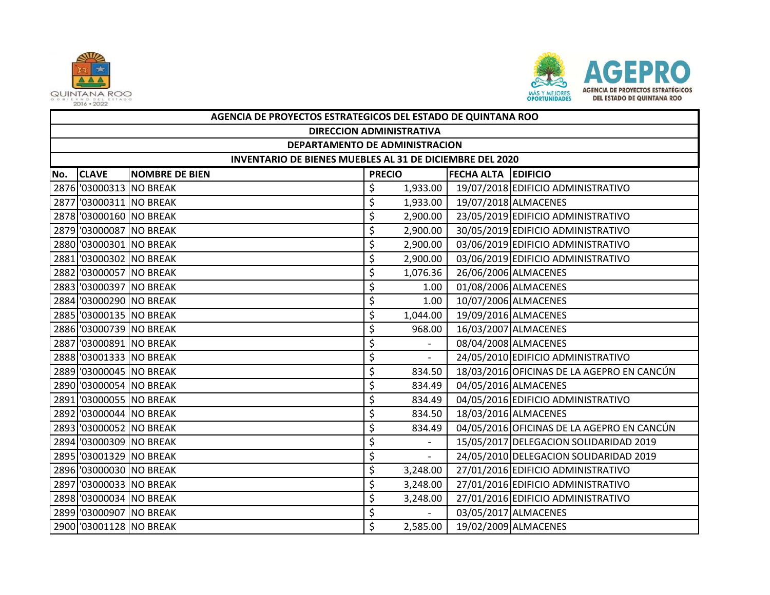| AGENCIA DE PROYECTOS ESTRATEGICOS DEL ESTADO DE QUINTANA ROO | | | | | |
|---|---|---|---|---|---|
| DIRECCION ADMINISTRATIVA | | | | | |
| DEPARTAMENTO DE ADMINISTRACION | | | | | |
| INVENTARIO DE BIENES MUEBLES AL 31 DE DICIEMBRE DEL 2020 | | | | | |
| No. | CLAVE | NOMBRE DE BIEN | PRECIO | FECHA ALTA | EDIFICIO |
| 2876 | '03000313 | NO BREAK | $ 1,933.00 | 19/07/2018 | EDIFICIO ADMINISTRATIVO |
| 2877 | '03000311 | NO BREAK | $ 1,933.00 | 19/07/2018 | ALMACENES |
| 2878 | '03000160 | NO BREAK | $ 2,900.00 | 23/05/2019 | EDIFICIO ADMINISTRATIVO |
| 2879 | '03000087 | NO BREAK | $ 2,900.00 | 30/05/2019 | EDIFICIO ADMINISTRATIVO |
| 2880 | '03000301 | NO BREAK | $ 2,900.00 | 03/06/2019 | EDIFICIO ADMINISTRATIVO |
| 2881 | '03000302 | NO BREAK | $ 2,900.00 | 03/06/2019 | EDIFICIO ADMINISTRATIVO |
| 2882 | '03000057 | NO BREAK | $ 1,076.36 | 26/06/2006 | ALMACENES |
| 2883 | '03000397 | NO BREAK | $ 1.00 | 01/08/2006 | ALMACENES |
| 2884 | '03000290 | NO BREAK | $ 1.00 | 10/07/2006 | ALMACENES |
| 2885 | '03000135 | NO BREAK | $ 1,044.00 | 19/09/2016 | ALMACENES |
| 2886 | '03000739 | NO BREAK | $ 968.00 | 16/03/2007 | ALMACENES |
| 2887 | '03000891 | NO BREAK | $ - | 08/04/2008 | ALMACENES |
| 2888 | '03001333 | NO BREAK | $ - | 24/05/2010 | EDIFICIO ADMINISTRATIVO |
| 2889 | '03000045 | NO BREAK | $ 834.50 | 18/03/2016 | OFICINAS DE LA AGEPRO EN CANCÚN |
| 2890 | '03000054 | NO BREAK | $ 834.49 | 04/05/2016 | ALMACENES |
| 2891 | '03000055 | NO BREAK | $ 834.49 | 04/05/2016 | EDIFICIO ADMINISTRATIVO |
| 2892 | '03000044 | NO BREAK | $ 834.50 | 18/03/2016 | ALMACENES |
| 2893 | '03000052 | NO BREAK | $ 834.49 | 04/05/2016 | OFICINAS DE LA AGEPRO EN CANCÚN |
| 2894 | '03000309 | NO BREAK | $ - | 15/05/2017 | DELEGACION SOLIDARIDAD 2019 |
| 2895 | '03001329 | NO BREAK | $ - | 24/05/2010 | DELEGACION SOLIDARIDAD 2019 |
| 2896 | '03000030 | NO BREAK | $ 3,248.00 | 27/01/2016 | EDIFICIO ADMINISTRATIVO |
| 2897 | '03000033 | NO BREAK | $ 3,248.00 | 27/01/2016 | EDIFICIO ADMINISTRATIVO |
| 2898 | '03000034 | NO BREAK | $ 3,248.00 | 27/01/2016 | EDIFICIO ADMINISTRATIVO |
| 2899 | '03000907 | NO BREAK | $ - | 03/05/2017 | ALMACENES |
| 2900 | '03001128 | NO BREAK | $ 2,585.00 | 19/02/2009 | ALMACENES |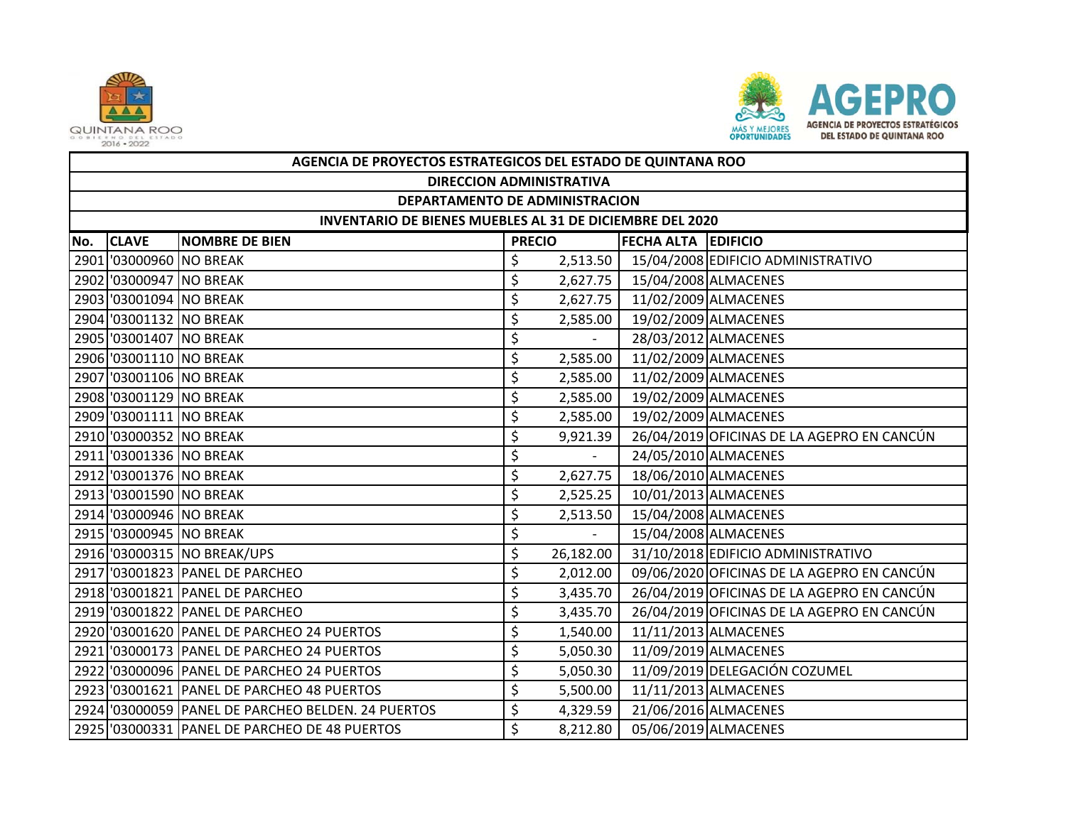| AGENCIA DE PROYECTOS ESTRATEGICOS DEL ESTADO DE QUINTANA ROO | | | | | |
|---|---|---|---|---|---|
| DIRECCION ADMINISTRATIVA | | | | | |
| DEPARTAMENTO DE ADMINISTRACION | | | | | |
| INVENTARIO DE BIENES MUEBLES AL 31 DE DICIEMBRE DEL 2020 | | | | | |
| **No.** | **CLAVE** | **NOMBRE DE BIEN** | **PRECIO** | **FECHA ALTA** | **EDIFICIO** |
| 2901 | '03000960 | NO BREAK | $ 2,513.50 | 15/04/2008 | EDIFICIO ADMINISTRATIVO |
| 2902 | '03000947 | NO BREAK | $ 2,627.75 | 15/04/2008 | ALMACENES |
| 2903 | '03001094 | NO BREAK | $ 2,627.75 | 11/02/2009 | ALMACENES |
| 2904 | '03001132 | NO BREAK | $ 2,585.00 | 19/02/2009 | ALMACENES |
| 2905 | '03001407 | NO BREAK | $ - | 28/03/2012 | ALMACENES |
| 2906 | '03001110 | NO BREAK | $ 2,585.00 | 11/02/2009 | ALMACENES |
| 2907 | '03001106 | NO BREAK | $ 2,585.00 | 11/02/2009 | ALMACENES |
| 2908 | '03001129 | NO BREAK | $ 2,585.00 | 19/02/2009 | ALMACENES |
| 2909 | '03001111 | NO BREAK | $ 2,585.00 | 19/02/2009 | ALMACENES |
| 2910 | '03000352 | NO BREAK | $ 9,921.39 | 26/04/2019 | OFICINAS DE LA AGEPRO EN CANCÚN |
| 2911 | '03001336 | NO BREAK | $ - | 24/05/2010 | ALMACENES |
| 2912 | '03001376 | NO BREAK | $ 2,627.75 | 18/06/2010 | ALMACENES |
| 2913 | '03001590 | NO BREAK | $ 2,525.25 | 10/01/2013 | ALMACENES |
| 2914 | '03000946 | NO BREAK | $ 2,513.50 | 15/04/2008 | ALMACENES |
| 2915 | '03000945 | NO BREAK | $ - | 15/04/2008 | ALMACENES |
| 2916 | '03000315 | NO BREAK/UPS | $ 26,182.00 | 31/10/2018 | EDIFICIO ADMINISTRATIVO |
| 2917 | '03001823 | PANEL DE PARCHEO | $ 2,012.00 | 09/06/2020 | OFICINAS DE LA AGEPRO EN CANCÚN |
| 2918 | '03001821 | PANEL DE PARCHEO | $ 3,435.70 | 26/04/2019 | OFICINAS DE LA AGEPRO EN CANCÚN |
| 2919 | '03001822 | PANEL DE PARCHEO | $ 3,435.70 | 26/04/2019 | OFICINAS DE LA AGEPRO EN CANCÚN |
| 2920 | '03001620 | PANEL DE PARCHEO 24 PUERTOS | $ 1,540.00 | 11/11/2013 | ALMACENES |
| 2921 | '03000173 | PANEL DE PARCHEO 24 PUERTOS | $ 5,050.30 | 11/09/2019 | ALMACENES |
| 2922 | '03000096 | PANEL DE PARCHEO 24 PUERTOS | $ 5,050.30 | 11/09/2019 | DELEGACIÓN COZUMEL |
| 2923 | '03001621 | PANEL DE PARCHEO 48 PUERTOS | $ 5,500.00 | 11/11/2013 | ALMACENES |
| 2924 | '03000059 | PANEL DE PARCHEO BELDEN. 24 PUERTOS | $ 4,329.59 | 21/06/2016 | ALMACENES |
| 2925 | '03000331 | PANEL DE PARCHEO DE 48 PUERTOS | $ 8,212.80 | 05/06/2019 | ALMACENES |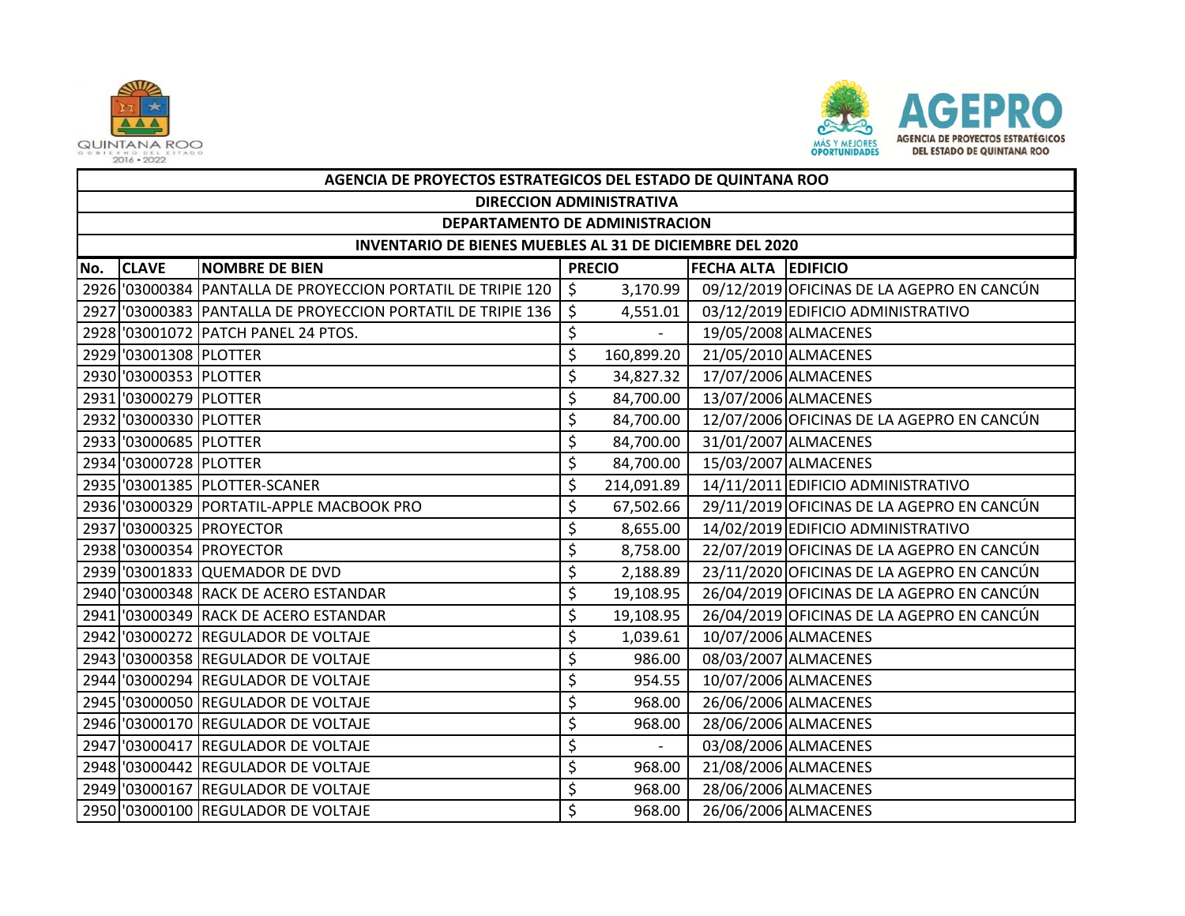| AGENCIA DE PROYECTOS ESTRATEGICOS DEL ESTADO DE QUINTANA ROO | | | | | |
|---|---|---|---|---|---|
| DIRECCION ADMINISTRATIVA | | | | | |
| DEPARTAMENTO DE ADMINISTRACION | | | | | |
| INVENTARIO DE BIENES MUEBLES AL 31 DE DICIEMBRE DEL 2020 | | | | | |
| No. | CLAVE | NOMBRE DE BIEN | PRECIO | FECHA ALTA | EDIFICIO |
| 2926 | '03000384 | PANTALLA DE PROYECCION PORTATIL DE TRIPIE 120 | $ 3,170.99 | 09/12/2019 | OFICINAS DE LA AGEPRO EN CANCÚN |
| 2927 | '03000383 | PANTALLA DE PROYECCION PORTATIL DE TRIPIE 136 | $ 4,551.01 | 03/12/2019 | EDIFICIO ADMINISTRATIVO |
| 2928 | '03001072 | PATCH PANEL 24 PTOS. | $ - | 19/05/2008 | ALMACENES |
| 2929 | '03001308 | PLOTTER | $ 160,899.20 | 21/05/2010 | ALMACENES |
| 2930 | '03000353 | PLOTTER | $ 34,827.32 | 17/07/2006 | ALMACENES |
| 2931 | '03000279 | PLOTTER | $ 84,700.00 | 13/07/2006 | ALMACENES |
| 2932 | '03000330 | PLOTTER | $ 84,700.00 | 12/07/2006 | OFICINAS DE LA AGEPRO EN CANCÚN |
| 2933 | '03000685 | PLOTTER | $ 84,700.00 | 31/01/2007 | ALMACENES |
| 2934 | '03000728 | PLOTTER | $ 84,700.00 | 15/03/2007 | ALMACENES |
| 2935 | '03001385 | PLOTTER-SCANER | $ 214,091.89 | 14/11/2011 | EDIFICIO ADMINISTRATIVO |
| 2936 | '03000329 | PORTATIL-APPLE MACBOOK PRO | $ 67,502.66 | 29/11/2019 | OFICINAS DE LA AGEPRO EN CANCÚN |
| 2937 | '03000325 | PROYECTOR | $ 8,655.00 | 14/02/2019 | EDIFICIO ADMINISTRATIVO |
| 2938 | '03000354 | PROYECTOR | $ 8,758.00 | 22/07/2019 | OFICINAS DE LA AGEPRO EN CANCÚN |
| 2939 | '03001833 | QUEMADOR DE DVD | $ 2,188.89 | 23/11/2020 | OFICINAS DE LA AGEPRO EN CANCÚN |
| 2940 | '03000348 | RACK DE ACERO ESTANDAR | $ 19,108.95 | 26/04/2019 | OFICINAS DE LA AGEPRO EN CANCÚN |
| 2941 | '03000349 | RACK DE ACERO ESTANDAR | $ 19,108.95 | 26/04/2019 | OFICINAS DE LA AGEPRO EN CANCÚN |
| 2942 | '03000272 | REGULADOR DE VOLTAJE | $ 1,039.61 | 10/07/2006 | ALMACENES |
| 2943 | '03000358 | REGULADOR DE VOLTAJE | $ 986.00 | 08/03/2007 | ALMACENES |
| 2944 | '03000294 | REGULADOR DE VOLTAJE | $ 954.55 | 10/07/2006 | ALMACENES |
| 2945 | '03000050 | REGULADOR DE VOLTAJE | $ 968.00 | 26/06/2006 | ALMACENES |
| 2946 | '03000170 | REGULADOR DE VOLTAJE | $ 968.00 | 28/06/2006 | ALMACENES |
| 2947 | '03000417 | REGULADOR DE VOLTAJE | $ - | 03/08/2006 | ALMACENES |
| 2948 | '03000442 | REGULADOR DE VOLTAJE | $ 968.00 | 21/08/2006 | ALMACENES |
| 2949 | '03000167 | REGULADOR DE VOLTAJE | $ 968.00 | 28/06/2006 | ALMACENES |
| 2950 | '03000100 | REGULADOR DE VOLTAJE | $ 968.00 | 26/06/2006 | ALMACENES |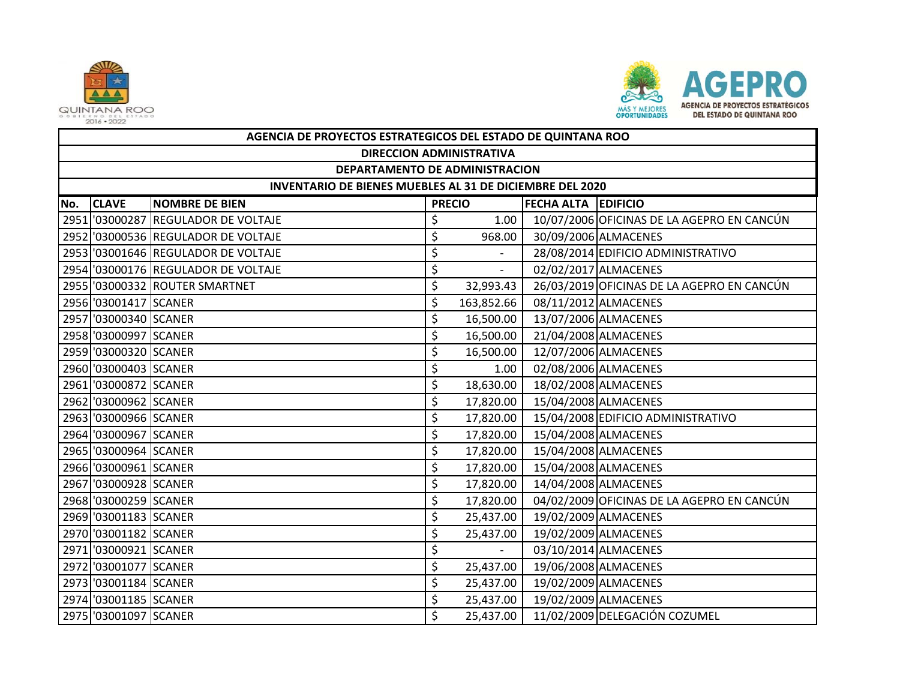QUINTANA ROO
GOBIERNO DEL ESTADO
2016 - 2022

MÁS Y MEJORES OPORTUNIDADES

AGEPRO
AGENCIA DE PROYECTOS ESTRATÉGICOS DEL ESTADO DE QUINTANA ROO

| AGENCIA DE PROYECTOS ESTRATEGICOS DEL ESTADO DE QUINTANA ROO | | | | | |
|---|---|---|---|---|---|
| DIRECCION ADMINISTRATIVA | | | | | |
| DEPARTAMENTO DE ADMINISTRACION | | | | | |
| INVENTARIO DE BIENES MUEBLES AL 31 DE DICIEMBRE DEL 2020 | | | | | |
| **No.** | **CLAVE** | **NOMBRE DE BIEN** | **PRECIO** | **FECHA ALTA** | **EDIFICIO** |
| 2951 | '03000287 | REGULADOR DE VOLTAJE | $ 1.00 | 10/07/2006 | OFICINAS DE LA AGEPRO EN CANCÚN |
| 2952 | '03000536 | REGULADOR DE VOLTAJE | $ 968.00 | 30/09/2006 | ALMACENES |
| 2953 | '03001646 | REGULADOR DE VOLTAJE | $ - | 28/08/2014 | EDIFICIO ADMINISTRATIVO |
| 2954 | '03000176 | REGULADOR DE VOLTAJE | $ - | 02/02/2017 | ALMACENES |
| 2955 | '03000332 | ROUTER SMARTNET | $ 32,993.43 | 26/03/2019 | OFICINAS DE LA AGEPRO EN CANCÚN |
| 2956 | '03001417 | SCANER | $ 163,852.66 | 08/11/2012 | ALMACENES |
| 2957 | '03000340 | SCANER | $ 16,500.00 | 13/07/2006 | ALMACENES |
| 2958 | '03000997 | SCANER | $ 16,500.00 | 21/04/2008 | ALMACENES |
| 2959 | '03000320 | SCANER | $ 16,500.00 | 12/07/2006 | ALMACENES |
| 2960 | '03000403 | SCANER | $ 1.00 | 02/08/2006 | ALMACENES |
| 2961 | '03000872 | SCANER | $ 18,630.00 | 18/02/2008 | ALMACENES |
| 2962 | '03000962 | SCANER | $ 17,820.00 | 15/04/2008 | ALMACENES |
| 2963 | '03000966 | SCANER | $ 17,820.00 | 15/04/2008 | EDIFICIO ADMINISTRATIVO |
| 2964 | '03000967 | SCANER | $ 17,820.00 | 15/04/2008 | ALMACENES |
| 2965 | '03000964 | SCANER | $ 17,820.00 | 15/04/2008 | ALMACENES |
| 2966 | '03000961 | SCANER | $ 17,820.00 | 15/04/2008 | ALMACENES |
| 2967 | '03000928 | SCANER | $ 17,820.00 | 14/04/2008 | ALMACENES |
| 2968 | '03000259 | SCANER | $ 17,820.00 | 04/02/2009 | OFICINAS DE LA AGEPRO EN CANCÚN |
| 2969 | '03001183 | SCANER | $ 25,437.00 | 19/02/2009 | ALMACENES |
| 2970 | '03001182 | SCANER | $ 25,437.00 | 19/02/2009 | ALMACENES |
| 2971 | '03000921 | SCANER | $ - | 03/10/2014 | ALMACENES |
| 2972 | '03001077 | SCANER | $ 25,437.00 | 19/06/2008 | ALMACENES |
| 2973 | '03001184 | SCANER | $ 25,437.00 | 19/02/2009 | ALMACENES |
| 2974 | '03001185 | SCANER | $ 25,437.00 | 19/02/2009 | ALMACENES |
| 2975 | '03001097 | SCANER | $ 25,437.00 | 11/02/2009 | DELEGACIÓN COZUMEL |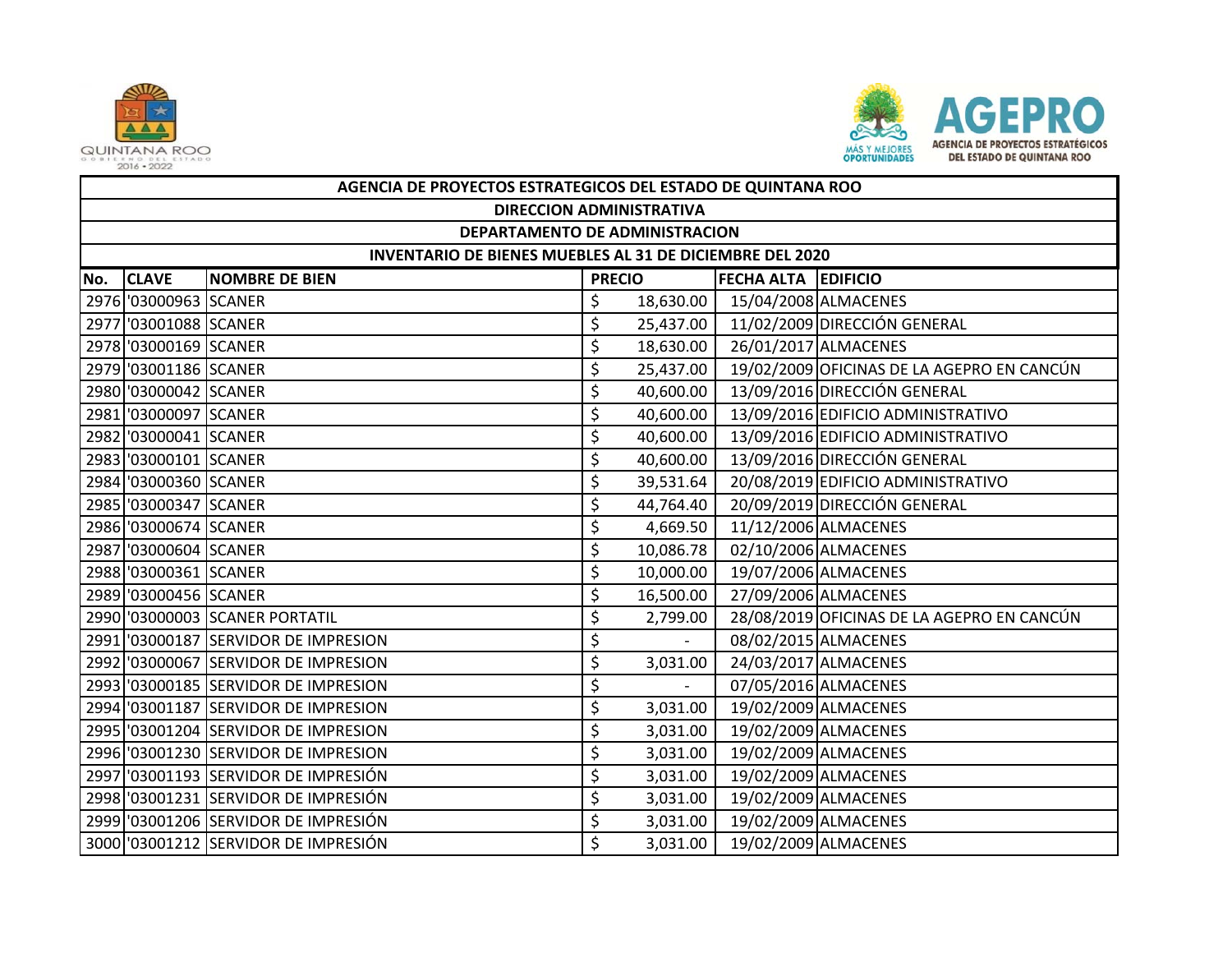| AGENCIA DE PROYECTOS ESTRATEGICOS DEL ESTADO DE QUINTANA ROO | | | | | |
|---|---|---|---|---|---|
| DIRECCION ADMINISTRATIVA | | | | | |
| DEPARTAMENTO DE ADMINISTRACION | | | | | |
| INVENTARIO DE BIENES MUEBLES AL 31 DE DICIEMBRE DEL 2020 | | | | | |
| No. | CLAVE | NOMBRE DE BIEN | PRECIO | FECHA ALTA | EDIFICIO |
| 2976 | '03000963 | SCANER | $ 18,630.00 | 15/04/2008 | ALMACENES |
| 2977 | '03001088 | SCANER | $ 25,437.00 | 11/02/2009 | DIRECCIÓN GENERAL |
| 2978 | '03000169 | SCANER | $ 18,630.00 | 26/01/2017 | ALMACENES |
| 2979 | '03001186 | SCANER | $ 25,437.00 | 19/02/2009 | OFICINAS DE LA AGEPRO EN CANCÚN |
| 2980 | '03000042 | SCANER | $ 40,600.00 | 13/09/2016 | DIRECCIÓN GENERAL |
| 2981 | '03000097 | SCANER | $ 40,600.00 | 13/09/2016 | EDIFICIO ADMINISTRATIVO |
| 2982 | '03000041 | SCANER | $ 40,600.00 | 13/09/2016 | EDIFICIO ADMINISTRATIVO |
| 2983 | '03000101 | SCANER | $ 40,600.00 | 13/09/2016 | DIRECCIÓN GENERAL |
| 2984 | '03000360 | SCANER | $ 39,531.64 | 20/08/2019 | EDIFICIO ADMINISTRATIVO |
| 2985 | '03000347 | SCANER | $ 44,764.40 | 20/09/2019 | DIRECCIÓN GENERAL |
| 2986 | '03000674 | SCANER | $ 4,669.50 | 11/12/2006 | ALMACENES |
| 2987 | '03000604 | SCANER | $ 10,086.78 | 02/10/2006 | ALMACENES |
| 2988 | '03000361 | SCANER | $ 10,000.00 | 19/07/2006 | ALMACENES |
| 2989 | '03000456 | SCANER | $ 16,500.00 | 27/09/2006 | ALMACENES |
| 2990 | '03000003 | SCANER PORTATIL | $ 2,799.00 | 28/08/2019 | OFICINAS DE LA AGEPRO EN CANCÚN |
| 2991 | '03000187 | SERVIDOR DE IMPRESION | $ - | 08/02/2015 | ALMACENES |
| 2992 | '03000067 | SERVIDOR DE IMPRESION | $ 3,031.00 | 24/03/2017 | ALMACENES |
| 2993 | '03000185 | SERVIDOR DE IMPRESION | $ - | 07/05/2016 | ALMACENES |
| 2994 | '03001187 | SERVIDOR DE IMPRESION | $ 3,031.00 | 19/02/2009 | ALMACENES |
| 2995 | '03001204 | SERVIDOR DE IMPRESION | $ 3,031.00 | 19/02/2009 | ALMACENES |
| 2996 | '03001230 | SERVIDOR DE IMPRESION | $ 3,031.00 | 19/02/2009 | ALMACENES |
| 2997 | '03001193 | SERVIDOR DE IMPRESIÓN | $ 3,031.00 | 19/02/2009 | ALMACENES |
| 2998 | '03001231 | SERVIDOR DE IMPRESIÓN | $ 3,031.00 | 19/02/2009 | ALMACENES |
| 2999 | '03001206 | SERVIDOR DE IMPRESIÓN | $ 3,031.00 | 19/02/2009 | ALMACENES |
| 3000 | '03001212 | SERVIDOR DE IMPRESIÓN | $ 3,031.00 | 19/02/2009 | ALMACENES |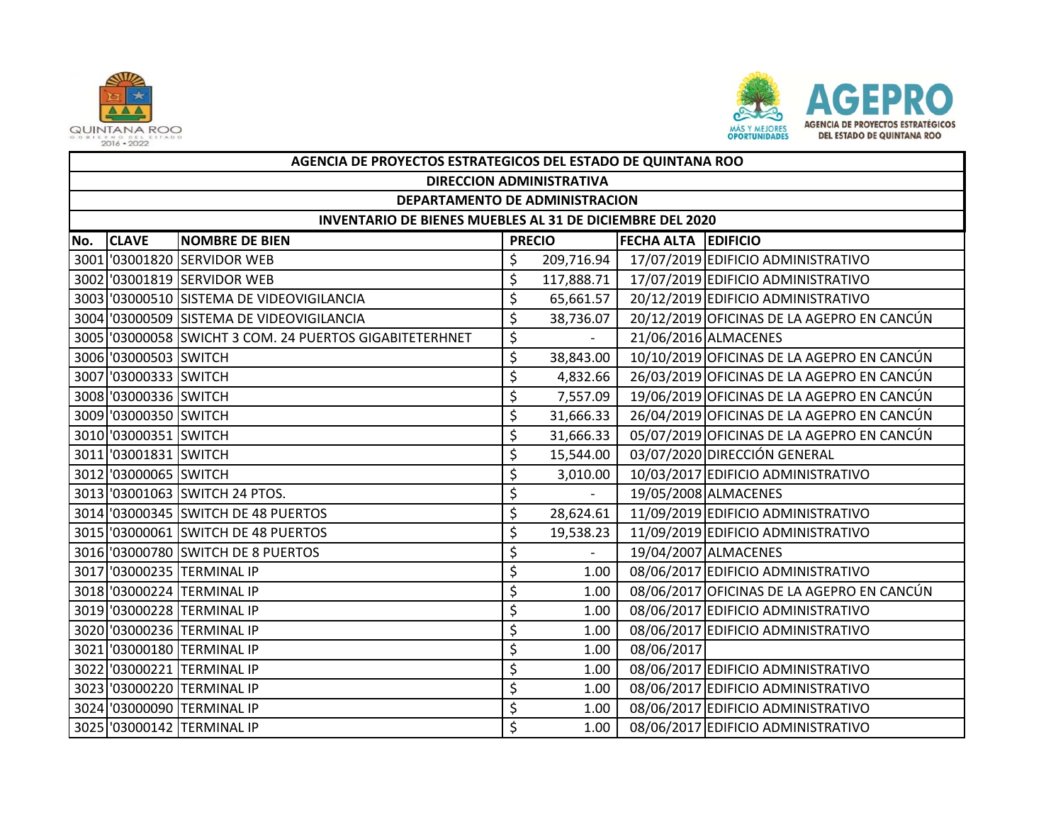| AGENCIA DE PROYECTOS ESTRATEGICOS DEL ESTADO DE QUINTANA ROO | | | | | |
|---|---|---|---|---|---|
| DIRECCION ADMINISTRATIVA | | | | | |
| DEPARTAMENTO DE ADMINISTRACION | | | | | |
| INVENTARIO DE BIENES MUEBLES AL 31 DE DICIEMBRE DEL 2020 | | | | | |
| **No.** | **CLAVE** | **NOMBRE DE BIEN** | **PRECIO** | **FECHA ALTA** | **EDIFICIO** |
| 3001 | '03001820 | SERVIDOR WEB | $ 209,716.94 | 17/07/2019 | EDIFICIO ADMINISTRATIVO |
| 3002 | '03001819 | SERVIDOR WEB | $ 117,888.71 | 17/07/2019 | EDIFICIO ADMINISTRATIVO |
| 3003 | '03000510 | SISTEMA DE VIDEOVIGILANCIA | $ 65,661.57 | 20/12/2019 | EDIFICIO ADMINISTRATIVO |
| 3004 | '03000509 | SISTEMA DE VIDEOVIGILANCIA | $ 38,736.07 | 20/12/2019 | OFICINAS DE LA AGEPRO EN CANCÚN |
| 3005 | '03000058 | SWICHT 3 COM. 24 PUERTOS GIGABITETERHNET | $ - | 21/06/2016 | ALMACENES |
| 3006 | '03000503 | SWITCH | $ 38,843.00 | 10/10/2019 | OFICINAS DE LA AGEPRO EN CANCÚN |
| 3007 | '03000333 | SWITCH | $ 4,832.66 | 26/03/2019 | OFICINAS DE LA AGEPRO EN CANCÚN |
| 3008 | '03000336 | SWITCH | $ 7,557.09 | 19/06/2019 | OFICINAS DE LA AGEPRO EN CANCÚN |
| 3009 | '03000350 | SWITCH | $ 31,666.33 | 26/04/2019 | OFICINAS DE LA AGEPRO EN CANCÚN |
| 3010 | '03000351 | SWITCH | $ 31,666.33 | 05/07/2019 | OFICINAS DE LA AGEPRO EN CANCÚN |
| 3011 | '03001831 | SWITCH | $ 15,544.00 | 03/07/2020 | DIRECCIÓN GENERAL |
| 3012 | '03000065 | SWITCH | $ 3,010.00 | 10/03/2017 | EDIFICIO ADMINISTRATIVO |
| 3013 | '03001063 | SWITCH 24 PTOS. | $ - | 19/05/2008 | ALMACENES |
| 3014 | '03000345 | SWITCH DE 48 PUERTOS | $ 28,624.61 | 11/09/2019 | EDIFICIO ADMINISTRATIVO |
| 3015 | '03000061 | SWITCH DE 48 PUERTOS | $ 19,538.23 | 11/09/2019 | EDIFICIO ADMINISTRATIVO |
| 3016 | '03000780 | SWITCH DE 8 PUERTOS | $ - | 19/04/2007 | ALMACENES |
| 3017 | '03000235 | TERMINAL IP | $ 1.00 | 08/06/2017 | EDIFICIO ADMINISTRATIVO |
| 3018 | '03000224 | TERMINAL IP | $ 1.00 | 08/06/2017 | OFICINAS DE LA AGEPRO EN CANCÚN |
| 3019 | '03000228 | TERMINAL IP | $ 1.00 | 08/06/2017 | EDIFICIO ADMINISTRATIVO |
| 3020 | '03000236 | TERMINAL IP | $ 1.00 | 08/06/2017 | EDIFICIO ADMINISTRATIVO |
| 3021 | '03000180 | TERMINAL IP | $ 1.00 | 08/06/2017 | |
| 3022 | '03000221 | TERMINAL IP | $ 1.00 | 08/06/2017 | EDIFICIO ADMINISTRATIVO |
| 3023 | '03000220 | TERMINAL IP | $ 1.00 | 08/06/2017 | EDIFICIO ADMINISTRATIVO |
| 3024 | '03000090 | TERMINAL IP | $ 1.00 | 08/06/2017 | EDIFICIO ADMINISTRATIVO |
| 3025 | '03000142 | TERMINAL IP | $ 1.00 | 08/06/2017 | EDIFICIO ADMINISTRATIVO |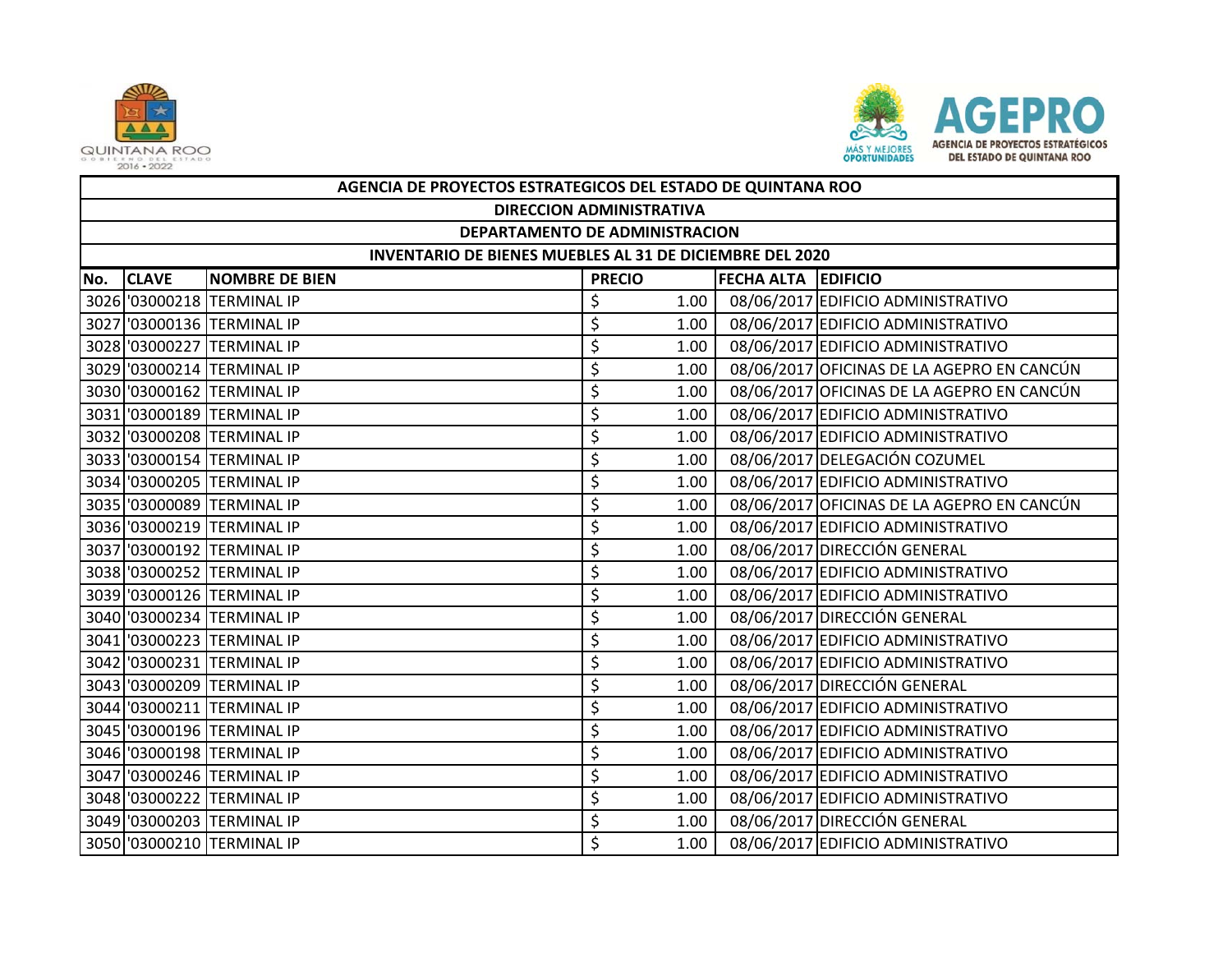| AGENCIA DE PROYECTOS ESTRATEGICOS DEL ESTADO DE QUINTANA ROO | | | | | |
|---|---|---|---|---|---|
| DIRECCION ADMINISTRATIVA | | | | | |
| DEPARTAMENTO DE ADMINISTRACION | | | | | |
| INVENTARIO DE BIENES MUEBLES AL 31 DE DICIEMBRE DEL 2020 | | | | | |
| No. | CLAVE | NOMBRE DE BIEN | PRECIO | FECHA ALTA | EDIFICIO |
| 3026 | '03000218 | TERMINAL IP | $ 1.00 | 08/06/2017 | EDIFICIO ADMINISTRATIVO |
| 3027 | '03000136 | TERMINAL IP | $ 1.00 | 08/06/2017 | EDIFICIO ADMINISTRATIVO |
| 3028 | '03000227 | TERMINAL IP | $ 1.00 | 08/06/2017 | EDIFICIO ADMINISTRATIVO |
| 3029 | '03000214 | TERMINAL IP | $ 1.00 | 08/06/2017 | OFICINAS DE LA AGEPRO EN CANCÚN |
| 3030 | '03000162 | TERMINAL IP | $ 1.00 | 08/06/2017 | OFICINAS DE LA AGEPRO EN CANCÚN |
| 3031 | '03000189 | TERMINAL IP | $ 1.00 | 08/06/2017 | EDIFICIO ADMINISTRATIVO |
| 3032 | '03000208 | TERMINAL IP | $ 1.00 | 08/06/2017 | EDIFICIO ADMINISTRATIVO |
| 3033 | '03000154 | TERMINAL IP | $ 1.00 | 08/06/2017 | DELEGACIÓN COZUMEL |
| 3034 | '03000205 | TERMINAL IP | $ 1.00 | 08/06/2017 | EDIFICIO ADMINISTRATIVO |
| 3035 | '03000089 | TERMINAL IP | $ 1.00 | 08/06/2017 | OFICINAS DE LA AGEPRO EN CANCÚN |
| 3036 | '03000219 | TERMINAL IP | $ 1.00 | 08/06/2017 | EDIFICIO ADMINISTRATIVO |
| 3037 | '03000192 | TERMINAL IP | $ 1.00 | 08/06/2017 | DIRECCIÓN GENERAL |
| 3038 | '03000252 | TERMINAL IP | $ 1.00 | 08/06/2017 | EDIFICIO ADMINISTRATIVO |
| 3039 | '03000126 | TERMINAL IP | $ 1.00 | 08/06/2017 | EDIFICIO ADMINISTRATIVO |
| 3040 | '03000234 | TERMINAL IP | $ 1.00 | 08/06/2017 | DIRECCIÓN GENERAL |
| 3041 | '03000223 | TERMINAL IP | $ 1.00 | 08/06/2017 | EDIFICIO ADMINISTRATIVO |
| 3042 | '03000231 | TERMINAL IP | $ 1.00 | 08/06/2017 | EDIFICIO ADMINISTRATIVO |
| 3043 | '03000209 | TERMINAL IP | $ 1.00 | 08/06/2017 | DIRECCIÓN GENERAL |
| 3044 | '03000211 | TERMINAL IP | $ 1.00 | 08/06/2017 | EDIFICIO ADMINISTRATIVO |
| 3045 | '03000196 | TERMINAL IP | $ 1.00 | 08/06/2017 | EDIFICIO ADMINISTRATIVO |
| 3046 | '03000198 | TERMINAL IP | $ 1.00 | 08/06/2017 | EDIFICIO ADMINISTRATIVO |
| 3047 | '03000246 | TERMINAL IP | $ 1.00 | 08/06/2017 | EDIFICIO ADMINISTRATIVO |
| 3048 | '03000222 | TERMINAL IP | $ 1.00 | 08/06/2017 | EDIFICIO ADMINISTRATIVO |
| 3049 | '03000203 | TERMINAL IP | $ 1.00 | 08/06/2017 | DIRECCIÓN GENERAL |
| 3050 | '03000210 | TERMINAL IP | $ 1.00 | 08/06/2017 | EDIFICIO ADMINISTRATIVO |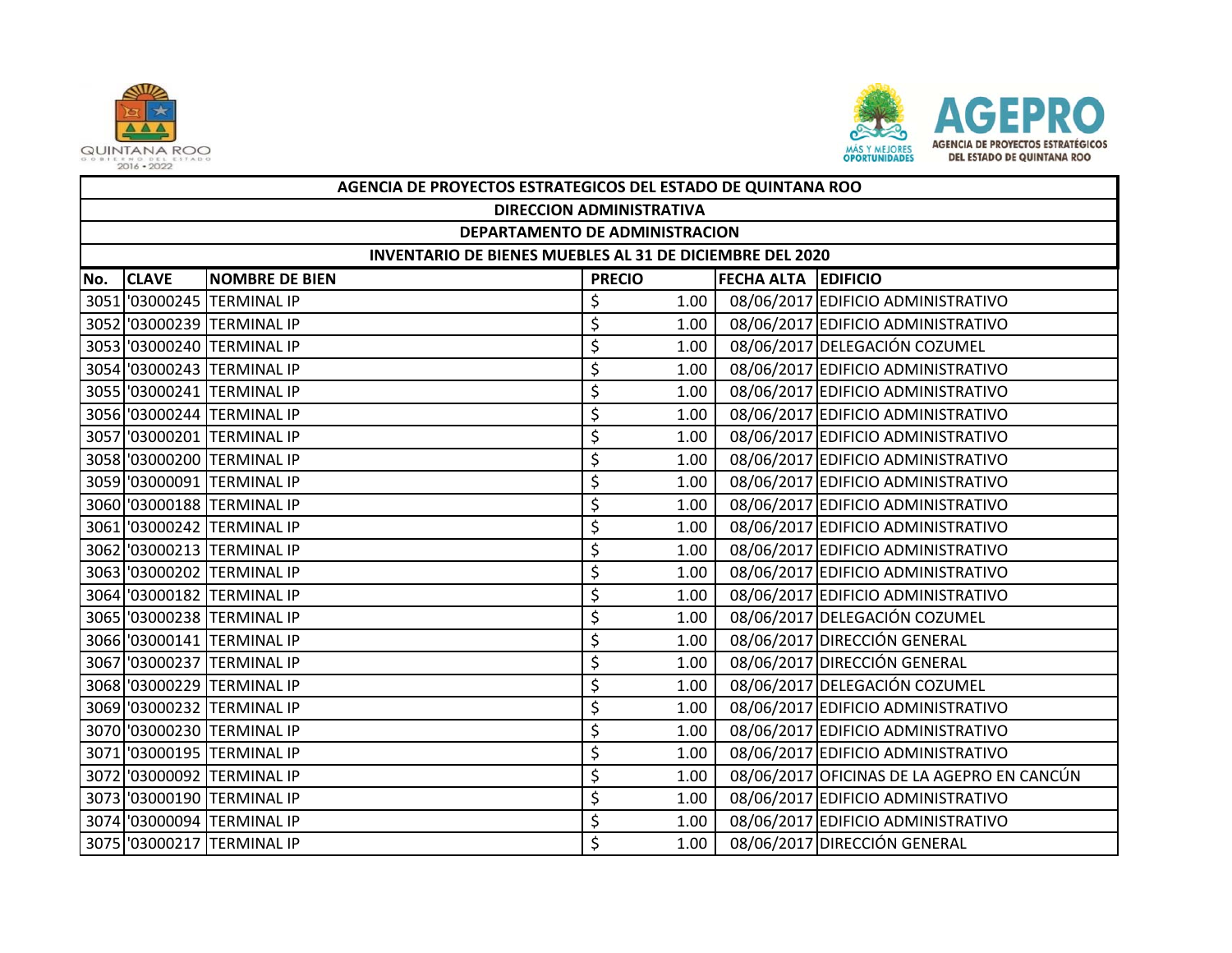| AGENCIA DE PROYECTOS ESTRATEGICOS DEL ESTADO DE QUINTANA ROO | | | | | |
|---|---|---|---|---|---|
| DIRECCION ADMINISTRATIVA | | | | | |
| DEPARTAMENTO DE ADMINISTRACION | | | | | |
| INVENTARIO DE BIENES MUEBLES AL 31 DE DICIEMBRE DEL 2020 | | | | | |
| **No.** | **CLAVE** | **NOMBRE DE BIEN** | **PRECIO** | **FECHA ALTA** | **EDIFICIO** |
| 3051 | '03000245 | TERMINAL IP | $ 1.00 | 08/06/2017 | EDIFICIO ADMINISTRATIVO |
| 3052 | '03000239 | TERMINAL IP | $ 1.00 | 08/06/2017 | EDIFICIO ADMINISTRATIVO |
| 3053 | '03000240 | TERMINAL IP | $ 1.00 | 08/06/2017 | DELEGACIÓN COZUMEL |
| 3054 | '03000243 | TERMINAL IP | $ 1.00 | 08/06/2017 | EDIFICIO ADMINISTRATIVO |
| 3055 | '03000241 | TERMINAL IP | $ 1.00 | 08/06/2017 | EDIFICIO ADMINISTRATIVO |
| 3056 | '03000244 | TERMINAL IP | $ 1.00 | 08/06/2017 | EDIFICIO ADMINISTRATIVO |
| 3057 | '03000201 | TERMINAL IP | $ 1.00 | 08/06/2017 | EDIFICIO ADMINISTRATIVO |
| 3058 | '03000200 | TERMINAL IP | $ 1.00 | 08/06/2017 | EDIFICIO ADMINISTRATIVO |
| 3059 | '03000091 | TERMINAL IP | $ 1.00 | 08/06/2017 | EDIFICIO ADMINISTRATIVO |
| 3060 | '03000188 | TERMINAL IP | $ 1.00 | 08/06/2017 | EDIFICIO ADMINISTRATIVO |
| 3061 | '03000242 | TERMINAL IP | $ 1.00 | 08/06/2017 | EDIFICIO ADMINISTRATIVO |
| 3062 | '03000213 | TERMINAL IP | $ 1.00 | 08/06/2017 | EDIFICIO ADMINISTRATIVO |
| 3063 | '03000202 | TERMINAL IP | $ 1.00 | 08/06/2017 | EDIFICIO ADMINISTRATIVO |
| 3064 | '03000182 | TERMINAL IP | $ 1.00 | 08/06/2017 | EDIFICIO ADMINISTRATIVO |
| 3065 | '03000238 | TERMINAL IP | $ 1.00 | 08/06/2017 | DELEGACIÓN COZUMEL |
| 3066 | '03000141 | TERMINAL IP | $ 1.00 | 08/06/2017 | DIRECCIÓN GENERAL |
| 3067 | '03000237 | TERMINAL IP | $ 1.00 | 08/06/2017 | DIRECCIÓN GENERAL |
| 3068 | '03000229 | TERMINAL IP | $ 1.00 | 08/06/2017 | DELEGACIÓN COZUMEL |
| 3069 | '03000232 | TERMINAL IP | $ 1.00 | 08/06/2017 | EDIFICIO ADMINISTRATIVO |
| 3070 | '03000230 | TERMINAL IP | $ 1.00 | 08/06/2017 | EDIFICIO ADMINISTRATIVO |
| 3071 | '03000195 | TERMINAL IP | $ 1.00 | 08/06/2017 | EDIFICIO ADMINISTRATIVO |
| 3072 | '03000092 | TERMINAL IP | $ 1.00 | 08/06/2017 | OFICINAS DE LA AGEPRO EN CANCÚN |
| 3073 | '03000190 | TERMINAL IP | $ 1.00 | 08/06/2017 | EDIFICIO ADMINISTRATIVO |
| 3074 | '03000094 | TERMINAL IP | $ 1.00 | 08/06/2017 | EDIFICIO ADMINISTRATIVO |
| 3075 | '03000217 | TERMINAL IP | $ 1.00 | 08/06/2017 | DIRECCIÓN GENERAL |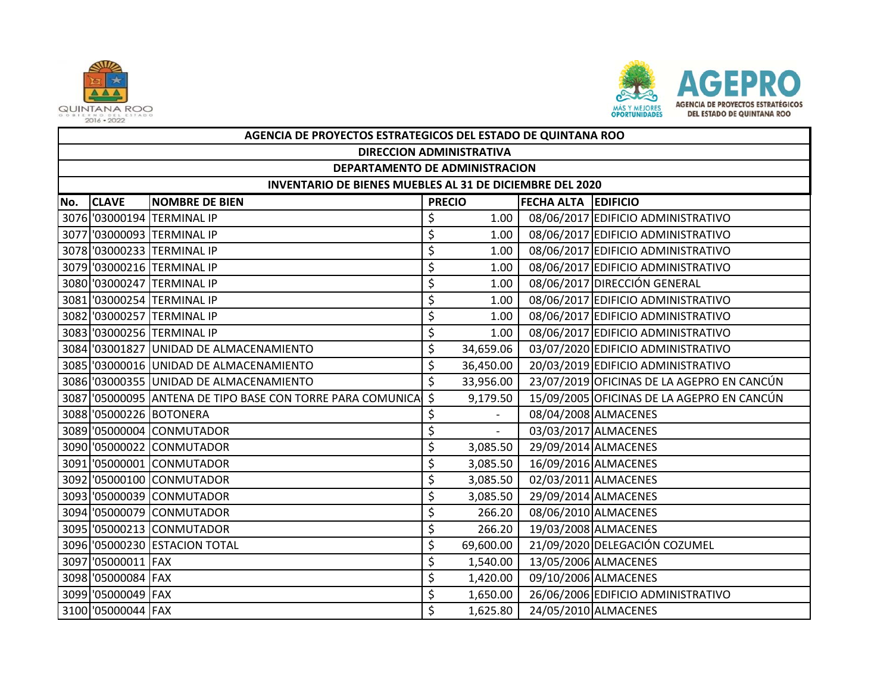| AGENCIA DE PROYECTOS ESTRATEGICOS DEL ESTADO DE QUINTANA ROO | | | | | |
|---|---|---|---|---|---|
| DIRECCION ADMINISTRATIVA | | | | | |
| DEPARTAMENTO DE ADMINISTRACION | | | | | |
| INVENTARIO DE BIENES MUEBLES AL 31 DE DICIEMBRE DEL 2020 | | | | | |
| No. | CLAVE | NOMBRE DE BIEN | PRECIO | FECHA ALTA | EDIFICIO |
| 3076 | '03000194 | TERMINAL IP | $ 1.00 | 08/06/2017 | EDIFICIO ADMINISTRATIVO |
| 3077 | '03000093 | TERMINAL IP | $ 1.00 | 08/06/2017 | EDIFICIO ADMINISTRATIVO |
| 3078 | '03000233 | TERMINAL IP | $ 1.00 | 08/06/2017 | EDIFICIO ADMINISTRATIVO |
| 3079 | '03000216 | TERMINAL IP | $ 1.00 | 08/06/2017 | EDIFICIO ADMINISTRATIVO |
| 3080 | '03000247 | TERMINAL IP | $ 1.00 | 08/06/2017 | DIRECCIÓN GENERAL |
| 3081 | '03000254 | TERMINAL IP | $ 1.00 | 08/06/2017 | EDIFICIO ADMINISTRATIVO |
| 3082 | '03000257 | TERMINAL IP | $ 1.00 | 08/06/2017 | EDIFICIO ADMINISTRATIVO |
| 3083 | '03000256 | TERMINAL IP | $ 1.00 | 08/06/2017 | EDIFICIO ADMINISTRATIVO |
| 3084 | '03001827 | UNIDAD DE ALMACENAMIENTO | $ 34,659.06 | 03/07/2020 | EDIFICIO ADMINISTRATIVO |
| 3085 | '03000016 | UNIDAD DE ALMACENAMIENTO | $ 36,450.00 | 20/03/2019 | EDIFICIO ADMINISTRATIVO |
| 3086 | '03000355 | UNIDAD DE ALMACENAMIENTO | $ 33,956.00 | 23/07/2019 | OFICINAS DE LA AGEPRO EN CANCÚN |
| 3087 | '05000095 | ANTENA DE TIPO BASE CON TORRE PARA COMUNICA | $ 9,179.50 | 15/09/2005 | OFICINAS DE LA AGEPRO EN CANCÚN |
| 3088 | '05000226 | BOTONERA | $ - | 08/04/2008 | ALMACENES |
| 3089 | '05000004 | CONMUTADOR | $ - | 03/03/2017 | ALMACENES |
| 3090 | '05000022 | CONMUTADOR | $ 3,085.50 | 29/09/2014 | ALMACENES |
| 3091 | '05000001 | CONMUTADOR | $ 3,085.50 | 16/09/2016 | ALMACENES |
| 3092 | '05000100 | CONMUTADOR | $ 3,085.50 | 02/03/2011 | ALMACENES |
| 3093 | '05000039 | CONMUTADOR | $ 3,085.50 | 29/09/2014 | ALMACENES |
| 3094 | '05000079 | CONMUTADOR | $ 266.20 | 08/06/2010 | ALMACENES |
| 3095 | '05000213 | CONMUTADOR | $ 266.20 | 19/03/2008 | ALMACENES |
| 3096 | '05000230 | ESTACION TOTAL | $ 69,600.00 | 21/09/2020 | DELEGACIÓN COZUMEL |
| 3097 | '05000011 | FAX | $ 1,540.00 | 13/05/2006 | ALMACENES |
| 3098 | '05000084 | FAX | $ 1,420.00 | 09/10/2006 | ALMACENES |
| 3099 | '05000049 | FAX | $ 1,650.00 | 26/06/2006 | EDIFICIO ADMINISTRATIVO |
| 3100 | '05000044 | FAX | $ 1,625.80 | 24/05/2010 | ALMACENES |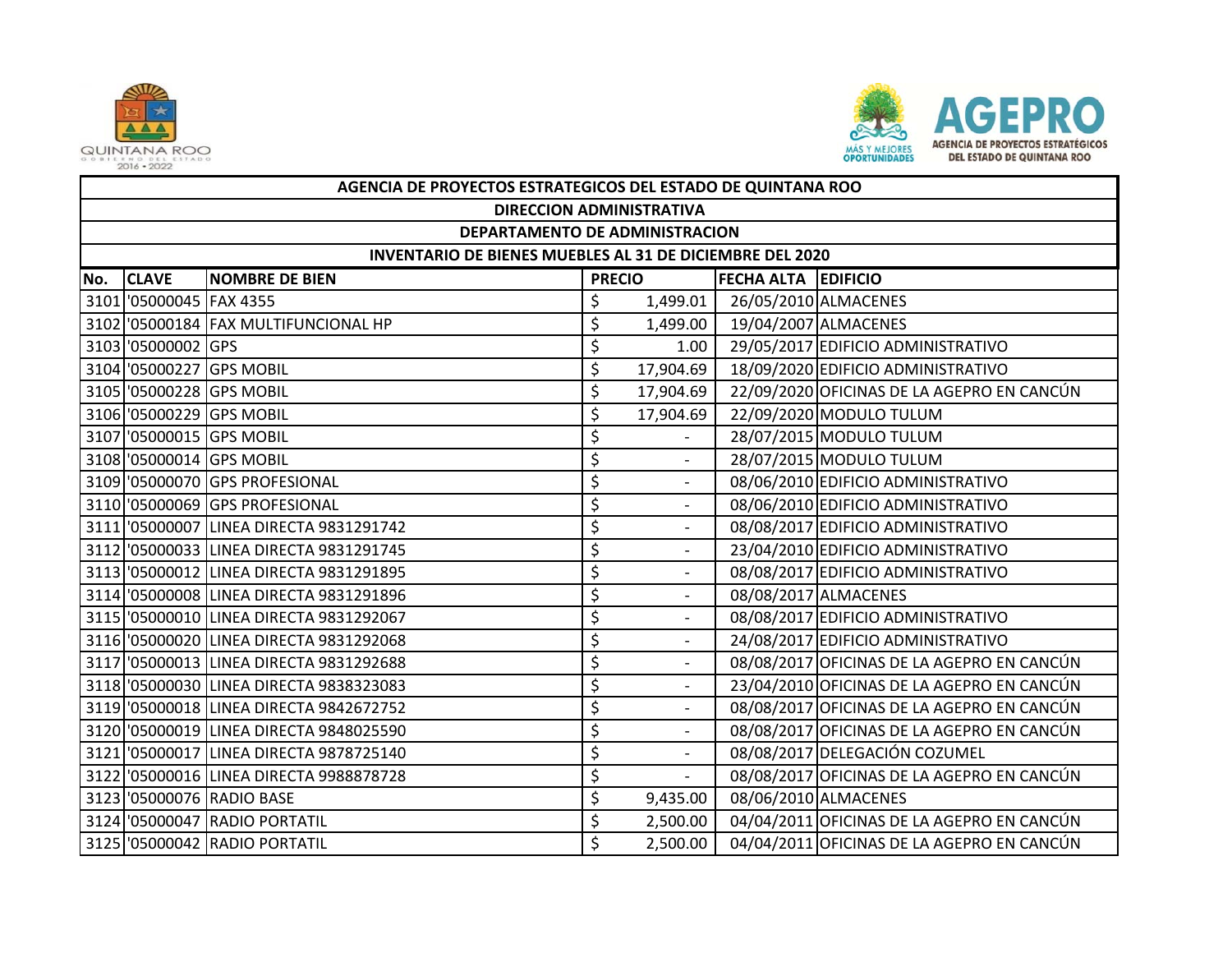| AGENCIA DE PROYECTOS ESTRATEGICOS DEL ESTADO DE QUINTANA ROO | | | | | |
|---|---|---|---|---|---|
| DIRECCION ADMINISTRATIVA | | | | | |
| DEPARTAMENTO DE ADMINISTRACION | | | | | |
| INVENTARIO DE BIENES MUEBLES AL 31 DE DICIEMBRE DEL 2020 | | | | | |
| No. | CLAVE | NOMBRE DE BIEN | PRECIO | FECHA ALTA | EDIFICIO |
| 3101 | '05000045 | FAX 4355 | $ 1,499.01 | 26/05/2010 | ALMACENES |
| 3102 | '05000184 | FAX MULTIFUNCIONAL HP | $ 1,499.00 | 19/04/2007 | ALMACENES |
| 3103 | '05000002 | GPS | $ 1.00 | 29/05/2017 | EDIFICIO ADMINISTRATIVO |
| 3104 | '05000227 | GPS MOBIL | $ 17,904.69 | 18/09/2020 | EDIFICIO ADMINISTRATIVO |
| 3105 | '05000228 | GPS MOBIL | $ 17,904.69 | 22/09/2020 | OFICINAS DE LA AGEPRO EN CANCÚN |
| 3106 | '05000229 | GPS MOBIL | $ 17,904.69 | 22/09/2020 | MODULO TULUM |
| 3107 | '05000015 | GPS MOBIL | $ - | 28/07/2015 | MODULO TULUM |
| 3108 | '05000014 | GPS MOBIL | $ - | 28/07/2015 | MODULO TULUM |
| 3109 | '05000070 | GPS PROFESIONAL | $ - | 08/06/2010 | EDIFICIO ADMINISTRATIVO |
| 3110 | '05000069 | GPS PROFESIONAL | $ - | 08/06/2010 | EDIFICIO ADMINISTRATIVO |
| 3111 | '05000007 | LINEA DIRECTA 9831291742 | $ - | 08/08/2017 | EDIFICIO ADMINISTRATIVO |
| 3112 | '05000033 | LINEA DIRECTA 9831291745 | $ - | 23/04/2010 | EDIFICIO ADMINISTRATIVO |
| 3113 | '05000012 | LINEA DIRECTA 9831291895 | $ - | 08/08/2017 | EDIFICIO ADMINISTRATIVO |
| 3114 | '05000008 | LINEA DIRECTA 9831291896 | $ - | 08/08/2017 | ALMACENES |
| 3115 | '05000010 | LINEA DIRECTA 9831292067 | $ - | 08/08/2017 | EDIFICIO ADMINISTRATIVO |
| 3116 | '05000020 | LINEA DIRECTA 9831292068 | $ - | 24/08/2017 | EDIFICIO ADMINISTRATIVO |
| 3117 | '05000013 | LINEA DIRECTA 9831292688 | $ - | 08/08/2017 | OFICINAS DE LA AGEPRO EN CANCÚN |
| 3118 | '05000030 | LINEA DIRECTA 9838323083 | $ - | 23/04/2010 | OFICINAS DE LA AGEPRO EN CANCÚN |
| 3119 | '05000018 | LINEA DIRECTA 9842672752 | $ - | 08/08/2017 | OFICINAS DE LA AGEPRO EN CANCÚN |
| 3120 | '05000019 | LINEA DIRECTA 9848025590 | $ - | 08/08/2017 | OFICINAS DE LA AGEPRO EN CANCÚN |
| 3121 | '05000017 | LINEA DIRECTA 9878725140 | $ - | 08/08/2017 | DELEGACIÓN COZUMEL |
| 3122 | '05000016 | LINEA DIRECTA 9988878728 | $ - | 08/08/2017 | OFICINAS DE LA AGEPRO EN CANCÚN |
| 3123 | '05000076 | RADIO BASE | $ 9,435.00 | 08/06/2010 | ALMACENES |
| 3124 | '05000047 | RADIO PORTATIL | $ 2,500.00 | 04/04/2011 | OFICINAS DE LA AGEPRO EN CANCÚN |
| 3125 | '05000042 | RADIO PORTATIL | $ 2,500.00 | 04/04/2011 | OFICINAS DE LA AGEPRO EN CANCÚN |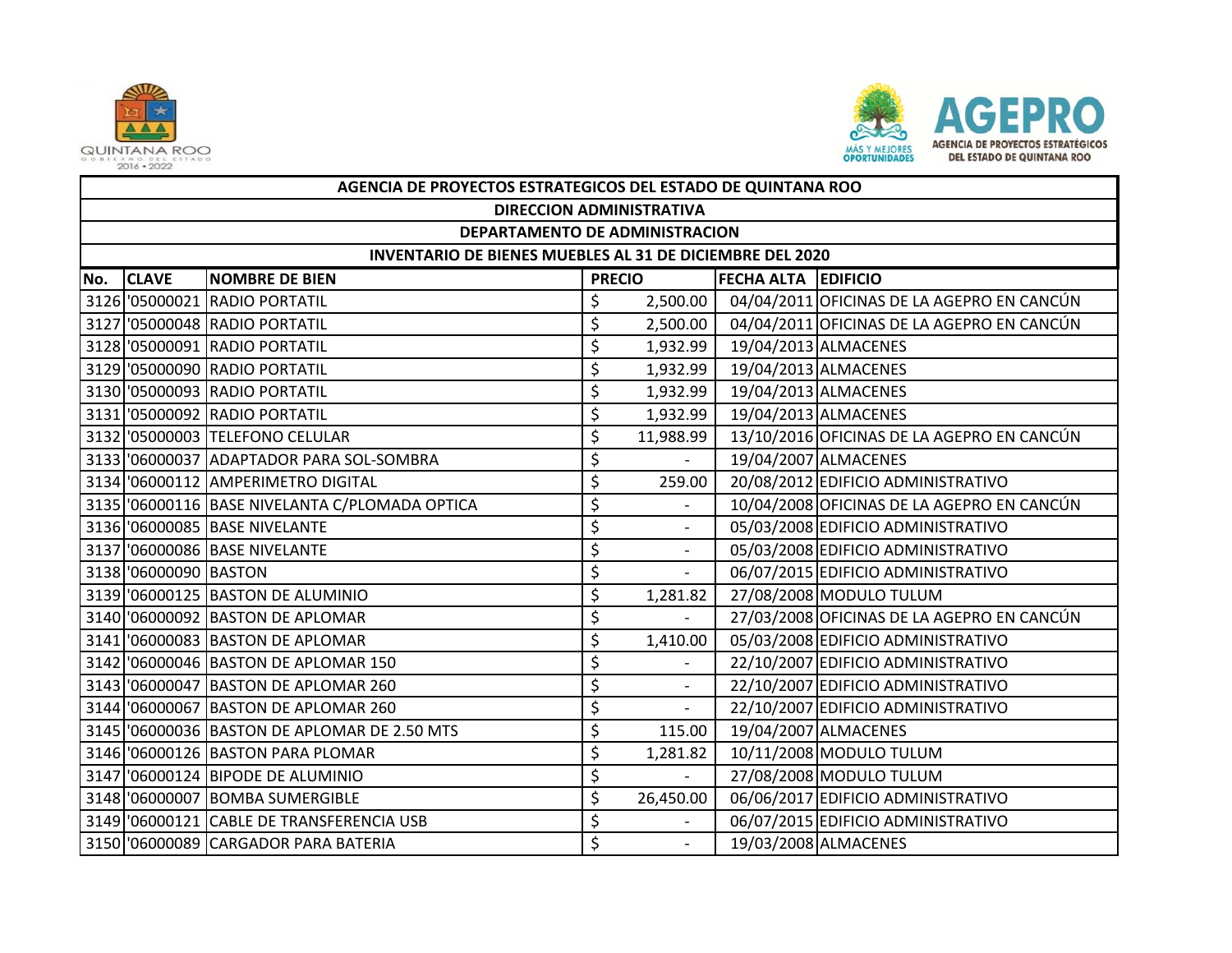| AGENCIA DE PROYECTOS ESTRATEGICOS DEL ESTADO DE QUINTANA ROO | | | | | |
|---|---|---|---|---|---|
| DIRECCION ADMINISTRATIVA | | | | | |
| DEPARTAMENTO DE ADMINISTRACION | | | | | |
| INVENTARIO DE BIENES MUEBLES AL 31 DE DICIEMBRE DEL 2020 | | | | | |
| No. | CLAVE | NOMBRE DE BIEN | PRECIO | FECHA ALTA | EDIFICIO |
| 3126 | '05000021 | RADIO PORTATIL | $ 2,500.00 | 04/04/2011 | OFICINAS DE LA AGEPRO EN CANCÚN |
| 3127 | '05000048 | RADIO PORTATIL | $ 2,500.00 | 04/04/2011 | OFICINAS DE LA AGEPRO EN CANCÚN |
| 3128 | '05000091 | RADIO PORTATIL | $ 1,932.99 | 19/04/2013 | ALMACENES |
| 3129 | '05000090 | RADIO PORTATIL | $ 1,932.99 | 19/04/2013 | ALMACENES |
| 3130 | '05000093 | RADIO PORTATIL | $ 1,932.99 | 19/04/2013 | ALMACENES |
| 3131 | '05000092 | RADIO PORTATIL | $ 1,932.99 | 19/04/2013 | ALMACENES |
| 3132 | '05000003 | TELEFONO CELULAR | $ 11,988.99 | 13/10/2016 | OFICINAS DE LA AGEPRO EN CANCÚN |
| 3133 | '06000037 | ADAPTADOR PARA SOL-SOMBRA | $ - | 19/04/2007 | ALMACENES |
| 3134 | '06000112 | AMPERIMETRO DIGITAL | $ 259.00 | 20/08/2012 | EDIFICIO ADMINISTRATIVO |
| 3135 | '06000116 | BASE NIVELANTA C/PLOMADA OPTICA | $ - | 10/04/2008 | OFICINAS DE LA AGEPRO EN CANCÚN |
| 3136 | '06000085 | BASE NIVELANTE | $ - | 05/03/2008 | EDIFICIO ADMINISTRATIVO |
| 3137 | '06000086 | BASE NIVELANTE | $ - | 05/03/2008 | EDIFICIO ADMINISTRATIVO |
| 3138 | '06000090 | BASTON | $ - | 06/07/2015 | EDIFICIO ADMINISTRATIVO |
| 3139 | '06000125 | BASTON DE ALUMINIO | $ 1,281.82 | 27/08/2008 | MODULO TULUM |
| 3140 | '06000092 | BASTON DE APLOMAR | $ - | 27/03/2008 | OFICINAS DE LA AGEPRO EN CANCÚN |
| 3141 | '06000083 | BASTON DE APLOMAR | $ 1,410.00 | 05/03/2008 | EDIFICIO ADMINISTRATIVO |
| 3142 | '06000046 | BASTON DE APLOMAR 150 | $ - | 22/10/2007 | EDIFICIO ADMINISTRATIVO |
| 3143 | '06000047 | BASTON DE APLOMAR 260 | $ - | 22/10/2007 | EDIFICIO ADMINISTRATIVO |
| 3144 | '06000067 | BASTON DE APLOMAR 260 | $ - | 22/10/2007 | EDIFICIO ADMINISTRATIVO |
| 3145 | '06000036 | BASTON DE APLOMAR DE 2.50 MTS | $ 115.00 | 19/04/2007 | ALMACENES |
| 3146 | '06000126 | BASTON PARA PLOMAR | $ 1,281.82 | 10/11/2008 | MODULO TULUM |
| 3147 | '06000124 | BIPODE DE ALUMINIO | $ - | 27/08/2008 | MODULO TULUM |
| 3148 | '06000007 | BOMBA SUMERGIBLE | $ 26,450.00 | 06/06/2017 | EDIFICIO ADMINISTRATIVO |
| 3149 | '06000121 | CABLE DE TRANSFERENCIA USB | $ - | 06/07/2015 | EDIFICIO ADMINISTRATIVO |
| 3150 | '06000089 | CARGADOR PARA BATERIA | $ - | 19/03/2008 | ALMACENES |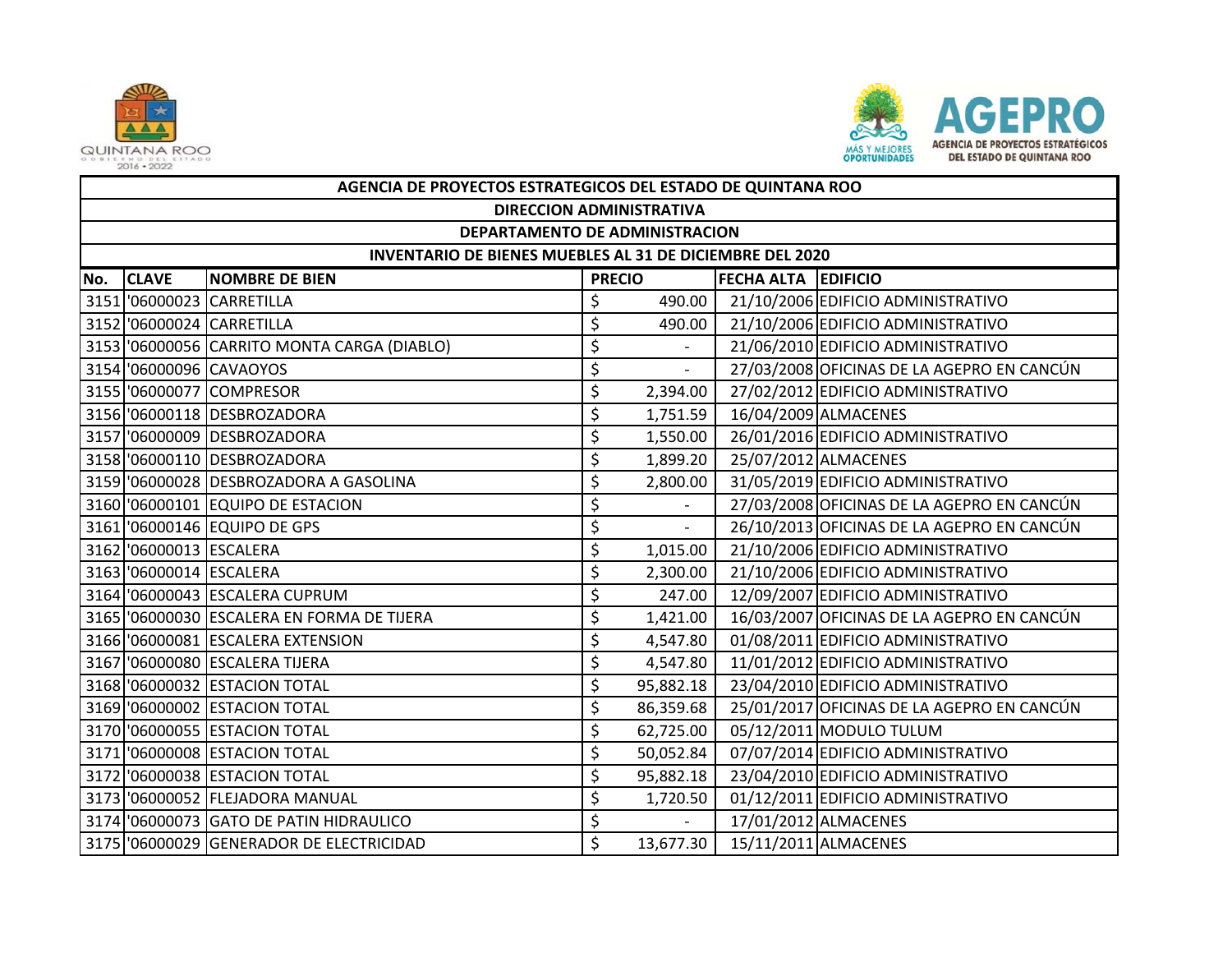| AGENCIA DE PROYECTOS ESTRATEGICOS DEL ESTADO DE QUINTANA ROO | | | | | |
|---|---|---|---|---|---|
| DIRECCION ADMINISTRATIVA | | | | | |
| DEPARTAMENTO DE ADMINISTRACION | | | | | |
| INVENTARIO DE BIENES MUEBLES AL 31 DE DICIEMBRE DEL 2020 | | | | | |
| **No.** | **CLAVE** | **NOMBRE DE BIEN** | **PRECIO** | **FECHA ALTA** | **EDIFICIO** |
| 3151 | '06000023 | CARRETILLA | $ 490.00 | 21/10/2006 | EDIFICIO ADMINISTRATIVO |
| 3152 | '06000024 | CARRETILLA | $ 490.00 | 21/10/2006 | EDIFICIO ADMINISTRATIVO |
| 3153 | '06000056 | CARRITO MONTA CARGA (DIABLO) | $ - | 21/06/2010 | EDIFICIO ADMINISTRATIVO |
| 3154 | '06000096 | CAVAOYOS | $ - | 27/03/2008 | OFICINAS DE LA AGEPRO EN CANCÚN |
| 3155 | '06000077 | COMPRESOR | $ 2,394.00 | 27/02/2012 | EDIFICIO ADMINISTRATIVO |
| 3156 | '06000118 | DESBROZADORA | $ 1,751.59 | 16/04/2009 | ALMACENES |
| 3157 | '06000009 | DESBROZADORA | $ 1,550.00 | 26/01/2016 | EDIFICIO ADMINISTRATIVO |
| 3158 | '06000110 | DESBROZADORA | $ 1,899.20 | 25/07/2012 | ALMACENES |
| 3159 | '06000028 | DESBROZADORA A GASOLINA | $ 2,800.00 | 31/05/2019 | EDIFICIO ADMINISTRATIVO |
| 3160 | '06000101 | EQUIPO DE ESTACION | $ - | 27/03/2008 | OFICINAS DE LA AGEPRO EN CANCÚN |
| 3161 | '06000146 | EQUIPO DE GPS | $ - | 26/10/2013 | OFICINAS DE LA AGEPRO EN CANCÚN |
| 3162 | '06000013 | ESCALERA | $ 1,015.00 | 21/10/2006 | EDIFICIO ADMINISTRATIVO |
| 3163 | '06000014 | ESCALERA | $ 2,300.00 | 21/10/2006 | EDIFICIO ADMINISTRATIVO |
| 3164 | '06000043 | ESCALERA CUPRUM | $ 247.00 | 12/09/2007 | EDIFICIO ADMINISTRATIVO |
| 3165 | '06000030 | ESCALERA EN FORMA DE TIJERA | $ 1,421.00 | 16/03/2007 | OFICINAS DE LA AGEPRO EN CANCÚN |
| 3166 | '06000081 | ESCALERA EXTENSION | $ 4,547.80 | 01/08/2011 | EDIFICIO ADMINISTRATIVO |
| 3167 | '06000080 | ESCALERA TIJERA | $ 4,547.80 | 11/01/2012 | EDIFICIO ADMINISTRATIVO |
| 3168 | '06000032 | ESTACION TOTAL | $ 95,882.18 | 23/04/2010 | EDIFICIO ADMINISTRATIVO |
| 3169 | '06000002 | ESTACION TOTAL | $ 86,359.68 | 25/01/2017 | OFICINAS DE LA AGEPRO EN CANCÚN |
| 3170 | '06000055 | ESTACION TOTAL | $ 62,725.00 | 05/12/2011 | MODULO TULUM |
| 3171 | '06000008 | ESTACION TOTAL | $ 50,052.84 | 07/07/2014 | EDIFICIO ADMINISTRATIVO |
| 3172 | '06000038 | ESTACION TOTAL | $ 95,882.18 | 23/04/2010 | EDIFICIO ADMINISTRATIVO |
| 3173 | '06000052 | FLEJADORA MANUAL | $ 1,720.50 | 01/12/2011 | EDIFICIO ADMINISTRATIVO |
| 3174 | '06000073 | GATO DE PATIN HIDRAULICO | $ - | 17/01/2012 | ALMACENES |
| 3175 | '06000029 | GENERADOR DE ELECTRICIDAD | $ 13,677.30 | 15/11/2011 | ALMACENES |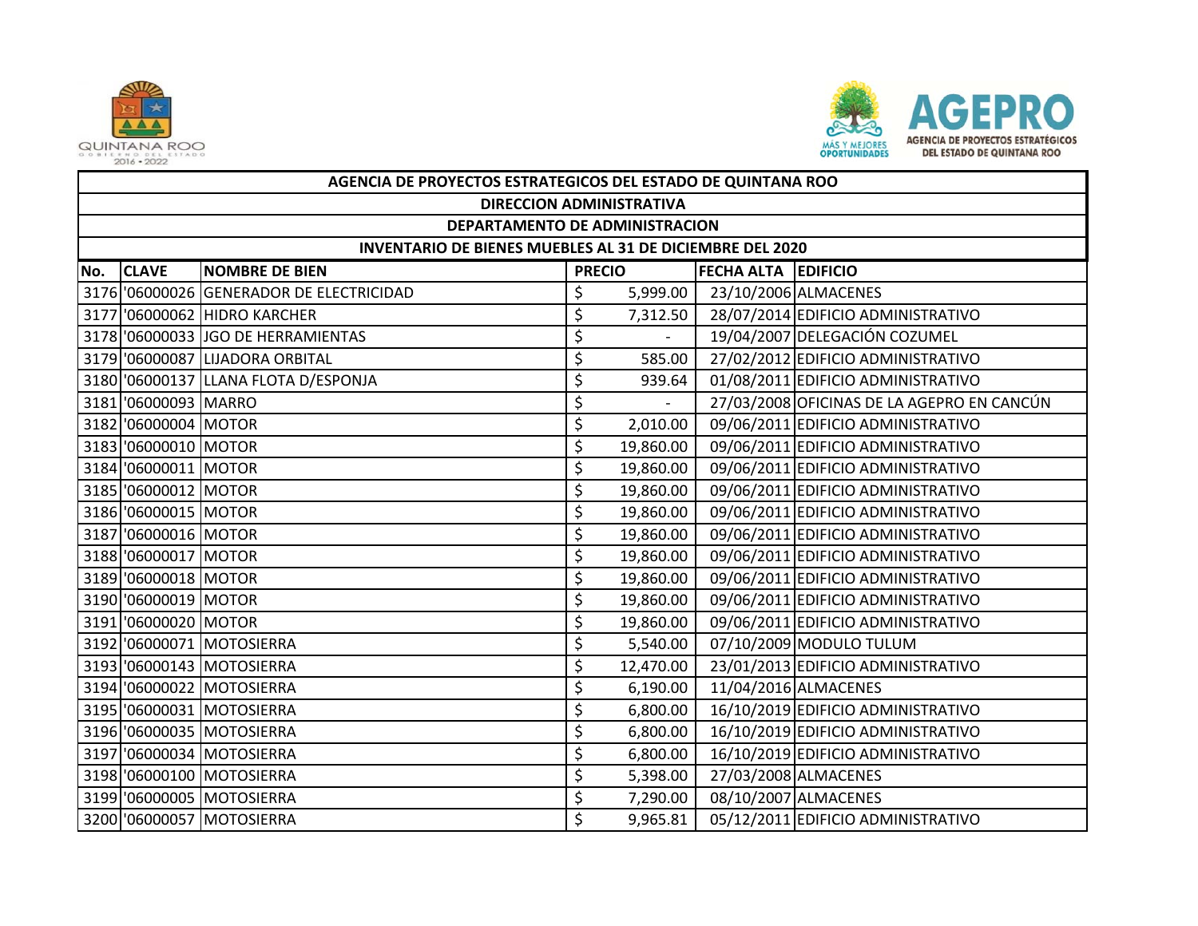| AGENCIA DE PROYECTOS ESTRATEGICOS DEL ESTADO DE QUINTANA ROO | | | | | |
|---|---|---|---|---|---|
| DIRECCION ADMINISTRATIVA | | | | | |
| DEPARTAMENTO DE ADMINISTRACION | | | | | |
| INVENTARIO DE BIENES MUEBLES AL 31 DE DICIEMBRE DEL 2020 | | | | | |
| **No.** | **CLAVE** | **NOMBRE DE BIEN** | **PRECIO** | **FECHA ALTA** | **EDIFICIO** |
| 3176 | '06000026 | GENERADOR DE ELECTRICIDAD | $ 5,999.00 | 23/10/2006 | ALMACENES |
| 3177 | '06000062 | HIDRO KARCHER | $ 7,312.50 | 28/07/2014 | EDIFICIO ADMINISTRATIVO |
| 3178 | '06000033 | JGO DE HERRAMIENTAS | $ - | 19/04/2007 | DELEGACIÓN COZUMEL |
| 3179 | '06000087 | LIJADORA ORBITAL | $ 585.00 | 27/02/2012 | EDIFICIO ADMINISTRATIVO |
| 3180 | '06000137 | LLANA FLOTA D/ESPONJA | $ 939.64 | 01/08/2011 | EDIFICIO ADMINISTRATIVO |
| 3181 | '06000093 | MARRO | $ - | 27/03/2008 | OFICINAS DE LA AGEPRO EN CANCÚN |
| 3182 | '06000004 | MOTOR | $ 2,010.00 | 09/06/2011 | EDIFICIO ADMINISTRATIVO |
| 3183 | '06000010 | MOTOR | $ 19,860.00 | 09/06/2011 | EDIFICIO ADMINISTRATIVO |
| 3184 | '06000011 | MOTOR | $ 19,860.00 | 09/06/2011 | EDIFICIO ADMINISTRATIVO |
| 3185 | '06000012 | MOTOR | $ 19,860.00 | 09/06/2011 | EDIFICIO ADMINISTRATIVO |
| 3186 | '06000015 | MOTOR | $ 19,860.00 | 09/06/2011 | EDIFICIO ADMINISTRATIVO |
| 3187 | '06000016 | MOTOR | $ 19,860.00 | 09/06/2011 | EDIFICIO ADMINISTRATIVO |
| 3188 | '06000017 | MOTOR | $ 19,860.00 | 09/06/2011 | EDIFICIO ADMINISTRATIVO |
| 3189 | '06000018 | MOTOR | $ 19,860.00 | 09/06/2011 | EDIFICIO ADMINISTRATIVO |
| 3190 | '06000019 | MOTOR | $ 19,860.00 | 09/06/2011 | EDIFICIO ADMINISTRATIVO |
| 3191 | '06000020 | MOTOR | $ 19,860.00 | 09/06/2011 | EDIFICIO ADMINISTRATIVO |
| 3192 | '06000071 | MOTOSIERRA | $ 5,540.00 | 07/10/2009 | MODULO TULUM |
| 3193 | '06000143 | MOTOSIERRA | $ 12,470.00 | 23/01/2013 | EDIFICIO ADMINISTRATIVO |
| 3194 | '06000022 | MOTOSIERRA | $ 6,190.00 | 11/04/2016 | ALMACENES |
| 3195 | '06000031 | MOTOSIERRA | $ 6,800.00 | 16/10/2019 | EDIFICIO ADMINISTRATIVO |
| 3196 | '06000035 | MOTOSIERRA | $ 6,800.00 | 16/10/2019 | EDIFICIO ADMINISTRATIVO |
| 3197 | '06000034 | MOTOSIERRA | $ 6,800.00 | 16/10/2019 | EDIFICIO ADMINISTRATIVO |
| 3198 | '06000100 | MOTOSIERRA | $ 5,398.00 | 27/03/2008 | ALMACENES |
| 3199 | '06000005 | MOTOSIERRA | $ 7,290.00 | 08/10/2007 | ALMACENES |
| 3200 | '06000057 | MOTOSIERRA | $ 9,965.81 | 05/12/2011 | EDIFICIO ADMINISTRATIVO |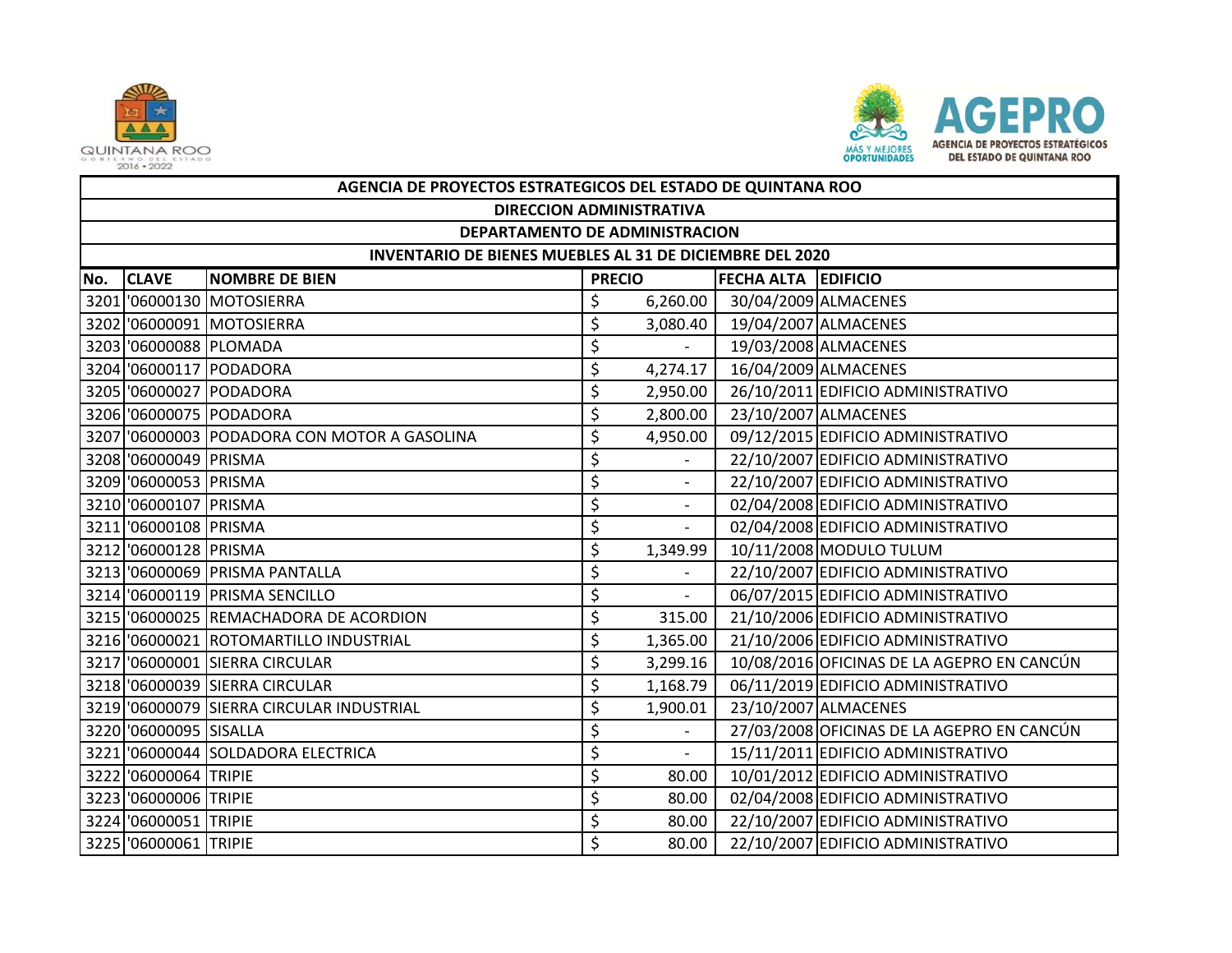| AGENCIA DE PROYECTOS ESTRATEGICOS DEL ESTADO DE QUINTANA ROO | | | | | |
|---|---|---|---|---|---|
| DIRECCION ADMINISTRATIVA | | | | | |
| DEPARTAMENTO DE ADMINISTRACION | | | | | |
| INVENTARIO DE BIENES MUEBLES AL 31 DE DICIEMBRE DEL 2020 | | | | | |
| **No.** | **CLAVE** | **NOMBRE DE BIEN** | **PRECIO** | **FECHA ALTA** | **EDIFICIO** |
| 3201 | '06000130 | MOTOSIERRA | $ 6,260.00 | 30/04/2009 | ALMACENES |
| 3202 | '06000091 | MOTOSIERRA | $ 3,080.40 | 19/04/2007 | ALMACENES |
| 3203 | '06000088 | PLOMADA | $ - | 19/03/2008 | ALMACENES |
| 3204 | '06000117 | PODADORA | $ 4,274.17 | 16/04/2009 | ALMACENES |
| 3205 | '06000027 | PODADORA | $ 2,950.00 | 26/10/2011 | EDIFICIO ADMINISTRATIVO |
| 3206 | '06000075 | PODADORA | $ 2,800.00 | 23/10/2007 | ALMACENES |
| 3207 | '06000003 | PODADORA CON MOTOR A GASOLINA | $ 4,950.00 | 09/12/2015 | EDIFICIO ADMINISTRATIVO |
| 3208 | '06000049 | PRISMA | $ - | 22/10/2007 | EDIFICIO ADMINISTRATIVO |
| 3209 | '06000053 | PRISMA | $ - | 22/10/2007 | EDIFICIO ADMINISTRATIVO |
| 3210 | '06000107 | PRISMA | $ - | 02/04/2008 | EDIFICIO ADMINISTRATIVO |
| 3211 | '06000108 | PRISMA | $ - | 02/04/2008 | EDIFICIO ADMINISTRATIVO |
| 3212 | '06000128 | PRISMA | $ 1,349.99 | 10/11/2008 | MODULO TULUM |
| 3213 | '06000069 | PRISMA PANTALLA | $ - | 22/10/2007 | EDIFICIO ADMINISTRATIVO |
| 3214 | '06000119 | PRISMA SENCILLO | $ - | 06/07/2015 | EDIFICIO ADMINISTRATIVO |
| 3215 | '06000025 | REMACHADORA DE ACORDION | $ 315.00 | 21/10/2006 | EDIFICIO ADMINISTRATIVO |
| 3216 | '06000021 | ROTOMARTILLO INDUSTRIAL | $ 1,365.00 | 21/10/2006 | EDIFICIO ADMINISTRATIVO |
| 3217 | '06000001 | SIERRA CIRCULAR | $ 3,299.16 | 10/08/2016 | OFICINAS DE LA AGEPRO EN CANCÚN |
| 3218 | '06000039 | SIERRA CIRCULAR | $ 1,168.79 | 06/11/2019 | EDIFICIO ADMINISTRATIVO |
| 3219 | '06000079 | SIERRA CIRCULAR INDUSTRIAL | $ 1,900.01 | 23/10/2007 | ALMACENES |
| 3220 | '06000095 | SISALLA | $ - | 27/03/2008 | OFICINAS DE LA AGEPRO EN CANCÚN |
| 3221 | '06000044 | SOLDADORA ELECTRICA | $ - | 15/11/2011 | EDIFICIO ADMINISTRATIVO |
| 3222 | '06000064 | TRIPIE | $ 80.00 | 10/01/2012 | EDIFICIO ADMINISTRATIVO |
| 3223 | '06000006 | TRIPIE | $ 80.00 | 02/04/2008 | EDIFICIO ADMINISTRATIVO |
| 3224 | '06000051 | TRIPIE | $ 80.00 | 22/10/2007 | EDIFICIO ADMINISTRATIVO |
| 3225 | '06000061 | TRIPIE | $ 80.00 | 22/10/2007 | EDIFICIO ADMINISTRATIVO |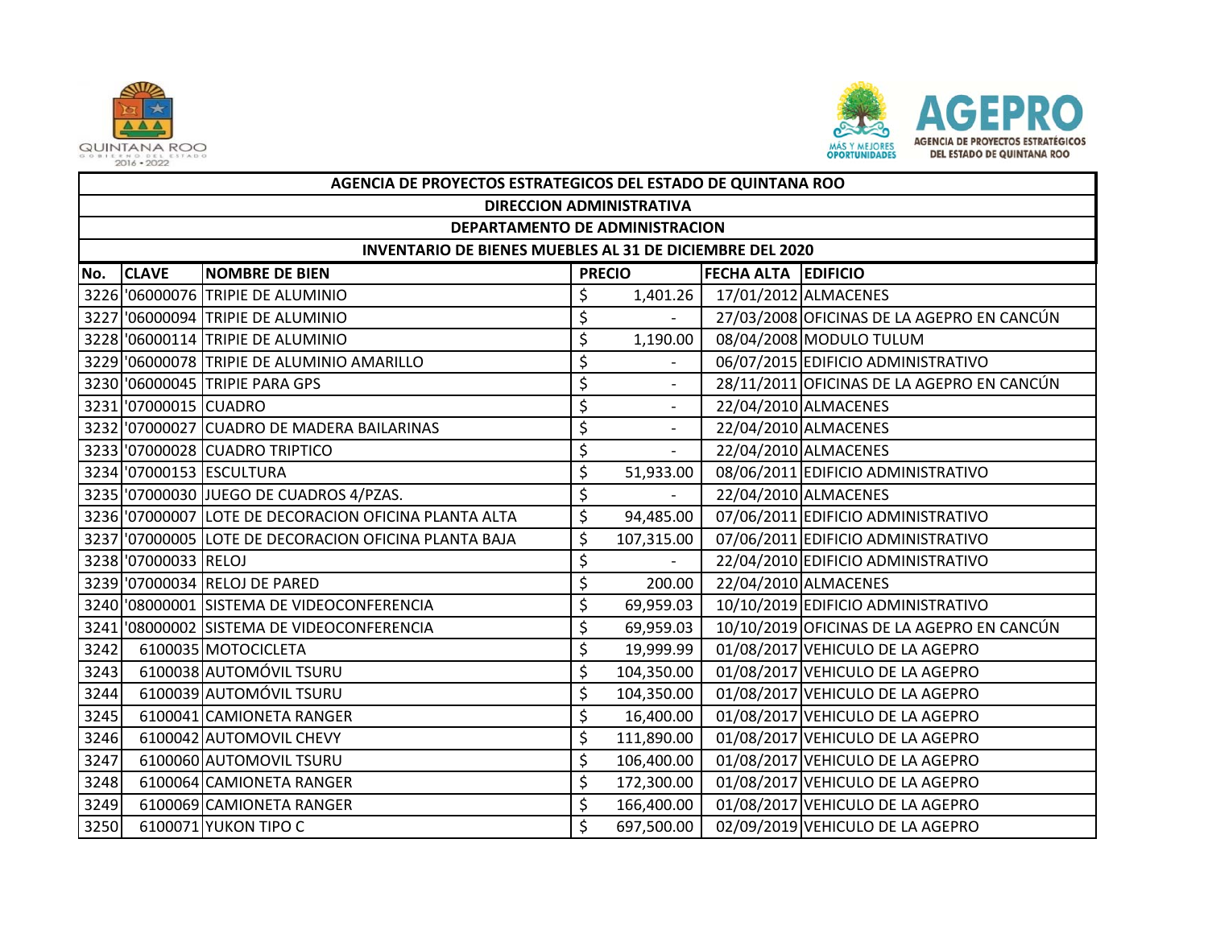| AGENCIA DE PROYECTOS ESTRATEGICOS DEL ESTADO DE QUINTANA ROO | | | | | |
|---|---|---|---|---|---|
| DIRECCION ADMINISTRATIVA | | | | | |
| DEPARTAMENTO DE ADMINISTRACION | | | | | |
| INVENTARIO DE BIENES MUEBLES AL 31 DE DICIEMBRE DEL 2020 | | | | | |
| **No.** | **CLAVE** | **NOMBRE DE BIEN** | **PRECIO** | **FECHA ALTA** | **EDIFICIO** |
| 3226 | '06000076 | TRIPIE DE ALUMINIO | $ 1,401.26 | 17/01/2012 | ALMACENES |
| 3227 | '06000094 | TRIPIE DE ALUMINIO | $ - | 27/03/2008 | OFICINAS DE LA AGEPRO EN CANCÚN |
| 3228 | '06000114 | TRIPIE DE ALUMINIO | $ 1,190.00 | 08/04/2008 | MODULO TULUM |
| 3229 | '06000078 | TRIPIE DE ALUMINIO AMARILLO | $ - | 06/07/2015 | EDIFICIO ADMINISTRATIVO |
| 3230 | '06000045 | TRIPIE PARA GPS | $ - | 28/11/2011 | OFICINAS DE LA AGEPRO EN CANCÚN |
| 3231 | '07000015 | CUADRO | $ - | 22/04/2010 | ALMACENES |
| 3232 | '07000027 | CUADRO DE MADERA BAILARINAS | $ - | 22/04/2010 | ALMACENES |
| 3233 | '07000028 | CUADRO TRIPTICO | $ - | 22/04/2010 | ALMACENES |
| 3234 | '07000153 | ESCULTURA | $ 51,933.00 | 08/06/2011 | EDIFICIO ADMINISTRATIVO |
| 3235 | '07000030 | JUEGO DE CUADROS 4/PZAS. | $ - | 22/04/2010 | ALMACENES |
| 3236 | '07000007 | LOTE DE DECORACION OFICINA PLANTA ALTA | $ 94,485.00 | 07/06/2011 | EDIFICIO ADMINISTRATIVO |
| 3237 | '07000005 | LOTE DE DECORACION OFICINA PLANTA BAJA | $ 107,315.00 | 07/06/2011 | EDIFICIO ADMINISTRATIVO |
| 3238 | '07000033 | RELOJ | $ - | 22/04/2010 | EDIFICIO ADMINISTRATIVO |
| 3239 | '07000034 | RELOJ DE PARED | $ 200.00 | 22/04/2010 | ALMACENES |
| 3240 | '08000001 | SISTEMA DE VIDEOCONFERENCIA | $ 69,959.03 | 10/10/2019 | EDIFICIO ADMINISTRATIVO |
| 3241 | '08000002 | SISTEMA DE VIDEOCONFERENCIA | $ 69,959.03 | 10/10/2019 | OFICINAS DE LA AGEPRO EN CANCÚN |
| 3242 | 6100035 | MOTOCICLETA | $ 19,999.99 | 01/08/2017 | VEHICULO DE LA AGEPRO |
| 3243 | 6100038 | AUTOMÓVIL TSURU | $ 104,350.00 | 01/08/2017 | VEHICULO DE LA AGEPRO |
| 3244 | 6100039 | AUTOMÓVIL TSURU | $ 104,350.00 | 01/08/2017 | VEHICULO DE LA AGEPRO |
| 3245 | 6100041 | CAMIONETA RANGER | $ 16,400.00 | 01/08/2017 | VEHICULO DE LA AGEPRO |
| 3246 | 6100042 | AUTOMOVIL CHEVY | $ 111,890.00 | 01/08/2017 | VEHICULO DE LA AGEPRO |
| 3247 | 6100060 | AUTOMOVIL TSURU | $ 106,400.00 | 01/08/2017 | VEHICULO DE LA AGEPRO |
| 3248 | 6100064 | CAMIONETA RANGER | $ 172,300.00 | 01/08/2017 | VEHICULO DE LA AGEPRO |
| 3249 | 6100069 | CAMIONETA RANGER | $ 166,400.00 | 01/08/2017 | VEHICULO DE LA AGEPRO |
| 3250 | 6100071 | YUKON TIPO C | $ 697,500.00 | 02/09/2019 | VEHICULO DE LA AGEPRO |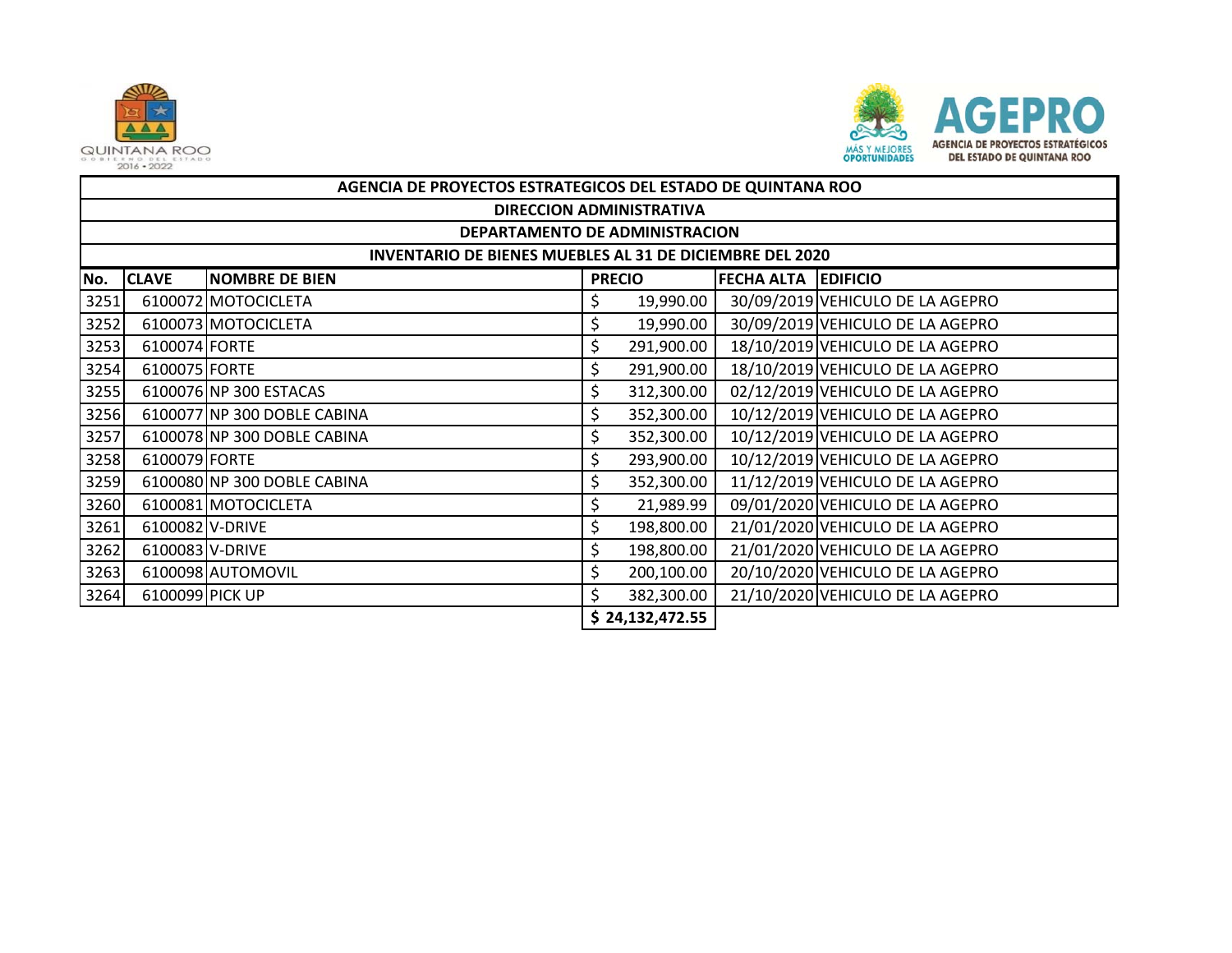| AGENCIA DE PROYECTOS ESTRATEGICOS DEL ESTADO DE QUINTANA ROO | | | | | |
|---|---|---|---|---|---|
| DIRECCION ADMINISTRATIVA | | | | | |
| DEPARTAMENTO DE ADMINISTRACION | | | | | |
| INVENTARIO DE BIENES MUEBLES AL 31 DE DICIEMBRE DEL 2020 | | | | | |
| No. | CLAVE | NOMBRE DE BIEN | PRECIO | FECHA ALTA | EDIFICIO |
| 3251 | 6100072 | MOTOCICLETA | $ 19,990.00 | 30/09/2019 | VEHICULO DE LA AGEPRO |
| 3252 | 6100073 | MOTOCICLETA | $ 19,990.00 | 30/09/2019 | VEHICULO DE LA AGEPRO |
| 3253 | 6100074 | FORTE | $ 291,900.00 | 18/10/2019 | VEHICULO DE LA AGEPRO |
| 3254 | 6100075 | FORTE | $ 291,900.00 | 18/10/2019 | VEHICULO DE LA AGEPRO |
| 3255 | 6100076 | NP 300 ESTACAS | $ 312,300.00 | 02/12/2019 | VEHICULO DE LA AGEPRO |
| 3256 | 6100077 | NP 300 DOBLE CABINA | $ 352,300.00 | 10/12/2019 | VEHICULO DE LA AGEPRO |
| 3257 | 6100078 | NP 300 DOBLE CABINA | $ 352,300.00 | 10/12/2019 | VEHICULO DE LA AGEPRO |
| 3258 | 6100079 | FORTE | $ 293,900.00 | 10/12/2019 | VEHICULO DE LA AGEPRO |
| 3259 | 6100080 | NP 300 DOBLE CABINA | $ 352,300.00 | 11/12/2019 | VEHICULO DE LA AGEPRO |
| 3260 | 6100081 | MOTOCICLETA | $ 21,989.99 | 09/01/2020 | VEHICULO DE LA AGEPRO |
| 3261 | 6100082 | V-DRIVE | $ 198,800.00 | 21/01/2020 | VEHICULO DE LA AGEPRO |
| 3262 | 6100083 | V-DRIVE | $ 198,800.00 | 21/01/2020 | VEHICULO DE LA AGEPRO |
| 3263 | 6100098 | AUTOMOVIL | $ 200,100.00 | 20/10/2020 | VEHICULO DE LA AGEPRO |
| 3264 | 6100099 | PICK UP | $ 382,300.00 | 21/10/2020 | VEHICULO DE LA AGEPRO |
| | | | $ 24,132,472.55 | | |